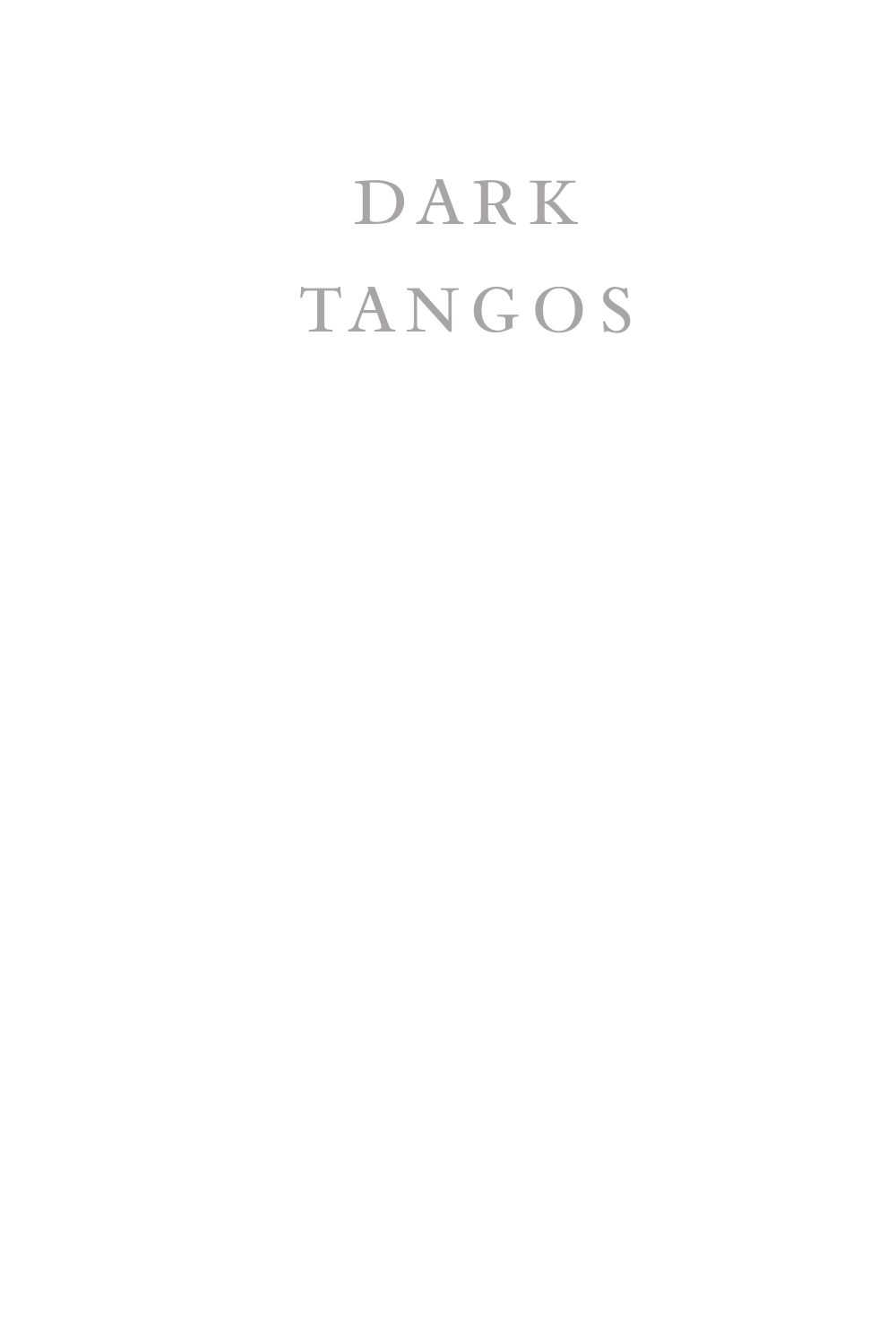# DARK TANGOS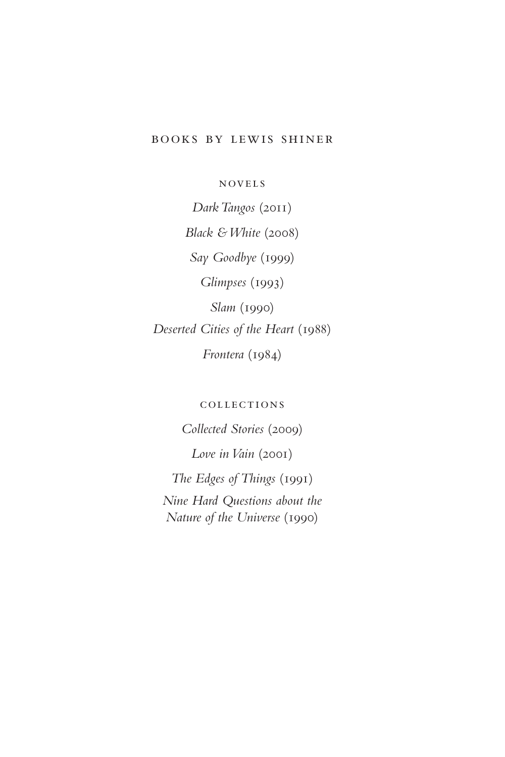## BOOKS BY LEWIS SHINER

### NOVELS

*Dark Tangos* (2011)

*Black & White* (2008)

*Say Goodbye* (1999)

*Glimpses* (1993)

*Slam* (1990)

*Deserted Cities of the Heart* (1988)

*Frontera* (1984)

### COLLECTIONS

*Collected Stories* (2009)

*Love in Vain* (2001)

*The Edges of Things* (1991)

*Nine Hard Questions about the Nature of the Universe* (1990)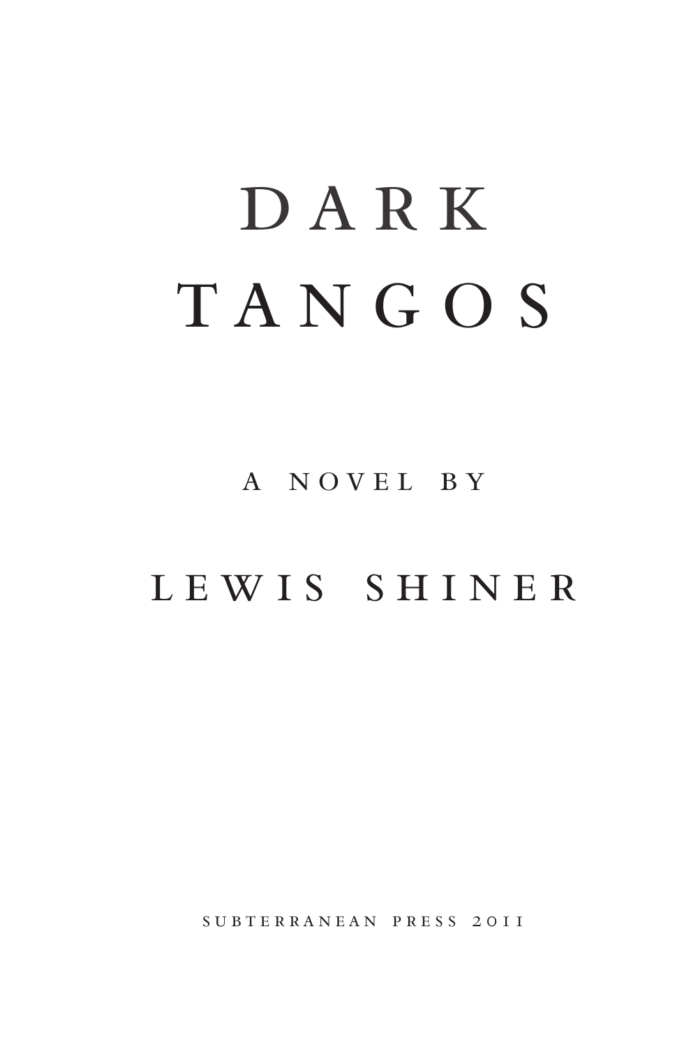# DARK TANGOS

A NOVEL BY

LEWIS SHINER

SUBTERRANEAN PRESS 2011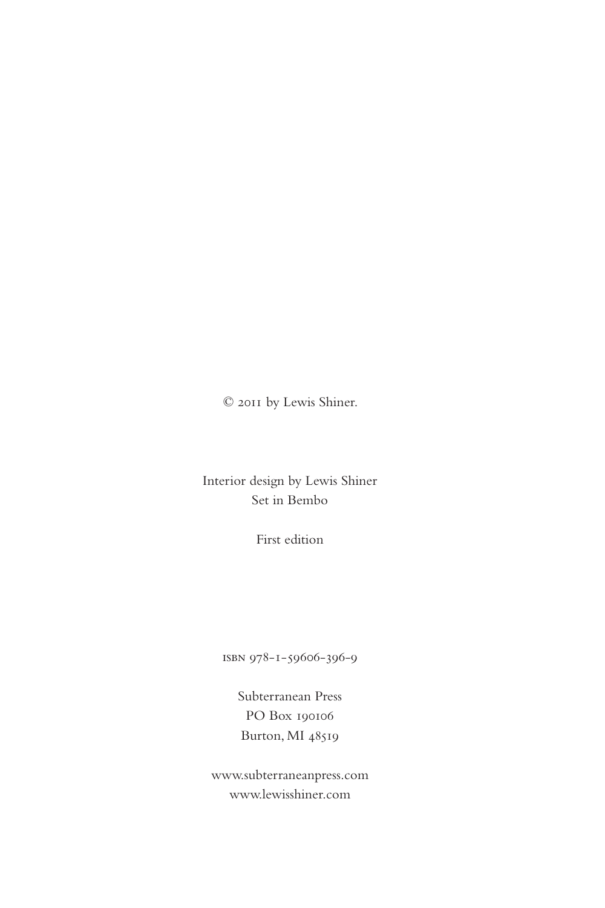© 2011 by Lewis Shiner.

Interior design by Lewis Shiner  
Set in Bembo

First edition

ISBN 978-1-59606-396-9

Subterranean Press  
PO Box 190106  
Burton, MI 48519

www.subterraneanpress.com  
www.lewisshiner.com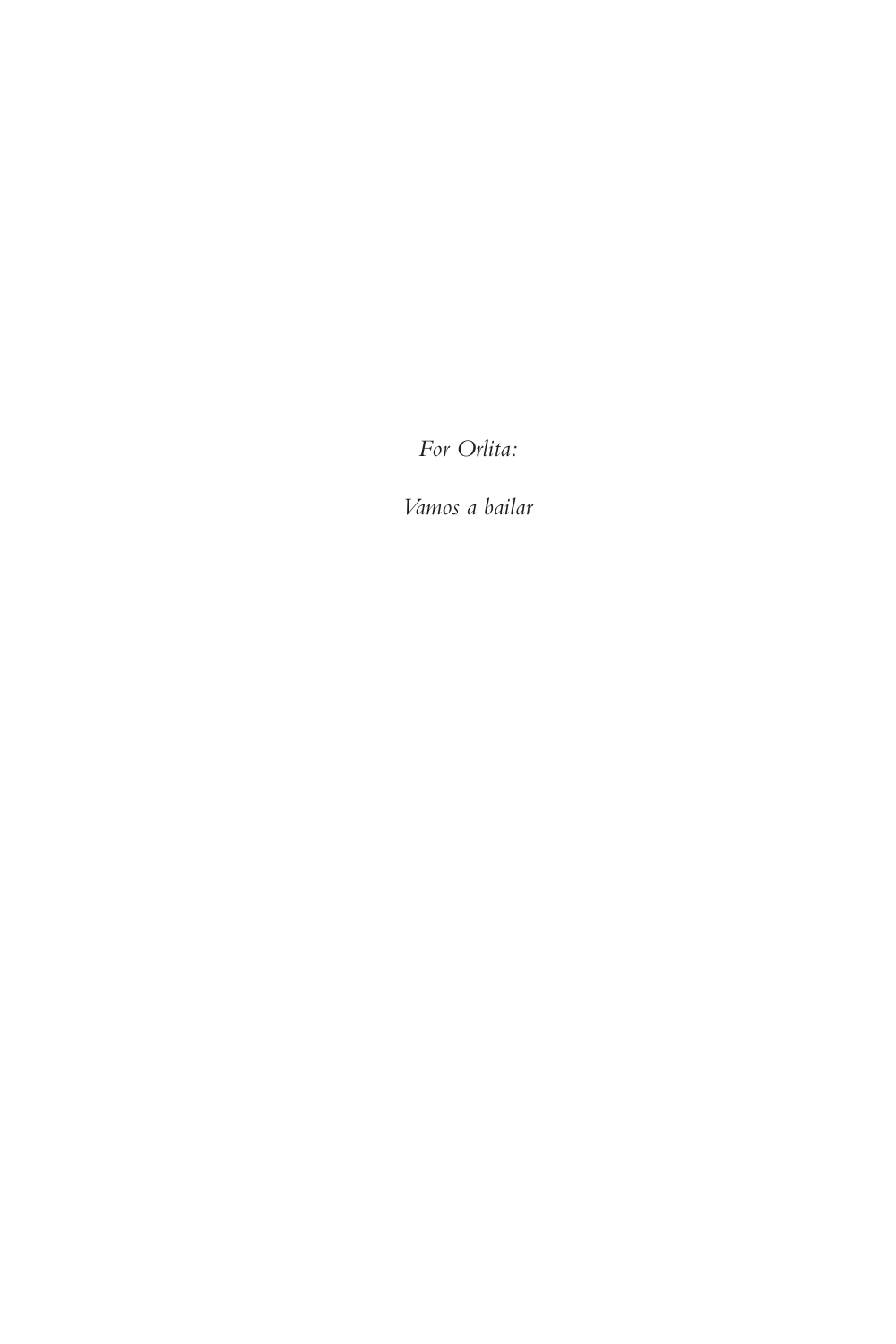*For Orlita:*

*Vamos a bailar*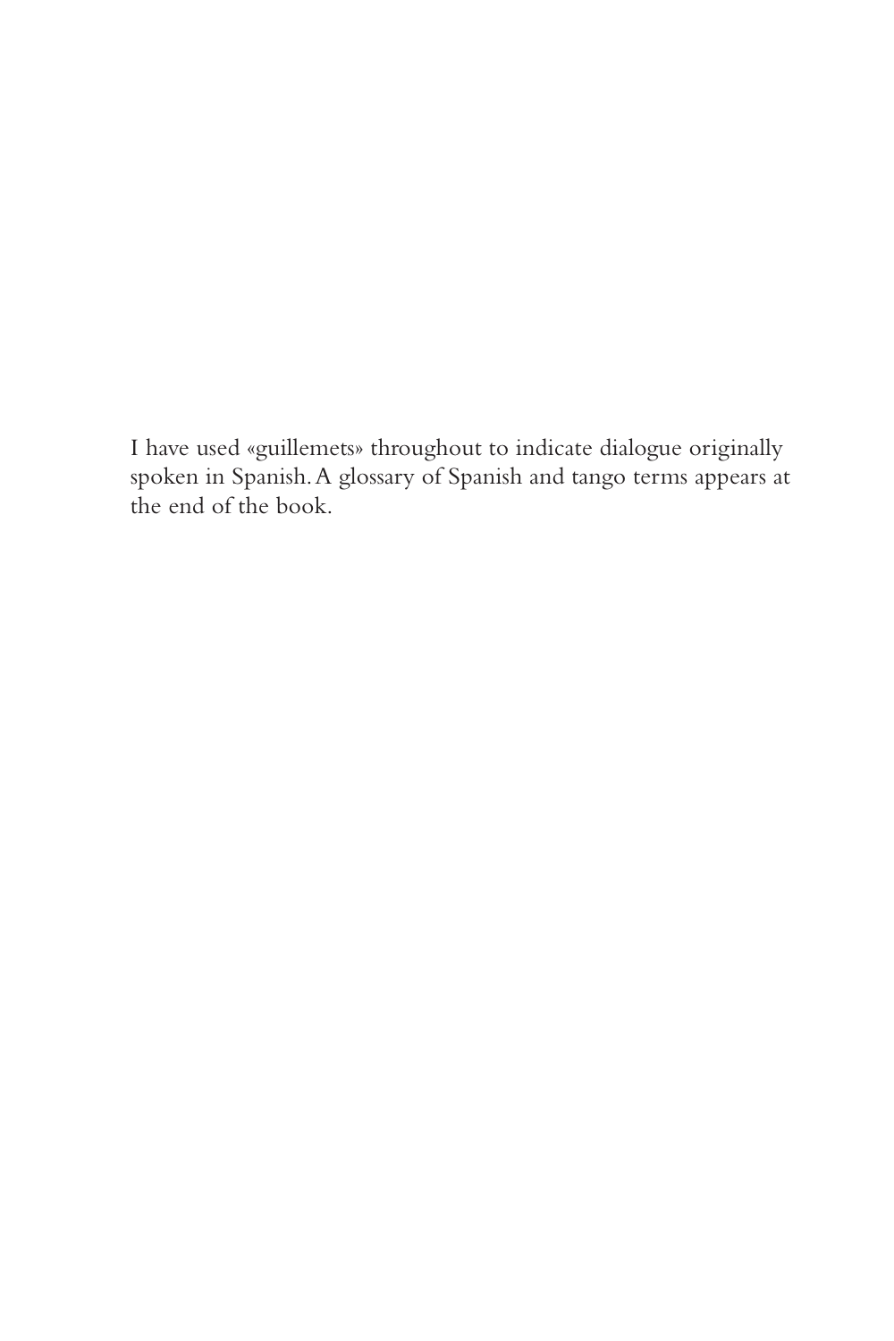I have used «guillemets» throughout to indicate dialogue originally spoken in Spanish. A glossary of Spanish and tango terms appears at the end of the book.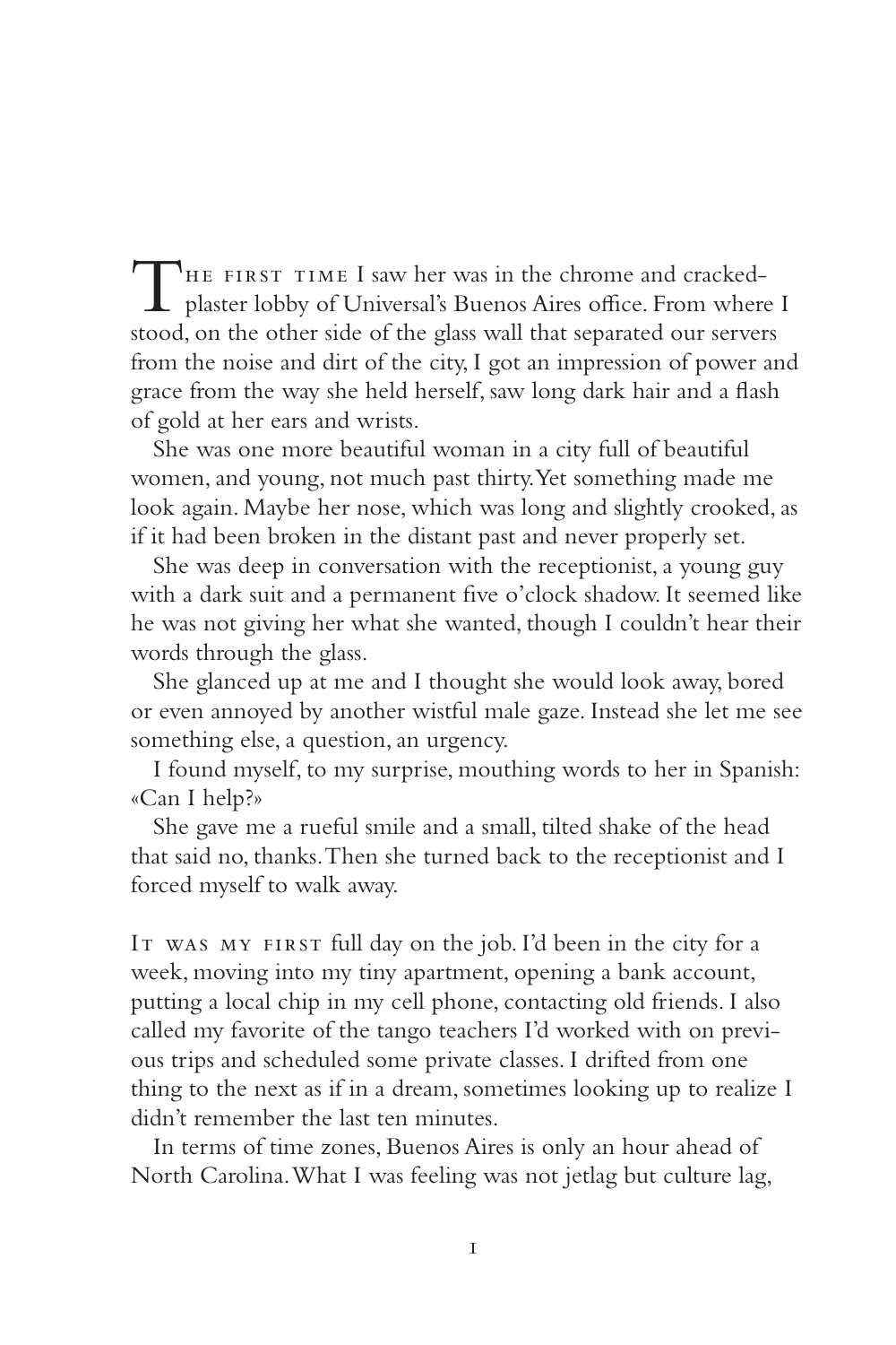THE FIRST TIME I saw her was in the chrome and cracked-plaster lobby of Universal's Buenos Aires office. From where I stood, on the other side of the glass wall that separated our servers from the noise and dirt of the city, I got an impression of power and grace from the way she held herself, saw long dark hair and a flash of gold at her ears and wrists.

She was one more beautiful woman in a city full of beautiful women, and young, not much past thirty. Yet something made me look again. Maybe her nose, which was long and slightly crooked, as if it had been broken in the distant past and never properly set.

She was deep in conversation with the receptionist, a young guy with a dark suit and a permanent five o'clock shadow. It seemed like he was not giving her what she wanted, though I couldn't hear their words through the glass.

She glanced up at me and I thought she would look away, bored or even annoyed by another wistful male gaze. Instead she let me see something else, a question, an urgency.

I found myself, to my surprise, mouthing words to her in Spanish: «Can I help?»

She gave me a rueful smile and a small, tilted shake of the head that said no, thanks. Then she turned back to the receptionist and I forced myself to walk away.

IT WAS MY FIRST full day on the job. I'd been in the city for a week, moving into my tiny apartment, opening a bank account, putting a local chip in my cell phone, contacting old friends. I also called my favorite of the tango teachers I'd worked with on previous trips and scheduled some private classes. I drifted from one thing to the next as if in a dream, sometimes looking up to realize I didn't remember the last ten minutes.

In terms of time zones, Buenos Aires is only an hour ahead of North Carolina. What I was feeling was not jetlag but culture lag,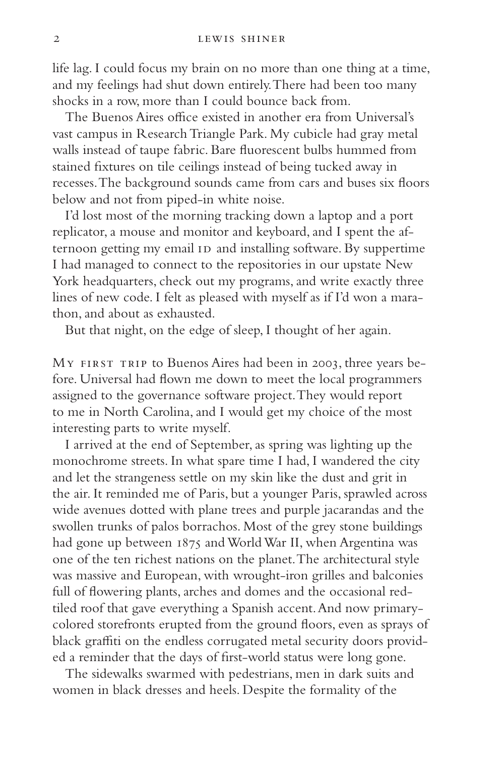life lag. I could focus my brain on no more than one thing at a time, and my feelings had shut down entirely. There had been too many shocks in a row, more than I could bounce back from.

The Buenos Aires office existed in another era from Universal's vast campus in Research Triangle Park. My cubicle had gray metal walls instead of taupe fabric. Bare fluorescent bulbs hummed from stained fixtures on tile ceilings instead of being tucked away in recesses. The background sounds came from cars and buses six floors below and not from piped-in white noise.

I'd lost most of the morning tracking down a laptop and a port replicator, a mouse and monitor and keyboard, and I spent the afternoon getting my email ID and installing software. By suppertime I had managed to connect to the repositories in our upstate New York headquarters, check out my programs, and write exactly three lines of new code. I felt as pleased with myself as if I'd won a marathon, and about as exhausted.

But that night, on the edge of sleep, I thought of her again.

My first trip to Buenos Aires had been in 2003, three years before. Universal had flown me down to meet the local programmers assigned to the governance software project. They would report to me in North Carolina, and I would get my choice of the most interesting parts to write myself.

I arrived at the end of September, as spring was lighting up the monochrome streets. In what spare time I had, I wandered the city and let the strangeness settle on my skin like the dust and grit in the air. It reminded me of Paris, but a younger Paris, sprawled across wide avenues dotted with plane trees and purple jacarandas and the swollen trunks of palos borrachos. Most of the grey stone buildings had gone up between 1875 and World War II, when Argentina was one of the ten richest nations on the planet. The architectural style was massive and European, with wrought-iron grilles and balconies full of flowering plants, arches and domes and the occasional red-tiled roof that gave everything a Spanish accent. And now primary-colored storefronts erupted from the ground floors, even as sprays of black graffiti on the endless corrugated metal security doors provided a reminder that the days of first-world status were long gone.

The sidewalks swarmed with pedestrians, men in dark suits and women in black dresses and heels. Despite the formality of the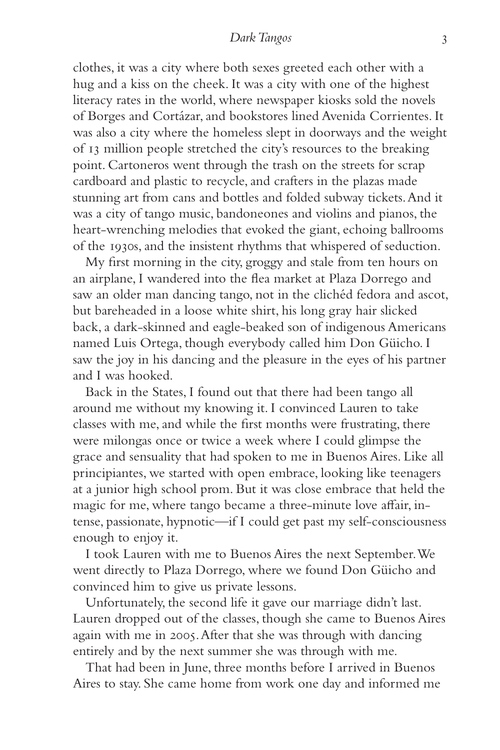clothes, it was a city where both sexes greeted each other with a hug and a kiss on the cheek. It was a city with one of the highest literacy rates in the world, where newspaper kiosks sold the novels of Borges and Cortázar, and bookstores lined Avenida Corrientes. It was also a city where the homeless slept in doorways and the weight of 13 million people stretched the city's resources to the breaking point. Cartoneros went through the trash on the streets for scrap cardboard and plastic to recycle, and crafters in the plazas made stunning art from cans and bottles and folded subway tickets. And it was a city of tango music, bandoneones and violins and pianos, the heart-wrenching melodies that evoked the giant, echoing ballrooms of the 1930s, and the insistent rhythms that whispered of seduction.

My first morning in the city, groggy and stale from ten hours on an airplane, I wandered into the flea market at Plaza Dorrego and saw an older man dancing tango, not in the clichéd fedora and ascot, but bareheaded in a loose white shirt, his long gray hair slicked back, a dark-skinned and eagle-beaked son of indigenous Americans named Luis Ortega, though everybody called him Don Güicho. I saw the joy in his dancing and the pleasure in the eyes of his partner and I was hooked.

Back in the States, I found out that there had been tango all around me without my knowing it. I convinced Lauren to take classes with me, and while the first months were frustrating, there were milongas once or twice a week where I could glimpse the grace and sensuality that had spoken to me in Buenos Aires. Like all principiantes, we started with open embrace, looking like teenagers at a junior high school prom. But it was close embrace that held the magic for me, where tango became a three-minute love affair, intense, passionate, hypnotic—if I could get past my self-consciousness enough to enjoy it.

I took Lauren with me to Buenos Aires the next September. We went directly to Plaza Dorrego, where we found Don Güicho and convinced him to give us private lessons.

Unfortunately, the second life it gave our marriage didn't last. Lauren dropped out of the classes, though she came to Buenos Aires again with me in 2005. After that she was through with dancing entirely and by the next summer she was through with me.

That had been in June, three months before I arrived in Buenos Aires to stay. She came home from work one day and informed me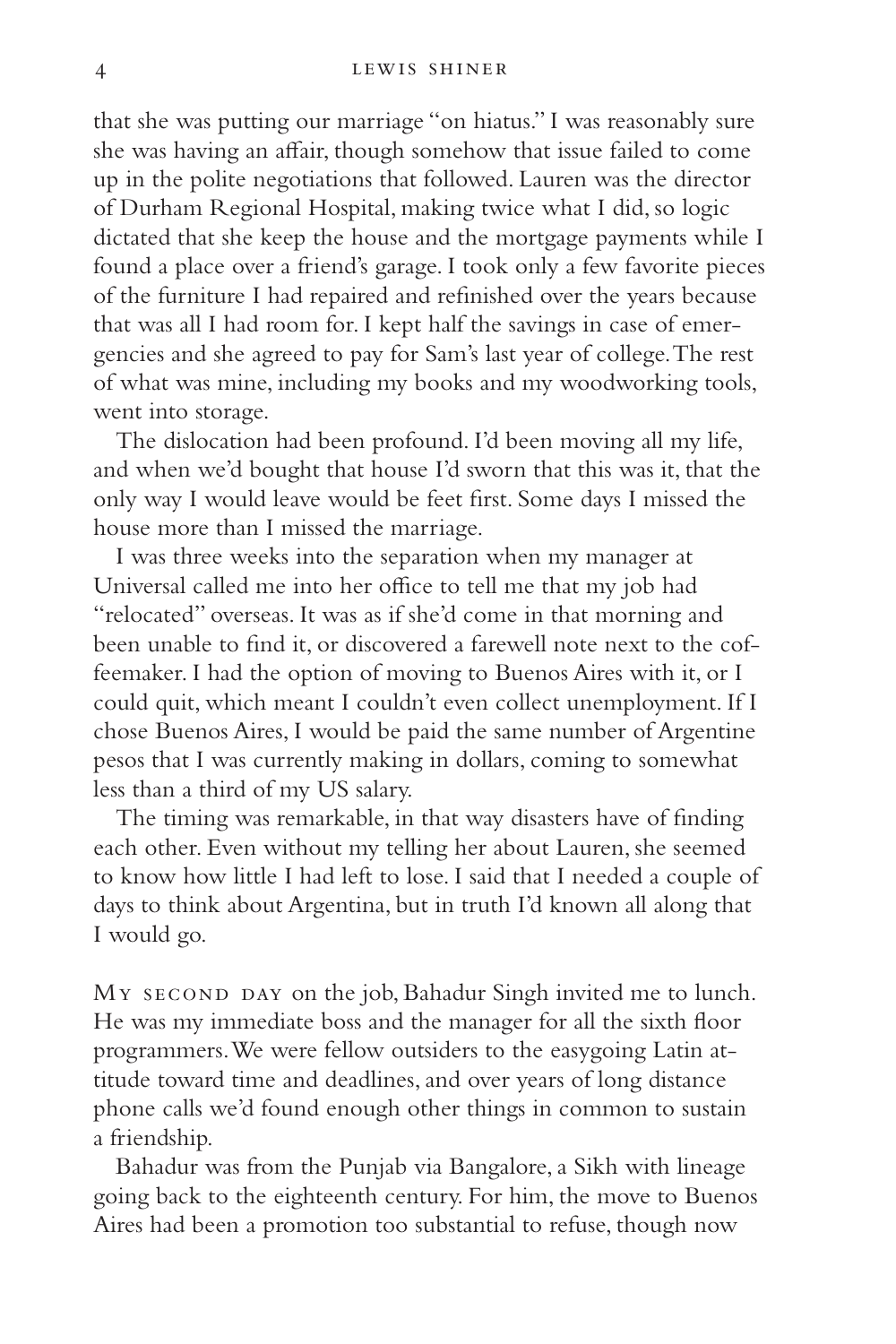that she was putting our marriage "on hiatus." I was reasonably sure she was having an affair, though somehow that issue failed to come up in the polite negotiations that followed. Lauren was the director of Durham Regional Hospital, making twice what I did, so logic dictated that she keep the house and the mortgage payments while I found a place over a friend's garage. I took only a few favorite pieces of the furniture I had repaired and refinished over the years because that was all I had room for. I kept half the savings in case of emergencies and she agreed to pay for Sam's last year of college. The rest of what was mine, including my books and my woodworking tools, went into storage.

The dislocation had been profound. I'd been moving all my life, and when we'd bought that house I'd sworn that this was it, that the only way I would leave would be feet first. Some days I missed the house more than I missed the marriage.

I was three weeks into the separation when my manager at Universal called me into her office to tell me that my job had "relocated" overseas. It was as if she'd come in that morning and been unable to find it, or discovered a farewell note next to the coffeemaker. I had the option of moving to Buenos Aires with it, or I could quit, which meant I couldn't even collect unemployment. If I chose Buenos Aires, I would be paid the same number of Argentine pesos that I was currently making in dollars, coming to somewhat less than a third of my US salary.

The timing was remarkable, in that way disasters have of finding each other. Even without my telling her about Lauren, she seemed to know how little I had left to lose. I said that I needed a couple of days to think about Argentina, but in truth I'd known all along that I would go.

MY SECOND DAY on the job, Bahadur Singh invited me to lunch. He was my immediate boss and the manager for all the sixth floor programmers. We were fellow outsiders to the easygoing Latin attitude toward time and deadlines, and over years of long distance phone calls we'd found enough other things in common to sustain a friendship.

Bahadur was from the Punjab via Bangalore, a Sikh with lineage going back to the eighteenth century. For him, the move to Buenos Aires had been a promotion too substantial to refuse, though now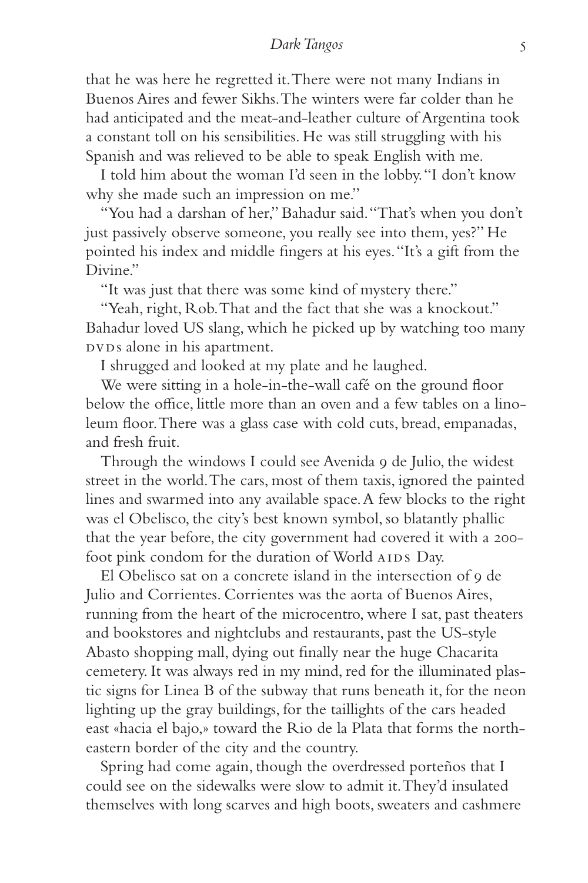that he was here he regretted it. There were not many Indians in Buenos Aires and fewer Sikhs. The winters were far colder than he had anticipated and the meat-and-leather culture of Argentina took a constant toll on his sensibilities. He was still struggling with his Spanish and was relieved to be able to speak English with me.

I told him about the woman I'd seen in the lobby. "I don't know why she made such an impression on me."

"You had a darshan of her," Bahadur said. "That's when you don't just passively observe someone, you really see into them, yes?" He pointed his index and middle fingers at his eyes. "It's a gift from the Divine."

"It was just that there was some kind of mystery there."

"Yeah, right, Rob. That and the fact that she was a knockout." Bahadur loved US slang, which he picked up by watching too many DVDs alone in his apartment.

I shrugged and looked at my plate and he laughed.

We were sitting in a hole-in-the-wall café on the ground floor below the office, little more than an oven and a few tables on a linoleum floor. There was a glass case with cold cuts, bread, empanadas, and fresh fruit.

Through the windows I could see Avenida 9 de Julio, the widest street in the world. The cars, most of them taxis, ignored the painted lines and swarmed into any available space. A few blocks to the right was el Obelisco, the city's best known symbol, so blatantly phallic that the year before, the city government had covered it with a 200-foot pink condom for the duration of World AIDS Day.

El Obelisco sat on a concrete island in the intersection of 9 de Julio and Corrientes. Corrientes was the aorta of Buenos Aires, running from the heart of the microcentro, where I sat, past theaters and bookstores and nightclubs and restaurants, past the US-style Abasto shopping mall, dying out finally near the huge Chacarita cemetery. It was always red in my mind, red for the illuminated plastic signs for Linea B of the subway that runs beneath it, for the neon lighting up the gray buildings, for the taillights of the cars headed east «hacia el bajo,» toward the Rio de la Plata that forms the northeastern border of the city and the country.

Spring had come again, though the overdressed porteños that I could see on the sidewalks were slow to admit it. They'd insulated themselves with long scarves and high boots, sweaters and cashmere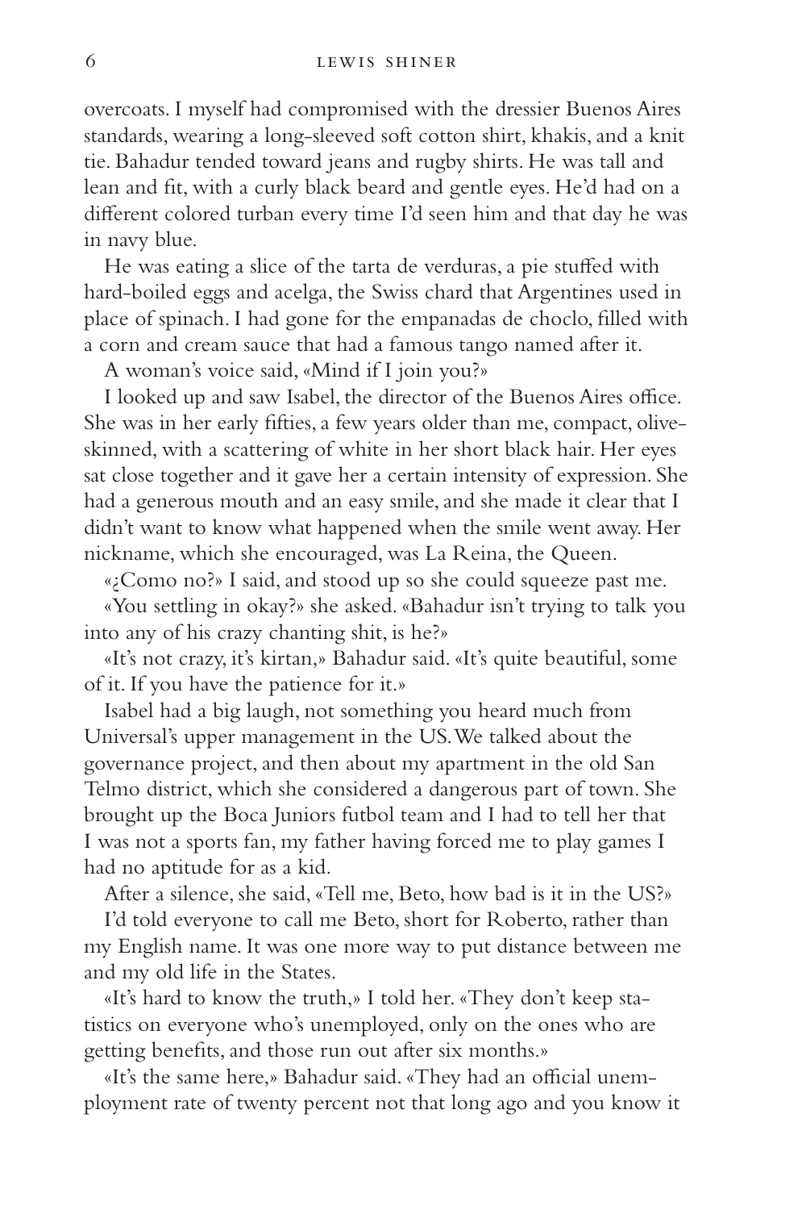overcoats. I myself had compromised with the dressier Buenos Aires standards, wearing a long-sleeved soft cotton shirt, khakis, and a knit tie. Bahadur tended toward jeans and rugby shirts. He was tall and lean and fit, with a curly black beard and gentle eyes. He'd had on a different colored turban every time I'd seen him and that day he was in navy blue.

He was eating a slice of the tarta de verduras, a pie stuffed with hard-boiled eggs and acelga, the Swiss chard that Argentines used in place of spinach. I had gone for the empanadas de choclo, filled with a corn and cream sauce that had a famous tango named after it.

A woman's voice said, «Mind if I join you?»

I looked up and saw Isabel, the director of the Buenos Aires office. She was in her early fifties, a few years older than me, compact, olive-skinned, with a scattering of white in her short black hair. Her eyes sat close together and it gave her a certain intensity of expression. She had a generous mouth and an easy smile, and she made it clear that I didn't want to know what happened when the smile went away. Her nickname, which she encouraged, was La Reina, the Queen.

«¿Como no?» I said, and stood up so she could squeeze past me.

«You settling in okay?» she asked. «Bahadur isn't trying to talk you into any of his crazy chanting shit, is he?»

«It's not crazy, it's kirtan,» Bahadur said. «It's quite beautiful, some of it. If you have the patience for it.»

Isabel had a big laugh, not something you heard much from Universal's upper management in the US. We talked about the governance project, and then about my apartment in the old San Telmo district, which she considered a dangerous part of town. She brought up the Boca Juniors futbol team and I had to tell her that I was not a sports fan, my father having forced me to play games I had no aptitude for as a kid.

After a silence, she said, «Tell me, Beto, how bad is it in the US?»

I'd told everyone to call me Beto, short for Roberto, rather than my English name. It was one more way to put distance between me and my old life in the States.

«It's hard to know the truth,» I told her. «They don't keep statistics on everyone who's unemployed, only on the ones who are getting benefits, and those run out after six months.»

«It's the same here,» Bahadur said. «They had an official unemployment rate of twenty percent not that long ago and you know it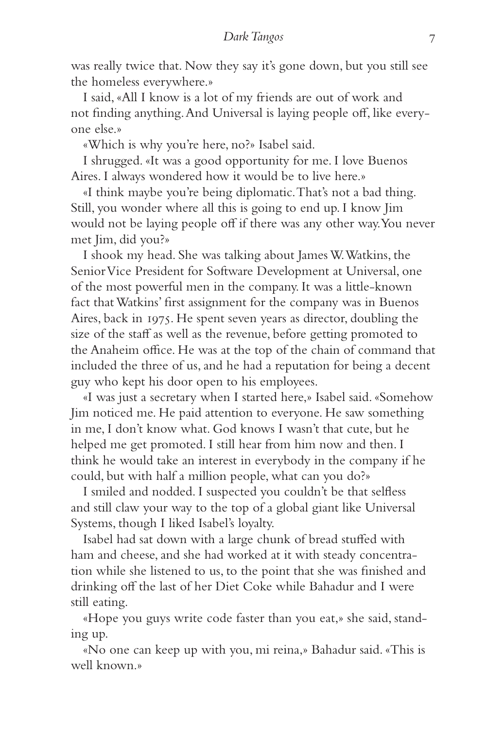was really twice that. Now they say it's gone down, but you still see the homeless everywhere.»

I said, «All I know is a lot of my friends are out of work and not finding anything. And Universal is laying people off, like everyone else.»

«Which is why you're here, no?» Isabel said.

I shrugged. «It was a good opportunity for me. I love Buenos Aires. I always wondered how it would be to live here.»

«I think maybe you're being diplomatic. That's not a bad thing. Still, you wonder where all this is going to end up. I know Jim would not be laying people off if there was any other way. You never met Jim, did you?»

I shook my head. She was talking about James W. Watkins, the Senior Vice President for Software Development at Universal, one of the most powerful men in the company. It was a little-known fact that Watkins' first assignment for the company was in Buenos Aires, back in 1975. He spent seven years as director, doubling the size of the staff as well as the revenue, before getting promoted to the Anaheim office. He was at the top of the chain of command that included the three of us, and he had a reputation for being a decent guy who kept his door open to his employees.

«I was just a secretary when I started here,» Isabel said. «Somehow Jim noticed me. He paid attention to everyone. He saw something in me, I don't know what. God knows I wasn't that cute, but he helped me get promoted. I still hear from him now and then. I think he would take an interest in everybody in the company if he could, but with half a million people, what can you do?»

I smiled and nodded. I suspected you couldn't be that selfless and still claw your way to the top of a global giant like Universal Systems, though I liked Isabel's loyalty.

Isabel had sat down with a large chunk of bread stuffed with ham and cheese, and she had worked at it with steady concentration while she listened to us, to the point that she was finished and drinking off the last of her Diet Coke while Bahadur and I were still eating.

«Hope you guys write code faster than you eat,» she said, standing up.

«No one can keep up with you, mi reina,» Bahadur said. «This is well known.»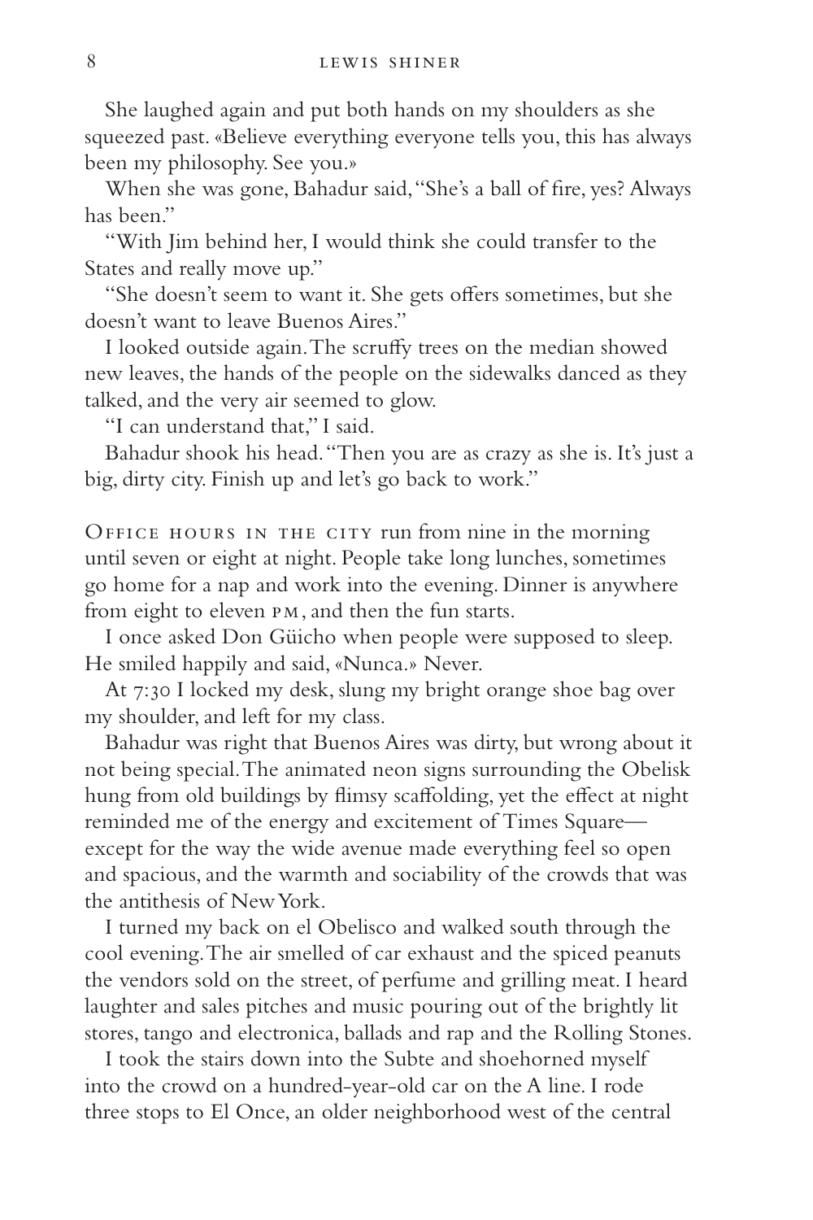She laughed again and put both hands on my shoulders as she squeezed past. «Believe everything everyone tells you, this has always been my philosophy. See you.»

When she was gone, Bahadur said, "She's a ball of fire, yes? Always has been."

"With Jim behind her, I would think she could transfer to the States and really move up."

"She doesn't seem to want it. She gets offers sometimes, but she doesn't want to leave Buenos Aires."

I looked outside again. The scruffy trees on the median showed new leaves, the hands of the people on the sidewalks danced as they talked, and the very air seemed to glow.

"I can understand that," I said.

Bahadur shook his head. "Then you are as crazy as she is. It's just a big, dirty city. Finish up and let's go back to work."

Office hours in the city run from nine in the morning until seven or eight at night. People take long lunches, sometimes go home for a nap and work into the evening. Dinner is anywhere from eight to eleven PM, and then the fun starts.

I once asked Don Güicho when people were supposed to sleep. He smiled happily and said, «Nunca.» Never.

At 7:30 I locked my desk, slung my bright orange shoe bag over my shoulder, and left for my class.

Bahadur was right that Buenos Aires was dirty, but wrong about it not being special. The animated neon signs surrounding the Obelisk hung from old buildings by flimsy scaffolding, yet the effect at night reminded me of the energy and excitement of Times Square—except for the way the wide avenue made everything feel so open and spacious, and the warmth and sociability of the crowds that was the antithesis of New York.

I turned my back on el Obelisco and walked south through the cool evening. The air smelled of car exhaust and the spiced peanuts the vendors sold on the street, of perfume and grilling meat. I heard laughter and sales pitches and music pouring out of the brightly lit stores, tango and electronica, ballads and rap and the Rolling Stones.

I took the stairs down into the Subte and shoehorned myself into the crowd on a hundred-year-old car on the A line. I rode three stops to El Once, an older neighborhood west of the central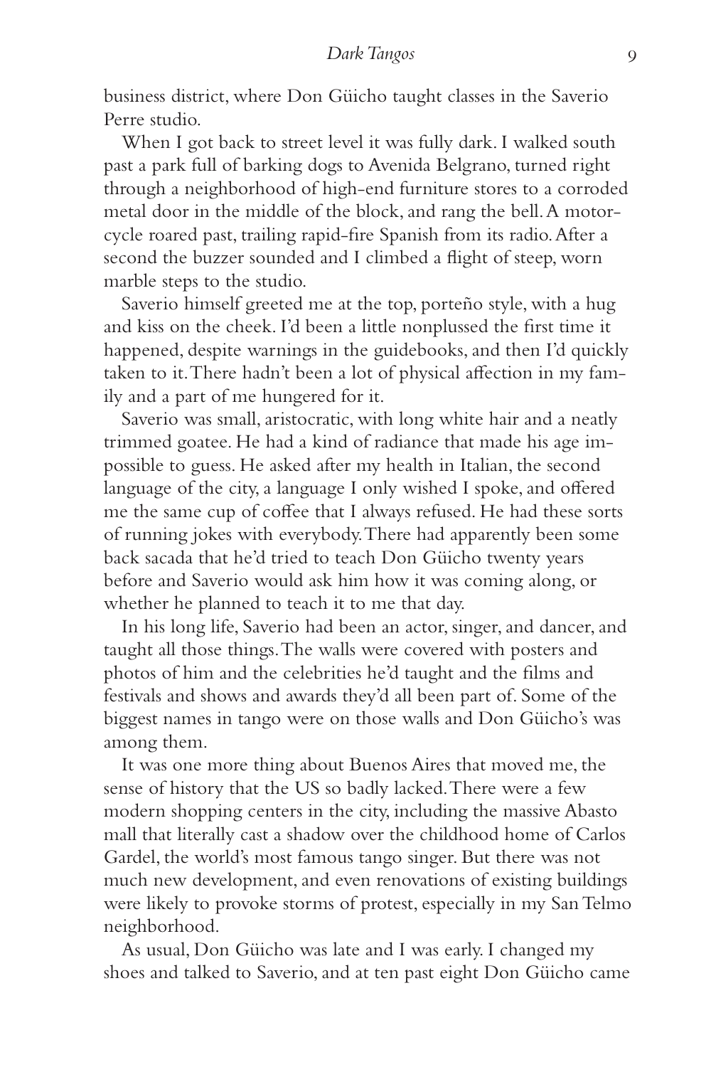business district, where Don Güicho taught classes in the Saverio Perre studio.

When I got back to street level it was fully dark. I walked south past a park full of barking dogs to Avenida Belgrano, turned right through a neighborhood of high-end furniture stores to a corroded metal door in the middle of the block, and rang the bell. A motorcycle roared past, trailing rapid-fire Spanish from its radio. After a second the buzzer sounded and I climbed a flight of steep, worn marble steps to the studio.

Saverio himself greeted me at the top, porteño style, with a hug and kiss on the cheek. I'd been a little nonplussed the first time it happened, despite warnings in the guidebooks, and then I'd quickly taken to it. There hadn't been a lot of physical affection in my family and a part of me hungered for it.

Saverio was small, aristocratic, with long white hair and a neatly trimmed goatee. He had a kind of radiance that made his age impossible to guess. He asked after my health in Italian, the second language of the city, a language I only wished I spoke, and offered me the same cup of coffee that I always refused. He had these sorts of running jokes with everybody. There had apparently been some back sacada that he'd tried to teach Don Güicho twenty years before and Saverio would ask him how it was coming along, or whether he planned to teach it to me that day.

In his long life, Saverio had been an actor, singer, and dancer, and taught all those things. The walls were covered with posters and photos of him and the celebrities he'd taught and the films and festivals and shows and awards they'd all been part of. Some of the biggest names in tango were on those walls and Don Güicho's was among them.

It was one more thing about Buenos Aires that moved me, the sense of history that the US so badly lacked. There were a few modern shopping centers in the city, including the massive Abasto mall that literally cast a shadow over the childhood home of Carlos Gardel, the world's most famous tango singer. But there was not much new development, and even renovations of existing buildings were likely to provoke storms of protest, especially in my San Telmo neighborhood.

As usual, Don Güicho was late and I was early. I changed my shoes and talked to Saverio, and at ten past eight Don Güicho came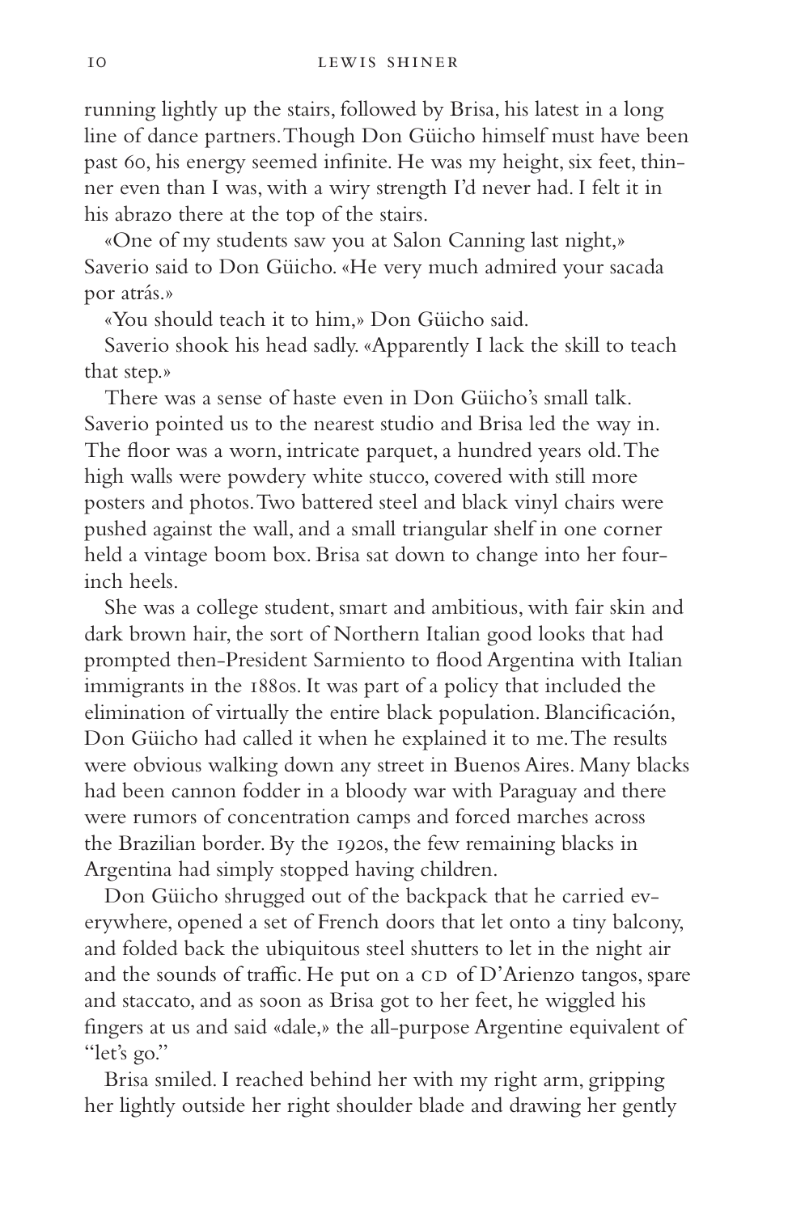running lightly up the stairs, followed by Brisa, his latest in a long line of dance partners. Though Don Güicho himself must have been past 60, his energy seemed infinite. He was my height, six feet, thinner even than I was, with a wiry strength I'd never had. I felt it in his abrazo there at the top of the stairs.

«One of my students saw you at Salon Canning last night,» Saverio said to Don Güicho. «He very much admired your sacada por atrás.»

«You should teach it to him,» Don Güicho said.

Saverio shook his head sadly. «Apparently I lack the skill to teach that step.»

There was a sense of haste even in Don Güicho's small talk. Saverio pointed us to the nearest studio and Brisa led the way in. The floor was a worn, intricate parquet, a hundred years old. The high walls were powdery white stucco, covered with still more posters and photos. Two battered steel and black vinyl chairs were pushed against the wall, and a small triangular shelf in one corner held a vintage boom box. Brisa sat down to change into her four-inch heels.

She was a college student, smart and ambitious, with fair skin and dark brown hair, the sort of Northern Italian good looks that had prompted then-President Sarmiento to flood Argentina with Italian immigrants in the 1880s. It was part of a policy that included the elimination of virtually the entire black population. Blancificación, Don Güicho had called it when he explained it to me. The results were obvious walking down any street in Buenos Aires. Many blacks had been cannon fodder in a bloody war with Paraguay and there were rumors of concentration camps and forced marches across the Brazilian border. By the 1920s, the few remaining blacks in Argentina had simply stopped having children.

Don Güicho shrugged out of the backpack that he carried everywhere, opened a set of French doors that let onto a tiny balcony, and folded back the ubiquitous steel shutters to let in the night air and the sounds of traffic. He put on a CD of D'Arienzo tangos, spare and staccato, and as soon as Brisa got to her feet, he wiggled his fingers at us and said «dale,» the all-purpose Argentine equivalent of "let's go."

Brisa smiled. I reached behind her with my right arm, gripping her lightly outside her right shoulder blade and drawing her gently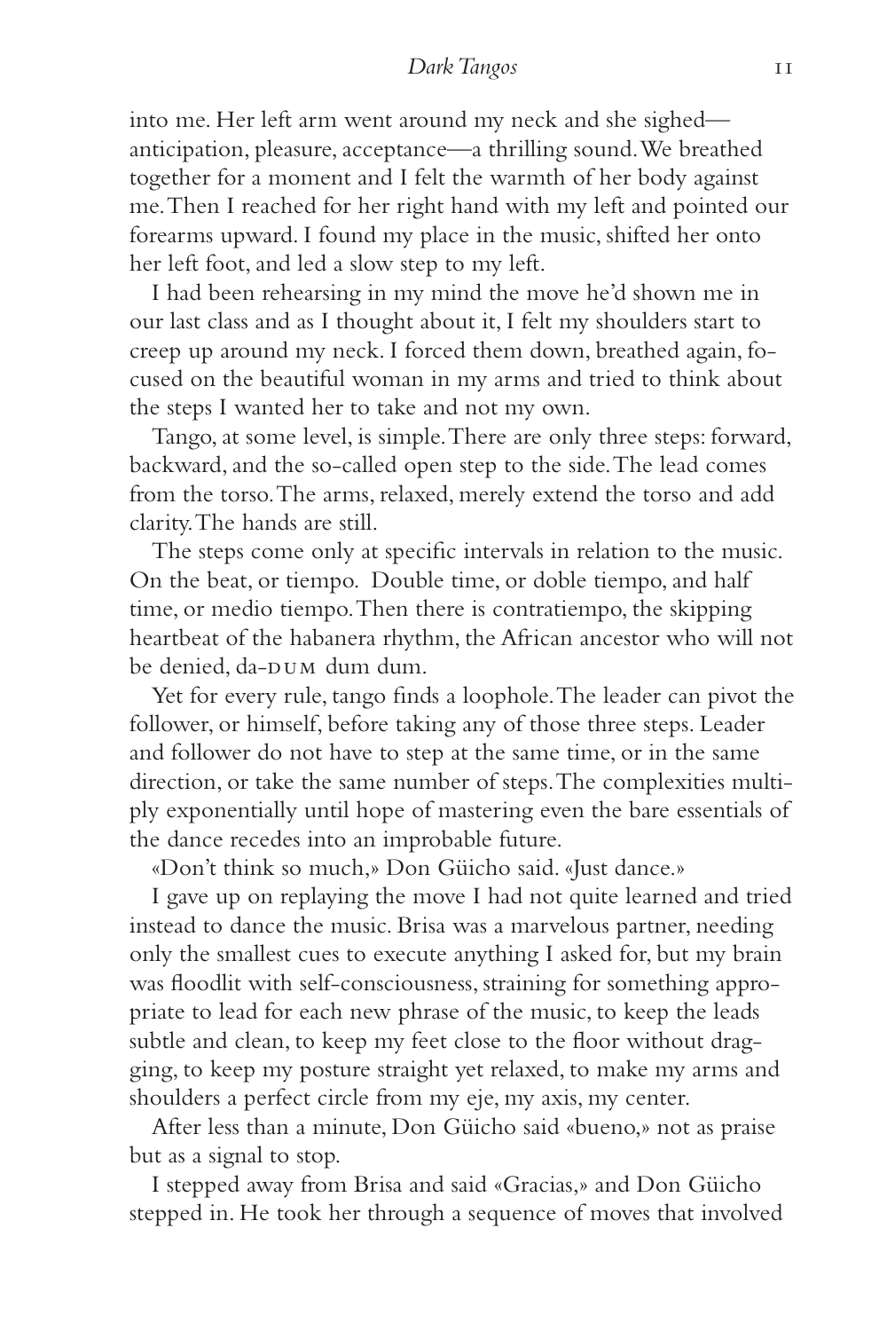into me. Her left arm went around my neck and she sighed—anticipation, pleasure, acceptance—a thrilling sound. We breathed together for a moment and I felt the warmth of her body against me. Then I reached for her right hand with my left and pointed our forearms upward. I found my place in the music, shifted her onto her left foot, and led a slow step to my left.

I had been rehearsing in my mind the move he'd shown me in our last class and as I thought about it, I felt my shoulders start to creep up around my neck. I forced them down, breathed again, focused on the beautiful woman in my arms and tried to think about the steps I wanted her to take and not my own.

Tango, at some level, is simple. There are only three steps: forward, backward, and the so-called open step to the side. The lead comes from the torso. The arms, relaxed, merely extend the torso and add clarity. The hands are still.

The steps come only at specific intervals in relation to the music. On the beat, or tiempo. Double time, or doble tiempo, and half time, or medio tiempo. Then there is contratiempo, the skipping heartbeat of the habanera rhythm, the African ancestor who will not be denied, da-DUM dum dum.

Yet for every rule, tango finds a loophole. The leader can pivot the follower, or himself, before taking any of those three steps. Leader and follower do not have to step at the same time, or in the same direction, or take the same number of steps. The complexities multiply exponentially until hope of mastering even the bare essentials of the dance recedes into an improbable future.

«Don't think so much,» Don Güicho said. «Just dance.»

I gave up on replaying the move I had not quite learned and tried instead to dance the music. Brisa was a marvelous partner, needing only the smallest cues to execute anything I asked for, but my brain was floodlit with self-consciousness, straining for something appropriate to lead for each new phrase of the music, to keep the leads subtle and clean, to keep my feet close to the floor without dragging, to keep my posture straight yet relaxed, to make my arms and shoulders a perfect circle from my eje, my axis, my center.

After less than a minute, Don Güicho said «bueno,» not as praise but as a signal to stop.

I stepped away from Brisa and said «Gracias,» and Don Güicho stepped in. He took her through a sequence of moves that involved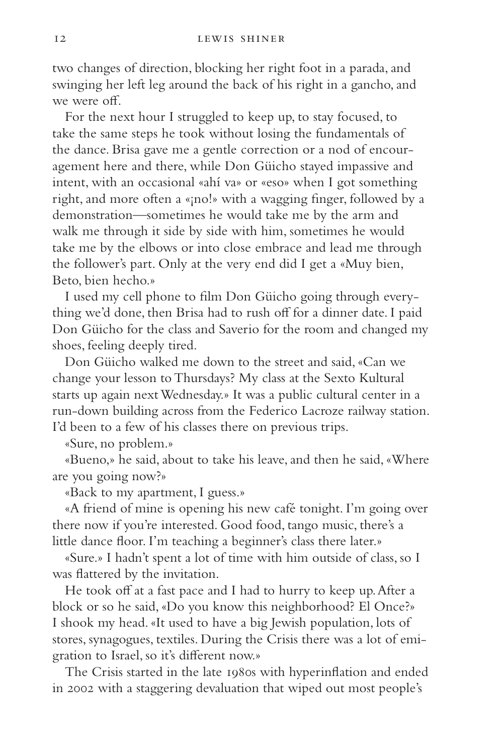two changes of direction, blocking her right foot in a parada, and swinging her left leg around the back of his right in a gancho, and we were off.

For the next hour I struggled to keep up, to stay focused, to take the same steps he took without losing the fundamentals of the dance. Brisa gave me a gentle correction or a nod of encouragement here and there, while Don Güicho stayed impassive and intent, with an occasional «ahí va» or «eso» when I got something right, and more often a «¡no!» with a wagging finger, followed by a demonstration—sometimes he would take me by the arm and walk me through it side by side with him, sometimes he would take me by the elbows or into close embrace and lead me through the follower's part. Only at the very end did I get a «Muy bien, Beto, bien hecho.»

I used my cell phone to film Don Güicho going through everything we'd done, then Brisa had to rush off for a dinner date. I paid Don Güicho for the class and Saverio for the room and changed my shoes, feeling deeply tired.

Don Güicho walked me down to the street and said, «Can we change your lesson to Thursdays? My class at the Sexto Kultural starts up again next Wednesday.» It was a public cultural center in a run-down building across from the Federico Lacroze railway station. I'd been to a few of his classes there on previous trips.

«Sure, no problem.»

«Bueno,» he said, about to take his leave, and then he said, «Where are you going now?»

«Back to my apartment, I guess.»

«A friend of mine is opening his new café tonight. I'm going over there now if you're interested. Good food, tango music, there's a little dance floor. I'm teaching a beginner's class there later.»

«Sure.» I hadn't spent a lot of time with him outside of class, so I was flattered by the invitation.

He took off at a fast pace and I had to hurry to keep up. After a block or so he said, «Do you know this neighborhood? El Once?» I shook my head. «It used to have a big Jewish population, lots of stores, synagogues, textiles. During the Crisis there was a lot of emigration to Israel, so it's different now.»

The Crisis started in the late 1980s with hyperinflation and ended in 2002 with a staggering devaluation that wiped out most people's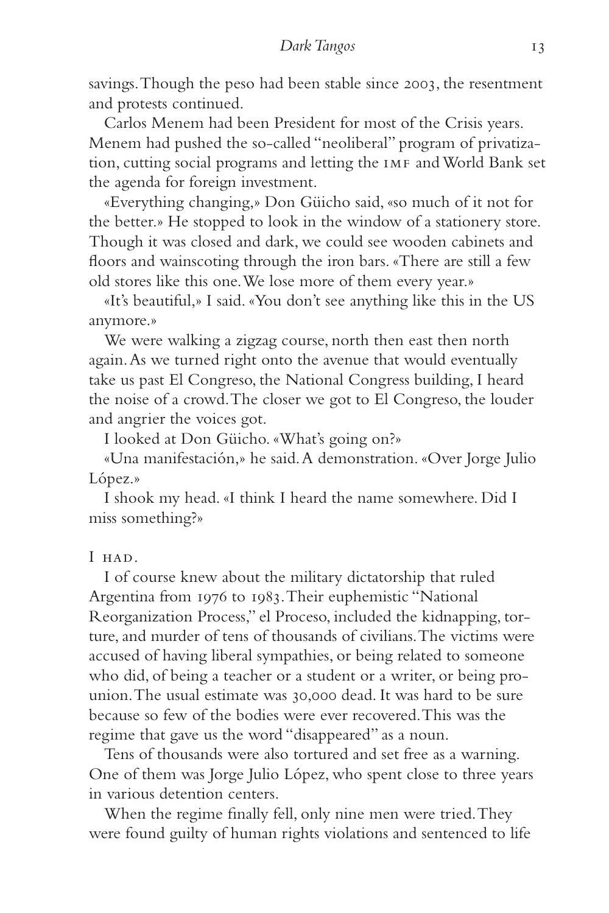savings. Though the peso had been stable since 2003, the resentment and protests continued.

Carlos Menem had been President for most of the Crisis years. Menem had pushed the so-called "neoliberal" program of privatization, cutting social programs and letting the IMF and World Bank set the agenda for foreign investment.

«Everything changing,» Don Güicho said, «so much of it not for the better.» He stopped to look in the window of a stationery store. Though it was closed and dark, we could see wooden cabinets and floors and wainscoting through the iron bars. «There are still a few old stores like this one. We lose more of them every year.»

«It's beautiful,» I said. «You don't see anything like this in the US anymore.»

We were walking a zigzag course, north then east then north again. As we turned right onto the avenue that would eventually take us past El Congreso, the National Congress building, I heard the noise of a crowd. The closer we got to El Congreso, the louder and angrier the voices got.

I looked at Don Güicho. «What's going on?»

«Una manifestación,» he said. A demonstration. «Over Jorge Julio López.»

I shook my head. «I think I heard the name somewhere. Did I miss something?»

I HAD.

I of course knew about the military dictatorship that ruled Argentina from 1976 to 1983. Their euphemistic "National Reorganization Process," el Proceso, included the kidnapping, torture, and murder of tens of thousands of civilians. The victims were accused of having liberal sympathies, or being related to someone who did, of being a teacher or a student or a writer, or being pro-union. The usual estimate was 30,000 dead. It was hard to be sure because so few of the bodies were ever recovered. This was the regime that gave us the word "disappeared" as a noun.

Tens of thousands were also tortured and set free as a warning. One of them was Jorge Julio López, who spent close to three years in various detention centers.

When the regime finally fell, only nine men were tried. They were found guilty of human rights violations and sentenced to life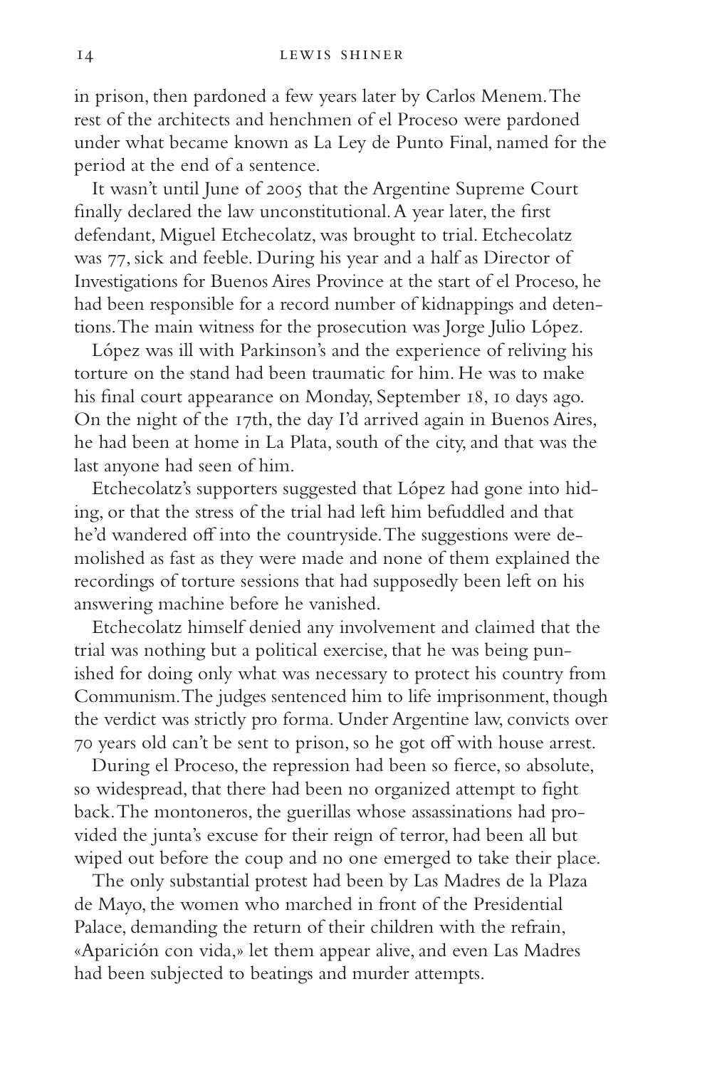in prison, then pardoned a few years later by Carlos Menem. The rest of the architects and henchmen of el Proceso were pardoned under what became known as La Ley de Punto Final, named for the period at the end of a sentence.

It wasn't until June of 2005 that the Argentine Supreme Court finally declared the law unconstitutional. A year later, the first defendant, Miguel Etchecolatz, was brought to trial. Etchecolatz was 77, sick and feeble. During his year and a half as Director of Investigations for Buenos Aires Province at the start of el Proceso, he had been responsible for a record number of kidnappings and detentions. The main witness for the prosecution was Jorge Julio López.

López was ill with Parkinson's and the experience of reliving his torture on the stand had been traumatic for him. He was to make his final court appearance on Monday, September 18, 10 days ago. On the night of the 17th, the day I'd arrived again in Buenos Aires, he had been at home in La Plata, south of the city, and that was the last anyone had seen of him.

Etchecolatz's supporters suggested that López had gone into hiding, or that the stress of the trial had left him befuddled and that he'd wandered off into the countryside. The suggestions were demolished as fast as they were made and none of them explained the recordings of torture sessions that had supposedly been left on his answering machine before he vanished.

Etchecolatz himself denied any involvement and claimed that the trial was nothing but a political exercise, that he was being punished for doing only what was necessary to protect his country from Communism. The judges sentenced him to life imprisonment, though the verdict was strictly pro forma. Under Argentine law, convicts over 70 years old can't be sent to prison, so he got off with house arrest.

During el Proceso, the repression had been so fierce, so absolute, so widespread, that there had been no organized attempt to fight back. The montoneros, the guerillas whose assassinations had provided the junta's excuse for their reign of terror, had been all but wiped out before the coup and no one emerged to take their place.

The only substantial protest had been by Las Madres de la Plaza de Mayo, the women who marched in front of the Presidential Palace, demanding the return of their children with the refrain, «Aparición con vida,» let them appear alive, and even Las Madres had been subjected to beatings and murder attempts.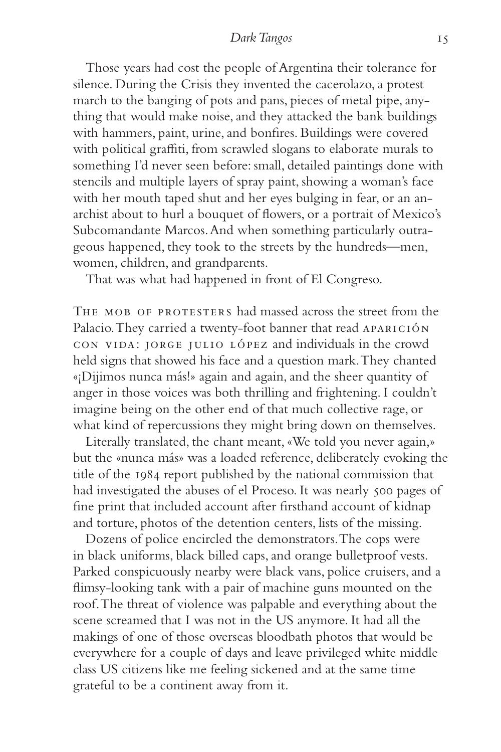Those years had cost the people of Argentina their tolerance for silence. During the Crisis they invented the cacerolazo, a protest march to the banging of pots and pans, pieces of metal pipe, anything that would make noise, and they attacked the bank buildings with hammers, paint, urine, and bonfires. Buildings were covered with political graffiti, from scrawled slogans to elaborate murals to something I'd never seen before: small, detailed paintings done with stencils and multiple layers of spray paint, showing a woman's face with her mouth taped shut and her eyes bulging in fear, or an anarchist about to hurl a bouquet of flowers, or a portrait of Mexico's Subcomandante Marcos. And when something particularly outrageous happened, they took to the streets by the hundreds—men, women, children, and grandparents.

That was what had happened in front of El Congreso.

The mob of protesters had massed across the street from the Palacio. They carried a twenty-foot banner that read APARICIÓN CON VIDA: JORGE JULIO LÓPEZ and individuals in the crowd held signs that showed his face and a question mark. They chanted «¡Dijimos nunca más!» again and again, and the sheer quantity of anger in those voices was both thrilling and frightening. I couldn't imagine being on the other end of that much collective rage, or what kind of repercussions they might bring down on themselves.

Literally translated, the chant meant, «We told you never again,» but the «nunca más» was a loaded reference, deliberately evoking the title of the 1984 report published by the national commission that had investigated the abuses of el Proceso. It was nearly 500 pages of fine print that included account after firsthand account of kidnap and torture, photos of the detention centers, lists of the missing.

Dozens of police encircled the demonstrators. The cops were in black uniforms, black billed caps, and orange bulletproof vests. Parked conspicuously nearby were black vans, police cruisers, and a flimsy-looking tank with a pair of machine guns mounted on the roof. The threat of violence was palpable and everything about the scene screamed that I was not in the US anymore. It had all the makings of one of those overseas bloodbath photos that would be everywhere for a couple of days and leave privileged white middle class US citizens like me feeling sickened and at the same time grateful to be a continent away from it.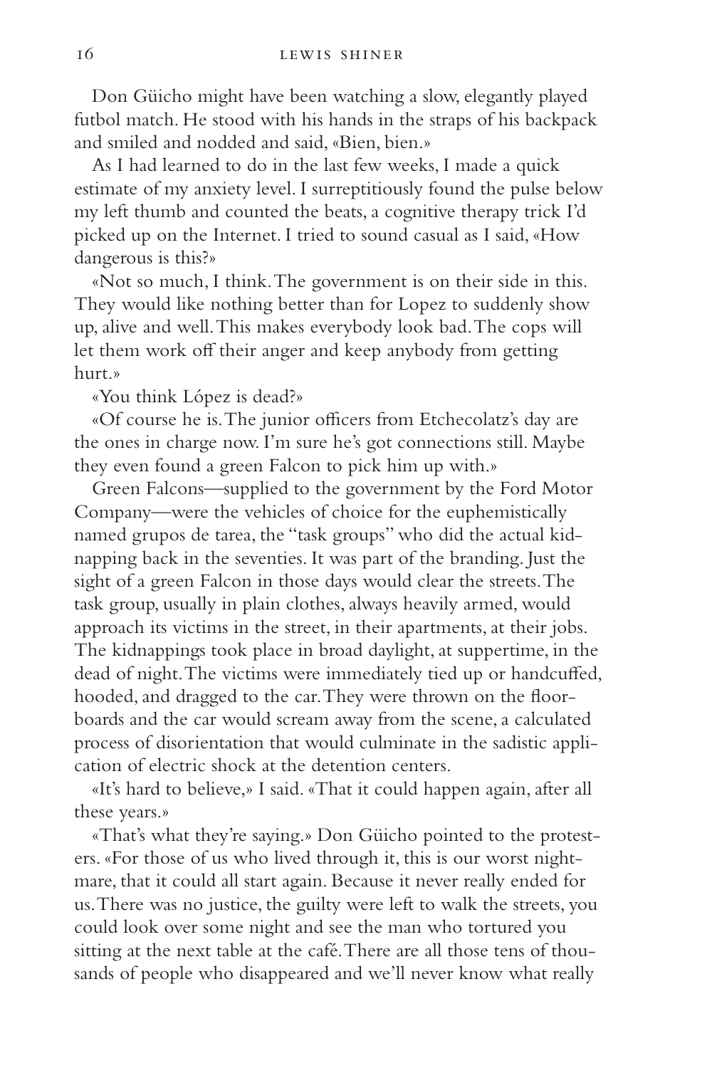Don Güicho might have been watching a slow, elegantly played futbol match. He stood with his hands in the straps of his backpack and smiled and nodded and said, «Bien, bien.»

As I had learned to do in the last few weeks, I made a quick estimate of my anxiety level. I surreptitiously found the pulse below my left thumb and counted the beats, a cognitive therapy trick I'd picked up on the Internet. I tried to sound casual as I said, «How dangerous is this?»

«Not so much, I think. The government is on their side in this. They would like nothing better than for Lopez to suddenly show up, alive and well. This makes everybody look bad. The cops will let them work off their anger and keep anybody from getting hurt.»

«You think López is dead?»

«Of course he is. The junior officers from Etchecolatz's day are the ones in charge now. I'm sure he's got connections still. Maybe they even found a green Falcon to pick him up with.»

Green Falcons—supplied to the government by the Ford Motor Company—were the vehicles of choice for the euphemistically named grupos de tarea, the "task groups" who did the actual kidnapping back in the seventies. It was part of the branding. Just the sight of a green Falcon in those days would clear the streets. The task group, usually in plain clothes, always heavily armed, would approach its victims in the street, in their apartments, at their jobs. The kidnappings took place in broad daylight, at suppertime, in the dead of night. The victims were immediately tied up or handcuffed, hooded, and dragged to the car. They were thrown on the floorboards and the car would scream away from the scene, a calculated process of disorientation that would culminate in the sadistic application of electric shock at the detention centers.

«It's hard to believe,» I said. «That it could happen again, after all these years.»

«That's what they're saying.» Don Güicho pointed to the protesters. «For those of us who lived through it, this is our worst nightmare, that it could all start again. Because it never really ended for us. There was no justice, the guilty were left to walk the streets, you could look over some night and see the man who tortured you sitting at the next table at the café. There are all those tens of thousands of people who disappeared and we'll never know what really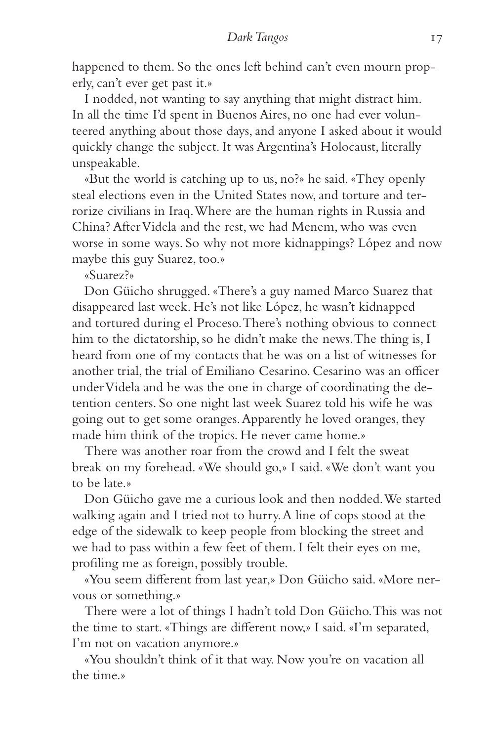happened to them. So the ones left behind can't even mourn properly, can't ever get past it.»

I nodded, not wanting to say anything that might distract him. In all the time I'd spent in Buenos Aires, no one had ever volunteered anything about those days, and anyone I asked about it would quickly change the subject. It was Argentina's Holocaust, literally unspeakable.

«But the world is catching up to us, no?» he said. «They openly steal elections even in the United States now, and torture and terrorize civilians in Iraq. Where are the human rights in Russia and China? After Videla and the rest, we had Menem, who was even worse in some ways. So why not more kidnappings? López and now maybe this guy Suarez, too.»

«Suarez?»

Don Güicho shrugged. «There's a guy named Marco Suarez that disappeared last week. He's not like López, he wasn't kidnapped and tortured during el Proceso. There's nothing obvious to connect him to the dictatorship, so he didn't make the news. The thing is, I heard from one of my contacts that he was on a list of witnesses for another trial, the trial of Emiliano Cesarino. Cesarino was an officer under Videla and he was the one in charge of coordinating the detention centers. So one night last week Suarez told his wife he was going out to get some oranges. Apparently he loved oranges, they made him think of the tropics. He never came home.»

There was another roar from the crowd and I felt the sweat break on my forehead. «We should go,» I said. «We don't want you to be late.»

Don Güicho gave me a curious look and then nodded. We started walking again and I tried not to hurry. A line of cops stood at the edge of the sidewalk to keep people from blocking the street and we had to pass within a few feet of them. I felt their eyes on me, profiling me as foreign, possibly trouble.

«You seem different from last year,» Don Güicho said. «More nervous or something.»

There were a lot of things I hadn't told Don Güicho. This was not the time to start. «Things are different now,» I said. «I'm separated, I'm not on vacation anymore.»

«You shouldn't think of it that way. Now you're on vacation all the time.»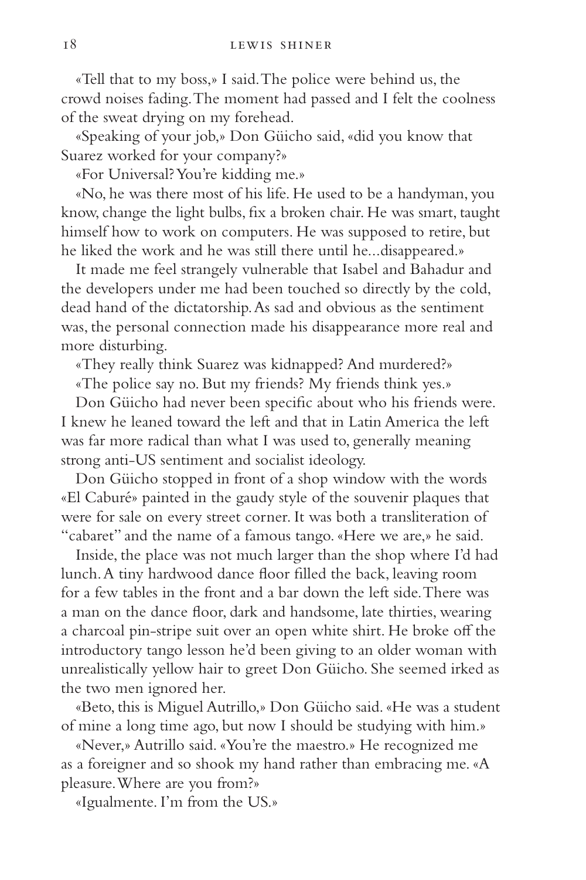«Tell that to my boss,» I said. The police were behind us, the crowd noises fading. The moment had passed and I felt the coolness of the sweat drying on my forehead.

«Speaking of your job,» Don Güicho said, «did you know that Suarez worked for your company?»

«For Universal? You're kidding me.»

«No, he was there most of his life. He used to be a handyman, you know, change the light bulbs, fix a broken chair. He was smart, taught himself how to work on computers. He was supposed to retire, but he liked the work and he was still there until he...disappeared.»

It made me feel strangely vulnerable that Isabel and Bahadur and the developers under me had been touched so directly by the cold, dead hand of the dictatorship. As sad and obvious as the sentiment was, the personal connection made his disappearance more real and more disturbing.

«They really think Suarez was kidnapped? And murdered?»

«The police say no. But my friends? My friends think yes.»

Don Güicho had never been specific about who his friends were. I knew he leaned toward the left and that in Latin America the left was far more radical than what I was used to, generally meaning strong anti-US sentiment and socialist ideology.

Don Güicho stopped in front of a shop window with the words «El Caburé» painted in the gaudy style of the souvenir plaques that were for sale on every street corner. It was both a transliteration of "cabaret" and the name of a famous tango. «Here we are,» he said.

Inside, the place was not much larger than the shop where I'd had lunch. A tiny hardwood dance floor filled the back, leaving room for a few tables in the front and a bar down the left side. There was a man on the dance floor, dark and handsome, late thirties, wearing a charcoal pin-stripe suit over an open white shirt. He broke off the introductory tango lesson he'd been giving to an older woman with unrealistically yellow hair to greet Don Güicho. She seemed irked as the two men ignored her.

«Beto, this is Miguel Autrillo,» Don Güicho said. «He was a student of mine a long time ago, but now I should be studying with him.»

«Never,» Autrillo said. «You're the maestro.» He recognized me as a foreigner and so shook my hand rather than embracing me. «A pleasure. Where are you from?»

«Igualmente. I'm from the US.»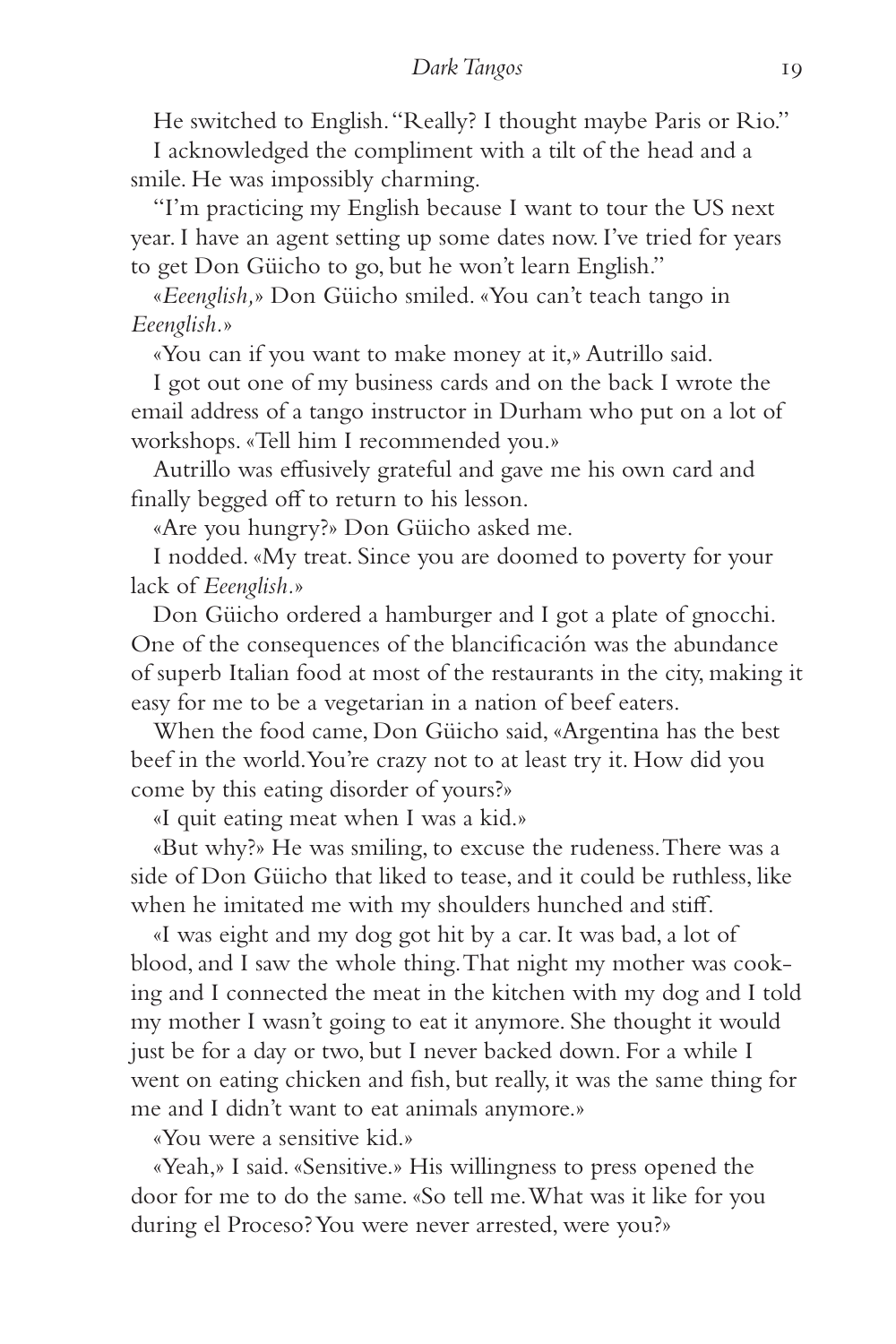He switched to English. "Really? I thought maybe Paris or Rio."

I acknowledged the compliment with a tilt of the head and a smile. He was impossibly charming.

"I'm practicing my English because I want to tour the US next year. I have an agent setting up some dates now. I've tried for years to get Don Güicho to go, but he won't learn English."

«*Eeenglish,*» Don Güicho smiled. «You can't teach tango in *Eeenglish.*»

«You can if you want to make money at it,» Autrillo said.

I got out one of my business cards and on the back I wrote the email address of a tango instructor in Durham who put on a lot of workshops. «Tell him I recommended you.»

Autrillo was effusively grateful and gave me his own card and finally begged off to return to his lesson.

«Are you hungry?» Don Güicho asked me.

I nodded. «My treat. Since you are doomed to poverty for your lack of *Eeenglish.*»

Don Güicho ordered a hamburger and I got a plate of gnocchi. One of the consequences of the blancificación was the abundance of superb Italian food at most of the restaurants in the city, making it easy for me to be a vegetarian in a nation of beef eaters.

When the food came, Don Güicho said, «Argentina has the best beef in the world. You're crazy not to at least try it. How did you come by this eating disorder of yours?»

«I quit eating meat when I was a kid.»

«But why?» He was smiling, to excuse the rudeness. There was a side of Don Güicho that liked to tease, and it could be ruthless, like when he imitated me with my shoulders hunched and stiff.

«I was eight and my dog got hit by a car. It was bad, a lot of blood, and I saw the whole thing. That night my mother was cooking and I connected the meat in the kitchen with my dog and I told my mother I wasn't going to eat it anymore. She thought it would just be for a day or two, but I never backed down. For a while I went on eating chicken and fish, but really, it was the same thing for me and I didn't want to eat animals anymore.»

«You were a sensitive kid.»

«Yeah,» I said. «Sensitive.» His willingness to press opened the door for me to do the same. «So tell me. What was it like for you during el Proceso? You were never arrested, were you?»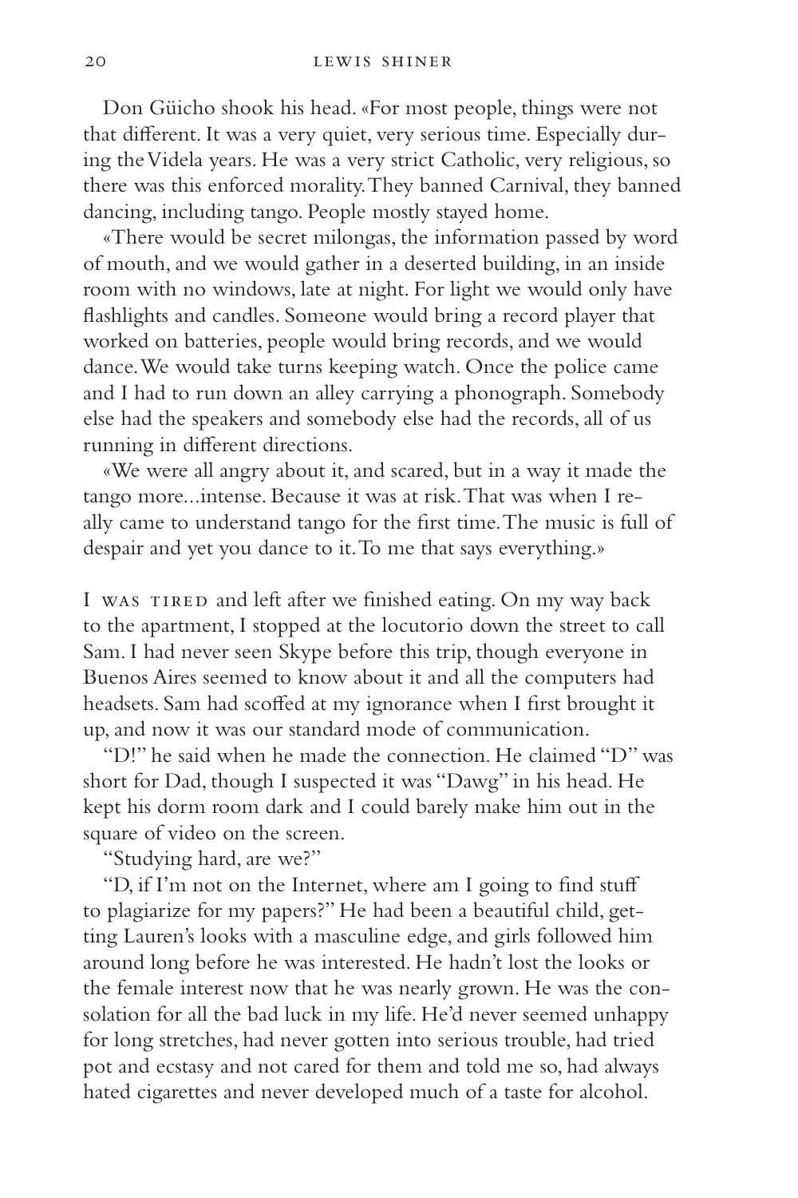Don Güicho shook his head. «For most people, things were not that different. It was a very quiet, very serious time. Especially during the Videla years. He was a very strict Catholic, very religious, so there was this enforced morality. They banned Carnival, they banned dancing, including tango. People mostly stayed home.

«There would be secret milongas, the information passed by word of mouth, and we would gather in a deserted building, in an inside room with no windows, late at night. For light we would only have flashlights and candles. Someone would bring a record player that worked on batteries, people would bring records, and we would dance. We would take turns keeping watch. Once the police came and I had to run down an alley carrying a phonograph. Somebody else had the speakers and somebody else had the records, all of us running in different directions.

«We were all angry about it, and scared, but in a way it made the tango more...intense. Because it was at risk. That was when I really came to understand tango for the first time. The music is full of despair and yet you dance to it. To me that says everything.»

I WAS TIRED and left after we finished eating. On my way back to the apartment, I stopped at the locutorio down the street to call Sam. I had never seen Skype before this trip, though everyone in Buenos Aires seemed to know about it and all the computers had headsets. Sam had scoffed at my ignorance when I first brought it up, and now it was our standard mode of communication.

"D!" he said when he made the connection. He claimed "D" was short for Dad, though I suspected it was "Dawg" in his head. He kept his dorm room dark and I could barely make him out in the square of video on the screen.

"Studying hard, are we?"

"D, if I'm not on the Internet, where am I going to find stuff to plagiarize for my papers?" He had been a beautiful child, getting Lauren's looks with a masculine edge, and girls followed him around long before he was interested. He hadn't lost the looks or the female interest now that he was nearly grown. He was the consolation for all the bad luck in my life. He'd never seemed unhappy for long stretches, had never gotten into serious trouble, had tried pot and ecstasy and not cared for them and told me so, had always hated cigarettes and never developed much of a taste for alcohol.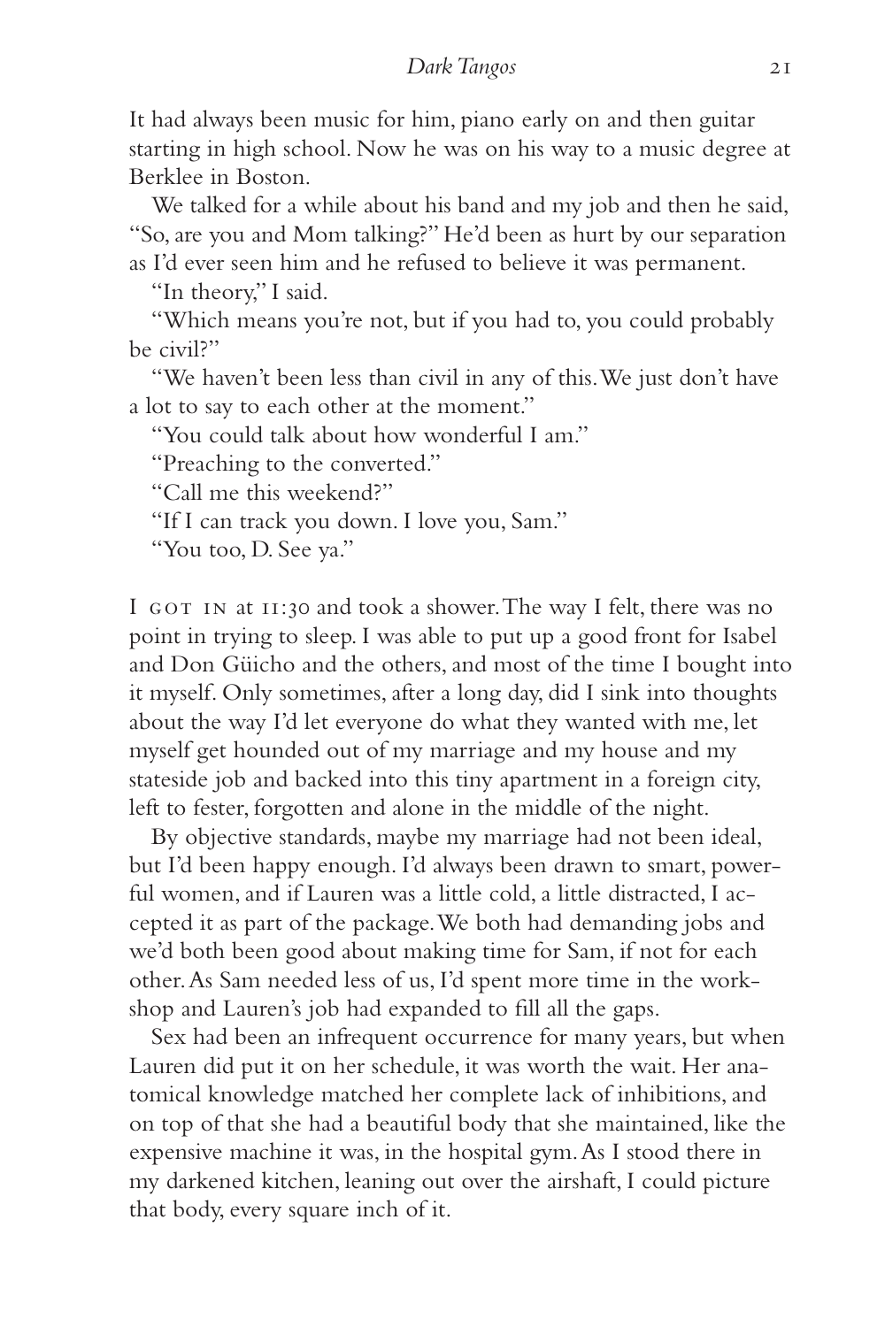It had always been music for him, piano early on and then guitar starting in high school. Now he was on his way to a music degree at Berklee in Boston.

We talked for a while about his band and my job and then he said, "So, are you and Mom talking?" He'd been as hurt by our separation as I'd ever seen him and he refused to believe it was permanent.

"In theory," I said.

"Which means you're not, but if you had to, you could probably be civil?"

"We haven't been less than civil in any of this. We just don't have a lot to say to each other at the moment."

"You could talk about how wonderful I am."

"Preaching to the converted."

"Call me this weekend?"

"If I can track you down. I love you, Sam."

"You too, D. See ya."

I got in at 11:30 and took a shower. The way I felt, there was no point in trying to sleep. I was able to put up a good front for Isabel and Don Güicho and the others, and most of the time I bought into it myself. Only sometimes, after a long day, did I sink into thoughts about the way I'd let everyone do what they wanted with me, let myself get hounded out of my marriage and my house and my stateside job and backed into this tiny apartment in a foreign city, left to fester, forgotten and alone in the middle of the night.

By objective standards, maybe my marriage had not been ideal, but I'd been happy enough. I'd always been drawn to smart, powerful women, and if Lauren was a little cold, a little distracted, I accepted it as part of the package. We both had demanding jobs and we'd both been good about making time for Sam, if not for each other. As Sam needed less of us, I'd spent more time in the workshop and Lauren's job had expanded to fill all the gaps.

Sex had been an infrequent occurrence for many years, but when Lauren did put it on her schedule, it was worth the wait. Her anatomical knowledge matched her complete lack of inhibitions, and on top of that she had a beautiful body that she maintained, like the expensive machine it was, in the hospital gym. As I stood there in my darkened kitchen, leaning out over the airshaft, I could picture that body, every square inch of it.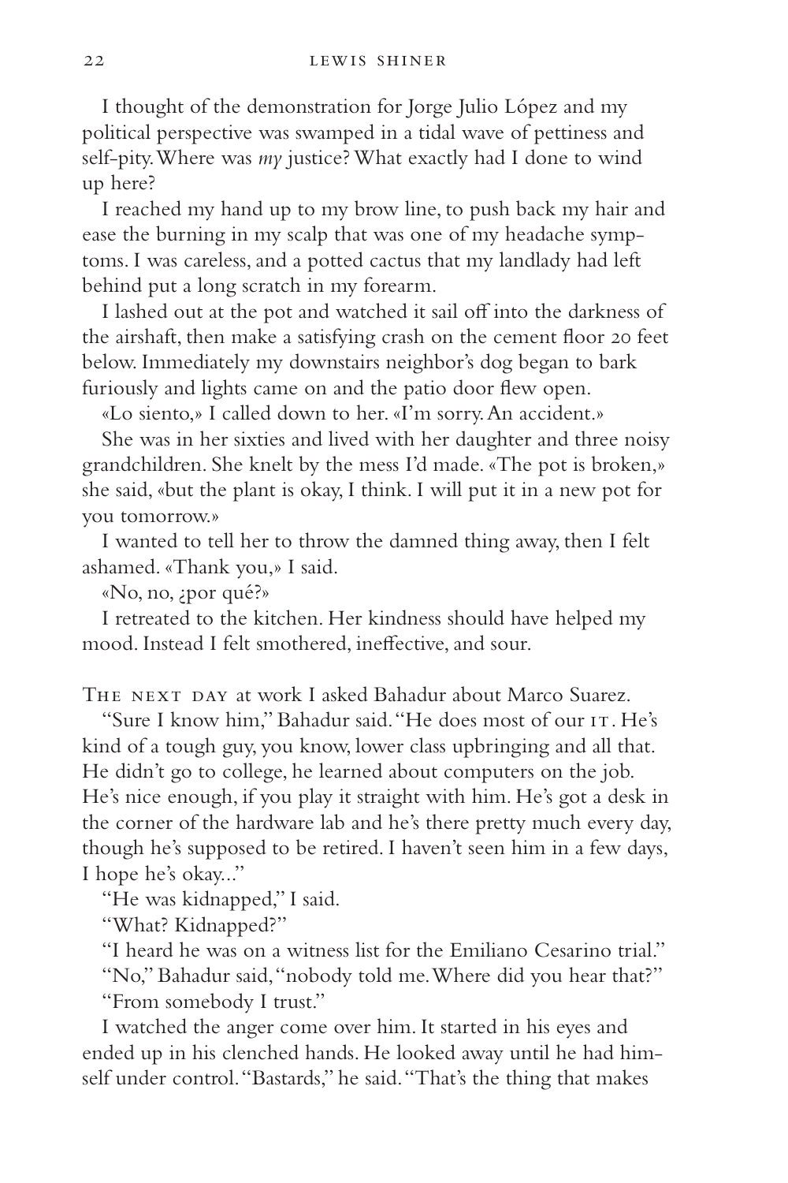I thought of the demonstration for Jorge Julio López and my political perspective was swamped in a tidal wave of pettiness and self-pity. Where was *my* justice? What exactly had I done to wind up here?

I reached my hand up to my brow line, to push back my hair and ease the burning in my scalp that was one of my headache symptoms. I was careless, and a potted cactus that my landlady had left behind put a long scratch in my forearm.

I lashed out at the pot and watched it sail off into the darkness of the airshaft, then make a satisfying crash on the cement floor 20 feet below. Immediately my downstairs neighbor's dog began to bark furiously and lights came on and the patio door flew open.

«Lo siento,» I called down to her. «I'm sorry. An accident.»

She was in her sixties and lived with her daughter and three noisy grandchildren. She knelt by the mess I'd made. «The pot is broken,» she said, «but the plant is okay, I think. I will put it in a new pot for you tomorrow.»

I wanted to tell her to throw the damned thing away, then I felt ashamed. «Thank you,» I said.

«No, no, ¿por qué?»

I retreated to the kitchen. Her kindness should have helped my mood. Instead I felt smothered, ineffective, and sour.

The next day at work I asked Bahadur about Marco Suarez.

"Sure I know him," Bahadur said. "He does most of our IT. He's kind of a tough guy, you know, lower class upbringing and all that. He didn't go to college, he learned about computers on the job. He's nice enough, if you play it straight with him. He's got a desk in the corner of the hardware lab and he's there pretty much every day, though he's supposed to be retired. I haven't seen him in a few days, I hope he's okay..."

"He was kidnapped," I said.

"What? Kidnapped?"

"I heard he was on a witness list for the Emiliano Cesarino trial."

"No," Bahadur said, "nobody told me. Where did you hear that?"

"From somebody I trust."

I watched the anger come over him. It started in his eyes and ended up in his clenched hands. He looked away until he had himself under control. "Bastards," he said. "That's the thing that makes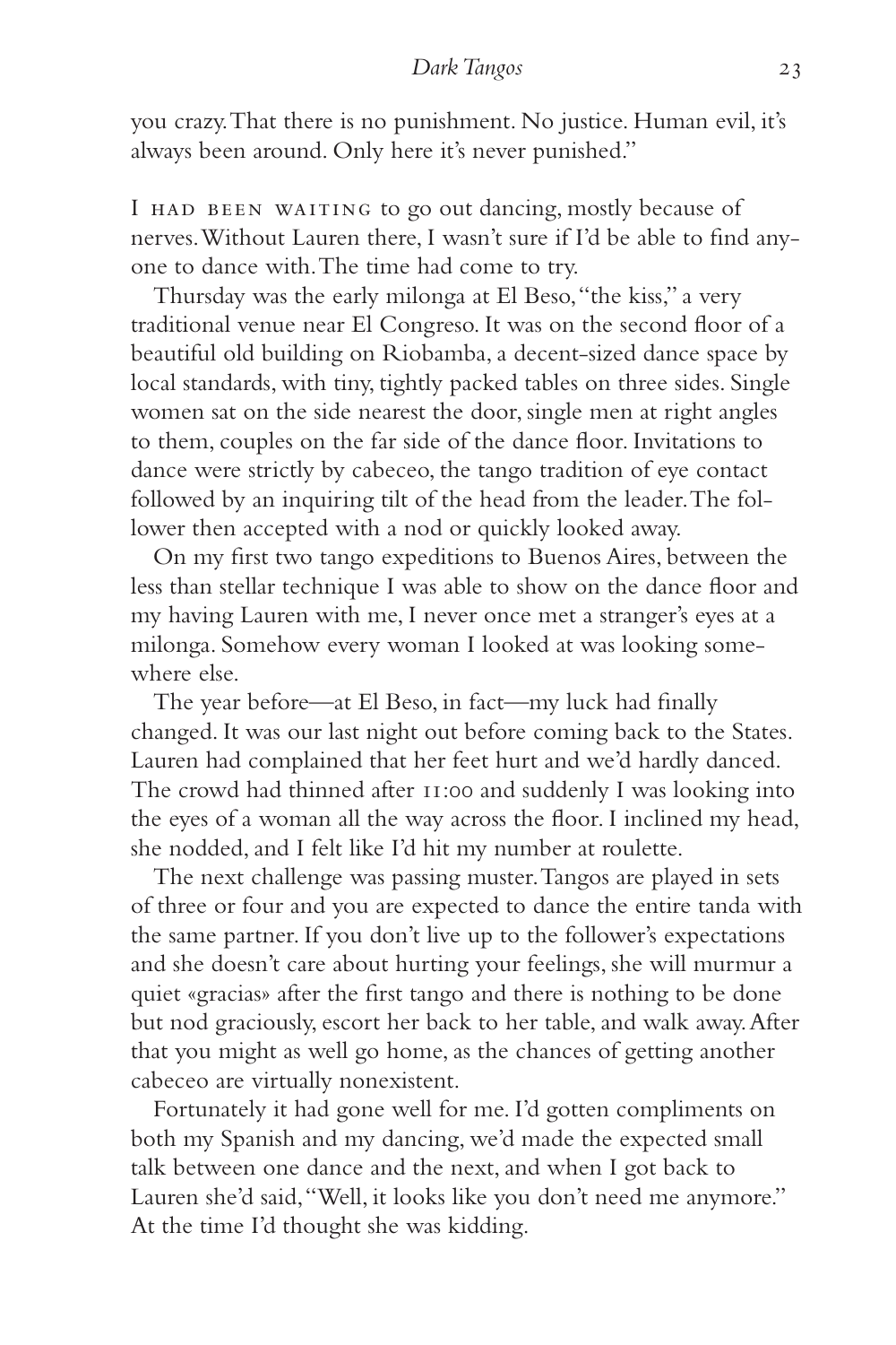you crazy. That there is no punishment. No justice. Human evil, it's always been around. Only here it's never punished."

I HAD BEEN WAITING to go out dancing, mostly because of nerves. Without Lauren there, I wasn't sure if I'd be able to find anyone to dance with. The time had come to try.

Thursday was the early milonga at El Beso, "the kiss," a very traditional venue near El Congreso. It was on the second floor of a beautiful old building on Riobamba, a decent-sized dance space by local standards, with tiny, tightly packed tables on three sides. Single women sat on the side nearest the door, single men at right angles to them, couples on the far side of the dance floor. Invitations to dance were strictly by cabeceo, the tango tradition of eye contact followed by an inquiring tilt of the head from the leader. The follower then accepted with a nod or quickly looked away.

On my first two tango expeditions to Buenos Aires, between the less than stellar technique I was able to show on the dance floor and my having Lauren with me, I never once met a stranger's eyes at a milonga. Somehow every woman I looked at was looking somewhere else.

The year before—at El Beso, in fact—my luck had finally changed. It was our last night out before coming back to the States. Lauren had complained that her feet hurt and we'd hardly danced. The crowd had thinned after 11:00 and suddenly I was looking into the eyes of a woman all the way across the floor. I inclined my head, she nodded, and I felt like I'd hit my number at roulette.

The next challenge was passing muster. Tangos are played in sets of three or four and you are expected to dance the entire tanda with the same partner. If you don't live up to the follower's expectations and she doesn't care about hurting your feelings, she will murmur a quiet «gracias» after the first tango and there is nothing to be done but nod graciously, escort her back to her table, and walk away. After that you might as well go home, as the chances of getting another cabeceo are virtually nonexistent.

Fortunately it had gone well for me. I'd gotten compliments on both my Spanish and my dancing, we'd made the expected small talk between one dance and the next, and when I got back to Lauren she'd said, "Well, it looks like you don't need me anymore." At the time I'd thought she was kidding.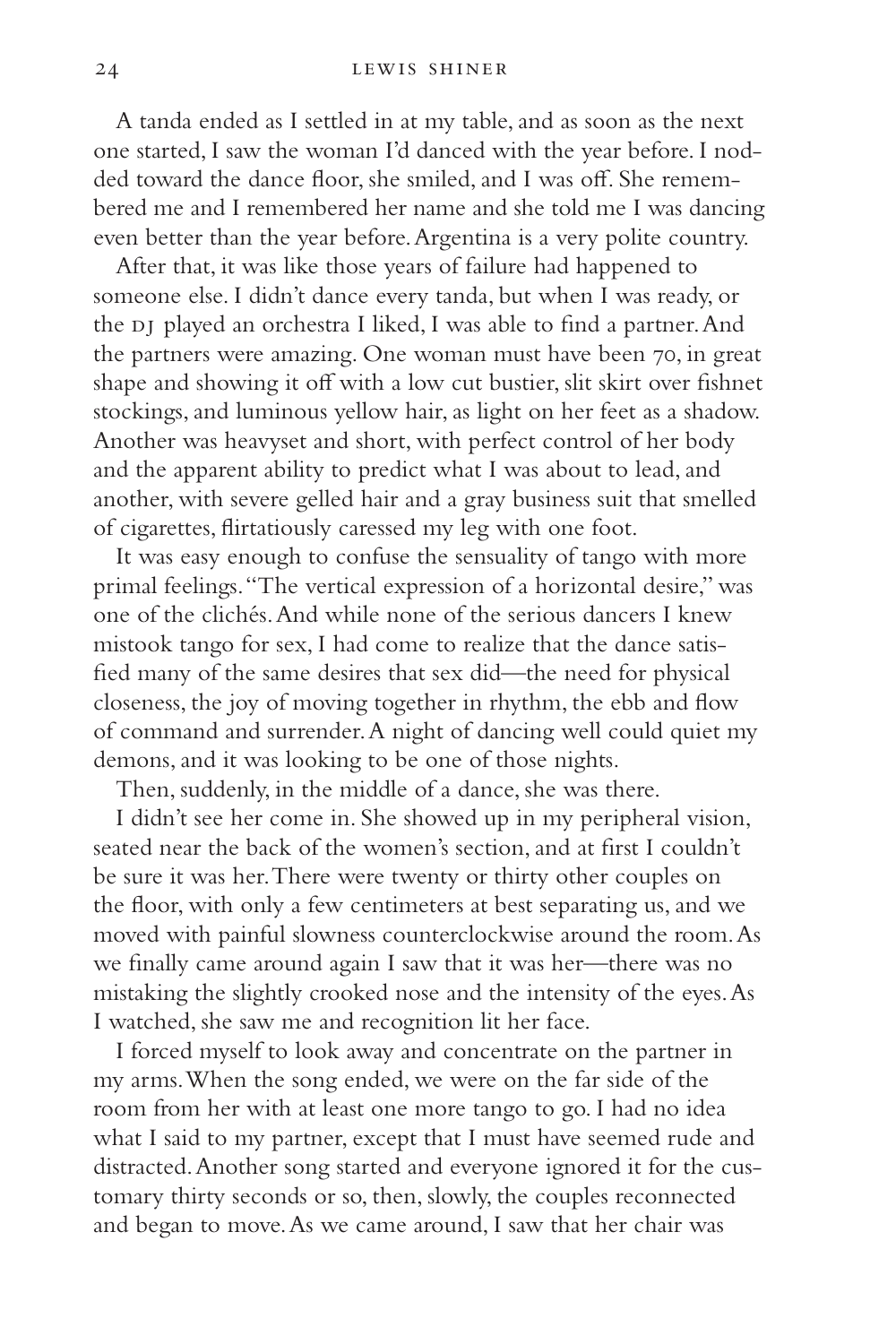A tanda ended as I settled in at my table, and as soon as the next one started, I saw the woman I'd danced with the year before. I nodded toward the dance floor, she smiled, and I was off. She remembered me and I remembered her name and she told me I was dancing even better than the year before. Argentina is a very polite country.

After that, it was like those years of failure had happened to someone else. I didn't dance every tanda, but when I was ready, or the DJ played an orchestra I liked, I was able to find a partner. And the partners were amazing. One woman must have been 70, in great shape and showing it off with a low cut bustier, slit skirt over fishnet stockings, and luminous yellow hair, as light on her feet as a shadow. Another was heavyset and short, with perfect control of her body and the apparent ability to predict what I was about to lead, and another, with severe gelled hair and a gray business suit that smelled of cigarettes, flirtatiously caressed my leg with one foot.

It was easy enough to confuse the sensuality of tango with more primal feelings. "The vertical expression of a horizontal desire," was one of the clichés. And while none of the serious dancers I knew mistook tango for sex, I had come to realize that the dance satisfied many of the same desires that sex did—the need for physical closeness, the joy of moving together in rhythm, the ebb and flow of command and surrender. A night of dancing well could quiet my demons, and it was looking to be one of those nights.

Then, suddenly, in the middle of a dance, she was there.

I didn't see her come in. She showed up in my peripheral vision, seated near the back of the women's section, and at first I couldn't be sure it was her. There were twenty or thirty other couples on the floor, with only a few centimeters at best separating us, and we moved with painful slowness counterclockwise around the room. As we finally came around again I saw that it was her—there was no mistaking the slightly crooked nose and the intensity of the eyes. As I watched, she saw me and recognition lit her face.

I forced myself to look away and concentrate on the partner in my arms. When the song ended, we were on the far side of the room from her with at least one more tango to go. I had no idea what I said to my partner, except that I must have seemed rude and distracted. Another song started and everyone ignored it for the customary thirty seconds or so, then, slowly, the couples reconnected and began to move. As we came around, I saw that her chair was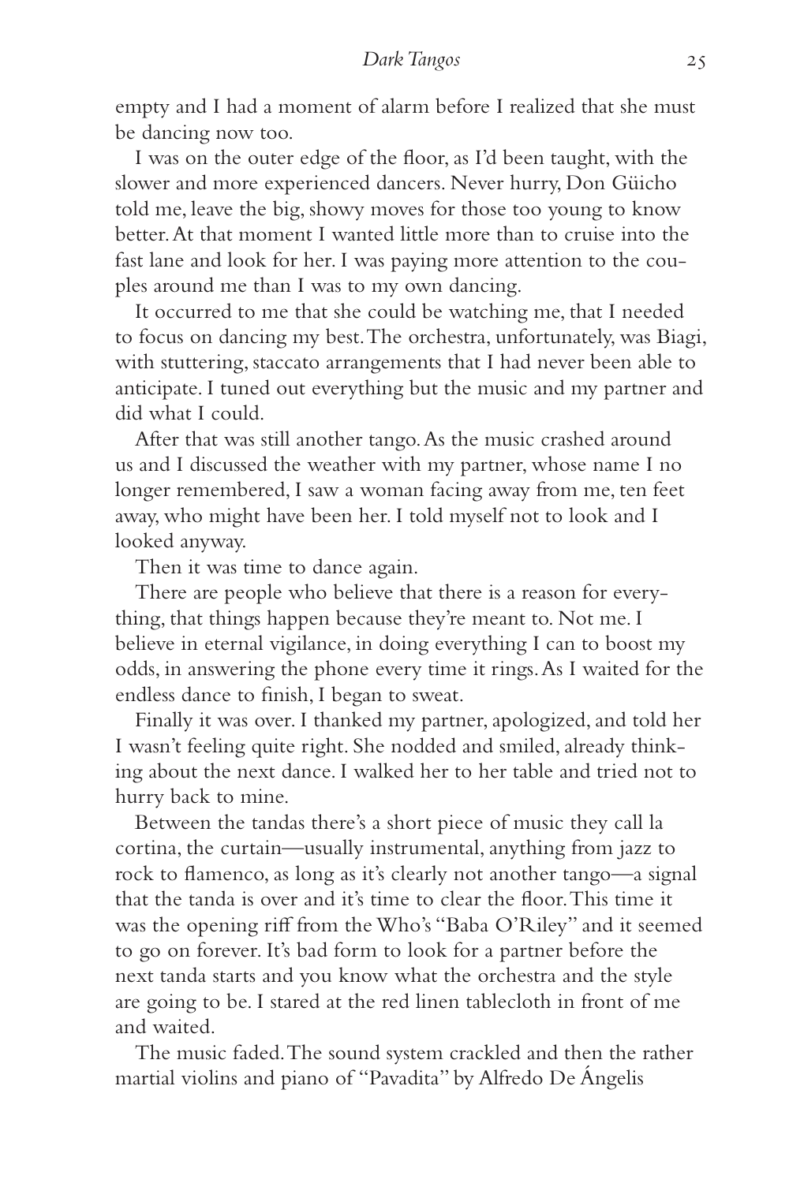empty and I had a moment of alarm before I realized that she must be dancing now too.

I was on the outer edge of the floor, as I'd been taught, with the slower and more experienced dancers. Never hurry, Don Güicho told me, leave the big, showy moves for those too young to know better. At that moment I wanted little more than to cruise into the fast lane and look for her. I was paying more attention to the couples around me than I was to my own dancing.

It occurred to me that she could be watching me, that I needed to focus on dancing my best. The orchestra, unfortunately, was Biagi, with stuttering, staccato arrangements that I had never been able to anticipate. I tuned out everything but the music and my partner and did what I could.

After that was still another tango. As the music crashed around us and I discussed the weather with my partner, whose name I no longer remembered, I saw a woman facing away from me, ten feet away, who might have been her. I told myself not to look and I looked anyway.

Then it was time to dance again.

There are people who believe that there is a reason for everything, that things happen because they're meant to. Not me. I believe in eternal vigilance, in doing everything I can to boost my odds, in answering the phone every time it rings. As I waited for the endless dance to finish, I began to sweat.

Finally it was over. I thanked my partner, apologized, and told her I wasn't feeling quite right. She nodded and smiled, already thinking about the next dance. I walked her to her table and tried not to hurry back to mine.

Between the tandas there's a short piece of music they call la cortina, the curtain—usually instrumental, anything from jazz to rock to flamenco, as long as it's clearly not another tango—a signal that the tanda is over and it's time to clear the floor. This time it was the opening riff from the Who's "Baba O'Riley" and it seemed to go on forever. It's bad form to look for a partner before the next tanda starts and you know what the orchestra and the style are going to be. I stared at the red linen tablecloth in front of me and waited.

The music faded. The sound system crackled and then the rather martial violins and piano of "Pavadita" by Alfredo De Ángelis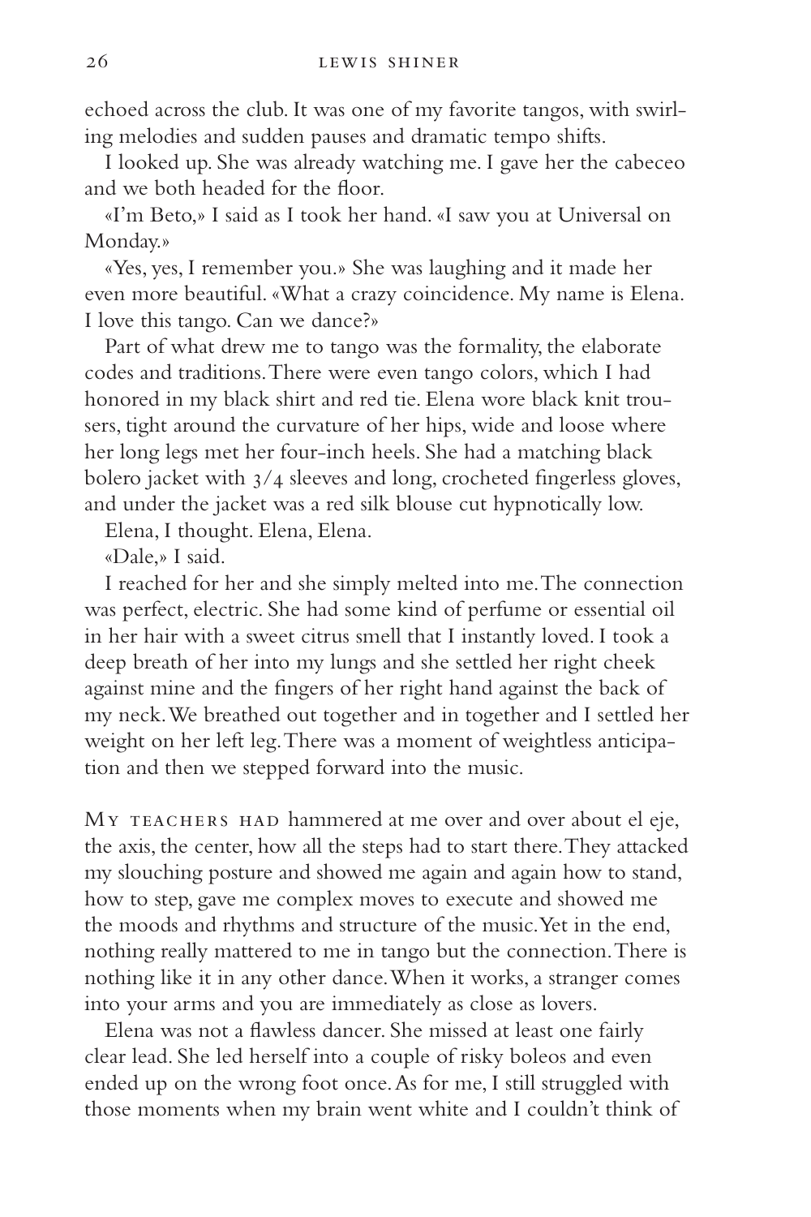echoed across the club. It was one of my favorite tangos, with swirling melodies and sudden pauses and dramatic tempo shifts.

I looked up. She was already watching me. I gave her the cabeceo and we both headed for the floor.

«I'm Beto,» I said as I took her hand. «I saw you at Universal on Monday.»

«Yes, yes, I remember you.» She was laughing and it made her even more beautiful. «What a crazy coincidence. My name is Elena. I love this tango. Can we dance?»

Part of what drew me to tango was the formality, the elaborate codes and traditions. There were even tango colors, which I had honored in my black shirt and red tie. Elena wore black knit trousers, tight around the curvature of her hips, wide and loose where her long legs met her four-inch heels. She had a matching black bolero jacket with 3/4 sleeves and long, crocheted fingerless gloves, and under the jacket was a red silk blouse cut hypnotically low.

Elena, I thought. Elena, Elena.

«Dale,» I said.

I reached for her and she simply melted into me. The connection was perfect, electric. She had some kind of perfume or essential oil in her hair with a sweet citrus smell that I instantly loved. I took a deep breath of her into my lungs and she settled her right cheek against mine and the fingers of her right hand against the back of my neck. We breathed out together and in together and I settled her weight on her left leg. There was a moment of weightless anticipation and then we stepped forward into the music.

My teachers had hammered at me over and over about el eje, the axis, the center, how all the steps had to start there. They attacked my slouching posture and showed me again and again how to stand, how to step, gave me complex moves to execute and showed me the moods and rhythms and structure of the music. Yet in the end, nothing really mattered to me in tango but the connection. There is nothing like it in any other dance. When it works, a stranger comes into your arms and you are immediately as close as lovers.

Elena was not a flawless dancer. She missed at least one fairly clear lead. She led herself into a couple of risky boleos and even ended up on the wrong foot once. As for me, I still struggled with those moments when my brain went white and I couldn't think of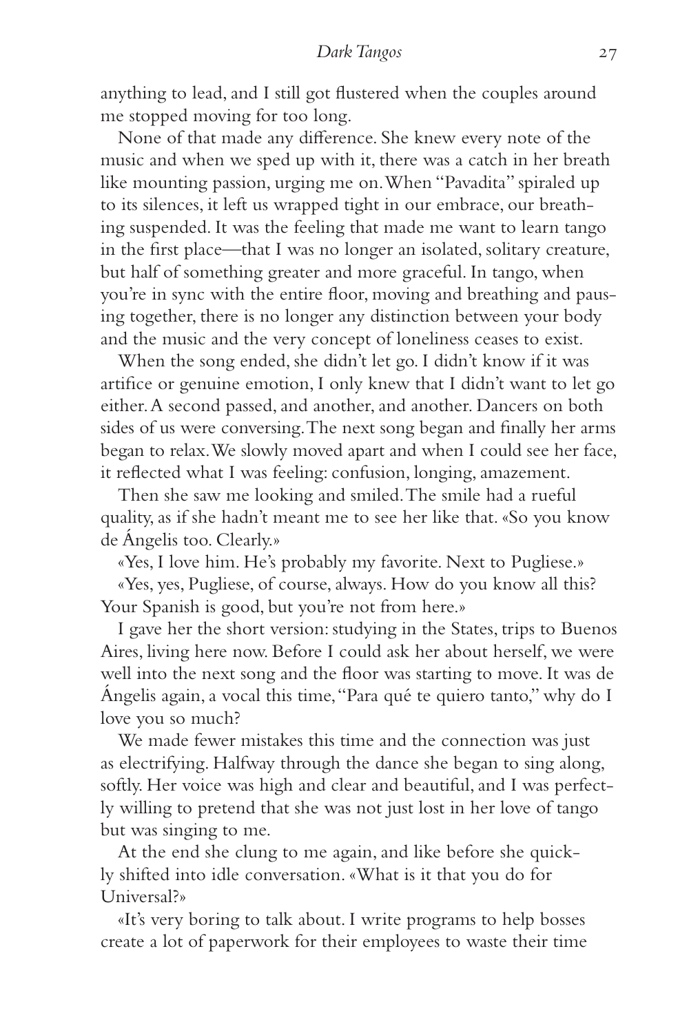anything to lead, and I still got flustered when the couples around me stopped moving for too long.

None of that made any difference. She knew every note of the music and when we sped up with it, there was a catch in her breath like mounting passion, urging me on. When "Pavadita" spiraled up to its silences, it left us wrapped tight in our embrace, our breathing suspended. It was the feeling that made me want to learn tango in the first place—that I was no longer an isolated, solitary creature, but half of something greater and more graceful. In tango, when you're in sync with the entire floor, moving and breathing and pausing together, there is no longer any distinction between your body and the music and the very concept of loneliness ceases to exist.

When the song ended, she didn't let go. I didn't know if it was artifice or genuine emotion, I only knew that I didn't want to let go either. A second passed, and another, and another. Dancers on both sides of us were conversing. The next song began and finally her arms began to relax. We slowly moved apart and when I could see her face, it reflected what I was feeling: confusion, longing, amazement.

Then she saw me looking and smiled. The smile had a rueful quality, as if she hadn't meant me to see her like that. «So you know de Ángelis too. Clearly.»

«Yes, I love him. He's probably my favorite. Next to Pugliese.»

«Yes, yes, Pugliese, of course, always. How do you know all this? Your Spanish is good, but you're not from here.»

I gave her the short version: studying in the States, trips to Buenos Aires, living here now. Before I could ask her about herself, we were well into the next song and the floor was starting to move. It was de Ángelis again, a vocal this time, "Para qué te quiero tanto," why do I love you so much?

We made fewer mistakes this time and the connection was just as electrifying. Halfway through the dance she began to sing along, softly. Her voice was high and clear and beautiful, and I was perfectly willing to pretend that she was not just lost in her love of tango but was singing to me.

At the end she clung to me again, and like before she quickly shifted into idle conversation. «What is it that you do for Universal?»

«It's very boring to talk about. I write programs to help bosses create a lot of paperwork for their employees to waste their time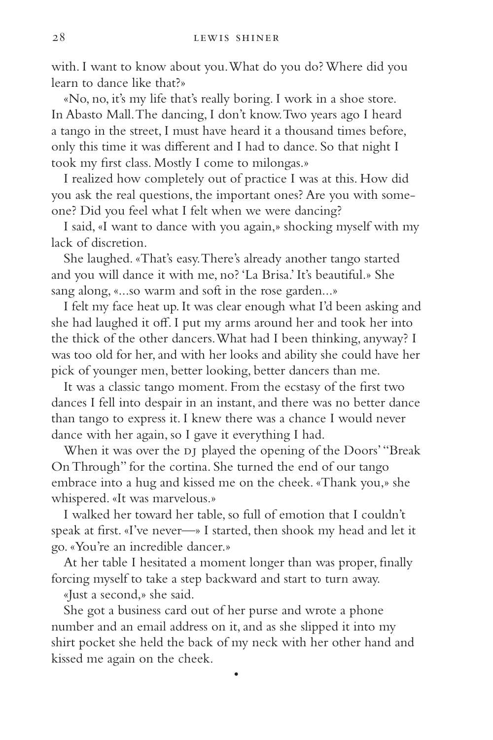with. I want to know about you. What do you do? Where did you learn to dance like that?»

«No, no, it's my life that's really boring. I work in a shoe store. In Abasto Mall. The dancing, I don't know. Two years ago I heard a tango in the street, I must have heard it a thousand times before, only this time it was different and I had to dance. So that night I took my first class. Mostly I come to milongas.»

I realized how completely out of practice I was at this. How did you ask the real questions, the important ones? Are you with someone? Did you feel what I felt when we were dancing?

I said, «I want to dance with you again,» shocking myself with my lack of discretion.

She laughed. «That's easy. There's already another tango started and you will dance it with me, no? 'La Brisa.' It's beautiful.» She sang along, «...so warm and soft in the rose garden...»

I felt my face heat up. It was clear enough what I'd been asking and she had laughed it off. I put my arms around her and took her into the thick of the other dancers. What had I been thinking, anyway? I was too old for her, and with her looks and ability she could have her pick of younger men, better looking, better dancers than me.

It was a classic tango moment. From the ecstasy of the first two dances I fell into despair in an instant, and there was no better dance than tango to express it. I knew there was a chance I would never dance with her again, so I gave it everything I had.

When it was over the DJ played the opening of the Doors' "Break On Through" for the cortina. She turned the end of our tango embrace into a hug and kissed me on the cheek. «Thank you,» she whispered. «It was marvelous.»

I walked her toward her table, so full of emotion that I couldn't speak at first. «I've never—» I started, then shook my head and let it go. «You're an incredible dancer.»

At her table I hesitated a moment longer than was proper, finally forcing myself to take a step backward and start to turn away.

«Just a second,» she said.

She got a business card out of her purse and wrote a phone number and an email address on it, and as she slipped it into my shirt pocket she held the back of my neck with her other hand and kissed me again on the cheek.

•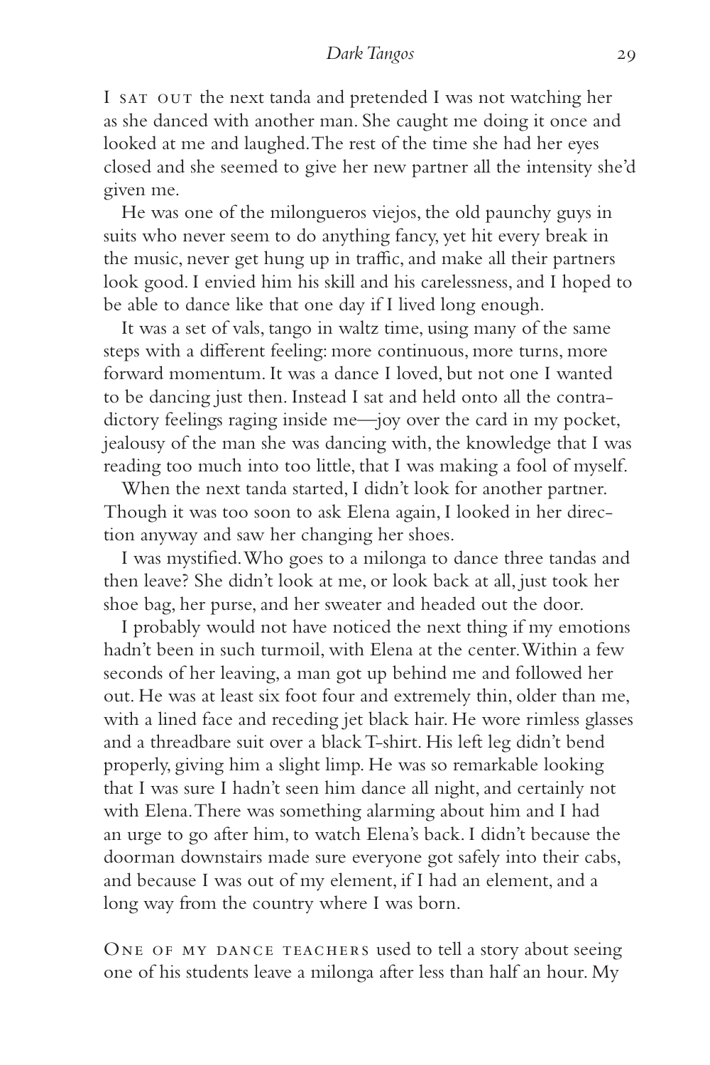I sat out the next tanda and pretended I was not watching her as she danced with another man. She caught me doing it once and looked at me and laughed. The rest of the time she had her eyes closed and she seemed to give her new partner all the intensity she'd given me.

He was one of the milongueros viejos, the old paunchy guys in suits who never seem to do anything fancy, yet hit every break in the music, never get hung up in traffic, and make all their partners look good. I envied him his skill and his carelessness, and I hoped to be able to dance like that one day if I lived long enough.

It was a set of vals, tango in waltz time, using many of the same steps with a different feeling: more continuous, more turns, more forward momentum. It was a dance I loved, but not one I wanted to be dancing just then. Instead I sat and held onto all the contradictory feelings raging inside me—joy over the card in my pocket, jealousy of the man she was dancing with, the knowledge that I was reading too much into too little, that I was making a fool of myself.

When the next tanda started, I didn't look for another partner. Though it was too soon to ask Elena again, I looked in her direction anyway and saw her changing her shoes.

I was mystified. Who goes to a milonga to dance three tandas and then leave? She didn't look at me, or look back at all, just took her shoe bag, her purse, and her sweater and headed out the door.

I probably would not have noticed the next thing if my emotions hadn't been in such turmoil, with Elena at the center. Within a few seconds of her leaving, a man got up behind me and followed her out. He was at least six foot four and extremely thin, older than me, with a lined face and receding jet black hair. He wore rimless glasses and a threadbare suit over a black T-shirt. His left leg didn't bend properly, giving him a slight limp. He was so remarkable looking that I was sure I hadn't seen him dance all night, and certainly not with Elena. There was something alarming about him and I had an urge to go after him, to watch Elena's back. I didn't because the doorman downstairs made sure everyone got safely into their cabs, and because I was out of my element, if I had an element, and a long way from the country where I was born.

One of my dance teachers used to tell a story about seeing one of his students leave a milonga after less than half an hour. My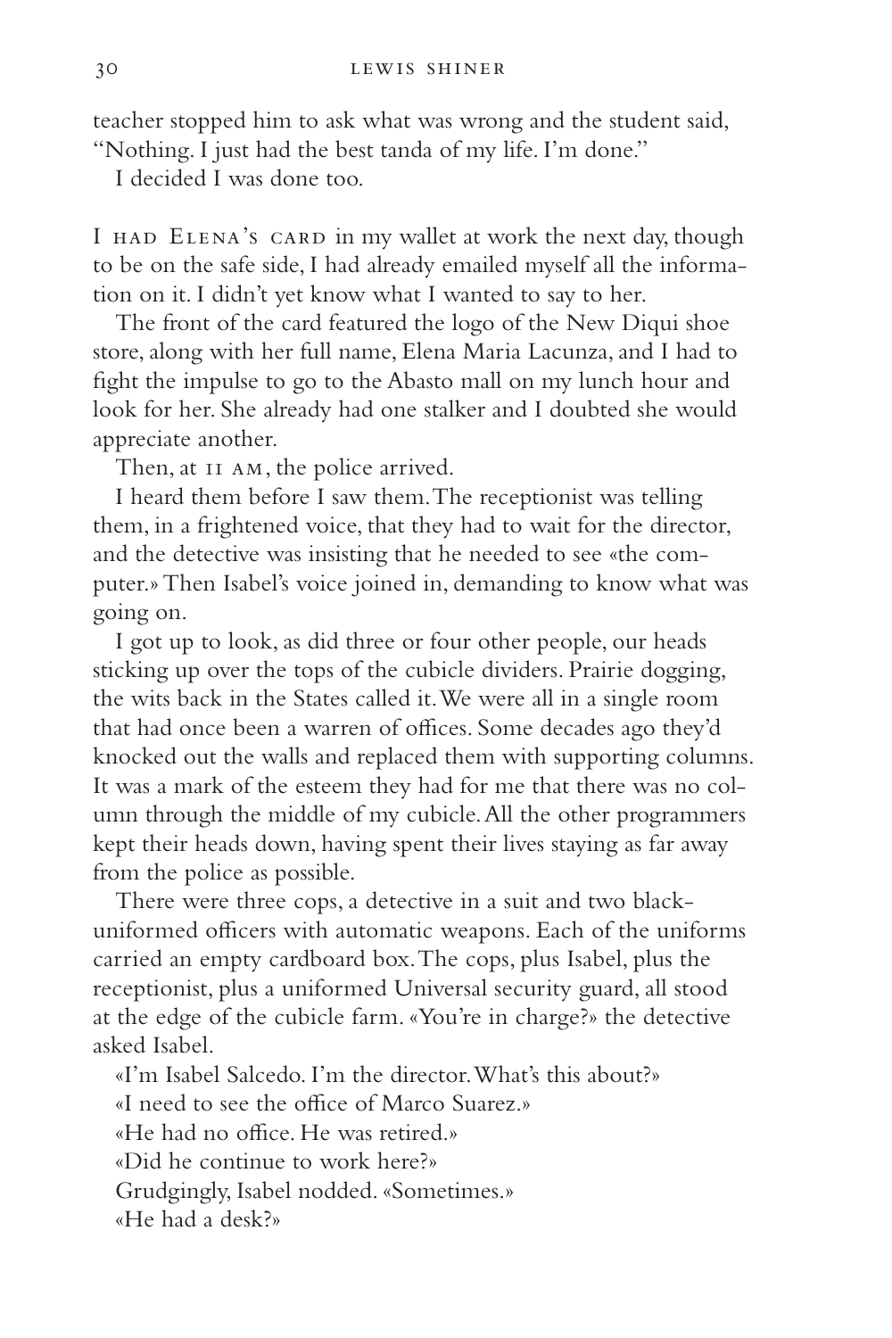teacher stopped him to ask what was wrong and the student said, "Nothing. I just had the best tanda of my life. I'm done."

I decided I was done too.

I had Elena's card in my wallet at work the next day, though to be on the safe side, I had already emailed myself all the information on it. I didn't yet know what I wanted to say to her.

The front of the card featured the logo of the New Diqui shoe store, along with her full name, Elena Maria Lacunza, and I had to fight the impulse to go to the Abasto mall on my lunch hour and look for her. She already had one stalker and I doubted she would appreciate another.

Then, at 11 AM, the police arrived.

I heard them before I saw them. The receptionist was telling them, in a frightened voice, that they had to wait for the director, and the detective was insisting that he needed to see «the computer.» Then Isabel's voice joined in, demanding to know what was going on.

I got up to look, as did three or four other people, our heads sticking up over the tops of the cubicle dividers. Prairie dogging, the wits back in the States called it. We were all in a single room that had once been a warren of offices. Some decades ago they'd knocked out the walls and replaced them with supporting columns. It was a mark of the esteem they had for me that there was no column through the middle of my cubicle. All the other programmers kept their heads down, having spent their lives staying as far away from the police as possible.

There were three cops, a detective in a suit and two black-uniformed officers with automatic weapons. Each of the uniforms carried an empty cardboard box. The cops, plus Isabel, plus the receptionist, plus a uniformed Universal security guard, all stood at the edge of the cubicle farm. «You're in charge?» the detective asked Isabel.

«I'm Isabel Salcedo. I'm the director. What's this about?»

«I need to see the office of Marco Suarez.»

«He had no office. He was retired.»

«Did he continue to work here?»

Grudgingly, Isabel nodded. «Sometimes.»

«He had a desk?»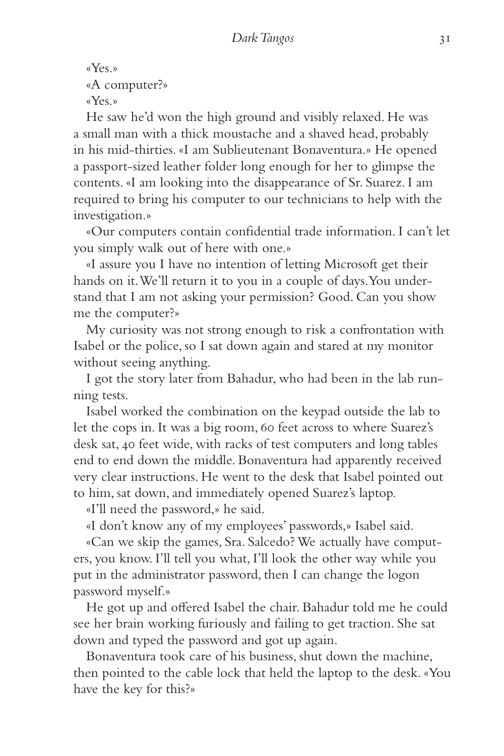«Yes.»

«A computer?»

«Yes.»

He saw he'd won the high ground and visibly relaxed. He was a small man with a thick moustache and a shaved head, probably in his mid-thirties. «I am Sublieutenant Bonaventura.» He opened a passport-sized leather folder long enough for her to glimpse the contents. «I am looking into the disappearance of Sr. Suarez. I am required to bring his computer to our technicians to help with the investigation.»

«Our computers contain confidential trade information. I can't let you simply walk out of here with one.»

«I assure you I have no intention of letting Microsoft get their hands on it. We'll return it to you in a couple of days. You understand that I am not asking your permission? Good. Can you show me the computer?»

My curiosity was not strong enough to risk a confrontation with Isabel or the police, so I sat down again and stared at my monitor without seeing anything.

I got the story later from Bahadur, who had been in the lab running tests.

Isabel worked the combination on the keypad outside the lab to let the cops in. It was a big room, 60 feet across to where Suarez's desk sat, 40 feet wide, with racks of test computers and long tables end to end down the middle. Bonaventura had apparently received very clear instructions. He went to the desk that Isabel pointed out to him, sat down, and immediately opened Suarez's laptop.

«I'll need the password,» he said.

«I don't know any of my employees' passwords,» Isabel said.

«Can we skip the games, Sra. Salcedo? We actually have computers, you know. I'll tell you what, I'll look the other way while you put in the administrator password, then I can change the logon password myself.»

He got up and offered Isabel the chair. Bahadur told me he could see her brain working furiously and failing to get traction. She sat down and typed the password and got up again.

Bonaventura took care of his business, shut down the machine, then pointed to the cable lock that held the laptop to the desk. «You have the key for this?»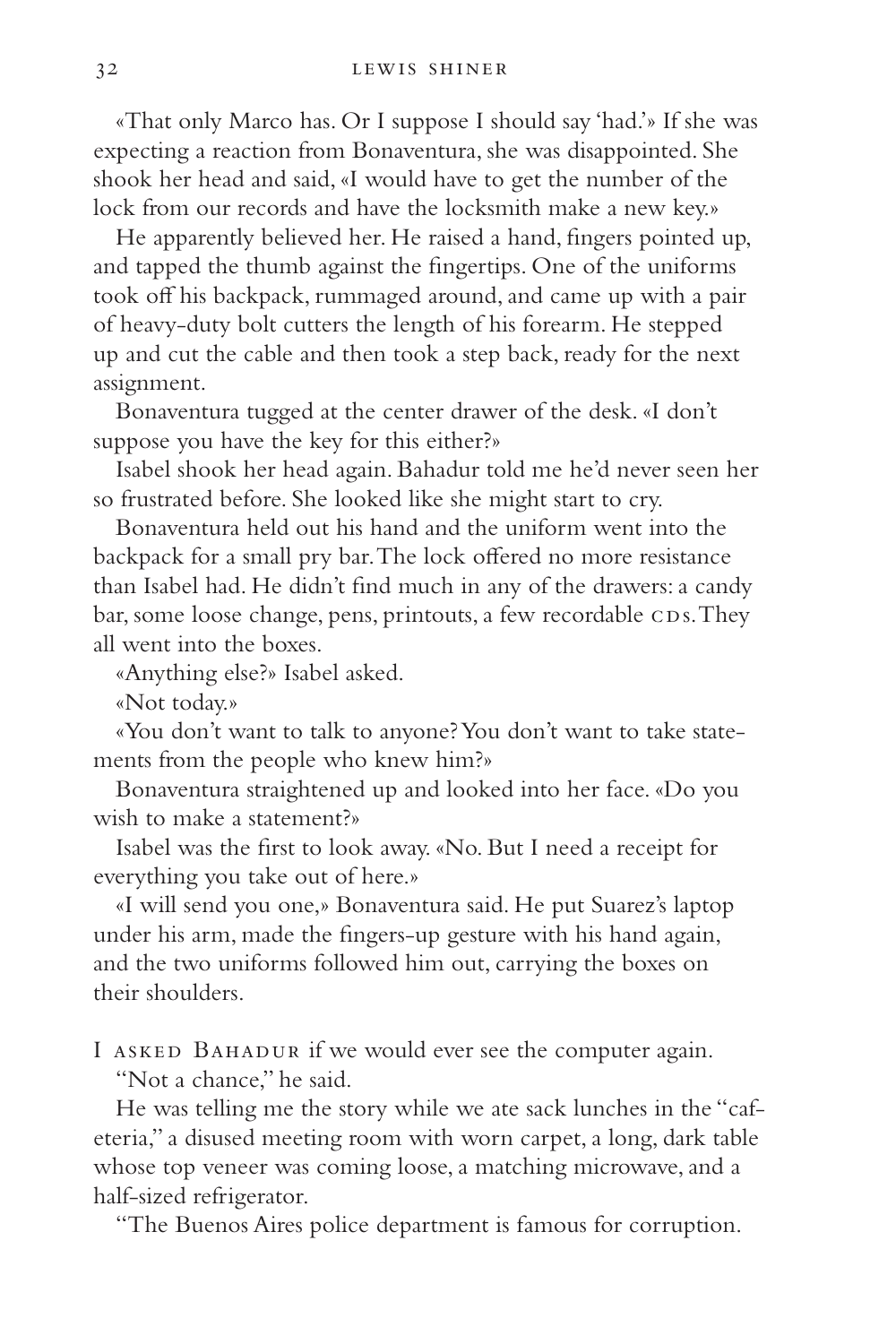«That only Marco has. Or I suppose I should say 'had.'» If she was expecting a reaction from Bonaventura, she was disappointed. She shook her head and said, «I would have to get the number of the lock from our records and have the locksmith make a new key.»

He apparently believed her. He raised a hand, fingers pointed up, and tapped the thumb against the fingertips. One of the uniforms took off his backpack, rummaged around, and came up with a pair of heavy-duty bolt cutters the length of his forearm. He stepped up and cut the cable and then took a step back, ready for the next assignment.

Bonaventura tugged at the center drawer of the desk. «I don't suppose you have the key for this either?»

Isabel shook her head again. Bahadur told me he'd never seen her so frustrated before. She looked like she might start to cry.

Bonaventura held out his hand and the uniform went into the backpack for a small pry bar. The lock offered no more resistance than Isabel had. He didn't find much in any of the drawers: a candy bar, some loose change, pens, printouts, a few recordable CDs. They all went into the boxes.

«Anything else?» Isabel asked.

«Not today.»

«You don't want to talk to anyone? You don't want to take statements from the people who knew him?»

Bonaventura straightened up and looked into her face. «Do you wish to make a statement?»

Isabel was the first to look away. «No. But I need a receipt for everything you take out of here.»

«I will send you one,» Bonaventura said. He put Suarez's laptop under his arm, made the fingers-up gesture with his hand again, and the two uniforms followed him out, carrying the boxes on their shoulders.

I ASKED BAHADUR if we would ever see the computer again.

"Not a chance," he said.

He was telling me the story while we ate sack lunches in the "cafeteria," a disused meeting room with worn carpet, a long, dark table whose top veneer was coming loose, a matching microwave, and a half-sized refrigerator.

"The Buenos Aires police department is famous for corruption.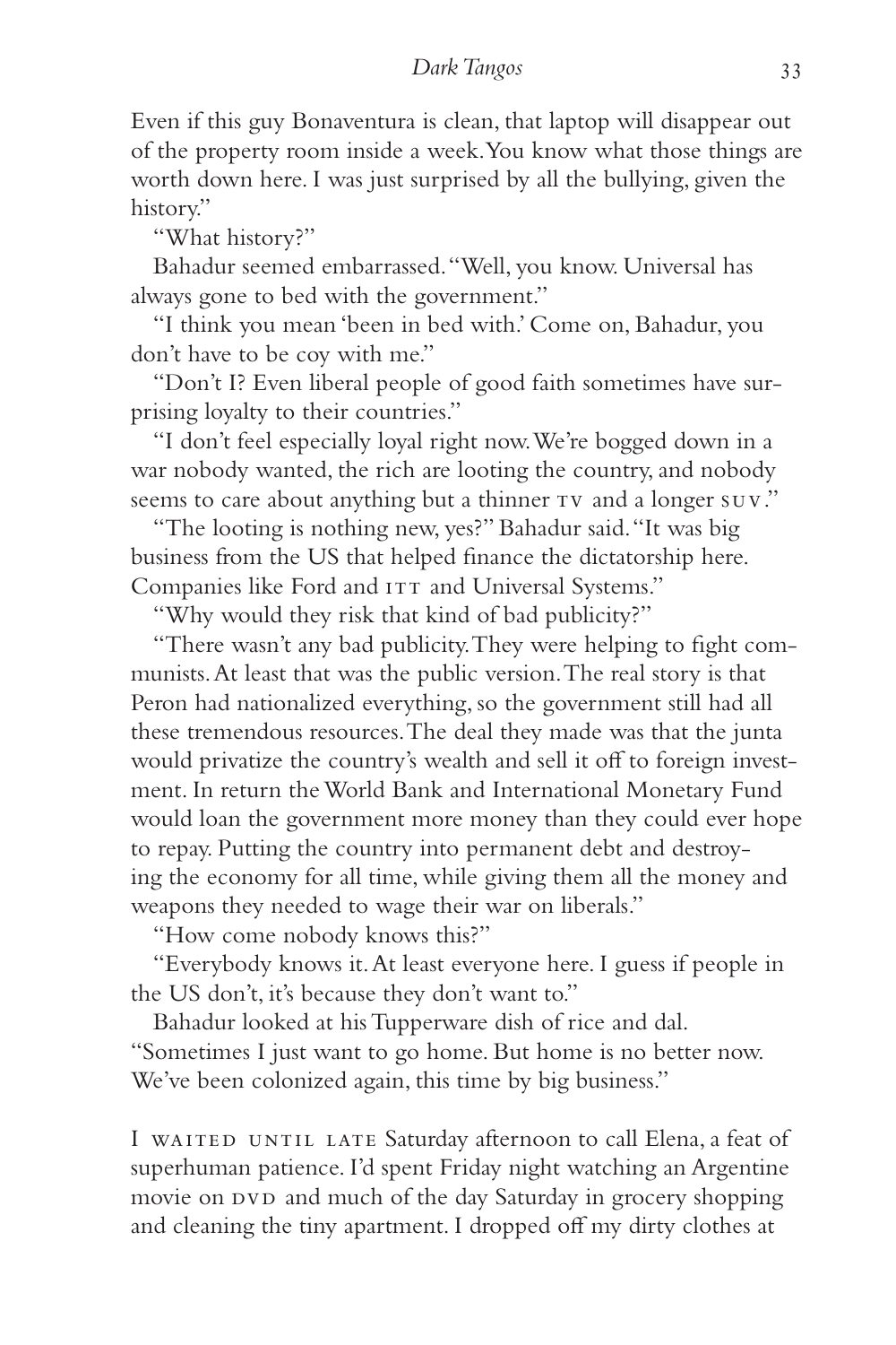Even if this guy Bonaventura is clean, that laptop will disappear out of the property room inside a week. You know what those things are worth down here. I was just surprised by all the bullying, given the history."

"What history?"

Bahadur seemed embarrassed. "Well, you know. Universal has always gone to bed with the government."

"I think you mean 'been in bed with.' Come on, Bahadur, you don't have to be coy with me."

"Don't I? Even liberal people of good faith sometimes have surprising loyalty to their countries."

"I don't feel especially loyal right now. We're bogged down in a war nobody wanted, the rich are looting the country, and nobody seems to care about anything but a thinner TV and a longer SUV."

"The looting is nothing new, yes?" Bahadur said. "It was big business from the US that helped finance the dictatorship here. Companies like Ford and ITT and Universal Systems."

"Why would they risk that kind of bad publicity?"

"There wasn't any bad publicity. They were helping to fight communists. At least that was the public version. The real story is that Peron had nationalized everything, so the government still had all these tremendous resources. The deal they made was that the junta would privatize the country's wealth and sell it off to foreign investment. In return the World Bank and International Monetary Fund would loan the government more money than they could ever hope to repay. Putting the country into permanent debt and destroying the economy for all time, while giving them all the money and weapons they needed to wage their war on liberals."

"How come nobody knows this?"

"Everybody knows it. At least everyone here. I guess if people in the US don't, it's because they don't want to."

Bahadur looked at his Tupperware dish of rice and dal. "Sometimes I just want to go home. But home is no better now. We've been colonized again, this time by big business."

I WAITED UNTIL LATE Saturday afternoon to call Elena, a feat of superhuman patience. I'd spent Friday night watching an Argentine movie on DVD and much of the day Saturday in grocery shopping and cleaning the tiny apartment. I dropped off my dirty clothes at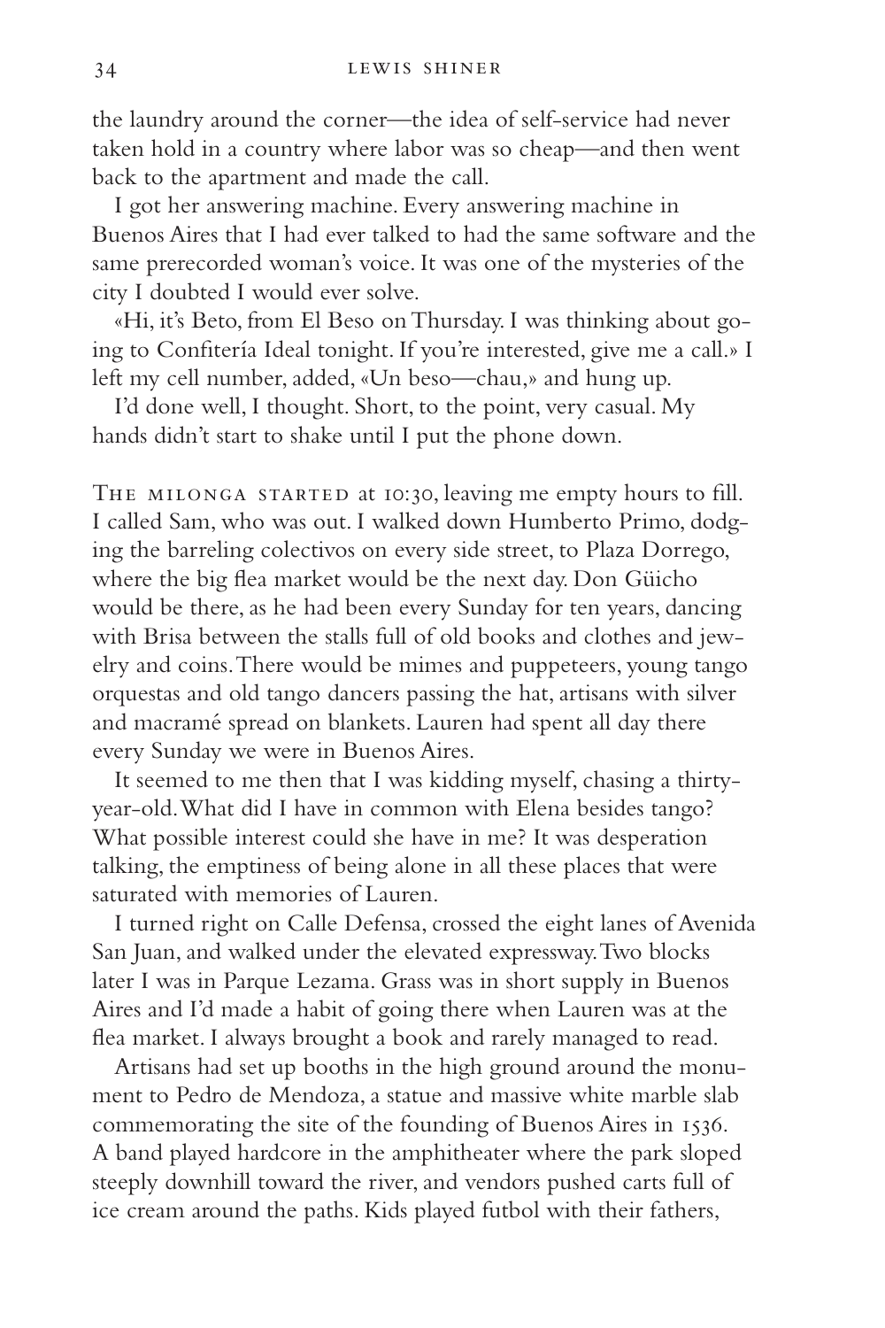the laundry around the corner—the idea of self-service had never taken hold in a country where labor was so cheap—and then went back to the apartment and made the call.

I got her answering machine. Every answering machine in Buenos Aires that I had ever talked to had the same software and the same prerecorded woman's voice. It was one of the mysteries of the city I doubted I would ever solve.

«Hi, it's Beto, from El Beso on Thursday. I was thinking about going to Confitería Ideal tonight. If you're interested, give me a call.» I left my cell number, added, «Un beso—chau,» and hung up.

I'd done well, I thought. Short, to the point, very casual. My hands didn't start to shake until I put the phone down.

The milonga started at 10:30, leaving me empty hours to fill. I called Sam, who was out. I walked down Humberto Primo, dodging the barreling colectivos on every side street, to Plaza Dorrego, where the big flea market would be the next day. Don Güicho would be there, as he had been every Sunday for ten years, dancing with Brisa between the stalls full of old books and clothes and jewelry and coins. There would be mimes and puppeteers, young tango orquestas and old tango dancers passing the hat, artisans with silver and macramé spread on blankets. Lauren had spent all day there every Sunday we were in Buenos Aires.

It seemed to me then that I was kidding myself, chasing a thirty-year-old. What did I have in common with Elena besides tango? What possible interest could she have in me? It was desperation talking, the emptiness of being alone in all these places that were saturated with memories of Lauren.

I turned right on Calle Defensa, crossed the eight lanes of Avenida San Juan, and walked under the elevated expressway. Two blocks later I was in Parque Lezama. Grass was in short supply in Buenos Aires and I'd made a habit of going there when Lauren was at the flea market. I always brought a book and rarely managed to read.

Artisans had set up booths in the high ground around the monument to Pedro de Mendoza, a statue and massive white marble slab commemorating the site of the founding of Buenos Aires in 1536. A band played hardcore in the amphitheater where the park sloped steeply downhill toward the river, and vendors pushed carts full of ice cream around the paths. Kids played futbol with their fathers,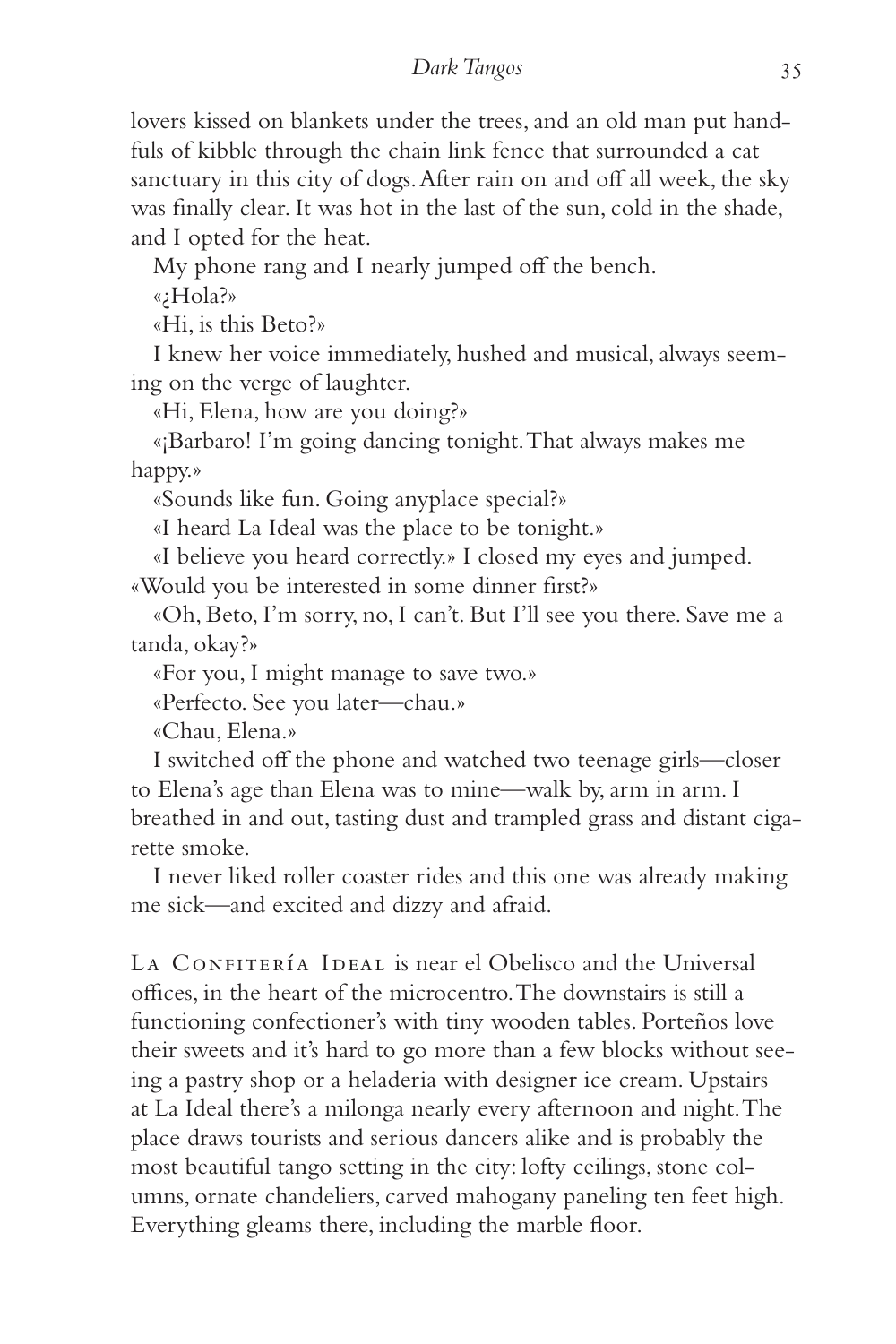lovers kissed on blankets under the trees, and an old man put handfuls of kibble through the chain link fence that surrounded a cat sanctuary in this city of dogs. After rain on and off all week, the sky was finally clear. It was hot in the last of the sun, cold in the shade, and I opted for the heat.

My phone rang and I nearly jumped off the bench.

«¿Hola?»

«Hi, is this Beto?»

I knew her voice immediately, hushed and musical, always seeming on the verge of laughter.

«Hi, Elena, how are you doing?»

«¡Barbaro! I'm going dancing tonight. That always makes me happy.»

«Sounds like fun. Going anyplace special?»

«I heard La Ideal was the place to be tonight.»

«I believe you heard correctly.» I closed my eyes and jumped. «Would you be interested in some dinner first?»

«Oh, Beto, I'm sorry, no, I can't. But I'll see you there. Save me a tanda, okay?»

«For you, I might manage to save two.»

«Perfecto. See you later—chau.»

«Chau, Elena.»

I switched off the phone and watched two teenage girls—closer to Elena's age than Elena was to mine—walk by, arm in arm. I breathed in and out, tasting dust and trampled grass and distant cigarette smoke.

I never liked roller coaster rides and this one was already making me sick—and excited and dizzy and afraid.

La Confitería Ideal is near el Obelisco and the Universal offices, in the heart of the microcentro. The downstairs is still a functioning confectioner's with tiny wooden tables. Porteños love their sweets and it's hard to go more than a few blocks without seeing a pastry shop or a heladeria with designer ice cream. Upstairs at La Ideal there's a milonga nearly every afternoon and night. The place draws tourists and serious dancers alike and is probably the most beautiful tango setting in the city: lofty ceilings, stone columns, ornate chandeliers, carved mahogany paneling ten feet high. Everything gleams there, including the marble floor.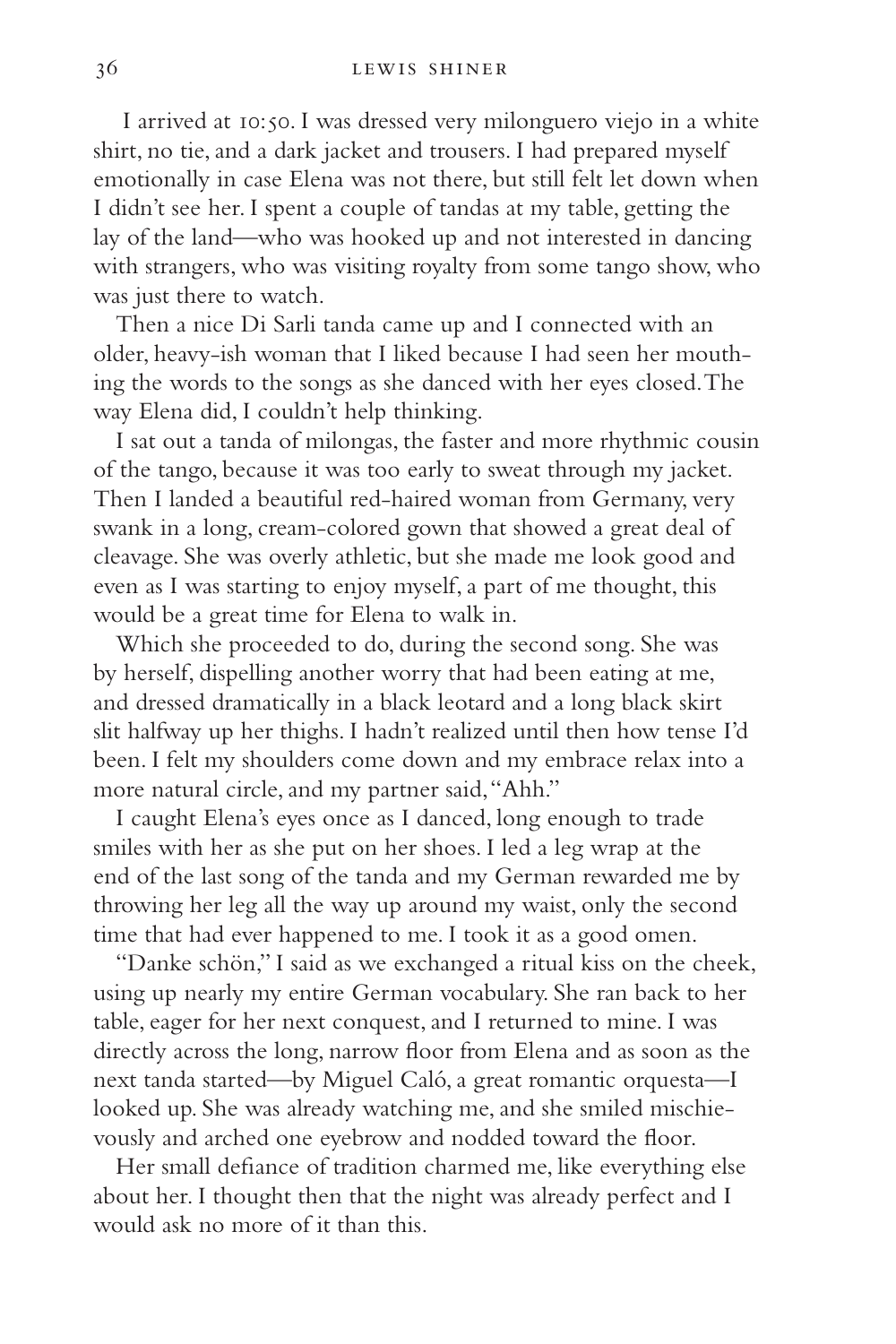I arrived at 10:50. I was dressed very milonguero viejo in a white shirt, no tie, and a dark jacket and trousers. I had prepared myself emotionally in case Elena was not there, but still felt let down when I didn't see her. I spent a couple of tandas at my table, getting the lay of the land—who was hooked up and not interested in dancing with strangers, who was visiting royalty from some tango show, who was just there to watch.

Then a nice Di Sarli tanda came up and I connected with an older, heavy-ish woman that I liked because I had seen her mouthing the words to the songs as she danced with her eyes closed. The way Elena did, I couldn't help thinking.

I sat out a tanda of milongas, the faster and more rhythmic cousin of the tango, because it was too early to sweat through my jacket. Then I landed a beautiful red-haired woman from Germany, very swank in a long, cream-colored gown that showed a great deal of cleavage. She was overly athletic, but she made me look good and even as I was starting to enjoy myself, a part of me thought, this would be a great time for Elena to walk in.

Which she proceeded to do, during the second song. She was by herself, dispelling another worry that had been eating at me, and dressed dramatically in a black leotard and a long black skirt slit halfway up her thighs. I hadn't realized until then how tense I'd been. I felt my shoulders come down and my embrace relax into a more natural circle, and my partner said, "Ahh."

I caught Elena's eyes once as I danced, long enough to trade smiles with her as she put on her shoes. I led a leg wrap at the end of the last song of the tanda and my German rewarded me by throwing her leg all the way up around my waist, only the second time that had ever happened to me. I took it as a good omen.

"Danke schön," I said as we exchanged a ritual kiss on the cheek, using up nearly my entire German vocabulary. She ran back to her table, eager for her next conquest, and I returned to mine. I was directly across the long, narrow floor from Elena and as soon as the next tanda started—by Miguel Caló, a great romantic orquesta—I looked up. She was already watching me, and she smiled mischievously and arched one eyebrow and nodded toward the floor.

Her small defiance of tradition charmed me, like everything else about her. I thought then that the night was already perfect and I would ask no more of it than this.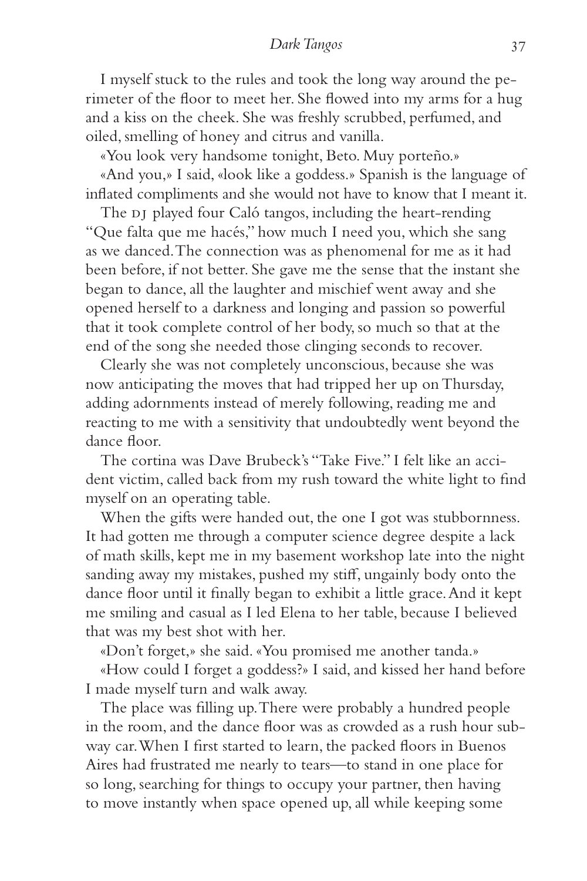I myself stuck to the rules and took the long way around the perimeter of the floor to meet her. She flowed into my arms for a hug and a kiss on the cheek. She was freshly scrubbed, perfumed, and oiled, smelling of honey and citrus and vanilla.

«You look very handsome tonight, Beto. Muy porteño.»

«And you,» I said, «look like a goddess.» Spanish is the language of inflated compliments and she would not have to know that I meant it.

The DJ played four Caló tangos, including the heart-rending "Que falta que me hacés," how much I need you, which she sang as we danced. The connection was as phenomenal for me as it had been before, if not better. She gave me the sense that the instant she began to dance, all the laughter and mischief went away and she opened herself to a darkness and longing and passion so powerful that it took complete control of her body, so much so that at the end of the song she needed those clinging seconds to recover.

Clearly she was not completely unconscious, because she was now anticipating the moves that had tripped her up on Thursday, adding adornments instead of merely following, reading me and reacting to me with a sensitivity that undoubtedly went beyond the dance floor.

The cortina was Dave Brubeck's "Take Five." I felt like an accident victim, called back from my rush toward the white light to find myself on an operating table.

When the gifts were handed out, the one I got was stubbornness. It had gotten me through a computer science degree despite a lack of math skills, kept me in my basement workshop late into the night sanding away my mistakes, pushed my stiff, ungainly body onto the dance floor until it finally began to exhibit a little grace. And it kept me smiling and casual as I led Elena to her table, because I believed that was my best shot with her.

«Don't forget,» she said. «You promised me another tanda.»

«How could I forget a goddess?» I said, and kissed her hand before I made myself turn and walk away.

The place was filling up. There were probably a hundred people in the room, and the dance floor was as crowded as a rush hour subway car. When I first started to learn, the packed floors in Buenos Aires had frustrated me nearly to tears—to stand in one place for so long, searching for things to occupy your partner, then having to move instantly when space opened up, all while keeping some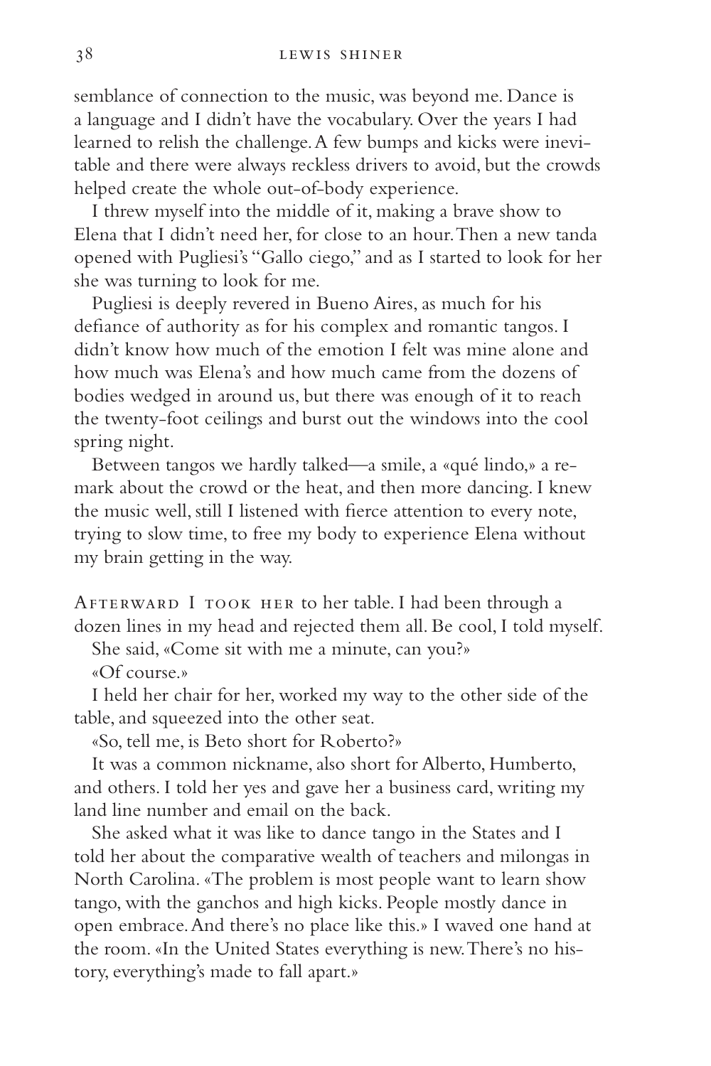semblance of connection to the music, was beyond me. Dance is a language and I didn't have the vocabulary. Over the years I had learned to relish the challenge. A few bumps and kicks were inevitable and there were always reckless drivers to avoid, but the crowds helped create the whole out-of-body experience.

I threw myself into the middle of it, making a brave show to Elena that I didn't need her, for close to an hour. Then a new tanda opened with Pugliesi's "Gallo ciego," and as I started to look for her she was turning to look for me.

Pugliesi is deeply revered in Bueno Aires, as much for his defiance of authority as for his complex and romantic tangos. I didn't know how much of the emotion I felt was mine alone and how much was Elena's and how much came from the dozens of bodies wedged in around us, but there was enough of it to reach the twenty-foot ceilings and burst out the windows into the cool spring night.

Between tangos we hardly talked—a smile, a «qué lindo,» a remark about the crowd or the heat, and then more dancing. I knew the music well, still I listened with fierce attention to every note, trying to slow time, to free my body to experience Elena without my brain getting in the way.

Afterward I took her to her table. I had been through a dozen lines in my head and rejected them all. Be cool, I told myself.

She said, «Come sit with me a minute, can you?»

«Of course.»

I held her chair for her, worked my way to the other side of the table, and squeezed into the other seat.

«So, tell me, is Beto short for Roberto?»

It was a common nickname, also short for Alberto, Humberto, and others. I told her yes and gave her a business card, writing my land line number and email on the back.

She asked what it was like to dance tango in the States and I told her about the comparative wealth of teachers and milongas in North Carolina. «The problem is most people want to learn show tango, with the ganchos and high kicks. People mostly dance in open embrace. And there's no place like this.» I waved one hand at the room. «In the United States everything is new. There's no history, everything's made to fall apart.»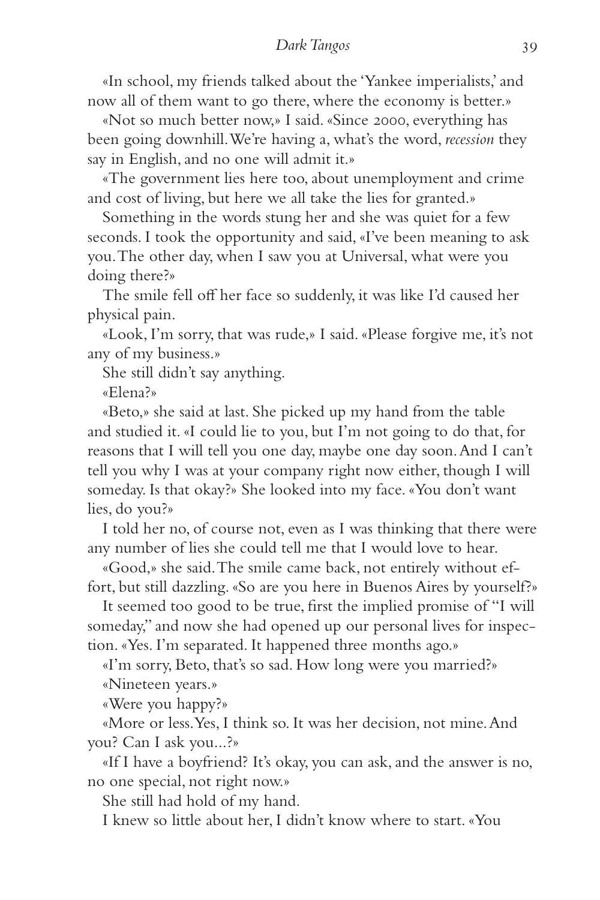«In school, my friends talked about the 'Yankee imperialists,' and now all of them want to go there, where the economy is better.»

«Not so much better now,» I said. «Since 2000, everything has been going downhill. We're having a, what's the word, *recession* they say in English, and no one will admit it.»

«The government lies here too, about unemployment and crime and cost of living, but here we all take the lies for granted.»

Something in the words stung her and she was quiet for a few seconds. I took the opportunity and said, «I've been meaning to ask you. The other day, when I saw you at Universal, what were you doing there?»

The smile fell off her face so suddenly, it was like I'd caused her physical pain.

«Look, I'm sorry, that was rude,» I said. «Please forgive me, it's not any of my business.»

She still didn't say anything.

«Elena?»

«Beto,» she said at last. She picked up my hand from the table and studied it. «I could lie to you, but I'm not going to do that, for reasons that I will tell you one day, maybe one day soon. And I can't tell you why I was at your company right now either, though I will someday. Is that okay?» She looked into my face. «You don't want lies, do you?»

I told her no, of course not, even as I was thinking that there were any number of lies she could tell me that I would love to hear.

«Good,» she said. The smile came back, not entirely without effort, but still dazzling. «So are you here in Buenos Aires by yourself?»

It seemed too good to be true, first the implied promise of "I will someday," and now she had opened up our personal lives for inspection. «Yes. I'm separated. It happened three months ago.»

«I'm sorry, Beto, that's so sad. How long were you married?»

«Nineteen years.»

«Were you happy?»

«More or less. Yes, I think so. It was her decision, not mine. And you? Can I ask you...?»

«If I have a boyfriend? It's okay, you can ask, and the answer is no, no one special, not right now.»

She still had hold of my hand.

I knew so little about her, I didn't know where to start. «You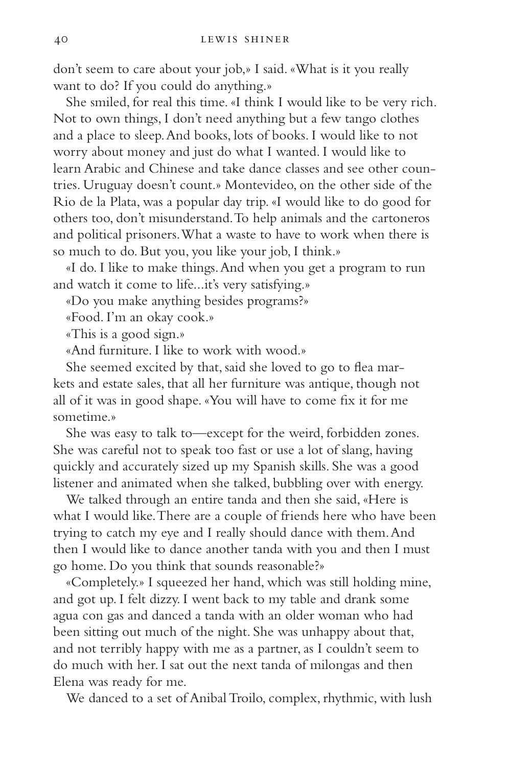don't seem to care about your job,» I said. «What is it you really want to do? If you could do anything.»

She smiled, for real this time. «I think I would like to be very rich. Not to own things, I don't need anything but a few tango clothes and a place to sleep. And books, lots of books. I would like to not worry about money and just do what I wanted. I would like to learn Arabic and Chinese and take dance classes and see other countries. Uruguay doesn't count.» Montevideo, on the other side of the Rio de la Plata, was a popular day trip. «I would like to do good for others too, don't misunderstand. To help animals and the cartoneros and political prisoners. What a waste to have to work when there is so much to do. But you, you like your job, I think.»

«I do. I like to make things. And when you get a program to run and watch it come to life...it's very satisfying.»

«Do you make anything besides programs?»

«Food. I'm an okay cook.»

«This is a good sign.»

«And furniture. I like to work with wood.»

She seemed excited by that, said she loved to go to flea markets and estate sales, that all her furniture was antique, though not all of it was in good shape. «You will have to come fix it for me sometime.»

She was easy to talk to—except for the weird, forbidden zones. She was careful not to speak too fast or use a lot of slang, having quickly and accurately sized up my Spanish skills. She was a good listener and animated when she talked, bubbling over with energy.

We talked through an entire tanda and then she said, «Here is what I would like. There are a couple of friends here who have been trying to catch my eye and I really should dance with them. And then I would like to dance another tanda with you and then I must go home. Do you think that sounds reasonable?»

«Completely.» I squeezed her hand, which was still holding mine, and got up. I felt dizzy. I went back to my table and drank some agua con gas and danced a tanda with an older woman who had been sitting out much of the night. She was unhappy about that, and not terribly happy with me as a partner, as I couldn't seem to do much with her. I sat out the next tanda of milongas and then Elena was ready for me.

We danced to a set of Anibal Troilo, complex, rhythmic, with lush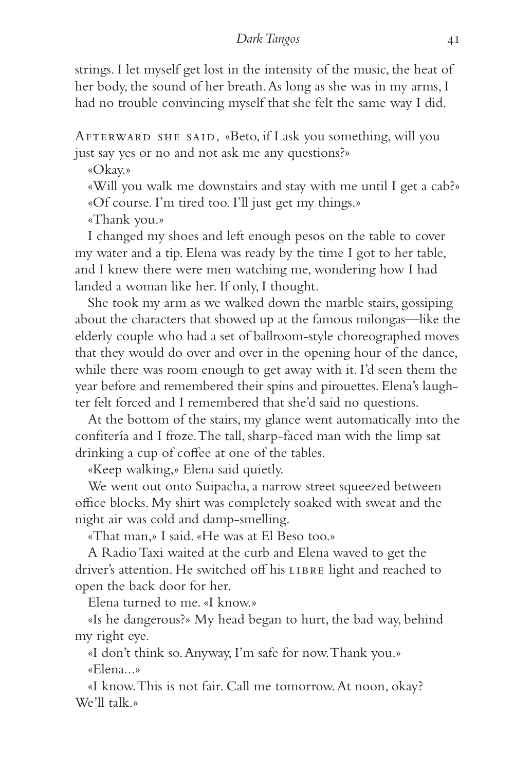strings. I let myself get lost in the intensity of the music, the heat of her body, the sound of her breath. As long as she was in my arms, I had no trouble convincing myself that she felt the same way I did.

Afterward she said, «Beto, if I ask you something, will you just say yes or no and not ask me any questions?»

«Okay.»

«Will you walk me downstairs and stay with me until I get a cab?»

«Of course. I'm tired too. I'll just get my things.»

«Thank you.»

I changed my shoes and left enough pesos on the table to cover my water and a tip. Elena was ready by the time I got to her table, and I knew there were men watching me, wondering how I had landed a woman like her. If only, I thought.

She took my arm as we walked down the marble stairs, gossiping about the characters that showed up at the famous milongas—like the elderly couple who had a set of ballroom-style choreographed moves that they would do over and over in the opening hour of the dance, while there was room enough to get away with it. I'd seen them the year before and remembered their spins and pirouettes. Elena's laughter felt forced and I remembered that she'd said no questions.

At the bottom of the stairs, my glance went automatically into the confitería and I froze. The tall, sharp-faced man with the limp sat drinking a cup of coffee at one of the tables.

«Keep walking,» Elena said quietly.

We went out onto Suipacha, a narrow street squeezed between office blocks. My shirt was completely soaked with sweat and the night air was cold and damp-smelling.

«That man,» I said. «He was at El Beso too.»

A Radio Taxi waited at the curb and Elena waved to get the driver's attention. He switched off his LIBRE light and reached to open the back door for her.

Elena turned to me. «I know.»

«Is he dangerous?» My head began to hurt, the bad way, behind my right eye.

«I don't think so. Anyway, I'm safe for now. Thank you.»

«Elena...»

«I know. This is not fair. Call me tomorrow. At noon, okay? We'll talk.»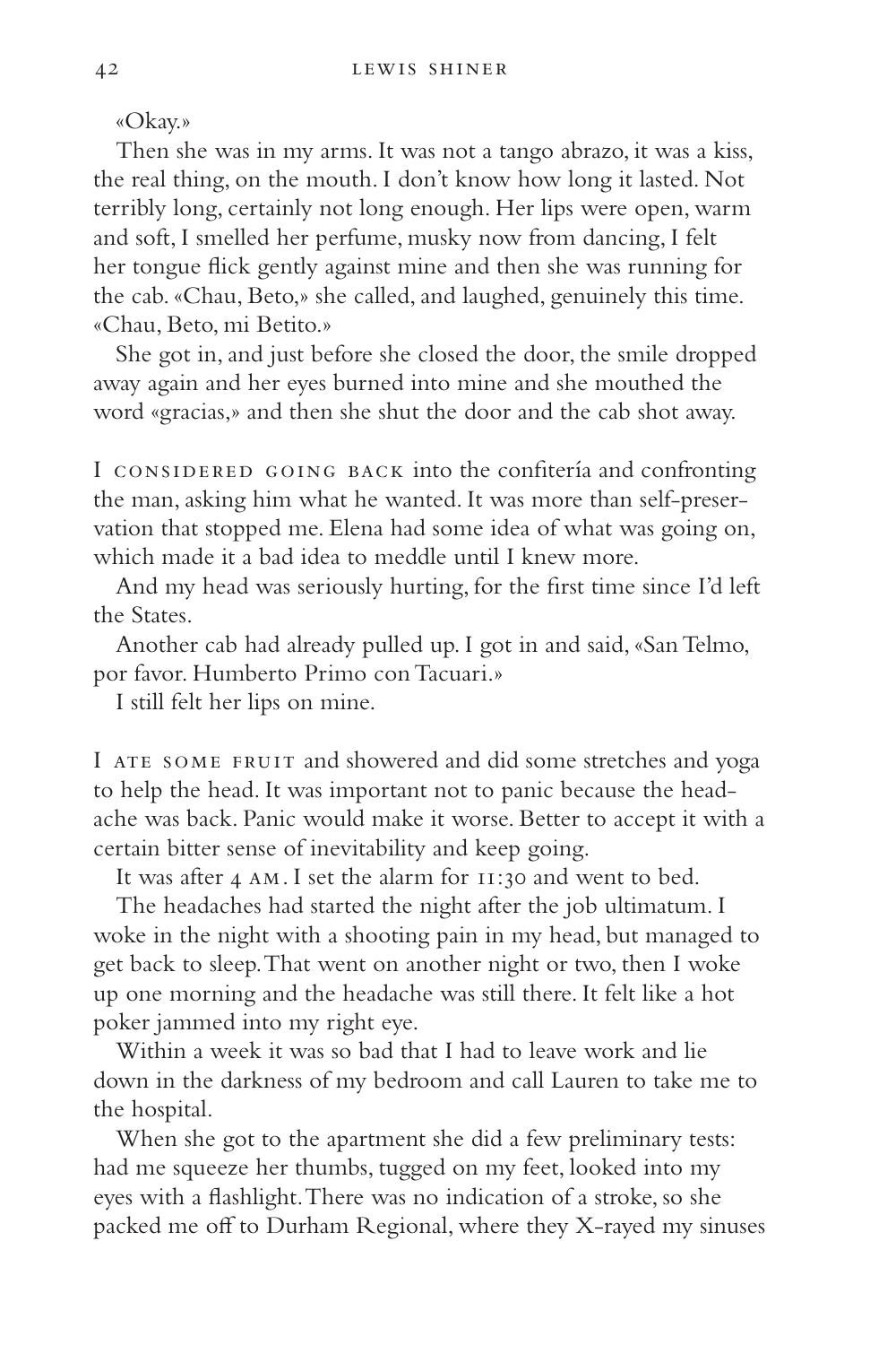«Okay.»

Then she was in my arms. It was not a tango abrazo, it was a kiss, the real thing, on the mouth. I don't know how long it lasted. Not terribly long, certainly not long enough. Her lips were open, warm and soft, I smelled her perfume, musky now from dancing, I felt her tongue flick gently against mine and then she was running for the cab. «Chau, Beto,» she called, and laughed, genuinely this time. «Chau, Beto, mi Betito.»

She got in, and just before she closed the door, the smile dropped away again and her eyes burned into mine and she mouthed the word «gracias,» and then she shut the door and the cab shot away.

I CONSIDERED GOING BACK into the confitería and confronting the man, asking him what he wanted. It was more than self-preservation that stopped me. Elena had some idea of what was going on, which made it a bad idea to meddle until I knew more.

And my head was seriously hurting, for the first time since I'd left the States.

Another cab had already pulled up. I got in and said, «San Telmo, por favor. Humberto Primo con Tacuari.»

I still felt her lips on mine.

I ATE SOME FRUIT and showered and did some stretches and yoga to help the head. It was important not to panic because the headache was back. Panic would make it worse. Better to accept it with a certain bitter sense of inevitability and keep going.

It was after 4 AM. I set the alarm for 11:30 and went to bed.

The headaches had started the night after the job ultimatum. I woke in the night with a shooting pain in my head, but managed to get back to sleep. That went on another night or two, then I woke up one morning and the headache was still there. It felt like a hot poker jammed into my right eye.

Within a week it was so bad that I had to leave work and lie down in the darkness of my bedroom and call Lauren to take me to the hospital.

When she got to the apartment she did a few preliminary tests: had me squeeze her thumbs, tugged on my feet, looked into my eyes with a flashlight. There was no indication of a stroke, so she packed me off to Durham Regional, where they X-rayed my sinuses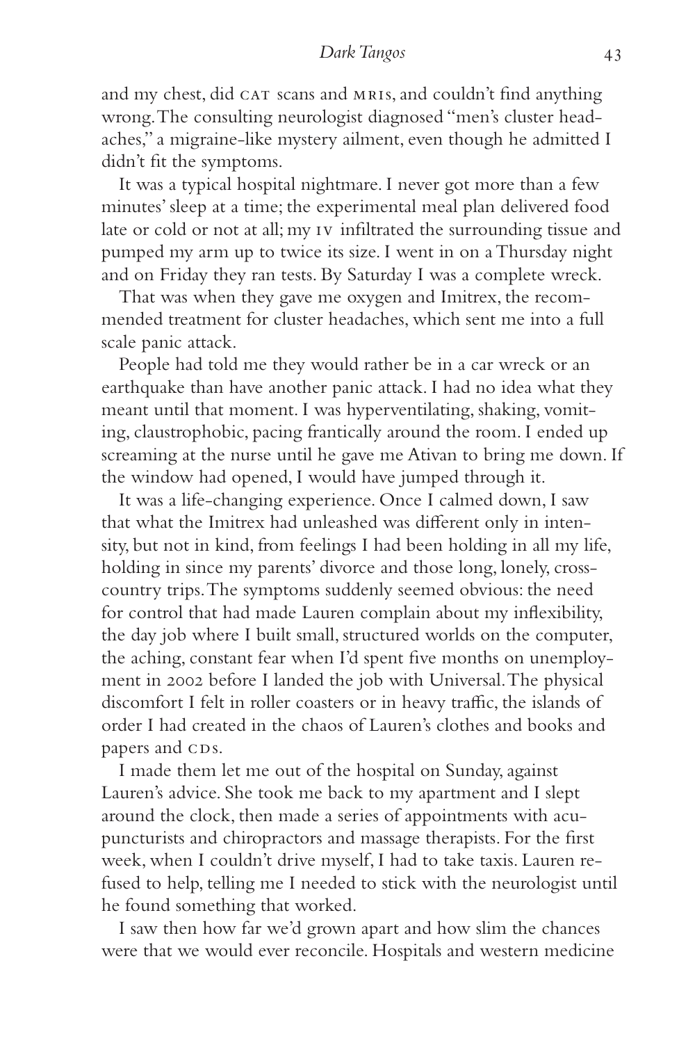and my chest, did CAT scans and MRIs, and couldn't find anything wrong. The consulting neurologist diagnosed "men's cluster headaches," a migraine-like mystery ailment, even though he admitted I didn't fit the symptoms.

It was a typical hospital nightmare. I never got more than a few minutes' sleep at a time; the experimental meal plan delivered food late or cold or not at all; my IV infiltrated the surrounding tissue and pumped my arm up to twice its size. I went in on a Thursday night and on Friday they ran tests. By Saturday I was a complete wreck.

That was when they gave me oxygen and Imitrex, the recommended treatment for cluster headaches, which sent me into a full scale panic attack.

People had told me they would rather be in a car wreck or an earthquake than have another panic attack. I had no idea what they meant until that moment. I was hyperventilating, shaking, vomiting, claustrophobic, pacing frantically around the room. I ended up screaming at the nurse until he gave me Ativan to bring me down. If the window had opened, I would have jumped through it.

It was a life-changing experience. Once I calmed down, I saw that what the Imitrex had unleashed was different only in intensity, but not in kind, from feelings I had been holding in all my life, holding in since my parents' divorce and those long, lonely, cross-country trips. The symptoms suddenly seemed obvious: the need for control that had made Lauren complain about my inflexibility, the day job where I built small, structured worlds on the computer, the aching, constant fear when I'd spent five months on unemployment in 2002 before I landed the job with Universal. The physical discomfort I felt in roller coasters or in heavy traffic, the islands of order I had created in the chaos of Lauren's clothes and books and papers and CDs.

I made them let me out of the hospital on Sunday, against Lauren's advice. She took me back to my apartment and I slept around the clock, then made a series of appointments with acupuncturists and chiropractors and massage therapists. For the first week, when I couldn't drive myself, I had to take taxis. Lauren refused to help, telling me I needed to stick with the neurologist until he found something that worked.

I saw then how far we'd grown apart and how slim the chances were that we would ever reconcile. Hospitals and western medicine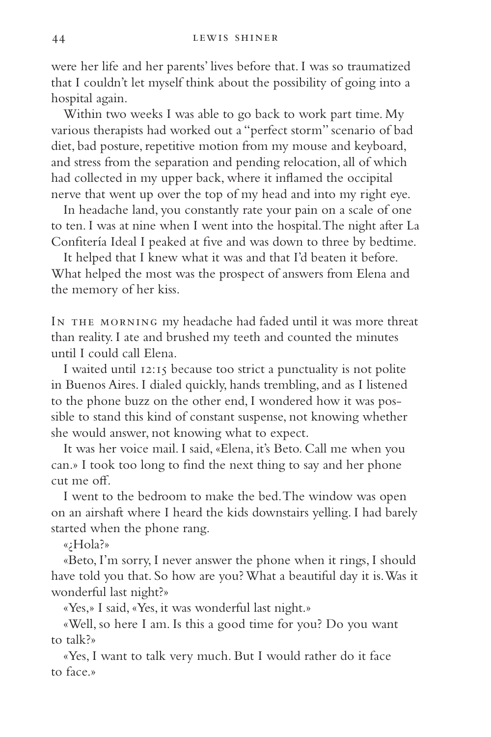were her life and her parents' lives before that. I was so traumatized that I couldn't let myself think about the possibility of going into a hospital again.

Within two weeks I was able to go back to work part time. My various therapists had worked out a "perfect storm" scenario of bad diet, bad posture, repetitive motion from my mouse and keyboard, and stress from the separation and pending relocation, all of which had collected in my upper back, where it inflamed the occipital nerve that went up over the top of my head and into my right eye.

In headache land, you constantly rate your pain on a scale of one to ten. I was at nine when I went into the hospital. The night after La Confitería Ideal I peaked at five and was down to three by bedtime.

It helped that I knew what it was and that I'd beaten it before. What helped the most was the prospect of answers from Elena and the memory of her kiss.

In the morning my headache had faded until it was more threat than reality. I ate and brushed my teeth and counted the minutes until I could call Elena.

I waited until 12:15 because too strict a punctuality is not polite in Buenos Aires. I dialed quickly, hands trembling, and as I listened to the phone buzz on the other end, I wondered how it was possible to stand this kind of constant suspense, not knowing whether she would answer, not knowing what to expect.

It was her voice mail. I said, «Elena, it's Beto. Call me when you can.» I took too long to find the next thing to say and her phone cut me off.

I went to the bedroom to make the bed. The window was open on an airshaft where I heard the kids downstairs yelling. I had barely started when the phone rang.

«¿Hola?»

«Beto, I'm sorry, I never answer the phone when it rings, I should have told you that. So how are you? What a beautiful day it is. Was it wonderful last night?»

«Yes,» I said, «Yes, it was wonderful last night.»

«Well, so here I am. Is this a good time for you? Do you want to talk?»

«Yes, I want to talk very much. But I would rather do it face to face.»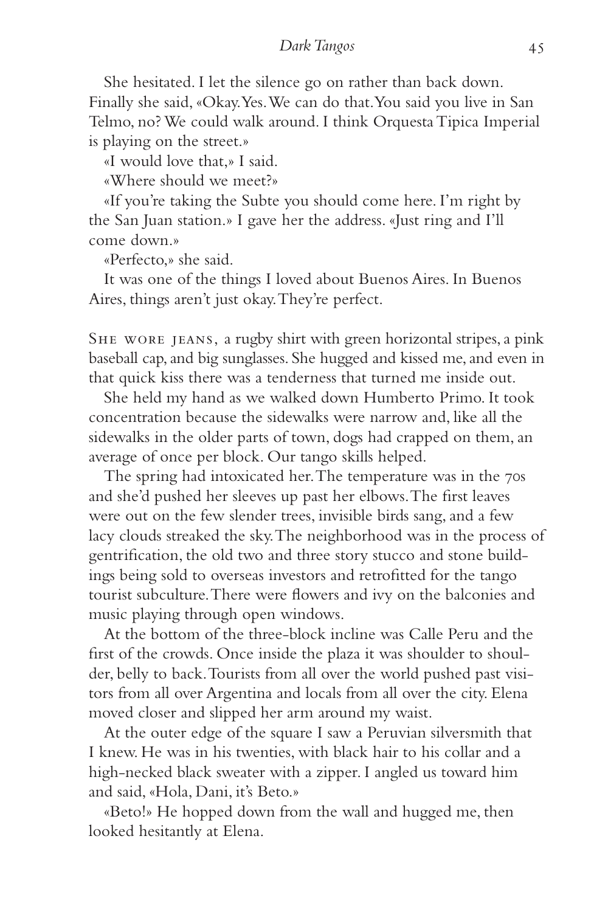She hesitated. I let the silence go on rather than back down. Finally she said, «Okay. Yes. We can do that. You said you live in San Telmo, no? We could walk around. I think Orquesta Tipica Imperial is playing on the street.»

«I would love that,» I said.

«Where should we meet?»

«If you're taking the Subte you should come here. I'm right by the San Juan station.» I gave her the address. «Just ring and I'll come down.»

«Perfecto,» she said.

It was one of the things I loved about Buenos Aires. In Buenos Aires, things aren't just okay. They're perfect.

SHE WORE JEANS, a rugby shirt with green horizontal stripes, a pink baseball cap, and big sunglasses. She hugged and kissed me, and even in that quick kiss there was a tenderness that turned me inside out.

She held my hand as we walked down Humberto Primo. It took concentration because the sidewalks were narrow and, like all the sidewalks in the older parts of town, dogs had crapped on them, an average of once per block. Our tango skills helped.

The spring had intoxicated her. The temperature was in the 70s and she'd pushed her sleeves up past her elbows. The first leaves were out on the few slender trees, invisible birds sang, and a few lacy clouds streaked the sky. The neighborhood was in the process of gentrification, the old two and three story stucco and stone buildings being sold to overseas investors and retrofitted for the tango tourist subculture. There were flowers and ivy on the balconies and music playing through open windows.

At the bottom of the three-block incline was Calle Peru and the first of the crowds. Once inside the plaza it was shoulder to shoulder, belly to back. Tourists from all over the world pushed past visitors from all over Argentina and locals from all over the city. Elena moved closer and slipped her arm around my waist.

At the outer edge of the square I saw a Peruvian silversmith that I knew. He was in his twenties, with black hair to his collar and a high-necked black sweater with a zipper. I angled us toward him and said, «Hola, Dani, it's Beto.»

«Beto!» He hopped down from the wall and hugged me, then looked hesitantly at Elena.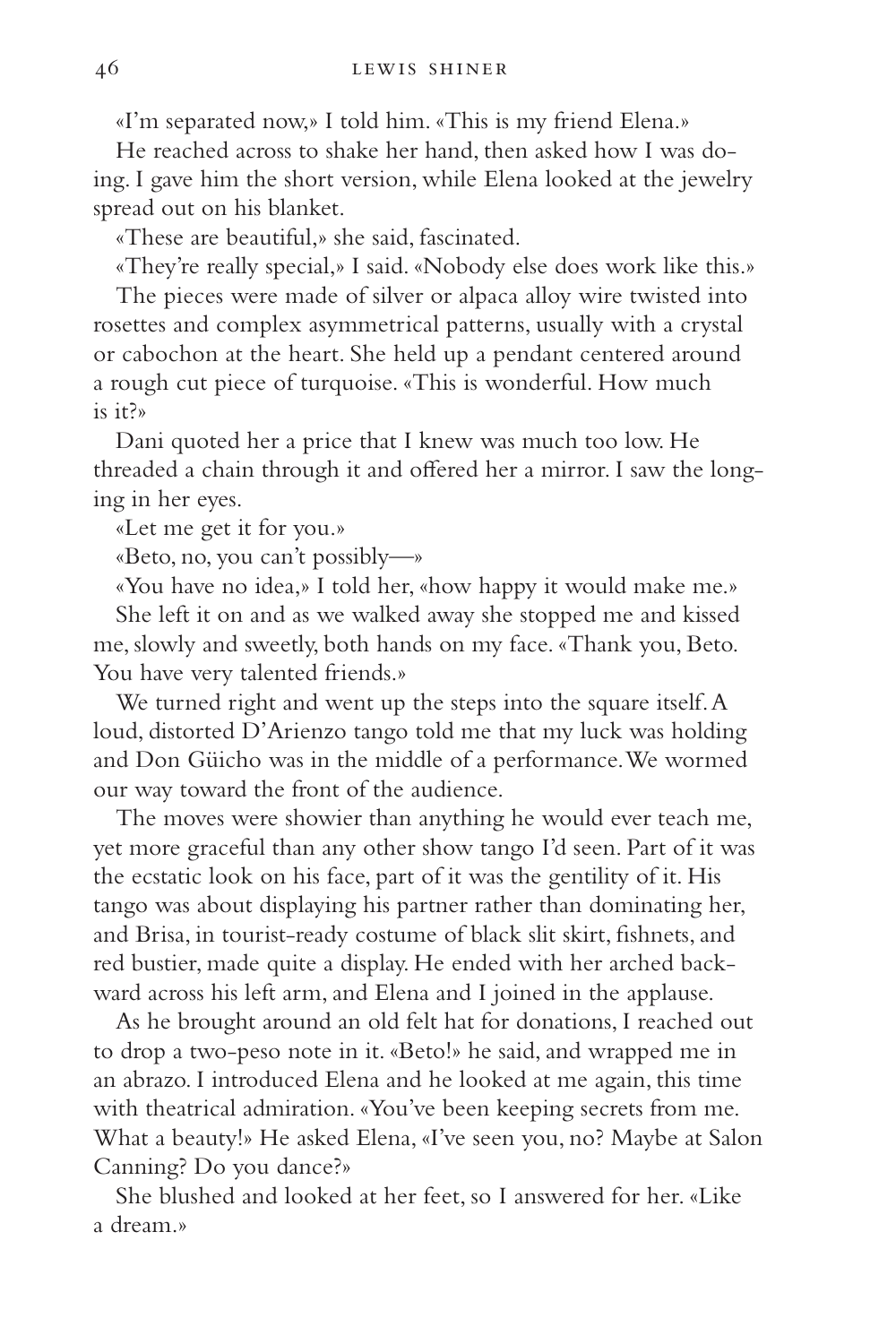«I'm separated now,» I told him. «This is my friend Elena.»

He reached across to shake her hand, then asked how I was doing. I gave him the short version, while Elena looked at the jewelry spread out on his blanket.

«These are beautiful,» she said, fascinated.

«They're really special,» I said. «Nobody else does work like this.»

The pieces were made of silver or alpaca alloy wire twisted into rosettes and complex asymmetrical patterns, usually with a crystal or cabochon at the heart. She held up a pendant centered around a rough cut piece of turquoise. «This is wonderful. How much is it?»

Dani quoted her a price that I knew was much too low. He threaded a chain through it and offered her a mirror. I saw the longing in her eyes.

«Let me get it for you.»

«Beto, no, you can't possibly—»

«You have no idea,» I told her, «how happy it would make me.»

She left it on and as we walked away she stopped me and kissed me, slowly and sweetly, both hands on my face. «Thank you, Beto. You have very talented friends.»

We turned right and went up the steps into the square itself. A loud, distorted D'Arienzo tango told me that my luck was holding and Don Güicho was in the middle of a performance. We wormed our way toward the front of the audience.

The moves were showier than anything he would ever teach me, yet more graceful than any other show tango I'd seen. Part of it was the ecstatic look on his face, part of it was the gentility of it. His tango was about displaying his partner rather than dominating her, and Brisa, in tourist-ready costume of black slit skirt, fishnets, and red bustier, made quite a display. He ended with her arched backward across his left arm, and Elena and I joined in the applause.

As he brought around an old felt hat for donations, I reached out to drop a two-peso note in it. «Beto!» he said, and wrapped me in an abrazo. I introduced Elena and he looked at me again, this time with theatrical admiration. «You've been keeping secrets from me. What a beauty!» He asked Elena, «I've seen you, no? Maybe at Salon Canning? Do you dance?»

She blushed and looked at her feet, so I answered for her. «Like a dream.»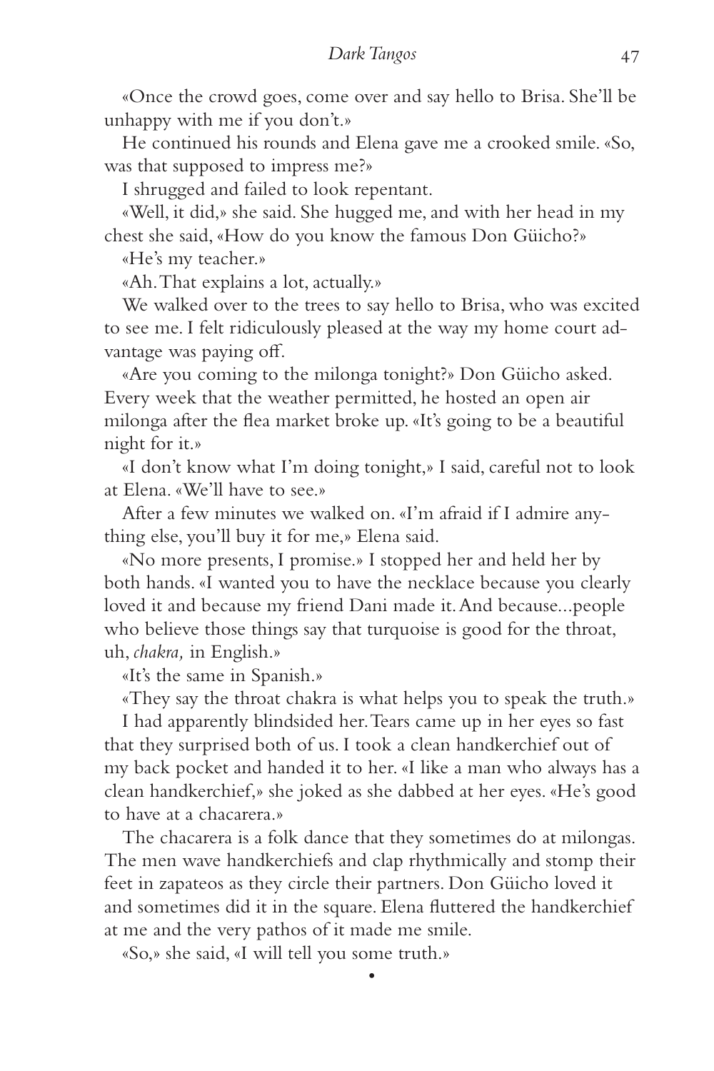«Once the crowd goes, come over and say hello to Brisa. She'll be unhappy with me if you don't.»

He continued his rounds and Elena gave me a crooked smile. «So, was that supposed to impress me?»

I shrugged and failed to look repentant.

«Well, it did,» she said. She hugged me, and with her head in my chest she said, «How do you know the famous Don Güicho?»

«He's my teacher.»

«Ah. That explains a lot, actually.»

We walked over to the trees to say hello to Brisa, who was excited to see me. I felt ridiculously pleased at the way my home court advantage was paying off.

«Are you coming to the milonga tonight?» Don Güicho asked. Every week that the weather permitted, he hosted an open air milonga after the flea market broke up. «It's going to be a beautiful night for it.»

«I don't know what I'm doing tonight,» I said, careful not to look at Elena. «We'll have to see.»

After a few minutes we walked on. «I'm afraid if I admire anything else, you'll buy it for me,» Elena said.

«No more presents, I promise.» I stopped her and held her by both hands. «I wanted you to have the necklace because you clearly loved it and because my friend Dani made it. And because...people who believe those things say that turquoise is good for the throat, uh, *chakra,* in English.»

«It's the same in Spanish.»

«They say the throat chakra is what helps you to speak the truth.»

I had apparently blindsided her. Tears came up in her eyes so fast that they surprised both of us. I took a clean handkerchief out of my back pocket and handed it to her. «I like a man who always has a clean handkerchief,» she joked as she dabbed at her eyes. «He's good to have at a chacarera.»

The chacarera is a folk dance that they sometimes do at milongas. The men wave handkerchiefs and clap rhythmically and stomp their feet in zapateos as they circle their partners. Don Güicho loved it and sometimes did it in the square. Elena fluttered the handkerchief at me and the very pathos of it made me smile.

«So,» she said, «I will tell you some truth.»

•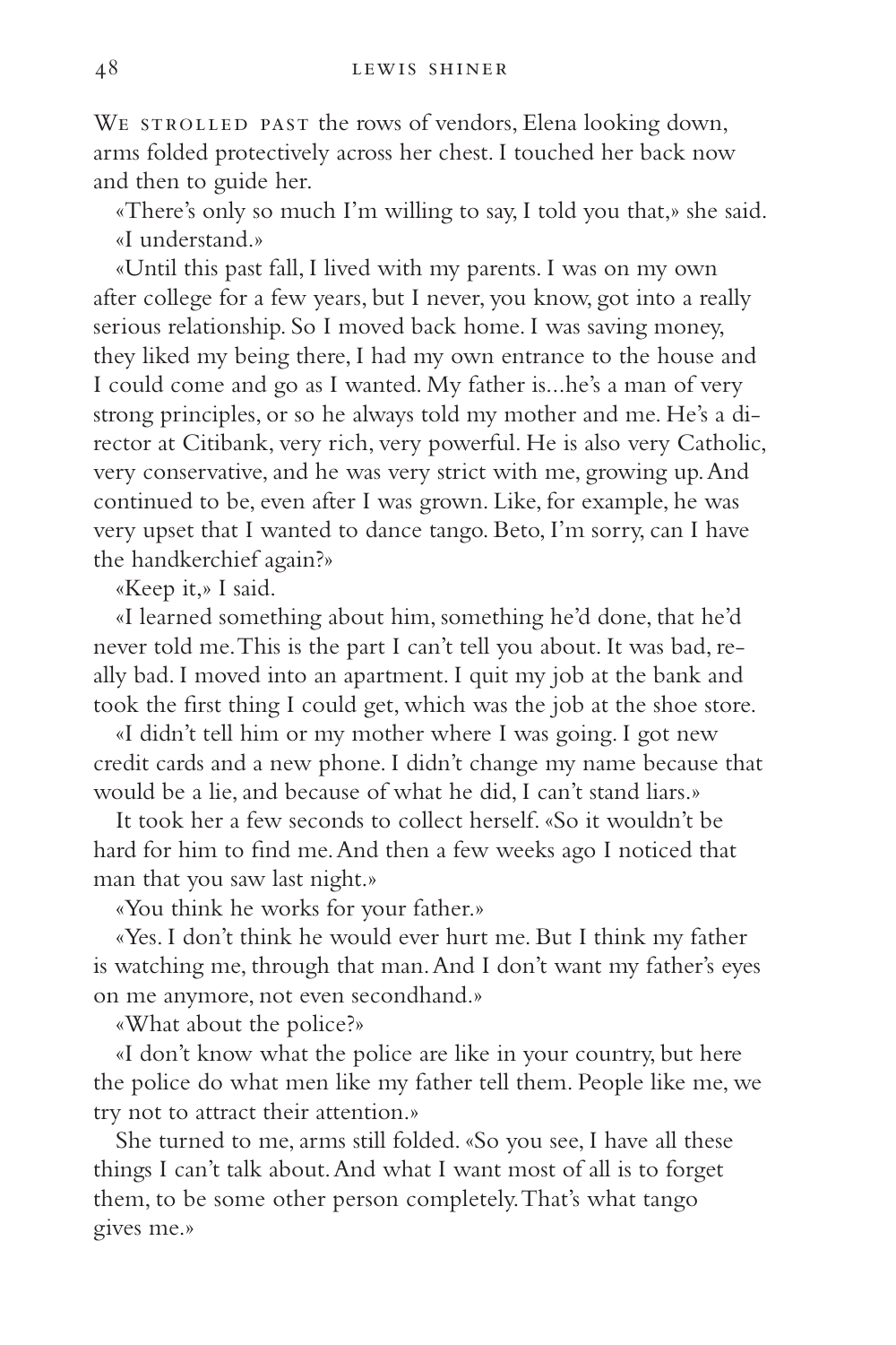We strolled past the rows of vendors, Elena looking down, arms folded protectively across her chest. I touched her back now and then to guide her.

«There's only so much I'm willing to say, I told you that,» she said.

«I understand.»

«Until this past fall, I lived with my parents. I was on my own after college for a few years, but I never, you know, got into a really serious relationship. So I moved back home. I was saving money, they liked my being there, I had my own entrance to the house and I could come and go as I wanted. My father is...he's a man of very strong principles, or so he always told my mother and me. He's a director at Citibank, very rich, very powerful. He is also very Catholic, very conservative, and he was very strict with me, growing up. And continued to be, even after I was grown. Like, for example, he was very upset that I wanted to dance tango. Beto, I'm sorry, can I have the handkerchief again?»

«Keep it,» I said.

«I learned something about him, something he'd done, that he'd never told me. This is the part I can't tell you about. It was bad, really bad. I moved into an apartment. I quit my job at the bank and took the first thing I could get, which was the job at the shoe store.

«I didn't tell him or my mother where I was going. I got new credit cards and a new phone. I didn't change my name because that would be a lie, and because of what he did, I can't stand liars.»

It took her a few seconds to collect herself. «So it wouldn't be hard for him to find me. And then a few weeks ago I noticed that man that you saw last night.»

«You think he works for your father.»

«Yes. I don't think he would ever hurt me. But I think my father is watching me, through that man. And I don't want my father's eyes on me anymore, not even secondhand.»

«What about the police?»

«I don't know what the police are like in your country, but here the police do what men like my father tell them. People like me, we try not to attract their attention.»

She turned to me, arms still folded. «So you see, I have all these things I can't talk about. And what I want most of all is to forget them, to be some other person completely. That's what tango gives me.»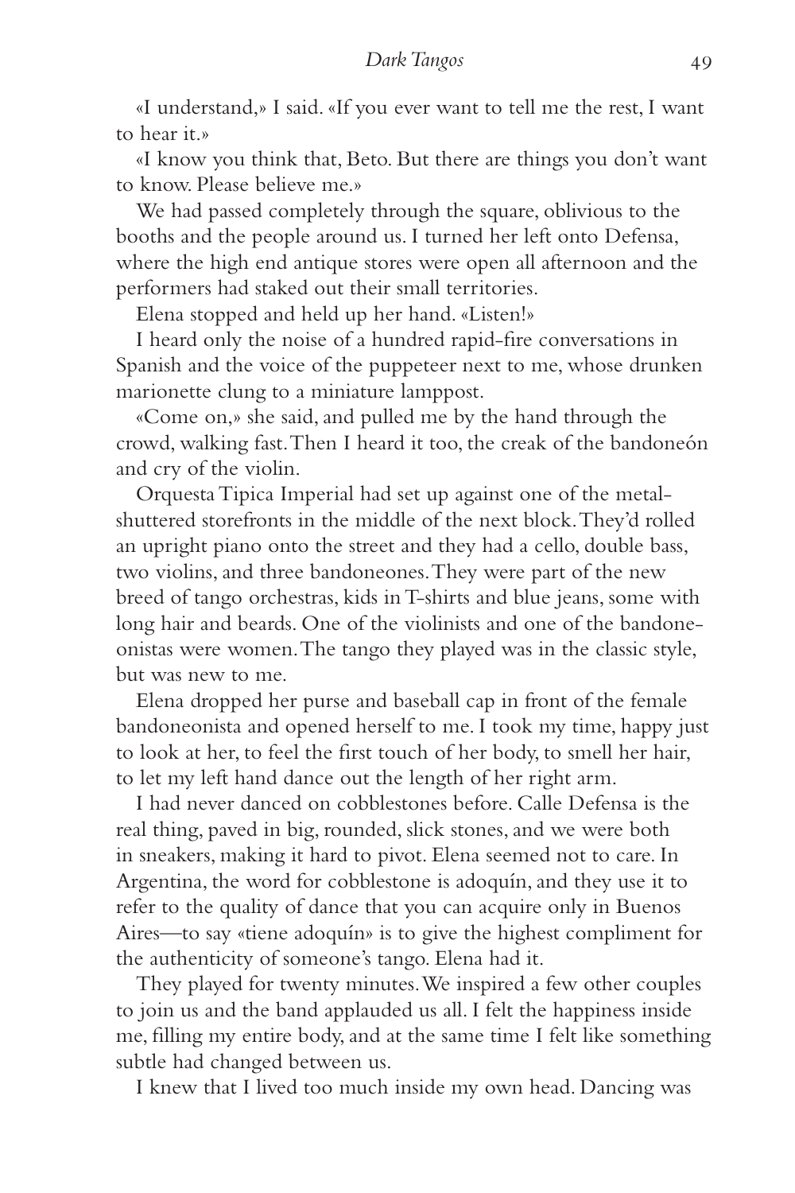«I understand,» I said. «If you ever want to tell me the rest, I want to hear it.»

«I know you think that, Beto. But there are things you don't want to know. Please believe me.»

We had passed completely through the square, oblivious to the booths and the people around us. I turned her left onto Defensa, where the high end antique stores were open all afternoon and the performers had staked out their small territories.

Elena stopped and held up her hand. «Listen!»

I heard only the noise of a hundred rapid-fire conversations in Spanish and the voice of the puppeteer next to me, whose drunken marionette clung to a miniature lamppost.

«Come on,» she said, and pulled me by the hand through the crowd, walking fast. Then I heard it too, the creak of the bandoneón and cry of the violin.

Orquesta Tipica Imperial had set up against one of the metal-shuttered storefronts in the middle of the next block. They'd rolled an upright piano onto the street and they had a cello, double bass, two violins, and three bandoneones. They were part of the new breed of tango orchestras, kids in T-shirts and blue jeans, some with long hair and beards. One of the violinists and one of the bandoneonistas were women. The tango they played was in the classic style, but was new to me.

Elena dropped her purse and baseball cap in front of the female bandoneonista and opened herself to me. I took my time, happy just to look at her, to feel the first touch of her body, to smell her hair, to let my left hand dance out the length of her right arm.

I had never danced on cobblestones before. Calle Defensa is the real thing, paved in big, rounded, slick stones, and we were both in sneakers, making it hard to pivot. Elena seemed not to care. In Argentina, the word for cobblestone is adoquín, and they use it to refer to the quality of dance that you can acquire only in Buenos Aires—to say «tiene adoquín» is to give the highest compliment for the authenticity of someone's tango. Elena had it.

They played for twenty minutes. We inspired a few other couples to join us and the band applauded us all. I felt the happiness inside me, filling my entire body, and at the same time I felt like something subtle had changed between us.

I knew that I lived too much inside my own head. Dancing was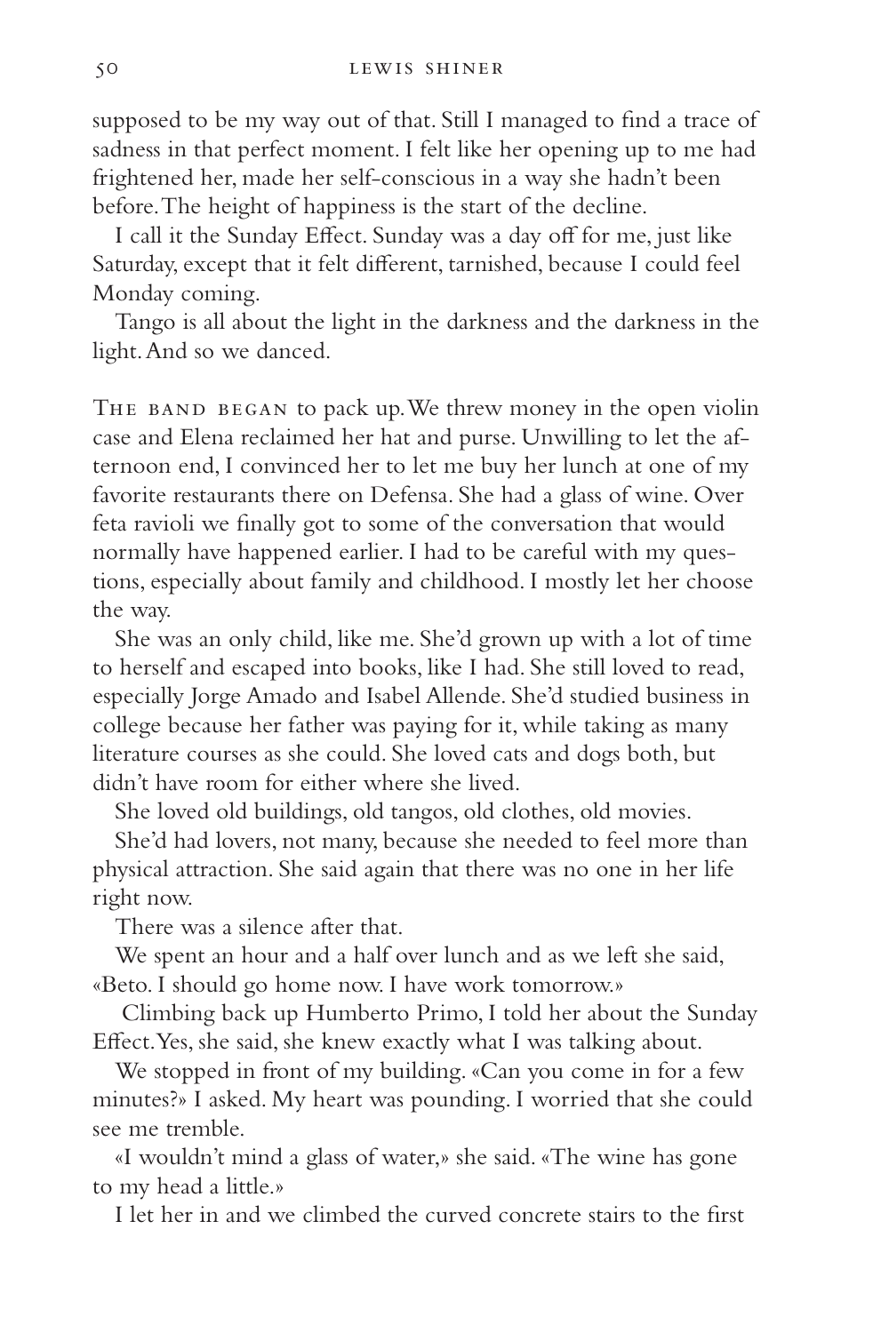supposed to be my way out of that. Still I managed to find a trace of sadness in that perfect moment. I felt like her opening up to me had frightened her, made her self-conscious in a way she hadn't been before. The height of happiness is the start of the decline.

I call it the Sunday Effect. Sunday was a day off for me, just like Saturday, except that it felt different, tarnished, because I could feel Monday coming.

Tango is all about the light in the darkness and the darkness in the light. And so we danced.

The band began to pack up. We threw money in the open violin case and Elena reclaimed her hat and purse. Unwilling to let the afternoon end, I convinced her to let me buy her lunch at one of my favorite restaurants there on Defensa. She had a glass of wine. Over feta ravioli we finally got to some of the conversation that would normally have happened earlier. I had to be careful with my questions, especially about family and childhood. I mostly let her choose the way.

She was an only child, like me. She'd grown up with a lot of time to herself and escaped into books, like I had. She still loved to read, especially Jorge Amado and Isabel Allende. She'd studied business in college because her father was paying for it, while taking as many literature courses as she could. She loved cats and dogs both, but didn't have room for either where she lived.

She loved old buildings, old tangos, old clothes, old movies.

She'd had lovers, not many, because she needed to feel more than physical attraction. She said again that there was no one in her life right now.

There was a silence after that.

We spent an hour and a half over lunch and as we left she said, «Beto. I should go home now. I have work tomorrow.»

Climbing back up Humberto Primo, I told her about the Sunday Effect. Yes, she said, she knew exactly what I was talking about.

We stopped in front of my building. «Can you come in for a few minutes?» I asked. My heart was pounding. I worried that she could see me tremble.

«I wouldn't mind a glass of water,» she said. «The wine has gone to my head a little.»

I let her in and we climbed the curved concrete stairs to the first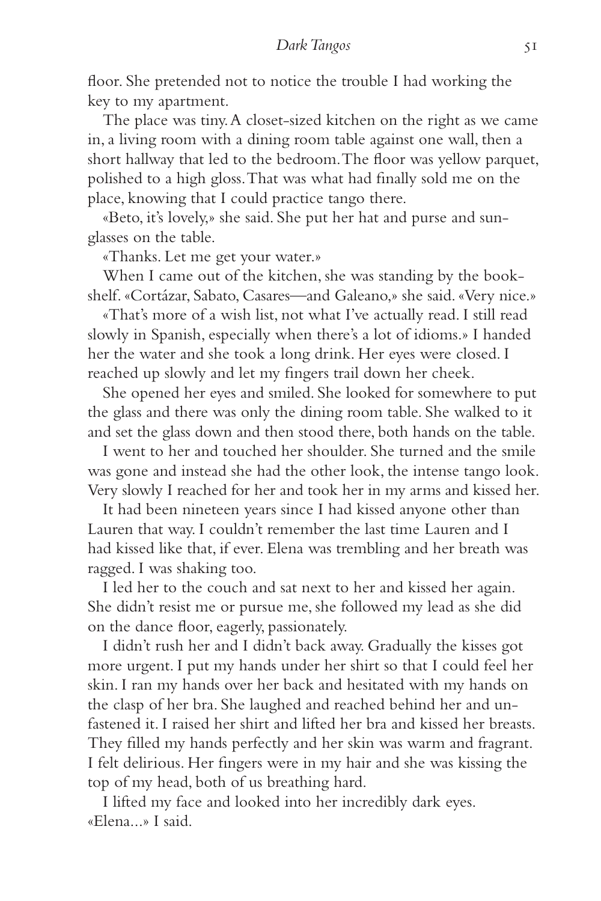floor. She pretended not to notice the trouble I had working the key to my apartment.

The place was tiny. A closet-sized kitchen on the right as we came in, a living room with a dining room table against one wall, then a short hallway that led to the bedroom. The floor was yellow parquet, polished to a high gloss. That was what had finally sold me on the place, knowing that I could practice tango there.

«Beto, it's lovely,» she said. She put her hat and purse and sunglasses on the table.

«Thanks. Let me get your water.»

When I came out of the kitchen, she was standing by the bookshelf. «Cortázar, Sabato, Casares—and Galeano,» she said. «Very nice.»

«That's more of a wish list, not what I've actually read. I still read slowly in Spanish, especially when there's a lot of idioms.» I handed her the water and she took a long drink. Her eyes were closed. I reached up slowly and let my fingers trail down her cheek.

She opened her eyes and smiled. She looked for somewhere to put the glass and there was only the dining room table. She walked to it and set the glass down and then stood there, both hands on the table.

I went to her and touched her shoulder. She turned and the smile was gone and instead she had the other look, the intense tango look. Very slowly I reached for her and took her in my arms and kissed her.

It had been nineteen years since I had kissed anyone other than Lauren that way. I couldn't remember the last time Lauren and I had kissed like that, if ever. Elena was trembling and her breath was ragged. I was shaking too.

I led her to the couch and sat next to her and kissed her again. She didn't resist me or pursue me, she followed my lead as she did on the dance floor, eagerly, passionately.

I didn't rush her and I didn't back away. Gradually the kisses got more urgent. I put my hands under her shirt so that I could feel her skin. I ran my hands over her back and hesitated with my hands on the clasp of her bra. She laughed and reached behind her and unfastened it. I raised her shirt and lifted her bra and kissed her breasts. They filled my hands perfectly and her skin was warm and fragrant. I felt delirious. Her fingers were in my hair and she was kissing the top of my head, both of us breathing hard.

I lifted my face and looked into her incredibly dark eyes. «Elena...» I said.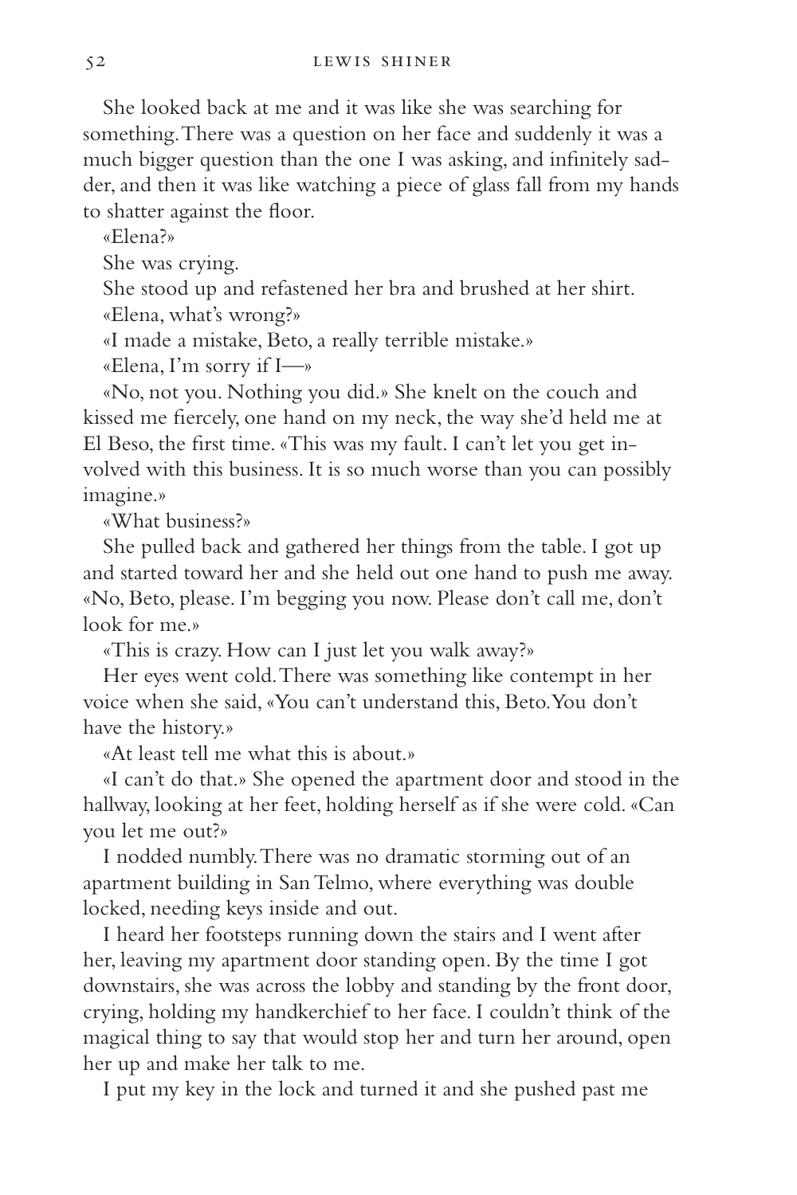She looked back at me and it was like she was searching for something. There was a question on her face and suddenly it was a much bigger question than the one I was asking, and infinitely sadder, and then it was like watching a piece of glass fall from my hands to shatter against the floor.

«Elena?»

She was crying.

She stood up and refastened her bra and brushed at her shirt.

«Elena, what's wrong?»

«I made a mistake, Beto, a really terrible mistake.»

«Elena, I'm sorry if I—»

«No, not you. Nothing you did.» She knelt on the couch and kissed me fiercely, one hand on my neck, the way she'd held me at El Beso, the first time. «This was my fault. I can't let you get involved with this business. It is so much worse than you can possibly imagine.»

«What business?»

She pulled back and gathered her things from the table. I got up and started toward her and she held out one hand to push me away. «No, Beto, please. I'm begging you now. Please don't call me, don't look for me.»

«This is crazy. How can I just let you walk away?»

Her eyes went cold. There was something like contempt in her voice when she said, «You can't understand this, Beto. You don't have the history.»

«At least tell me what this is about.»

«I can't do that.» She opened the apartment door and stood in the hallway, looking at her feet, holding herself as if she were cold. «Can you let me out?»

I nodded numbly. There was no dramatic storming out of an apartment building in San Telmo, where everything was double locked, needing keys inside and out.

I heard her footsteps running down the stairs and I went after her, leaving my apartment door standing open. By the time I got downstairs, she was across the lobby and standing by the front door, crying, holding my handkerchief to her face. I couldn't think of the magical thing to say that would stop her and turn her around, open her up and make her talk to me.

I put my key in the lock and turned it and she pushed past me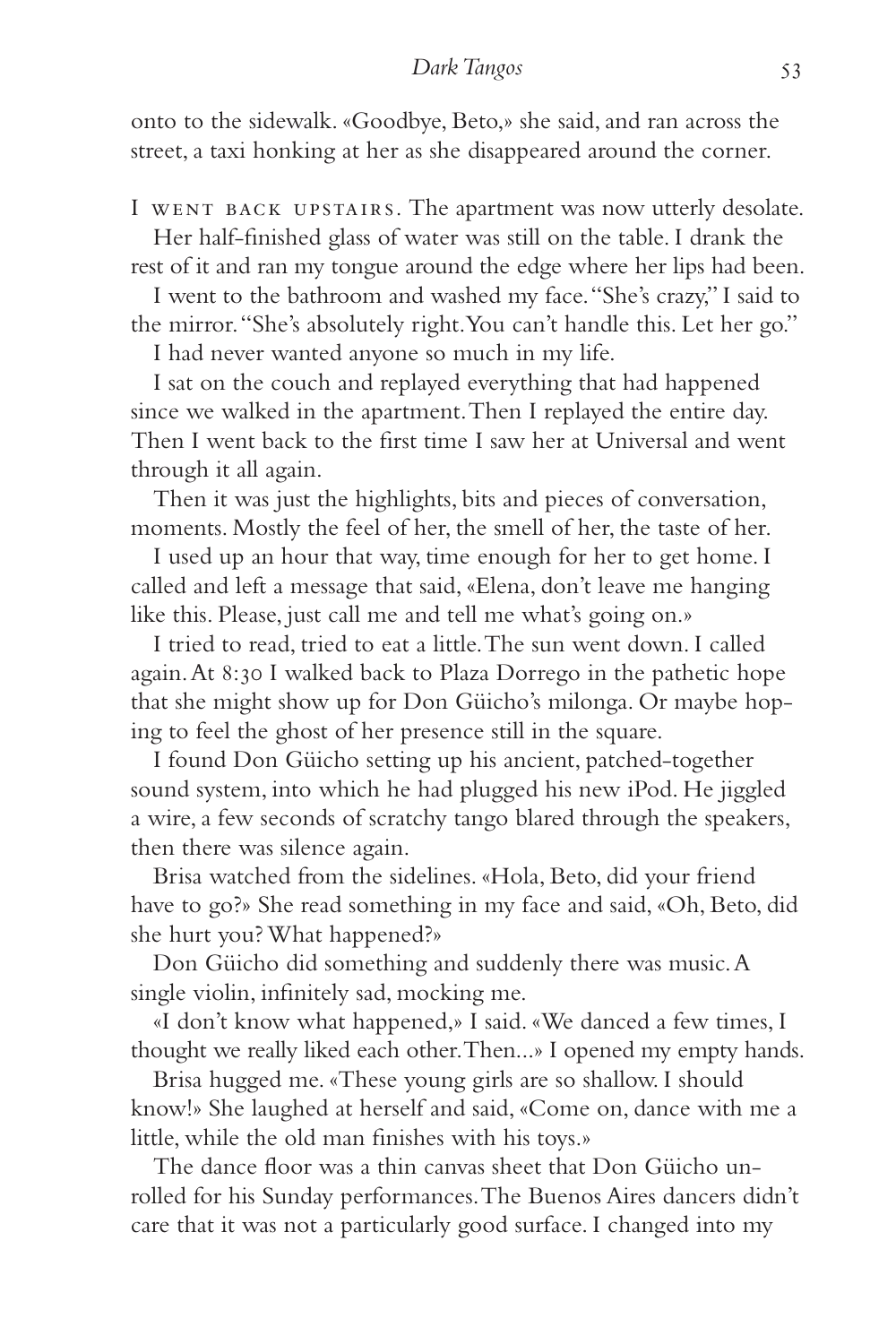onto to the sidewalk. «Goodbye, Beto,» she said, and ran across the street, a taxi honking at her as she disappeared around the corner.

I WENT BACK UPSTAIRS. The apartment was now utterly desolate.

Her half-finished glass of water was still on the table. I drank the rest of it and ran my tongue around the edge where her lips had been.

I went to the bathroom and washed my face. "She's crazy," I said to the mirror. "She's absolutely right. You can't handle this. Let her go."

I had never wanted anyone so much in my life.

I sat on the couch and replayed everything that had happened since we walked in the apartment. Then I replayed the entire day. Then I went back to the first time I saw her at Universal and went through it all again.

Then it was just the highlights, bits and pieces of conversation, moments. Mostly the feel of her, the smell of her, the taste of her.

I used up an hour that way, time enough for her to get home. I called and left a message that said, «Elena, don't leave me hanging like this. Please, just call me and tell me what's going on.»

I tried to read, tried to eat a little. The sun went down. I called again. At 8:30 I walked back to Plaza Dorrego in the pathetic hope that she might show up for Don Güicho's milonga. Or maybe hoping to feel the ghost of her presence still in the square.

I found Don Güicho setting up his ancient, patched-together sound system, into which he had plugged his new iPod. He jiggled a wire, a few seconds of scratchy tango blared through the speakers, then there was silence again.

Brisa watched from the sidelines. «Hola, Beto, did your friend have to go?» She read something in my face and said, «Oh, Beto, did she hurt you? What happened?»

Don Güicho did something and suddenly there was music. A single violin, infinitely sad, mocking me.

«I don't know what happened,» I said. «We danced a few times, I thought we really liked each other. Then...» I opened my empty hands.

Brisa hugged me. «These young girls are so shallow. I should know!» She laughed at herself and said, «Come on, dance with me a little, while the old man finishes with his toys.»

The dance floor was a thin canvas sheet that Don Güicho unrolled for his Sunday performances. The Buenos Aires dancers didn't care that it was not a particularly good surface. I changed into my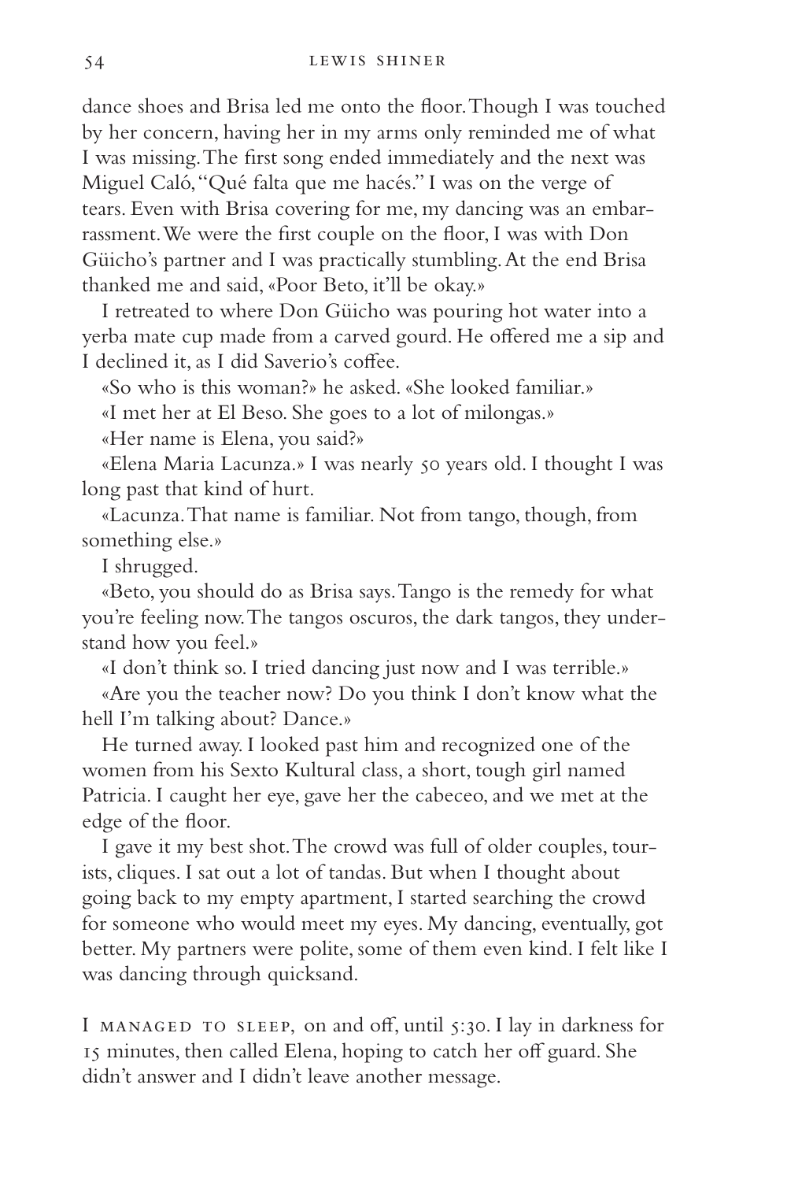dance shoes and Brisa led me onto the floor. Though I was touched by her concern, having her in my arms only reminded me of what I was missing. The first song ended immediately and the next was Miguel Caló, "Qué falta que me hacés." I was on the verge of tears. Even with Brisa covering for me, my dancing was an embarrassment. We were the first couple on the floor, I was with Don Güicho's partner and I was practically stumbling. At the end Brisa thanked me and said, «Poor Beto, it'll be okay.»

I retreated to where Don Güicho was pouring hot water into a yerba mate cup made from a carved gourd. He offered me a sip and I declined it, as I did Saverio's coffee.

«So who is this woman?» he asked. «She looked familiar.»

«I met her at El Beso. She goes to a lot of milongas.»

«Her name is Elena, you said?»

«Elena Maria Lacunza.» I was nearly 50 years old. I thought I was long past that kind of hurt.

«Lacunza. That name is familiar. Not from tango, though, from something else.»

I shrugged.

«Beto, you should do as Brisa says. Tango is the remedy for what you're feeling now. The tangos oscuros, the dark tangos, they understand how you feel.»

«I don't think so. I tried dancing just now and I was terrible.»

«Are you the teacher now? Do you think I don't know what the hell I'm talking about? Dance.»

He turned away. I looked past him and recognized one of the women from his Sexto Kultural class, a short, tough girl named Patricia. I caught her eye, gave her the cabeceo, and we met at the edge of the floor.

I gave it my best shot. The crowd was full of older couples, tourists, cliques. I sat out a lot of tandas. But when I thought about going back to my empty apartment, I started searching the crowd for someone who would meet my eyes. My dancing, eventually, got better. My partners were polite, some of them even kind. I felt like I was dancing through quicksand.

I MANAGED TO SLEEP, on and off, until 5:30. I lay in darkness for 15 minutes, then called Elena, hoping to catch her off guard. She didn't answer and I didn't leave another message.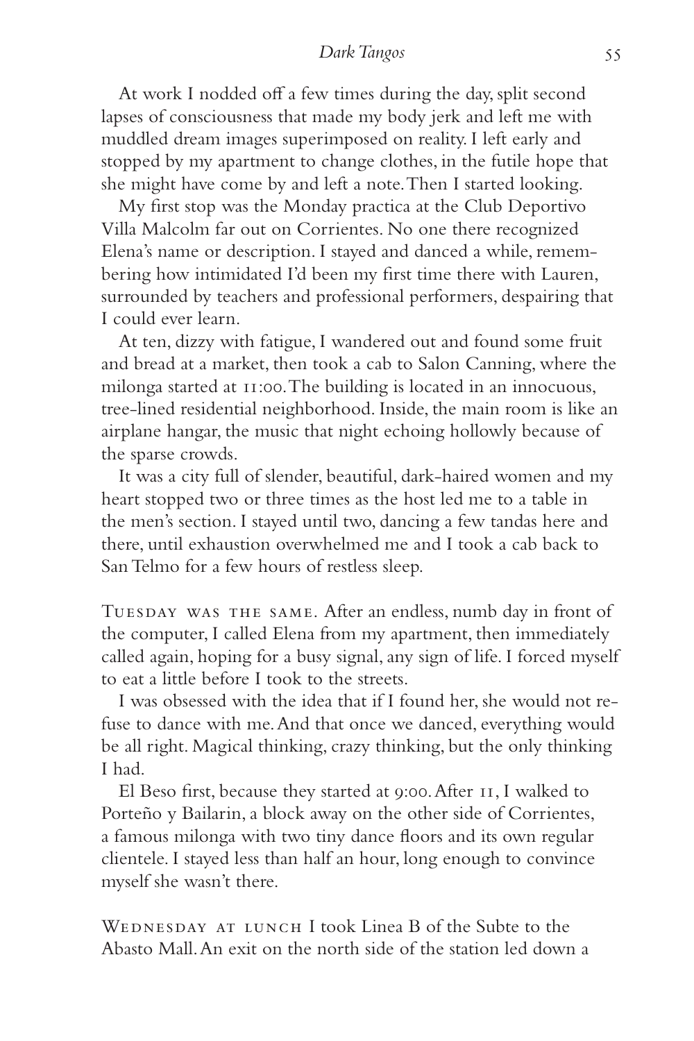At work I nodded off a few times during the day, split second lapses of consciousness that made my body jerk and left me with muddled dream images superimposed on reality. I left early and stopped by my apartment to change clothes, in the futile hope that she might have come by and left a note. Then I started looking.

My first stop was the Monday practica at the Club Deportivo Villa Malcolm far out on Corrientes. No one there recognized Elena's name or description. I stayed and danced a while, remembering how intimidated I'd been my first time there with Lauren, surrounded by teachers and professional performers, despairing that I could ever learn.

At ten, dizzy with fatigue, I wandered out and found some fruit and bread at a market, then took a cab to Salon Canning, where the milonga started at 11:00. The building is located in an innocuous, tree-lined residential neighborhood. Inside, the main room is like an airplane hangar, the music that night echoing hollowly because of the sparse crowds.

It was a city full of slender, beautiful, dark-haired women and my heart stopped two or three times as the host led me to a table in the men's section. I stayed until two, dancing a few tandas here and there, until exhaustion overwhelmed me and I took a cab back to San Telmo for a few hours of restless sleep.

Tuesday was the same. After an endless, numb day in front of the computer, I called Elena from my apartment, then immediately called again, hoping for a busy signal, any sign of life. I forced myself to eat a little before I took to the streets.

I was obsessed with the idea that if I found her, she would not refuse to dance with me. And that once we danced, everything would be all right. Magical thinking, crazy thinking, but the only thinking I had.

El Beso first, because they started at 9:00. After 11, I walked to Porteño y Bailarin, a block away on the other side of Corrientes, a famous milonga with two tiny dance floors and its own regular clientele. I stayed less than half an hour, long enough to convince myself she wasn't there.

Wednesday at lunch I took Linea B of the Subte to the Abasto Mall. An exit on the north side of the station led down a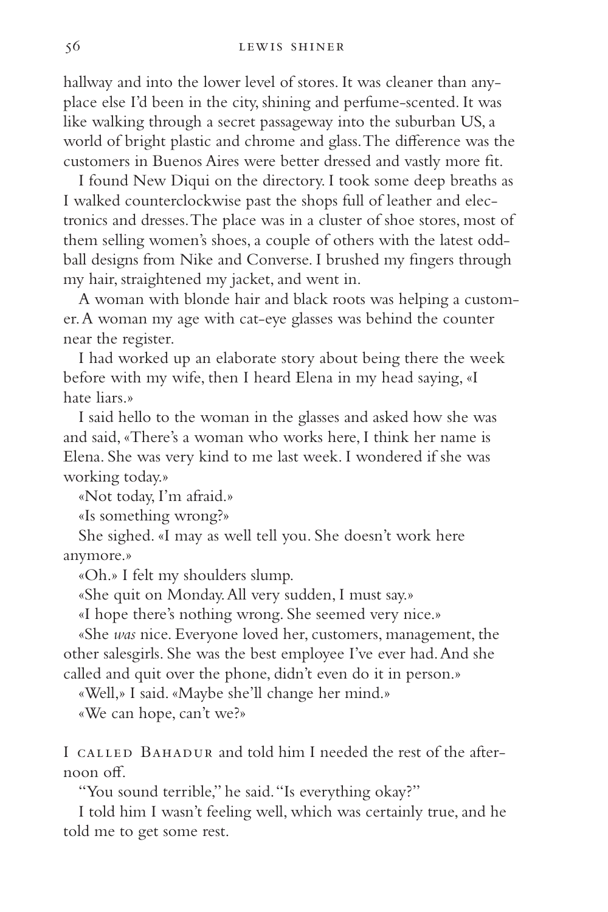hallway and into the lower level of stores. It was cleaner than anyplace else I'd been in the city, shining and perfume-scented. It was like walking through a secret passageway into the suburban US, a world of bright plastic and chrome and glass. The difference was the customers in Buenos Aires were better dressed and vastly more fit.

I found New Diqui on the directory. I took some deep breaths as I walked counterclockwise past the shops full of leather and electronics and dresses. The place was in a cluster of shoe stores, most of them selling women's shoes, a couple of others with the latest oddball designs from Nike and Converse. I brushed my fingers through my hair, straightened my jacket, and went in.

A woman with blonde hair and black roots was helping a customer. A woman my age with cat-eye glasses was behind the counter near the register.

I had worked up an elaborate story about being there the week before with my wife, then I heard Elena in my head saying, «I hate liars.»

I said hello to the woman in the glasses and asked how she was and said, «There's a woman who works here, I think her name is Elena. She was very kind to me last week. I wondered if she was working today.»

«Not today, I'm afraid.»

«Is something wrong?»

She sighed. «I may as well tell you. She doesn't work here anymore.»

«Oh.» I felt my shoulders slump.

«She quit on Monday. All very sudden, I must say.»

«I hope there's nothing wrong. She seemed very nice.»

«She *was* nice. Everyone loved her, customers, management, the other salesgirls. She was the best employee I've ever had. And she called and quit over the phone, didn't even do it in person.»

«Well,» I said. «Maybe she'll change her mind.»

«We can hope, can't we?»

I CALLED BAHADUR and told him I needed the rest of the afternoon off.

"You sound terrible," he said. "Is everything okay?"

I told him I wasn't feeling well, which was certainly true, and he told me to get some rest.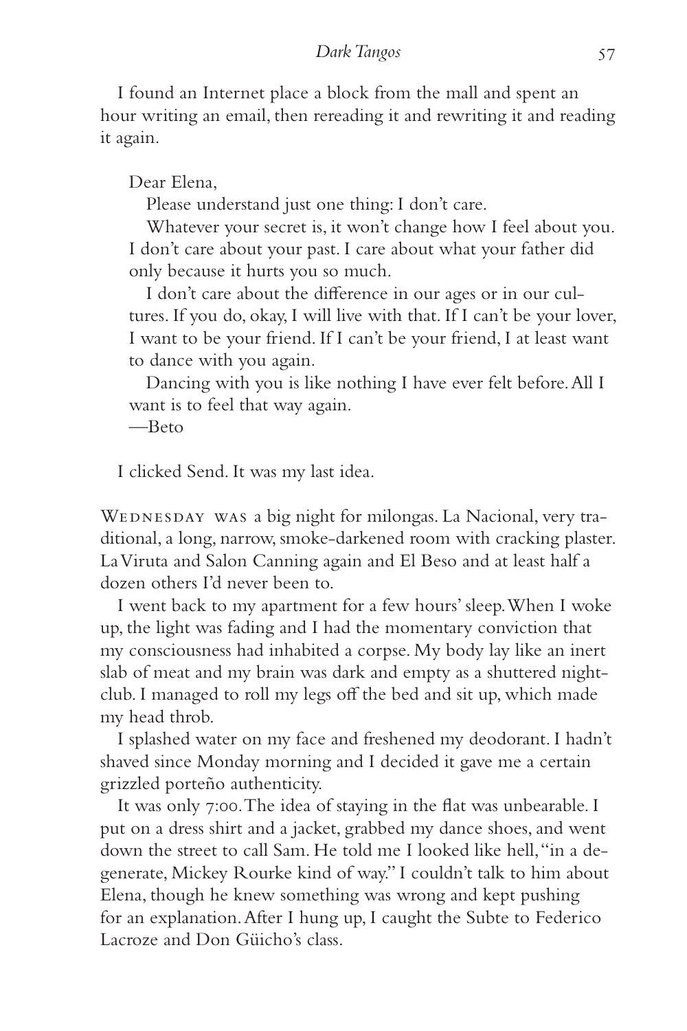I found an Internet place a block from the mall and spent an hour writing an email, then rereading it and rewriting it and reading it again.

> Dear Elena,
>
> Please understand just one thing: I don't care.
>
> Whatever your secret is, it won't change how I feel about you. I don't care about your past. I care about what your father did only because it hurts you so much.
>
> I don't care about the difference in our ages or in our cultures. If you do, okay, I will live with that. If I can't be your lover, I want to be your friend. If I can't be your friend, I at least want to dance with you again.
>
> Dancing with you is like nothing I have ever felt before. All I want is to feel that way again.
>
> —Beto

I clicked Send. It was my last idea.

WEDNESDAY WAS a big night for milongas. La Nacional, very traditional, a long, narrow, smoke-darkened room with cracking plaster. La Viruta and Salon Canning again and El Beso and at least half a dozen others I'd never been to.

I went back to my apartment for a few hours' sleep. When I woke up, the light was fading and I had the momentary conviction that my consciousness had inhabited a corpse. My body lay like an inert slab of meat and my brain was dark and empty as a shuttered nightclub. I managed to roll my legs off the bed and sit up, which made my head throb.

I splashed water on my face and freshened my deodorant. I hadn't shaved since Monday morning and I decided it gave me a certain grizzled porteño authenticity.

It was only 7:00. The idea of staying in the flat was unbearable. I put on a dress shirt and a jacket, grabbed my dance shoes, and went down the street to call Sam. He told me I looked like hell, "in a degenerate, Mickey Rourke kind of way." I couldn't talk to him about Elena, though he knew something was wrong and kept pushing for an explanation. After I hung up, I caught the Subte to Federico Lacroze and Don Güicho's class.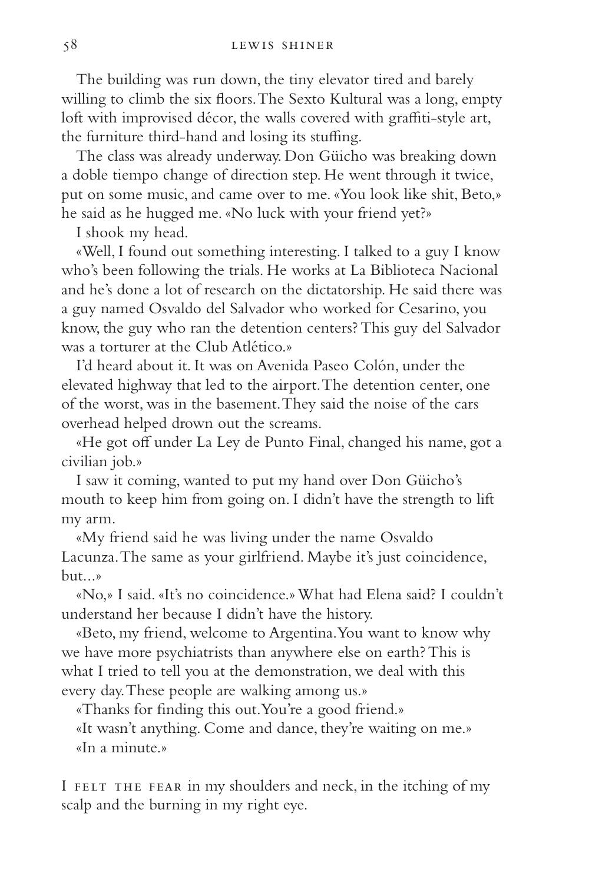The building was run down, the tiny elevator tired and barely willing to climb the six floors. The Sexto Kultural was a long, empty loft with improvised décor, the walls covered with graffiti-style art, the furniture third-hand and losing its stuffing.

The class was already underway. Don Güicho was breaking down a doble tiempo change of direction step. He went through it twice, put on some music, and came over to me. «You look like shit, Beto,» he said as he hugged me. «No luck with your friend yet?»

I shook my head.

«Well, I found out something interesting. I talked to a guy I know who's been following the trials. He works at La Biblioteca Nacional and he's done a lot of research on the dictatorship. He said there was a guy named Osvaldo del Salvador who worked for Cesarino, you know, the guy who ran the detention centers? This guy del Salvador was a torturer at the Club Atlético.»

I'd heard about it. It was on Avenida Paseo Colón, under the elevated highway that led to the airport. The detention center, one of the worst, was in the basement. They said the noise of the cars overhead helped drown out the screams.

«He got off under La Ley de Punto Final, changed his name, got a civilian job.»

I saw it coming, wanted to put my hand over Don Güicho's mouth to keep him from going on. I didn't have the strength to lift my arm.

«My friend said he was living under the name Osvaldo Lacunza. The same as your girlfriend. Maybe it's just coincidence, but...»

«No,» I said. «It's no coincidence.» What had Elena said? I couldn't understand her because I didn't have the history.

«Beto, my friend, welcome to Argentina. You want to know why we have more psychiatrists than anywhere else on earth? This is what I tried to tell you at the demonstration, we deal with this every day. These people are walking among us.»

«Thanks for finding this out. You're a good friend.»

«It wasn't anything. Come and dance, they're waiting on me.»

«In a minute.»

I FELT THE FEAR in my shoulders and neck, in the itching of my scalp and the burning in my right eye.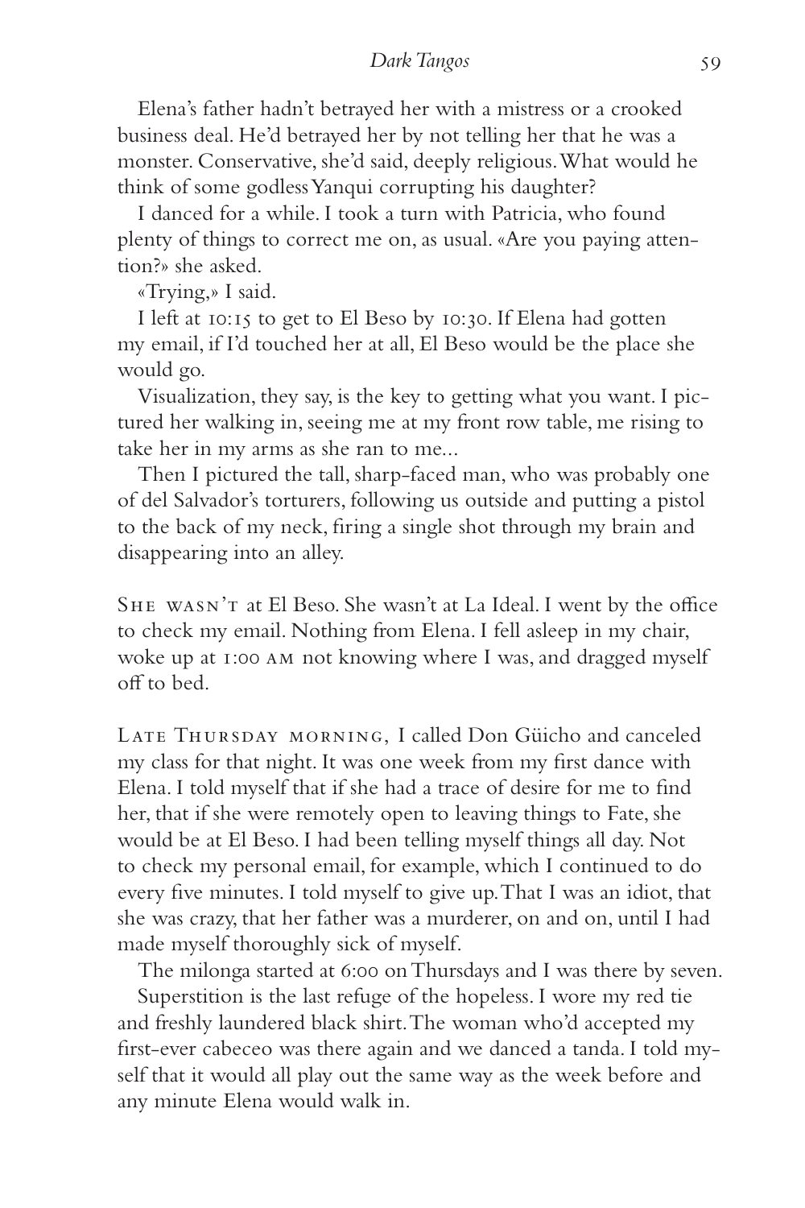Elena's father hadn't betrayed her with a mistress or a crooked business deal. He'd betrayed her by not telling her that he was a monster. Conservative, she'd said, deeply religious. What would he think of some godless Yanqui corrupting his daughter?

I danced for a while. I took a turn with Patricia, who found plenty of things to correct me on, as usual. «Are you paying attention?» she asked.

«Trying,» I said.

I left at 10:15 to get to El Beso by 10:30. If Elena had gotten my email, if I'd touched her at all, El Beso would be the place she would go.

Visualization, they say, is the key to getting what you want. I pictured her walking in, seeing me at my front row table, me rising to take her in my arms as she ran to me...

Then I pictured the tall, sharp-faced man, who was probably one of del Salvador's torturers, following us outside and putting a pistol to the back of my neck, firing a single shot through my brain and disappearing into an alley.

She wasn't at El Beso. She wasn't at La Ideal. I went by the office to check my email. Nothing from Elena. I fell asleep in my chair, woke up at 1:00 AM not knowing where I was, and dragged myself off to bed.

Late Thursday morning, I called Don Güicho and canceled my class for that night. It was one week from my first dance with Elena. I told myself that if she had a trace of desire for me to find her, that if she were remotely open to leaving things to Fate, she would be at El Beso. I had been telling myself things all day. Not to check my personal email, for example, which I continued to do every five minutes. I told myself to give up. That I was an idiot, that she was crazy, that her father was a murderer, on and on, until I had made myself thoroughly sick of myself.

The milonga started at 6:00 on Thursdays and I was there by seven.

Superstition is the last refuge of the hopeless. I wore my red tie and freshly laundered black shirt. The woman who'd accepted my first-ever cabeceo was there again and we danced a tanda. I told myself that it would all play out the same way as the week before and any minute Elena would walk in.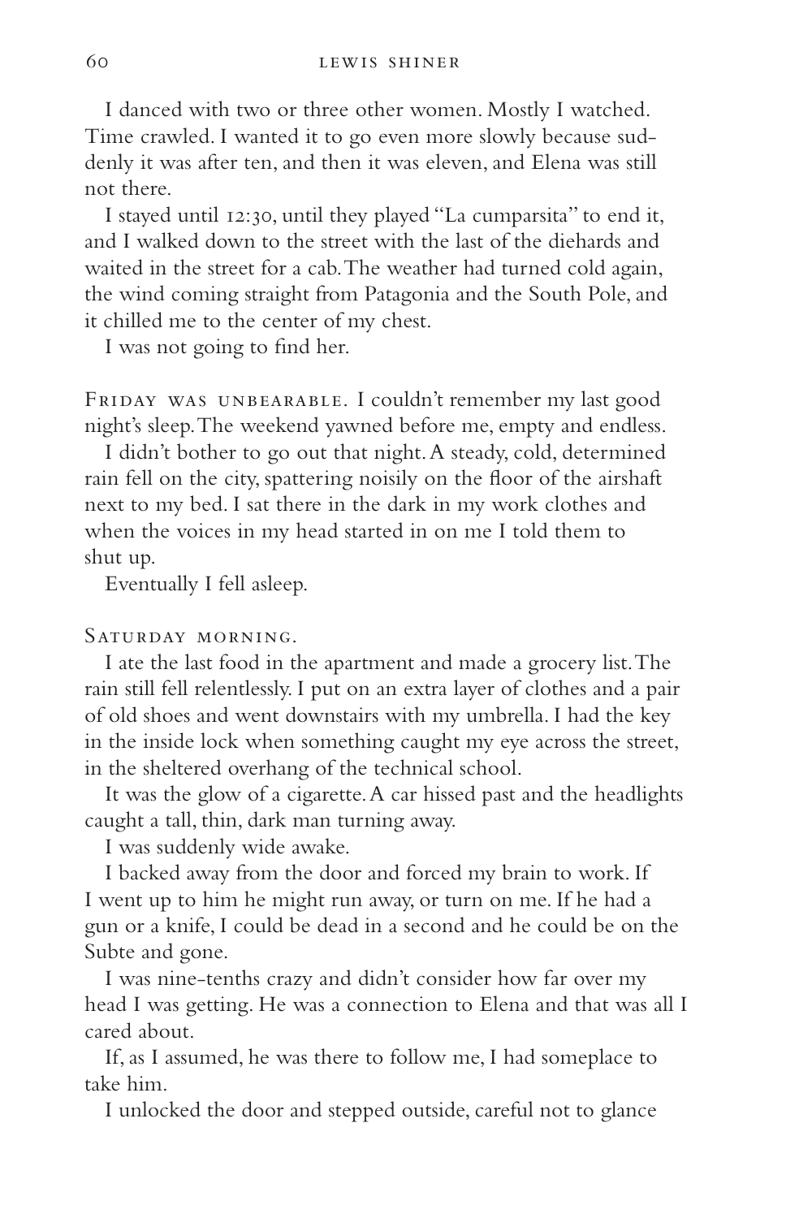I danced with two or three other women. Mostly I watched. Time crawled. I wanted it to go even more slowly because suddenly it was after ten, and then it was eleven, and Elena was still not there.

I stayed until 12:30, until they played "La cumparsita" to end it, and I walked down to the street with the last of the diehards and waited in the street for a cab. The weather had turned cold again, the wind coming straight from Patagonia and the South Pole, and it chilled me to the center of my chest.

I was not going to find her.

Friday was unbearable. I couldn't remember my last good night's sleep. The weekend yawned before me, empty and endless.

I didn't bother to go out that night. A steady, cold, determined rain fell on the city, spattering noisily on the floor of the airshaft next to my bed. I sat there in the dark in my work clothes and when the voices in my head started in on me I told them to shut up.

Eventually I fell asleep.

Saturday morning.

I ate the last food in the apartment and made a grocery list. The rain still fell relentlessly. I put on an extra layer of clothes and a pair of old shoes and went downstairs with my umbrella. I had the key in the inside lock when something caught my eye across the street, in the sheltered overhang of the technical school.

It was the glow of a cigarette. A car hissed past and the headlights caught a tall, thin, dark man turning away.

I was suddenly wide awake.

I backed away from the door and forced my brain to work. If I went up to him he might run away, or turn on me. If he had a gun or a knife, I could be dead in a second and he could be on the Subte and gone.

I was nine-tenths crazy and didn't consider how far over my head I was getting. He was a connection to Elena and that was all I cared about.

If, as I assumed, he was there to follow me, I had someplace to take him.

I unlocked the door and stepped outside, careful not to glance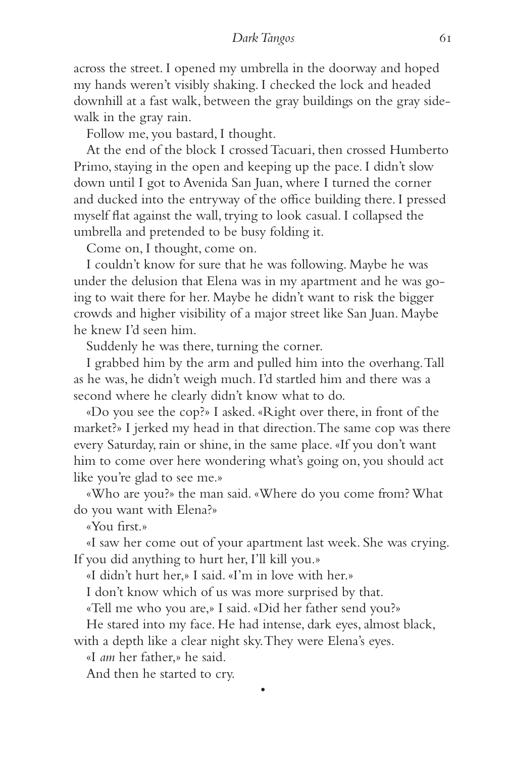across the street. I opened my umbrella in the doorway and hoped my hands weren't visibly shaking. I checked the lock and headed downhill at a fast walk, between the gray buildings on the gray sidewalk in the gray rain.

Follow me, you bastard, I thought.

At the end of the block I crossed Tacuari, then crossed Humberto Primo, staying in the open and keeping up the pace. I didn't slow down until I got to Avenida San Juan, where I turned the corner and ducked into the entryway of the office building there. I pressed myself flat against the wall, trying to look casual. I collapsed the umbrella and pretended to be busy folding it.

Come on, I thought, come on.

I couldn't know for sure that he was following. Maybe he was under the delusion that Elena was in my apartment and he was going to wait there for her. Maybe he didn't want to risk the bigger crowds and higher visibility of a major street like San Juan. Maybe he knew I'd seen him.

Suddenly he was there, turning the corner.

I grabbed him by the arm and pulled him into the overhang. Tall as he was, he didn't weigh much. I'd startled him and there was a second where he clearly didn't know what to do.

«Do you see the cop?» I asked. «Right over there, in front of the market?» I jerked my head in that direction. The same cop was there every Saturday, rain or shine, in the same place. «If you don't want him to come over here wondering what's going on, you should act like you're glad to see me.»

«Who are you?» the man said. «Where do you come from? What do you want with Elena?»

«You first.»

«I saw her come out of your apartment last week. She was crying. If you did anything to hurt her, I'll kill you.»

«I didn't hurt her,» I said. «I'm in love with her.»

I don't know which of us was more surprised by that.

«Tell me who you are,» I said. «Did her father send you?»

He stared into my face. He had intense, dark eyes, almost black, with a depth like a clear night sky. They were Elena's eyes.

«I *am* her father,» he said.

And then he started to cry.

•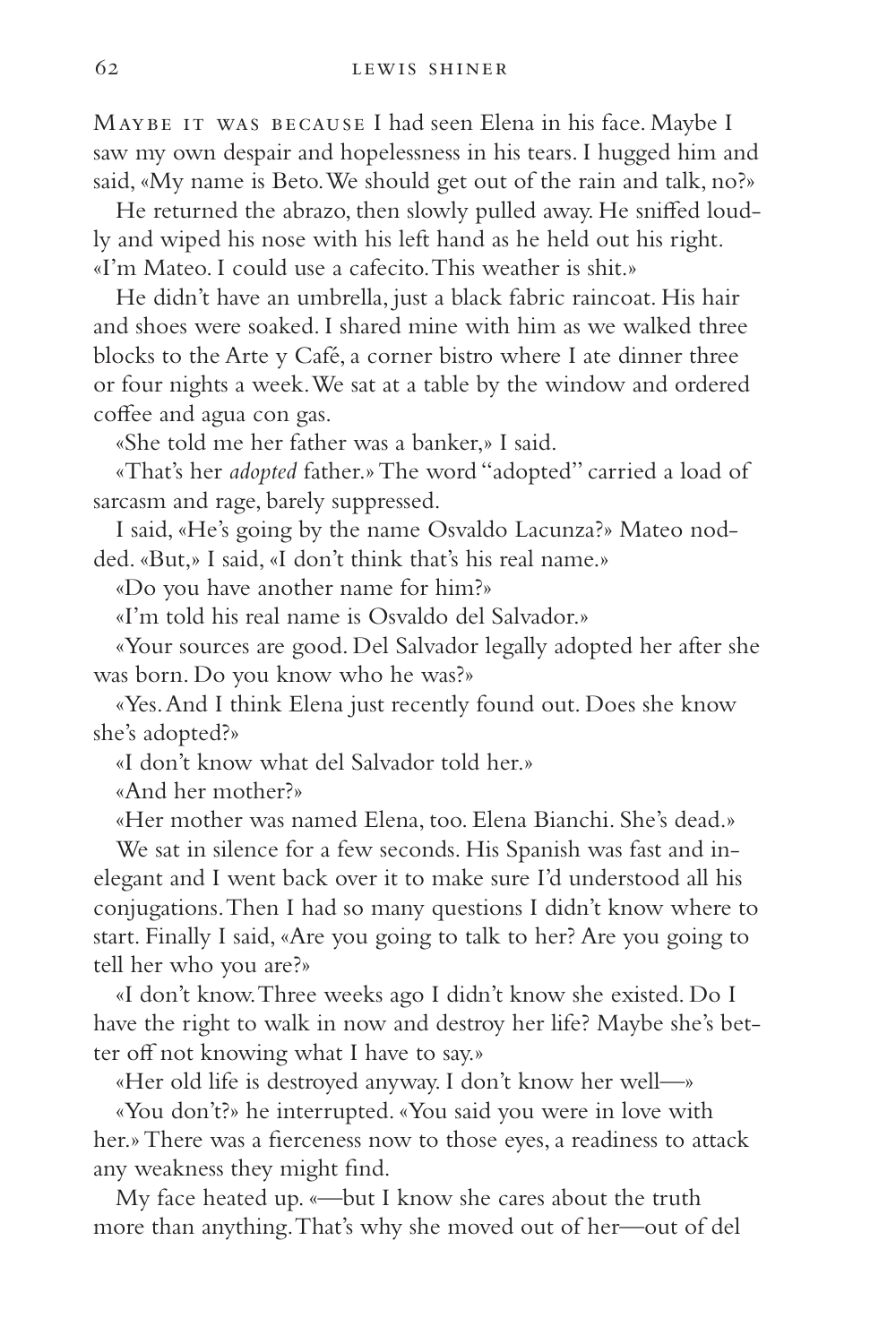Maybe it was because I had seen Elena in his face. Maybe I saw my own despair and hopelessness in his tears. I hugged him and said, «My name is Beto. We should get out of the rain and talk, no?»

He returned the abrazo, then slowly pulled away. He sniffed loudly and wiped his nose with his left hand as he held out his right. «I'm Mateo. I could use a cafecito. This weather is shit.»

He didn't have an umbrella, just a black fabric raincoat. His hair and shoes were soaked. I shared mine with him as we walked three blocks to the Arte y Café, a corner bistro where I ate dinner three or four nights a week. We sat at a table by the window and ordered coffee and agua con gas.

«She told me her father was a banker,» I said.

«That's her *adopted* father.» The word "adopted" carried a load of sarcasm and rage, barely suppressed.

I said, «He's going by the name Osvaldo Lacunza?» Mateo nodded. «But,» I said, «I don't think that's his real name.»

«Do you have another name for him?»

«I'm told his real name is Osvaldo del Salvador.»

«Your sources are good. Del Salvador legally adopted her after she was born. Do you know who he was?»

«Yes. And I think Elena just recently found out. Does she know she's adopted?»

«I don't know what del Salvador told her.»

«And her mother?»

«Her mother was named Elena, too. Elena Bianchi. She's dead.»

We sat in silence for a few seconds. His Spanish was fast and inelegant and I went back over it to make sure I'd understood all his conjugations. Then I had so many questions I didn't know where to start. Finally I said, «Are you going to talk to her? Are you going to tell her who you are?»

«I don't know. Three weeks ago I didn't know she existed. Do I have the right to walk in now and destroy her life? Maybe she's better off not knowing what I have to say.»

«Her old life is destroyed anyway. I don't know her well—»

«You don't?» he interrupted. «You said you were in love with her.» There was a fierceness now to those eyes, a readiness to attack any weakness they might find.

My face heated up. «—but I know she cares about the truth more than anything. That's why she moved out of her—out of del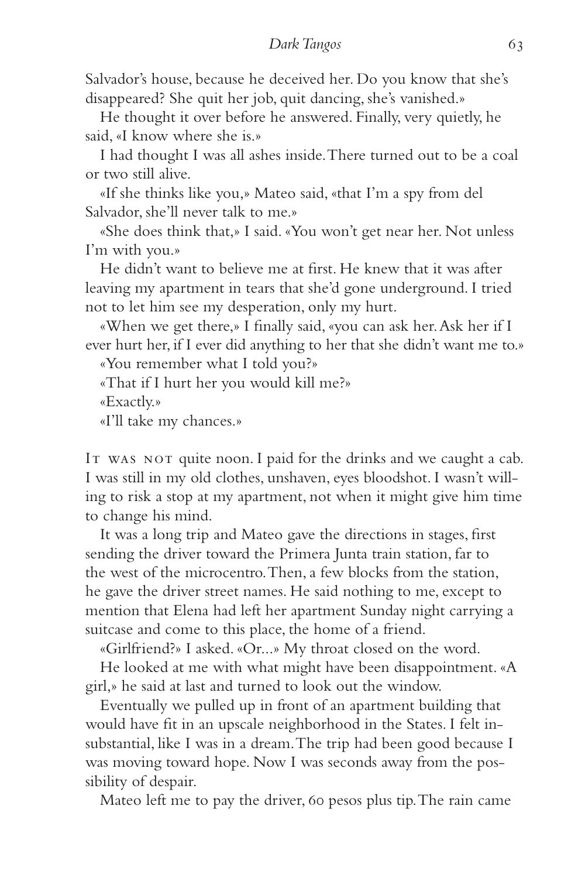Salvador's house, because he deceived her. Do you know that she's disappeared? She quit her job, quit dancing, she's vanished.»

He thought it over before he answered. Finally, very quietly, he said, «I know where she is.»

I had thought I was all ashes inside. There turned out to be a coal or two still alive.

«If she thinks like you,» Mateo said, «that I'm a spy from del Salvador, she'll never talk to me.»

«She does think that,» I said. «You won't get near her. Not unless I'm with you.»

He didn't want to believe me at first. He knew that it was after leaving my apartment in tears that she'd gone underground. I tried not to let him see my desperation, only my hurt.

«When we get there,» I finally said, «you can ask her. Ask her if I ever hurt her, if I ever did anything to her that she didn't want me to.»

«You remember what I told you?»

«That if I hurt her you would kill me?»

«Exactly.»

«I'll take my chances.»

It was not quite noon. I paid for the drinks and we caught a cab. I was still in my old clothes, unshaven, eyes bloodshot. I wasn't willing to risk a stop at my apartment, not when it might give him time to change his mind.

It was a long trip and Mateo gave the directions in stages, first sending the driver toward the Primera Junta train station, far to the west of the microcentro. Then, a few blocks from the station, he gave the driver street names. He said nothing to me, except to mention that Elena had left her apartment Sunday night carrying a suitcase and come to this place, the home of a friend.

«Girlfriend?» I asked. «Or...» My throat closed on the word.

He looked at me with what might have been disappointment. «A girl,» he said at last and turned to look out the window.

Eventually we pulled up in front of an apartment building that would have fit in an upscale neighborhood in the States. I felt insubstantial, like I was in a dream. The trip had been good because I was moving toward hope. Now I was seconds away from the possibility of despair.

Mateo left me to pay the driver, 60 pesos plus tip. The rain came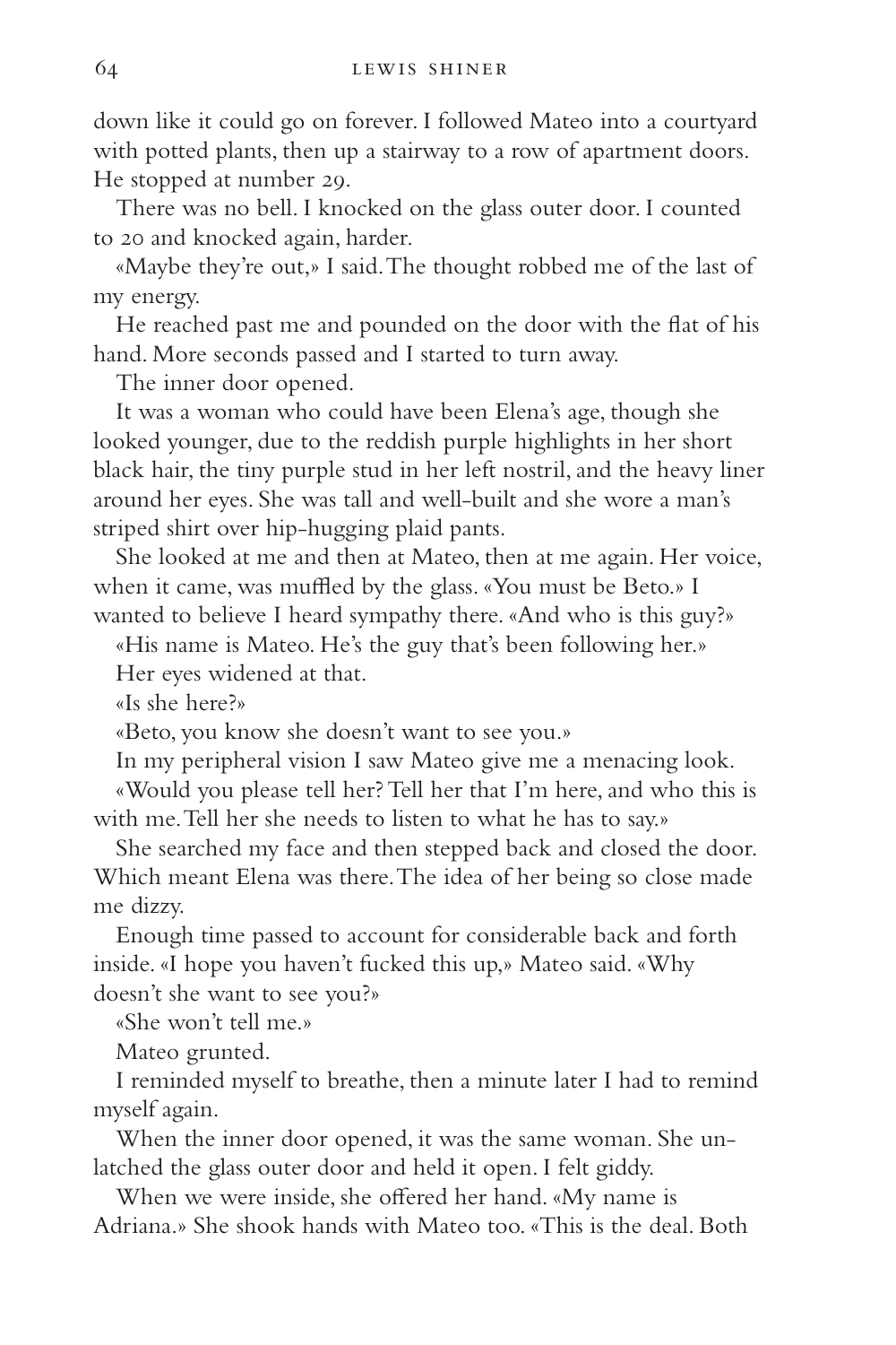down like it could go on forever. I followed Mateo into a courtyard with potted plants, then up a stairway to a row of apartment doors. He stopped at number 29.

There was no bell. I knocked on the glass outer door. I counted to 20 and knocked again, harder.

«Maybe they're out,» I said. The thought robbed me of the last of my energy.

He reached past me and pounded on the door with the flat of his hand. More seconds passed and I started to turn away.

The inner door opened.

It was a woman who could have been Elena's age, though she looked younger, due to the reddish purple highlights in her short black hair, the tiny purple stud in her left nostril, and the heavy liner around her eyes. She was tall and well-built and she wore a man's striped shirt over hip-hugging plaid pants.

She looked at me and then at Mateo, then at me again. Her voice, when it came, was muffled by the glass. «You must be Beto.» I wanted to believe I heard sympathy there. «And who is this guy?»

«His name is Mateo. He's the guy that's been following her.»

Her eyes widened at that.

«Is she here?»

«Beto, you know she doesn't want to see you.»

In my peripheral vision I saw Mateo give me a menacing look.

«Would you please tell her? Tell her that I'm here, and who this is with me. Tell her she needs to listen to what he has to say.»

She searched my face and then stepped back and closed the door. Which meant Elena was there. The idea of her being so close made me dizzy.

Enough time passed to account for considerable back and forth inside. «I hope you haven't fucked this up,» Mateo said. «Why doesn't she want to see you?»

«She won't tell me.»

Mateo grunted.

I reminded myself to breathe, then a minute later I had to remind myself again.

When the inner door opened, it was the same woman. She unlatched the glass outer door and held it open. I felt giddy.

When we were inside, she offered her hand. «My name is Adriana.» She shook hands with Mateo too. «This is the deal. Both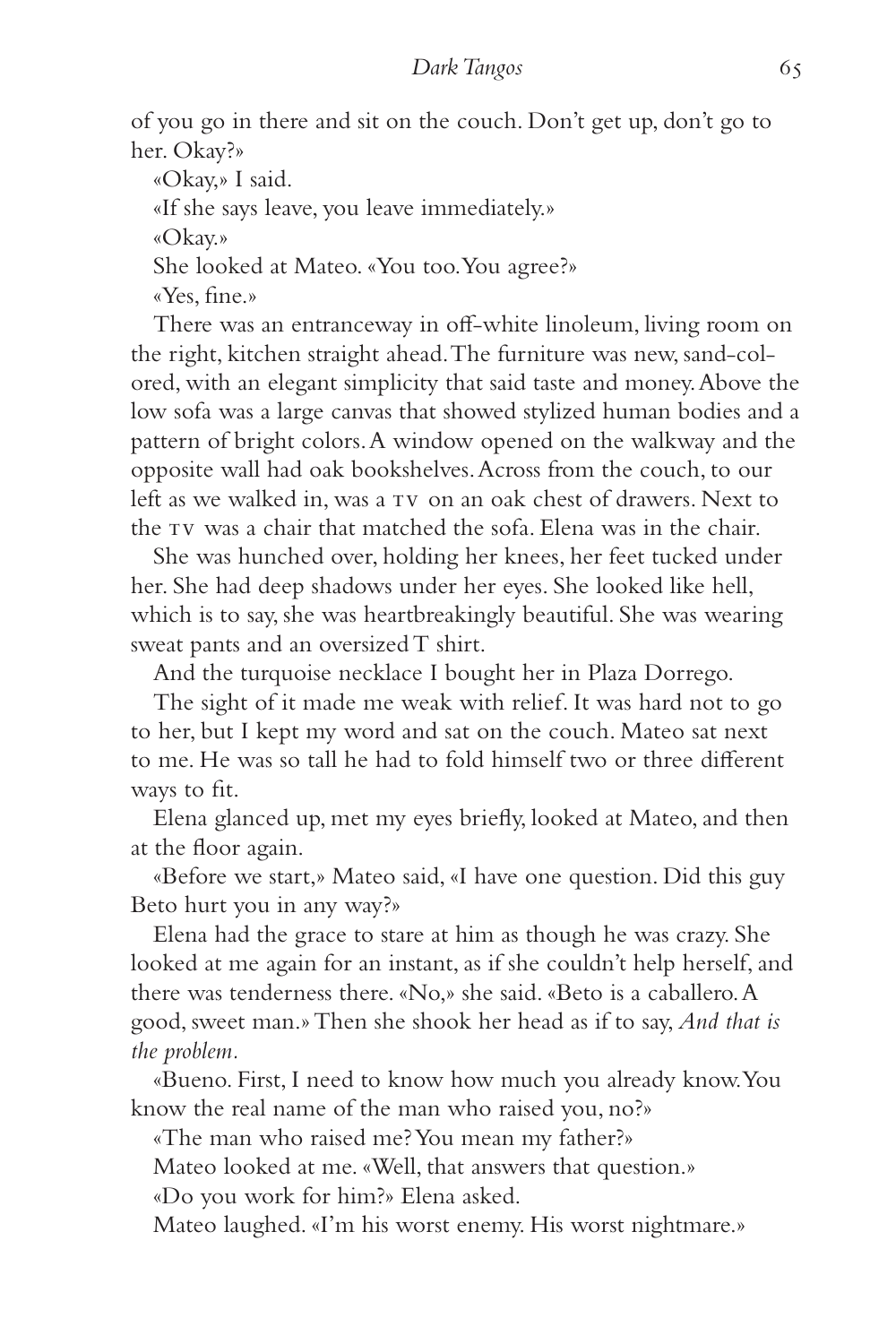of you go in there and sit on the couch. Don't get up, don't go to her. Okay?»

«Okay,» I said.

«If she says leave, you leave immediately.»

«Okay.»

She looked at Mateo. «You too. You agree?»

«Yes, fine.»

There was an entranceway in off-white linoleum, living room on the right, kitchen straight ahead. The furniture was new, sand-colored, with an elegant simplicity that said taste and money. Above the low sofa was a large canvas that showed stylized human bodies and a pattern of bright colors. A window opened on the walkway and the opposite wall had oak bookshelves. Across from the couch, to our left as we walked in, was a TV on an oak chest of drawers. Next to the TV was a chair that matched the sofa. Elena was in the chair.

She was hunched over, holding her knees, her feet tucked under her. She had deep shadows under her eyes. She looked like hell, which is to say, she was heartbreakingly beautiful. She was wearing sweat pants and an oversized T shirt.

And the turquoise necklace I bought her in Plaza Dorrego.

The sight of it made me weak with relief. It was hard not to go to her, but I kept my word and sat on the couch. Mateo sat next to me. He was so tall he had to fold himself two or three different ways to fit.

Elena glanced up, met my eyes briefly, looked at Mateo, and then at the floor again.

«Before we start,» Mateo said, «I have one question. Did this guy Beto hurt you in any way?»

Elena had the grace to stare at him as though he was crazy. She looked at me again for an instant, as if she couldn't help herself, and there was tenderness there. «No,» she said. «Beto is a caballero. A good, sweet man.» Then she shook her head as if to say, *And that is the problem.*

«Bueno. First, I need to know how much you already know. You know the real name of the man who raised you, no?»

«The man who raised me? You mean my father?»

Mateo looked at me. «Well, that answers that question.»

«Do you work for him?» Elena asked.

Mateo laughed. «I'm his worst enemy. His worst nightmare.»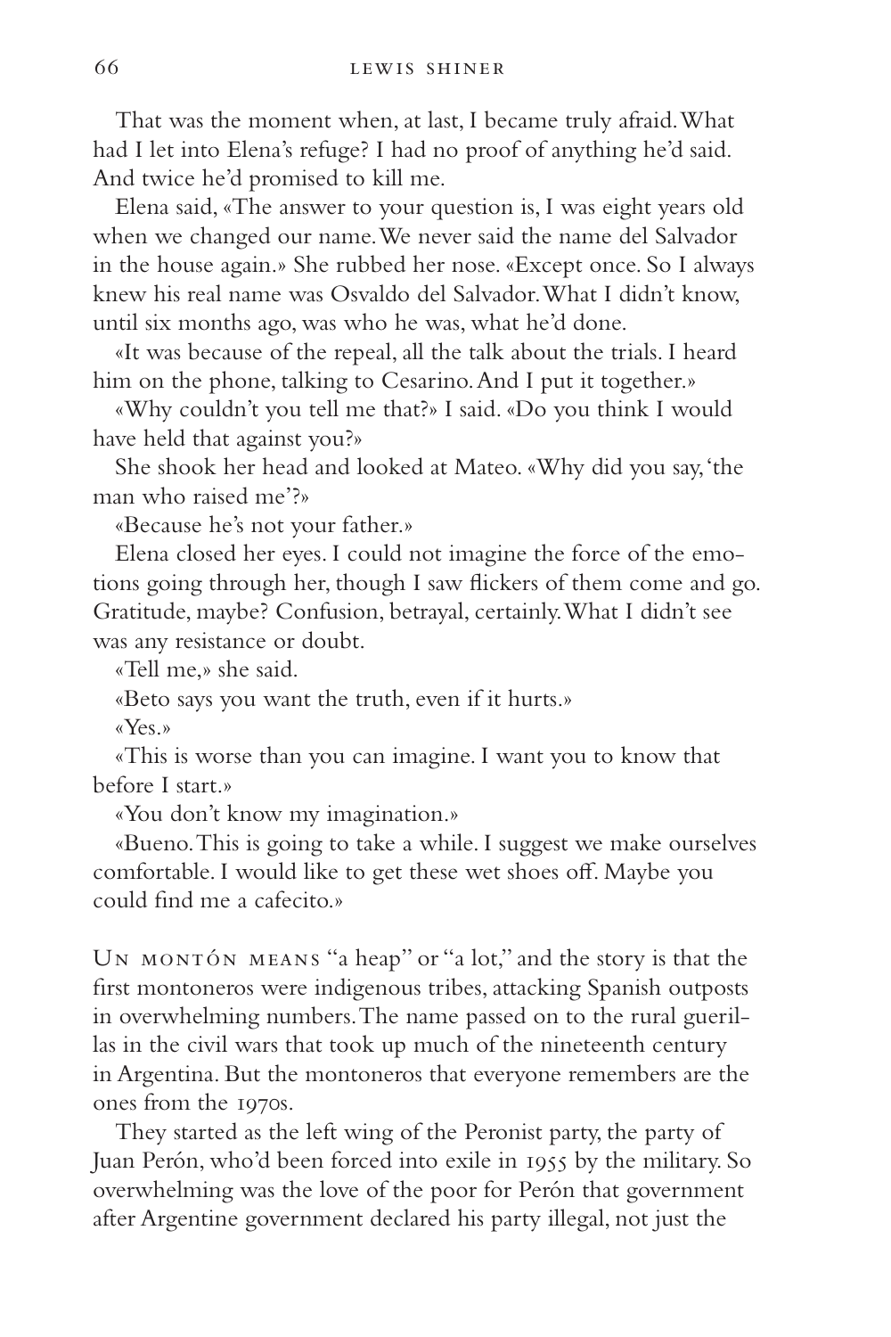That was the moment when, at last, I became truly afraid. What had I let into Elena's refuge? I had no proof of anything he'd said. And twice he'd promised to kill me.

Elena said, «The answer to your question is, I was eight years old when we changed our name. We never said the name del Salvador in the house again.» She rubbed her nose. «Except once. So I always knew his real name was Osvaldo del Salvador. What I didn't know, until six months ago, was who he was, what he'd done.

«It was because of the repeal, all the talk about the trials. I heard him on the phone, talking to Cesarino. And I put it together.»

«Why couldn't you tell me that?» I said. «Do you think I would have held that against you?»

She shook her head and looked at Mateo. «Why did you say, 'the man who raised me'?»

«Because he's not your father.»

Elena closed her eyes. I could not imagine the force of the emotions going through her, though I saw flickers of them come and go. Gratitude, maybe? Confusion, betrayal, certainly. What I didn't see was any resistance or doubt.

«Tell me,» she said.

«Beto says you want the truth, even if it hurts.»

«Yes.»

«This is worse than you can imagine. I want you to know that before I start.»

«You don't know my imagination.»

«Bueno. This is going to take a while. I suggest we make ourselves comfortable. I would like to get these wet shoes off. Maybe you could find me a cafecito.»

Un montón means "a heap" or "a lot," and the story is that the first montoneros were indigenous tribes, attacking Spanish outposts in overwhelming numbers. The name passed on to the rural guerillas in the civil wars that took up much of the nineteenth century in Argentina. But the montoneros that everyone remembers are the ones from the 1970s.

They started as the left wing of the Peronist party, the party of Juan Perón, who'd been forced into exile in 1955 by the military. So overwhelming was the love of the poor for Perón that government after Argentine government declared his party illegal, not just the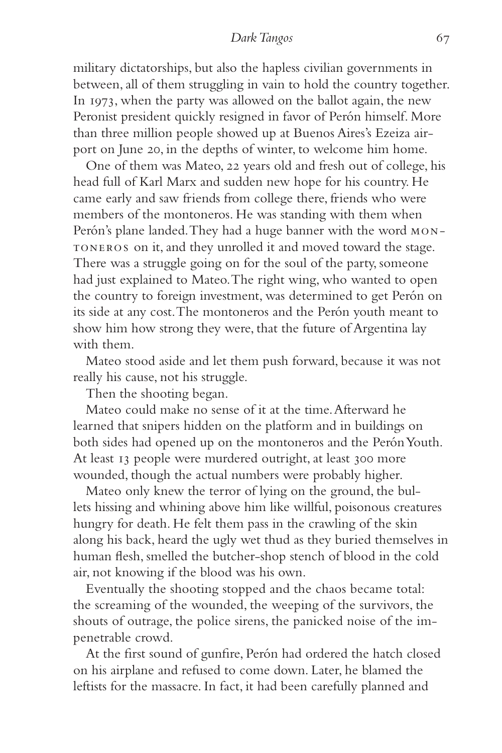military dictatorships, but also the hapless civilian governments in between, all of them struggling in vain to hold the country together. In 1973, when the party was allowed on the ballot again, the new Peronist president quickly resigned in favor of Perón himself. More than three million people showed up at Buenos Aires's Ezeiza airport on June 20, in the depths of winter, to welcome him home.

One of them was Mateo, 22 years old and fresh out of college, his head full of Karl Marx and sudden new hope for his country. He came early and saw friends from college there, friends who were members of the montoneros. He was standing with them when Perón's plane landed. They had a huge banner with the word MONTONEROS on it, and they unrolled it and moved toward the stage. There was a struggle going on for the soul of the party, someone had just explained to Mateo. The right wing, who wanted to open the country to foreign investment, was determined to get Perón on its side at any cost. The montoneros and the Perón youth meant to show him how strong they were, that the future of Argentina lay with them.

Mateo stood aside and let them push forward, because it was not really his cause, not his struggle.

Then the shooting began.

Mateo could make no sense of it at the time. Afterward he learned that snipers hidden on the platform and in buildings on both sides had opened up on the montoneros and the Perón Youth. At least 13 people were murdered outright, at least 300 more wounded, though the actual numbers were probably higher.

Mateo only knew the terror of lying on the ground, the bullets hissing and whining above him like willful, poisonous creatures hungry for death. He felt them pass in the crawling of the skin along his back, heard the ugly wet thud as they buried themselves in human flesh, smelled the butcher-shop stench of blood in the cold air, not knowing if the blood was his own.

Eventually the shooting stopped and the chaos became total: the screaming of the wounded, the weeping of the survivors, the shouts of outrage, the police sirens, the panicked noise of the impenetrable crowd.

At the first sound of gunfire, Perón had ordered the hatch closed on his airplane and refused to come down. Later, he blamed the leftists for the massacre. In fact, it had been carefully planned and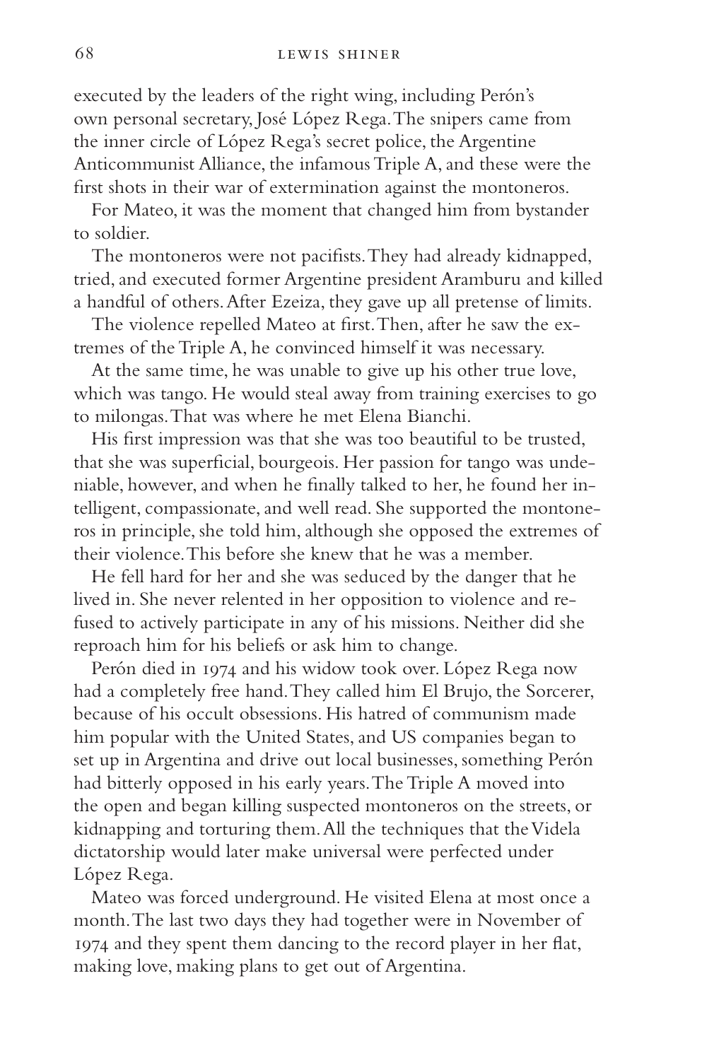executed by the leaders of the right wing, including Perón's own personal secretary, José López Rega. The snipers came from the inner circle of López Rega's secret police, the Argentine Anticommunist Alliance, the infamous Triple A, and these were the first shots in their war of extermination against the montoneros.

For Mateo, it was the moment that changed him from bystander to soldier.

The montoneros were not pacifists. They had already kidnapped, tried, and executed former Argentine president Aramburu and killed a handful of others. After Ezeiza, they gave up all pretense of limits.

The violence repelled Mateo at first. Then, after he saw the extremes of the Triple A, he convinced himself it was necessary.

At the same time, he was unable to give up his other true love, which was tango. He would steal away from training exercises to go to milongas. That was where he met Elena Bianchi.

His first impression was that she was too beautiful to be trusted, that she was superficial, bourgeois. Her passion for tango was undeniable, however, and when he finally talked to her, he found her intelligent, compassionate, and well read. She supported the montoneros in principle, she told him, although she opposed the extremes of their violence. This before she knew that he was a member.

He fell hard for her and she was seduced by the danger that he lived in. She never relented in her opposition to violence and refused to actively participate in any of his missions. Neither did she reproach him for his beliefs or ask him to change.

Perón died in 1974 and his widow took over. López Rega now had a completely free hand. They called him El Brujo, the Sorcerer, because of his occult obsessions. His hatred of communism made him popular with the United States, and US companies began to set up in Argentina and drive out local businesses, something Perón had bitterly opposed in his early years. The Triple A moved into the open and began killing suspected montoneros on the streets, or kidnapping and torturing them. All the techniques that the Videla dictatorship would later make universal were perfected under López Rega.

Mateo was forced underground. He visited Elena at most once a month. The last two days they had together were in November of 1974 and they spent them dancing to the record player in her flat, making love, making plans to get out of Argentina.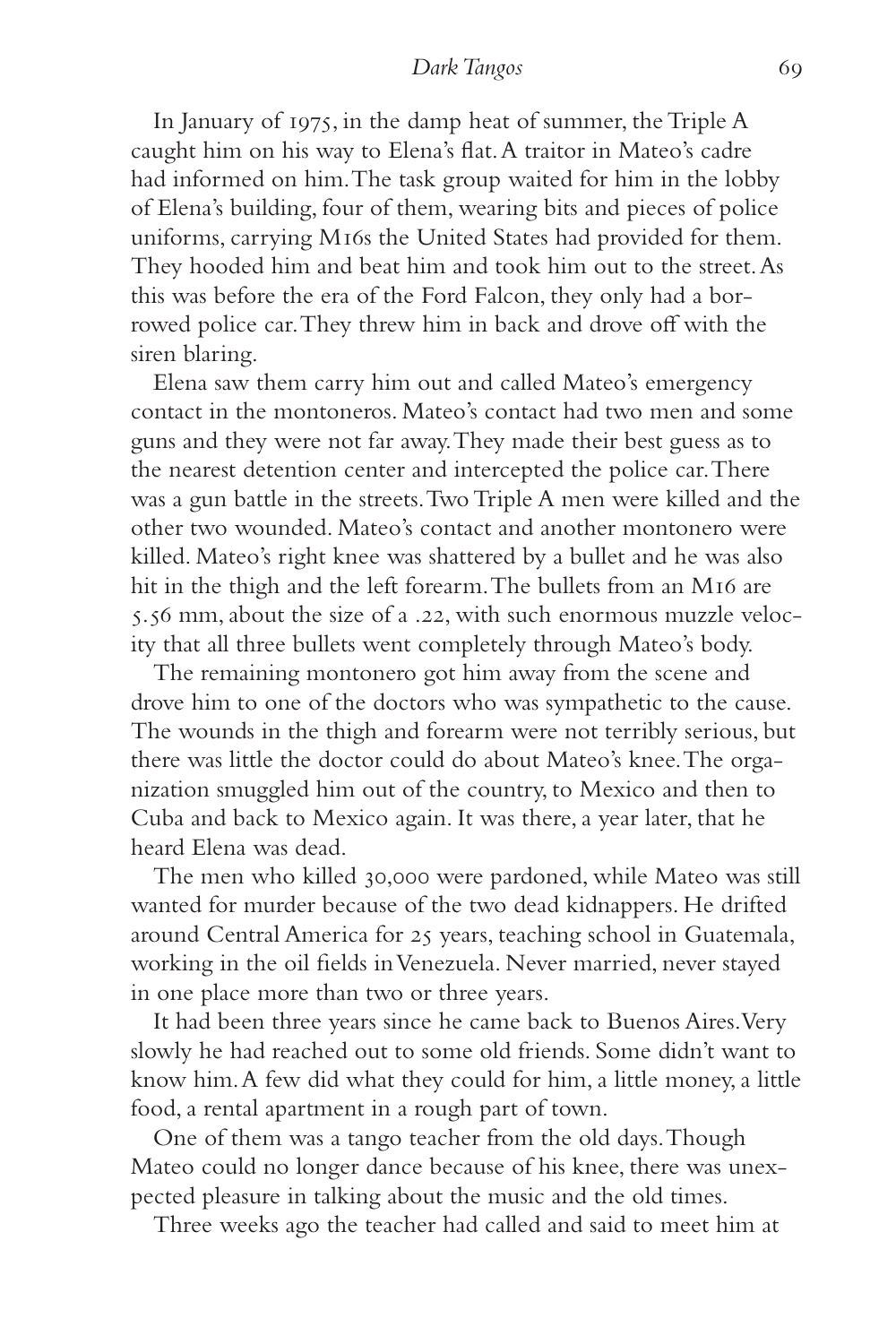In January of 1975, in the damp heat of summer, the Triple A caught him on his way to Elena's flat. A traitor in Mateo's cadre had informed on him. The task group waited for him in the lobby of Elena's building, four of them, wearing bits and pieces of police uniforms, carrying M16s the United States had provided for them. They hooded him and beat him and took him out to the street. As this was before the era of the Ford Falcon, they only had a borrowed police car. They threw him in back and drove off with the siren blaring.

Elena saw them carry him out and called Mateo's emergency contact in the montoneros. Mateo's contact had two men and some guns and they were not far away. They made their best guess as to the nearest detention center and intercepted the police car. There was a gun battle in the streets. Two Triple A men were killed and the other two wounded. Mateo's contact and another montonero were killed. Mateo's right knee was shattered by a bullet and he was also hit in the thigh and the left forearm. The bullets from an M16 are 5.56 mm, about the size of a .22, with such enormous muzzle velocity that all three bullets went completely through Mateo's body.

The remaining montonero got him away from the scene and drove him to one of the doctors who was sympathetic to the cause. The wounds in the thigh and forearm were not terribly serious, but there was little the doctor could do about Mateo's knee. The organization smuggled him out of the country, to Mexico and then to Cuba and back to Mexico again. It was there, a year later, that he heard Elena was dead.

The men who killed 30,000 were pardoned, while Mateo was still wanted for murder because of the two dead kidnappers. He drifted around Central America for 25 years, teaching school in Guatemala, working in the oil fields in Venezuela. Never married, never stayed in one place more than two or three years.

It had been three years since he came back to Buenos Aires. Very slowly he had reached out to some old friends. Some didn't want to know him. A few did what they could for him, a little money, a little food, a rental apartment in a rough part of town.

One of them was a tango teacher from the old days. Though Mateo could no longer dance because of his knee, there was unexpected pleasure in talking about the music and the old times.

Three weeks ago the teacher had called and said to meet him at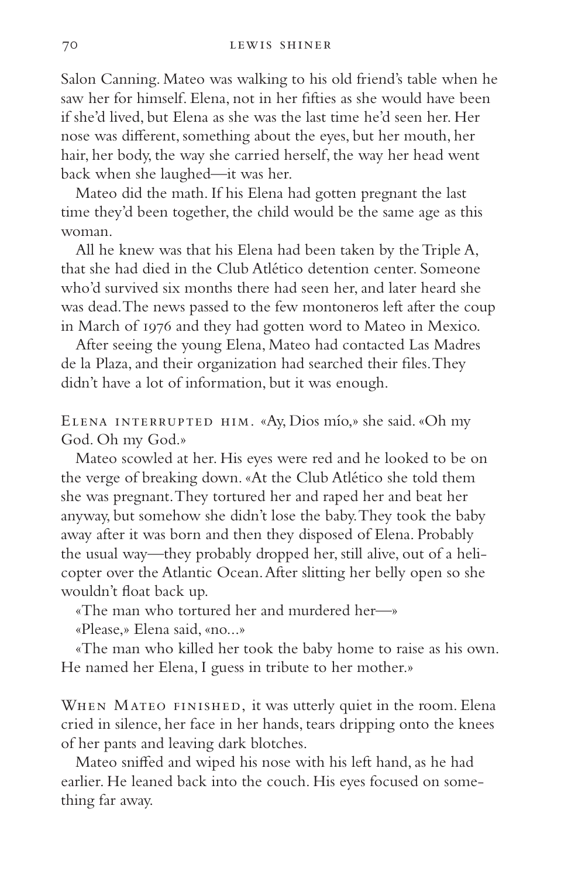Salon Canning. Mateo was walking to his old friend's table when he saw her for himself. Elena, not in her fifties as she would have been if she'd lived, but Elena as she was the last time he'd seen her. Her nose was different, something about the eyes, but her mouth, her hair, her body, the way she carried herself, the way her head went back when she laughed—it was her.

Mateo did the math. If his Elena had gotten pregnant the last time they'd been together, the child would be the same age as this woman.

All he knew was that his Elena had been taken by the Triple A, that she had died in the Club Atlético detention center. Someone who'd survived six months there had seen her, and later heard she was dead. The news passed to the few montoneros left after the coup in March of 1976 and they had gotten word to Mateo in Mexico.

After seeing the young Elena, Mateo had contacted Las Madres de la Plaza, and their organization had searched their files. They didn't have a lot of information, but it was enough.

Elena interrupted him. «Ay, Dios mío,» she said. «Oh my God. Oh my God.»

Mateo scowled at her. His eyes were red and he looked to be on the verge of breaking down. «At the Club Atlético she told them she was pregnant. They tortured her and raped her and beat her anyway, but somehow she didn't lose the baby. They took the baby away after it was born and then they disposed of Elena. Probably the usual way—they probably dropped her, still alive, out of a helicopter over the Atlantic Ocean. After slitting her belly open so she wouldn't float back up.

«The man who tortured her and murdered her—»

«Please,» Elena said, «no...»

«The man who killed her took the baby home to raise as his own. He named her Elena, I guess in tribute to her mother.»

When Mateo finished, it was utterly quiet in the room. Elena cried in silence, her face in her hands, tears dripping onto the knees of her pants and leaving dark blotches.

Mateo sniffed and wiped his nose with his left hand, as he had earlier. He leaned back into the couch. His eyes focused on something far away.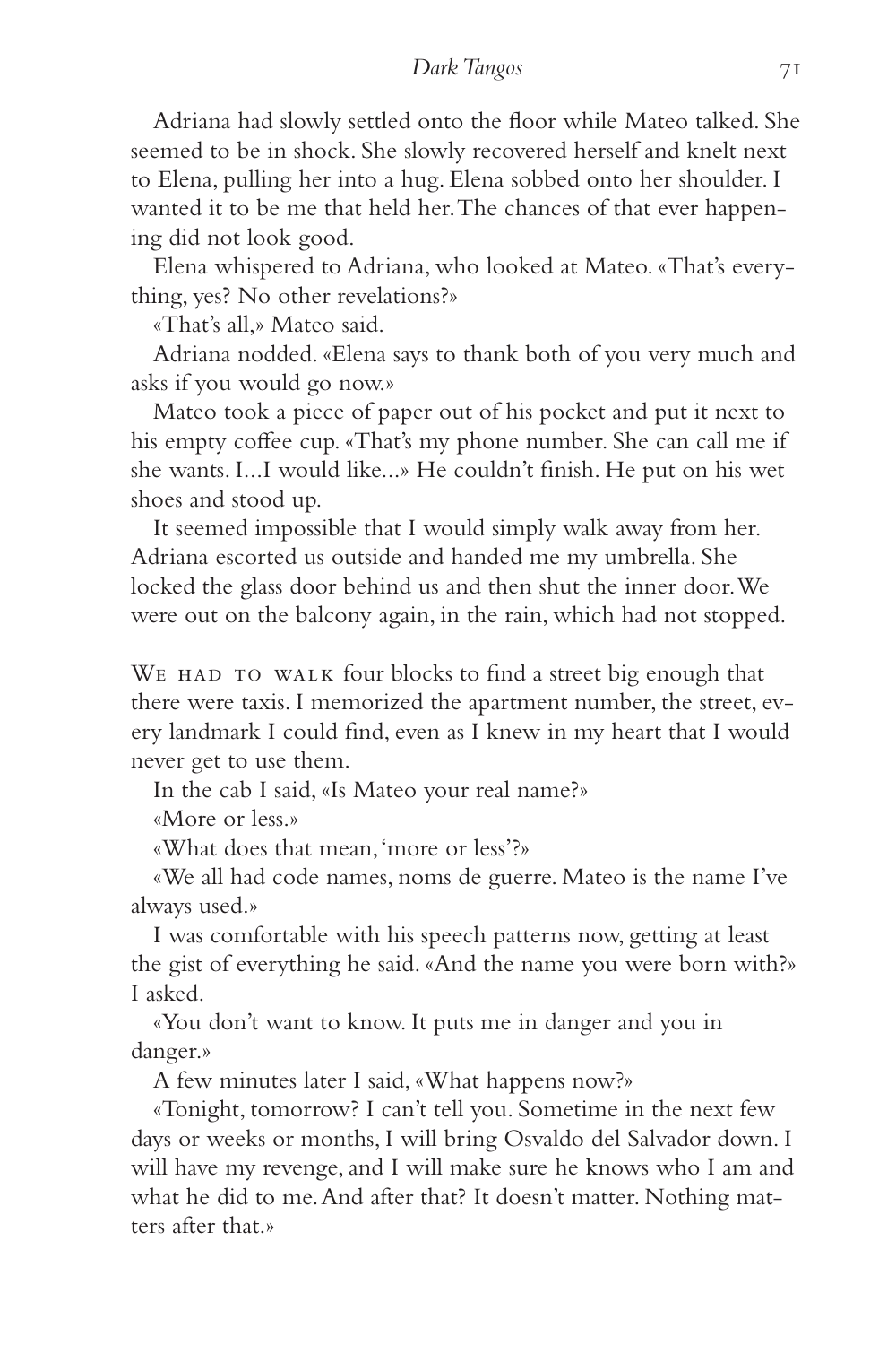Adriana had slowly settled onto the floor while Mateo talked. She seemed to be in shock. She slowly recovered herself and knelt next to Elena, pulling her into a hug. Elena sobbed onto her shoulder. I wanted it to be me that held her. The chances of that ever happening did not look good.

Elena whispered to Adriana, who looked at Mateo. «That's everything, yes? No other revelations?»

«That's all,» Mateo said.

Adriana nodded. «Elena says to thank both of you very much and asks if you would go now.»

Mateo took a piece of paper out of his pocket and put it next to his empty coffee cup. «That's my phone number. She can call me if she wants. I...I would like...» He couldn't finish. He put on his wet shoes and stood up.

It seemed impossible that I would simply walk away from her. Adriana escorted us outside and handed me my umbrella. She locked the glass door behind us and then shut the inner door. We were out on the balcony again, in the rain, which had not stopped.

We had to walk four blocks to find a street big enough that there were taxis. I memorized the apartment number, the street, every landmark I could find, even as I knew in my heart that I would never get to use them.

In the cab I said, «Is Mateo your real name?»

«More or less.»

«What does that mean, 'more or less'?»

«We all had code names, noms de guerre. Mateo is the name I've always used.»

I was comfortable with his speech patterns now, getting at least the gist of everything he said. «And the name you were born with?» I asked.

«You don't want to know. It puts me in danger and you in danger.»

A few minutes later I said, «What happens now?»

«Tonight, tomorrow? I can't tell you. Sometime in the next few days or weeks or months, I will bring Osvaldo del Salvador down. I will have my revenge, and I will make sure he knows who I am and what he did to me. And after that? It doesn't matter. Nothing matters after that.»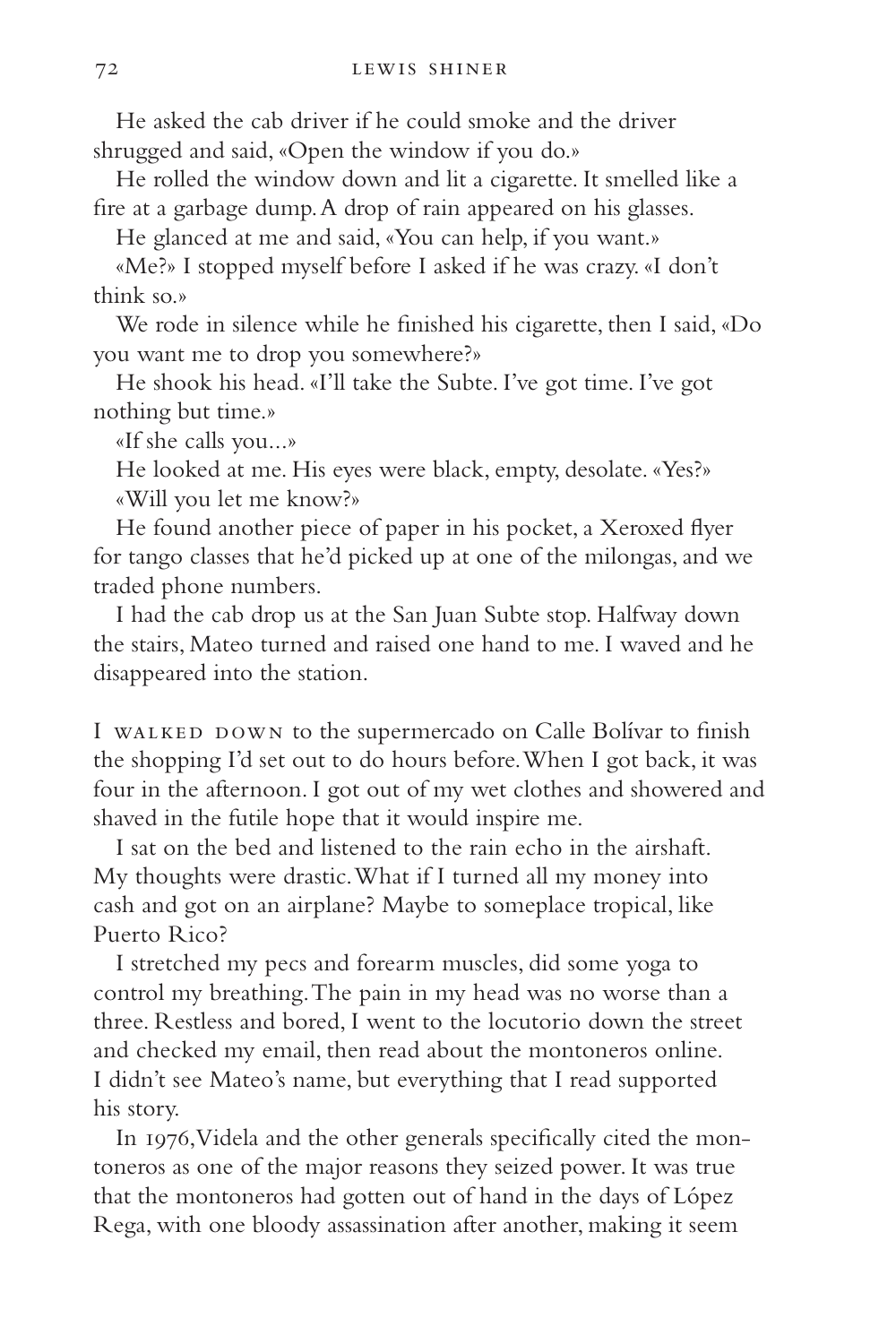He asked the cab driver if he could smoke and the driver shrugged and said, «Open the window if you do.»

He rolled the window down and lit a cigarette. It smelled like a fire at a garbage dump. A drop of rain appeared on his glasses.

He glanced at me and said, «You can help, if you want.»

«Me?» I stopped myself before I asked if he was crazy. «I don't think so.»

We rode in silence while he finished his cigarette, then I said, «Do you want me to drop you somewhere?»

He shook his head. «I'll take the Subte. I've got time. I've got nothing but time.»

«If she calls you...»

He looked at me. His eyes were black, empty, desolate. «Yes?»

«Will you let me know?»

He found another piece of paper in his pocket, a Xeroxed flyer for tango classes that he'd picked up at one of the milongas, and we traded phone numbers.

I had the cab drop us at the San Juan Subte stop. Halfway down the stairs, Mateo turned and raised one hand to me. I waved and he disappeared into the station.

I WALKED DOWN to the supermercado on Calle Bolívar to finish the shopping I'd set out to do hours before. When I got back, it was four in the afternoon. I got out of my wet clothes and showered and shaved in the futile hope that it would inspire me.

I sat on the bed and listened to the rain echo in the airshaft. My thoughts were drastic. What if I turned all my money into cash and got on an airplane? Maybe to someplace tropical, like Puerto Rico?

I stretched my pecs and forearm muscles, did some yoga to control my breathing. The pain in my head was no worse than a three. Restless and bored, I went to the locutorio down the street and checked my email, then read about the montoneros online. I didn't see Mateo's name, but everything that I read supported his story.

In 1976, Videla and the other generals specifically cited the montoneros as one of the major reasons they seized power. It was true that the montoneros had gotten out of hand in the days of López Rega, with one bloody assassination after another, making it seem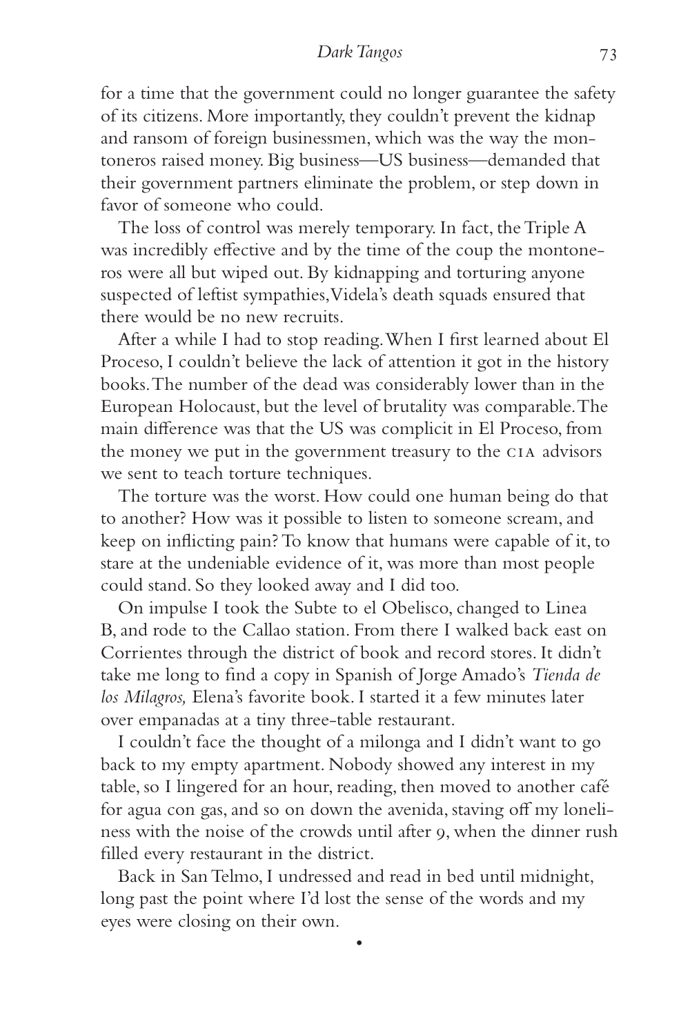for a time that the government could no longer guarantee the safety of its citizens. More importantly, they couldn't prevent the kidnap and ransom of foreign businessmen, which was the way the montoneros raised money. Big business—US business—demanded that their government partners eliminate the problem, or step down in favor of someone who could.

The loss of control was merely temporary. In fact, the Triple A was incredibly effective and by the time of the coup the montoneros were all but wiped out. By kidnapping and torturing anyone suspected of leftist sympathies, Videla's death squads ensured that there would be no new recruits.

After a while I had to stop reading. When I first learned about El Proceso, I couldn't believe the lack of attention it got in the history books. The number of the dead was considerably lower than in the European Holocaust, but the level of brutality was comparable. The main difference was that the US was complicit in El Proceso, from the money we put in the government treasury to the CIA advisors we sent to teach torture techniques.

The torture was the worst. How could one human being do that to another? How was it possible to listen to someone scream, and keep on inflicting pain? To know that humans were capable of it, to stare at the undeniable evidence of it, was more than most people could stand. So they looked away and I did too.

On impulse I took the Subte to el Obelisco, changed to Linea B, and rode to the Callao station. From there I walked back east on Corrientes through the district of book and record stores. It didn't take me long to find a copy in Spanish of Jorge Amado's *Tienda de los Milagros,* Elena's favorite book. I started it a few minutes later over empanadas at a tiny three-table restaurant.

I couldn't face the thought of a milonga and I didn't want to go back to my empty apartment. Nobody showed any interest in my table, so I lingered for an hour, reading, then moved to another café for agua con gas, and so on down the avenida, staving off my loneliness with the noise of the crowds until after 9, when the dinner rush filled every restaurant in the district.

Back in San Telmo, I undressed and read in bed until midnight, long past the point where I'd lost the sense of the words and my eyes were closing on their own.

•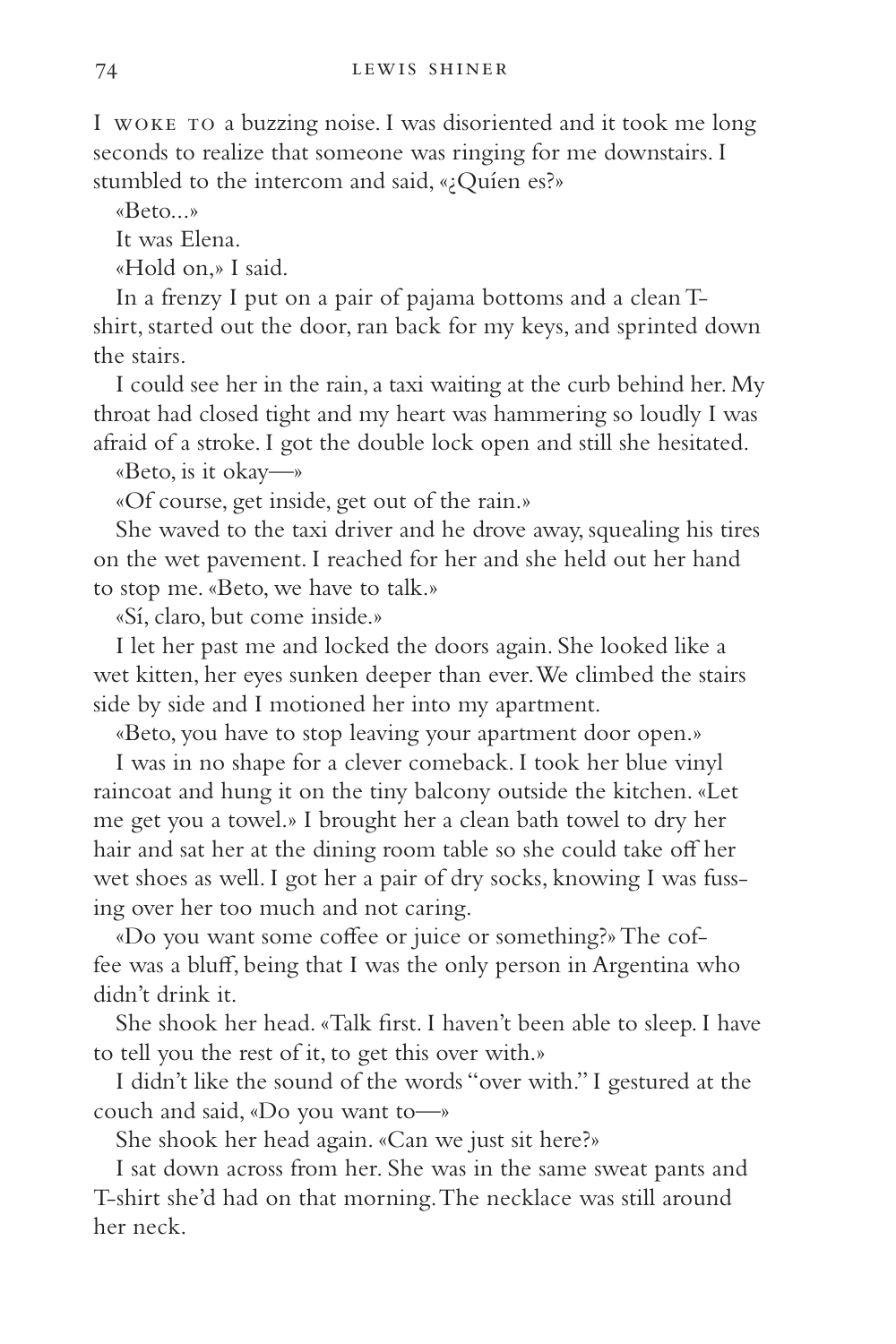I WOKE TO a buzzing noise. I was disoriented and it took me long seconds to realize that someone was ringing for me downstairs. I stumbled to the intercom and said, «¿Quíen es?»

«Beto...»

It was Elena.

«Hold on,» I said.

In a frenzy I put on a pair of pajama bottoms and a clean T-shirt, started out the door, ran back for my keys, and sprinted down the stairs.

I could see her in the rain, a taxi waiting at the curb behind her. My throat had closed tight and my heart was hammering so loudly I was afraid of a stroke. I got the double lock open and still she hesitated.

«Beto, is it okay—»

«Of course, get inside, get out of the rain.»

She waved to the taxi driver and he drove away, squealing his tires on the wet pavement. I reached for her and she held out her hand to stop me. «Beto, we have to talk.»

«Sí, claro, but come inside.»

I let her past me and locked the doors again. She looked like a wet kitten, her eyes sunken deeper than ever. We climbed the stairs side by side and I motioned her into my apartment.

«Beto, you have to stop leaving your apartment door open.»

I was in no shape for a clever comeback. I took her blue vinyl raincoat and hung it on the tiny balcony outside the kitchen. «Let me get you a towel.» I brought her a clean bath towel to dry her hair and sat her at the dining room table so she could take off her wet shoes as well. I got her a pair of dry socks, knowing I was fussing over her too much and not caring.

«Do you want some coffee or juice or something?» The coffee was a bluff, being that I was the only person in Argentina who didn't drink it.

She shook her head. «Talk first. I haven't been able to sleep. I have to tell you the rest of it, to get this over with.»

I didn't like the sound of the words "over with." I gestured at the couch and said, «Do you want to—»

She shook her head again. «Can we just sit here?»

I sat down across from her. She was in the same sweat pants and T-shirt she'd had on that morning. The necklace was still around her neck.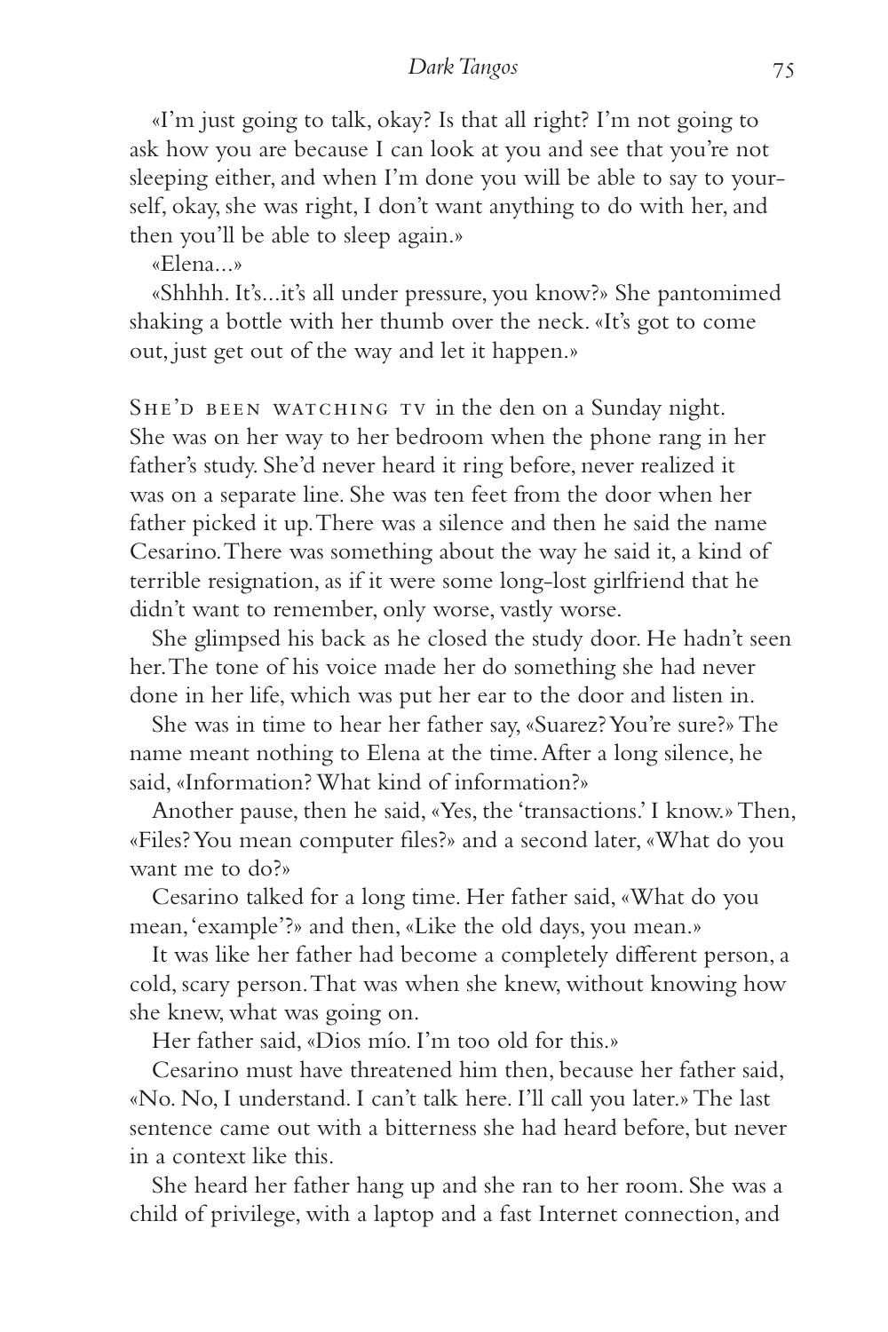«I'm just going to talk, okay? Is that all right? I'm not going to ask how you are because I can look at you and see that you're not sleeping either, and when I'm done you will be able to say to yourself, okay, she was right, I don't want anything to do with her, and then you'll be able to sleep again.»

«Elena...»

«Shhhh. It's...it's all under pressure, you know?» She pantomimed shaking a bottle with her thumb over the neck. «It's got to come out, just get out of the way and let it happen.»

SHE'D BEEN WATCHING TV in the den on a Sunday night. She was on her way to her bedroom when the phone rang in her father's study. She'd never heard it ring before, never realized it was on a separate line. She was ten feet from the door when her father picked it up. There was a silence and then he said the name Cesarino. There was something about the way he said it, a kind of terrible resignation, as if it were some long-lost girlfriend that he didn't want to remember, only worse, vastly worse.

She glimpsed his back as he closed the study door. He hadn't seen her. The tone of his voice made her do something she had never done in her life, which was put her ear to the door and listen in.

She was in time to hear her father say, «Suarez? You're sure?» The name meant nothing to Elena at the time. After a long silence, he said, «Information? What kind of information?»

Another pause, then he said, «Yes, the 'transactions.' I know.» Then, «Files? You mean computer files?» and a second later, «What do you want me to do?»

Cesarino talked for a long time. Her father said, «What do you mean, 'example'?» and then, «Like the old days, you mean.»

It was like her father had become a completely different person, a cold, scary person. That was when she knew, without knowing how she knew, what was going on.

Her father said, «Dios mío. I'm too old for this.»

Cesarino must have threatened him then, because her father said, «No. No, I understand. I can't talk here. I'll call you later.» The last sentence came out with a bitterness she had heard before, but never in a context like this.

She heard her father hang up and she ran to her room. She was a child of privilege, with a laptop and a fast Internet connection, and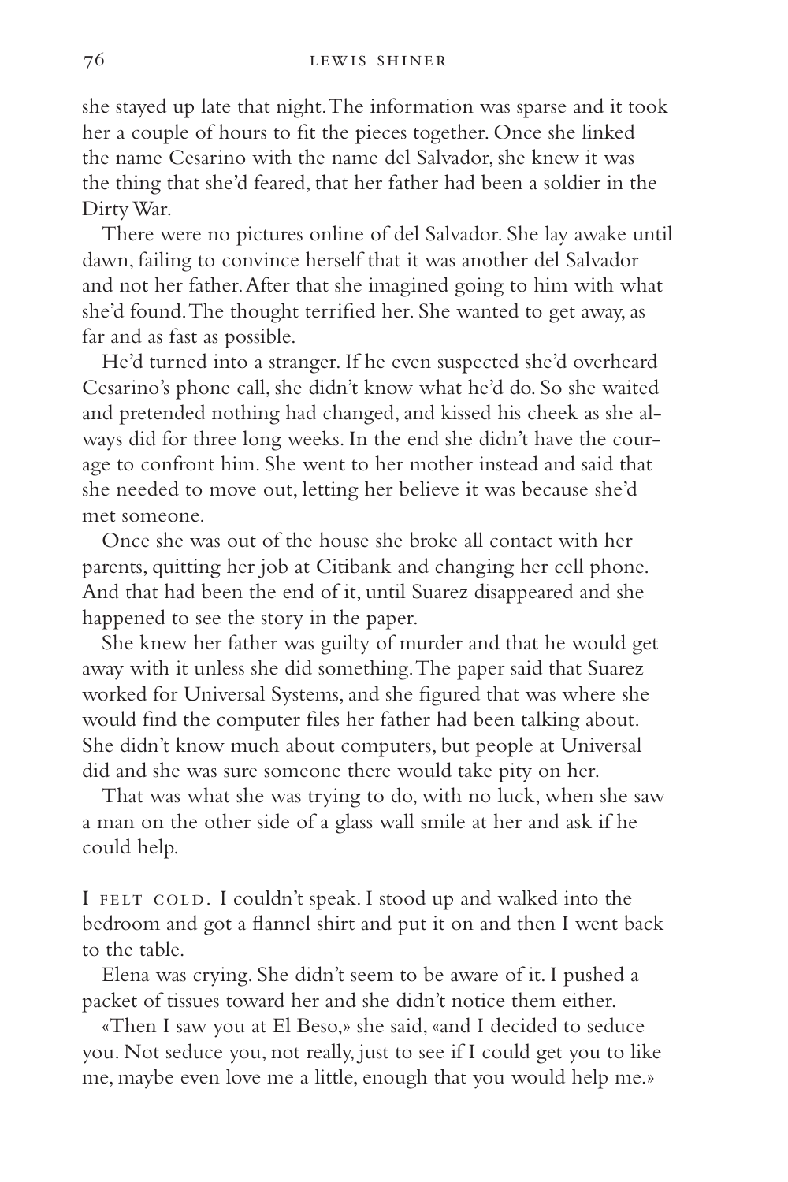she stayed up late that night. The information was sparse and it took her a couple of hours to fit the pieces together. Once she linked the name Cesarino with the name del Salvador, she knew it was the thing that she'd feared, that her father had been a soldier in the Dirty War.

There were no pictures online of del Salvador. She lay awake until dawn, failing to convince herself that it was another del Salvador and not her father. After that she imagined going to him with what she'd found. The thought terrified her. She wanted to get away, as far and as fast as possible.

He'd turned into a stranger. If he even suspected she'd overheard Cesarino's phone call, she didn't know what he'd do. So she waited and pretended nothing had changed, and kissed his cheek as she always did for three long weeks. In the end she didn't have the courage to confront him. She went to her mother instead and said that she needed to move out, letting her believe it was because she'd met someone.

Once she was out of the house she broke all contact with her parents, quitting her job at Citibank and changing her cell phone. And that had been the end of it, until Suarez disappeared and she happened to see the story in the paper.

She knew her father was guilty of murder and that he would get away with it unless she did something. The paper said that Suarez worked for Universal Systems, and she figured that was where she would find the computer files her father had been talking about. She didn't know much about computers, but people at Universal did and she was sure someone there would take pity on her.

That was what she was trying to do, with no luck, when she saw a man on the other side of a glass wall smile at her and ask if he could help.

I FELT COLD. I couldn't speak. I stood up and walked into the bedroom and got a flannel shirt and put it on and then I went back to the table.

Elena was crying. She didn't seem to be aware of it. I pushed a packet of tissues toward her and she didn't notice them either.

«Then I saw you at El Beso,» she said, «and I decided to seduce you. Not seduce you, not really, just to see if I could get you to like me, maybe even love me a little, enough that you would help me.»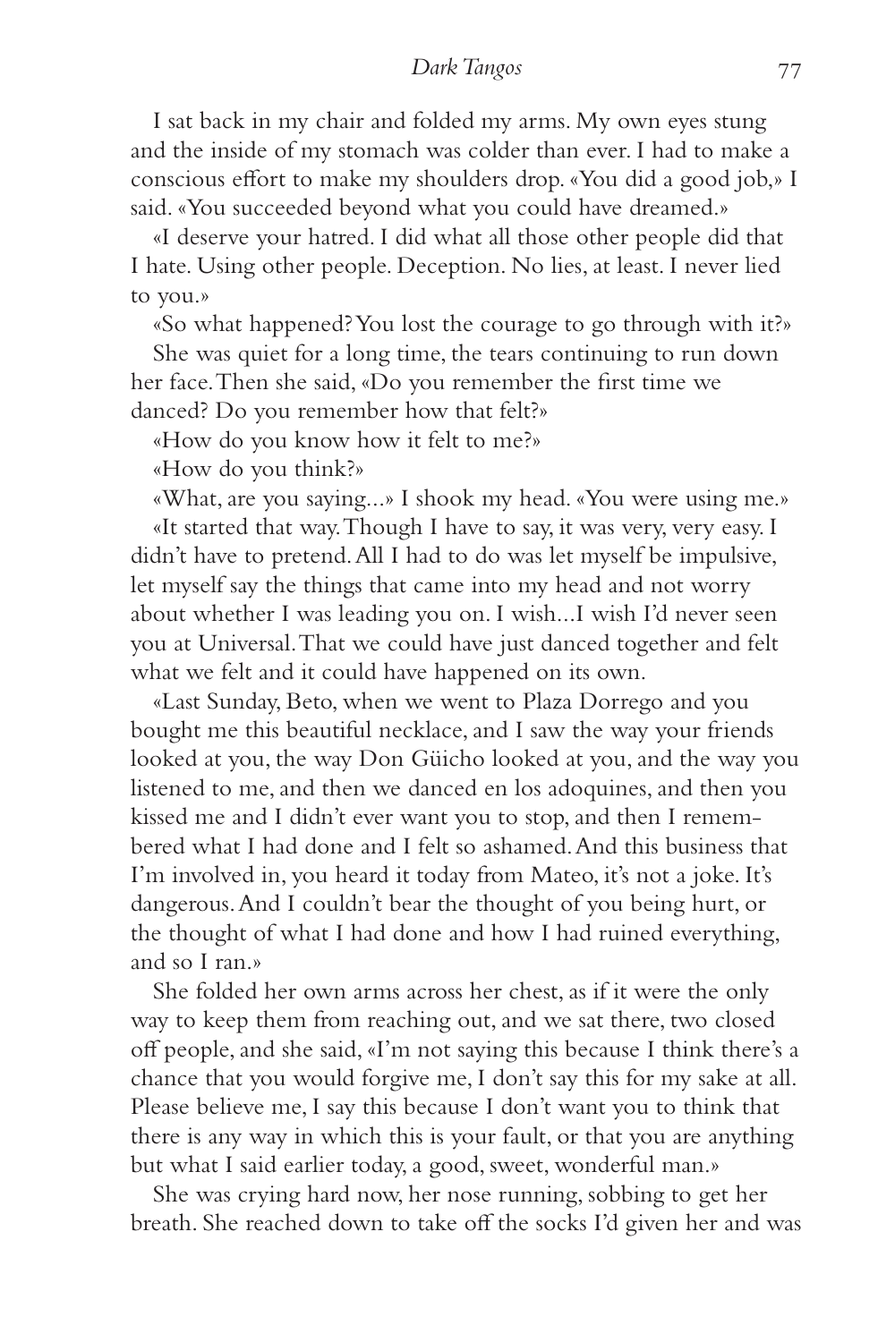I sat back in my chair and folded my arms. My own eyes stung and the inside of my stomach was colder than ever. I had to make a conscious effort to make my shoulders drop. «You did a good job,» I said. «You succeeded beyond what you could have dreamed.»

«I deserve your hatred. I did what all those other people did that I hate. Using other people. Deception. No lies, at least. I never lied to you.»

«So what happened? You lost the courage to go through with it?»

She was quiet for a long time, the tears continuing to run down her face. Then she said, «Do you remember the first time we danced? Do you remember how that felt?»

«How do you know how it felt to me?»

«How do you think?»

«What, are you saying...» I shook my head. «You were using me.»

«It started that way. Though I have to say, it was very, very easy. I didn't have to pretend. All I had to do was let myself be impulsive, let myself say the things that came into my head and not worry about whether I was leading you on. I wish...I wish I'd never seen you at Universal. That we could have just danced together and felt what we felt and it could have happened on its own.

«Last Sunday, Beto, when we went to Plaza Dorrego and you bought me this beautiful necklace, and I saw the way your friends looked at you, the way Don Güicho looked at you, and the way you listened to me, and then we danced en los adoquines, and then you kissed me and I didn't ever want you to stop, and then I remembered what I had done and I felt so ashamed. And this business that I'm involved in, you heard it today from Mateo, it's not a joke. It's dangerous. And I couldn't bear the thought of you being hurt, or the thought of what I had done and how I had ruined everything, and so I ran.»

She folded her own arms across her chest, as if it were the only way to keep them from reaching out, and we sat there, two closed off people, and she said, «I'm not saying this because I think there's a chance that you would forgive me, I don't say this for my sake at all. Please believe me, I say this because I don't want you to think that there is any way in which this is your fault, or that you are anything but what I said earlier today, a good, sweet, wonderful man.»

She was crying hard now, her nose running, sobbing to get her breath. She reached down to take off the socks I'd given her and was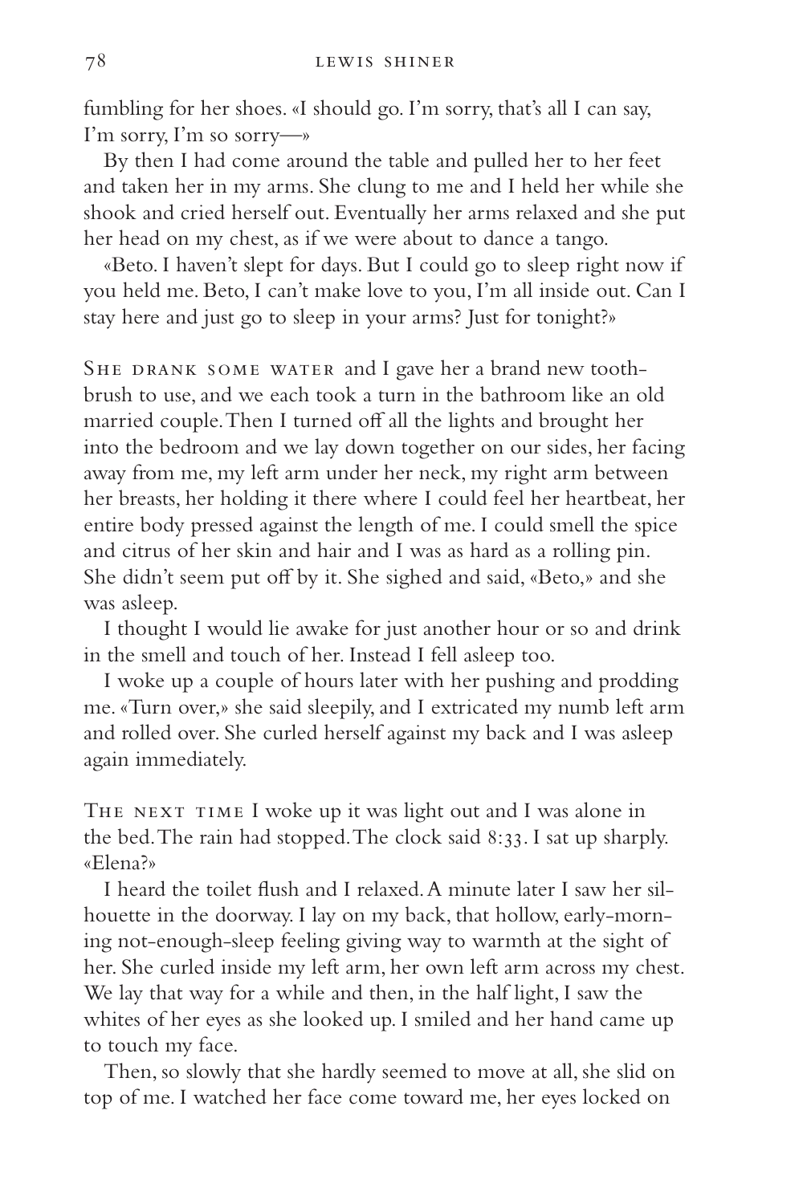fumbling for her shoes. «I should go. I'm sorry, that's all I can say, I'm sorry, I'm so sorry—»

By then I had come around the table and pulled her to her feet and taken her in my arms. She clung to me and I held her while she shook and cried herself out. Eventually her arms relaxed and she put her head on my chest, as if we were about to dance a tango.

«Beto. I haven't slept for days. But I could go to sleep right now if you held me. Beto, I can't make love to you, I'm all inside out. Can I stay here and just go to sleep in your arms? Just for tonight?»

She drank some water and I gave her a brand new toothbrush to use, and we each took a turn in the bathroom like an old married couple. Then I turned off all the lights and brought her into the bedroom and we lay down together on our sides, her facing away from me, my left arm under her neck, my right arm between her breasts, her holding it there where I could feel her heartbeat, her entire body pressed against the length of me. I could smell the spice and citrus of her skin and hair and I was as hard as a rolling pin. She didn't seem put off by it. She sighed and said, «Beto,» and she was asleep.

I thought I would lie awake for just another hour or so and drink in the smell and touch of her. Instead I fell asleep too.

I woke up a couple of hours later with her pushing and prodding me. «Turn over,» she said sleepily, and I extricated my numb left arm and rolled over. She curled herself against my back and I was asleep again immediately.

The next time I woke up it was light out and I was alone in the bed. The rain had stopped. The clock said 8:33. I sat up sharply. «Elena?»

I heard the toilet flush and I relaxed. A minute later I saw her silhouette in the doorway. I lay on my back, that hollow, early-morning not-enough-sleep feeling giving way to warmth at the sight of her. She curled inside my left arm, her own left arm across my chest. We lay that way for a while and then, in the half light, I saw the whites of her eyes as she looked up. I smiled and her hand came up to touch my face.

Then, so slowly that she hardly seemed to move at all, she slid on top of me. I watched her face come toward me, her eyes locked on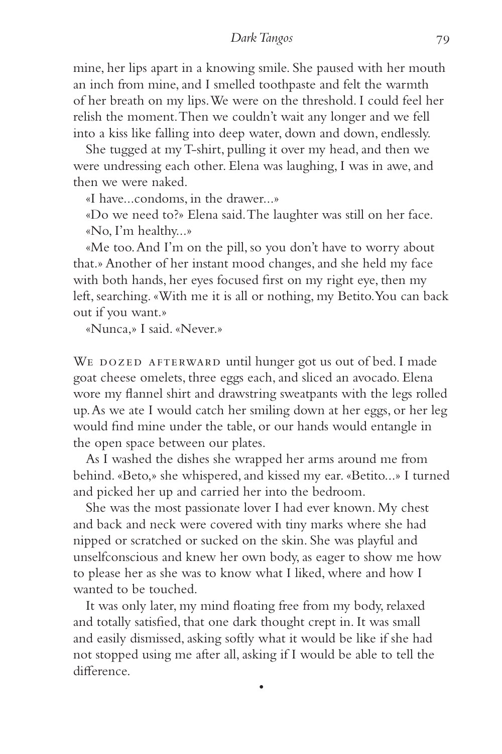mine, her lips apart in a knowing smile. She paused with her mouth an inch from mine, and I smelled toothpaste and felt the warmth of her breath on my lips. We were on the threshold. I could feel her relish the moment. Then we couldn't wait any longer and we fell into a kiss like falling into deep water, down and down, endlessly.

She tugged at my T-shirt, pulling it over my head, and then we were undressing each other. Elena was laughing, I was in awe, and then we were naked.

«I have...condoms, in the drawer...»

«Do we need to?» Elena said. The laughter was still on her face.

«No, I'm healthy...»

«Me too. And I'm on the pill, so you don't have to worry about that.» Another of her instant mood changes, and she held my face with both hands, her eyes focused first on my right eye, then my left, searching. «With me it is all or nothing, my Betito. You can back out if you want.»

«Nunca,» I said. «Never.»

We dozed afterward until hunger got us out of bed. I made goat cheese omelets, three eggs each, and sliced an avocado. Elena wore my flannel shirt and drawstring sweatpants with the legs rolled up. As we ate I would catch her smiling down at her eggs, or her leg would find mine under the table, or our hands would entangle in the open space between our plates.

As I washed the dishes she wrapped her arms around me from behind. «Beto,» she whispered, and kissed my ear. «Betito...» I turned and picked her up and carried her into the bedroom.

She was the most passionate lover I had ever known. My chest and back and neck were covered with tiny marks where she had nipped or scratched or sucked on the skin. She was playful and unselfconscious and knew her own body, as eager to show me how to please her as she was to know what I liked, where and how I wanted to be touched.

It was only later, my mind floating free from my body, relaxed and totally satisfied, that one dark thought crept in. It was small and easily dismissed, asking softly what it would be like if she had not stopped using me after all, asking if I would be able to tell the difference.

•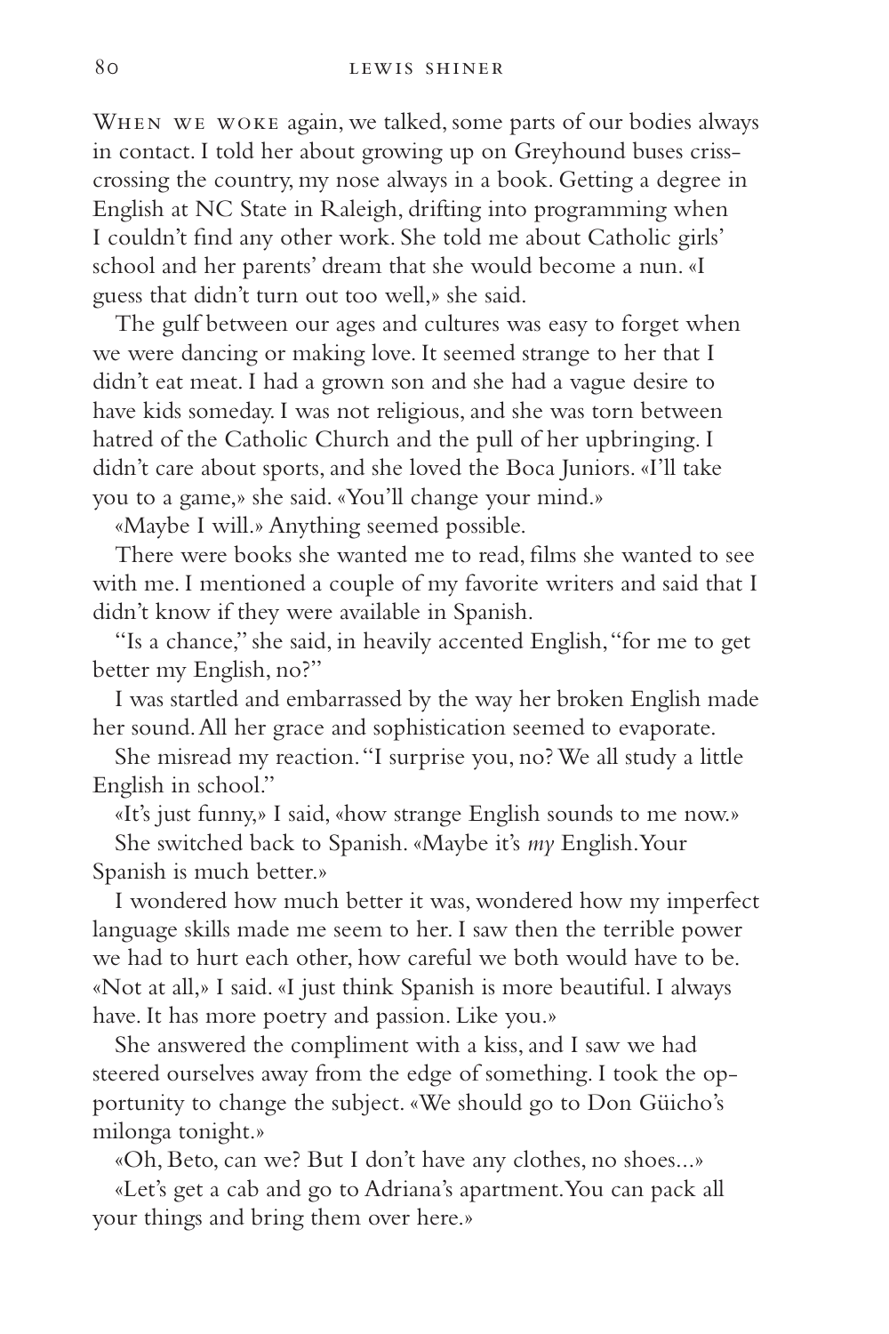When we woke again, we talked, some parts of our bodies always in contact. I told her about growing up on Greyhound buses criss-crossing the country, my nose always in a book. Getting a degree in English at NC State in Raleigh, drifting into programming when I couldn't find any other work. She told me about Catholic girls' school and her parents' dream that she would become a nun. «I guess that didn't turn out too well,» she said.

The gulf between our ages and cultures was easy to forget when we were dancing or making love. It seemed strange to her that I didn't eat meat. I had a grown son and she had a vague desire to have kids someday. I was not religious, and she was torn between hatred of the Catholic Church and the pull of her upbringing. I didn't care about sports, and she loved the Boca Juniors. «I'll take you to a game,» she said. «You'll change your mind.»

«Maybe I will.» Anything seemed possible.

There were books she wanted me to read, films she wanted to see with me. I mentioned a couple of my favorite writers and said that I didn't know if they were available in Spanish.

"Is a chance," she said, in heavily accented English, "for me to get better my English, no?"

I was startled and embarrassed by the way her broken English made her sound. All her grace and sophistication seemed to evaporate.

She misread my reaction. "I surprise you, no? We all study a little English in school."

«It's just funny,» I said, «how strange English sounds to me now.»

She switched back to Spanish. «Maybe it's *my* English. Your Spanish is much better.»

I wondered how much better it was, wondered how my imperfect language skills made me seem to her. I saw then the terrible power we had to hurt each other, how careful we both would have to be. «Not at all,» I said. «I just think Spanish is more beautiful. I always have. It has more poetry and passion. Like you.»

She answered the compliment with a kiss, and I saw we had steered ourselves away from the edge of something. I took the opportunity to change the subject. «We should go to Don Güicho's milonga tonight.»

«Oh, Beto, can we? But I don't have any clothes, no shoes...»

«Let's get a cab and go to Adriana's apartment. You can pack all your things and bring them over here.»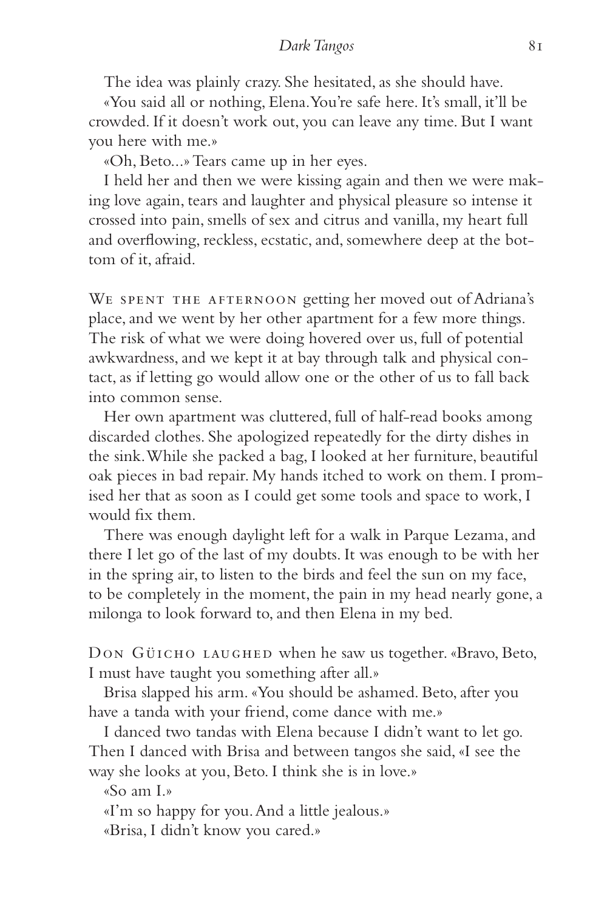The idea was plainly crazy. She hesitated, as she should have.

«You said all or nothing, Elena. You're safe here. It's small, it'll be crowded. If it doesn't work out, you can leave any time. But I want you here with me.»

«Oh, Beto...» Tears came up in her eyes.

I held her and then we were kissing again and then we were making love again, tears and laughter and physical pleasure so intense it crossed into pain, smells of sex and citrus and vanilla, my heart full and overflowing, reckless, ecstatic, and, somewhere deep at the bottom of it, afraid.

We spent the afternoon getting her moved out of Adriana's place, and we went by her other apartment for a few more things. The risk of what we were doing hovered over us, full of potential awkwardness, and we kept it at bay through talk and physical contact, as if letting go would allow one or the other of us to fall back into common sense.

Her own apartment was cluttered, full of half-read books among discarded clothes. She apologized repeatedly for the dirty dishes in the sink. While she packed a bag, I looked at her furniture, beautiful oak pieces in bad repair. My hands itched to work on them. I promised her that as soon as I could get some tools and space to work, I would fix them.

There was enough daylight left for a walk in Parque Lezama, and there I let go of the last of my doubts. It was enough to be with her in the spring air, to listen to the birds and feel the sun on my face, to be completely in the moment, the pain in my head nearly gone, a milonga to look forward to, and then Elena in my bed.

Don Güicho laughed when he saw us together. «Bravo, Beto, I must have taught you something after all.»

Brisa slapped his arm. «You should be ashamed. Beto, after you have a tanda with your friend, come dance with me.»

I danced two tandas with Elena because I didn't want to let go. Then I danced with Brisa and between tangos she said, «I see the way she looks at you, Beto. I think she is in love.»

«So am I.»

«I'm so happy for you. And a little jealous.»

«Brisa, I didn't know you cared.»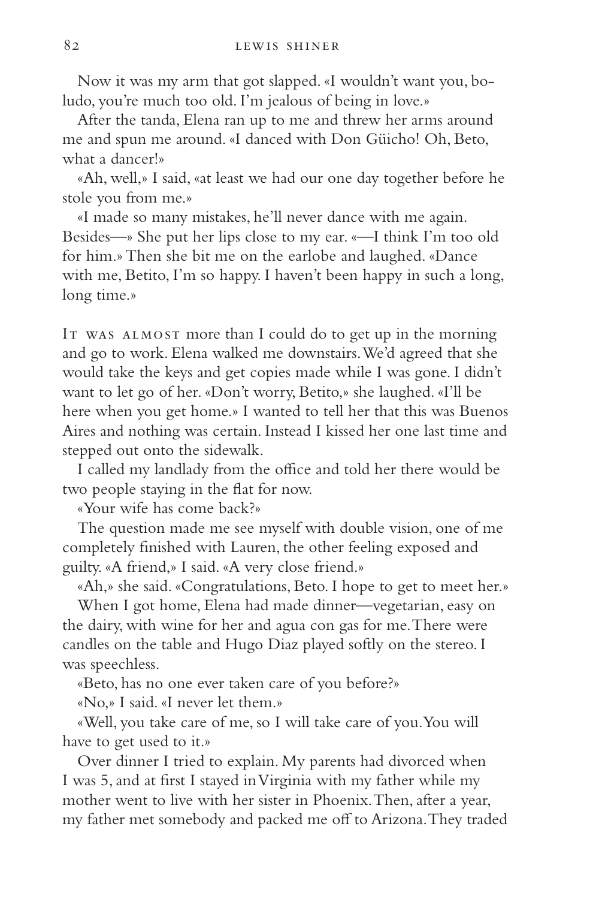Now it was my arm that got slapped. «I wouldn't want you, boludo, you're much too old. I'm jealous of being in love.»

After the tanda, Elena ran up to me and threw her arms around me and spun me around. «I danced with Don Güicho! Oh, Beto, what a dancer!»

«Ah, well,» I said, «at least we had our one day together before he stole you from me.»

«I made so many mistakes, he'll never dance with me again. Besides—» She put her lips close to my ear. «—I think I'm too old for him.» Then she bit me on the earlobe and laughed. «Dance with me, Betito, I'm so happy. I haven't been happy in such a long, long time.»

It was almost more than I could do to get up in the morning and go to work. Elena walked me downstairs. We'd agreed that she would take the keys and get copies made while I was gone. I didn't want to let go of her. «Don't worry, Betito,» she laughed. «I'll be here when you get home.» I wanted to tell her that this was Buenos Aires and nothing was certain. Instead I kissed her one last time and stepped out onto the sidewalk.

I called my landlady from the office and told her there would be two people staying in the flat for now.

«Your wife has come back?»

The question made me see myself with double vision, one of me completely finished with Lauren, the other feeling exposed and guilty. «A friend,» I said. «A very close friend.»

«Ah,» she said. «Congratulations, Beto. I hope to get to meet her.»

When I got home, Elena had made dinner—vegetarian, easy on the dairy, with wine for her and agua con gas for me. There were candles on the table and Hugo Diaz played softly on the stereo. I was speechless.

«Beto, has no one ever taken care of you before?»

«No,» I said. «I never let them.»

«Well, you take care of me, so I will take care of you. You will have to get used to it.»

Over dinner I tried to explain. My parents had divorced when I was 5, and at first I stayed in Virginia with my father while my mother went to live with her sister in Phoenix. Then, after a year, my father met somebody and packed me off to Arizona. They traded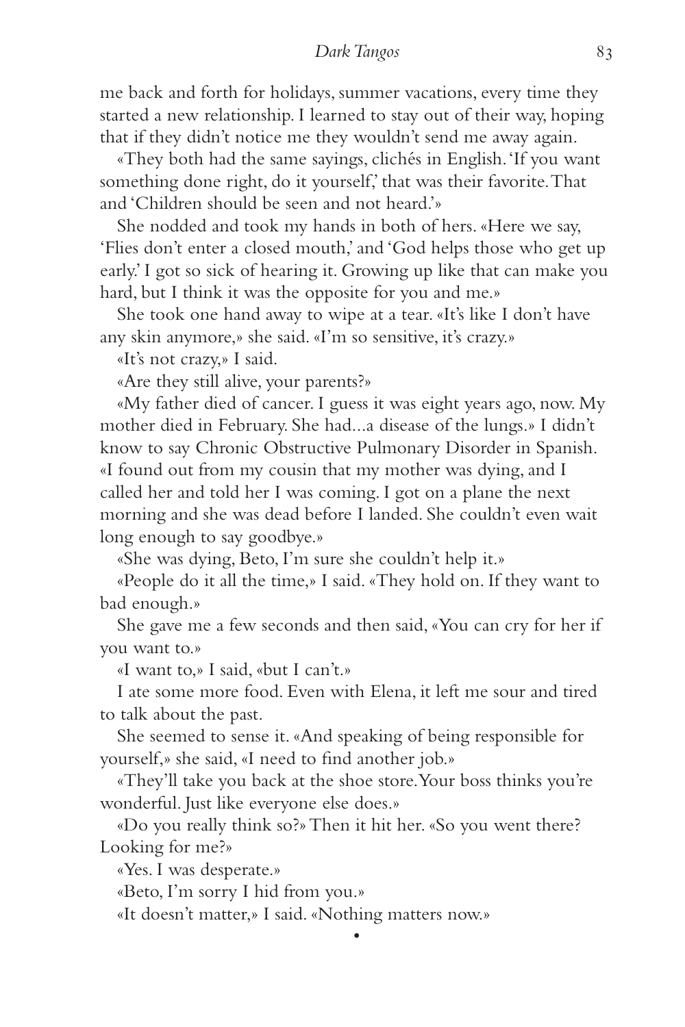me back and forth for holidays, summer vacations, every time they started a new relationship. I learned to stay out of their way, hoping that if they didn't notice me they wouldn't send me away again.

«They both had the same sayings, clichés in English. 'If you want something done right, do it yourself,' that was their favorite. That and 'Children should be seen and not heard.'»

She nodded and took my hands in both of hers. «Here we say, 'Flies don't enter a closed mouth,' and 'God helps those who get up early.' I got so sick of hearing it. Growing up like that can make you hard, but I think it was the opposite for you and me.»

She took one hand away to wipe at a tear. «It's like I don't have any skin anymore,» she said. «I'm so sensitive, it's crazy.»

«It's not crazy,» I said.

«Are they still alive, your parents?»

«My father died of cancer. I guess it was eight years ago, now. My mother died in February. She had...a disease of the lungs.» I didn't know to say Chronic Obstructive Pulmonary Disorder in Spanish. «I found out from my cousin that my mother was dying, and I called her and told her I was coming. I got on a plane the next morning and she was dead before I landed. She couldn't even wait long enough to say goodbye.»

«She was dying, Beto, I'm sure she couldn't help it.»

«People do it all the time,» I said. «They hold on. If they want to bad enough.»

She gave me a few seconds and then said, «You can cry for her if you want to.»

«I want to,» I said, «but I can't.»

I ate some more food. Even with Elena, it left me sour and tired to talk about the past.

She seemed to sense it. «And speaking of being responsible for yourself,» she said, «I need to find another job.»

«They'll take you back at the shoe store. Your boss thinks you're wonderful. Just like everyone else does.»

«Do you really think so?» Then it hit her. «So you went there? Looking for me?»

«Yes. I was desperate.»

«Beto, I'm sorry I hid from you.»

«It doesn't matter,» I said. «Nothing matters now.»

•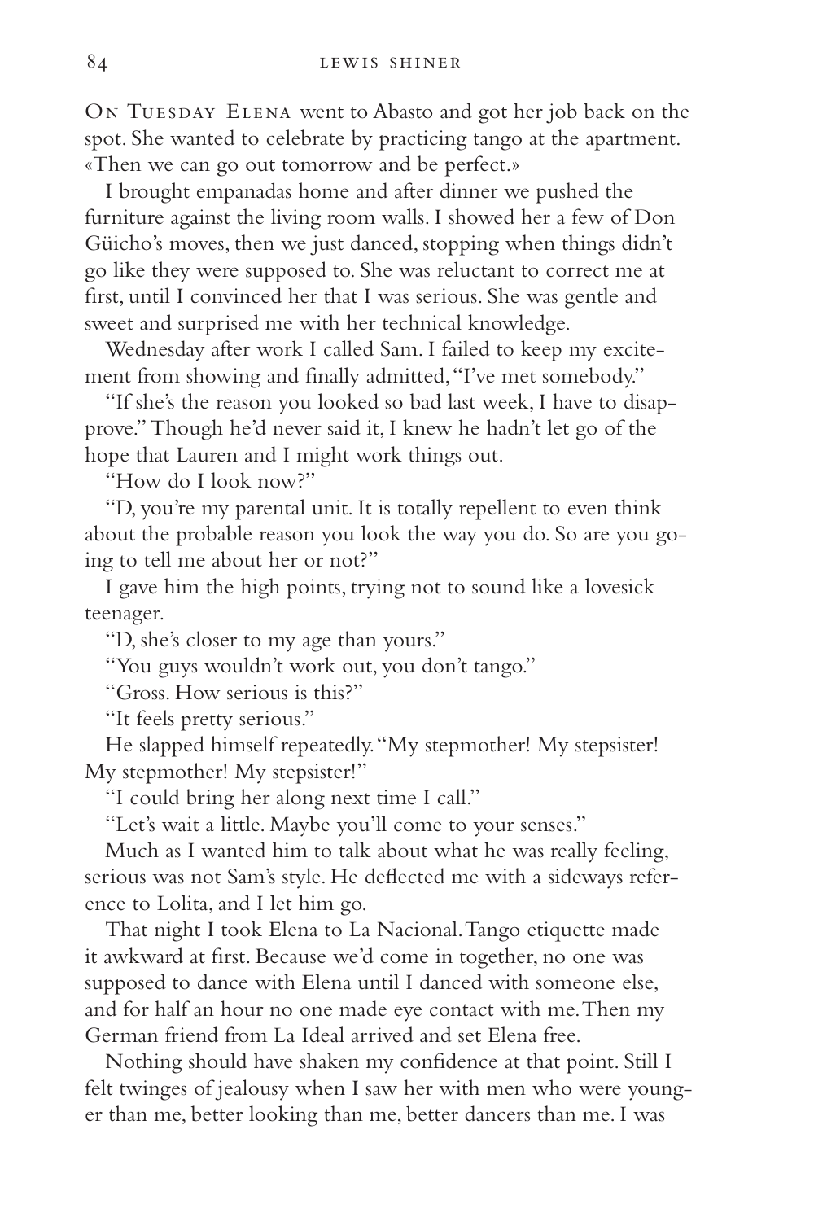On Tuesday Elena went to Abasto and got her job back on the spot. She wanted to celebrate by practicing tango at the apartment. «Then we can go out tomorrow and be perfect.»

I brought empanadas home and after dinner we pushed the furniture against the living room walls. I showed her a few of Don Güicho's moves, then we just danced, stopping when things didn't go like they were supposed to. She was reluctant to correct me at first, until I convinced her that I was serious. She was gentle and sweet and surprised me with her technical knowledge.

Wednesday after work I called Sam. I failed to keep my excitement from showing and finally admitted, "I've met somebody."

"If she's the reason you looked so bad last week, I have to disapprove." Though he'd never said it, I knew he hadn't let go of the hope that Lauren and I might work things out.

"How do I look now?"

"D, you're my parental unit. It is totally repellent to even think about the probable reason you look the way you do. So are you going to tell me about her or not?"

I gave him the high points, trying not to sound like a lovesick teenager.

"D, she's closer to my age than yours."

"You guys wouldn't work out, you don't tango."

"Gross. How serious is this?"

"It feels pretty serious."

He slapped himself repeatedly. "My stepmother! My stepsister! My stepmother! My stepsister!"

"I could bring her along next time I call."

"Let's wait a little. Maybe you'll come to your senses."

Much as I wanted him to talk about what he was really feeling, serious was not Sam's style. He deflected me with a sideways reference to Lolita, and I let him go.

That night I took Elena to La Nacional. Tango etiquette made it awkward at first. Because we'd come in together, no one was supposed to dance with Elena until I danced with someone else, and for half an hour no one made eye contact with me. Then my German friend from La Ideal arrived and set Elena free.

Nothing should have shaken my confidence at that point. Still I felt twinges of jealousy when I saw her with men who were younger than me, better looking than me, better dancers than me. I was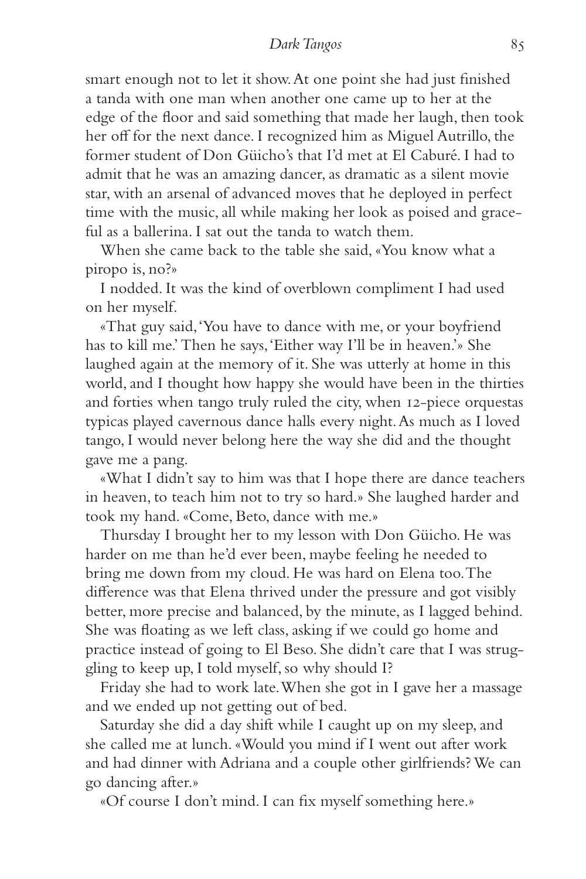smart enough not to let it show. At one point she had just finished a tanda with one man when another one came up to her at the edge of the floor and said something that made her laugh, then took her off for the next dance. I recognized him as Miguel Autrillo, the former student of Don Güicho's that I'd met at El Caburé. I had to admit that he was an amazing dancer, as dramatic as a silent movie star, with an arsenal of advanced moves that he deployed in perfect time with the music, all while making her look as poised and graceful as a ballerina. I sat out the tanda to watch them.

When she came back to the table she said, «You know what a piropo is, no?»

I nodded. It was the kind of overblown compliment I had used on her myself.

«That guy said, 'You have to dance with me, or your boyfriend has to kill me.' Then he says, 'Either way I'll be in heaven.'» She laughed again at the memory of it. She was utterly at home in this world, and I thought how happy she would have been in the thirties and forties when tango truly ruled the city, when 12-piece orquestas typicas played cavernous dance halls every night. As much as I loved tango, I would never belong here the way she did and the thought gave me a pang.

«What I didn't say to him was that I hope there are dance teachers in heaven, to teach him not to try so hard.» She laughed harder and took my hand. «Come, Beto, dance with me.»

Thursday I brought her to my lesson with Don Güicho. He was harder on me than he'd ever been, maybe feeling he needed to bring me down from my cloud. He was hard on Elena too. The difference was that Elena thrived under the pressure and got visibly better, more precise and balanced, by the minute, as I lagged behind. She was floating as we left class, asking if we could go home and practice instead of going to El Beso. She didn't care that I was struggling to keep up, I told myself, so why should I?

Friday she had to work late. When she got in I gave her a massage and we ended up not getting out of bed.

Saturday she did a day shift while I caught up on my sleep, and she called me at lunch. «Would you mind if I went out after work and had dinner with Adriana and a couple other girlfriends? We can go dancing after.»

«Of course I don't mind. I can fix myself something here.»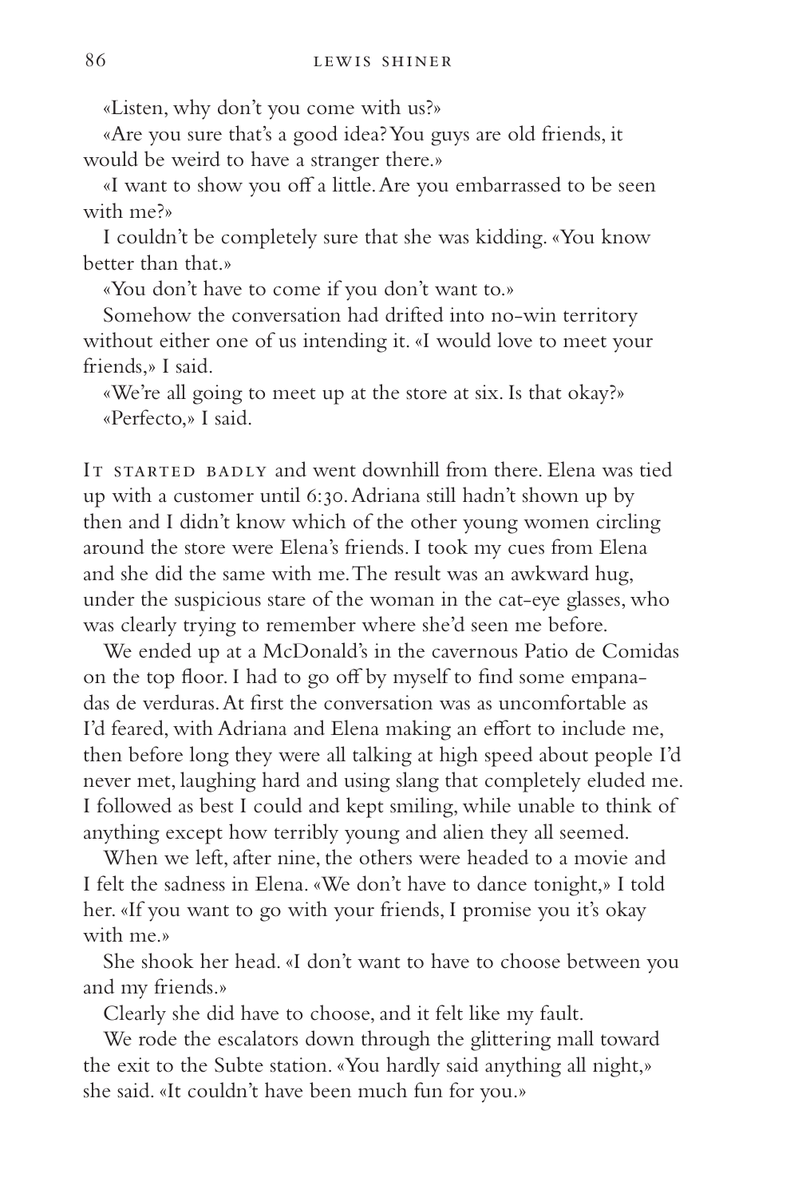«Listen, why don't you come with us?»

«Are you sure that's a good idea? You guys are old friends, it would be weird to have a stranger there.»

«I want to show you off a little. Are you embarrassed to be seen with me?»

I couldn't be completely sure that she was kidding. «You know better than that.»

«You don't have to come if you don't want to.»

Somehow the conversation had drifted into no-win territory without either one of us intending it. «I would love to meet your friends,» I said.

«We're all going to meet up at the store at six. Is that okay?»

«Perfecto,» I said.

IT STARTED BADLY and went downhill from there. Elena was tied up with a customer until 6:30. Adriana still hadn't shown up by then and I didn't know which of the other young women circling around the store were Elena's friends. I took my cues from Elena and she did the same with me. The result was an awkward hug, under the suspicious stare of the woman in the cat-eye glasses, who was clearly trying to remember where she'd seen me before.

We ended up at a McDonald's in the cavernous Patio de Comidas on the top floor. I had to go off by myself to find some empanadas de verduras. At first the conversation was as uncomfortable as I'd feared, with Adriana and Elena making an effort to include me, then before long they were all talking at high speed about people I'd never met, laughing hard and using slang that completely eluded me. I followed as best I could and kept smiling, while unable to think of anything except how terribly young and alien they all seemed.

When we left, after nine, the others were headed to a movie and I felt the sadness in Elena. «We don't have to dance tonight,» I told her. «If you want to go with your friends, I promise you it's okay with me.»

She shook her head. «I don't want to have to choose between you and my friends.»

Clearly she did have to choose, and it felt like my fault.

We rode the escalators down through the glittering mall toward the exit to the Subte station. «You hardly said anything all night,» she said. «It couldn't have been much fun for you.»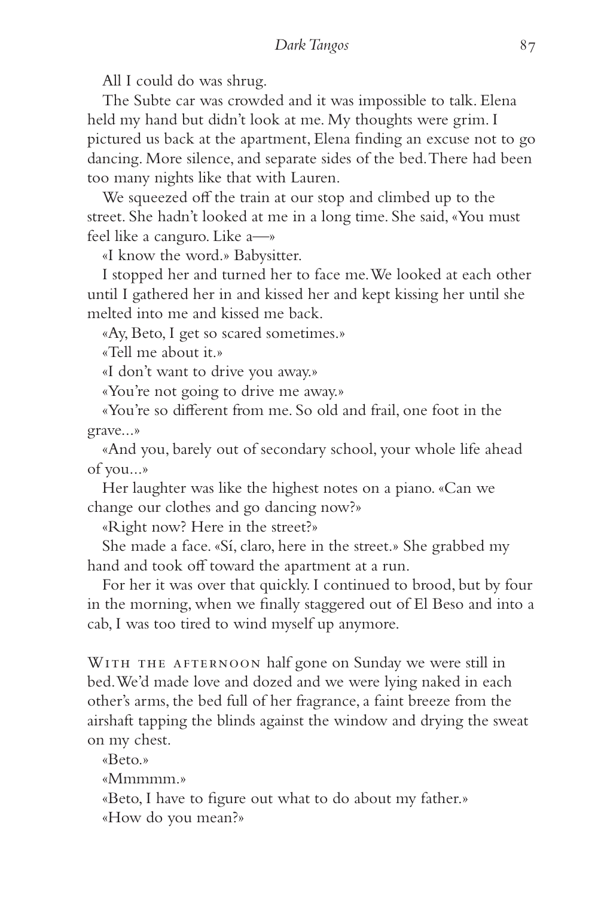All I could do was shrug.

The Subte car was crowded and it was impossible to talk. Elena held my hand but didn't look at me. My thoughts were grim. I pictured us back at the apartment, Elena finding an excuse not to go dancing. More silence, and separate sides of the bed. There had been too many nights like that with Lauren.

We squeezed off the train at our stop and climbed up to the street. She hadn't looked at me in a long time. She said, «You must feel like a canguro. Like a—»

«I know the word.» Babysitter.

I stopped her and turned her to face me. We looked at each other until I gathered her in and kissed her and kept kissing her until she melted into me and kissed me back.

«Ay, Beto, I get so scared sometimes.»

«Tell me about it.»

«I don't want to drive you away.»

«You're not going to drive me away.»

«You're so different from me. So old and frail, one foot in the grave...»

«And you, barely out of secondary school, your whole life ahead of you...»

Her laughter was like the highest notes on a piano. «Can we change our clothes and go dancing now?»

«Right now? Here in the street?»

She made a face. «Sí, claro, here in the street.» She grabbed my hand and took off toward the apartment at a run.

For her it was over that quickly. I continued to brood, but by four in the morning, when we finally staggered out of El Beso and into a cab, I was too tired to wind myself up anymore.

WITH THE AFTERNOON half gone on Sunday we were still in bed. We'd made love and dozed and we were lying naked in each other's arms, the bed full of her fragrance, a faint breeze from the airshaft tapping the blinds against the window and drying the sweat on my chest.

«Beto.»

«Mmmmm.»

«Beto, I have to figure out what to do about my father.»

«How do you mean?»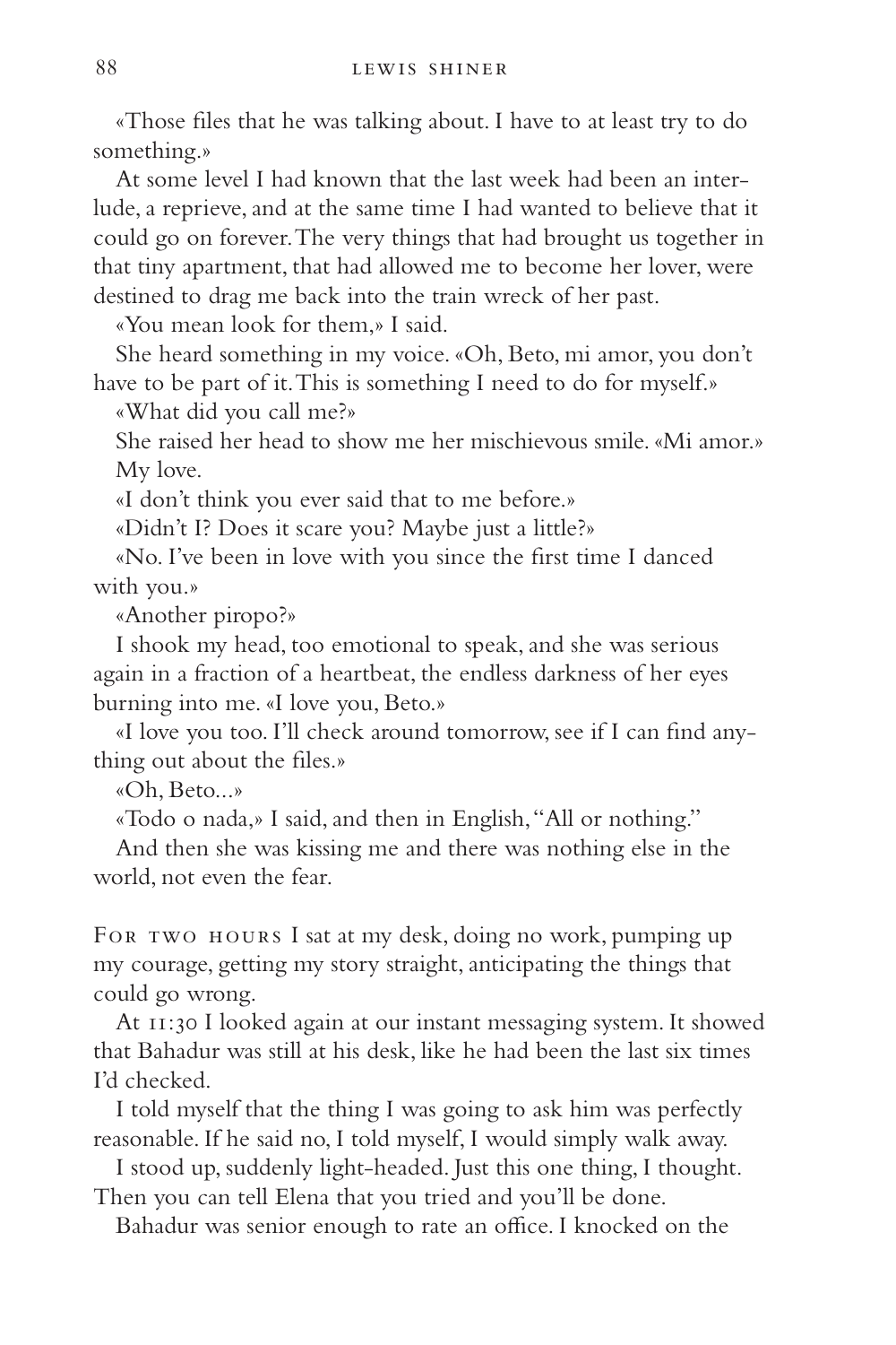«Those files that he was talking about. I have to at least try to do something.»

At some level I had known that the last week had been an interlude, a reprieve, and at the same time I had wanted to believe that it could go on forever. The very things that had brought us together in that tiny apartment, that had allowed me to become her lover, were destined to drag me back into the train wreck of her past.

«You mean look for them,» I said.

She heard something in my voice. «Oh, Beto, mi amor, you don't have to be part of it. This is something I need to do for myself.»

«What did you call me?»

She raised her head to show me her mischievous smile. «Mi amor.»

My love.

«I don't think you ever said that to me before.»

«Didn't I? Does it scare you? Maybe just a little?»

«No. I've been in love with you since the first time I danced with you.»

«Another piropo?»

I shook my head, too emotional to speak, and she was serious again in a fraction of a heartbeat, the endless darkness of her eyes burning into me. «I love you, Beto.»

«I love you too. I'll check around tomorrow, see if I can find anything out about the files.»

«Oh, Beto...»

«Todo o nada,» I said, and then in English, "All or nothing."

And then she was kissing me and there was nothing else in the world, not even the fear.

For two hours I sat at my desk, doing no work, pumping up my courage, getting my story straight, anticipating the things that could go wrong.

At 11:30 I looked again at our instant messaging system. It showed that Bahadur was still at his desk, like he had been the last six times I'd checked.

I told myself that the thing I was going to ask him was perfectly reasonable. If he said no, I told myself, I would simply walk away.

I stood up, suddenly light-headed. Just this one thing, I thought. Then you can tell Elena that you tried and you'll be done.

Bahadur was senior enough to rate an office. I knocked on the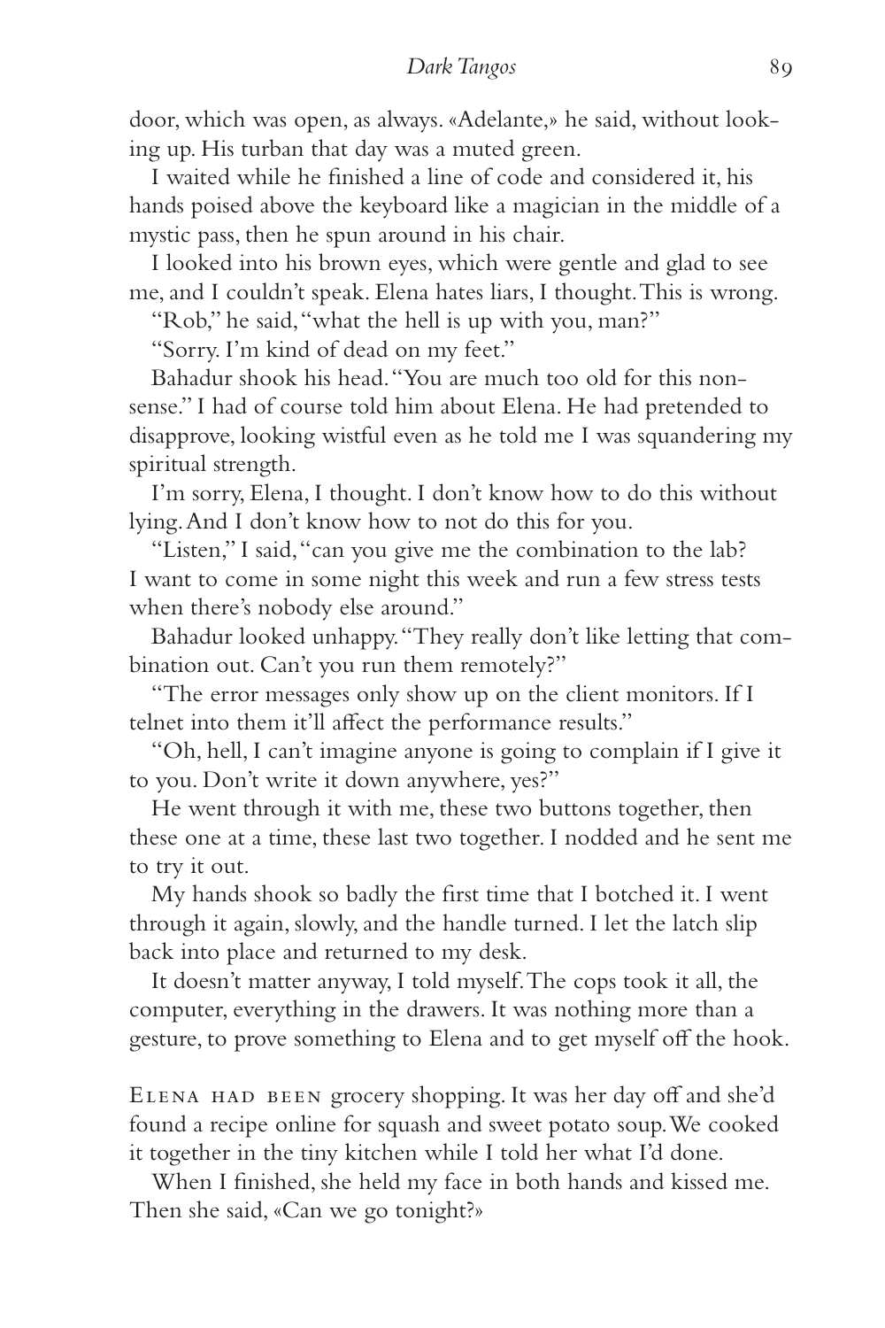door, which was open, as always. «Adelante,» he said, without looking up. His turban that day was a muted green.

I waited while he finished a line of code and considered it, his hands poised above the keyboard like a magician in the middle of a mystic pass, then he spun around in his chair.

I looked into his brown eyes, which were gentle and glad to see me, and I couldn't speak. Elena hates liars, I thought. This is wrong.

"Rob," he said, "what the hell is up with you, man?"

"Sorry. I'm kind of dead on my feet."

Bahadur shook his head. "You are much too old for this nonsense." I had of course told him about Elena. He had pretended to disapprove, looking wistful even as he told me I was squandering my spiritual strength.

I'm sorry, Elena, I thought. I don't know how to do this without lying. And I don't know how to not do this for you.

"Listen," I said, "can you give me the combination to the lab? I want to come in some night this week and run a few stress tests when there's nobody else around."

Bahadur looked unhappy. "They really don't like letting that combination out. Can't you run them remotely?"

"The error messages only show up on the client monitors. If I telnet into them it'll affect the performance results."

"Oh, hell, I can't imagine anyone is going to complain if I give it to you. Don't write it down anywhere, yes?"

He went through it with me, these two buttons together, then these one at a time, these last two together. I nodded and he sent me to try it out.

My hands shook so badly the first time that I botched it. I went through it again, slowly, and the handle turned. I let the latch slip back into place and returned to my desk.

It doesn't matter anyway, I told myself. The cops took it all, the computer, everything in the drawers. It was nothing more than a gesture, to prove something to Elena and to get myself off the hook.

Elena had been grocery shopping. It was her day off and she'd found a recipe online for squash and sweet potato soup. We cooked it together in the tiny kitchen while I told her what I'd done.

When I finished, she held my face in both hands and kissed me. Then she said, «Can we go tonight?»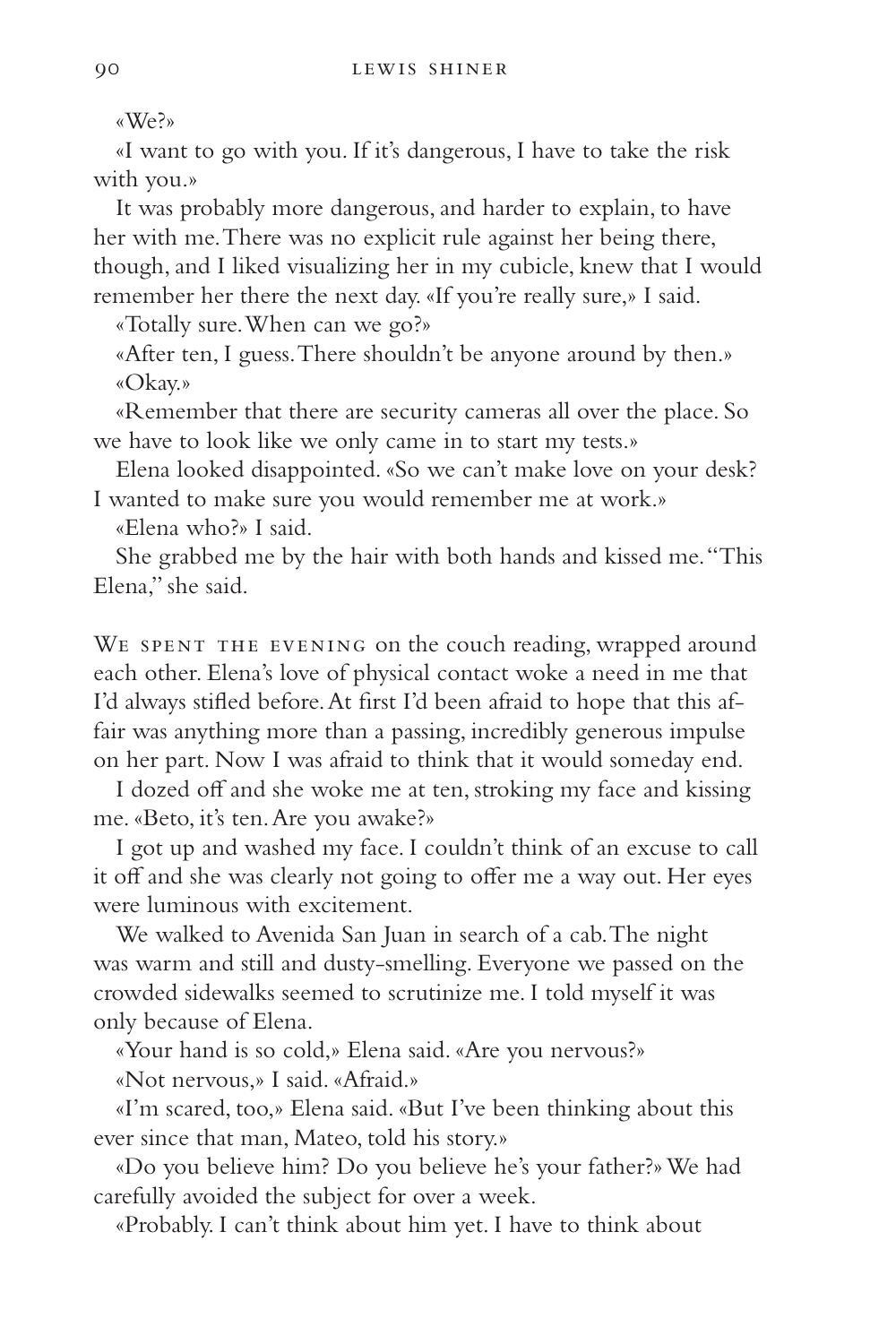«We?»

«I want to go with you. If it's dangerous, I have to take the risk with you.»

It was probably more dangerous, and harder to explain, to have her with me. There was no explicit rule against her being there, though, and I liked visualizing her in my cubicle, knew that I would remember her there the next day. «If you're really sure,» I said.

«Totally sure. When can we go?»

«After ten, I guess. There shouldn't be anyone around by then.»

«Okay.»

«Remember that there are security cameras all over the place. So we have to look like we only came in to start my tests.»

Elena looked disappointed. «So we can't make love on your desk? I wanted to make sure you would remember me at work.»

«Elena who?» I said.

She grabbed me by the hair with both hands and kissed me. "This Elena," she said.

We spent the evening on the couch reading, wrapped around each other. Elena's love of physical contact woke a need in me that I'd always stifled before. At first I'd been afraid to hope that this affair was anything more than a passing, incredibly generous impulse on her part. Now I was afraid to think that it would someday end.

I dozed off and she woke me at ten, stroking my face and kissing me. «Beto, it's ten. Are you awake?»

I got up and washed my face. I couldn't think of an excuse to call it off and she was clearly not going to offer me a way out. Her eyes were luminous with excitement.

We walked to Avenida San Juan in search of a cab. The night was warm and still and dusty-smelling. Everyone we passed on the crowded sidewalks seemed to scrutinize me. I told myself it was only because of Elena.

«Your hand is so cold,» Elena said. «Are you nervous?»

«Not nervous,» I said. «Afraid.»

«I'm scared, too,» Elena said. «But I've been thinking about this ever since that man, Mateo, told his story.»

«Do you believe him? Do you believe he's your father?» We had carefully avoided the subject for over a week.

«Probably. I can't think about him yet. I have to think about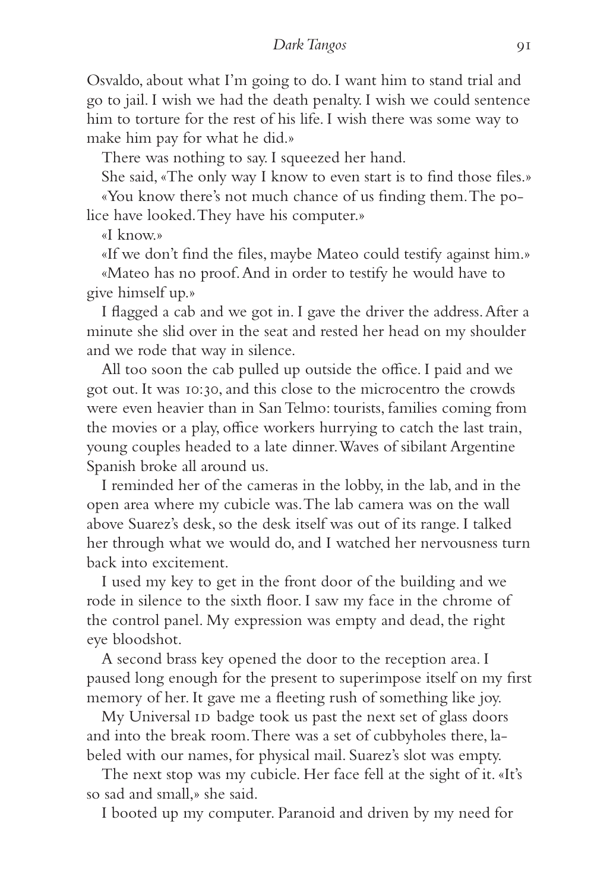Osvaldo, about what I'm going to do. I want him to stand trial and go to jail. I wish we had the death penalty. I wish we could sentence him to torture for the rest of his life. I wish there was some way to make him pay for what he did.»

There was nothing to say. I squeezed her hand.

She said, «The only way I know to even start is to find those files.»

«You know there's not much chance of us finding them. The police have looked. They have his computer.»

«I know.»

«If we don't find the files, maybe Mateo could testify against him.»

«Mateo has no proof. And in order to testify he would have to give himself up.»

I flagged a cab and we got in. I gave the driver the address. After a minute she slid over in the seat and rested her head on my shoulder and we rode that way in silence.

All too soon the cab pulled up outside the office. I paid and we got out. It was 10:30, and this close to the microcentro the crowds were even heavier than in San Telmo: tourists, families coming from the movies or a play, office workers hurrying to catch the last train, young couples headed to a late dinner. Waves of sibilant Argentine Spanish broke all around us.

I reminded her of the cameras in the lobby, in the lab, and in the open area where my cubicle was. The lab camera was on the wall above Suarez's desk, so the desk itself was out of its range. I talked her through what we would do, and I watched her nervousness turn back into excitement.

I used my key to get in the front door of the building and we rode in silence to the sixth floor. I saw my face in the chrome of the control panel. My expression was empty and dead, the right eye bloodshot.

A second brass key opened the door to the reception area. I paused long enough for the present to superimpose itself on my first memory of her. It gave me a fleeting rush of something like joy.

My Universal ID badge took us past the next set of glass doors and into the break room. There was a set of cubbyholes there, labeled with our names, for physical mail. Suarez's slot was empty.

The next stop was my cubicle. Her face fell at the sight of it. «It's so sad and small,» she said.

I booted up my computer. Paranoid and driven by my need for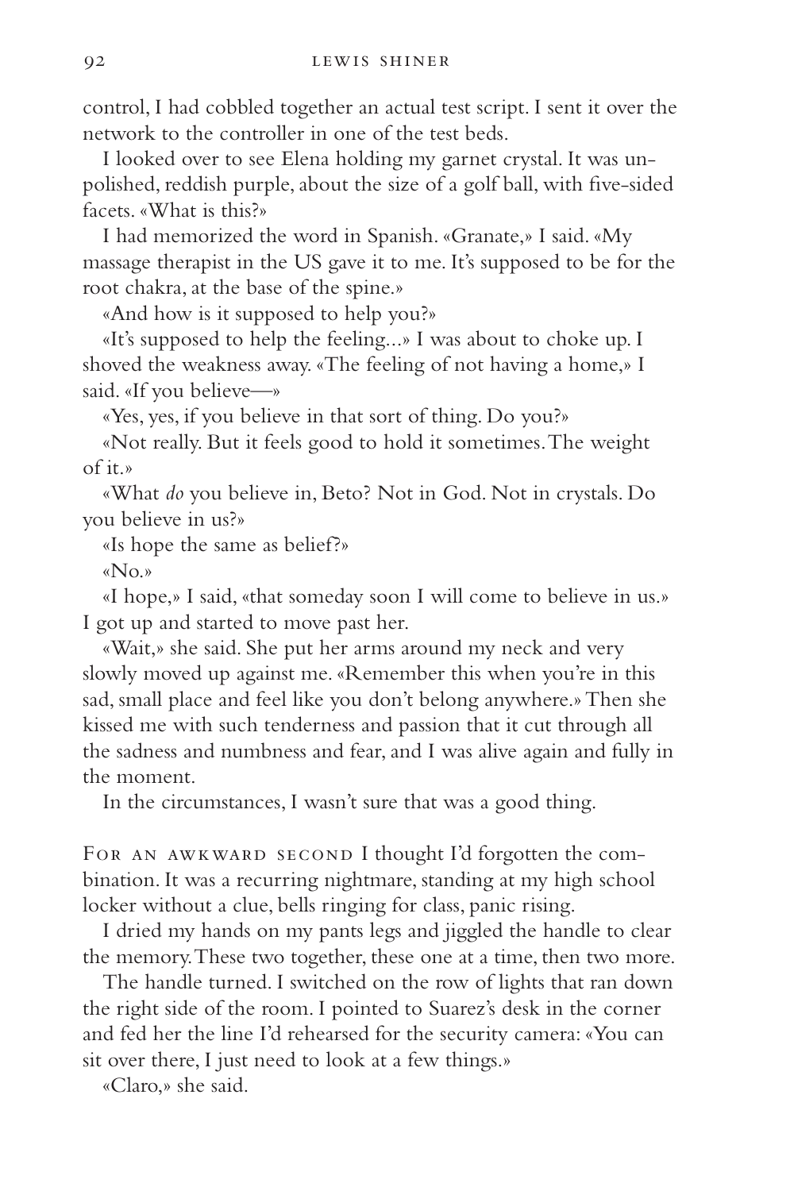control, I had cobbled together an actual test script. I sent it over the network to the controller in one of the test beds.

I looked over to see Elena holding my garnet crystal. It was unpolished, reddish purple, about the size of a golf ball, with five-sided facets. «What is this?»

I had memorized the word in Spanish. «Granate,» I said. «My massage therapist in the US gave it to me. It's supposed to be for the root chakra, at the base of the spine.»

«And how is it supposed to help you?»

«It's supposed to help the feeling...» I was about to choke up. I shoved the weakness away. «The feeling of not having a home,» I said. «If you believe—»

«Yes, yes, if you believe in that sort of thing. Do you?»

«Not really. But it feels good to hold it sometimes. The weight of it.»

«What *do* you believe in, Beto? Not in God. Not in crystals. Do you believe in us?»

«Is hope the same as belief?»

«No.»

«I hope,» I said, «that someday soon I will come to believe in us.» I got up and started to move past her.

«Wait,» she said. She put her arms around my neck and very slowly moved up against me. «Remember this when you're in this sad, small place and feel like you don't belong anywhere.» Then she kissed me with such tenderness and passion that it cut through all the sadness and numbness and fear, and I was alive again and fully in the moment.

In the circumstances, I wasn't sure that was a good thing.

For an awkward second I thought I'd forgotten the combination. It was a recurring nightmare, standing at my high school locker without a clue, bells ringing for class, panic rising.

I dried my hands on my pants legs and jiggled the handle to clear the memory. These two together, these one at a time, then two more.

The handle turned. I switched on the row of lights that ran down the right side of the room. I pointed to Suarez's desk in the corner and fed her the line I'd rehearsed for the security camera: «You can sit over there, I just need to look at a few things.»

«Claro,» she said.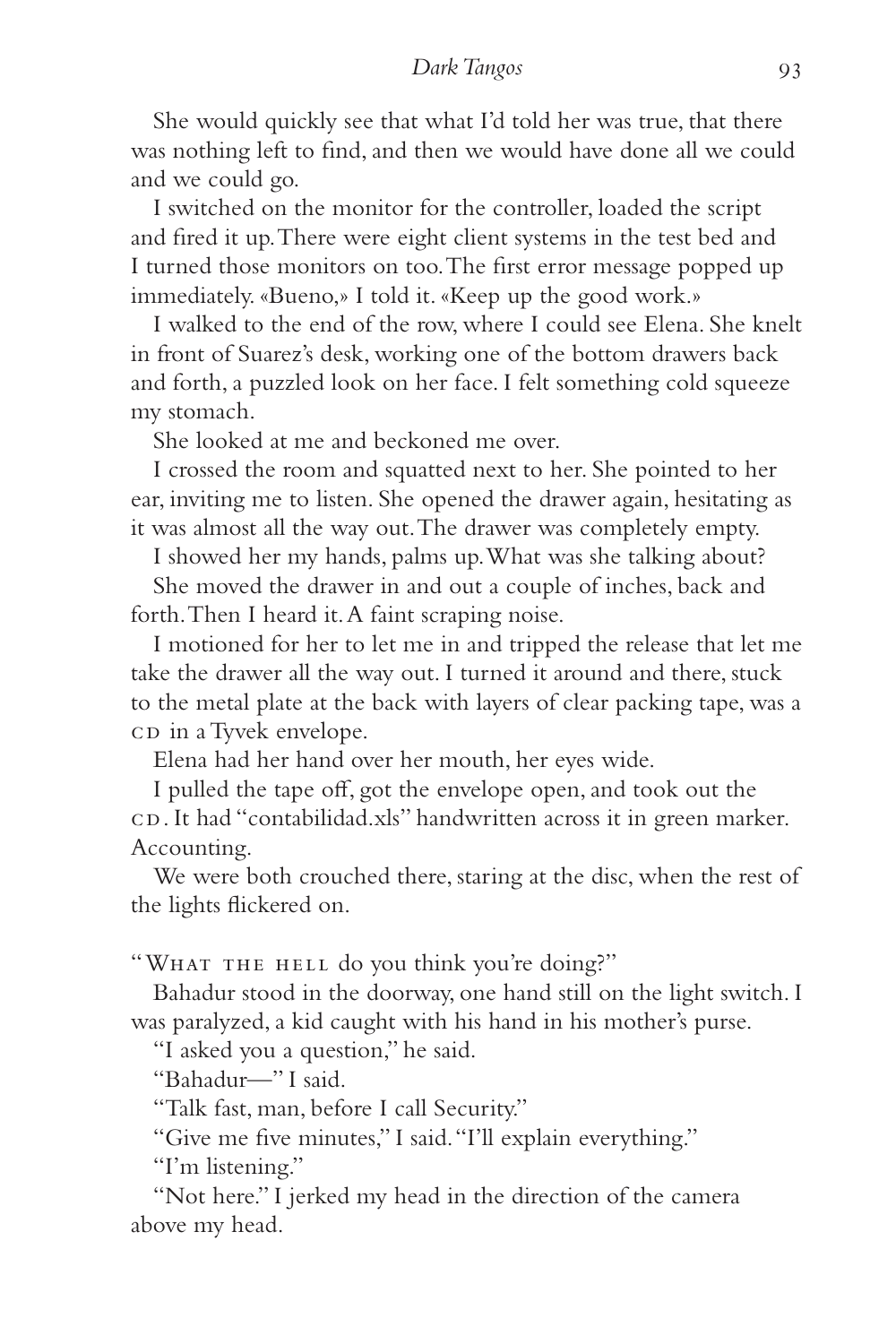She would quickly see that what I'd told her was true, that there was nothing left to find, and then we would have done all we could and we could go.

I switched on the monitor for the controller, loaded the script and fired it up. There were eight client systems in the test bed and I turned those monitors on too. The first error message popped up immediately. «Bueno,» I told it. «Keep up the good work.»

I walked to the end of the row, where I could see Elena. She knelt in front of Suarez's desk, working one of the bottom drawers back and forth, a puzzled look on her face. I felt something cold squeeze my stomach.

She looked at me and beckoned me over.

I crossed the room and squatted next to her. She pointed to her ear, inviting me to listen. She opened the drawer again, hesitating as it was almost all the way out. The drawer was completely empty.

I showed her my hands, palms up. What was she talking about?

She moved the drawer in and out a couple of inches, back and forth. Then I heard it. A faint scraping noise.

I motioned for her to let me in and tripped the release that let me take the drawer all the way out. I turned it around and there, stuck to the metal plate at the back with layers of clear packing tape, was a CD in a Tyvek envelope.

Elena had her hand over her mouth, her eyes wide.

I pulled the tape off, got the envelope open, and took out the CD. It had "contabilidad.xls" handwritten across it in green marker. Accounting.

We were both crouched there, staring at the disc, when the rest of the lights flickered on.

"WHAT THE HELL do you think you're doing?"

Bahadur stood in the doorway, one hand still on the light switch. I was paralyzed, a kid caught with his hand in his mother's purse.

"I asked you a question," he said.

"Bahadur—" I said.

"Talk fast, man, before I call Security."

"Give me five minutes," I said. "I'll explain everything."

"I'm listening."

"Not here." I jerked my head in the direction of the camera above my head.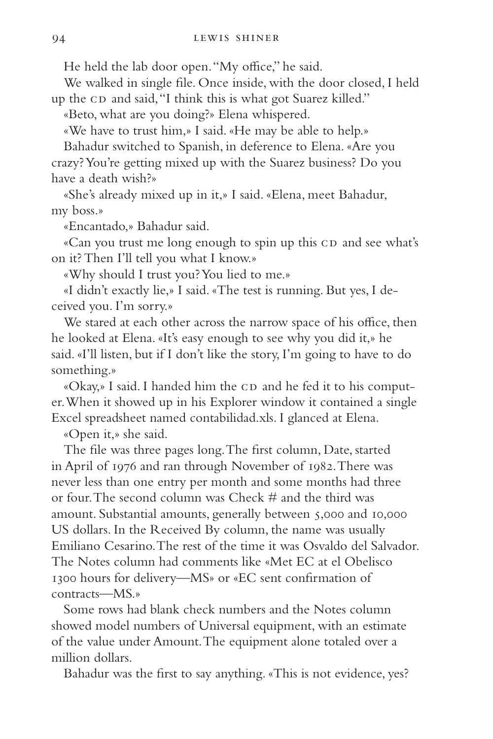He held the lab door open. "My office," he said.

We walked in single file. Once inside, with the door closed, I held up the CD and said, "I think this is what got Suarez killed."

«Beto, what are you doing?» Elena whispered.

«We have to trust him,» I said. «He may be able to help.»

Bahadur switched to Spanish, in deference to Elena. «Are you crazy? You're getting mixed up with the Suarez business? Do you have a death wish?»

«She's already mixed up in it,» I said. «Elena, meet Bahadur, my boss.»

«Encantado,» Bahadur said.

«Can you trust me long enough to spin up this CD and see what's on it? Then I'll tell you what I know.»

«Why should I trust you? You lied to me.»

«I didn't exactly lie,» I said. «The test is running. But yes, I deceived you. I'm sorry.»

We stared at each other across the narrow space of his office, then he looked at Elena. «It's easy enough to see why you did it,» he said. «I'll listen, but if I don't like the story, I'm going to have to do something.»

«Okay,» I said. I handed him the CD and he fed it to his computer. When it showed up in his Explorer window it contained a single Excel spreadsheet named contabilidad.xls. I glanced at Elena.

«Open it,» she said.

The file was three pages long. The first column, Date, started in April of 1976 and ran through November of 1982. There was never less than one entry per month and some months had three or four. The second column was Check # and the third was amount. Substantial amounts, generally between 5,000 and 10,000 US dollars. In the Received By column, the name was usually Emiliano Cesarino. The rest of the time it was Osvaldo del Salvador. The Notes column had comments like «Met EC at el Obelisco 1300 hours for delivery—MS» or «EC sent confirmation of contracts—MS.»

Some rows had blank check numbers and the Notes column showed model numbers of Universal equipment, with an estimate of the value under Amount. The equipment alone totaled over a million dollars.

Bahadur was the first to say anything. «This is not evidence, yes?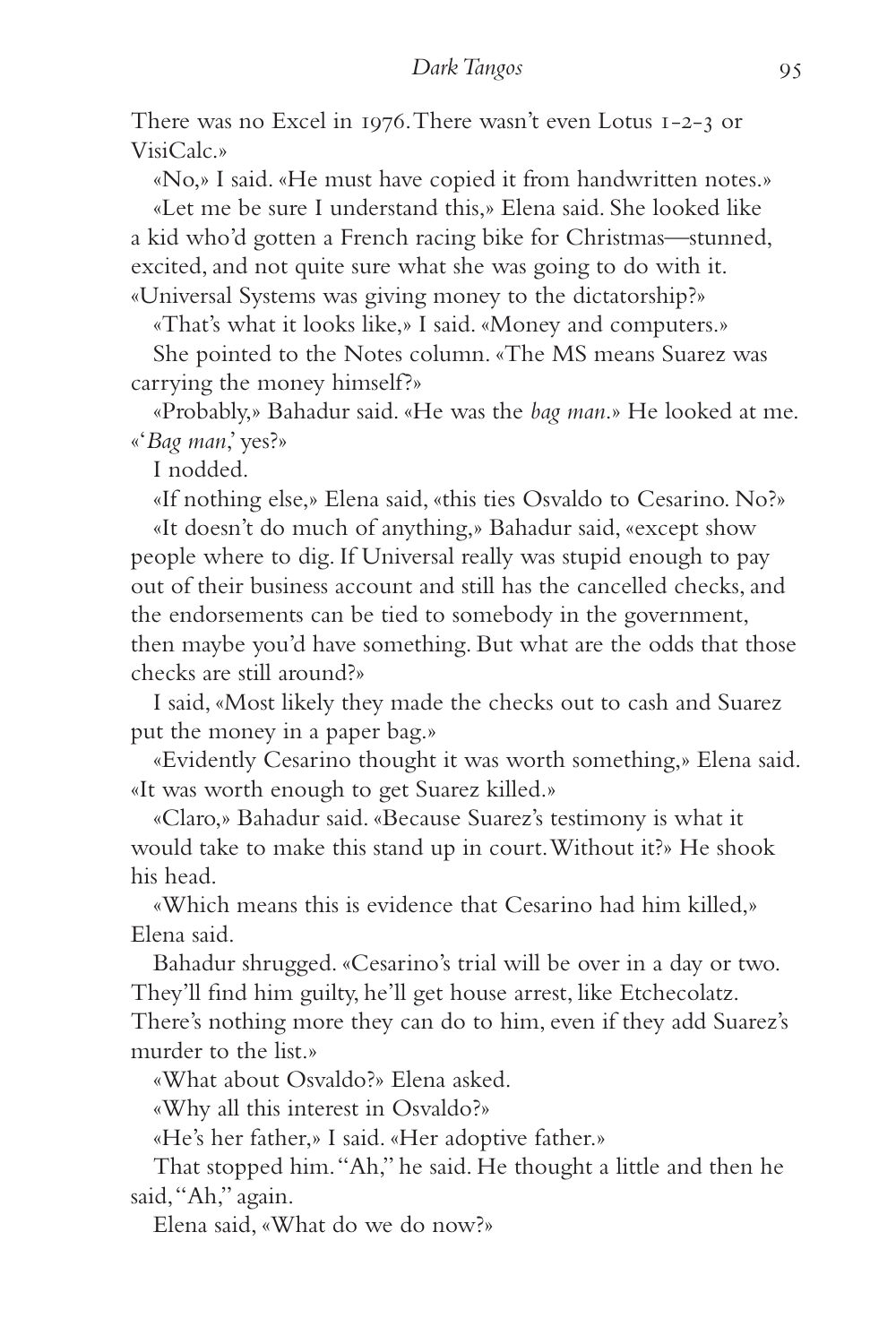There was no Excel in 1976. There wasn't even Lotus 1-2-3 or VisiCalc.»

«No,» I said. «He must have copied it from handwritten notes.»

«Let me be sure I understand this,» Elena said. She looked like a kid who'd gotten a French racing bike for Christmas—stunned, excited, and not quite sure what she was going to do with it. «Universal Systems was giving money to the dictatorship?»

«That's what it looks like,» I said. «Money and computers.»

She pointed to the Notes column. «The MS means Suarez was carrying the money himself?»

«Probably,» Bahadur said. «He was the *bag man*.» He looked at me. «'*Bag man*,' yes?»

I nodded.

«If nothing else,» Elena said, «this ties Osvaldo to Cesarino. No?»

«It doesn't do much of anything,» Bahadur said, «except show people where to dig. If Universal really was stupid enough to pay out of their business account and still has the cancelled checks, and the endorsements can be tied to somebody in the government, then maybe you'd have something. But what are the odds that those checks are still around?»

I said, «Most likely they made the checks out to cash and Suarez put the money in a paper bag.»

«Evidently Cesarino thought it was worth something,» Elena said. «It was worth enough to get Suarez killed.»

«Claro,» Bahadur said. «Because Suarez's testimony is what it would take to make this stand up in court. Without it?» He shook his head.

«Which means this is evidence that Cesarino had him killed,» Elena said.

Bahadur shrugged. «Cesarino's trial will be over in a day or two. They'll find him guilty, he'll get house arrest, like Etchecolatz. There's nothing more they can do to him, even if they add Suarez's murder to the list.»

«What about Osvaldo?» Elena asked.

«Why all this interest in Osvaldo?»

«He's her father,» I said. «Her adoptive father.»

That stopped him. "Ah," he said. He thought a little and then he said, "Ah," again.

Elena said, «What do we do now?»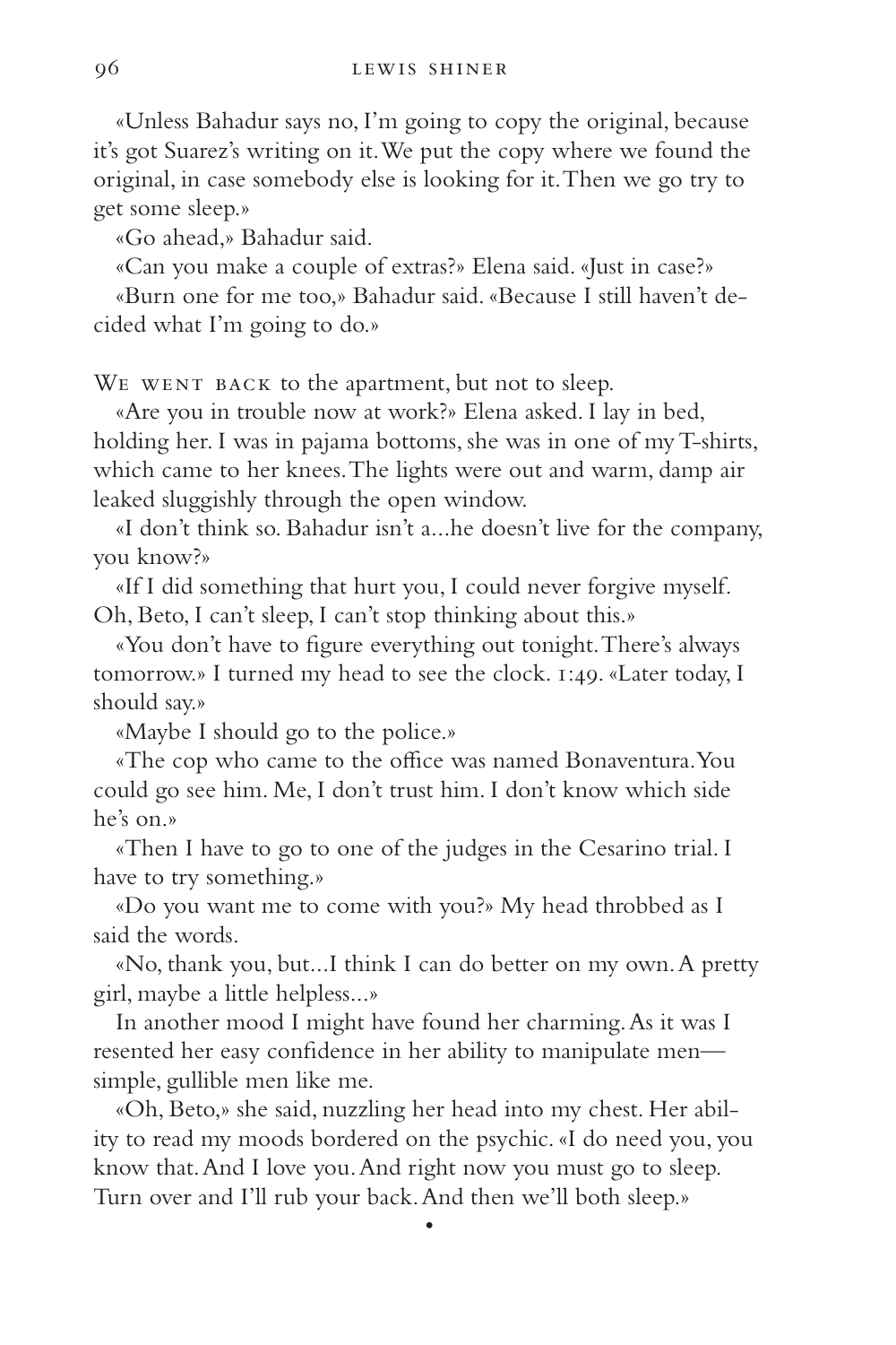«Unless Bahadur says no, I'm going to copy the original, because it's got Suarez's writing on it. We put the copy where we found the original, in case somebody else is looking for it. Then we go try to get some sleep.»

«Go ahead,» Bahadur said.

«Can you make a couple of extras?» Elena said. «Just in case?»

«Burn one for me too,» Bahadur said. «Because I still haven't decided what I'm going to do.»

We went back to the apartment, but not to sleep.

«Are you in trouble now at work?» Elena asked. I lay in bed, holding her. I was in pajama bottoms, she was in one of my T-shirts, which came to her knees. The lights were out and warm, damp air leaked sluggishly through the open window.

«I don't think so. Bahadur isn't a...he doesn't live for the company, you know?»

«If I did something that hurt you, I could never forgive myself. Oh, Beto, I can't sleep, I can't stop thinking about this.»

«You don't have to figure everything out tonight. There's always tomorrow.» I turned my head to see the clock. 1:49. «Later today, I should say.»

«Maybe I should go to the police.»

«The cop who came to the office was named Bonaventura. You could go see him. Me, I don't trust him. I don't know which side he's on.»

«Then I have to go to one of the judges in the Cesarino trial. I have to try something.»

«Do you want me to come with you?» My head throbbed as I said the words.

«No, thank you, but...I think I can do better on my own. A pretty girl, maybe a little helpless...»

In another mood I might have found her charming. As it was I resented her easy confidence in her ability to manipulate men—simple, gullible men like me.

«Oh, Beto,» she said, nuzzling her head into my chest. Her ability to read my moods bordered on the psychic. «I do need you, you know that. And I love you. And right now you must go to sleep. Turn over and I'll rub your back. And then we'll both sleep.»

•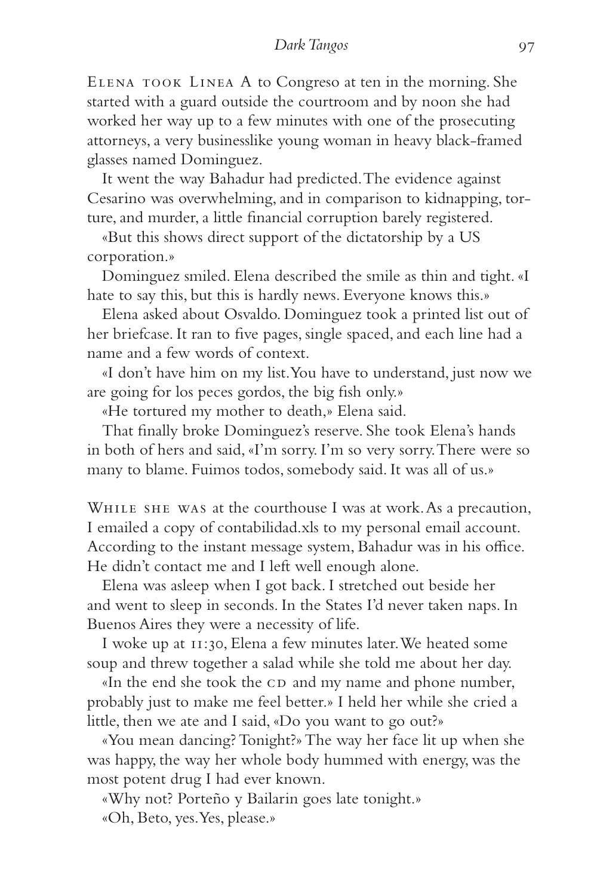Elena took Linea A to Congreso at ten in the morning. She started with a guard outside the courtroom and by noon she had worked her way up to a few minutes with one of the prosecuting attorneys, a very businesslike young woman in heavy black-framed glasses named Dominguez.

It went the way Bahadur had predicted. The evidence against Cesarino was overwhelming, and in comparison to kidnapping, torture, and murder, a little financial corruption barely registered.

«But this shows direct support of the dictatorship by a US corporation.»

Dominguez smiled. Elena described the smile as thin and tight. «I hate to say this, but this is hardly news. Everyone knows this.»

Elena asked about Osvaldo. Dominguez took a printed list out of her briefcase. It ran to five pages, single spaced, and each line had a name and a few words of context.

«I don't have him on my list. You have to understand, just now we are going for los peces gordos, the big fish only.»

«He tortured my mother to death,» Elena said.

That finally broke Dominguez's reserve. She took Elena's hands in both of hers and said, «I'm sorry. I'm so very sorry. There were so many to blame. Fuimos todos, somebody said. It was all of us.»

While she was at the courthouse I was at work. As a precaution, I emailed a copy of contabilidad.xls to my personal email account. According to the instant message system, Bahadur was in his office. He didn't contact me and I left well enough alone.

Elena was asleep when I got back. I stretched out beside her and went to sleep in seconds. In the States I'd never taken naps. In Buenos Aires they were a necessity of life.

I woke up at 11:30, Elena a few minutes later. We heated some soup and threw together a salad while she told me about her day.

«In the end she took the CD and my name and phone number, probably just to make me feel better.» I held her while she cried a little, then we ate and I said, «Do you want to go out?»

«You mean dancing? Tonight?» The way her face lit up when she was happy, the way her whole body hummed with energy, was the most potent drug I had ever known.

«Why not? Porteño y Bailarin goes late tonight.»

«Oh, Beto, yes. Yes, please.»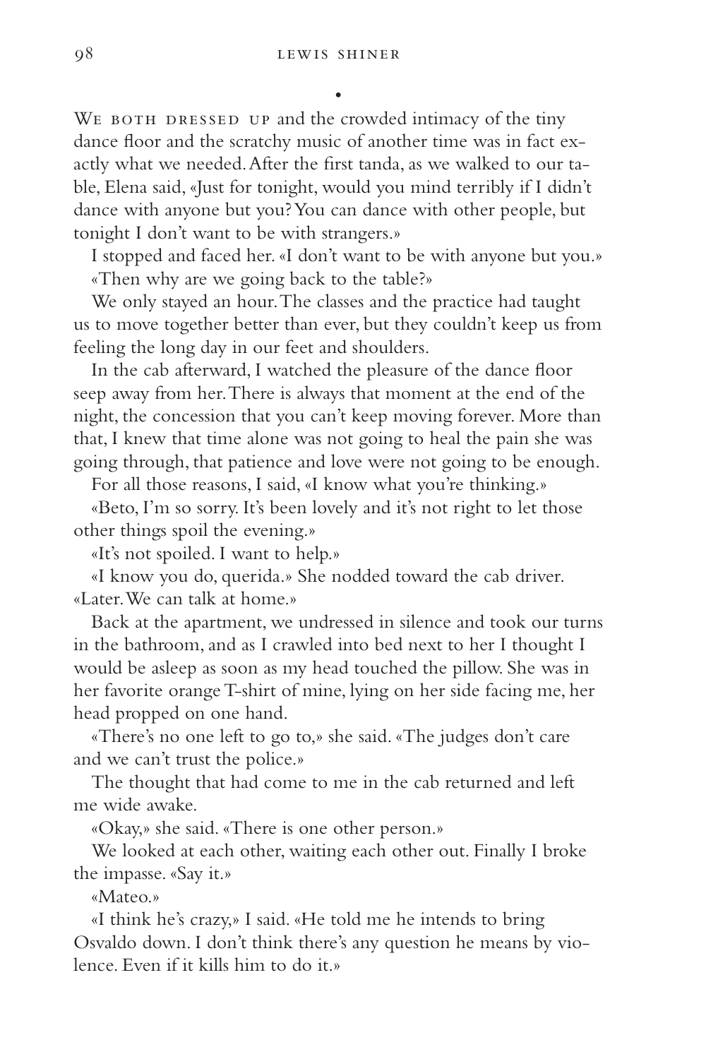•

We both dressed up and the crowded intimacy of the tiny dance floor and the scratchy music of another time was in fact exactly what we needed. After the first tanda, as we walked to our table, Elena said, «Just for tonight, would you mind terribly if I didn't dance with anyone but you? You can dance with other people, but tonight I don't want to be with strangers.»

I stopped and faced her. «I don't want to be with anyone but you.»

«Then why are we going back to the table?»

We only stayed an hour. The classes and the practice had taught us to move together better than ever, but they couldn't keep us from feeling the long day in our feet and shoulders.

In the cab afterward, I watched the pleasure of the dance floor seep away from her. There is always that moment at the end of the night, the concession that you can't keep moving forever. More than that, I knew that time alone was not going to heal the pain she was going through, that patience and love were not going to be enough.

For all those reasons, I said, «I know what you're thinking.»

«Beto, I'm so sorry. It's been lovely and it's not right to let those other things spoil the evening.»

«It's not spoiled. I want to help.»

«I know you do, querida.» She nodded toward the cab driver. «Later. We can talk at home.»

Back at the apartment, we undressed in silence and took our turns in the bathroom, and as I crawled into bed next to her I thought I would be asleep as soon as my head touched the pillow. She was in her favorite orange T-shirt of mine, lying on her side facing me, her head propped on one hand.

«There's no one left to go to,» she said. «The judges don't care and we can't trust the police.»

The thought that had come to me in the cab returned and left me wide awake.

«Okay,» she said. «There is one other person.»

We looked at each other, waiting each other out. Finally I broke the impasse. «Say it.»

«Mateo.»

«I think he's crazy,» I said. «He told me he intends to bring Osvaldo down. I don't think there's any question he means by violence. Even if it kills him to do it.»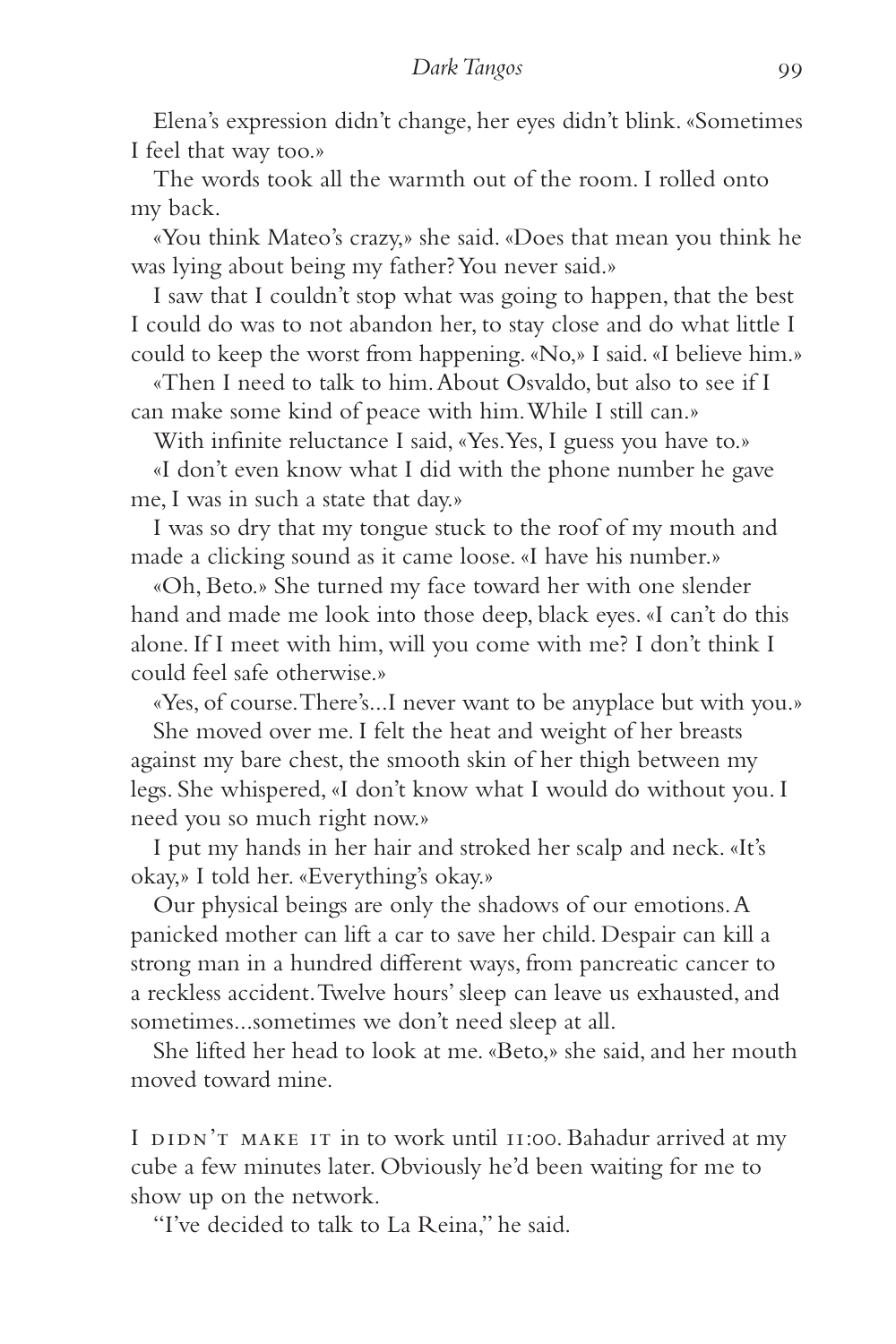Elena's expression didn't change, her eyes didn't blink. «Sometimes I feel that way too.»

The words took all the warmth out of the room. I rolled onto my back.

«You think Mateo's crazy,» she said. «Does that mean you think he was lying about being my father? You never said.»

I saw that I couldn't stop what was going to happen, that the best I could do was to not abandon her, to stay close and do what little I could to keep the worst from happening. «No,» I said. «I believe him.»

«Then I need to talk to him. About Osvaldo, but also to see if I can make some kind of peace with him. While I still can.»

With infinite reluctance I said, «Yes. Yes, I guess you have to.»

«I don't even know what I did with the phone number he gave me, I was in such a state that day.»

I was so dry that my tongue stuck to the roof of my mouth and made a clicking sound as it came loose. «I have his number.»

«Oh, Beto.» She turned my face toward her with one slender hand and made me look into those deep, black eyes. «I can't do this alone. If I meet with him, will you come with me? I don't think I could feel safe otherwise.»

«Yes, of course. There's...I never want to be anyplace but with you.»

She moved over me. I felt the heat and weight of her breasts against my bare chest, the smooth skin of her thigh between my legs. She whispered, «I don't know what I would do without you. I need you so much right now.»

I put my hands in her hair and stroked her scalp and neck. «It's okay,» I told her. «Everything's okay.»

Our physical beings are only the shadows of our emotions. A panicked mother can lift a car to save her child. Despair can kill a strong man in a hundred different ways, from pancreatic cancer to a reckless accident. Twelve hours' sleep can leave us exhausted, and sometimes...sometimes we don't need sleep at all.

She lifted her head to look at me. «Beto,» she said, and her mouth moved toward mine.

I DIDN'T MAKE IT in to work until 11:00. Bahadur arrived at my cube a few minutes later. Obviously he'd been waiting for me to show up on the network.

"I've decided to talk to La Reina," he said.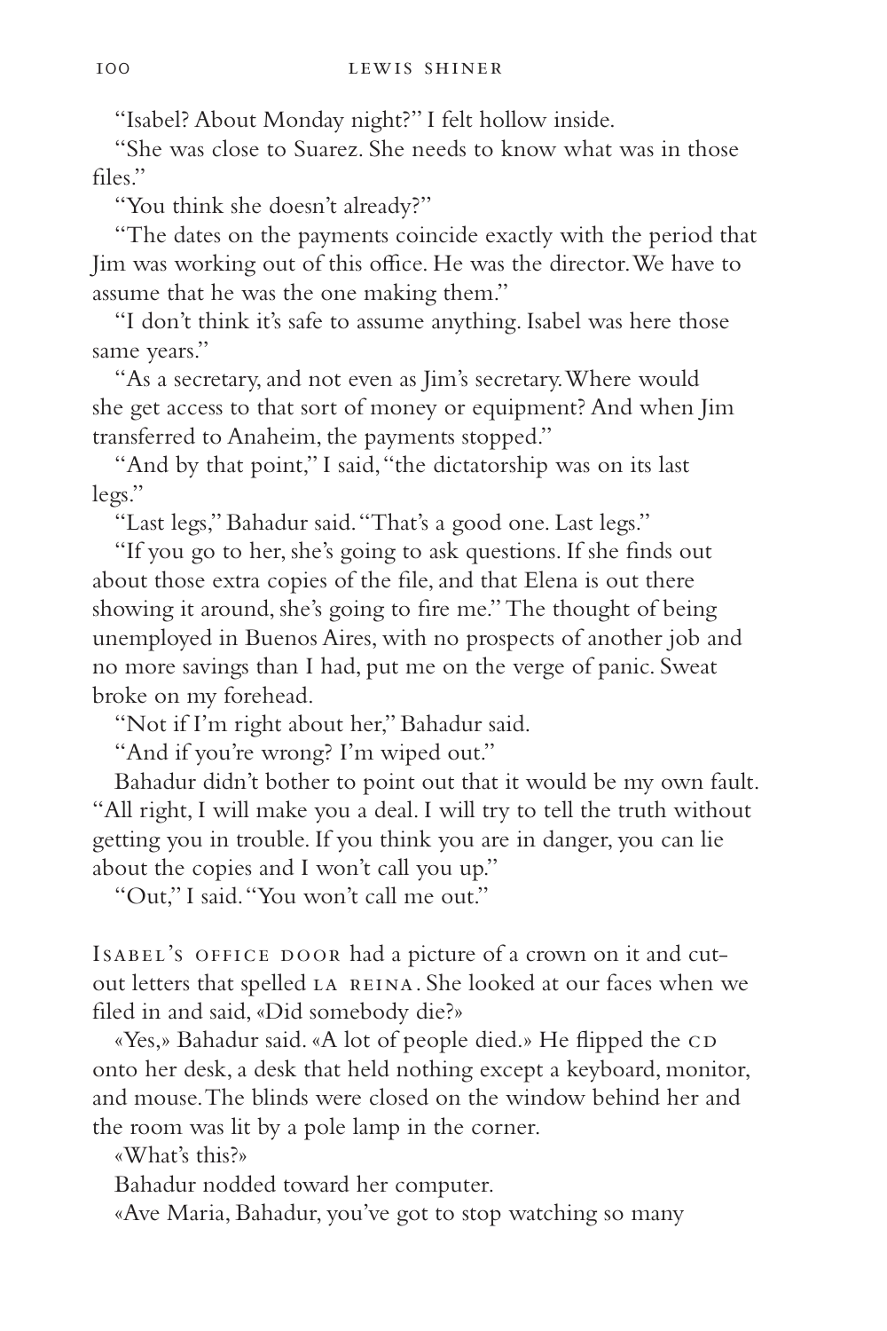"Isabel? About Monday night?" I felt hollow inside.

"She was close to Suarez. She needs to know what was in those files."

"You think she doesn't already?"

"The dates on the payments coincide exactly with the period that Jim was working out of this office. He was the director. We have to assume that he was the one making them."

"I don't think it's safe to assume anything. Isabel was here those same years."

"As a secretary, and not even as Jim's secretary. Where would she get access to that sort of money or equipment? And when Jim transferred to Anaheim, the payments stopped."

"And by that point," I said, "the dictatorship was on its last legs."

"Last legs," Bahadur said. "That's a good one. Last legs."

"If you go to her, she's going to ask questions. If she finds out about those extra copies of the file, and that Elena is out there showing it around, she's going to fire me." The thought of being unemployed in Buenos Aires, with no prospects of another job and no more savings than I had, put me on the verge of panic. Sweat broke on my forehead.

"Not if I'm right about her," Bahadur said.

"And if you're wrong? I'm wiped out."

Bahadur didn't bother to point out that it would be my own fault. "All right, I will make you a deal. I will try to tell the truth without getting you in trouble. If you think you are in danger, you can lie about the copies and I won't call you up."

"Out," I said. "You won't call me out."

Isabel's office door had a picture of a crown on it and cut-out letters that spelled LA REINA. She looked at our faces when we filed in and said, «Did somebody die?»

«Yes,» Bahadur said. «A lot of people died.» He flipped the CD onto her desk, a desk that held nothing except a keyboard, monitor, and mouse. The blinds were closed on the window behind her and the room was lit by a pole lamp in the corner.

«What's this?»

Bahadur nodded toward her computer.

«Ave Maria, Bahadur, you've got to stop watching so many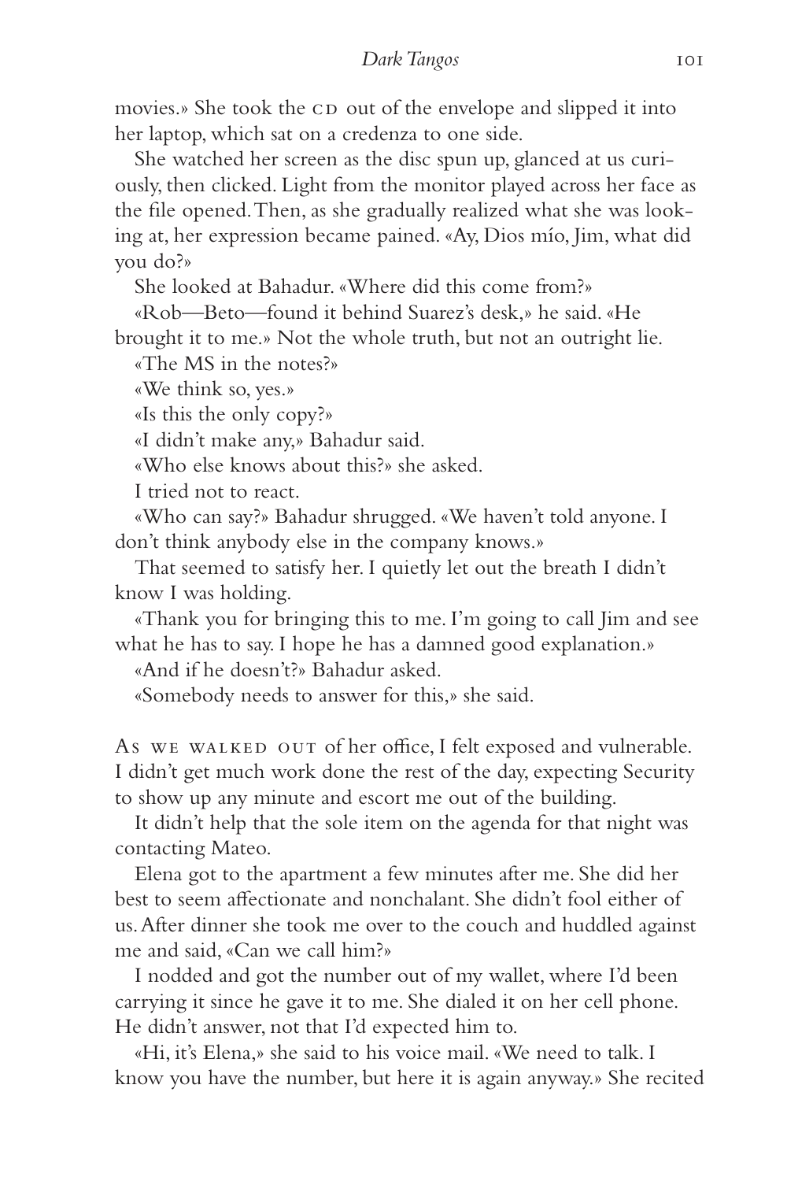movies.» She took the CD out of the envelope and slipped it into her laptop, which sat on a credenza to one side.

She watched her screen as the disc spun up, glanced at us curiously, then clicked. Light from the monitor played across her face as the file opened. Then, as she gradually realized what she was looking at, her expression became pained. «Ay, Dios mío, Jim, what did you do?»

She looked at Bahadur. «Where did this come from?»

«Rob—Beto—found it behind Suarez's desk,» he said. «He brought it to me.» Not the whole truth, but not an outright lie.

«The MS in the notes?»

«We think so, yes.»

«Is this the only copy?»

«I didn't make any,» Bahadur said.

«Who else knows about this?» she asked.

I tried not to react.

«Who can say?» Bahadur shrugged. «We haven't told anyone. I don't think anybody else in the company knows.»

That seemed to satisfy her. I quietly let out the breath I didn't know I was holding.

«Thank you for bringing this to me. I'm going to call Jim and see what he has to say. I hope he has a damned good explanation.»

«And if he doesn't?» Bahadur asked.

«Somebody needs to answer for this,» she said.

As we walked out of her office, I felt exposed and vulnerable. I didn't get much work done the rest of the day, expecting Security to show up any minute and escort me out of the building.

It didn't help that the sole item on the agenda for that night was contacting Mateo.

Elena got to the apartment a few minutes after me. She did her best to seem affectionate and nonchalant. She didn't fool either of us. After dinner she took me over to the couch and huddled against me and said, «Can we call him?»

I nodded and got the number out of my wallet, where I'd been carrying it since he gave it to me. She dialed it on her cell phone. He didn't answer, not that I'd expected him to.

«Hi, it's Elena,» she said to his voice mail. «We need to talk. I know you have the number, but here it is again anyway.» She recited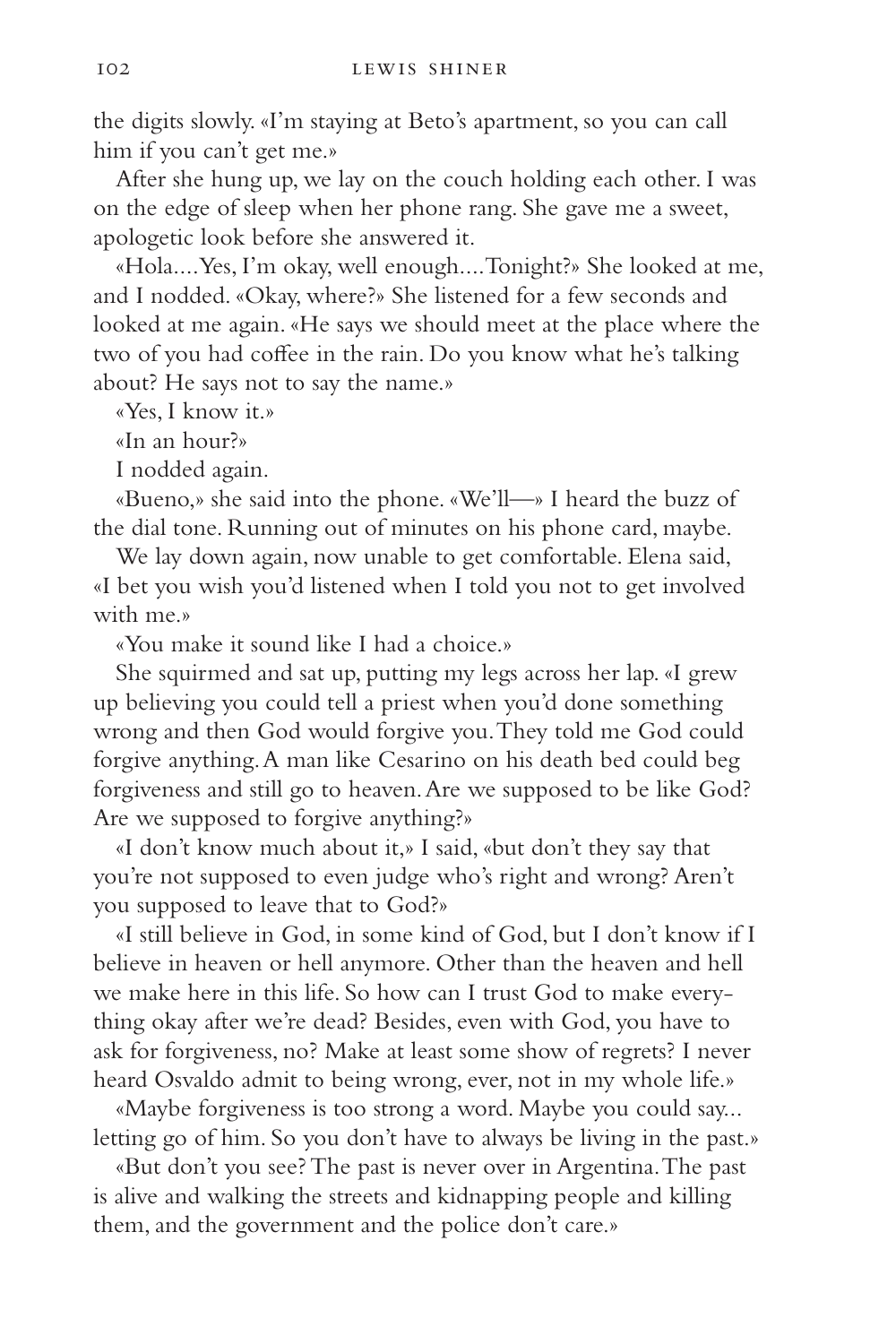the digits slowly. «I'm staying at Beto's apartment, so you can call him if you can't get me.»

After she hung up, we lay on the couch holding each other. I was on the edge of sleep when her phone rang. She gave me a sweet, apologetic look before she answered it.

«Hola.... Yes, I'm okay, well enough.... Tonight?» She looked at me, and I nodded. «Okay, where?» She listened for a few seconds and looked at me again. «He says we should meet at the place where the two of you had coffee in the rain. Do you know what he's talking about? He says not to say the name.»

«Yes, I know it.»

«In an hour?»

I nodded again.

«Bueno,» she said into the phone. «We'll—» I heard the buzz of the dial tone. Running out of minutes on his phone card, maybe.

We lay down again, now unable to get comfortable. Elena said, «I bet you wish you'd listened when I told you not to get involved with me.»

«You make it sound like I had a choice.»

She squirmed and sat up, putting my legs across her lap. «I grew up believing you could tell a priest when you'd done something wrong and then God would forgive you. They told me God could forgive anything. A man like Cesarino on his death bed could beg forgiveness and still go to heaven. Are we supposed to be like God? Are we supposed to forgive anything?»

«I don't know much about it,» I said, «but don't they say that you're not supposed to even judge who's right and wrong? Aren't you supposed to leave that to God?»

«I still believe in God, in some kind of God, but I don't know if I believe in heaven or hell anymore. Other than the heaven and hell we make here in this life. So how can I trust God to make everything okay after we're dead? Besides, even with God, you have to ask for forgiveness, no? Make at least some show of regrets? I never heard Osvaldo admit to being wrong, ever, not in my whole life.»

«Maybe forgiveness is too strong a word. Maybe you could say... letting go of him. So you don't have to always be living in the past.»

«But don't you see? The past is never over in Argentina. The past is alive and walking the streets and kidnapping people and killing them, and the government and the police don't care.»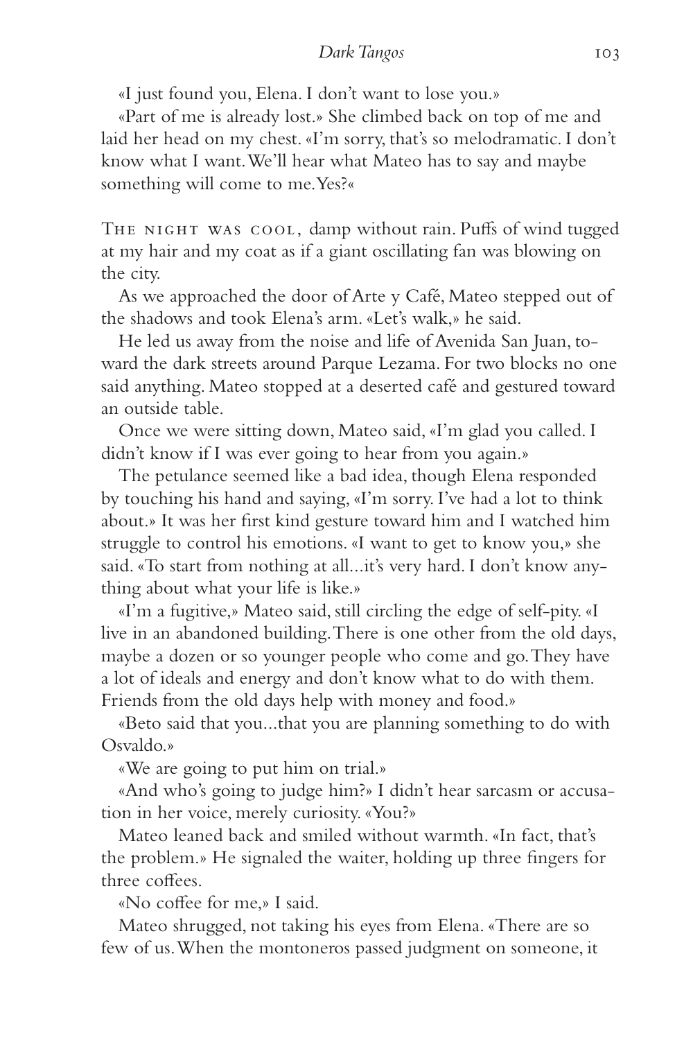«I just found you, Elena. I don't want to lose you.»

«Part of me is already lost.» She climbed back on top of me and laid her head on my chest. «I'm sorry, that's so melodramatic. I don't know what I want. We'll hear what Mateo has to say and maybe something will come to me. Yes?«

The night was cool, damp without rain. Puffs of wind tugged at my hair and my coat as if a giant oscillating fan was blowing on the city.

As we approached the door of Arte y Café, Mateo stepped out of the shadows and took Elena's arm. «Let's walk,» he said.

He led us away from the noise and life of Avenida San Juan, toward the dark streets around Parque Lezama. For two blocks no one said anything. Mateo stopped at a deserted café and gestured toward an outside table.

Once we were sitting down, Mateo said, «I'm glad you called. I didn't know if I was ever going to hear from you again.»

The petulance seemed like a bad idea, though Elena responded by touching his hand and saying, «I'm sorry. I've had a lot to think about.» It was her first kind gesture toward him and I watched him struggle to control his emotions. «I want to get to know you,» she said. «To start from nothing at all...it's very hard. I don't know anything about what your life is like.»

«I'm a fugitive,» Mateo said, still circling the edge of self-pity. «I live in an abandoned building. There is one other from the old days, maybe a dozen or so younger people who come and go. They have a lot of ideals and energy and don't know what to do with them. Friends from the old days help with money and food.»

«Beto said that you...that you are planning something to do with Osvaldo.»

«We are going to put him on trial.»

«And who's going to judge him?» I didn't hear sarcasm or accusation in her voice, merely curiosity. «You?»

Mateo leaned back and smiled without warmth. «In fact, that's the problem.» He signaled the waiter, holding up three fingers for three coffees.

«No coffee for me,» I said.

Mateo shrugged, not taking his eyes from Elena. «There are so few of us. When the montoneros passed judgment on someone, it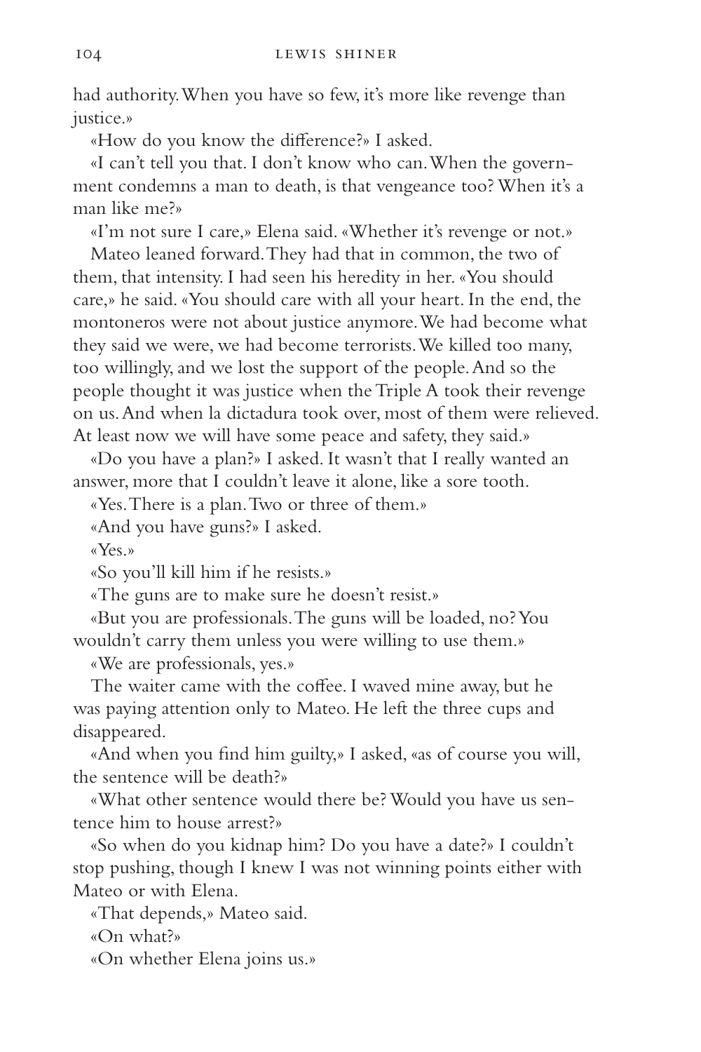had authority. When you have so few, it's more like revenge than justice.»

«How do you know the difference?» I asked.

«I can't tell you that. I don't know who can. When the government condemns a man to death, is that vengeance too? When it's a man like me?»

«I'm not sure I care,» Elena said. «Whether it's revenge or not.»

Mateo leaned forward. They had that in common, the two of them, that intensity. I had seen his heredity in her. «You should care,» he said. «You should care with all your heart. In the end, the montoneros were not about justice anymore. We had become what they said we were, we had become terrorists. We killed too many, too willingly, and we lost the support of the people. And so the people thought it was justice when the Triple A took their revenge on us. And when la dictadura took over, most of them were relieved. At least now we will have some peace and safety, they said.»

«Do you have a plan?» I asked. It wasn't that I really wanted an answer, more that I couldn't leave it alone, like a sore tooth.

«Yes. There is a plan. Two or three of them.»

«And you have guns?» I asked.

«Yes.»

«So you'll kill him if he resists.»

«The guns are to make sure he doesn't resist.»

«But you are professionals. The guns will be loaded, no? You wouldn't carry them unless you were willing to use them.»

«We are professionals, yes.»

The waiter came with the coffee. I waved mine away, but he was paying attention only to Mateo. He left the three cups and disappeared.

«And when you find him guilty,» I asked, «as of course you will, the sentence will be death?»

«What other sentence would there be? Would you have us sentence him to house arrest?»

«So when do you kidnap him? Do you have a date?» I couldn't stop pushing, though I knew I was not winning points either with Mateo or with Elena.

«That depends,» Mateo said.

«On what?»

«On whether Elena joins us.»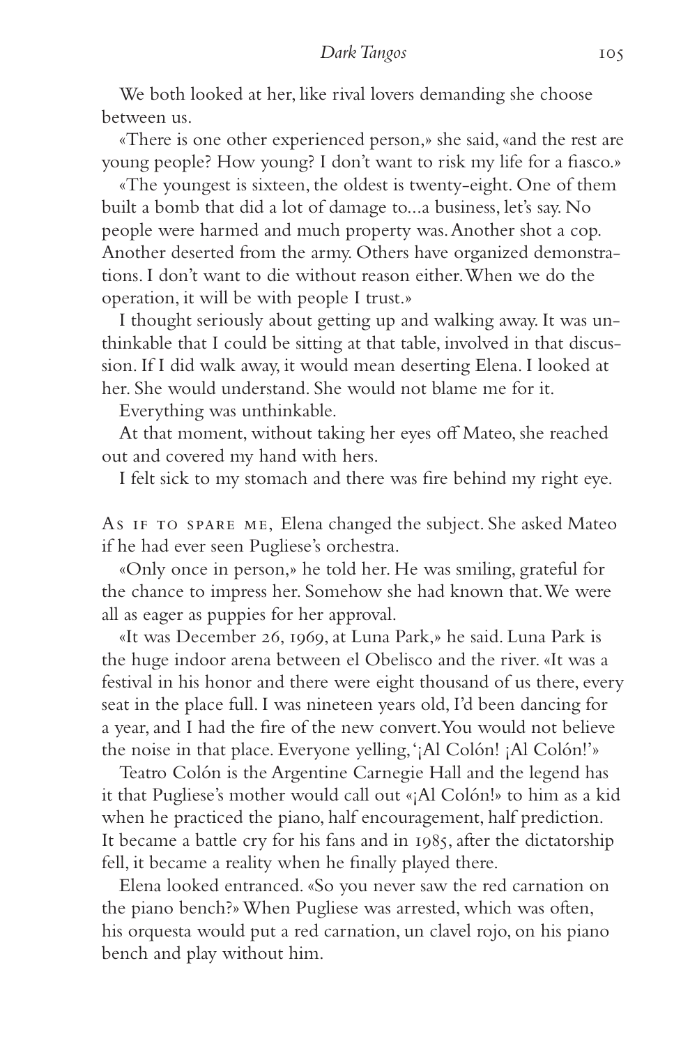We both looked at her, like rival lovers demanding she choose between us.

«There is one other experienced person,» she said, «and the rest are young people? How young? I don't want to risk my life for a fiasco.»

«The youngest is sixteen, the oldest is twenty-eight. One of them built a bomb that did a lot of damage to...a business, let's say. No people were harmed and much property was. Another shot a cop. Another deserted from the army. Others have organized demonstrations. I don't want to die without reason either. When we do the operation, it will be with people I trust.»

I thought seriously about getting up and walking away. It was unthinkable that I could be sitting at that table, involved in that discussion. If I did walk away, it would mean deserting Elena. I looked at her. She would understand. She would not blame me for it.

Everything was unthinkable.

At that moment, without taking her eyes off Mateo, she reached out and covered my hand with hers.

I felt sick to my stomach and there was fire behind my right eye.

As if to spare me, Elena changed the subject. She asked Mateo if he had ever seen Pugliese's orchestra.

«Only once in person,» he told her. He was smiling, grateful for the chance to impress her. Somehow she had known that. We were all as eager as puppies for her approval.

«It was December 26, 1969, at Luna Park,» he said. Luna Park is the huge indoor arena between el Obelisco and the river. «It was a festival in his honor and there were eight thousand of us there, every seat in the place full. I was nineteen years old, I'd been dancing for a year, and I had the fire of the new convert. You would not believe the noise in that place. Everyone yelling, '¡Al Colón! ¡Al Colón!'»

Teatro Colón is the Argentine Carnegie Hall and the legend has it that Pugliese's mother would call out «¡Al Colón!» to him as a kid when he practiced the piano, half encouragement, half prediction. It became a battle cry for his fans and in 1985, after the dictatorship fell, it became a reality when he finally played there.

Elena looked entranced. «So you never saw the red carnation on the piano bench?» When Pugliese was arrested, which was often, his orquesta would put a red carnation, un clavel rojo, on his piano bench and play without him.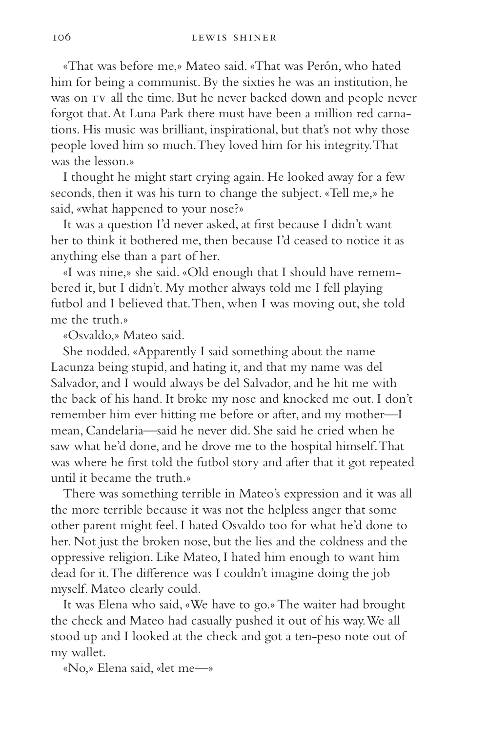«That was before me,» Mateo said. «That was Perón, who hated him for being a communist. By the sixties he was an institution, he was on TV all the time. But he never backed down and people never forgot that. At Luna Park there must have been a million red carnations. His music was brilliant, inspirational, but that's not why those people loved him so much. They loved him for his integrity. That was the lesson.»

I thought he might start crying again. He looked away for a few seconds, then it was his turn to change the subject. «Tell me,» he said, «what happened to your nose?»

It was a question I'd never asked, at first because I didn't want her to think it bothered me, then because I'd ceased to notice it as anything else than a part of her.

«I was nine,» she said. «Old enough that I should have remembered it, but I didn't. My mother always told me I fell playing futbol and I believed that. Then, when I was moving out, she told me the truth.»

«Osvaldo,» Mateo said.

She nodded. «Apparently I said something about the name Lacunza being stupid, and hating it, and that my name was del Salvador, and I would always be del Salvador, and he hit me with the back of his hand. It broke my nose and knocked me out. I don't remember him ever hitting me before or after, and my mother—I mean, Candelaria—said he never did. She said he cried when he saw what he'd done, and he drove me to the hospital himself. That was where he first told the futbol story and after that it got repeated until it became the truth.»

There was something terrible in Mateo's expression and it was all the more terrible because it was not the helpless anger that some other parent might feel. I hated Osvaldo too for what he'd done to her. Not just the broken nose, but the lies and the coldness and the oppressive religion. Like Mateo, I hated him enough to want him dead for it. The difference was I couldn't imagine doing the job myself. Mateo clearly could.

It was Elena who said, «We have to go.» The waiter had brought the check and Mateo had casually pushed it out of his way. We all stood up and I looked at the check and got a ten-peso note out of my wallet.

«No,» Elena said, «let me—»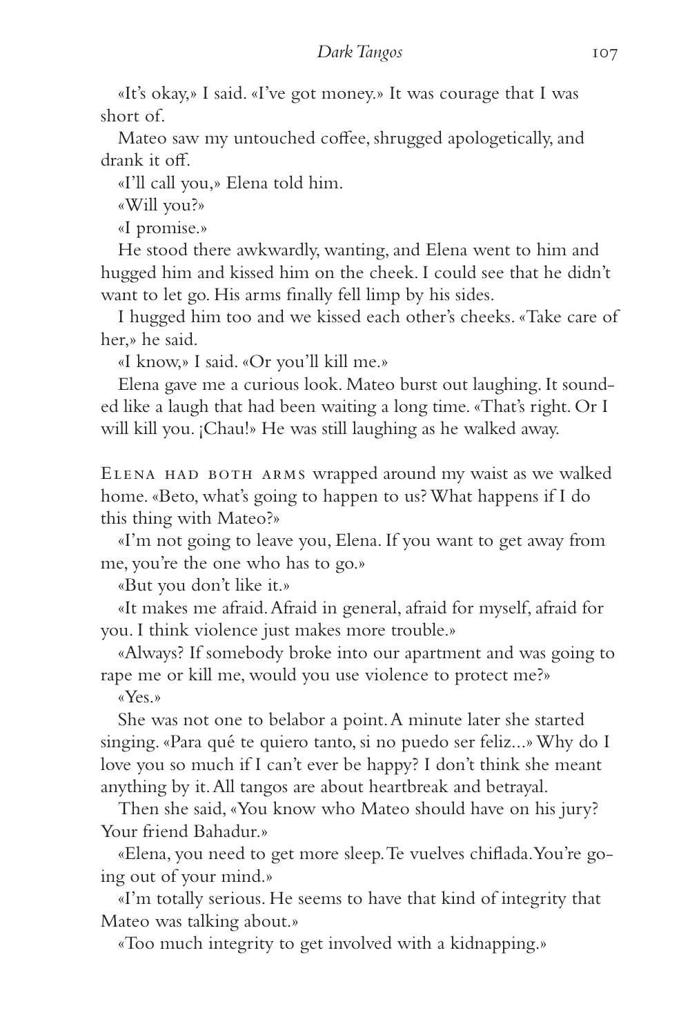«It's okay,» I said. «I've got money.» It was courage that I was short of.

Mateo saw my untouched coffee, shrugged apologetically, and drank it off.

«I'll call you,» Elena told him.

«Will you?»

«I promise.»

He stood there awkwardly, wanting, and Elena went to him and hugged him and kissed him on the cheek. I could see that he didn't want to let go. His arms finally fell limp by his sides.

I hugged him too and we kissed each other's cheeks. «Take care of her,» he said.

«I know,» I said. «Or you'll kill me.»

Elena gave me a curious look. Mateo burst out laughing. It sounded like a laugh that had been waiting a long time. «That's right. Or I will kill you. ¡Chau!» He was still laughing as he walked away.

Elena had both arms wrapped around my waist as we walked home. «Beto, what's going to happen to us? What happens if I do this thing with Mateo?»

«I'm not going to leave you, Elena. If you want to get away from me, you're the one who has to go.»

«But you don't like it.»

«It makes me afraid. Afraid in general, afraid for myself, afraid for you. I think violence just makes more trouble.»

«Always? If somebody broke into our apartment and was going to rape me or kill me, would you use violence to protect me?»

«Yes.»

She was not one to belabor a point. A minute later she started singing. «Para qué te quiero tanto, si no puedo ser feliz...» Why do I love you so much if I can't ever be happy? I don't think she meant anything by it. All tangos are about heartbreak and betrayal.

Then she said, «You know who Mateo should have on his jury? Your friend Bahadur.»

«Elena, you need to get more sleep. Te vuelves chiflada. You're going out of your mind.»

«I'm totally serious. He seems to have that kind of integrity that Mateo was talking about.»

«Too much integrity to get involved with a kidnapping.»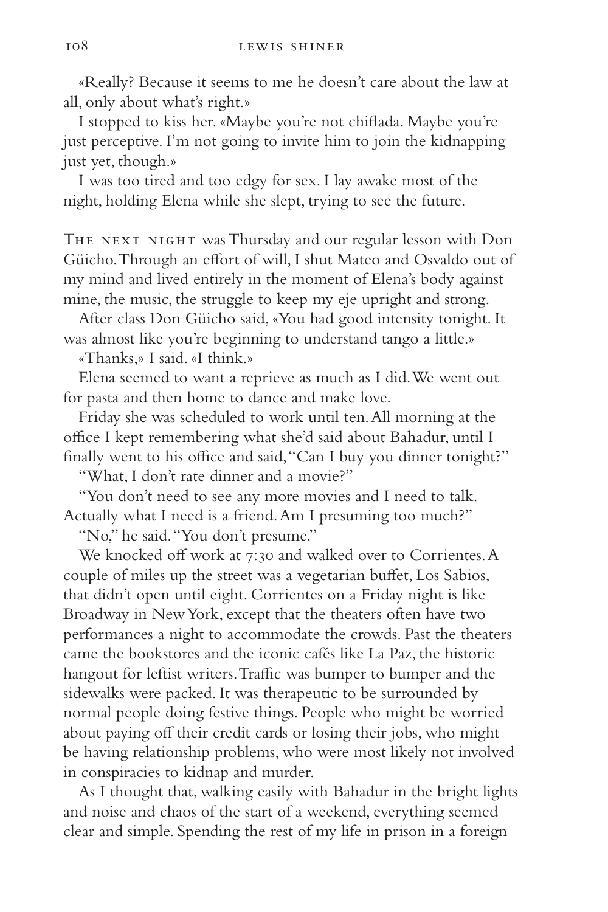«Really? Because it seems to me he doesn't care about the law at all, only about what's right.»

I stopped to kiss her. «Maybe you're not chiflada. Maybe you're just perceptive. I'm not going to invite him to join the kidnapping just yet, though.»

I was too tired and too edgy for sex. I lay awake most of the night, holding Elena while she slept, trying to see the future.

The next night was Thursday and our regular lesson with Don Güicho. Through an effort of will, I shut Mateo and Osvaldo out of my mind and lived entirely in the moment of Elena's body against mine, the music, the struggle to keep my eje upright and strong.

After class Don Güicho said, «You had good intensity tonight. It was almost like you're beginning to understand tango a little.»

«Thanks,» I said. «I think.»

Elena seemed to want a reprieve as much as I did. We went out for pasta and then home to dance and make love.

Friday she was scheduled to work until ten. All morning at the office I kept remembering what she'd said about Bahadur, until I finally went to his office and said, "Can I buy you dinner tonight?"

"What, I don't rate dinner and a movie?"

"You don't need to see any more movies and I need to talk. Actually what I need is a friend. Am I presuming too much?"

"No," he said. "You don't presume."

We knocked off work at 7:30 and walked over to Corrientes. A couple of miles up the street was a vegetarian buffet, Los Sabios, that didn't open until eight. Corrientes on a Friday night is like Broadway in New York, except that the theaters often have two performances a night to accommodate the crowds. Past the theaters came the bookstores and the iconic cafés like La Paz, the historic hangout for leftist writers. Traffic was bumper to bumper and the sidewalks were packed. It was therapeutic to be surrounded by normal people doing festive things. People who might be worried about paying off their credit cards or losing their jobs, who might be having relationship problems, who were most likely not involved in conspiracies to kidnap and murder.

As I thought that, walking easily with Bahadur in the bright lights and noise and chaos of the start of a weekend, everything seemed clear and simple. Spending the rest of my life in prison in a foreign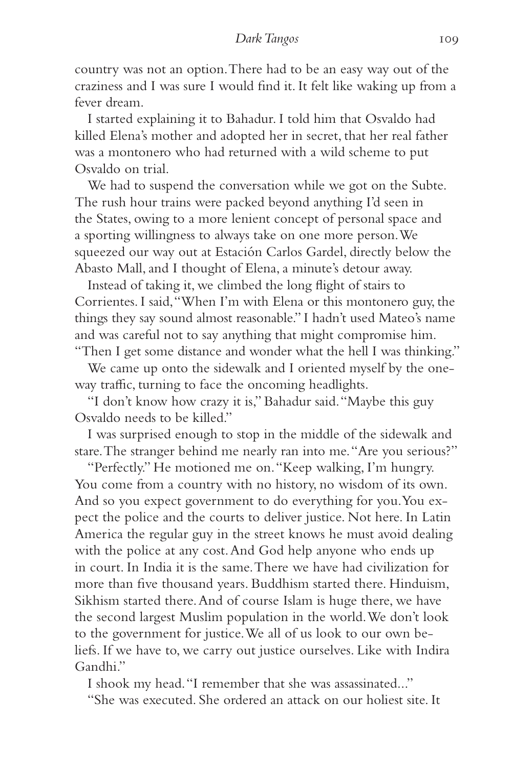country was not an option. There had to be an easy way out of the craziness and I was sure I would find it. It felt like waking up from a fever dream.

I started explaining it to Bahadur. I told him that Osvaldo had killed Elena's mother and adopted her in secret, that her real father was a montonero who had returned with a wild scheme to put Osvaldo on trial.

We had to suspend the conversation while we got on the Subte. The rush hour trains were packed beyond anything I'd seen in the States, owing to a more lenient concept of personal space and a sporting willingness to always take on one more person. We squeezed our way out at Estación Carlos Gardel, directly below the Abasto Mall, and I thought of Elena, a minute's detour away.

Instead of taking it, we climbed the long flight of stairs to Corrientes. I said, "When I'm with Elena or this montonero guy, the things they say sound almost reasonable." I hadn't used Mateo's name and was careful not to say anything that might compromise him. "Then I get some distance and wonder what the hell I was thinking."

We came up onto the sidewalk and I oriented myself by the one-way traffic, turning to face the oncoming headlights.

"I don't know how crazy it is," Bahadur said. "Maybe this guy Osvaldo needs to be killed."

I was surprised enough to stop in the middle of the sidewalk and stare. The stranger behind me nearly ran into me. "Are you serious?"

"Perfectly." He motioned me on. "Keep walking, I'm hungry. You come from a country with no history, no wisdom of its own. And so you expect government to do everything for you. You expect the police and the courts to deliver justice. Not here. In Latin America the regular guy in the street knows he must avoid dealing with the police at any cost. And God help anyone who ends up in court. In India it is the same. There we have had civilization for more than five thousand years. Buddhism started there. Hinduism, Sikhism started there. And of course Islam is huge there, we have the second largest Muslim population in the world. We don't look to the government for justice. We all of us look to our own beliefs. If we have to, we carry out justice ourselves. Like with Indira Gandhi."

I shook my head. "I remember that she was assassinated..."

"She was executed. She ordered an attack on our holiest site. It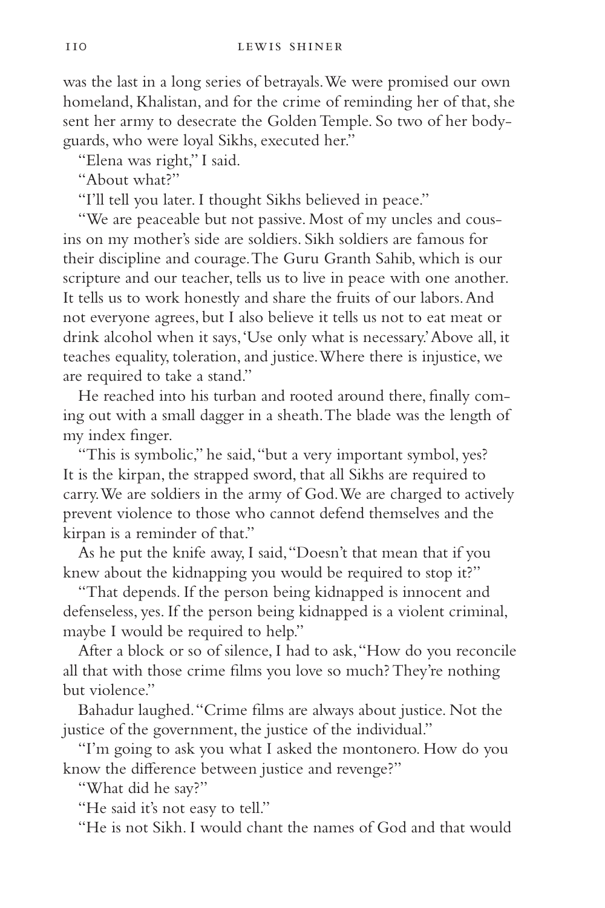was the last in a long series of betrayals. We were promised our own homeland, Khalistan, and for the crime of reminding her of that, she sent her army to desecrate the Golden Temple. So two of her bodyguards, who were loyal Sikhs, executed her."

"Elena was right," I said.

"About what?"

"I'll tell you later. I thought Sikhs believed in peace."

"We are peaceable but not passive. Most of my uncles and cousins on my mother's side are soldiers. Sikh soldiers are famous for their discipline and courage. The Guru Granth Sahib, which is our scripture and our teacher, tells us to live in peace with one another. It tells us to work honestly and share the fruits of our labors. And not everyone agrees, but I also believe it tells us not to eat meat or drink alcohol when it says, 'Use only what is necessary.' Above all, it teaches equality, toleration, and justice. Where there is injustice, we are required to take a stand."

He reached into his turban and rooted around there, finally coming out with a small dagger in a sheath. The blade was the length of my index finger.

"This is symbolic," he said, "but a very important symbol, yes? It is the kirpan, the strapped sword, that all Sikhs are required to carry. We are soldiers in the army of God. We are charged to actively prevent violence to those who cannot defend themselves and the kirpan is a reminder of that."

As he put the knife away, I said, "Doesn't that mean that if you knew about the kidnapping you would be required to stop it?"

"That depends. If the person being kidnapped is innocent and defenseless, yes. If the person being kidnapped is a violent criminal, maybe I would be required to help."

After a block or so of silence, I had to ask, "How do you reconcile all that with those crime films you love so much? They're nothing but violence."

Bahadur laughed. "Crime films are always about justice. Not the justice of the government, the justice of the individual."

"I'm going to ask you what I asked the montonero. How do you know the difference between justice and revenge?"

"What did he say?"

"He said it's not easy to tell."

"He is not Sikh. I would chant the names of God and that would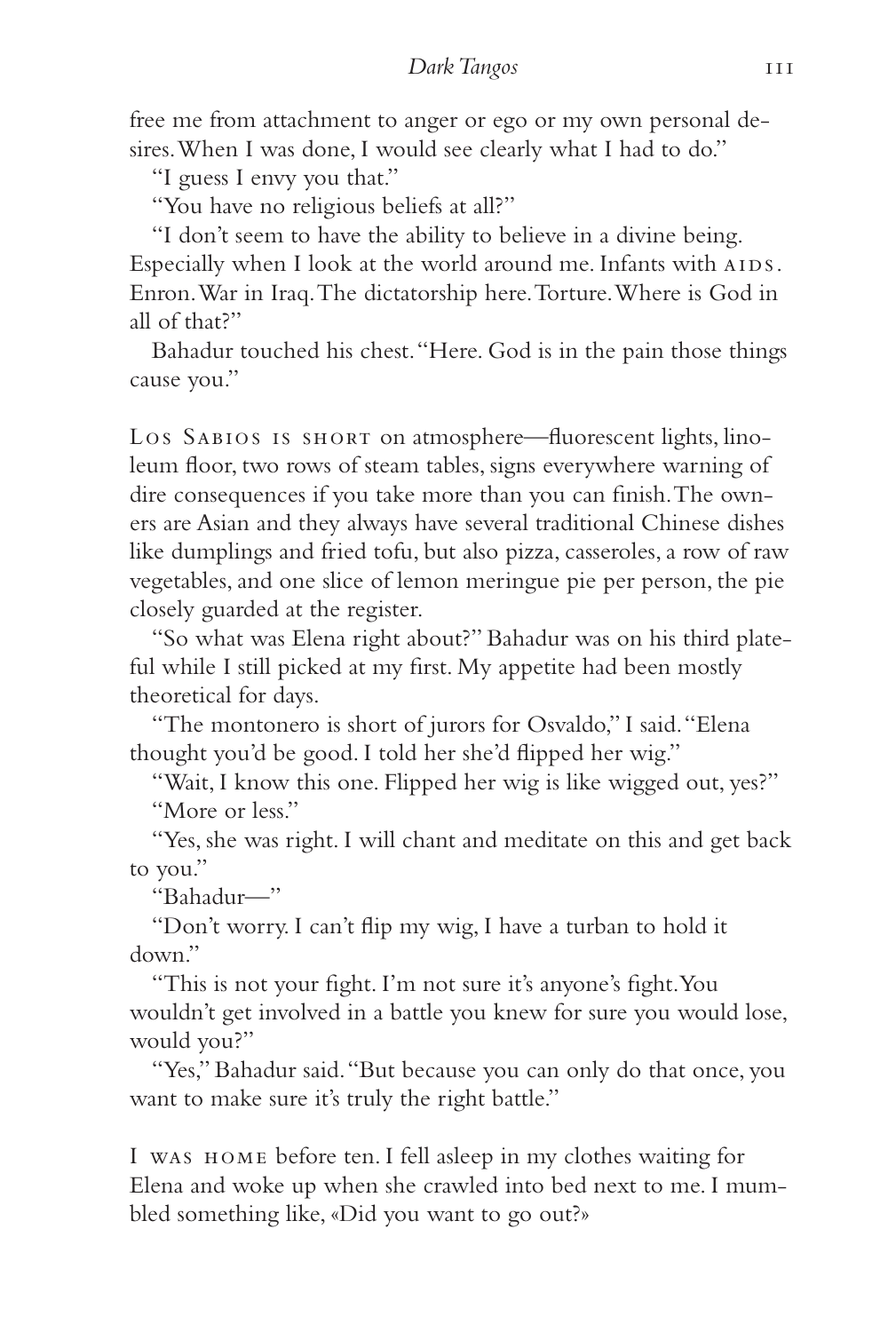free me from attachment to anger or ego or my own personal desires. When I was done, I would see clearly what I had to do."

"I guess I envy you that."

"You have no religious beliefs at all?"

"I don't seem to have the ability to believe in a divine being. Especially when I look at the world around me. Infants with AIDS. Enron. War in Iraq. The dictatorship here. Torture. Where is God in all of that?"

Bahadur touched his chest. "Here. God is in the pain those things cause you."

LOS SABIOS IS SHORT on atmosphere—fluorescent lights, linoleum floor, two rows of steam tables, signs everywhere warning of dire consequences if you take more than you can finish. The owners are Asian and they always have several traditional Chinese dishes like dumplings and fried tofu, but also pizza, casseroles, a row of raw vegetables, and one slice of lemon meringue pie per person, the pie closely guarded at the register.

"So what was Elena right about?" Bahadur was on his third plateful while I still picked at my first. My appetite had been mostly theoretical for days.

"The montonero is short of jurors for Osvaldo," I said. "Elena thought you'd be good. I told her she'd flipped her wig."

"Wait, I know this one. Flipped her wig is like wigged out, yes?"

"More or less."

"Yes, she was right. I will chant and meditate on this and get back to you."

"Bahadur—"

"Don't worry. I can't flip my wig, I have a turban to hold it down."

"This is not your fight. I'm not sure it's anyone's fight. You wouldn't get involved in a battle you knew for sure you would lose, would you?"

"Yes," Bahadur said. "But because you can only do that once, you want to make sure it's truly the right battle."

I WAS HOME before ten. I fell asleep in my clothes waiting for Elena and woke up when she crawled into bed next to me. I mumbled something like, «Did you want to go out?»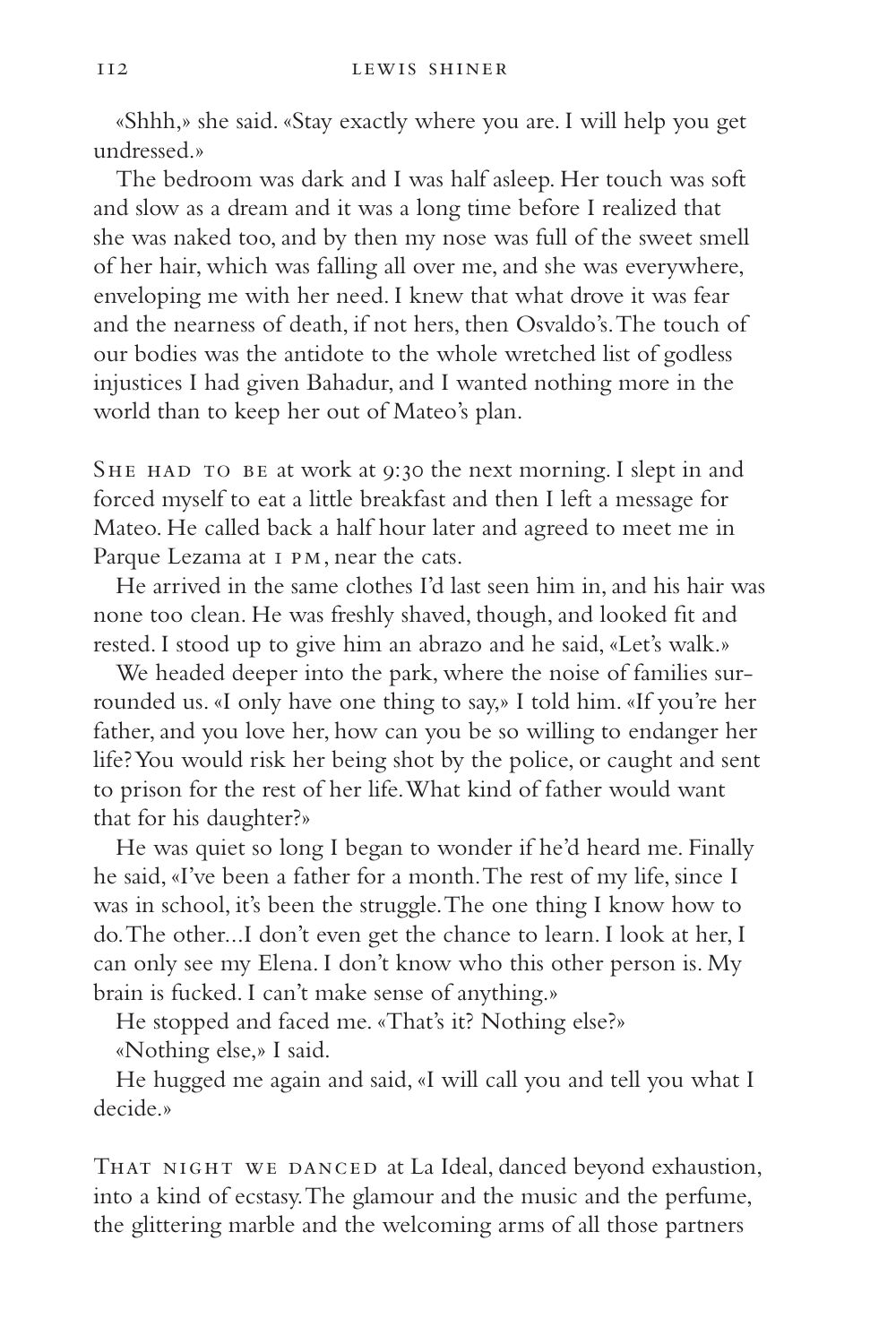«Shhh,» she said. «Stay exactly where you are. I will help you get undressed.»

The bedroom was dark and I was half asleep. Her touch was soft and slow as a dream and it was a long time before I realized that she was naked too, and by then my nose was full of the sweet smell of her hair, which was falling all over me, and she was everywhere, enveloping me with her need. I knew that what drove it was fear and the nearness of death, if not hers, then Osvaldo's. The touch of our bodies was the antidote to the whole wretched list of godless injustices I had given Bahadur, and I wanted nothing more in the world than to keep her out of Mateo's plan.

She had to be at work at 9:30 the next morning. I slept in and forced myself to eat a little breakfast and then I left a message for Mateo. He called back a half hour later and agreed to meet me in Parque Lezama at 1 pm, near the cats.

He arrived in the same clothes I'd last seen him in, and his hair was none too clean. He was freshly shaved, though, and looked fit and rested. I stood up to give him an abrazo and he said, «Let's walk.»

We headed deeper into the park, where the noise of families surrounded us. «I only have one thing to say,» I told him. «If you're her father, and you love her, how can you be so willing to endanger her life? You would risk her being shot by the police, or caught and sent to prison for the rest of her life. What kind of father would want that for his daughter?»

He was quiet so long I began to wonder if he'd heard me. Finally he said, «I've been a father for a month. The rest of my life, since I was in school, it's been the struggle. The one thing I know how to do. The other...I don't even get the chance to learn. I look at her, I can only see my Elena. I don't know who this other person is. My brain is fucked. I can't make sense of anything.»

He stopped and faced me. «That's it? Nothing else?»

«Nothing else,» I said.

He hugged me again and said, «I will call you and tell you what I decide.»

That night we danced at La Ideal, danced beyond exhaustion, into a kind of ecstasy. The glamour and the music and the perfume, the glittering marble and the welcoming arms of all those partners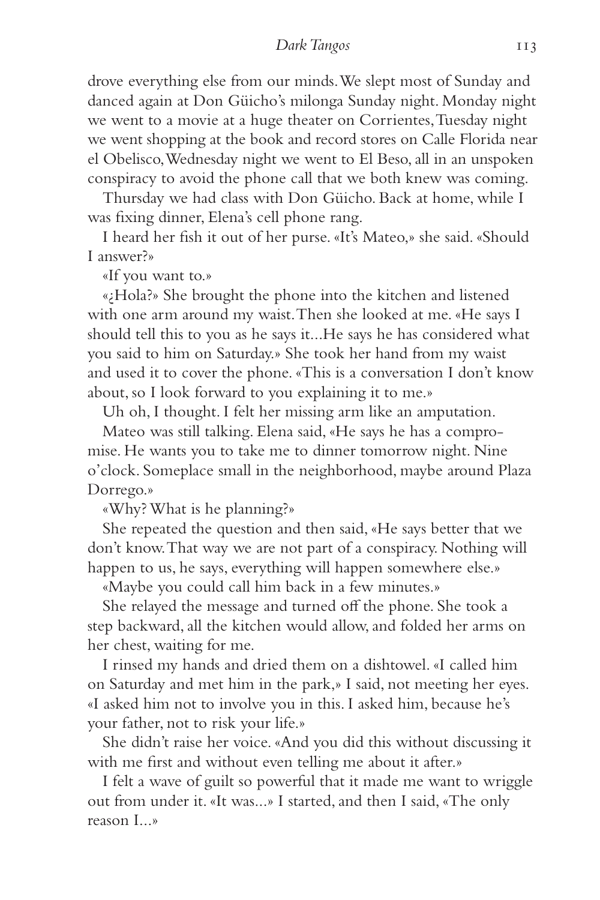drove everything else from our minds. We slept most of Sunday and danced again at Don Güicho's milonga Sunday night. Monday night we went to a movie at a huge theater on Corrientes, Tuesday night we went shopping at the book and record stores on Calle Florida near el Obelisco, Wednesday night we went to El Beso, all in an unspoken conspiracy to avoid the phone call that we both knew was coming.

Thursday we had class with Don Güicho. Back at home, while I was fixing dinner, Elena's cell phone rang.

I heard her fish it out of her purse. «It's Mateo,» she said. «Should I answer?»

«If you want to.»

«¿Hola?» She brought the phone into the kitchen and listened with one arm around my waist. Then she looked at me. «He says I should tell this to you as he says it...He says he has considered what you said to him on Saturday.» She took her hand from my waist and used it to cover the phone. «This is a conversation I don't know about, so I look forward to you explaining it to me.»

Uh oh, I thought. I felt her missing arm like an amputation.

Mateo was still talking. Elena said, «He says he has a compromise. He wants you to take me to dinner tomorrow night. Nine o'clock. Someplace small in the neighborhood, maybe around Plaza Dorrego.»

«Why? What is he planning?»

She repeated the question and then said, «He says better that we don't know. That way we are not part of a conspiracy. Nothing will happen to us, he says, everything will happen somewhere else.»

«Maybe you could call him back in a few minutes.»

She relayed the message and turned off the phone. She took a step backward, all the kitchen would allow, and folded her arms on her chest, waiting for me.

I rinsed my hands and dried them on a dishtowel. «I called him on Saturday and met him in the park,» I said, not meeting her eyes. «I asked him not to involve you in this. I asked him, because he's your father, not to risk your life.»

She didn't raise her voice. «And you did this without discussing it with me first and without even telling me about it after.»

I felt a wave of guilt so powerful that it made me want to wriggle out from under it. «It was...» I started, and then I said, «The only reason I...»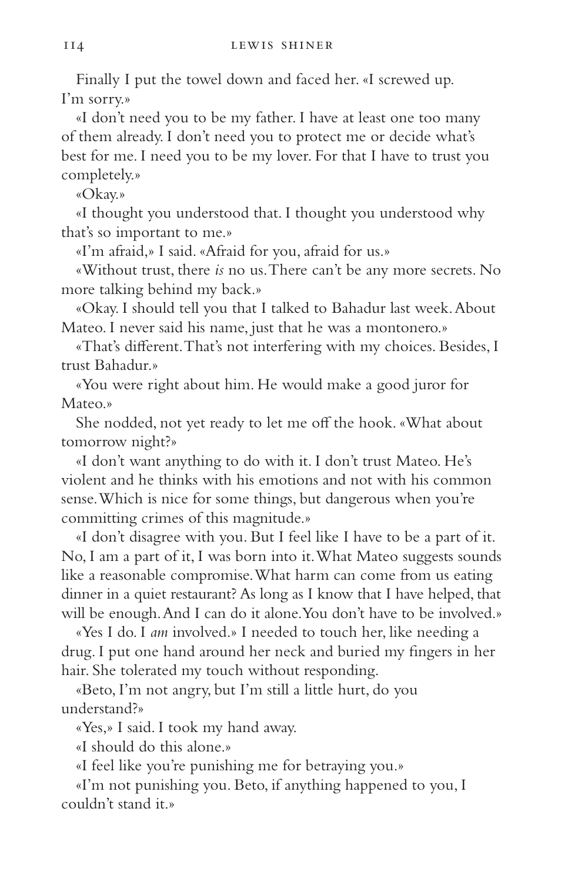Finally I put the towel down and faced her. «I screwed up. I'm sorry.»

«I don't need you to be my father. I have at least one too many of them already. I don't need you to protect me or decide what's best for me. I need you to be my lover. For that I have to trust you completely.»

«Okay.»

«I thought you understood that. I thought you understood why that's so important to me.»

«I'm afraid,» I said. «Afraid for you, afraid for us.»

«Without trust, there *is* no us. There can't be any more secrets. No more talking behind my back.»

«Okay. I should tell you that I talked to Bahadur last week. About Mateo. I never said his name, just that he was a montonero.»

«That's different. That's not interfering with my choices. Besides, I trust Bahadur.»

«You were right about him. He would make a good juror for Mateo.»

She nodded, not yet ready to let me off the hook. «What about tomorrow night?»

«I don't want anything to do with it. I don't trust Mateo. He's violent and he thinks with his emotions and not with his common sense. Which is nice for some things, but dangerous when you're committing crimes of this magnitude.»

«I don't disagree with you. But I feel like I have to be a part of it. No, I am a part of it, I was born into it. What Mateo suggests sounds like a reasonable compromise. What harm can come from us eating dinner in a quiet restaurant? As long as I know that I have helped, that will be enough. And I can do it alone. You don't have to be involved.»

«Yes I do. I *am* involved.» I needed to touch her, like needing a drug. I put one hand around her neck and buried my fingers in her hair. She tolerated my touch without responding.

«Beto, I'm not angry, but I'm still a little hurt, do you understand?»

«Yes,» I said. I took my hand away.

«I should do this alone.»

«I feel like you're punishing me for betraying you.»

«I'm not punishing you. Beto, if anything happened to you, I couldn't stand it.»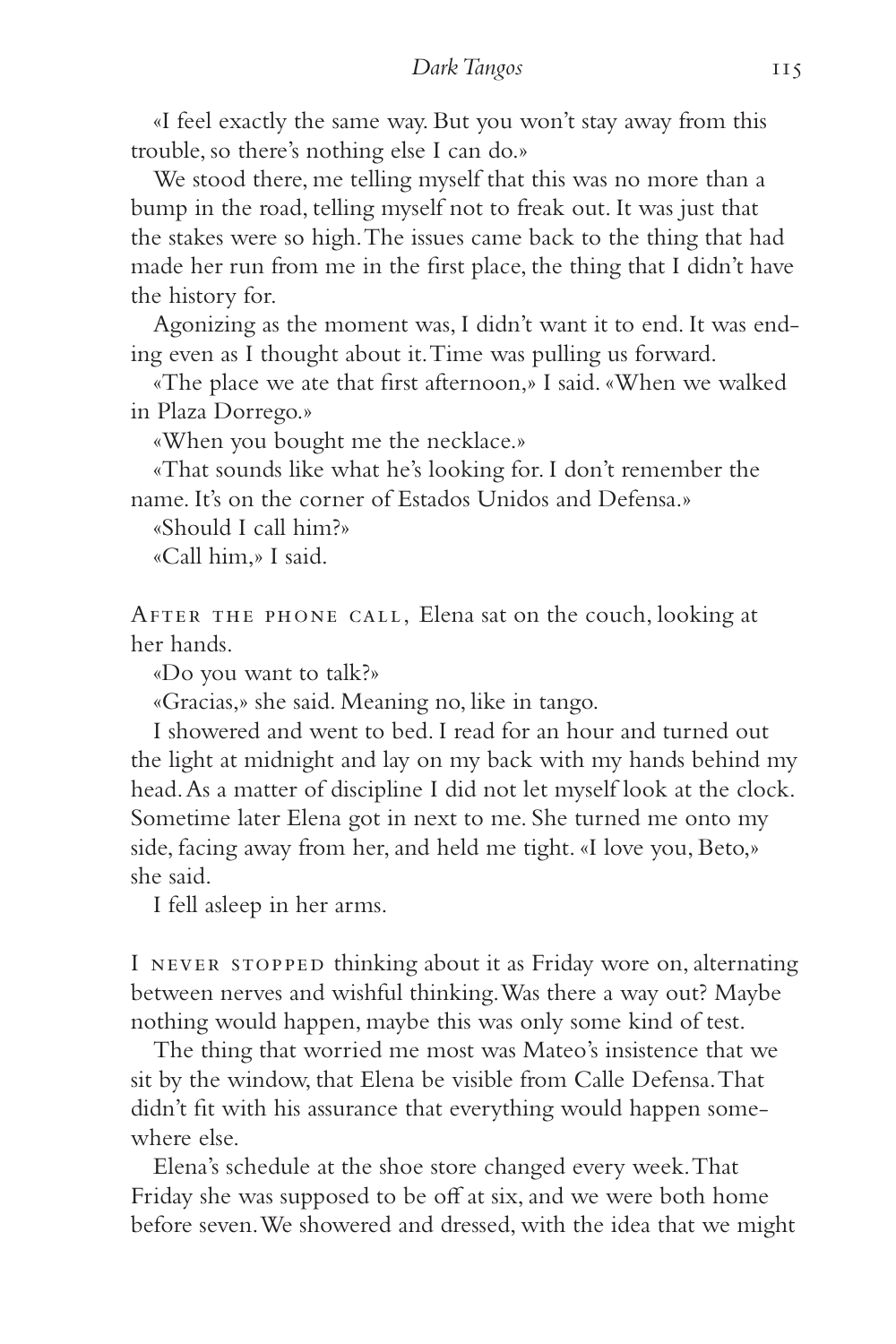«I feel exactly the same way. But you won't stay away from this trouble, so there's nothing else I can do.»

We stood there, me telling myself that this was no more than a bump in the road, telling myself not to freak out. It was just that the stakes were so high. The issues came back to the thing that had made her run from me in the first place, the thing that I didn't have the history for.

Agonizing as the moment was, I didn't want it to end. It was ending even as I thought about it. Time was pulling us forward.

«The place we ate that first afternoon,» I said. «When we walked in Plaza Dorrego.»

«When you bought me the necklace.»

«That sounds like what he's looking for. I don't remember the name. It's on the corner of Estados Unidos and Defensa.»

«Should I call him?»

«Call him,» I said.

After the phone call, Elena sat on the couch, looking at her hands.

«Do you want to talk?»

«Gracias,» she said. Meaning no, like in tango.

I showered and went to bed. I read for an hour and turned out the light at midnight and lay on my back with my hands behind my head. As a matter of discipline I did not let myself look at the clock. Sometime later Elena got in next to me. She turned me onto my side, facing away from her, and held me tight. «I love you, Beto,» she said.

I fell asleep in her arms.

I never stopped thinking about it as Friday wore on, alternating between nerves and wishful thinking. Was there a way out? Maybe nothing would happen, maybe this was only some kind of test.

The thing that worried me most was Mateo's insistence that we sit by the window, that Elena be visible from Calle Defensa. That didn't fit with his assurance that everything would happen somewhere else.

Elena's schedule at the shoe store changed every week. That Friday she was supposed to be off at six, and we were both home before seven. We showered and dressed, with the idea that we might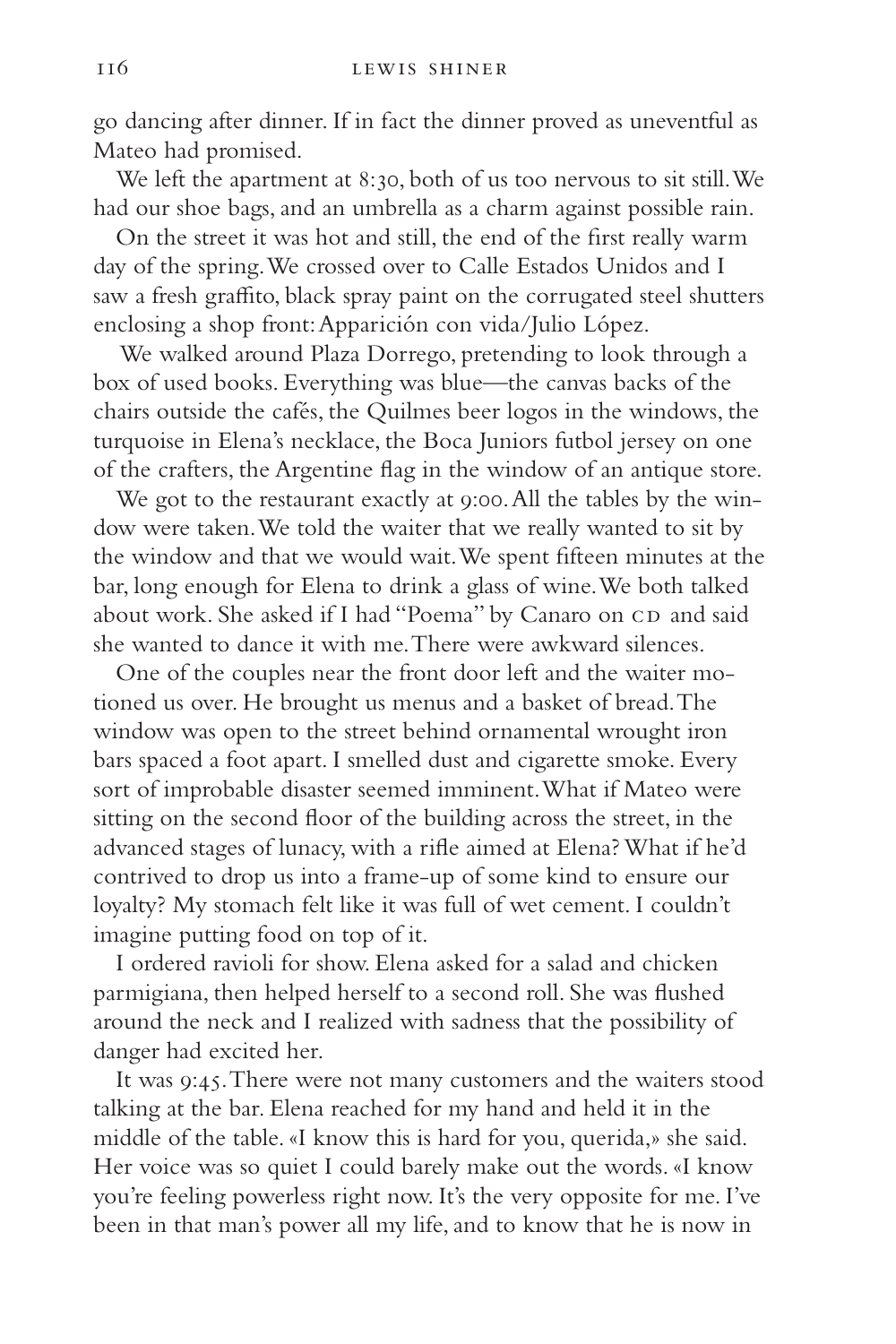go dancing after dinner. If in fact the dinner proved as uneventful as Mateo had promised.

We left the apartment at 8:30, both of us too nervous to sit still. We had our shoe bags, and an umbrella as a charm against possible rain.

On the street it was hot and still, the end of the first really warm day of the spring. We crossed over to Calle Estados Unidos and I saw a fresh graffito, black spray paint on the corrugated steel shutters enclosing a shop front: Apparición con vida/Julio López.

We walked around Plaza Dorrego, pretending to look through a box of used books. Everything was blue—the canvas backs of the chairs outside the cafés, the Quilmes beer logos in the windows, the turquoise in Elena's necklace, the Boca Juniors futbol jersey on one of the crafters, the Argentine flag in the window of an antique store.

We got to the restaurant exactly at 9:00. All the tables by the window were taken. We told the waiter that we really wanted to sit by the window and that we would wait. We spent fifteen minutes at the bar, long enough for Elena to drink a glass of wine. We both talked about work. She asked if I had "Poema" by Canaro on CD and said she wanted to dance it with me. There were awkward silences.

One of the couples near the front door left and the waiter motioned us over. He brought us menus and a basket of bread. The window was open to the street behind ornamental wrought iron bars spaced a foot apart. I smelled dust and cigarette smoke. Every sort of improbable disaster seemed imminent. What if Mateo were sitting on the second floor of the building across the street, in the advanced stages of lunacy, with a rifle aimed at Elena? What if he'd contrived to drop us into a frame-up of some kind to ensure our loyalty? My stomach felt like it was full of wet cement. I couldn't imagine putting food on top of it.

I ordered ravioli for show. Elena asked for a salad and chicken parmigiana, then helped herself to a second roll. She was flushed around the neck and I realized with sadness that the possibility of danger had excited her.

It was 9:45. There were not many customers and the waiters stood talking at the bar. Elena reached for my hand and held it in the middle of the table. «I know this is hard for you, querida,» she said. Her voice was so quiet I could barely make out the words. «I know you're feeling powerless right now. It's the very opposite for me. I've been in that man's power all my life, and to know that he is now in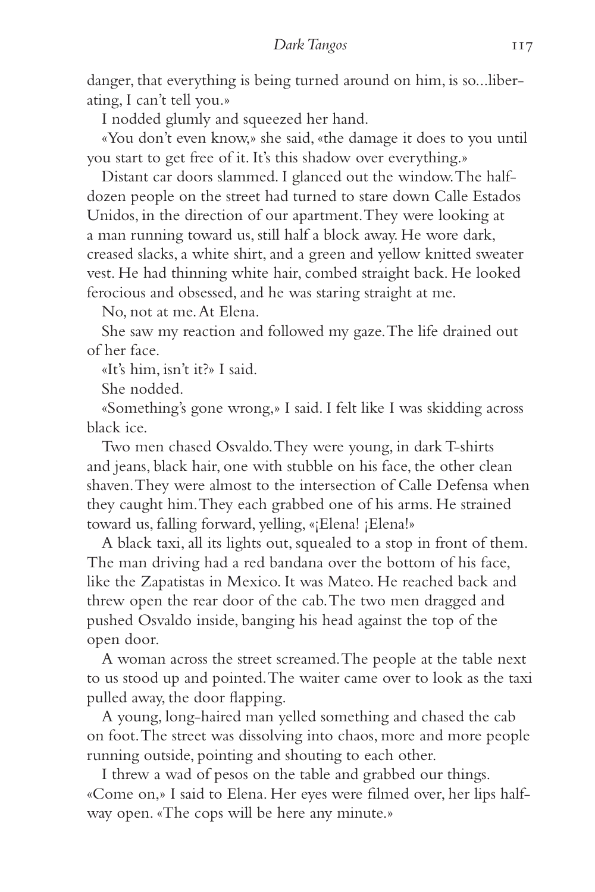danger, that everything is being turned around on him, is so...liberating, I can't tell you.»

I nodded glumly and squeezed her hand.

«You don't even know,» she said, «the damage it does to you until you start to get free of it. It's this shadow over everything.»

Distant car doors slammed. I glanced out the window. The half-dozen people on the street had turned to stare down Calle Estados Unidos, in the direction of our apartment. They were looking at a man running toward us, still half a block away. He wore dark, creased slacks, a white shirt, and a green and yellow knitted sweater vest. He had thinning white hair, combed straight back. He looked ferocious and obsessed, and he was staring straight at me.

No, not at me. At Elena.

She saw my reaction and followed my gaze. The life drained out of her face.

«It's him, isn't it?» I said.

She nodded.

«Something's gone wrong,» I said. I felt like I was skidding across black ice.

Two men chased Osvaldo. They were young, in dark T-shirts and jeans, black hair, one with stubble on his face, the other clean shaven. They were almost to the intersection of Calle Defensa when they caught him. They each grabbed one of his arms. He strained toward us, falling forward, yelling, «¡Elena! ¡Elena!»

A black taxi, all its lights out, squealed to a stop in front of them. The man driving had a red bandana over the bottom of his face, like the Zapatistas in Mexico. It was Mateo. He reached back and threw open the rear door of the cab. The two men dragged and pushed Osvaldo inside, banging his head against the top of the open door.

A woman across the street screamed. The people at the table next to us stood up and pointed. The waiter came over to look as the taxi pulled away, the door flapping.

A young, long-haired man yelled something and chased the cab on foot. The street was dissolving into chaos, more and more people running outside, pointing and shouting to each other.

I threw a wad of pesos on the table and grabbed our things. «Come on,» I said to Elena. Her eyes were filmed over, her lips halfway open. «The cops will be here any minute.»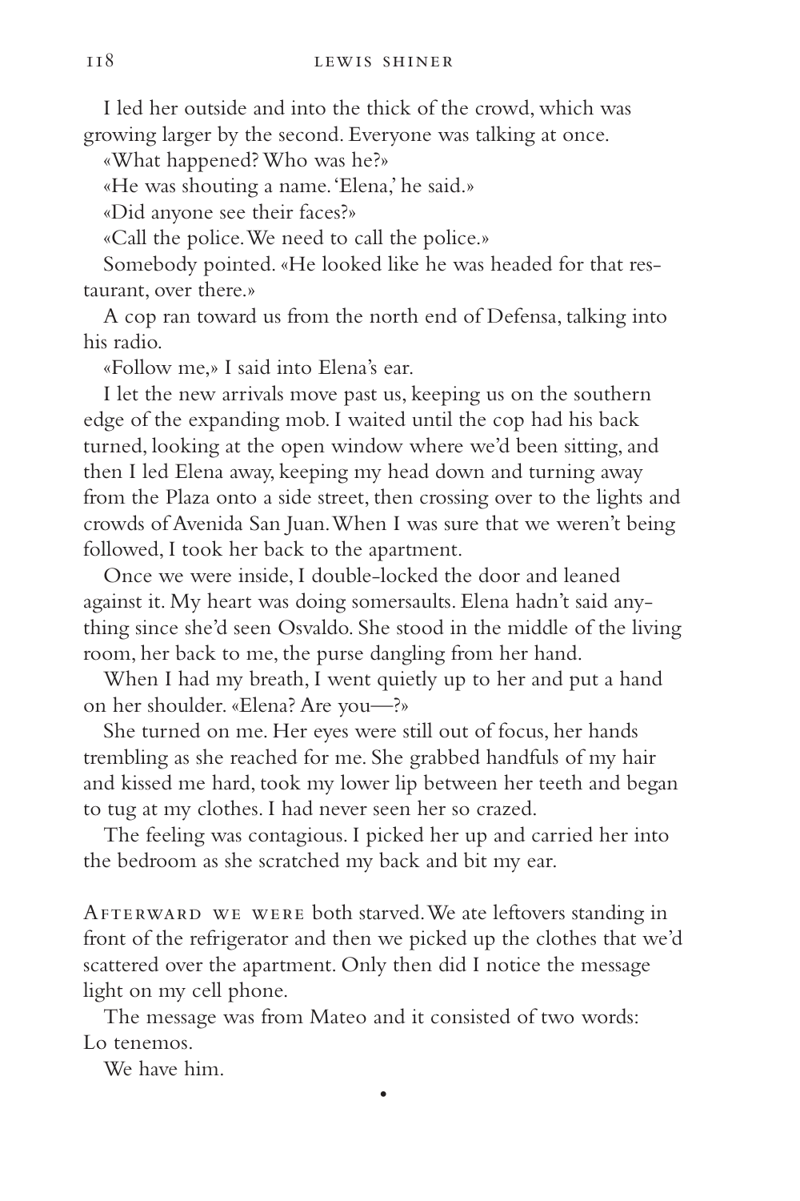I led her outside and into the thick of the crowd, which was growing larger by the second. Everyone was talking at once.

«What happened? Who was he?»

«He was shouting a name. 'Elena,' he said.»

«Did anyone see their faces?»

«Call the police. We need to call the police.»

Somebody pointed. «He looked like he was headed for that restaurant, over there.»

A cop ran toward us from the north end of Defensa, talking into his radio.

«Follow me,» I said into Elena's ear.

I let the new arrivals move past us, keeping us on the southern edge of the expanding mob. I waited until the cop had his back turned, looking at the open window where we'd been sitting, and then I led Elena away, keeping my head down and turning away from the Plaza onto a side street, then crossing over to the lights and crowds of Avenida San Juan. When I was sure that we weren't being followed, I took her back to the apartment.

Once we were inside, I double-locked the door and leaned against it. My heart was doing somersaults. Elena hadn't said anything since she'd seen Osvaldo. She stood in the middle of the living room, her back to me, the purse dangling from her hand.

When I had my breath, I went quietly up to her and put a hand on her shoulder. «Elena? Are you—?»

She turned on me. Her eyes were still out of focus, her hands trembling as she reached for me. She grabbed handfuls of my hair and kissed me hard, took my lower lip between her teeth and began to tug at my clothes. I had never seen her so crazed.

The feeling was contagious. I picked her up and carried her into the bedroom as she scratched my back and bit my ear.

Afterward we were both starved. We ate leftovers standing in front of the refrigerator and then we picked up the clothes that we'd scattered over the apartment. Only then did I notice the message light on my cell phone.

The message was from Mateo and it consisted of two words: Lo tenemos.

We have him.

•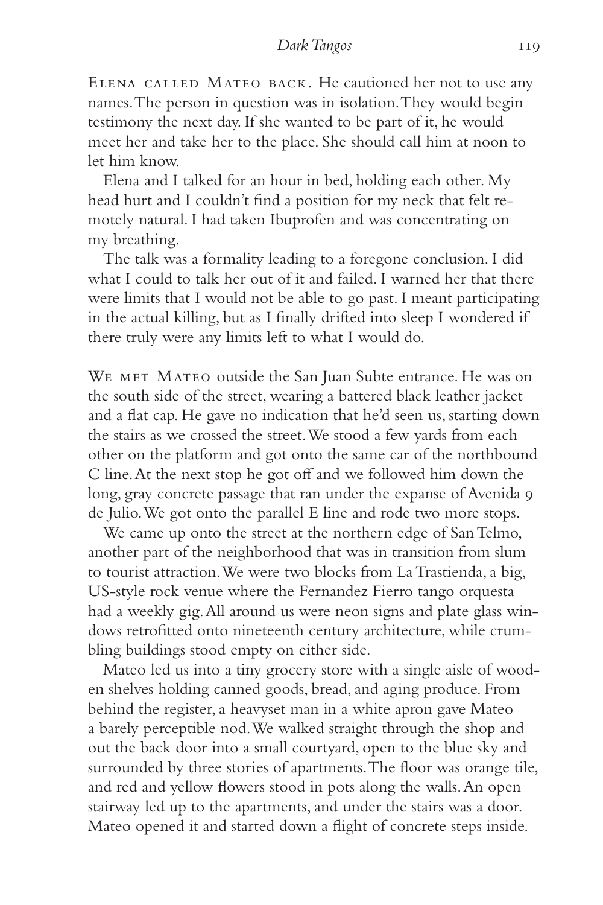Elena called Mateo back. He cautioned her not to use any names. The person in question was in isolation. They would begin testimony the next day. If she wanted to be part of it, he would meet her and take her to the place. She should call him at noon to let him know.

Elena and I talked for an hour in bed, holding each other. My head hurt and I couldn't find a position for my neck that felt remotely natural. I had taken Ibuprofen and was concentrating on my breathing.

The talk was a formality leading to a foregone conclusion. I did what I could to talk her out of it and failed. I warned her that there were limits that I would not be able to go past. I meant participating in the actual killing, but as I finally drifted into sleep I wondered if there truly were any limits left to what I would do.

We met Mateo outside the San Juan Subte entrance. He was on the south side of the street, wearing a battered black leather jacket and a flat cap. He gave no indication that he'd seen us, starting down the stairs as we crossed the street. We stood a few yards from each other on the platform and got onto the same car of the northbound C line. At the next stop he got off and we followed him down the long, gray concrete passage that ran under the expanse of Avenida 9 de Julio. We got onto the parallel E line and rode two more stops.

We came up onto the street at the northern edge of San Telmo, another part of the neighborhood that was in transition from slum to tourist attraction. We were two blocks from La Trastienda, a big, US-style rock venue where the Fernandez Fierro tango orquesta had a weekly gig. All around us were neon signs and plate glass windows retrofitted onto nineteenth century architecture, while crumbling buildings stood empty on either side.

Mateo led us into a tiny grocery store with a single aisle of wooden shelves holding canned goods, bread, and aging produce. From behind the register, a heavyset man in a white apron gave Mateo a barely perceptible nod. We walked straight through the shop and out the back door into a small courtyard, open to the blue sky and surrounded by three stories of apartments. The floor was orange tile, and red and yellow flowers stood in pots along the walls. An open stairway led up to the apartments, and under the stairs was a door. Mateo opened it and started down a flight of concrete steps inside.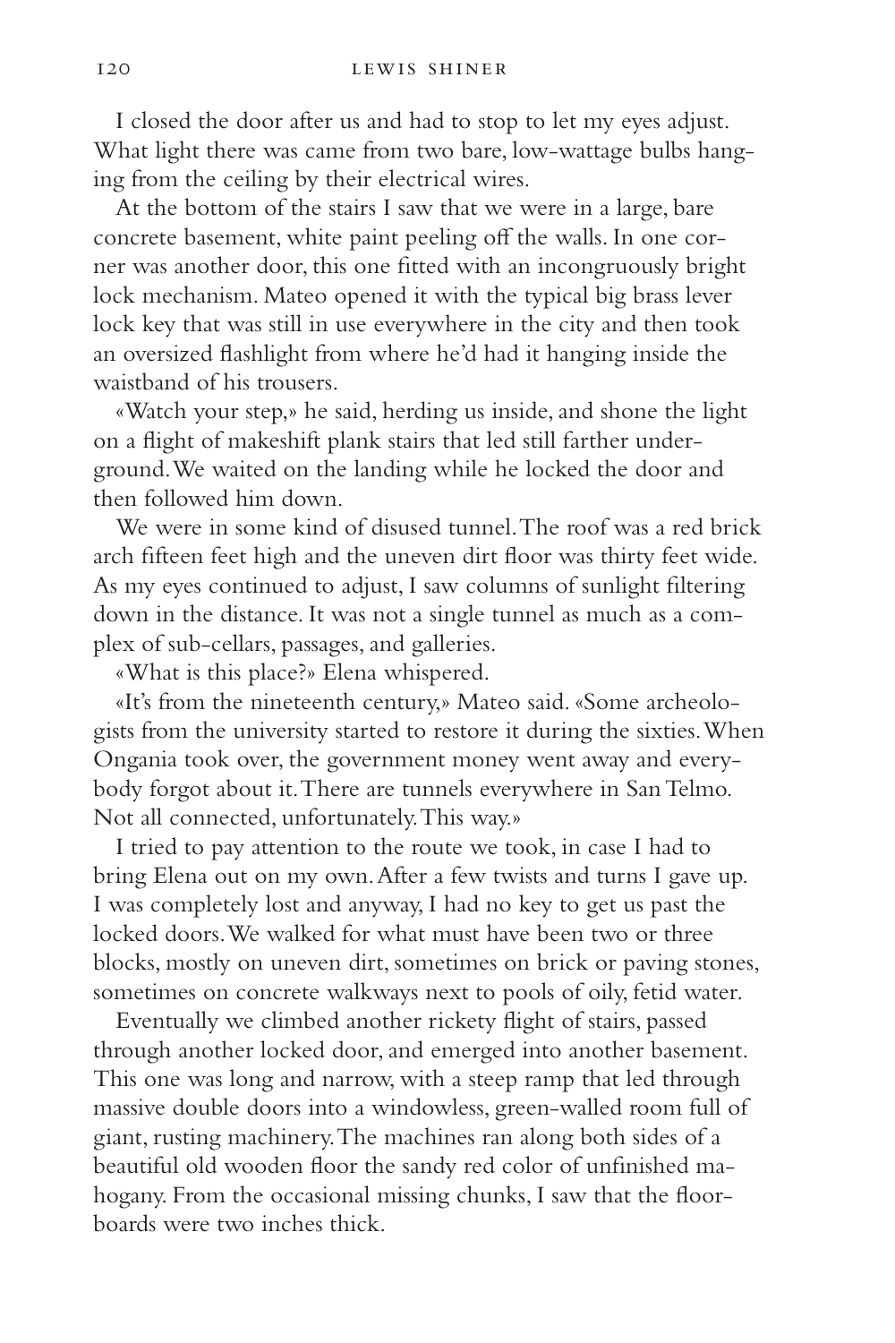I closed the door after us and had to stop to let my eyes adjust. What light there was came from two bare, low-wattage bulbs hanging from the ceiling by their electrical wires.

At the bottom of the stairs I saw that we were in a large, bare concrete basement, white paint peeling off the walls. In one corner was another door, this one fitted with an incongruously bright lock mechanism. Mateo opened it with the typical big brass lever lock key that was still in use everywhere in the city and then took an oversized flashlight from where he'd had it hanging inside the waistband of his trousers.

«Watch your step,» he said, herding us inside, and shone the light on a flight of makeshift plank stairs that led still farther underground. We waited on the landing while he locked the door and then followed him down.

We were in some kind of disused tunnel. The roof was a red brick arch fifteen feet high and the uneven dirt floor was thirty feet wide. As my eyes continued to adjust, I saw columns of sunlight filtering down in the distance. It was not a single tunnel as much as a complex of sub-cellars, passages, and galleries.

«What is this place?» Elena whispered.

«It's from the nineteenth century,» Mateo said. «Some archeologists from the university started to restore it during the sixties. When Ongania took over, the government money went away and everybody forgot about it. There are tunnels everywhere in San Telmo. Not all connected, unfortunately. This way.»

I tried to pay attention to the route we took, in case I had to bring Elena out on my own. After a few twists and turns I gave up. I was completely lost and anyway, I had no key to get us past the locked doors. We walked for what must have been two or three blocks, mostly on uneven dirt, sometimes on brick or paving stones, sometimes on concrete walkways next to pools of oily, fetid water.

Eventually we climbed another rickety flight of stairs, passed through another locked door, and emerged into another basement. This one was long and narrow, with a steep ramp that led through massive double doors into a windowless, green-walled room full of giant, rusting machinery. The machines ran along both sides of a beautiful old wooden floor the sandy red color of unfinished mahogany. From the occasional missing chunks, I saw that the floorboards were two inches thick.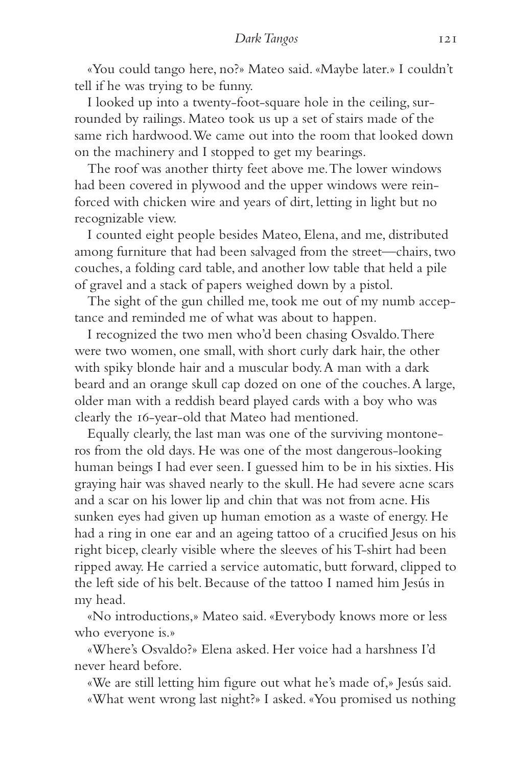«You could tango here, no?» Mateo said. «Maybe later.» I couldn't tell if he was trying to be funny.

I looked up into a twenty-foot-square hole in the ceiling, surrounded by railings. Mateo took us up a set of stairs made of the same rich hardwood. We came out into the room that looked down on the machinery and I stopped to get my bearings.

The roof was another thirty feet above me. The lower windows had been covered in plywood and the upper windows were reinforced with chicken wire and years of dirt, letting in light but no recognizable view.

I counted eight people besides Mateo, Elena, and me, distributed among furniture that had been salvaged from the street—chairs, two couches, a folding card table, and another low table that held a pile of gravel and a stack of papers weighed down by a pistol.

The sight of the gun chilled me, took me out of my numb acceptance and reminded me of what was about to happen.

I recognized the two men who'd been chasing Osvaldo. There were two women, one small, with short curly dark hair, the other with spiky blonde hair and a muscular body. A man with a dark beard and an orange skull cap dozed on one of the couches. A large, older man with a reddish beard played cards with a boy who was clearly the 16-year-old that Mateo had mentioned.

Equally clearly, the last man was one of the surviving montoneros from the old days. He was one of the most dangerous-looking human beings I had ever seen. I guessed him to be in his sixties. His graying hair was shaved nearly to the skull. He had severe acne scars and a scar on his lower lip and chin that was not from acne. His sunken eyes had given up human emotion as a waste of energy. He had a ring in one ear and an ageing tattoo of a crucified Jesus on his right bicep, clearly visible where the sleeves of his T-shirt had been ripped away. He carried a service automatic, butt forward, clipped to the left side of his belt. Because of the tattoo I named him Jesús in my head.

«No introductions,» Mateo said. «Everybody knows more or less who everyone is.»

«Where's Osvaldo?» Elena asked. Her voice had a harshness I'd never heard before.

«We are still letting him figure out what he's made of,» Jesús said.

«What went wrong last night?» I asked. «You promised us nothing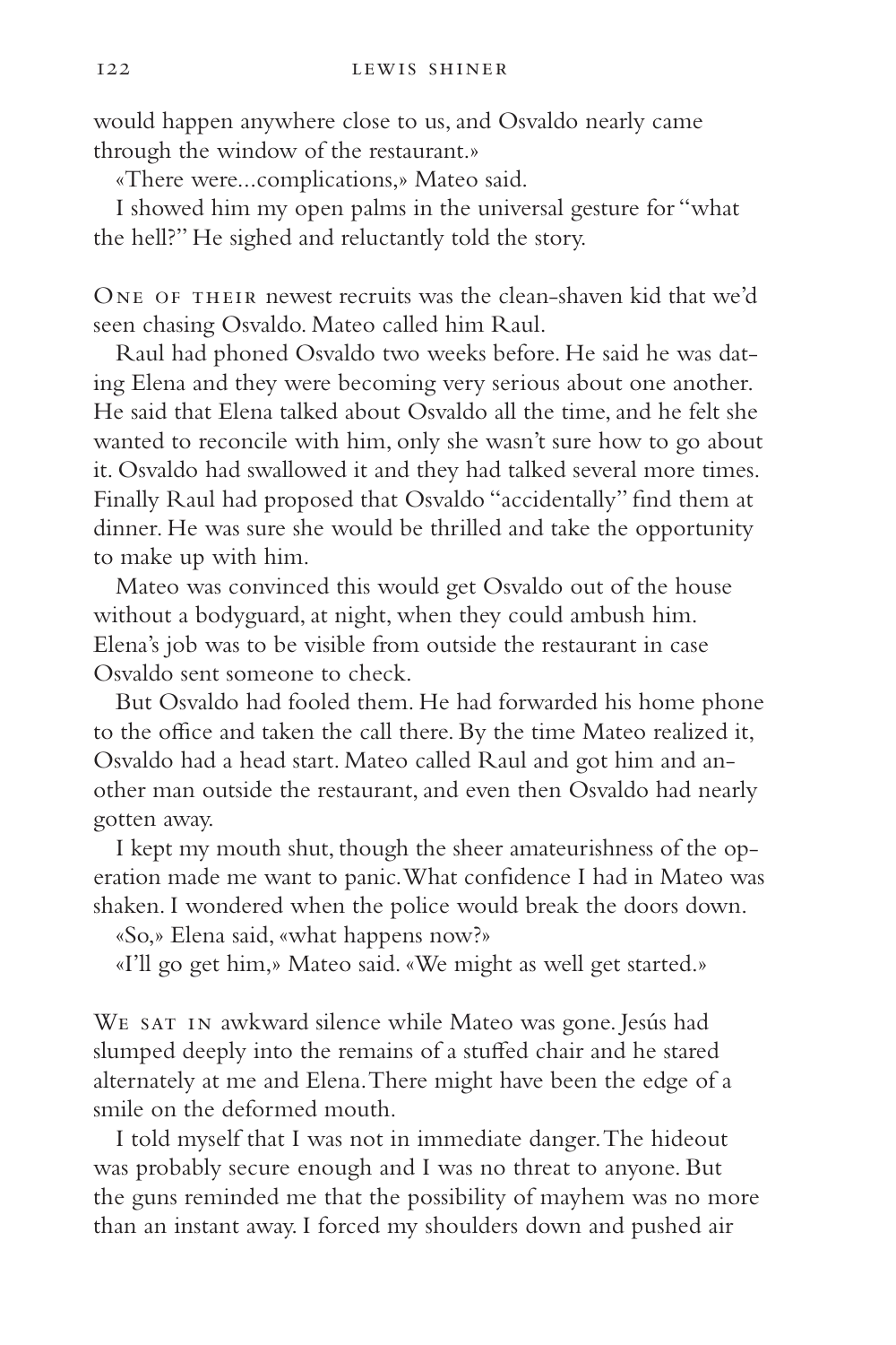would happen anywhere close to us, and Osvaldo nearly came through the window of the restaurant.»

«There were...complications,» Mateo said.

I showed him my open palms in the universal gesture for "what the hell?" He sighed and reluctantly told the story.

One of their newest recruits was the clean-shaven kid that we'd seen chasing Osvaldo. Mateo called him Raul.

Raul had phoned Osvaldo two weeks before. He said he was dating Elena and they were becoming very serious about one another. He said that Elena talked about Osvaldo all the time, and he felt she wanted to reconcile with him, only she wasn't sure how to go about it. Osvaldo had swallowed it and they had talked several more times. Finally Raul had proposed that Osvaldo "accidentally" find them at dinner. He was sure she would be thrilled and take the opportunity to make up with him.

Mateo was convinced this would get Osvaldo out of the house without a bodyguard, at night, when they could ambush him. Elena's job was to be visible from outside the restaurant in case Osvaldo sent someone to check.

But Osvaldo had fooled them. He had forwarded his home phone to the office and taken the call there. By the time Mateo realized it, Osvaldo had a head start. Mateo called Raul and got him and another man outside the restaurant, and even then Osvaldo had nearly gotten away.

I kept my mouth shut, though the sheer amateurishness of the operation made me want to panic. What confidence I had in Mateo was shaken. I wondered when the police would break the doors down.

«So,» Elena said, «what happens now?»

«I'll go get him,» Mateo said. «We might as well get started.»

We sat in awkward silence while Mateo was gone. Jesús had slumped deeply into the remains of a stuffed chair and he stared alternately at me and Elena. There might have been the edge of a smile on the deformed mouth.

I told myself that I was not in immediate danger. The hideout was probably secure enough and I was no threat to anyone. But the guns reminded me that the possibility of mayhem was no more than an instant away. I forced my shoulders down and pushed air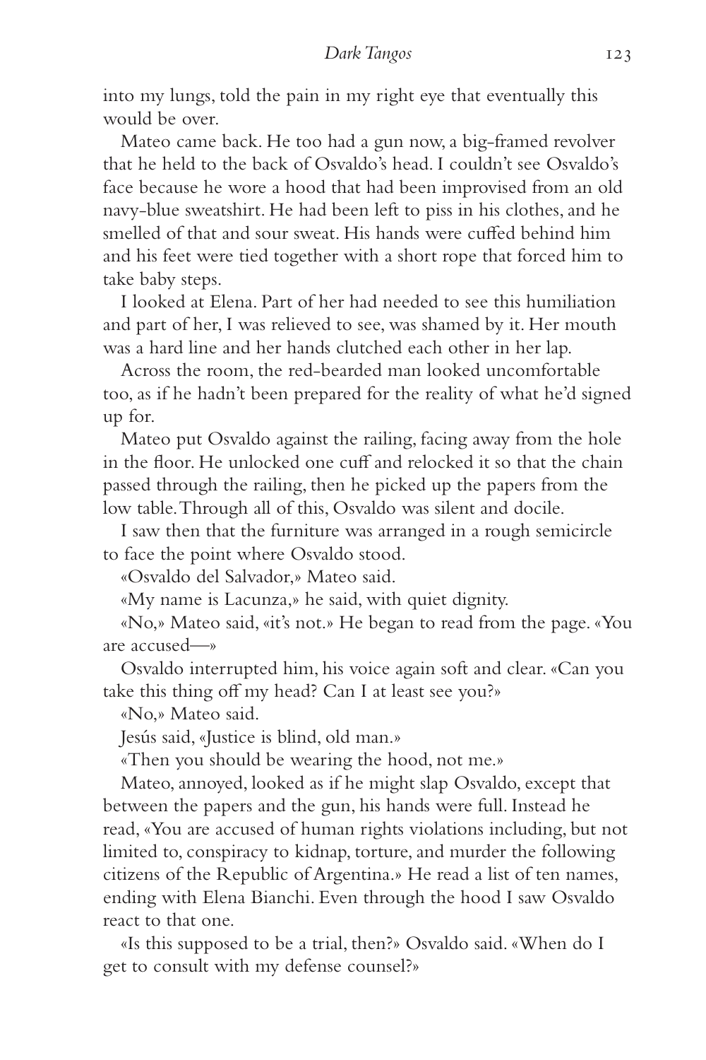into my lungs, told the pain in my right eye that eventually this would be over.

Mateo came back. He too had a gun now, a big-framed revolver that he held to the back of Osvaldo's head. I couldn't see Osvaldo's face because he wore a hood that had been improvised from an old navy-blue sweatshirt. He had been left to piss in his clothes, and he smelled of that and sour sweat. His hands were cuffed behind him and his feet were tied together with a short rope that forced him to take baby steps.

I looked at Elena. Part of her had needed to see this humiliation and part of her, I was relieved to see, was shamed by it. Her mouth was a hard line and her hands clutched each other in her lap.

Across the room, the red-bearded man looked uncomfortable too, as if he hadn't been prepared for the reality of what he'd signed up for.

Mateo put Osvaldo against the railing, facing away from the hole in the floor. He unlocked one cuff and relocked it so that the chain passed through the railing, then he picked up the papers from the low table. Through all of this, Osvaldo was silent and docile.

I saw then that the furniture was arranged in a rough semicircle to face the point where Osvaldo stood.

«Osvaldo del Salvador,» Mateo said.

«My name is Lacunza,» he said, with quiet dignity.

«No,» Mateo said, «it's not.» He began to read from the page. «You are accused—»

Osvaldo interrupted him, his voice again soft and clear. «Can you take this thing off my head? Can I at least see you?»

«No,» Mateo said.

Jesús said, «Justice is blind, old man.»

«Then you should be wearing the hood, not me.»

Mateo, annoyed, looked as if he might slap Osvaldo, except that between the papers and the gun, his hands were full. Instead he read, «You are accused of human rights violations including, but not limited to, conspiracy to kidnap, torture, and murder the following citizens of the Republic of Argentina.» He read a list of ten names, ending with Elena Bianchi. Even through the hood I saw Osvaldo react to that one.

«Is this supposed to be a trial, then?» Osvaldo said. «When do I get to consult with my defense counsel?»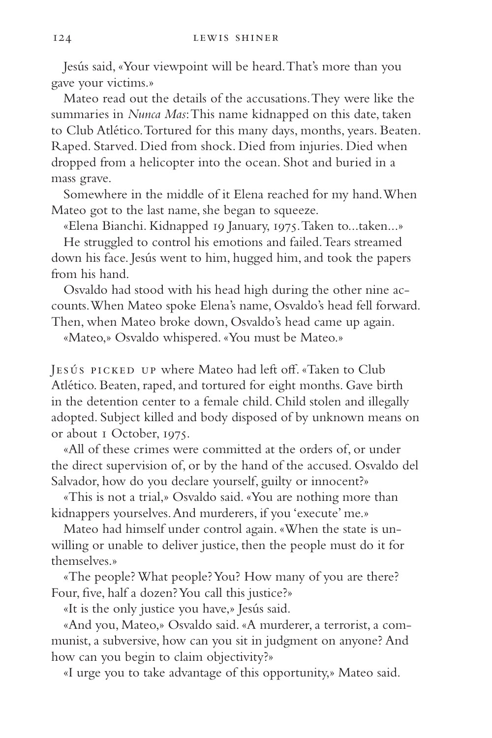Jesús said, «Your viewpoint will be heard. That's more than you gave your victims.»

Mateo read out the details of the accusations. They were like the summaries in *Nunca Mas*: This name kidnapped on this date, taken to Club Atlético. Tortured for this many days, months, years. Beaten. Raped. Starved. Died from shock. Died from injuries. Died when dropped from a helicopter into the ocean. Shot and buried in a mass grave.

Somewhere in the middle of it Elena reached for my hand. When Mateo got to the last name, she began to squeeze.

«Elena Bianchi. Kidnapped 19 January, 1975. Taken to...taken...»

He struggled to control his emotions and failed. Tears streamed down his face. Jesús went to him, hugged him, and took the papers from his hand.

Osvaldo had stood with his head high during the other nine accounts. When Mateo spoke Elena's name, Osvaldo's head fell forward. Then, when Mateo broke down, Osvaldo's head came up again.

«Mateo,» Osvaldo whispered. «You must be Mateo.»

Jesús picked up where Mateo had left off. «Taken to Club Atlético. Beaten, raped, and tortured for eight months. Gave birth in the detention center to a female child. Child stolen and illegally adopted. Subject killed and body disposed of by unknown means on or about 1 October, 1975.

«All of these crimes were committed at the orders of, or under the direct supervision of, or by the hand of the accused. Osvaldo del Salvador, how do you declare yourself, guilty or innocent?»

«This is not a trial,» Osvaldo said. «You are nothing more than kidnappers yourselves. And murderers, if you 'execute' me.»

Mateo had himself under control again. «When the state is unwilling or unable to deliver justice, then the people must do it for themselves.»

«The people? What people? You? How many of you are there? Four, five, half a dozen? You call this justice?»

«It is the only justice you have,» Jesús said.

«And you, Mateo,» Osvaldo said. «A murderer, a terrorist, a communist, a subversive, how can you sit in judgment on anyone? And how can you begin to claim objectivity?»

«I urge you to take advantage of this opportunity,» Mateo said.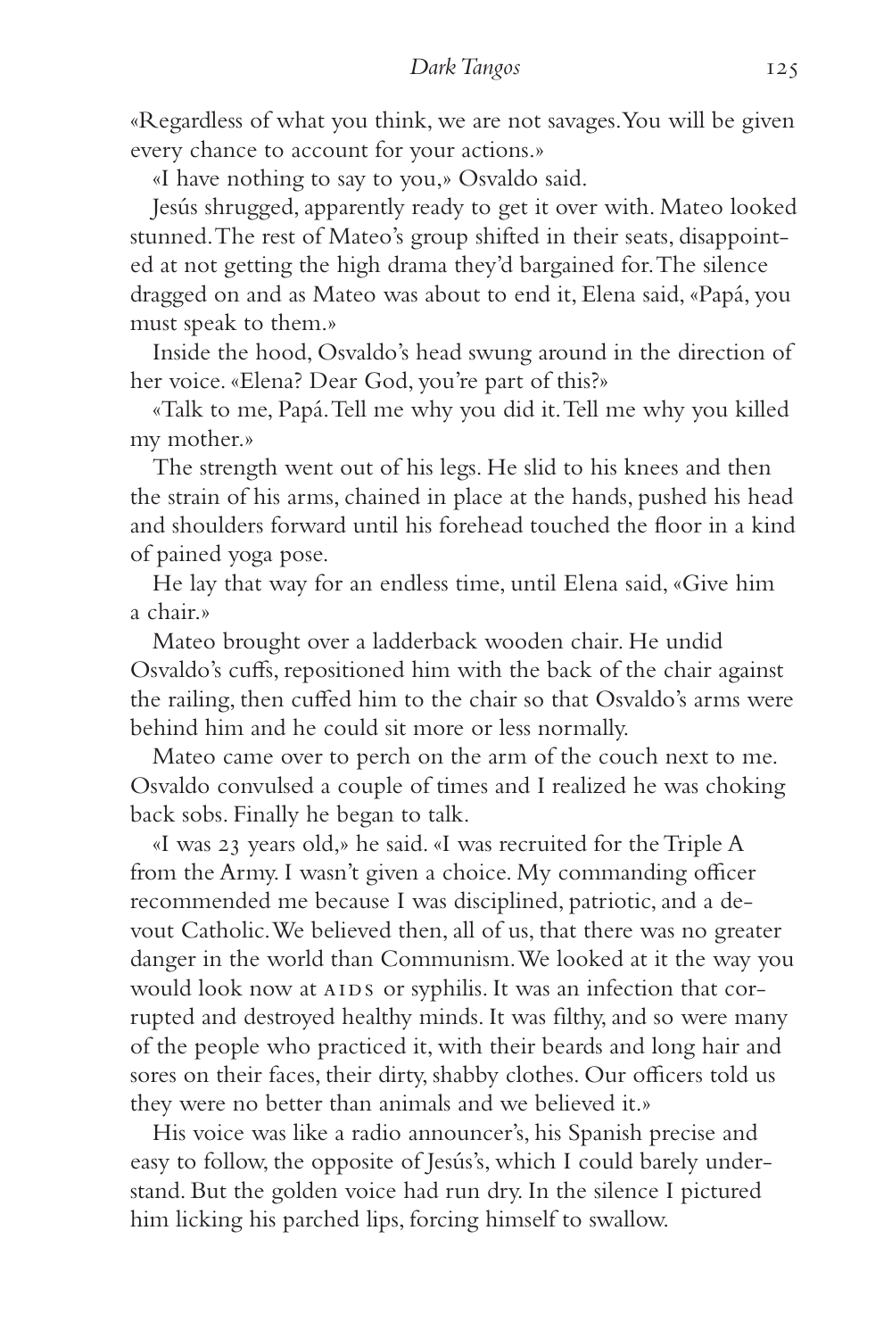«Regardless of what you think, we are not savages. You will be given every chance to account for your actions.»

«I have nothing to say to you,» Osvaldo said.

Jesús shrugged, apparently ready to get it over with. Mateo looked stunned. The rest of Mateo's group shifted in their seats, disappointed at not getting the high drama they'd bargained for. The silence dragged on and as Mateo was about to end it, Elena said, «Papá, you must speak to them.»

Inside the hood, Osvaldo's head swung around in the direction of her voice. «Elena? Dear God, you're part of this?»

«Talk to me, Papá. Tell me why you did it. Tell me why you killed my mother.»

The strength went out of his legs. He slid to his knees and then the strain of his arms, chained in place at the hands, pushed his head and shoulders forward until his forehead touched the floor in a kind of pained yoga pose.

He lay that way for an endless time, until Elena said, «Give him a chair.»

Mateo brought over a ladderback wooden chair. He undid Osvaldo's cuffs, repositioned him with the back of the chair against the railing, then cuffed him to the chair so that Osvaldo's arms were behind him and he could sit more or less normally.

Mateo came over to perch on the arm of the couch next to me. Osvaldo convulsed a couple of times and I realized he was choking back sobs. Finally he began to talk.

«I was 23 years old,» he said. «I was recruited for the Triple A from the Army. I wasn't given a choice. My commanding officer recommended me because I was disciplined, patriotic, and a devout Catholic. We believed then, all of us, that there was no greater danger in the world than Communism. We looked at it the way you would look now at AIDS or syphilis. It was an infection that corrupted and destroyed healthy minds. It was filthy, and so were many of the people who practiced it, with their beards and long hair and sores on their faces, their dirty, shabby clothes. Our officers told us they were no better than animals and we believed it.»

His voice was like a radio announcer's, his Spanish precise and easy to follow, the opposite of Jesús's, which I could barely understand. But the golden voice had run dry. In the silence I pictured him licking his parched lips, forcing himself to swallow.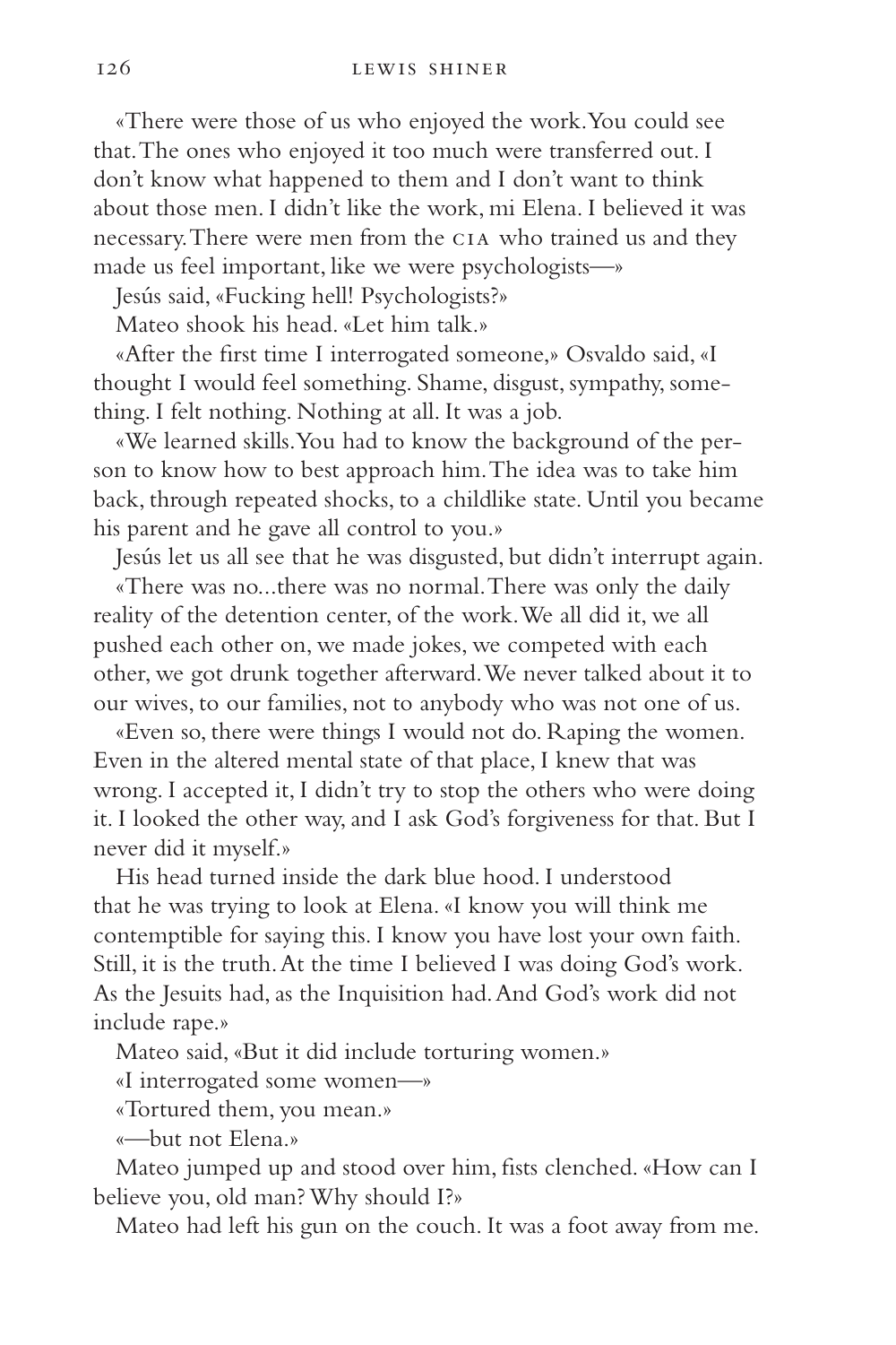«There were those of us who enjoyed the work. You could see that. The ones who enjoyed it too much were transferred out. I don't know what happened to them and I don't want to think about those men. I didn't like the work, mi Elena. I believed it was necessary. There were men from the CIA who trained us and they made us feel important, like we were psychologists—»

Jesús said, «Fucking hell! Psychologists?»

Mateo shook his head. «Let him talk.»

«After the first time I interrogated someone,» Osvaldo said, «I thought I would feel something. Shame, disgust, sympathy, something. I felt nothing. Nothing at all. It was a job.

«We learned skills. You had to know the background of the person to know how to best approach him. The idea was to take him back, through repeated shocks, to a childlike state. Until you became his parent and he gave all control to you.»

Jesús let us all see that he was disgusted, but didn't interrupt again.

«There was no...there was no normal. There was only the daily reality of the detention center, of the work. We all did it, we all pushed each other on, we made jokes, we competed with each other, we got drunk together afterward. We never talked about it to our wives, to our families, not to anybody who was not one of us.

«Even so, there were things I would not do. Raping the women. Even in the altered mental state of that place, I knew that was wrong. I accepted it, I didn't try to stop the others who were doing it. I looked the other way, and I ask God's forgiveness for that. But I never did it myself.»

His head turned inside the dark blue hood. I understood that he was trying to look at Elena. «I know you will think me contemptible for saying this. I know you have lost your own faith. Still, it is the truth. At the time I believed I was doing God's work. As the Jesuits had, as the Inquisition had. And God's work did not include rape.»

Mateo said, «But it did include torturing women.»

«I interrogated some women—»

«Tortured them, you mean.»

«—but not Elena.»

Mateo jumped up and stood over him, fists clenched. «How can I believe you, old man? Why should I?»

Mateo had left his gun on the couch. It was a foot away from me.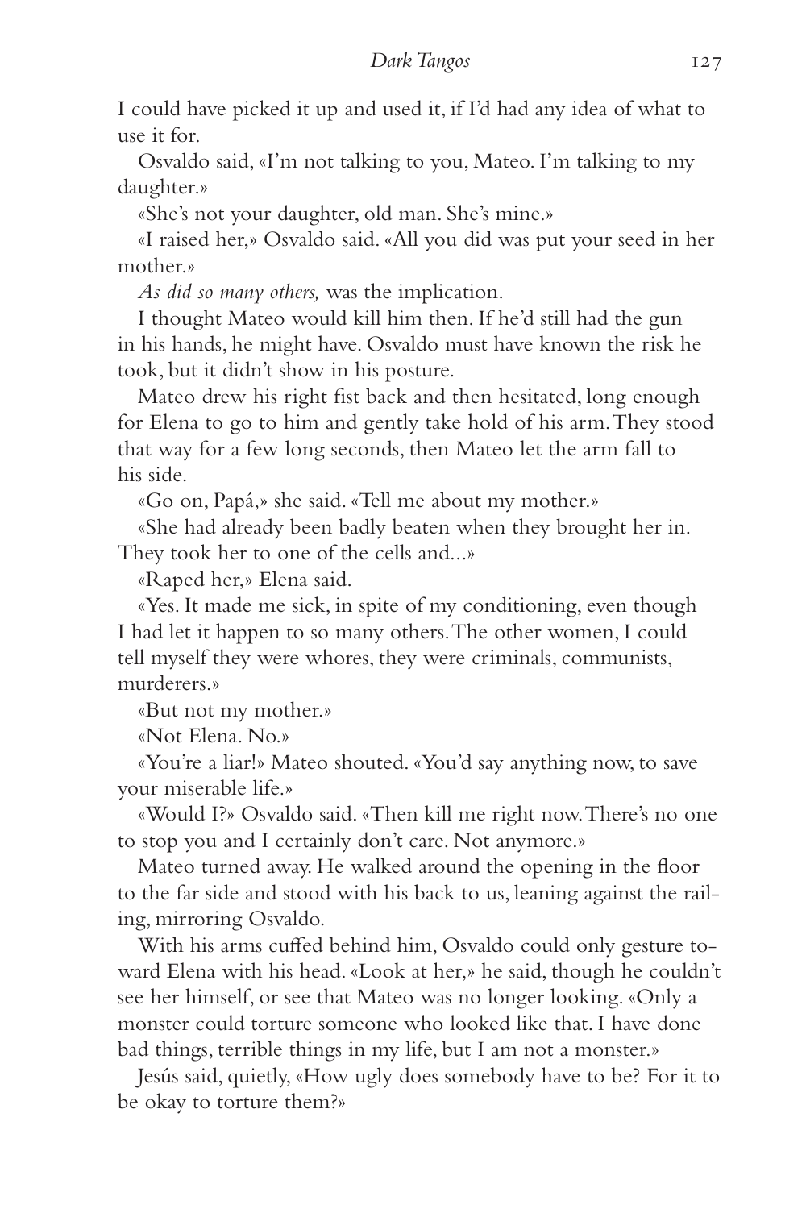I could have picked it up and used it, if I'd had any idea of what to use it for.

Osvaldo said, «I'm not talking to you, Mateo. I'm talking to my daughter.»

«She's not your daughter, old man. She's mine.»

«I raised her,» Osvaldo said. «All you did was put your seed in her mother.»

*As did so many others,* was the implication.

I thought Mateo would kill him then. If he'd still had the gun in his hands, he might have. Osvaldo must have known the risk he took, but it didn't show in his posture.

Mateo drew his right fist back and then hesitated, long enough for Elena to go to him and gently take hold of his arm. They stood that way for a few long seconds, then Mateo let the arm fall to his side.

«Go on, Papá,» she said. «Tell me about my mother.»

«She had already been badly beaten when they brought her in. They took her to one of the cells and...»

«Raped her,» Elena said.

«Yes. It made me sick, in spite of my conditioning, even though I had let it happen to so many others. The other women, I could tell myself they were whores, they were criminals, communists, murderers.»

«But not my mother.»

«Not Elena. No.»

«You're a liar!» Mateo shouted. «You'd say anything now, to save your miserable life.»

«Would I?» Osvaldo said. «Then kill me right now. There's no one to stop you and I certainly don't care. Not anymore.»

Mateo turned away. He walked around the opening in the floor to the far side and stood with his back to us, leaning against the railing, mirroring Osvaldo.

With his arms cuffed behind him, Osvaldo could only gesture toward Elena with his head. «Look at her,» he said, though he couldn't see her himself, or see that Mateo was no longer looking. «Only a monster could torture someone who looked like that. I have done bad things, terrible things in my life, but I am not a monster.»

Jesús said, quietly, «How ugly does somebody have to be? For it to be okay to torture them?»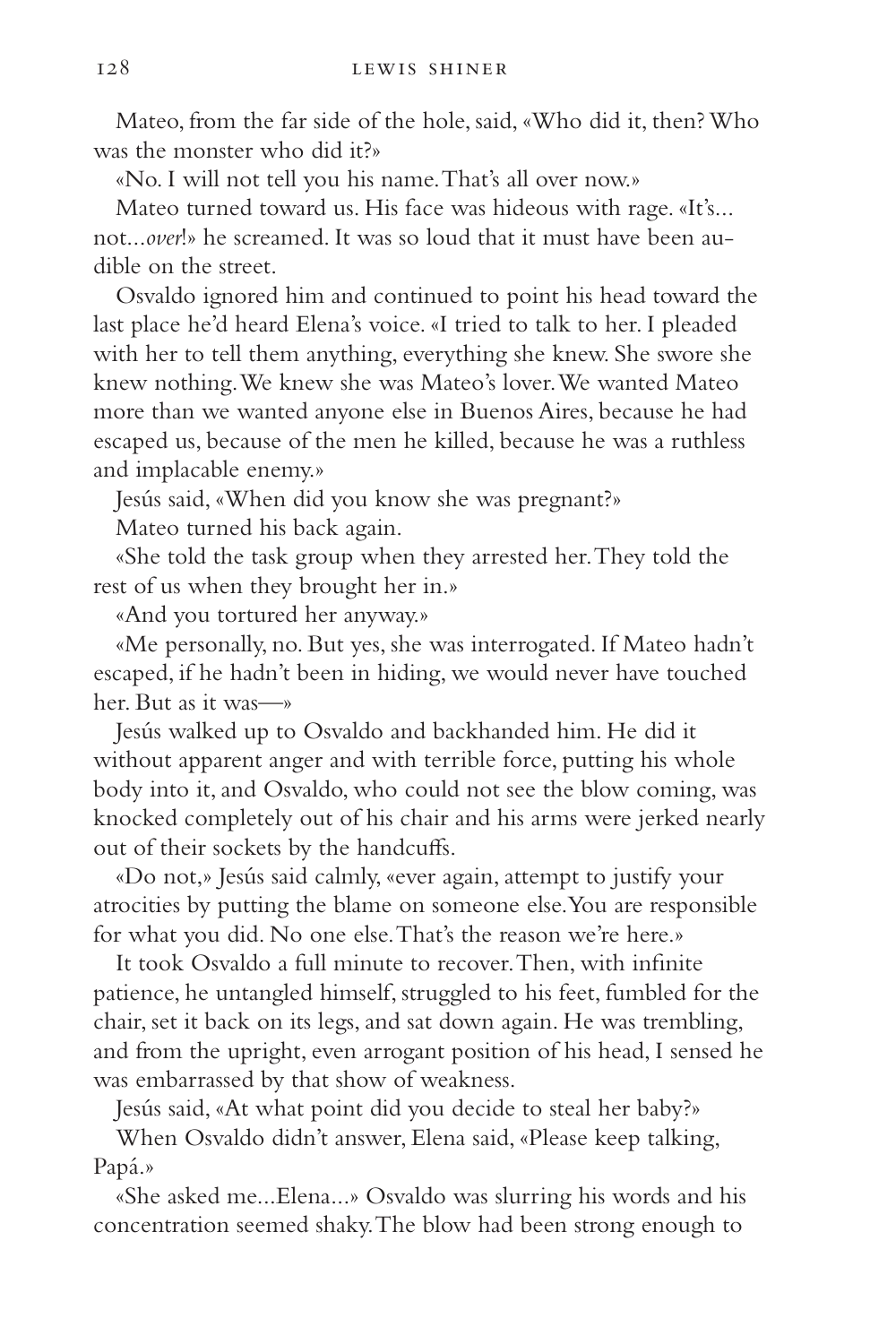Mateo, from the far side of the hole, said, «Who did it, then? Who was the monster who did it?»

«No. I will not tell you his name. That's all over now.»

Mateo turned toward us. His face was hideous with rage. «It's... not...*over*!» he screamed. It was so loud that it must have been audible on the street.

Osvaldo ignored him and continued to point his head toward the last place he'd heard Elena's voice. «I tried to talk to her. I pleaded with her to tell them anything, everything she knew. She swore she knew nothing. We knew she was Mateo's lover. We wanted Mateo more than we wanted anyone else in Buenos Aires, because he had escaped us, because of the men he killed, because he was a ruthless and implacable enemy.»

Jesús said, «When did you know she was pregnant?»

Mateo turned his back again.

«She told the task group when they arrested her. They told the rest of us when they brought her in.»

«And you tortured her anyway.»

«Me personally, no. But yes, she was interrogated. If Mateo hadn't escaped, if he hadn't been in hiding, we would never have touched her. But as it was—»

Jesús walked up to Osvaldo and backhanded him. He did it without apparent anger and with terrible force, putting his whole body into it, and Osvaldo, who could not see the blow coming, was knocked completely out of his chair and his arms were jerked nearly out of their sockets by the handcuffs.

«Do not,» Jesús said calmly, «ever again, attempt to justify your atrocities by putting the blame on someone else. You are responsible for what you did. No one else. That's the reason we're here.»

It took Osvaldo a full minute to recover. Then, with infinite patience, he untangled himself, struggled to his feet, fumbled for the chair, set it back on its legs, and sat down again. He was trembling, and from the upright, even arrogant position of his head, I sensed he was embarrassed by that show of weakness.

Jesús said, «At what point did you decide to steal her baby?»

When Osvaldo didn't answer, Elena said, «Please keep talking, Papá.»

«She asked me...Elena...» Osvaldo was slurring his words and his concentration seemed shaky. The blow had been strong enough to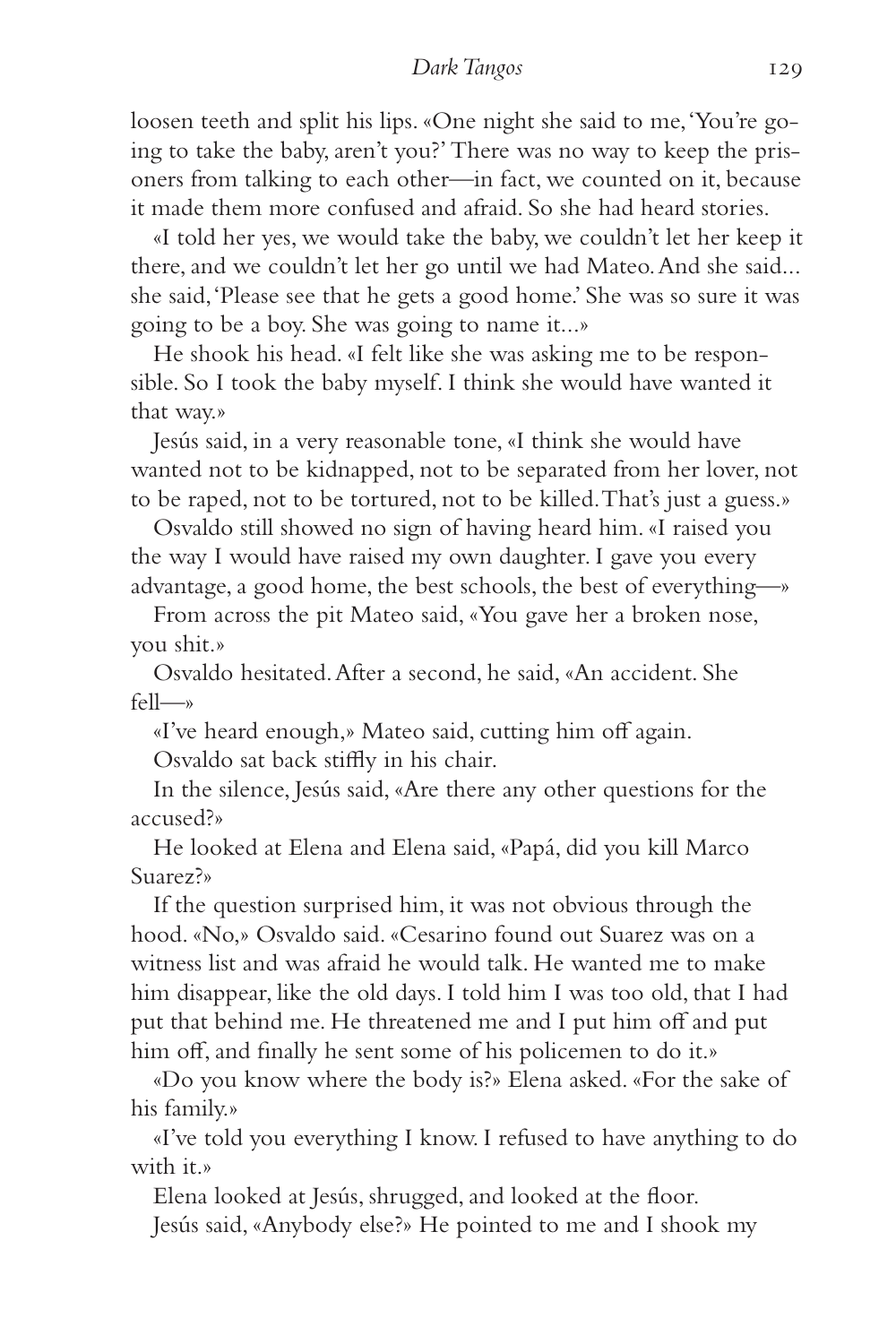loosen teeth and split his lips. «One night she said to me, 'You're going to take the baby, aren't you?' There was no way to keep the prisoners from talking to each other—in fact, we counted on it, because it made them more confused and afraid. So she had heard stories.

«I told her yes, we would take the baby, we couldn't let her keep it there, and we couldn't let her go until we had Mateo. And she said... she said, 'Please see that he gets a good home.' She was so sure it was going to be a boy. She was going to name it...»

He shook his head. «I felt like she was asking me to be responsible. So I took the baby myself. I think she would have wanted it that way.»

Jesús said, in a very reasonable tone, «I think she would have wanted not to be kidnapped, not to be separated from her lover, not to be raped, not to be tortured, not to be killed. That's just a guess.»

Osvaldo still showed no sign of having heard him. «I raised you the way I would have raised my own daughter. I gave you every advantage, a good home, the best schools, the best of everything—»

From across the pit Mateo said, «You gave her a broken nose, you shit.»

Osvaldo hesitated. After a second, he said, «An accident. She fell—»

«I've heard enough,» Mateo said, cutting him off again.

Osvaldo sat back stiffly in his chair.

In the silence, Jesús said, «Are there any other questions for the accused?»

He looked at Elena and Elena said, «Papá, did you kill Marco Suarez?»

If the question surprised him, it was not obvious through the hood. «No,» Osvaldo said. «Cesarino found out Suarez was on a witness list and was afraid he would talk. He wanted me to make him disappear, like the old days. I told him I was too old, that I had put that behind me. He threatened me and I put him off and put him off, and finally he sent some of his policemen to do it.»

«Do you know where the body is?» Elena asked. «For the sake of his family.»

«I've told you everything I know. I refused to have anything to do with it.»

Elena looked at Jesús, shrugged, and looked at the floor.

Jesús said, «Anybody else?» He pointed to me and I shook my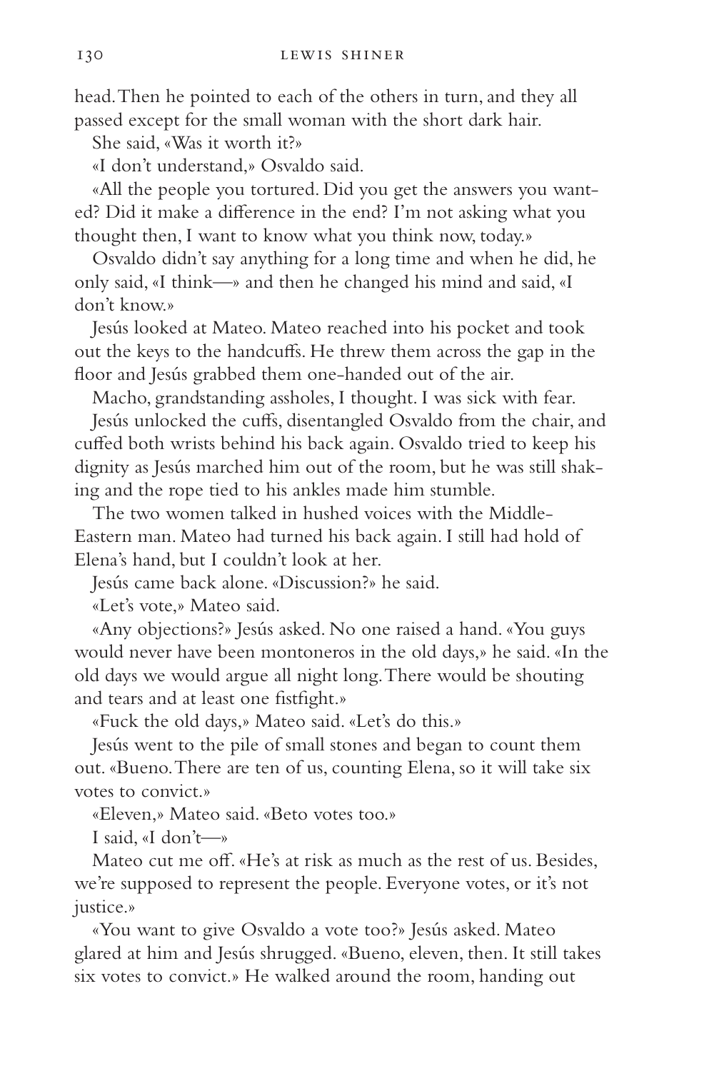head. Then he pointed to each of the others in turn, and they all passed except for the small woman with the short dark hair.

She said, «Was it worth it?»

«I don't understand,» Osvaldo said.

«All the people you tortured. Did you get the answers you wanted? Did it make a difference in the end? I'm not asking what you thought then, I want to know what you think now, today.»

Osvaldo didn't say anything for a long time and when he did, he only said, «I think—» and then he changed his mind and said, «I don't know.»

Jesús looked at Mateo. Mateo reached into his pocket and took out the keys to the handcuffs. He threw them across the gap in the floor and Jesús grabbed them one-handed out of the air.

Macho, grandstanding assholes, I thought. I was sick with fear.

Jesús unlocked the cuffs, disentangled Osvaldo from the chair, and cuffed both wrists behind his back again. Osvaldo tried to keep his dignity as Jesús marched him out of the room, but he was still shaking and the rope tied to his ankles made him stumble.

The two women talked in hushed voices with the Middle-Eastern man. Mateo had turned his back again. I still had hold of Elena's hand, but I couldn't look at her.

Jesús came back alone. «Discussion?» he said.

«Let's vote,» Mateo said.

«Any objections?» Jesús asked. No one raised a hand. «You guys would never have been montoneros in the old days,» he said. «In the old days we would argue all night long. There would be shouting and tears and at least one fistfight.»

«Fuck the old days,» Mateo said. «Let's do this.»

Jesús went to the pile of small stones and began to count them out. «Bueno. There are ten of us, counting Elena, so it will take six votes to convict.»

«Eleven,» Mateo said. «Beto votes too.»

I said, «I don't—»

Mateo cut me off. «He's at risk as much as the rest of us. Besides, we're supposed to represent the people. Everyone votes, or it's not justice.»

«You want to give Osvaldo a vote too?» Jesús asked. Mateo glared at him and Jesús shrugged. «Bueno, eleven, then. It still takes six votes to convict.» He walked around the room, handing out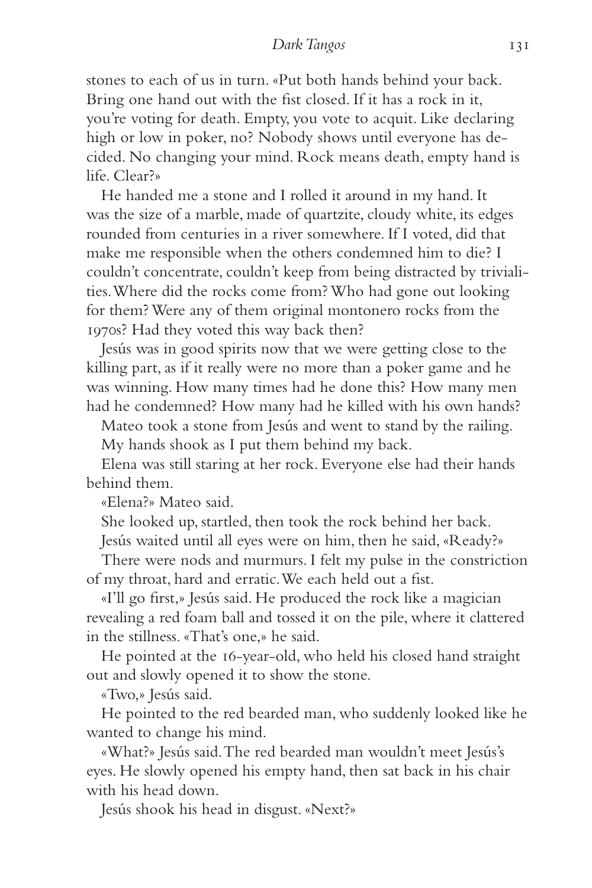stones to each of us in turn. «Put both hands behind your back. Bring one hand out with the fist closed. If it has a rock in it, you're voting for death. Empty, you vote to acquit. Like declaring high or low in poker, no? Nobody shows until everyone has decided. No changing your mind. Rock means death, empty hand is life. Clear?»

He handed me a stone and I rolled it around in my hand. It was the size of a marble, made of quartzite, cloudy white, its edges rounded from centuries in a river somewhere. If I voted, did that make me responsible when the others condemned him to die? I couldn't concentrate, couldn't keep from being distracted by trivialities. Where did the rocks come from? Who had gone out looking for them? Were any of them original montonero rocks from the 1970s? Had they voted this way back then?

Jesús was in good spirits now that we were getting close to the killing part, as if it really were no more than a poker game and he was winning. How many times had he done this? How many men had he condemned? How many had he killed with his own hands?

Mateo took a stone from Jesús and went to stand by the railing.

My hands shook as I put them behind my back.

Elena was still staring at her rock. Everyone else had their hands behind them.

«Elena?» Mateo said.

She looked up, startled, then took the rock behind her back.

Jesús waited until all eyes were on him, then he said, «Ready?»

There were nods and murmurs. I felt my pulse in the constriction of my throat, hard and erratic. We each held out a fist.

«I'll go first,» Jesús said. He produced the rock like a magician revealing a red foam ball and tossed it on the pile, where it clattered in the stillness. «That's one,» he said.

He pointed at the 16-year-old, who held his closed hand straight out and slowly opened it to show the stone.

«Two,» Jesús said.

He pointed to the red bearded man, who suddenly looked like he wanted to change his mind.

«What?» Jesús said. The red bearded man wouldn't meet Jesús's eyes. He slowly opened his empty hand, then sat back in his chair with his head down.

Jesús shook his head in disgust. «Next?»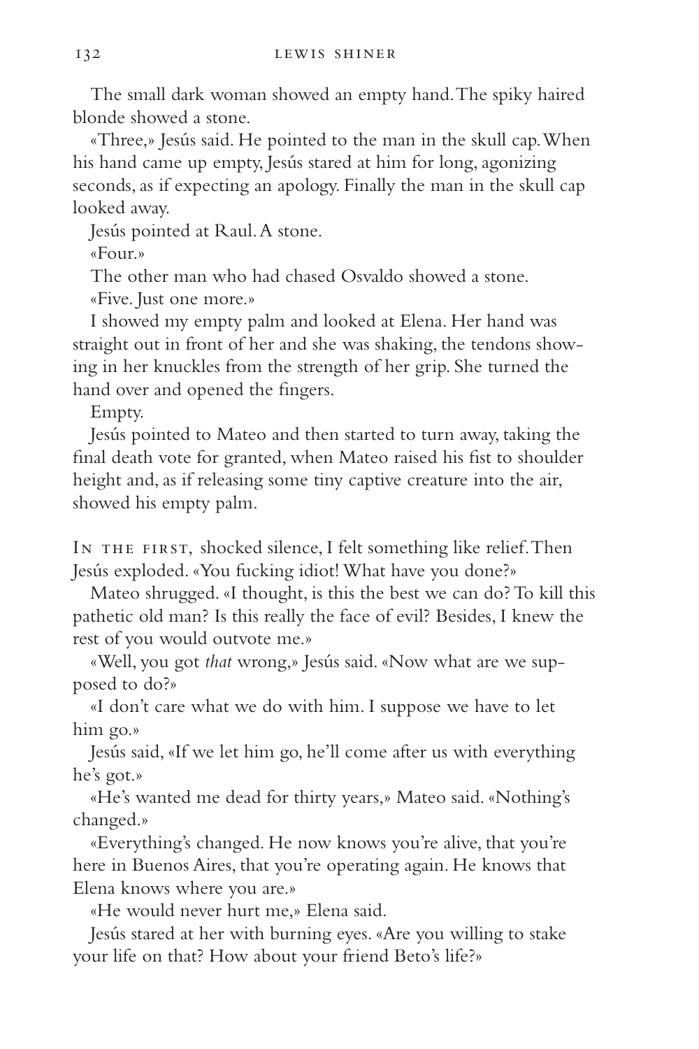The small dark woman showed an empty hand. The spiky haired blonde showed a stone.

«Three,» Jesús said. He pointed to the man in the skull cap. When his hand came up empty, Jesús stared at him for long, agonizing seconds, as if expecting an apology. Finally the man in the skull cap looked away.

Jesús pointed at Raul. A stone.

«Four.»

The other man who had chased Osvaldo showed a stone.

«Five. Just one more.»

I showed my empty palm and looked at Elena. Her hand was straight out in front of her and she was shaking, the tendons showing in her knuckles from the strength of her grip. She turned the hand over and opened the fingers.

Empty.

Jesús pointed to Mateo and then started to turn away, taking the final death vote for granted, when Mateo raised his fist to shoulder height and, as if releasing some tiny captive creature into the air, showed his empty palm.

In the first, shocked silence, I felt something like relief. Then Jesús exploded. «You fucking idiot! What have you done?»

Mateo shrugged. «I thought, is this the best we can do? To kill this pathetic old man? Is this really the face of evil? Besides, I knew the rest of you would outvote me.»

«Well, you got *that* wrong,» Jesús said. «Now what are we supposed to do?»

«I don't care what we do with him. I suppose we have to let him go.»

Jesús said, «If we let him go, he'll come after us with everything he's got.»

«He's wanted me dead for thirty years,» Mateo said. «Nothing's changed.»

«Everything's changed. He now knows you're alive, that you're here in Buenos Aires, that you're operating again. He knows that Elena knows where you are.»

«He would never hurt me,» Elena said.

Jesús stared at her with burning eyes. «Are you willing to stake your life on that? How about your friend Beto's life?»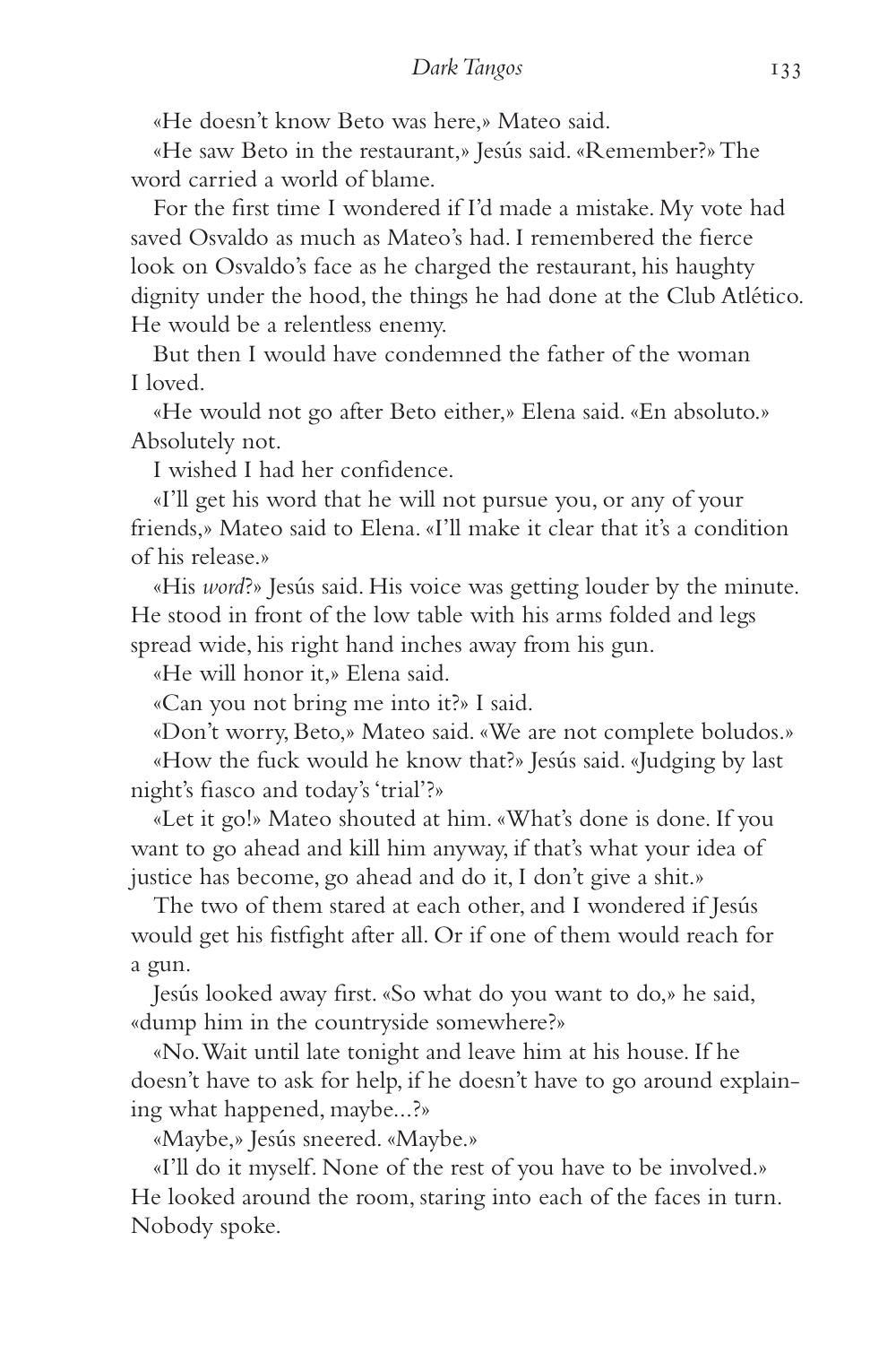«He doesn't know Beto was here,» Mateo said.

«He saw Beto in the restaurant,» Jesús said. «Remember?» The word carried a world of blame.

For the first time I wondered if I'd made a mistake. My vote had saved Osvaldo as much as Mateo's had. I remembered the fierce look on Osvaldo's face as he charged the restaurant, his haughty dignity under the hood, the things he had done at the Club Atlético. He would be a relentless enemy.

But then I would have condemned the father of the woman I loved.

«He would not go after Beto either,» Elena said. «En absoluto.» Absolutely not.

I wished I had her confidence.

«I'll get his word that he will not pursue you, or any of your friends,» Mateo said to Elena. «I'll make it clear that it's a condition of his release.»

«His *word*?» Jesús said. His voice was getting louder by the minute. He stood in front of the low table with his arms folded and legs spread wide, his right hand inches away from his gun.

«He will honor it,» Elena said.

«Can you not bring me into it?» I said.

«Don't worry, Beto,» Mateo said. «We are not complete boludos.»

«How the fuck would he know that?» Jesús said. «Judging by last night's fiasco and today's 'trial'?»

«Let it go!» Mateo shouted at him. «What's done is done. If you want to go ahead and kill him anyway, if that's what your idea of justice has become, go ahead and do it, I don't give a shit.»

The two of them stared at each other, and I wondered if Jesús would get his fistfight after all. Or if one of them would reach for a gun.

Jesús looked away first. «So what do you want to do,» he said, «dump him in the countryside somewhere?»

«No. Wait until late tonight and leave him at his house. If he doesn't have to ask for help, if he doesn't have to go around explaining what happened, maybe...?»

«Maybe,» Jesús sneered. «Maybe.»

«I'll do it myself. None of the rest of you have to be involved.» He looked around the room, staring into each of the faces in turn. Nobody spoke.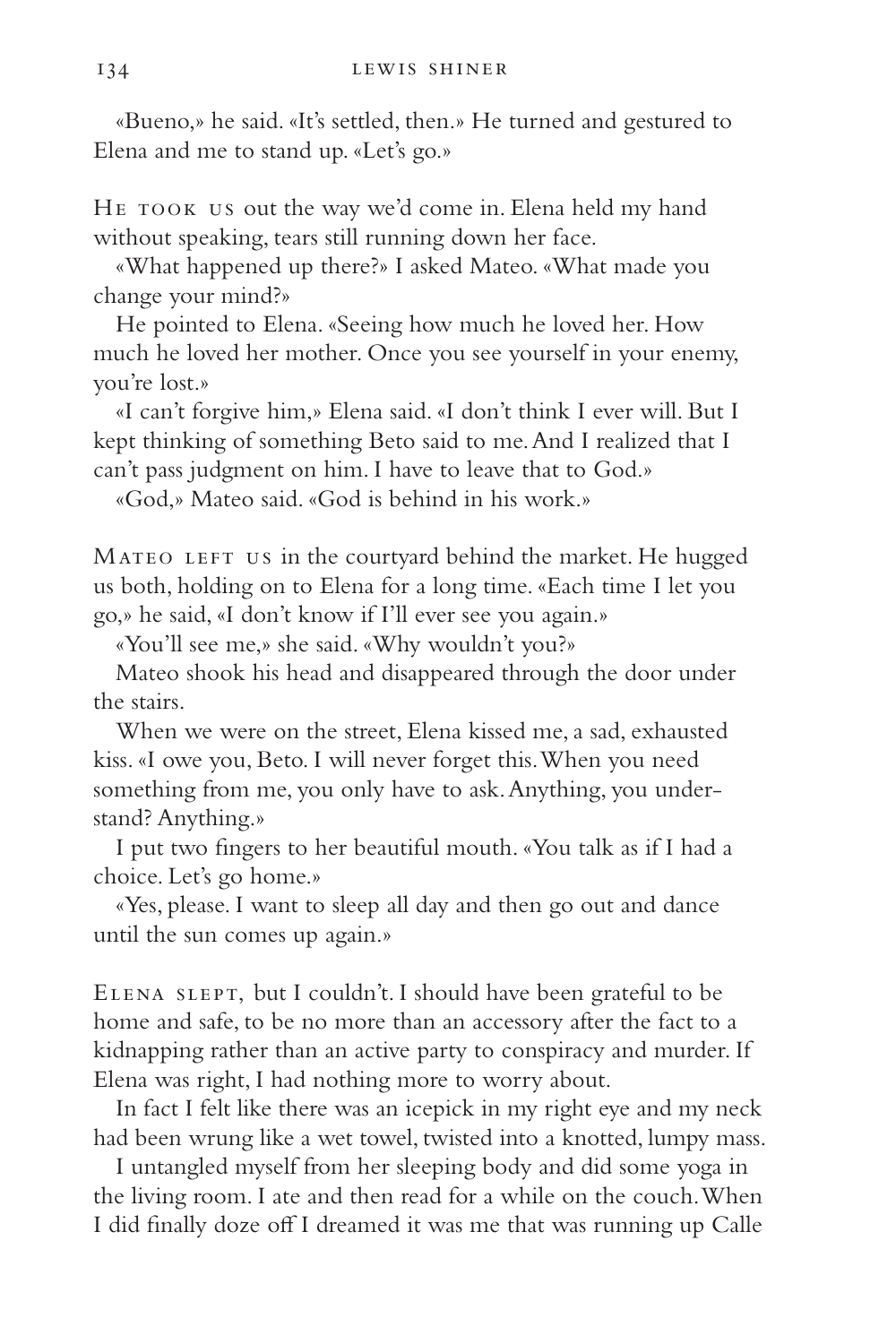«Bueno,» he said. «It's settled, then.» He turned and gestured to Elena and me to stand up. «Let's go.»

HE TOOK US out the way we'd come in. Elena held my hand without speaking, tears still running down her face.

«What happened up there?» I asked Mateo. «What made you change your mind?»

He pointed to Elena. «Seeing how much he loved her. How much he loved her mother. Once you see yourself in your enemy, you're lost.»

«I can't forgive him,» Elena said. «I don't think I ever will. But I kept thinking of something Beto said to me. And I realized that I can't pass judgment on him. I have to leave that to God.»

«God,» Mateo said. «God is behind in his work.»

MATEO LEFT US in the courtyard behind the market. He hugged us both, holding on to Elena for a long time. «Each time I let you go,» he said, «I don't know if I'll ever see you again.»

«You'll see me,» she said. «Why wouldn't you?»

Mateo shook his head and disappeared through the door under the stairs.

When we were on the street, Elena kissed me, a sad, exhausted kiss. «I owe you, Beto. I will never forget this. When you need something from me, you only have to ask. Anything, you understand? Anything.»

I put two fingers to her beautiful mouth. «You talk as if I had a choice. Let's go home.»

«Yes, please. I want to sleep all day and then go out and dance until the sun comes up again.»

ELENA SLEPT, but I couldn't. I should have been grateful to be home and safe, to be no more than an accessory after the fact to a kidnapping rather than an active party to conspiracy and murder. If Elena was right, I had nothing more to worry about.

In fact I felt like there was an icepick in my right eye and my neck had been wrung like a wet towel, twisted into a knotted, lumpy mass.

I untangled myself from her sleeping body and did some yoga in the living room. I ate and then read for a while on the couch. When I did finally doze off I dreamed it was me that was running up Calle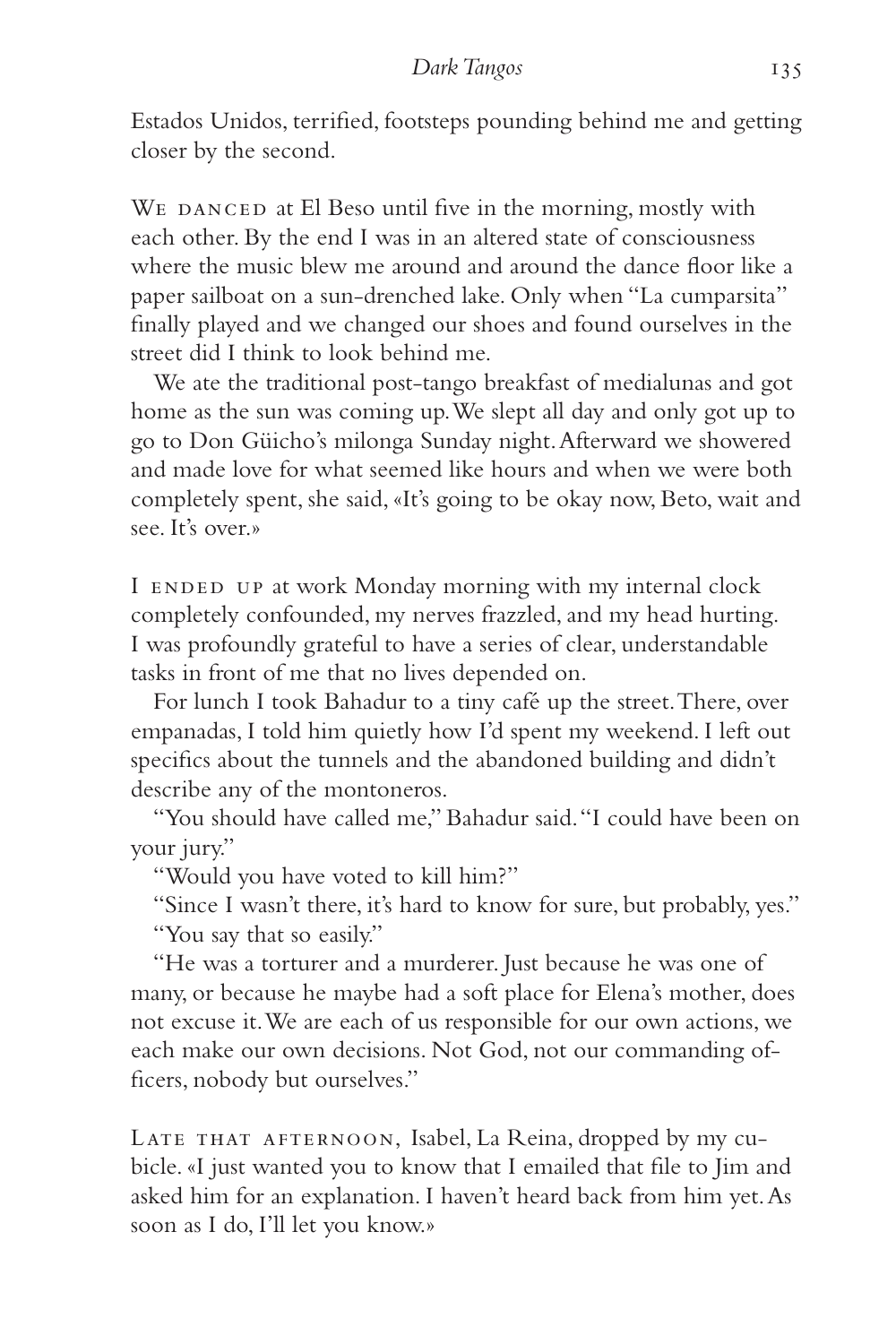Estados Unidos, terrified, footsteps pounding behind me and getting closer by the second.

We danced at El Beso until five in the morning, mostly with each other. By the end I was in an altered state of consciousness where the music blew me around and around the dance floor like a paper sailboat on a sun-drenched lake. Only when "La cumparsita" finally played and we changed our shoes and found ourselves in the street did I think to look behind me.

We ate the traditional post-tango breakfast of medialunas and got home as the sun was coming up. We slept all day and only got up to go to Don Güicho's milonga Sunday night. Afterward we showered and made love for what seemed like hours and when we were both completely spent, she said, «It's going to be okay now, Beto, wait and see. It's over.»

I ended up at work Monday morning with my internal clock completely confounded, my nerves frazzled, and my head hurting. I was profoundly grateful to have a series of clear, understandable tasks in front of me that no lives depended on.

For lunch I took Bahadur to a tiny café up the street. There, over empanadas, I told him quietly how I'd spent my weekend. I left out specifics about the tunnels and the abandoned building and didn't describe any of the montoneros.

"You should have called me," Bahadur said. "I could have been on your jury."

"Would you have voted to kill him?"

"Since I wasn't there, it's hard to know for sure, but probably, yes."

"You say that so easily."

"He was a torturer and a murderer. Just because he was one of many, or because he maybe had a soft place for Elena's mother, does not excuse it. We are each of us responsible for our own actions, we each make our own decisions. Not God, not our commanding officers, nobody but ourselves."

Late that afternoon, Isabel, La Reina, dropped by my cubicle. «I just wanted you to know that I emailed that file to Jim and asked him for an explanation. I haven't heard back from him yet. As soon as I do, I'll let you know.»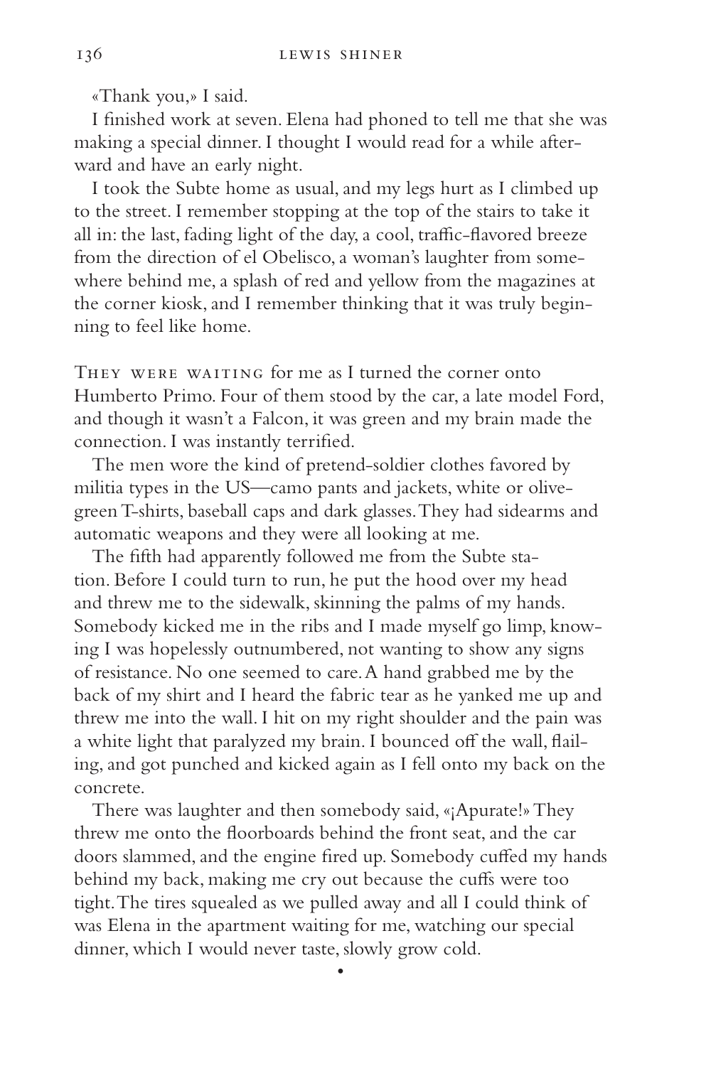«Thank you,» I said.

I finished work at seven. Elena had phoned to tell me that she was making a special dinner. I thought I would read for a while afterward and have an early night.

I took the Subte home as usual, and my legs hurt as I climbed up to the street. I remember stopping at the top of the stairs to take it all in: the last, fading light of the day, a cool, traffic-flavored breeze from the direction of el Obelisco, a woman's laughter from somewhere behind me, a splash of red and yellow from the magazines at the corner kiosk, and I remember thinking that it was truly beginning to feel like home.

THEY WERE WAITING for me as I turned the corner onto Humberto Primo. Four of them stood by the car, a late model Ford, and though it wasn't a Falcon, it was green and my brain made the connection. I was instantly terrified.

The men wore the kind of pretend-soldier clothes favored by militia types in the US—camo pants and jackets, white or olive-green T-shirts, baseball caps and dark glasses. They had sidearms and automatic weapons and they were all looking at me.

The fifth had apparently followed me from the Subte station. Before I could turn to run, he put the hood over my head and threw me to the sidewalk, skinning the palms of my hands. Somebody kicked me in the ribs and I made myself go limp, knowing I was hopelessly outnumbered, not wanting to show any signs of resistance. No one seemed to care. A hand grabbed me by the back of my shirt and I heard the fabric tear as he yanked me up and threw me into the wall. I hit on my right shoulder and the pain was a white light that paralyzed my brain. I bounced off the wall, flailing, and got punched and kicked again as I fell onto my back on the concrete.

There was laughter and then somebody said, «¡Apurate!» They threw me onto the floorboards behind the front seat, and the car doors slammed, and the engine fired up. Somebody cuffed my hands behind my back, making me cry out because the cuffs were too tight. The tires squealed as we pulled away and all I could think of was Elena in the apartment waiting for me, watching our special dinner, which I would never taste, slowly grow cold.

•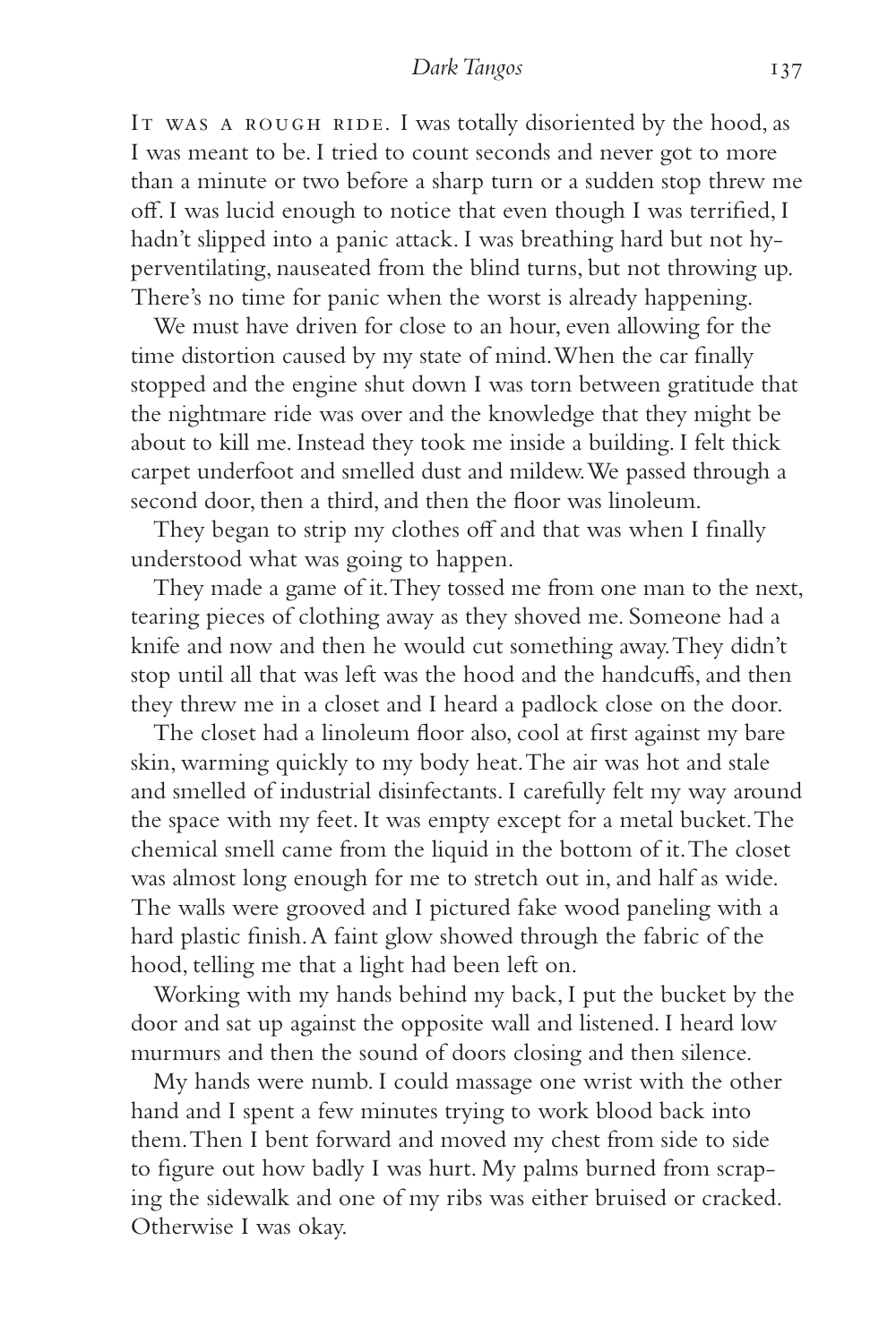IT WAS A ROUGH RIDE. I was totally disoriented by the hood, as I was meant to be. I tried to count seconds and never got to more than a minute or two before a sharp turn or a sudden stop threw me off. I was lucid enough to notice that even though I was terrified, I hadn't slipped into a panic attack. I was breathing hard but not hyperventilating, nauseated from the blind turns, but not throwing up. There's no time for panic when the worst is already happening.

We must have driven for close to an hour, even allowing for the time distortion caused by my state of mind. When the car finally stopped and the engine shut down I was torn between gratitude that the nightmare ride was over and the knowledge that they might be about to kill me. Instead they took me inside a building. I felt thick carpet underfoot and smelled dust and mildew. We passed through a second door, then a third, and then the floor was linoleum.

They began to strip my clothes off and that was when I finally understood what was going to happen.

They made a game of it. They tossed me from one man to the next, tearing pieces of clothing away as they shoved me. Someone had a knife and now and then he would cut something away. They didn't stop until all that was left was the hood and the handcuffs, and then they threw me in a closet and I heard a padlock close on the door.

The closet had a linoleum floor also, cool at first against my bare skin, warming quickly to my body heat. The air was hot and stale and smelled of industrial disinfectants. I carefully felt my way around the space with my feet. It was empty except for a metal bucket. The chemical smell came from the liquid in the bottom of it. The closet was almost long enough for me to stretch out in, and half as wide. The walls were grooved and I pictured fake wood paneling with a hard plastic finish. A faint glow showed through the fabric of the hood, telling me that a light had been left on.

Working with my hands behind my back, I put the bucket by the door and sat up against the opposite wall and listened. I heard low murmurs and then the sound of doors closing and then silence.

My hands were numb. I could massage one wrist with the other hand and I spent a few minutes trying to work blood back into them. Then I bent forward and moved my chest from side to side to figure out how badly I was hurt. My palms burned from scraping the sidewalk and one of my ribs was either bruised or cracked. Otherwise I was okay.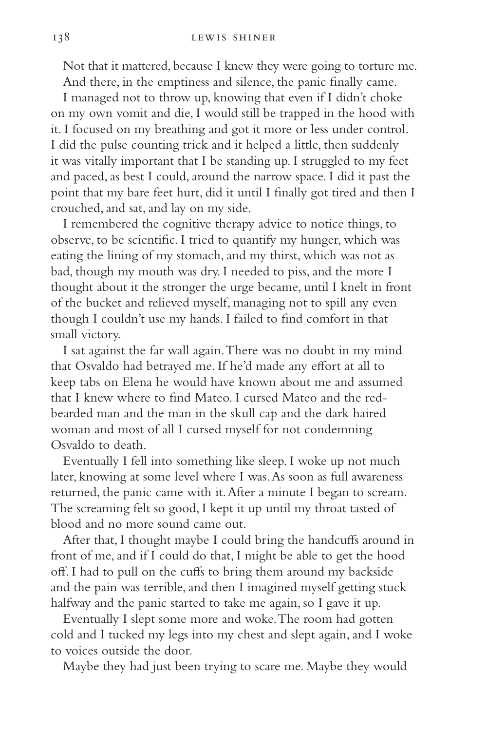Not that it mattered, because I knew they were going to torture me.

And there, in the emptiness and silence, the panic finally came.

I managed not to throw up, knowing that even if I didn't choke on my own vomit and die, I would still be trapped in the hood with it. I focused on my breathing and got it more or less under control. I did the pulse counting trick and it helped a little, then suddenly it was vitally important that I be standing up. I struggled to my feet and paced, as best I could, around the narrow space. I did it past the point that my bare feet hurt, did it until I finally got tired and then I crouched, and sat, and lay on my side.

I remembered the cognitive therapy advice to notice things, to observe, to be scientific. I tried to quantify my hunger, which was eating the lining of my stomach, and my thirst, which was not as bad, though my mouth was dry. I needed to piss, and the more I thought about it the stronger the urge became, until I knelt in front of the bucket and relieved myself, managing not to spill any even though I couldn't use my hands. I failed to find comfort in that small victory.

I sat against the far wall again. There was no doubt in my mind that Osvaldo had betrayed me. If he'd made any effort at all to keep tabs on Elena he would have known about me and assumed that I knew where to find Mateo. I cursed Mateo and the red-bearded man and the man in the skull cap and the dark haired woman and most of all I cursed myself for not condemning Osvaldo to death.

Eventually I fell into something like sleep. I woke up not much later, knowing at some level where I was. As soon as full awareness returned, the panic came with it. After a minute I began to scream. The screaming felt so good, I kept it up until my throat tasted of blood and no more sound came out.

After that, I thought maybe I could bring the handcuffs around in front of me, and if I could do that, I might be able to get the hood off. I had to pull on the cuffs to bring them around my backside and the pain was terrible, and then I imagined myself getting stuck halfway and the panic started to take me again, so I gave it up.

Eventually I slept some more and woke. The room had gotten cold and I tucked my legs into my chest and slept again, and I woke to voices outside the door.

Maybe they had just been trying to scare me. Maybe they would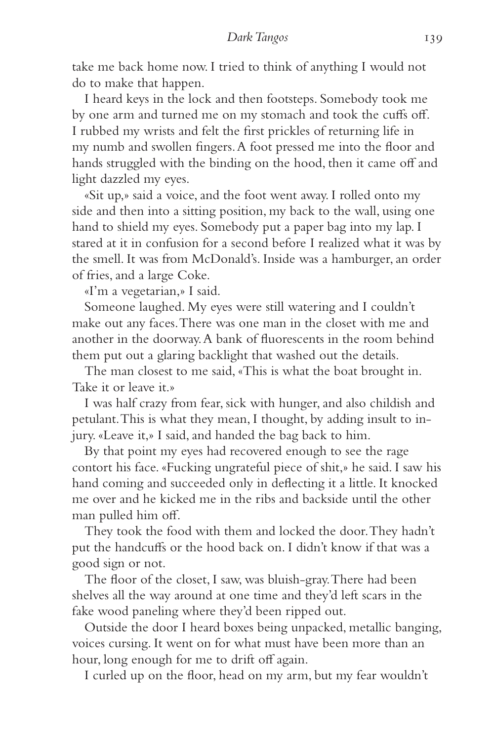take me back home now. I tried to think of anything I would not do to make that happen.

I heard keys in the lock and then footsteps. Somebody took me by one arm and turned me on my stomach and took the cuffs off. I rubbed my wrists and felt the first prickles of returning life in my numb and swollen fingers. A foot pressed me into the floor and hands struggled with the binding on the hood, then it came off and light dazzled my eyes.

«Sit up,» said a voice, and the foot went away. I rolled onto my side and then into a sitting position, my back to the wall, using one hand to shield my eyes. Somebody put a paper bag into my lap. I stared at it in confusion for a second before I realized what it was by the smell. It was from McDonald's. Inside was a hamburger, an order of fries, and a large Coke.

«I'm a vegetarian,» I said.

Someone laughed. My eyes were still watering and I couldn't make out any faces. There was one man in the closet with me and another in the doorway. A bank of fluorescents in the room behind them put out a glaring backlight that washed out the details.

The man closest to me said, «This is what the boat brought in. Take it or leave it.»

I was half crazy from fear, sick with hunger, and also childish and petulant. This is what they mean, I thought, by adding insult to injury. «Leave it,» I said, and handed the bag back to him.

By that point my eyes had recovered enough to see the rage contort his face. «Fucking ungrateful piece of shit,» he said. I saw his hand coming and succeeded only in deflecting it a little. It knocked me over and he kicked me in the ribs and backside until the other man pulled him off.

They took the food with them and locked the door. They hadn't put the handcuffs or the hood back on. I didn't know if that was a good sign or not.

The floor of the closet, I saw, was bluish-gray. There had been shelves all the way around at one time and they'd left scars in the fake wood paneling where they'd been ripped out.

Outside the door I heard boxes being unpacked, metallic banging, voices cursing. It went on for what must have been more than an hour, long enough for me to drift off again.

I curled up on the floor, head on my arm, but my fear wouldn't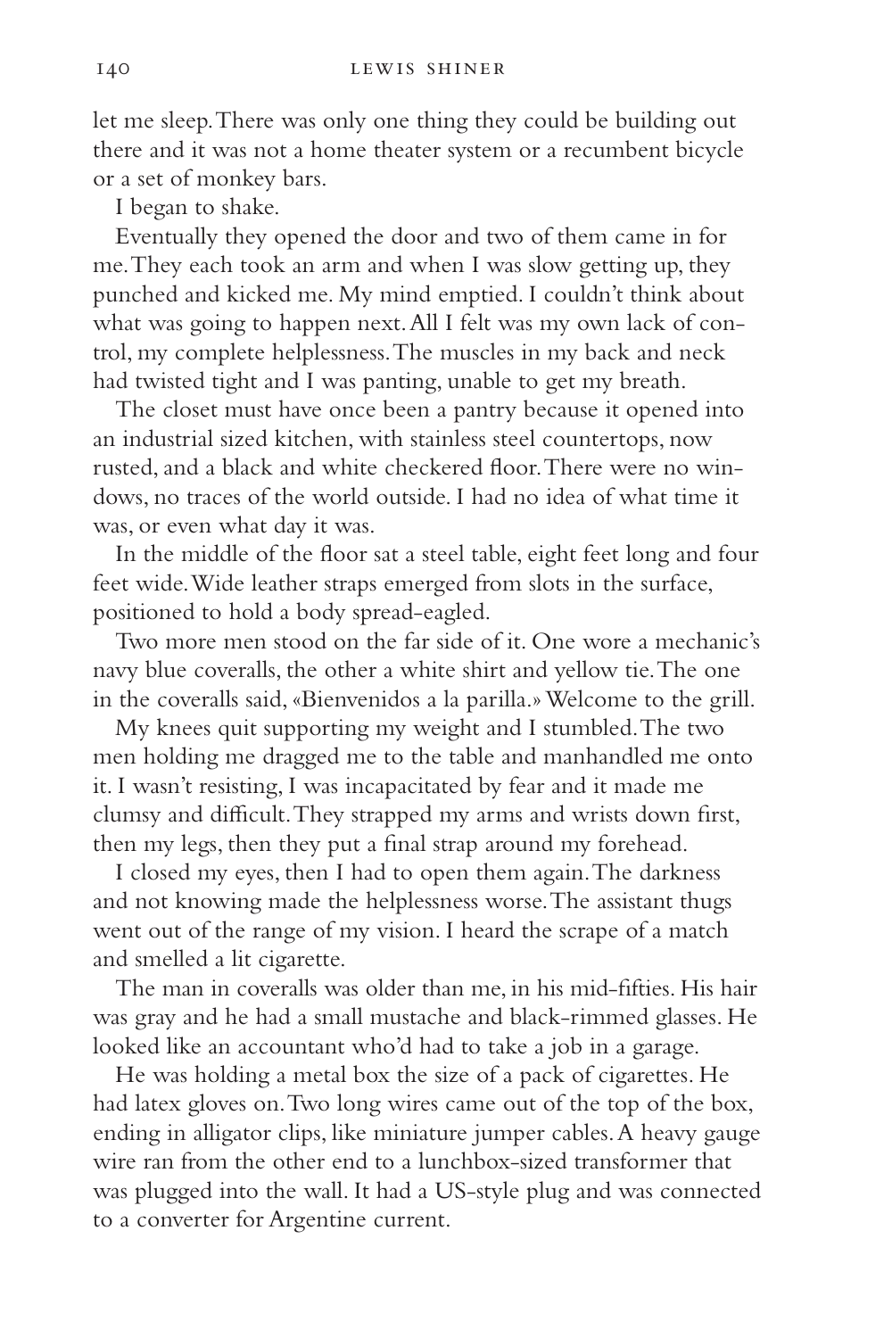let me sleep. There was only one thing they could be building out there and it was not a home theater system or a recumbent bicycle or a set of monkey bars.

I began to shake.

Eventually they opened the door and two of them came in for me. They each took an arm and when I was slow getting up, they punched and kicked me. My mind emptied. I couldn't think about what was going to happen next. All I felt was my own lack of control, my complete helplessness. The muscles in my back and neck had twisted tight and I was panting, unable to get my breath.

The closet must have once been a pantry because it opened into an industrial sized kitchen, with stainless steel countertops, now rusted, and a black and white checkered floor. There were no windows, no traces of the world outside. I had no idea of what time it was, or even what day it was.

In the middle of the floor sat a steel table, eight feet long and four feet wide. Wide leather straps emerged from slots in the surface, positioned to hold a body spread-eagled.

Two more men stood on the far side of it. One wore a mechanic's navy blue coveralls, the other a white shirt and yellow tie. The one in the coveralls said, «Bienvenidos a la parilla.» Welcome to the grill.

My knees quit supporting my weight and I stumbled. The two men holding me dragged me to the table and manhandled me onto it. I wasn't resisting, I was incapacitated by fear and it made me clumsy and difficult. They strapped my arms and wrists down first, then my legs, then they put a final strap around my forehead.

I closed my eyes, then I had to open them again. The darkness and not knowing made the helplessness worse. The assistant thugs went out of the range of my vision. I heard the scrape of a match and smelled a lit cigarette.

The man in coveralls was older than me, in his mid-fifties. His hair was gray and he had a small mustache and black-rimmed glasses. He looked like an accountant who'd had to take a job in a garage.

He was holding a metal box the size of a pack of cigarettes. He had latex gloves on. Two long wires came out of the top of the box, ending in alligator clips, like miniature jumper cables. A heavy gauge wire ran from the other end to a lunchbox-sized transformer that was plugged into the wall. It had a US-style plug and was connected to a converter for Argentine current.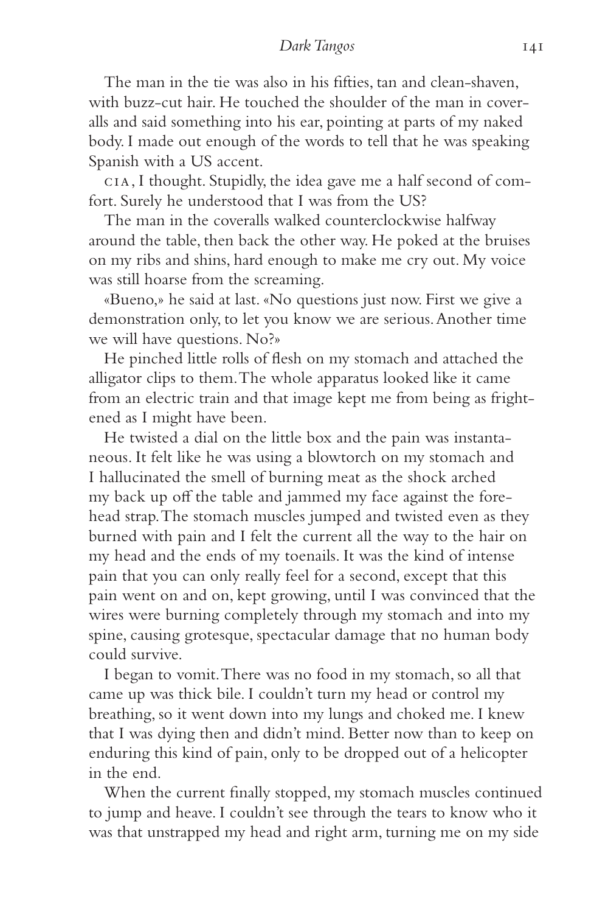The man in the tie was also in his fifties, tan and clean-shaven, with buzz-cut hair. He touched the shoulder of the man in coveralls and said something into his ear, pointing at parts of my naked body. I made out enough of the words to tell that he was speaking Spanish with a US accent.

CIA, I thought. Stupidly, the idea gave me a half second of comfort. Surely he understood that I was from the US?

The man in the coveralls walked counterclockwise halfway around the table, then back the other way. He poked at the bruises on my ribs and shins, hard enough to make me cry out. My voice was still hoarse from the screaming.

«Bueno,» he said at last. «No questions just now. First we give a demonstration only, to let you know we are serious. Another time we will have questions. No?»

He pinched little rolls of flesh on my stomach and attached the alligator clips to them. The whole apparatus looked like it came from an electric train and that image kept me from being as frightened as I might have been.

He twisted a dial on the little box and the pain was instantaneous. It felt like he was using a blowtorch on my stomach and I hallucinated the smell of burning meat as the shock arched my back up off the table and jammed my face against the forehead strap. The stomach muscles jumped and twisted even as they burned with pain and I felt the current all the way to the hair on my head and the ends of my toenails. It was the kind of intense pain that you can only really feel for a second, except that this pain went on and on, kept growing, until I was convinced that the wires were burning completely through my stomach and into my spine, causing grotesque, spectacular damage that no human body could survive.

I began to vomit. There was no food in my stomach, so all that came up was thick bile. I couldn't turn my head or control my breathing, so it went down into my lungs and choked me. I knew that I was dying then and didn't mind. Better now than to keep on enduring this kind of pain, only to be dropped out of a helicopter in the end.

When the current finally stopped, my stomach muscles continued to jump and heave. I couldn't see through the tears to know who it was that unstrapped my head and right arm, turning me on my side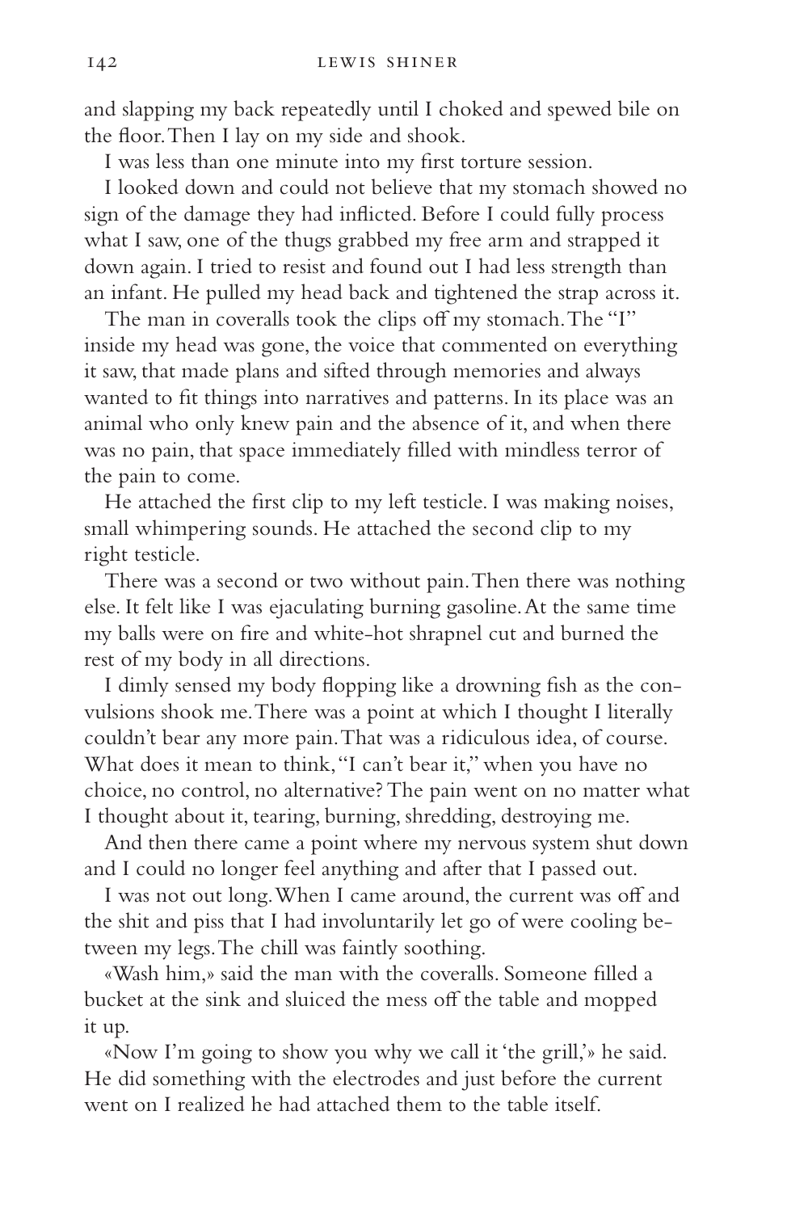and slapping my back repeatedly until I choked and spewed bile on the floor. Then I lay on my side and shook.

I was less than one minute into my first torture session.

I looked down and could not believe that my stomach showed no sign of the damage they had inflicted. Before I could fully process what I saw, one of the thugs grabbed my free arm and strapped it down again. I tried to resist and found out I had less strength than an infant. He pulled my head back and tightened the strap across it.

The man in coveralls took the clips off my stomach. The "I" inside my head was gone, the voice that commented on everything it saw, that made plans and sifted through memories and always wanted to fit things into narratives and patterns. In its place was an animal who only knew pain and the absence of it, and when there was no pain, that space immediately filled with mindless terror of the pain to come.

He attached the first clip to my left testicle. I was making noises, small whimpering sounds. He attached the second clip to my right testicle.

There was a second or two without pain. Then there was nothing else. It felt like I was ejaculating burning gasoline. At the same time my balls were on fire and white-hot shrapnel cut and burned the rest of my body in all directions.

I dimly sensed my body flopping like a drowning fish as the convulsions shook me. There was a point at which I thought I literally couldn't bear any more pain. That was a ridiculous idea, of course. What does it mean to think, "I can't bear it," when you have no choice, no control, no alternative? The pain went on no matter what I thought about it, tearing, burning, shredding, destroying me.

And then there came a point where my nervous system shut down and I could no longer feel anything and after that I passed out.

I was not out long. When I came around, the current was off and the shit and piss that I had involuntarily let go of were cooling between my legs. The chill was faintly soothing.

«Wash him,» said the man with the coveralls. Someone filled a bucket at the sink and sluiced the mess off the table and mopped it up.

«Now I'm going to show you why we call it 'the grill,'» he said. He did something with the electrodes and just before the current went on I realized he had attached them to the table itself.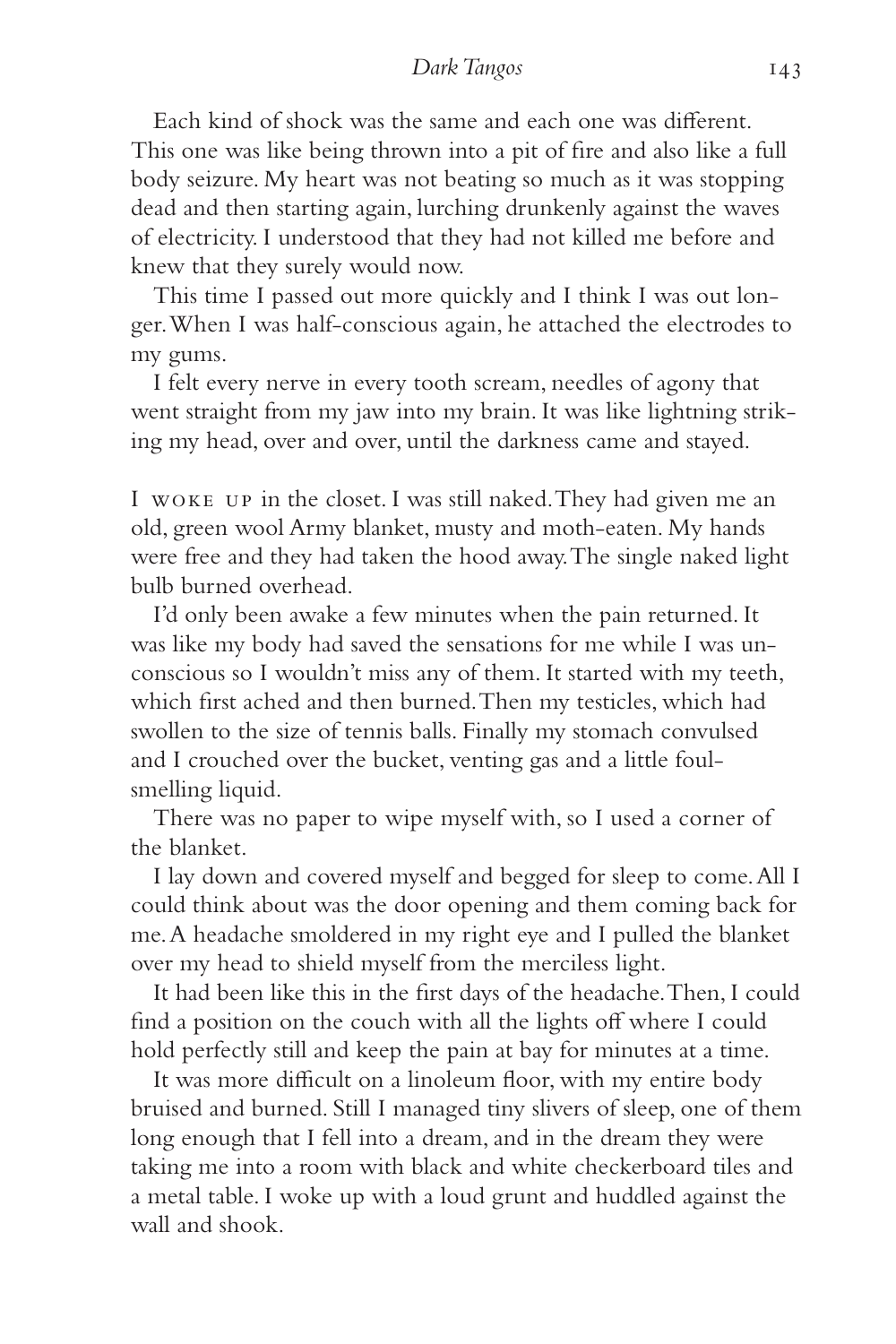Each kind of shock was the same and each one was different. This one was like being thrown into a pit of fire and also like a full body seizure. My heart was not beating so much as it was stopping dead and then starting again, lurching drunkenly against the waves of electricity. I understood that they had not killed me before and knew that they surely would now.

This time I passed out more quickly and I think I was out longer. When I was half-conscious again, he attached the electrodes to my gums.

I felt every nerve in every tooth scream, needles of agony that went straight from my jaw into my brain. It was like lightning striking my head, over and over, until the darkness came and stayed.

I WOKE UP in the closet. I was still naked. They had given me an old, green wool Army blanket, musty and moth-eaten. My hands were free and they had taken the hood away. The single naked light bulb burned overhead.

I'd only been awake a few minutes when the pain returned. It was like my body had saved the sensations for me while I was unconscious so I wouldn't miss any of them. It started with my teeth, which first ached and then burned. Then my testicles, which had swollen to the size of tennis balls. Finally my stomach convulsed and I crouched over the bucket, venting gas and a little foul-smelling liquid.

There was no paper to wipe myself with, so I used a corner of the blanket.

I lay down and covered myself and begged for sleep to come. All I could think about was the door opening and them coming back for me. A headache smoldered in my right eye and I pulled the blanket over my head to shield myself from the merciless light.

It had been like this in the first days of the headache. Then, I could find a position on the couch with all the lights off where I could hold perfectly still and keep the pain at bay for minutes at a time.

It was more difficult on a linoleum floor, with my entire body bruised and burned. Still I managed tiny slivers of sleep, one of them long enough that I fell into a dream, and in the dream they were taking me into a room with black and white checkerboard tiles and a metal table. I woke up with a loud grunt and huddled against the wall and shook.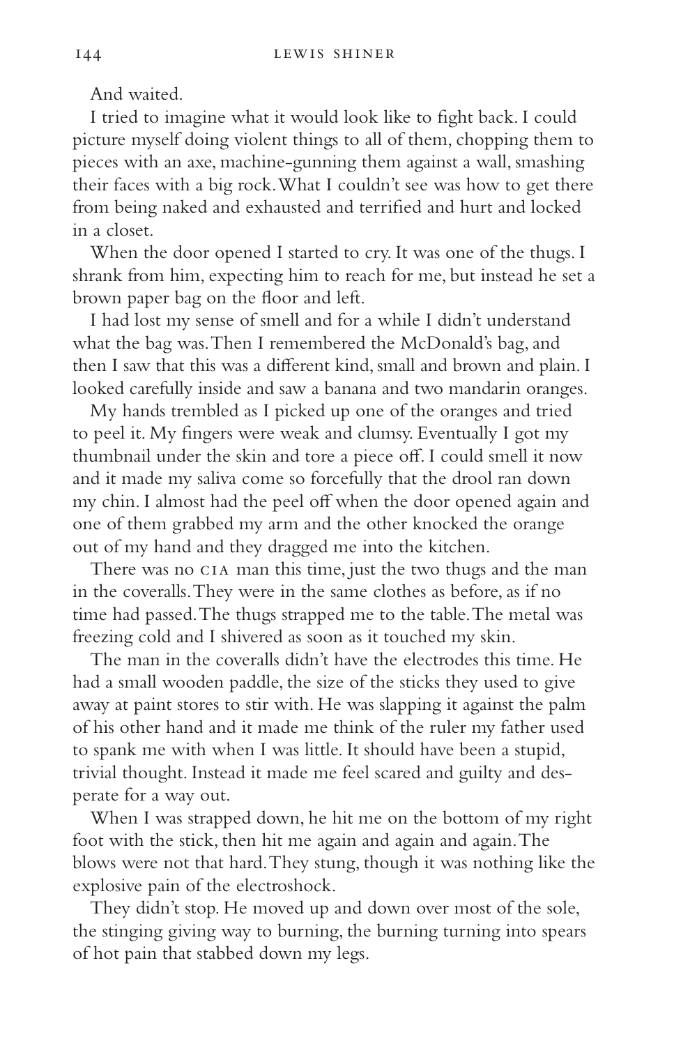And waited.

I tried to imagine what it would look like to fight back. I could picture myself doing violent things to all of them, chopping them to pieces with an axe, machine-gunning them against a wall, smashing their faces with a big rock. What I couldn't see was how to get there from being naked and exhausted and terrified and hurt and locked in a closet.

When the door opened I started to cry. It was one of the thugs. I shrank from him, expecting him to reach for me, but instead he set a brown paper bag on the floor and left.

I had lost my sense of smell and for a while I didn't understand what the bag was. Then I remembered the McDonald's bag, and then I saw that this was a different kind, small and brown and plain. I looked carefully inside and saw a banana and two mandarin oranges.

My hands trembled as I picked up one of the oranges and tried to peel it. My fingers were weak and clumsy. Eventually I got my thumbnail under the skin and tore a piece off. I could smell it now and it made my saliva come so forcefully that the drool ran down my chin. I almost had the peel off when the door opened again and one of them grabbed my arm and the other knocked the orange out of my hand and they dragged me into the kitchen.

There was no CIA man this time, just the two thugs and the man in the coveralls. They were in the same clothes as before, as if no time had passed. The thugs strapped me to the table. The metal was freezing cold and I shivered as soon as it touched my skin.

The man in the coveralls didn't have the electrodes this time. He had a small wooden paddle, the size of the sticks they used to give away at paint stores to stir with. He was slapping it against the palm of his other hand and it made me think of the ruler my father used to spank me with when I was little. It should have been a stupid, trivial thought. Instead it made me feel scared and guilty and desperate for a way out.

When I was strapped down, he hit me on the bottom of my right foot with the stick, then hit me again and again and again. The blows were not that hard. They stung, though it was nothing like the explosive pain of the electroshock.

They didn't stop. He moved up and down over most of the sole, the stinging giving way to burning, the burning turning into spears of hot pain that stabbed down my legs.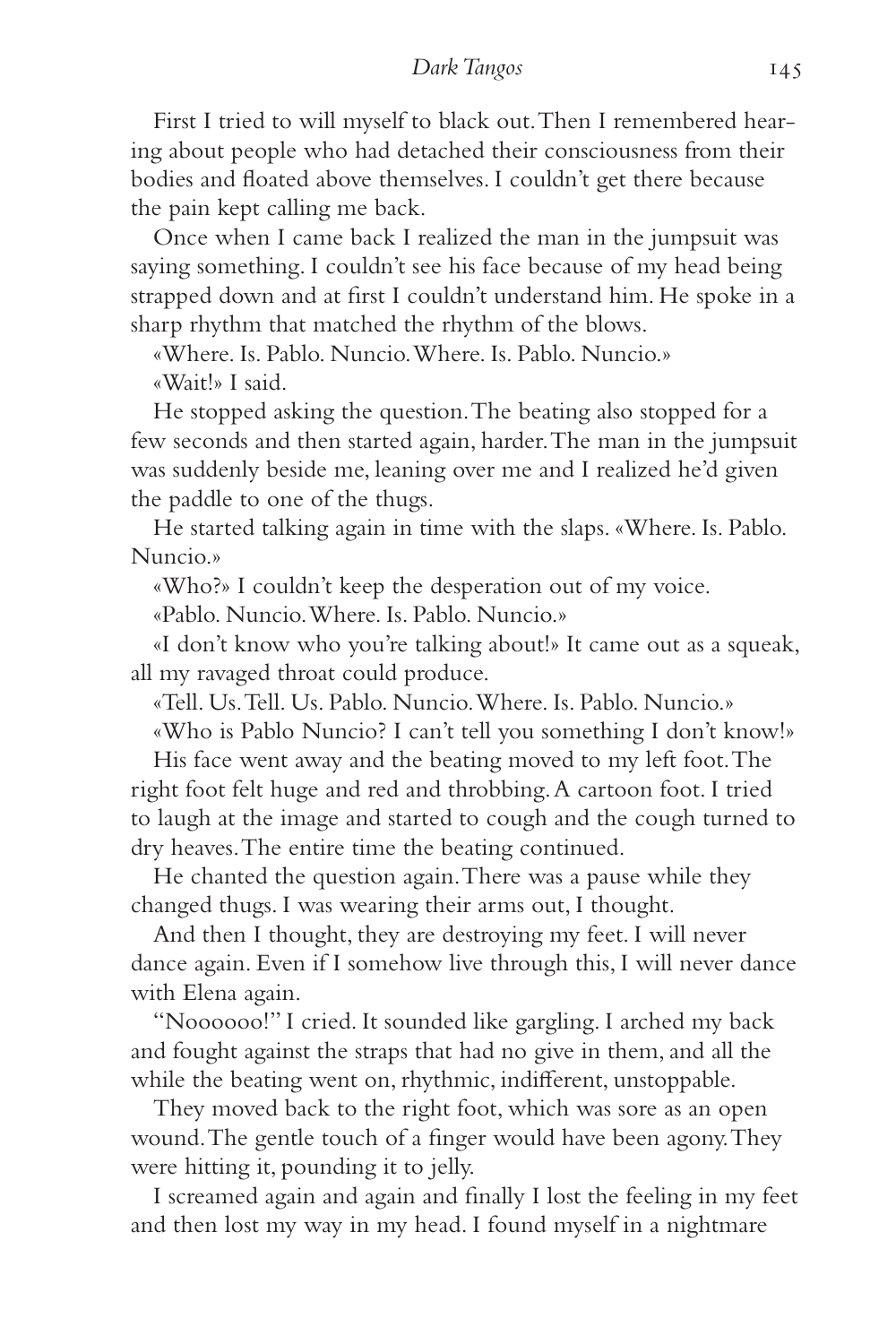First I tried to will myself to black out. Then I remembered hearing about people who had detached their consciousness from their bodies and floated above themselves. I couldn't get there because the pain kept calling me back.

Once when I came back I realized the man in the jumpsuit was saying something. I couldn't see his face because of my head being strapped down and at first I couldn't understand him. He spoke in a sharp rhythm that matched the rhythm of the blows.

«Where. Is. Pablo. Nuncio. Where. Is. Pablo. Nuncio.»

«Wait!» I said.

He stopped asking the question. The beating also stopped for a few seconds and then started again, harder. The man in the jumpsuit was suddenly beside me, leaning over me and I realized he'd given the paddle to one of the thugs.

He started talking again in time with the slaps. «Where. Is. Pablo. Nuncio.»

«Who?» I couldn't keep the desperation out of my voice.

«Pablo. Nuncio. Where. Is. Pablo. Nuncio.»

«I don't know who you're talking about!» It came out as a squeak, all my ravaged throat could produce.

«Tell. Us. Tell. Us. Pablo. Nuncio. Where. Is. Pablo. Nuncio.»

«Who is Pablo Nuncio? I can't tell you something I don't know!»

His face went away and the beating moved to my left foot. The right foot felt huge and red and throbbing. A cartoon foot. I tried to laugh at the image and started to cough and the cough turned to dry heaves. The entire time the beating continued.

He chanted the question again. There was a pause while they changed thugs. I was wearing their arms out, I thought.

And then I thought, they are destroying my feet. I will never dance again. Even if I somehow live through this, I will never dance with Elena again.

"Noooooo!" I cried. It sounded like gargling. I arched my back and fought against the straps that had no give in them, and all the while the beating went on, rhythmic, indifferent, unstoppable.

They moved back to the right foot, which was sore as an open wound. The gentle touch of a finger would have been agony. They were hitting it, pounding it to jelly.

I screamed again and again and finally I lost the feeling in my feet and then lost my way in my head. I found myself in a nightmare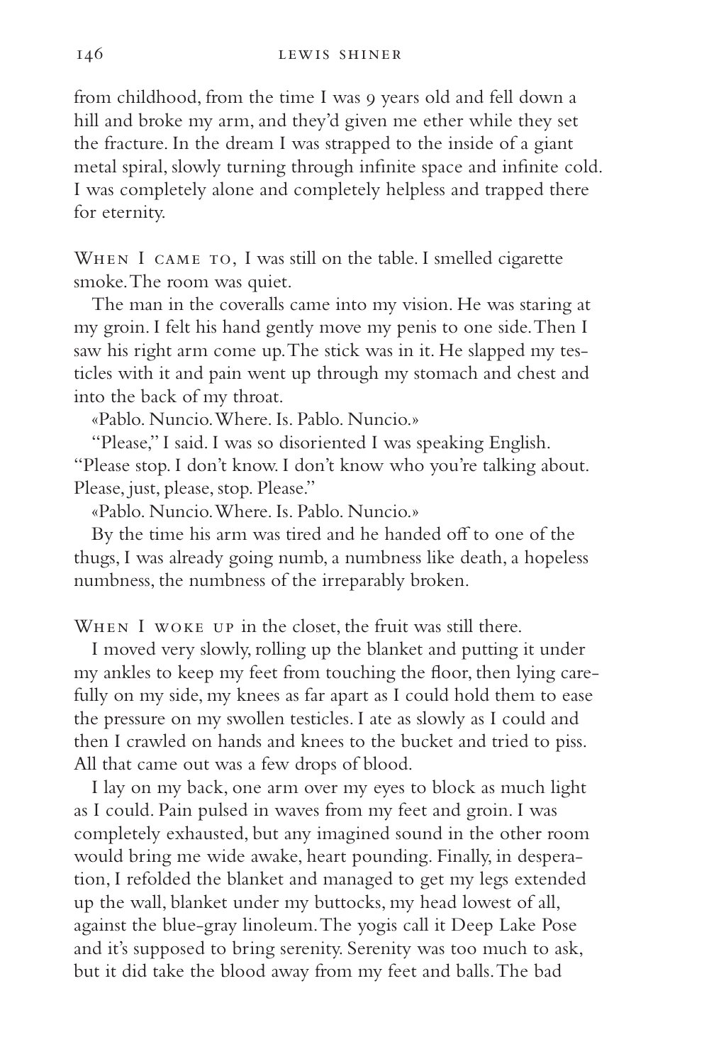from childhood, from the time I was 9 years old and fell down a hill and broke my arm, and they'd given me ether while they set the fracture. In the dream I was strapped to the inside of a giant metal spiral, slowly turning through infinite space and infinite cold. I was completely alone and completely helpless and trapped there for eternity.

When I came to, I was still on the table. I smelled cigarette smoke. The room was quiet.

The man in the coveralls came into my vision. He was staring at my groin. I felt his hand gently move my penis to one side. Then I saw his right arm come up. The stick was in it. He slapped my testicles with it and pain went up through my stomach and chest and into the back of my throat.

«Pablo. Nuncio. Where. Is. Pablo. Nuncio.»

"Please," I said. I was so disoriented I was speaking English. "Please stop. I don't know. I don't know who you're talking about. Please, just, please, stop. Please."

«Pablo. Nuncio. Where. Is. Pablo. Nuncio.»

By the time his arm was tired and he handed off to one of the thugs, I was already going numb, a numbness like death, a hopeless numbness, the numbness of the irreparably broken.

When I woke up in the closet, the fruit was still there.

I moved very slowly, rolling up the blanket and putting it under my ankles to keep my feet from touching the floor, then lying carefully on my side, my knees as far apart as I could hold them to ease the pressure on my swollen testicles. I ate as slowly as I could and then I crawled on hands and knees to the bucket and tried to piss. All that came out was a few drops of blood.

I lay on my back, one arm over my eyes to block as much light as I could. Pain pulsed in waves from my feet and groin. I was completely exhausted, but any imagined sound in the other room would bring me wide awake, heart pounding. Finally, in desperation, I refolded the blanket and managed to get my legs extended up the wall, blanket under my buttocks, my head lowest of all, against the blue-gray linoleum. The yogis call it Deep Lake Pose and it's supposed to bring serenity. Serenity was too much to ask, but it did take the blood away from my feet and balls. The bad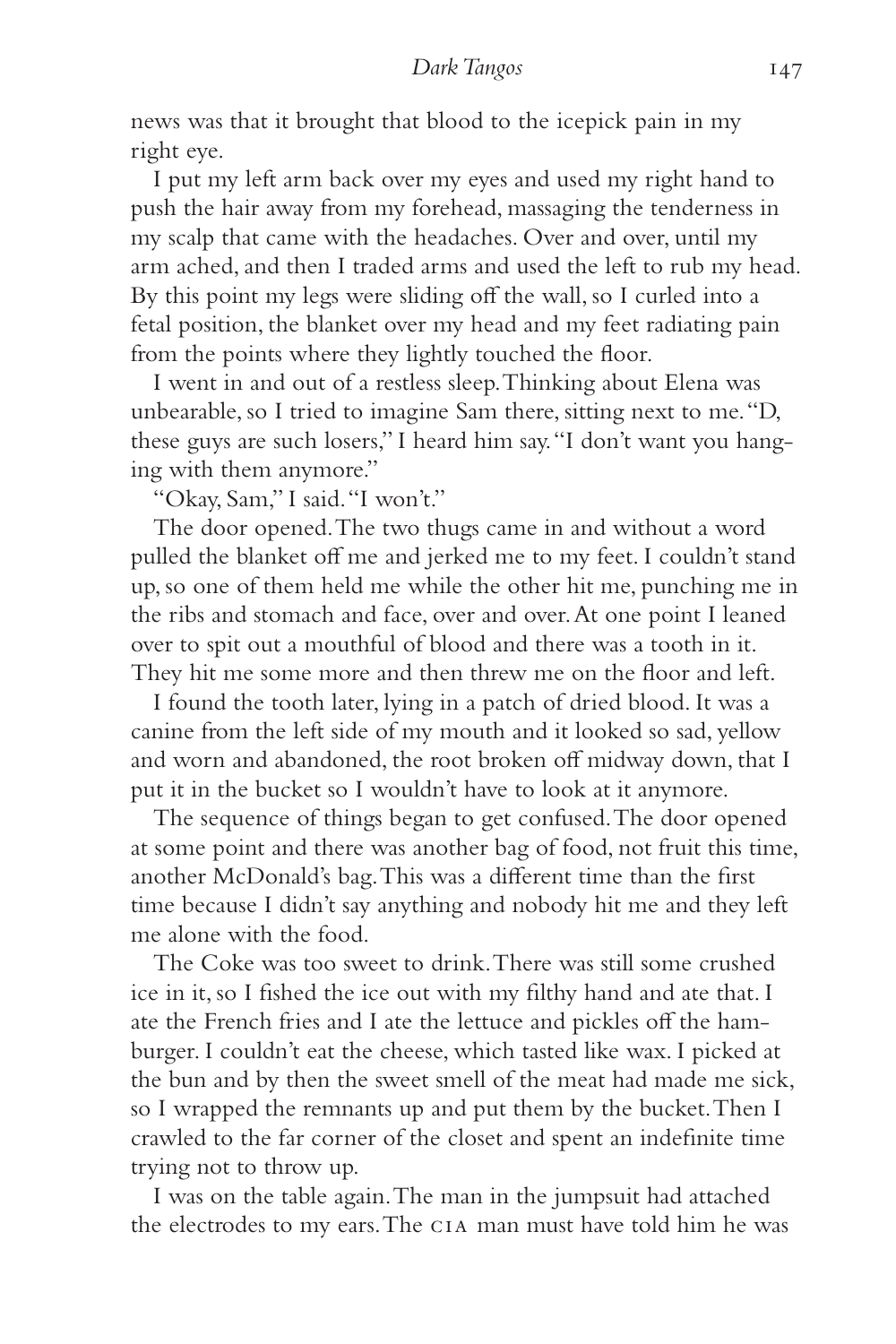news was that it brought that blood to the icepick pain in my right eye.

I put my left arm back over my eyes and used my right hand to push the hair away from my forehead, massaging the tenderness in my scalp that came with the headaches. Over and over, until my arm ached, and then I traded arms and used the left to rub my head. By this point my legs were sliding off the wall, so I curled into a fetal position, the blanket over my head and my feet radiating pain from the points where they lightly touched the floor.

I went in and out of a restless sleep. Thinking about Elena was unbearable, so I tried to imagine Sam there, sitting next to me. "D, these guys are such losers," I heard him say. "I don't want you hanging with them anymore."

"Okay, Sam," I said. "I won't."

The door opened. The two thugs came in and without a word pulled the blanket off me and jerked me to my feet. I couldn't stand up, so one of them held me while the other hit me, punching me in the ribs and stomach and face, over and over. At one point I leaned over to spit out a mouthful of blood and there was a tooth in it. They hit me some more and then threw me on the floor and left.

I found the tooth later, lying in a patch of dried blood. It was a canine from the left side of my mouth and it looked so sad, yellow and worn and abandoned, the root broken off midway down, that I put it in the bucket so I wouldn't have to look at it anymore.

The sequence of things began to get confused. The door opened at some point and there was another bag of food, not fruit this time, another McDonald's bag. This was a different time than the first time because I didn't say anything and nobody hit me and they left me alone with the food.

The Coke was too sweet to drink. There was still some crushed ice in it, so I fished the ice out with my filthy hand and ate that. I ate the French fries and I ate the lettuce and pickles off the hamburger. I couldn't eat the cheese, which tasted like wax. I picked at the bun and by then the sweet smell of the meat had made me sick, so I wrapped the remnants up and put them by the bucket. Then I crawled to the far corner of the closet and spent an indefinite time trying not to throw up.

I was on the table again. The man in the jumpsuit had attached the electrodes to my ears. The CIA man must have told him he was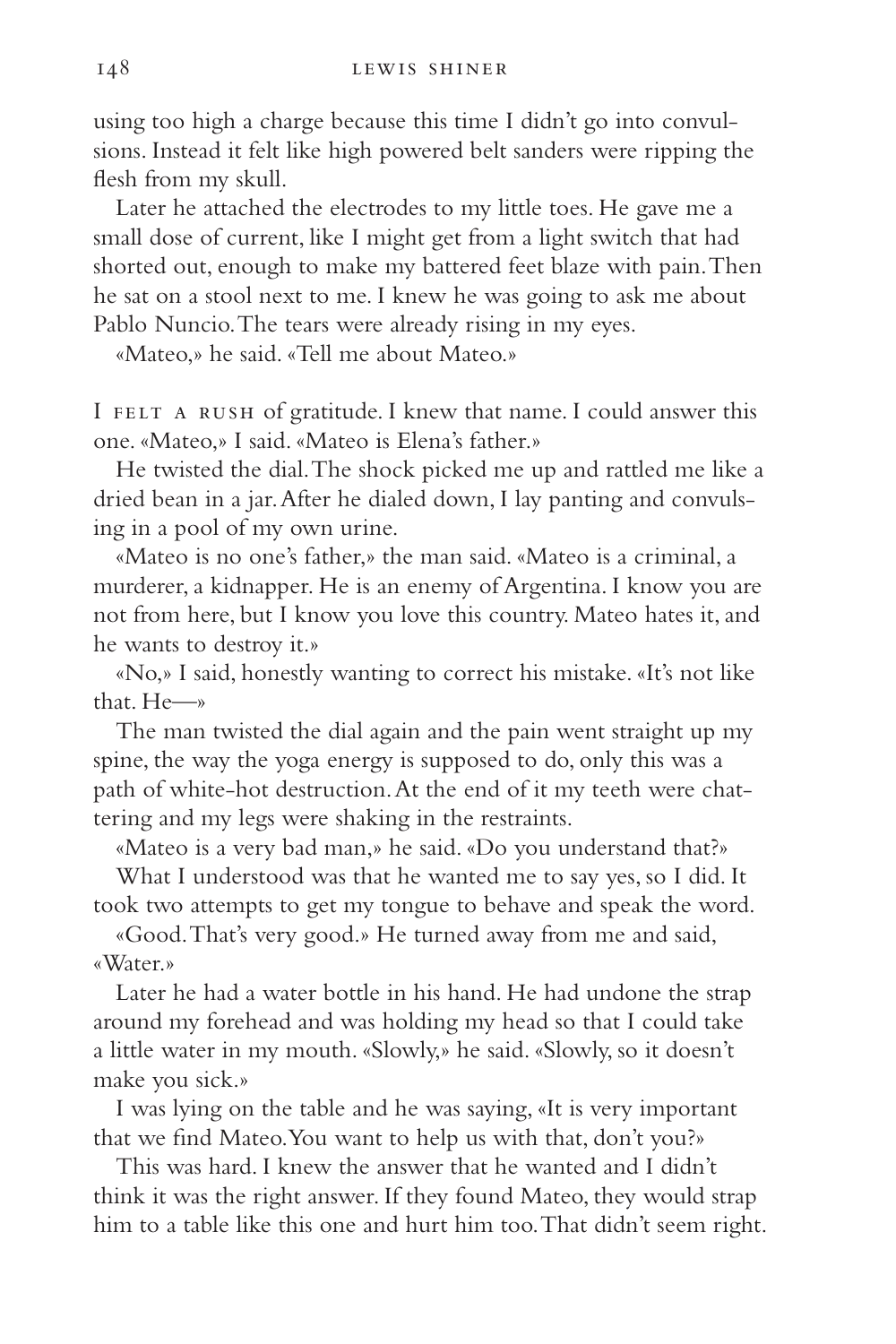using too high a charge because this time I didn't go into convulsions. Instead it felt like high powered belt sanders were ripping the flesh from my skull.

Later he attached the electrodes to my little toes. He gave me a small dose of current, like I might get from a light switch that had shorted out, enough to make my battered feet blaze with pain. Then he sat on a stool next to me. I knew he was going to ask me about Pablo Nuncio. The tears were already rising in my eyes.

«Mateo,» he said. «Tell me about Mateo.»

I felt a rush of gratitude. I knew that name. I could answer this one. «Mateo,» I said. «Mateo is Elena's father.»

He twisted the dial. The shock picked me up and rattled me like a dried bean in a jar. After he dialed down, I lay panting and convulsing in a pool of my own urine.

«Mateo is no one's father,» the man said. «Mateo is a criminal, a murderer, a kidnapper. He is an enemy of Argentina. I know you are not from here, but I know you love this country. Mateo hates it, and he wants to destroy it.»

«No,» I said, honestly wanting to correct his mistake. «It's not like that. He—»

The man twisted the dial again and the pain went straight up my spine, the way the yoga energy is supposed to do, only this was a path of white-hot destruction. At the end of it my teeth were chattering and my legs were shaking in the restraints.

«Mateo is a very bad man,» he said. «Do you understand that?»

What I understood was that he wanted me to say yes, so I did. It took two attempts to get my tongue to behave and speak the word.

«Good. That's very good.» He turned away from me and said, «Water.»

Later he had a water bottle in his hand. He had undone the strap around my forehead and was holding my head so that I could take a little water in my mouth. «Slowly,» he said. «Slowly, so it doesn't make you sick.»

I was lying on the table and he was saying, «It is very important that we find Mateo. You want to help us with that, don't you?»

This was hard. I knew the answer that he wanted and I didn't think it was the right answer. If they found Mateo, they would strap him to a table like this one and hurt him too. That didn't seem right.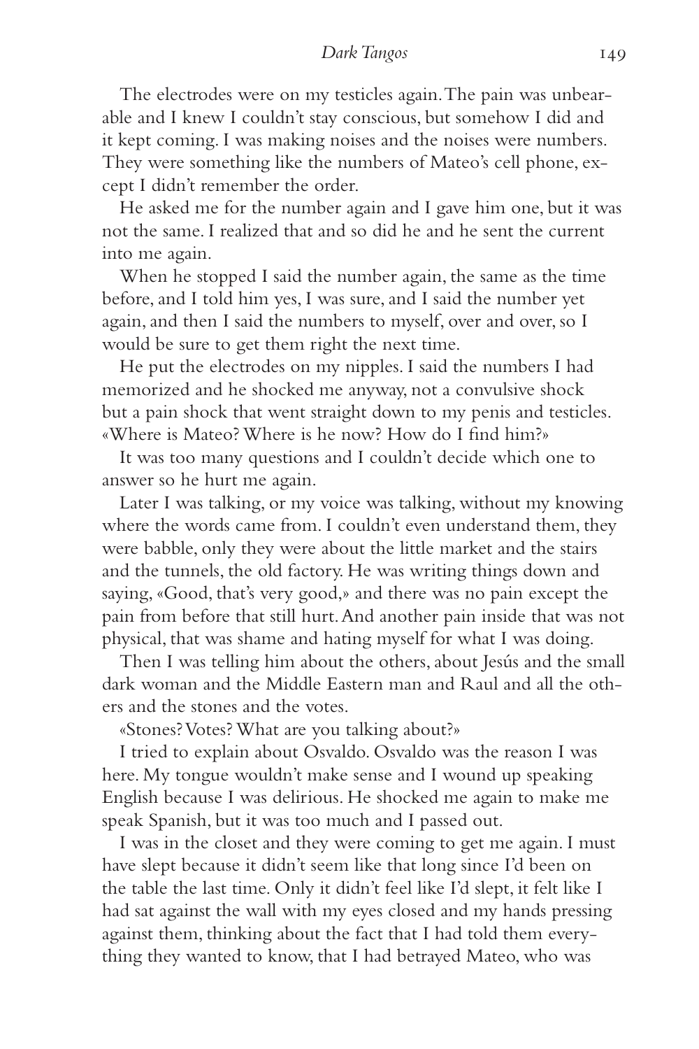The electrodes were on my testicles again. The pain was unbearable and I knew I couldn't stay conscious, but somehow I did and it kept coming. I was making noises and the noises were numbers. They were something like the numbers of Mateo's cell phone, except I didn't remember the order.

He asked me for the number again and I gave him one, but it was not the same. I realized that and so did he and he sent the current into me again.

When he stopped I said the number again, the same as the time before, and I told him yes, I was sure, and I said the number yet again, and then I said the numbers to myself, over and over, so I would be sure to get them right the next time.

He put the electrodes on my nipples. I said the numbers I had memorized and he shocked me anyway, not a convulsive shock but a pain shock that went straight down to my penis and testicles. «Where is Mateo? Where is he now? How do I find him?»

It was too many questions and I couldn't decide which one to answer so he hurt me again.

Later I was talking, or my voice was talking, without my knowing where the words came from. I couldn't even understand them, they were babble, only they were about the little market and the stairs and the tunnels, the old factory. He was writing things down and saying, «Good, that's very good,» and there was no pain except the pain from before that still hurt. And another pain inside that was not physical, that was shame and hating myself for what I was doing.

Then I was telling him about the others, about Jesús and the small dark woman and the Middle Eastern man and Raul and all the others and the stones and the votes.

«Stones? Votes? What are you talking about?»

I tried to explain about Osvaldo. Osvaldo was the reason I was here. My tongue wouldn't make sense and I wound up speaking English because I was delirious. He shocked me again to make me speak Spanish, but it was too much and I passed out.

I was in the closet and they were coming to get me again. I must have slept because it didn't seem like that long since I'd been on the table the last time. Only it didn't feel like I'd slept, it felt like I had sat against the wall with my eyes closed and my hands pressing against them, thinking about the fact that I had told them everything they wanted to know, that I had betrayed Mateo, who was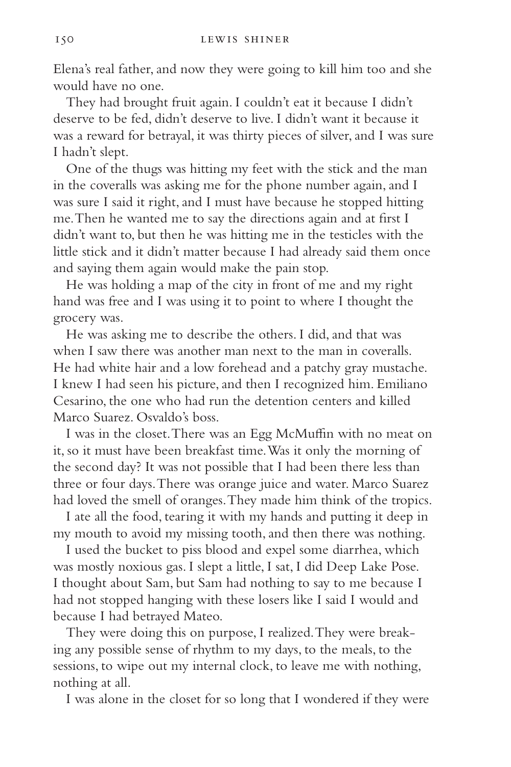Elena's real father, and now they were going to kill him too and she would have no one.

They had brought fruit again. I couldn't eat it because I didn't deserve to be fed, didn't deserve to live. I didn't want it because it was a reward for betrayal, it was thirty pieces of silver, and I was sure I hadn't slept.

One of the thugs was hitting my feet with the stick and the man in the coveralls was asking me for the phone number again, and I was sure I said it right, and I must have because he stopped hitting me. Then he wanted me to say the directions again and at first I didn't want to, but then he was hitting me in the testicles with the little stick and it didn't matter because I had already said them once and saying them again would make the pain stop.

He was holding a map of the city in front of me and my right hand was free and I was using it to point to where I thought the grocery was.

He was asking me to describe the others. I did, and that was when I saw there was another man next to the man in coveralls. He had white hair and a low forehead and a patchy gray mustache. I knew I had seen his picture, and then I recognized him. Emiliano Cesarino, the one who had run the detention centers and killed Marco Suarez. Osvaldo's boss.

I was in the closet. There was an Egg McMuffin with no meat on it, so it must have been breakfast time. Was it only the morning of the second day? It was not possible that I had been there less than three or four days. There was orange juice and water. Marco Suarez had loved the smell of oranges. They made him think of the tropics.

I ate all the food, tearing it with my hands and putting it deep in my mouth to avoid my missing tooth, and then there was nothing.

I used the bucket to piss blood and expel some diarrhea, which was mostly noxious gas. I slept a little, I sat, I did Deep Lake Pose. I thought about Sam, but Sam had nothing to say to me because I had not stopped hanging with these losers like I said I would and because I had betrayed Mateo.

They were doing this on purpose, I realized. They were breaking any possible sense of rhythm to my days, to the meals, to the sessions, to wipe out my internal clock, to leave me with nothing, nothing at all.

I was alone in the closet for so long that I wondered if they were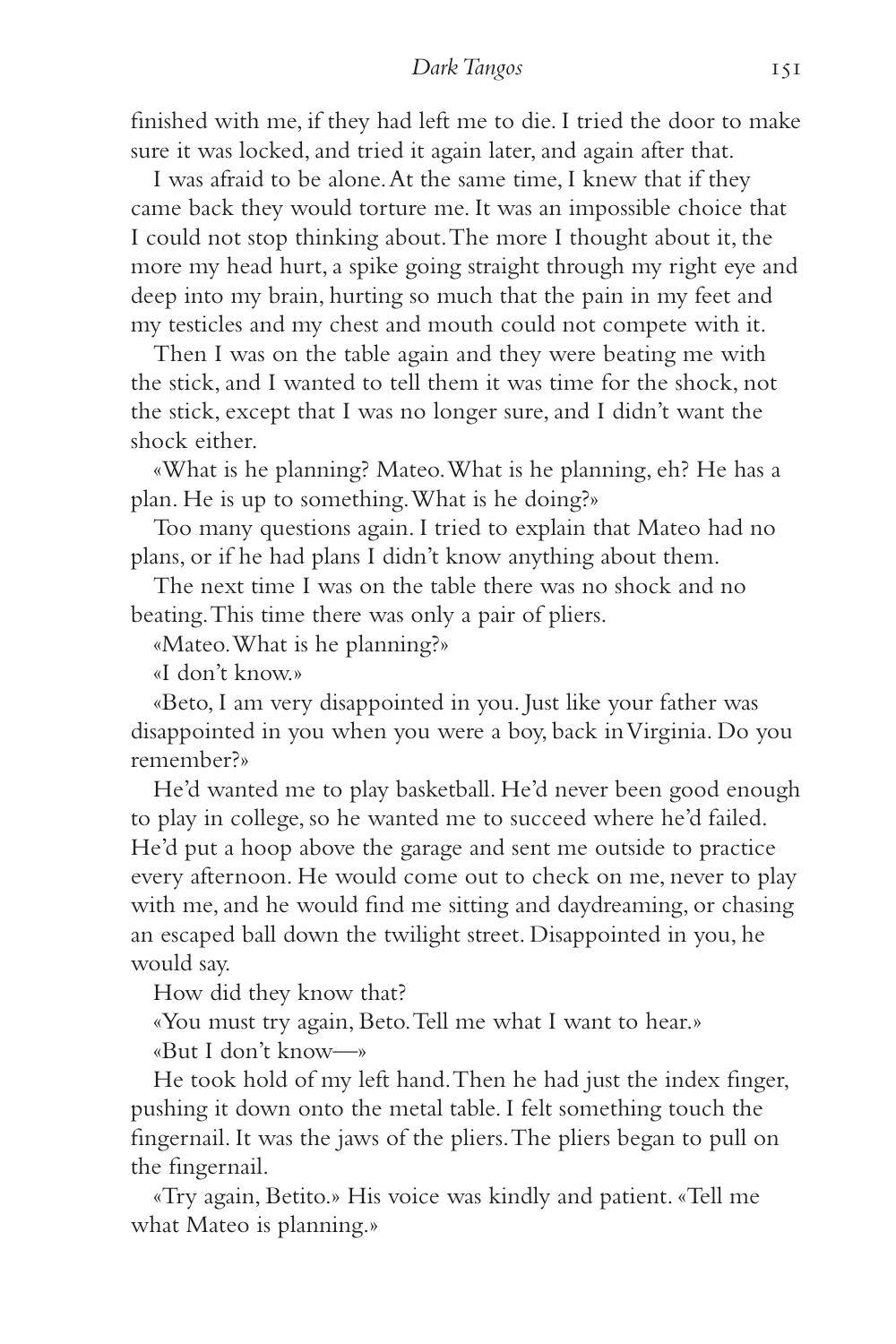finished with me, if they had left me to die. I tried the door to make sure it was locked, and tried it again later, and again after that.

I was afraid to be alone. At the same time, I knew that if they came back they would torture me. It was an impossible choice that I could not stop thinking about. The more I thought about it, the more my head hurt, a spike going straight through my right eye and deep into my brain, hurting so much that the pain in my feet and my testicles and my chest and mouth could not compete with it.

Then I was on the table again and they were beating me with the stick, and I wanted to tell them it was time for the shock, not the stick, except that I was no longer sure, and I didn't want the shock either.

«What is he planning? Mateo. What is he planning, eh? He has a plan. He is up to something. What is he doing?»

Too many questions again. I tried to explain that Mateo had no plans, or if he had plans I didn't know anything about them.

The next time I was on the table there was no shock and no beating. This time there was only a pair of pliers.

«Mateo. What is he planning?»

«I don't know.»

«Beto, I am very disappointed in you. Just like your father was disappointed in you when you were a boy, back in Virginia. Do you remember?»

He'd wanted me to play basketball. He'd never been good enough to play in college, so he wanted me to succeed where he'd failed. He'd put a hoop above the garage and sent me outside to practice every afternoon. He would come out to check on me, never to play with me, and he would find me sitting and daydreaming, or chasing an escaped ball down the twilight street. Disappointed in you, he would say.

How did they know that?

«You must try again, Beto. Tell me what I want to hear.»

«But I don't know—»

He took hold of my left hand. Then he had just the index finger, pushing it down onto the metal table. I felt something touch the fingernail. It was the jaws of the pliers. The pliers began to pull on the fingernail.

«Try again, Betito.» His voice was kindly and patient. «Tell me what Mateo is planning.»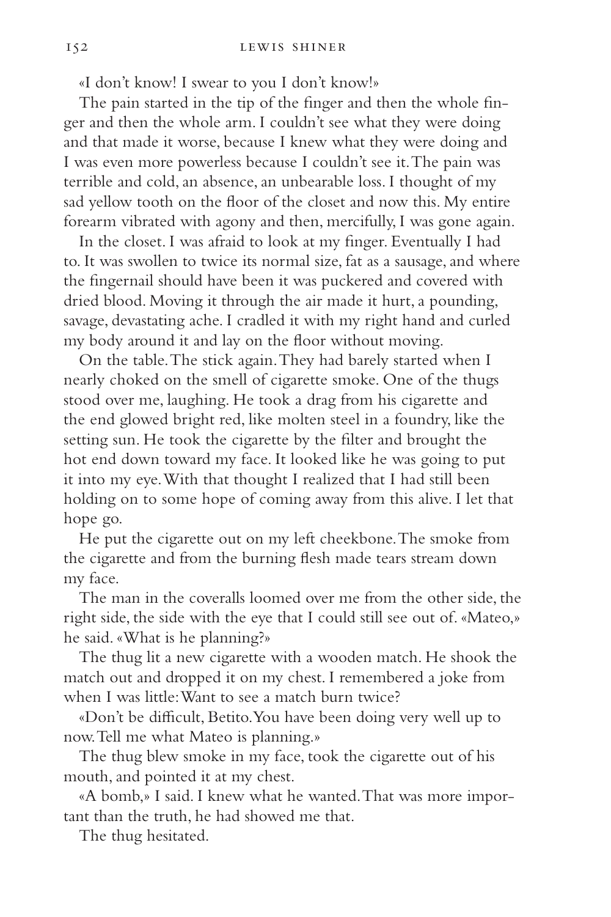«I don't know! I swear to you I don't know!»

The pain started in the tip of the finger and then the whole finger and then the whole arm. I couldn't see what they were doing and that made it worse, because I knew what they were doing and I was even more powerless because I couldn't see it. The pain was terrible and cold, an absence, an unbearable loss. I thought of my sad yellow tooth on the floor of the closet and now this. My entire forearm vibrated with agony and then, mercifully, I was gone again.

In the closet. I was afraid to look at my finger. Eventually I had to. It was swollen to twice its normal size, fat as a sausage, and where the fingernail should have been it was puckered and covered with dried blood. Moving it through the air made it hurt, a pounding, savage, devastating ache. I cradled it with my right hand and curled my body around it and lay on the floor without moving.

On the table. The stick again. They had barely started when I nearly choked on the smell of cigarette smoke. One of the thugs stood over me, laughing. He took a drag from his cigarette and the end glowed bright red, like molten steel in a foundry, like the setting sun. He took the cigarette by the filter and brought the hot end down toward my face. It looked like he was going to put it into my eye. With that thought I realized that I had still been holding on to some hope of coming away from this alive. I let that hope go.

He put the cigarette out on my left cheekbone. The smoke from the cigarette and from the burning flesh made tears stream down my face.

The man in the coveralls loomed over me from the other side, the right side, the side with the eye that I could still see out of. «Mateo,» he said. «What is he planning?»

The thug lit a new cigarette with a wooden match. He shook the match out and dropped it on my chest. I remembered a joke from when I was little: Want to see a match burn twice?

«Don't be difficult, Betito. You have been doing very well up to now. Tell me what Mateo is planning.»

The thug blew smoke in my face, took the cigarette out of his mouth, and pointed it at my chest.

«A bomb,» I said. I knew what he wanted. That was more important than the truth, he had showed me that.

The thug hesitated.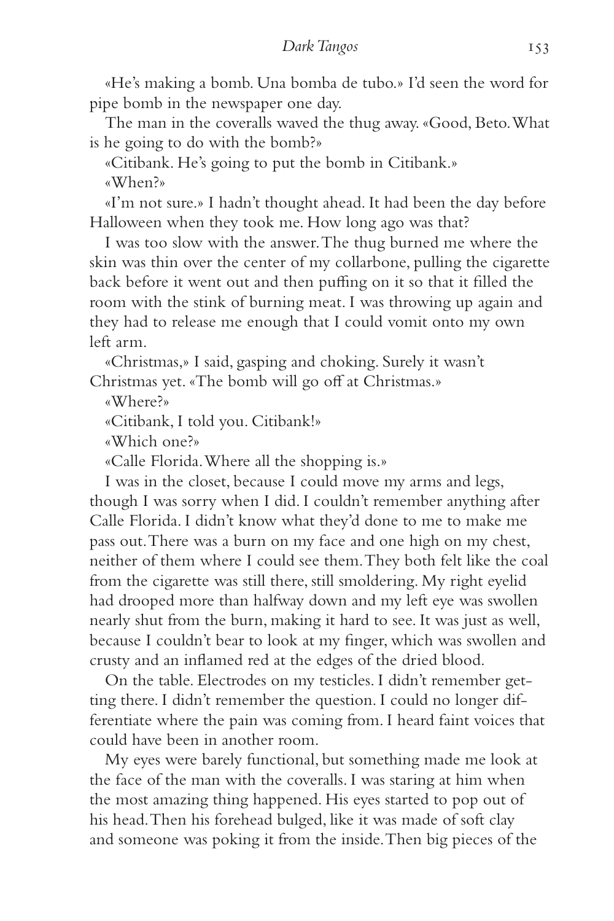«He's making a bomb. Una bomba de tubo.» I'd seen the word for pipe bomb in the newspaper one day.

The man in the coveralls waved the thug away. «Good, Beto. What is he going to do with the bomb?»

«Citibank. He's going to put the bomb in Citibank.»

«When?»

«I'm not sure.» I hadn't thought ahead. It had been the day before Halloween when they took me. How long ago was that?

I was too slow with the answer. The thug burned me where the skin was thin over the center of my collarbone, pulling the cigarette back before it went out and then puffing on it so that it filled the room with the stink of burning meat. I was throwing up again and they had to release me enough that I could vomit onto my own left arm.

«Christmas,» I said, gasping and choking. Surely it wasn't Christmas yet. «The bomb will go off at Christmas.»

«Where?»

«Citibank, I told you. Citibank!»

«Which one?»

«Calle Florida. Where all the shopping is.»

I was in the closet, because I could move my arms and legs, though I was sorry when I did. I couldn't remember anything after Calle Florida. I didn't know what they'd done to me to make me pass out. There was a burn on my face and one high on my chest, neither of them where I could see them. They both felt like the coal from the cigarette was still there, still smoldering. My right eyelid had drooped more than halfway down and my left eye was swollen nearly shut from the burn, making it hard to see. It was just as well, because I couldn't bear to look at my finger, which was swollen and crusty and an inflamed red at the edges of the dried blood.

On the table. Electrodes on my testicles. I didn't remember getting there. I didn't remember the question. I could no longer differentiate where the pain was coming from. I heard faint voices that could have been in another room.

My eyes were barely functional, but something made me look at the face of the man with the coveralls. I was staring at him when the most amazing thing happened. His eyes started to pop out of his head. Then his forehead bulged, like it was made of soft clay and someone was poking it from the inside. Then big pieces of the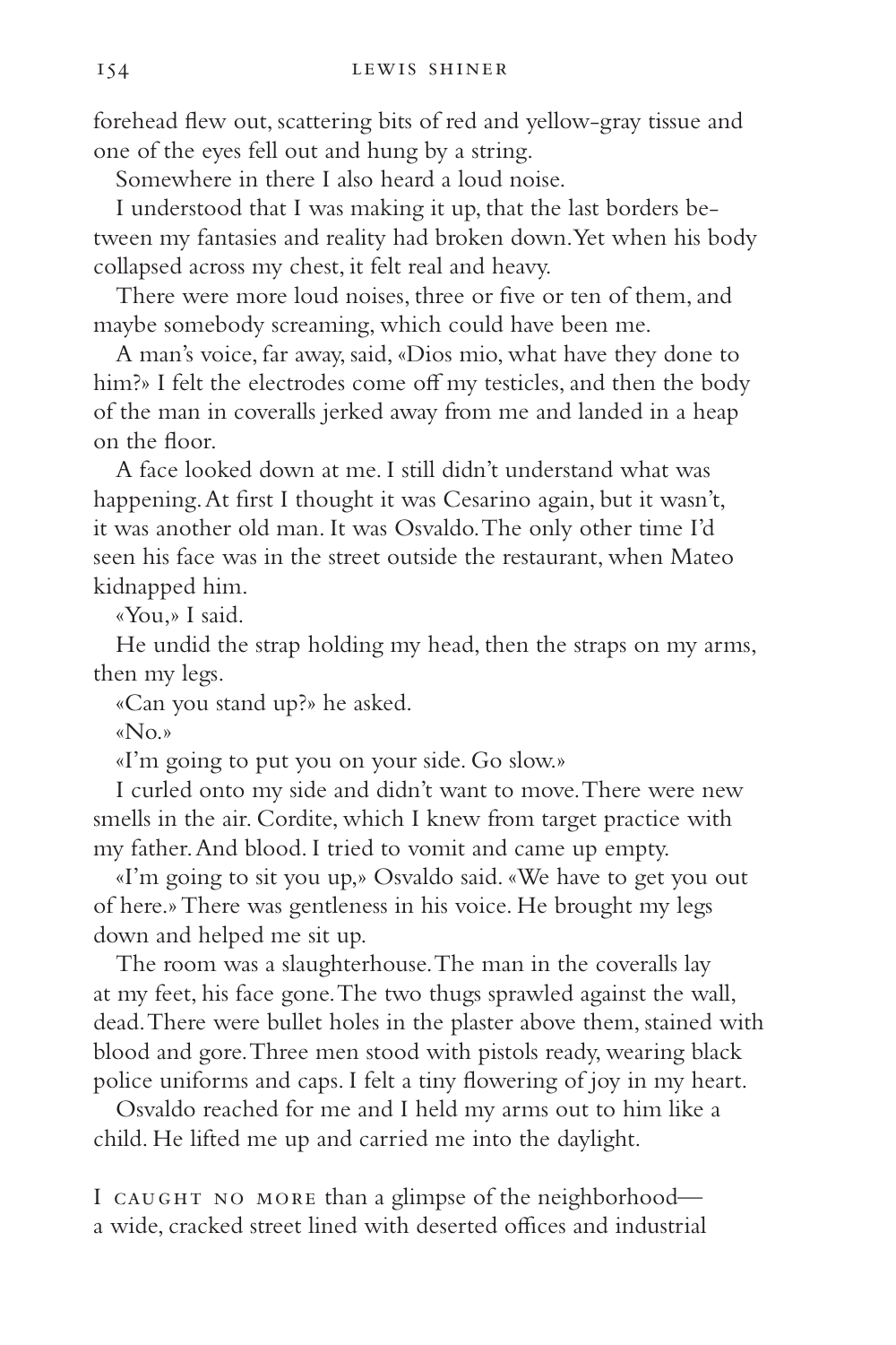forehead flew out, scattering bits of red and yellow-gray tissue and one of the eyes fell out and hung by a string.

Somewhere in there I also heard a loud noise.

I understood that I was making it up, that the last borders between my fantasies and reality had broken down. Yet when his body collapsed across my chest, it felt real and heavy.

There were more loud noises, three or five or ten of them, and maybe somebody screaming, which could have been me.

A man's voice, far away, said, «Dios mio, what have they done to him?» I felt the electrodes come off my testicles, and then the body of the man in coveralls jerked away from me and landed in a heap on the floor.

A face looked down at me. I still didn't understand what was happening. At first I thought it was Cesarino again, but it wasn't, it was another old man. It was Osvaldo. The only other time I'd seen his face was in the street outside the restaurant, when Mateo kidnapped him.

«You,» I said.

He undid the strap holding my head, then the straps on my arms, then my legs.

«Can you stand up?» he asked.

«No.»

«I'm going to put you on your side. Go slow.»

I curled onto my side and didn't want to move. There were new smells in the air. Cordite, which I knew from target practice with my father. And blood. I tried to vomit and came up empty.

«I'm going to sit you up,» Osvaldo said. «We have to get you out of here.» There was gentleness in his voice. He brought my legs down and helped me sit up.

The room was a slaughterhouse. The man in the coveralls lay at my feet, his face gone. The two thugs sprawled against the wall, dead. There were bullet holes in the plaster above them, stained with blood and gore. Three men stood with pistols ready, wearing black police uniforms and caps. I felt a tiny flowering of joy in my heart.

Osvaldo reached for me and I held my arms out to him like a child. He lifted me up and carried me into the daylight.

I CAUGHT NO MORE than a glimpse of the neighborhood—a wide, cracked street lined with deserted offices and industrial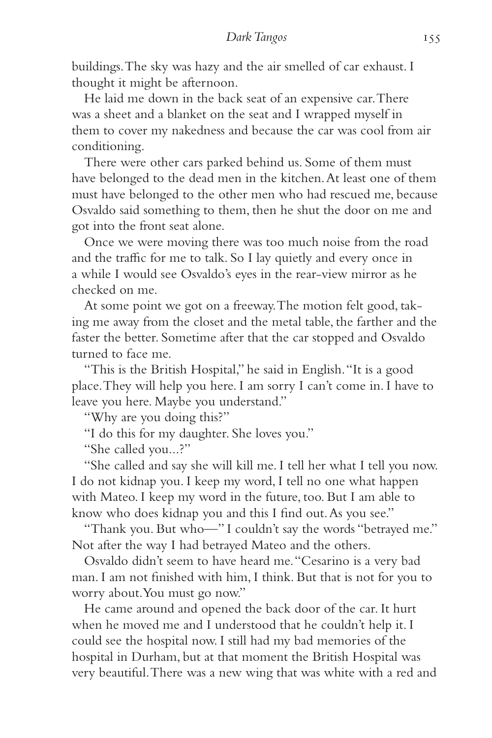buildings. The sky was hazy and the air smelled of car exhaust. I thought it might be afternoon.

He laid me down in the back seat of an expensive car. There was a sheet and a blanket on the seat and I wrapped myself in them to cover my nakedness and because the car was cool from air conditioning.

There were other cars parked behind us. Some of them must have belonged to the dead men in the kitchen. At least one of them must have belonged to the other men who had rescued me, because Osvaldo said something to them, then he shut the door on me and got into the front seat alone.

Once we were moving there was too much noise from the road and the traffic for me to talk. So I lay quietly and every once in a while I would see Osvaldo's eyes in the rear-view mirror as he checked on me.

At some point we got on a freeway. The motion felt good, taking me away from the closet and the metal table, the farther and the faster the better. Sometime after that the car stopped and Osvaldo turned to face me.

"This is the British Hospital," he said in English. "It is a good place. They will help you here. I am sorry I can't come in. I have to leave you here. Maybe you understand."

"Why are you doing this?"

"I do this for my daughter. She loves you."

"She called you...?"

"She called and say she will kill me. I tell her what I tell you now. I do not kidnap you. I keep my word, I tell no one what happen with Mateo. I keep my word in the future, too. But I am able to know who does kidnap you and this I find out. As you see."

"Thank you. But who—" I couldn't say the words "betrayed me." Not after the way I had betrayed Mateo and the others.

Osvaldo didn't seem to have heard me. "Cesarino is a very bad man. I am not finished with him, I think. But that is not for you to worry about. You must go now."

He came around and opened the back door of the car. It hurt when he moved me and I understood that he couldn't help it. I could see the hospital now. I still had my bad memories of the hospital in Durham, but at that moment the British Hospital was very beautiful. There was a new wing that was white with a red and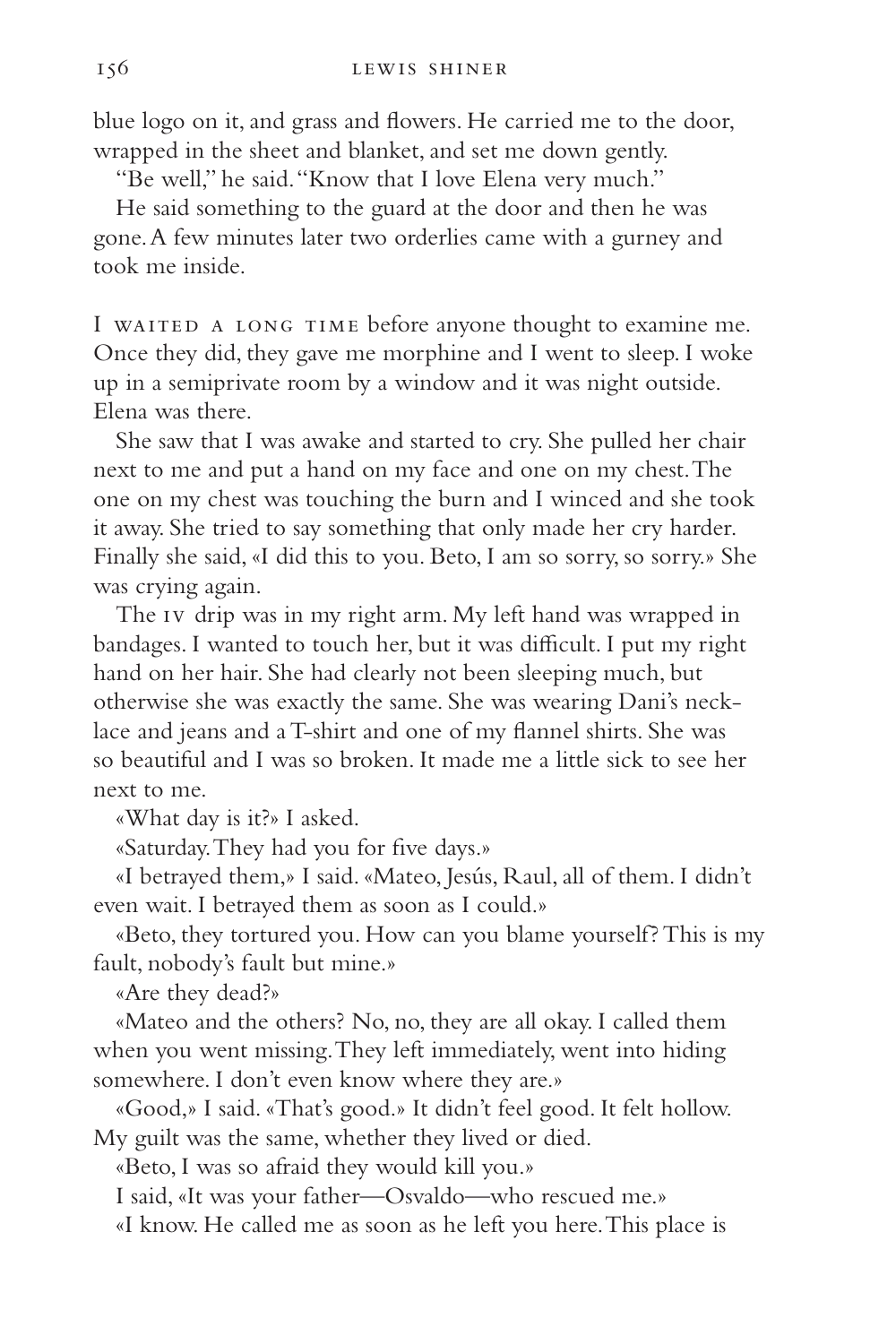blue logo on it, and grass and flowers. He carried me to the door, wrapped in the sheet and blanket, and set me down gently.

"Be well," he said. "Know that I love Elena very much."

He said something to the guard at the door and then he was gone. A few minutes later two orderlies came with a gurney and took me inside.

I WAITED A LONG TIME before anyone thought to examine me. Once they did, they gave me morphine and I went to sleep. I woke up in a semiprivate room by a window and it was night outside. Elena was there.

She saw that I was awake and started to cry. She pulled her chair next to me and put a hand on my face and one on my chest. The one on my chest was touching the burn and I winced and she took it away. She tried to say something that only made her cry harder. Finally she said, «I did this to you. Beto, I am so sorry, so sorry.» She was crying again.

The IV drip was in my right arm. My left hand was wrapped in bandages. I wanted to touch her, but it was difficult. I put my right hand on her hair. She had clearly not been sleeping much, but otherwise she was exactly the same. She was wearing Dani's necklace and jeans and a T-shirt and one of my flannel shirts. She was so beautiful and I was so broken. It made me a little sick to see her next to me.

«What day is it?» I asked.

«Saturday. They had you for five days.»

«I betrayed them,» I said. «Mateo, Jesús, Raul, all of them. I didn't even wait. I betrayed them as soon as I could.»

«Beto, they tortured you. How can you blame yourself? This is my fault, nobody's fault but mine.»

«Are they dead?»

«Mateo and the others? No, no, they are all okay. I called them when you went missing. They left immediately, went into hiding somewhere. I don't even know where they are.»

«Good,» I said. «That's good.» It didn't feel good. It felt hollow. My guilt was the same, whether they lived or died.

«Beto, I was so afraid they would kill you.»

I said, «It was your father—Osvaldo—who rescued me.»

«I know. He called me as soon as he left you here. This place is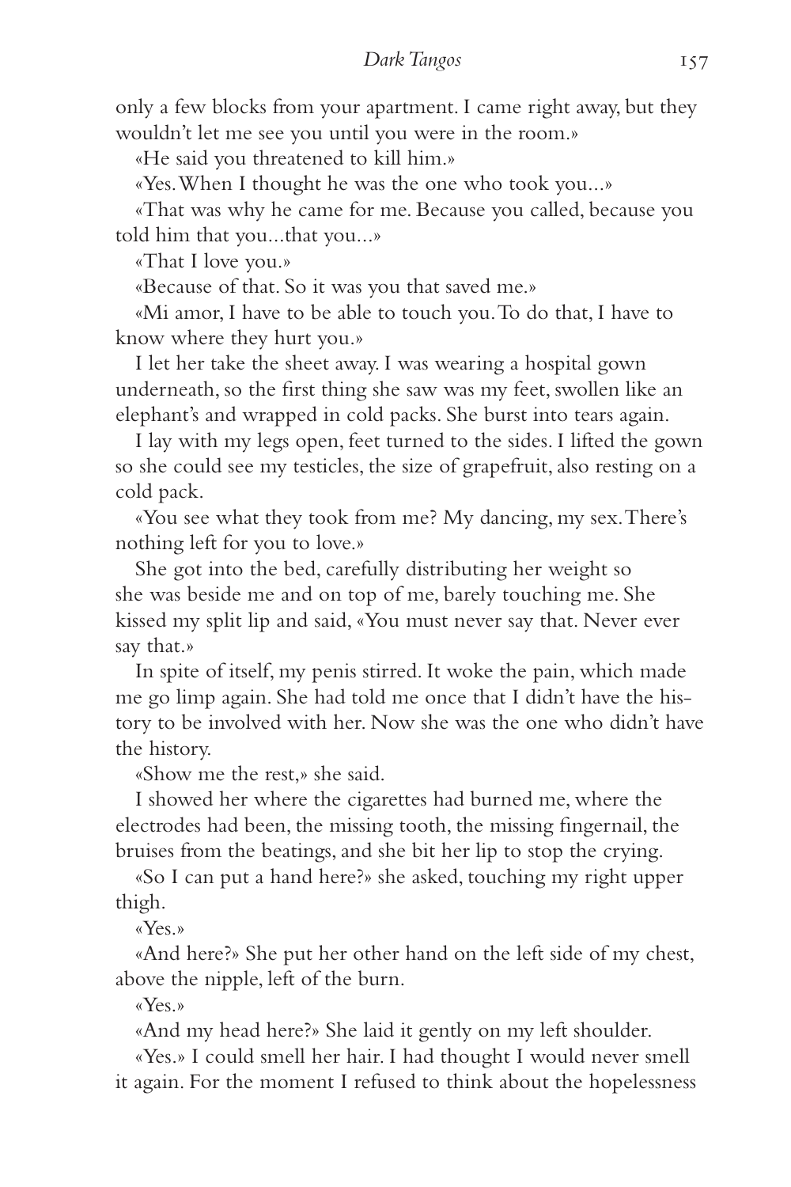only a few blocks from your apartment. I came right away, but they wouldn't let me see you until you were in the room.»

«He said you threatened to kill him.»

«Yes. When I thought he was the one who took you...»

«That was why he came for me. Because you called, because you told him that you...that you...»

«That I love you.»

«Because of that. So it was you that saved me.»

«Mi amor, I have to be able to touch you. To do that, I have to know where they hurt you.»

I let her take the sheet away. I was wearing a hospital gown underneath, so the first thing she saw was my feet, swollen like an elephant's and wrapped in cold packs. She burst into tears again.

I lay with my legs open, feet turned to the sides. I lifted the gown so she could see my testicles, the size of grapefruit, also resting on a cold pack.

«You see what they took from me? My dancing, my sex. There's nothing left for you to love.»

She got into the bed, carefully distributing her weight so she was beside me and on top of me, barely touching me. She kissed my split lip and said, «You must never say that. Never ever say that.»

In spite of itself, my penis stirred. It woke the pain, which made me go limp again. She had told me once that I didn't have the history to be involved with her. Now she was the one who didn't have the history.

«Show me the rest,» she said.

I showed her where the cigarettes had burned me, where the electrodes had been, the missing tooth, the missing fingernail, the bruises from the beatings, and she bit her lip to stop the crying.

«So I can put a hand here?» she asked, touching my right upper thigh.

«Yes.»

«And here?» She put her other hand on the left side of my chest, above the nipple, left of the burn.

«Yes.»

«And my head here?» She laid it gently on my left shoulder.

«Yes.» I could smell her hair. I had thought I would never smell it again. For the moment I refused to think about the hopelessness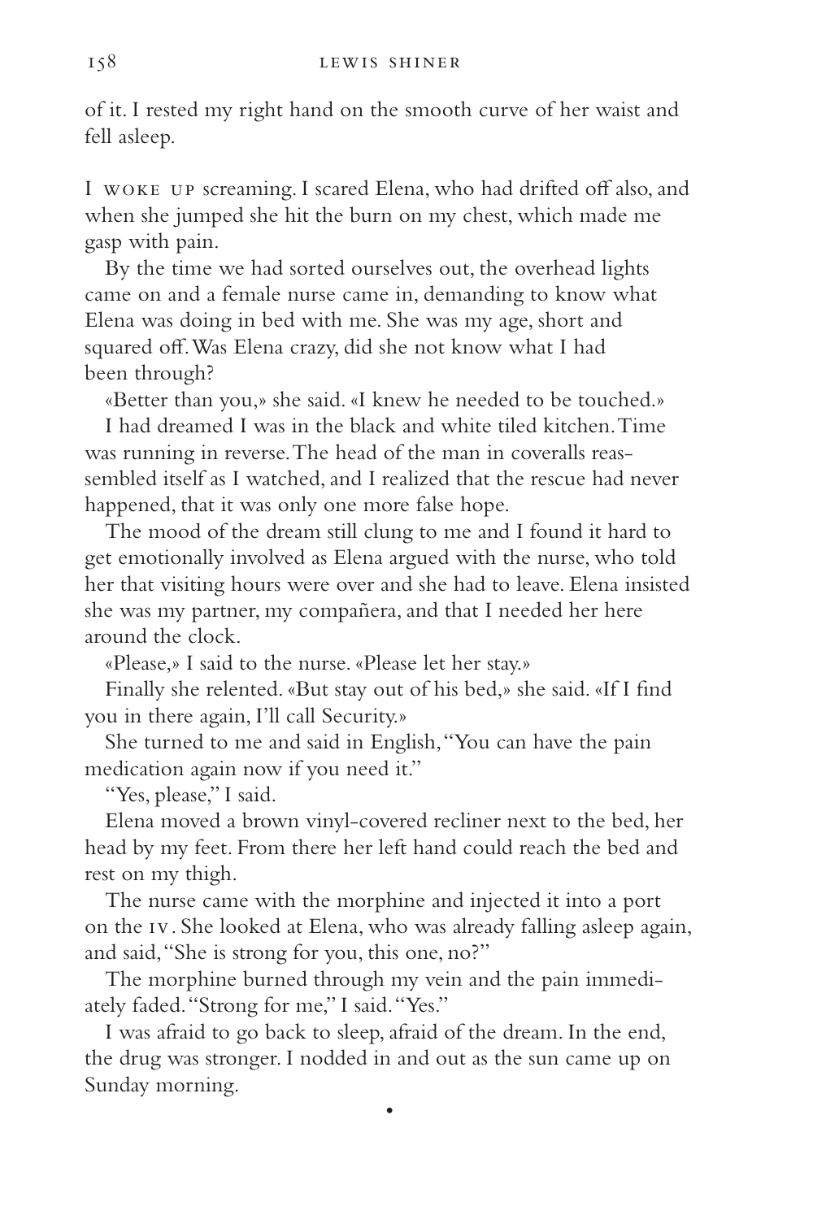of it. I rested my right hand on the smooth curve of her waist and fell asleep.

I WOKE UP screaming. I scared Elena, who had drifted off also, and when she jumped she hit the burn on my chest, which made me gasp with pain.

By the time we had sorted ourselves out, the overhead lights came on and a female nurse came in, demanding to know what Elena was doing in bed with me. She was my age, short and squared off. Was Elena crazy, did she not know what I had been through?

«Better than you,» she said. «I knew he needed to be touched.»

I had dreamed I was in the black and white tiled kitchen. Time was running in reverse. The head of the man in coveralls reassembled itself as I watched, and I realized that the rescue had never happened, that it was only one more false hope.

The mood of the dream still clung to me and I found it hard to get emotionally involved as Elena argued with the nurse, who told her that visiting hours were over and she had to leave. Elena insisted she was my partner, my compañera, and that I needed her here around the clock.

«Please,» I said to the nurse. «Please let her stay.»

Finally she relented. «But stay out of his bed,» she said. «If I find you in there again, I'll call Security.»

She turned to me and said in English, "You can have the pain medication again now if you need it."

"Yes, please," I said.

Elena moved a brown vinyl-covered recliner next to the bed, her head by my feet. From there her left hand could reach the bed and rest on my thigh.

The nurse came with the morphine and injected it into a port on the IV. She looked at Elena, who was already falling asleep again, and said, "She is strong for you, this one, no?"

The morphine burned through my vein and the pain immediately faded. "Strong for me," I said. "Yes."

I was afraid to go back to sleep, afraid of the dream. In the end, the drug was stronger. I nodded in and out as the sun came up on Sunday morning.

•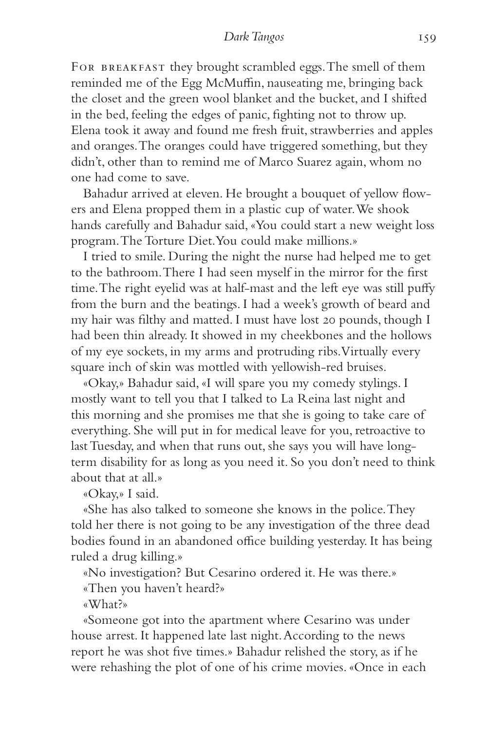For breakfast they brought scrambled eggs. The smell of them reminded me of the Egg McMuffin, nauseating me, bringing back the closet and the green wool blanket and the bucket, and I shifted in the bed, feeling the edges of panic, fighting not to throw up. Elena took it away and found me fresh fruit, strawberries and apples and oranges. The oranges could have triggered something, but they didn't, other than to remind me of Marco Suarez again, whom no one had come to save.

Bahadur arrived at eleven. He brought a bouquet of yellow flowers and Elena propped them in a plastic cup of water. We shook hands carefully and Bahadur said, «You could start a new weight loss program. The Torture Diet. You could make millions.»

I tried to smile. During the night the nurse had helped me to get to the bathroom. There I had seen myself in the mirror for the first time. The right eyelid was at half-mast and the left eye was still puffy from the burn and the beatings. I had a week's growth of beard and my hair was filthy and matted. I must have lost 20 pounds, though I had been thin already. It showed in my cheekbones and the hollows of my eye sockets, in my arms and protruding ribs. Virtually every square inch of skin was mottled with yellowish-red bruises.

«Okay,» Bahadur said, «I will spare you my comedy stylings. I mostly want to tell you that I talked to La Reina last night and this morning and she promises me that she is going to take care of everything. She will put in for medical leave for you, retroactive to last Tuesday, and when that runs out, she says you will have long-term disability for as long as you need it. So you don't need to think about that at all.»

«Okay,» I said.

«She has also talked to someone she knows in the police. They told her there is not going to be any investigation of the three dead bodies found in an abandoned office building yesterday. It has being ruled a drug killing.»

«No investigation? But Cesarino ordered it. He was there.»

«Then you haven't heard?»

«What?»

«Someone got into the apartment where Cesarino was under house arrest. It happened late last night. According to the news report he was shot five times.» Bahadur relished the story, as if he were rehashing the plot of one of his crime movies. «Once in each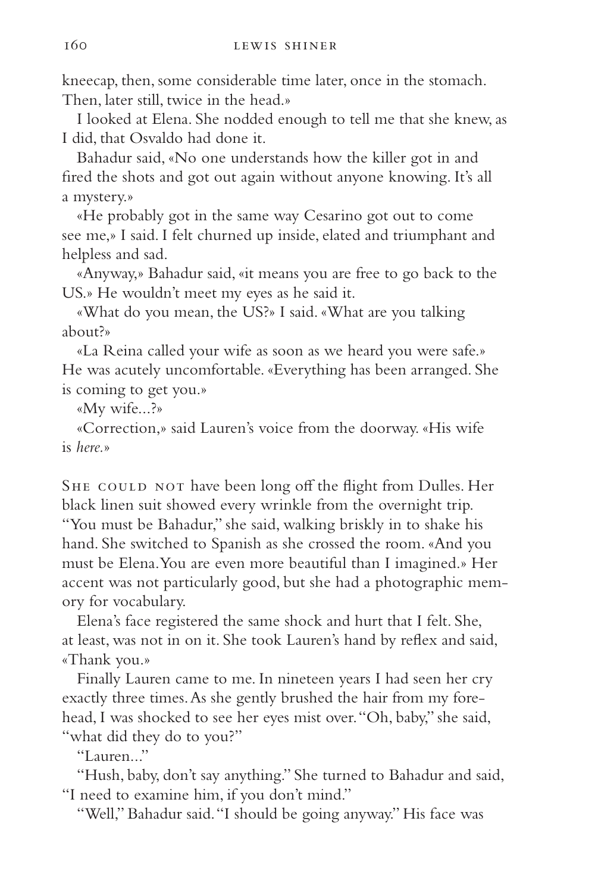kneecap, then, some considerable time later, once in the stomach. Then, later still, twice in the head.»

I looked at Elena. She nodded enough to tell me that she knew, as I did, that Osvaldo had done it.

Bahadur said, «No one understands how the killer got in and fired the shots and got out again without anyone knowing. It's all a mystery.»

«He probably got in the same way Cesarino got out to come see me,» I said. I felt churned up inside, elated and triumphant and helpless and sad.

«Anyway,» Bahadur said, «it means you are free to go back to the US.» He wouldn't meet my eyes as he said it.

«What do you mean, the US?» I said. «What are you talking about?»

«La Reina called your wife as soon as we heard you were safe.» He was acutely uncomfortable. «Everything has been arranged. She is coming to get you.»

«My wife...?»

«Correction,» said Lauren's voice from the doorway. «His wife is *here*.»

SHE COULD NOT have been long off the flight from Dulles. Her black linen suit showed every wrinkle from the overnight trip. "You must be Bahadur," she said, walking briskly in to shake his hand. She switched to Spanish as she crossed the room. «And you must be Elena. You are even more beautiful than I imagined.» Her accent was not particularly good, but she had a photographic memory for vocabulary.

Elena's face registered the same shock and hurt that I felt. She, at least, was not in on it. She took Lauren's hand by reflex and said, «Thank you.»

Finally Lauren came to me. In nineteen years I had seen her cry exactly three times. As she gently brushed the hair from my forehead, I was shocked to see her eyes mist over. "Oh, baby," she said, "what did they do to you?"

"Lauren..."

"Hush, baby, don't say anything." She turned to Bahadur and said, "I need to examine him, if you don't mind."

"Well," Bahadur said. "I should be going anyway." His face was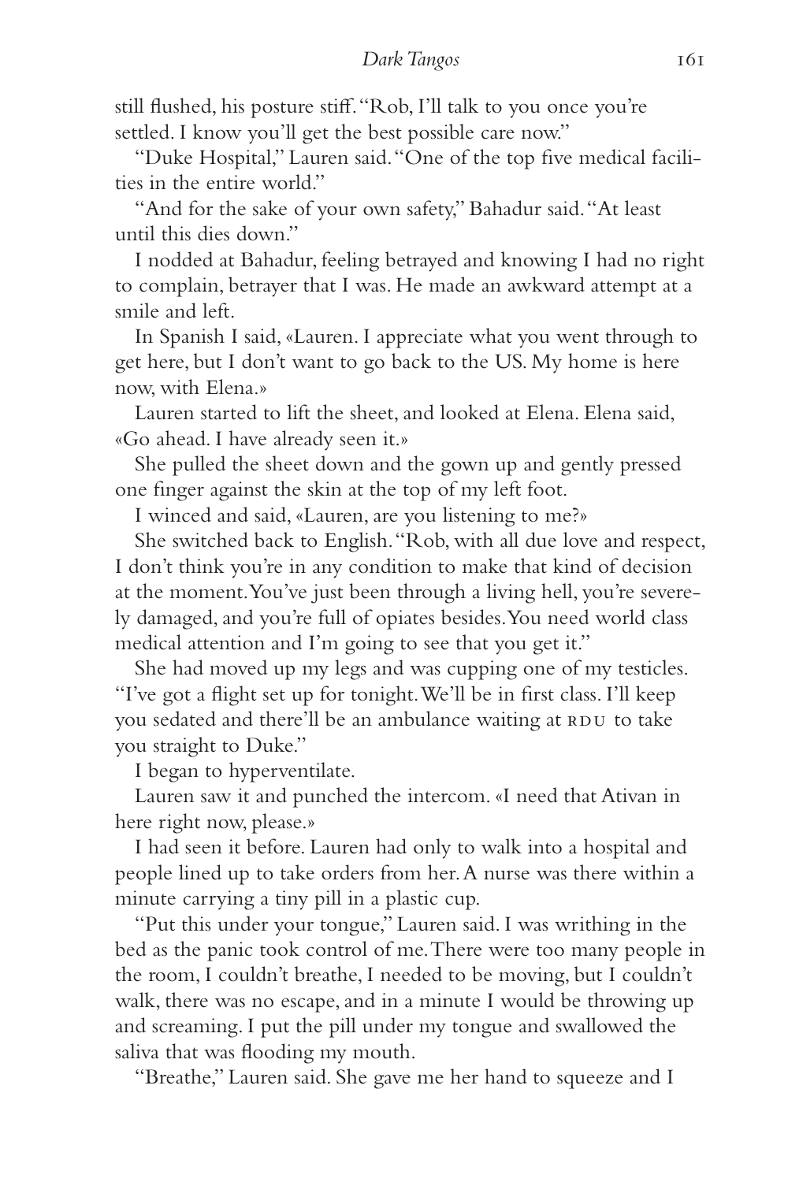still flushed, his posture stiff. "Rob, I'll talk to you once you're settled. I know you'll get the best possible care now."

"Duke Hospital," Lauren said. "One of the top five medical facilities in the entire world."

"And for the sake of your own safety," Bahadur said. "At least until this dies down."

I nodded at Bahadur, feeling betrayed and knowing I had no right to complain, betrayer that I was. He made an awkward attempt at a smile and left.

In Spanish I said, «Lauren. I appreciate what you went through to get here, but I don't want to go back to the US. My home is here now, with Elena.»

Lauren started to lift the sheet, and looked at Elena. Elena said, «Go ahead. I have already seen it.»

She pulled the sheet down and the gown up and gently pressed one finger against the skin at the top of my left foot.

I winced and said, «Lauren, are you listening to me?»

She switched back to English. "Rob, with all due love and respect, I don't think you're in any condition to make that kind of decision at the moment. You've just been through a living hell, you're severely damaged, and you're full of opiates besides. You need world class medical attention and I'm going to see that you get it."

She had moved up my legs and was cupping one of my testicles. "I've got a flight set up for tonight. We'll be in first class. I'll keep you sedated and there'll be an ambulance waiting at RDU to take you straight to Duke."

I began to hyperventilate.

Lauren saw it and punched the intercom. «I need that Ativan in here right now, please.»

I had seen it before. Lauren had only to walk into a hospital and people lined up to take orders from her. A nurse was there within a minute carrying a tiny pill in a plastic cup.

"Put this under your tongue," Lauren said. I was writhing in the bed as the panic took control of me. There were too many people in the room, I couldn't breathe, I needed to be moving, but I couldn't walk, there was no escape, and in a minute I would be throwing up and screaming. I put the pill under my tongue and swallowed the saliva that was flooding my mouth.

"Breathe," Lauren said. She gave me her hand to squeeze and I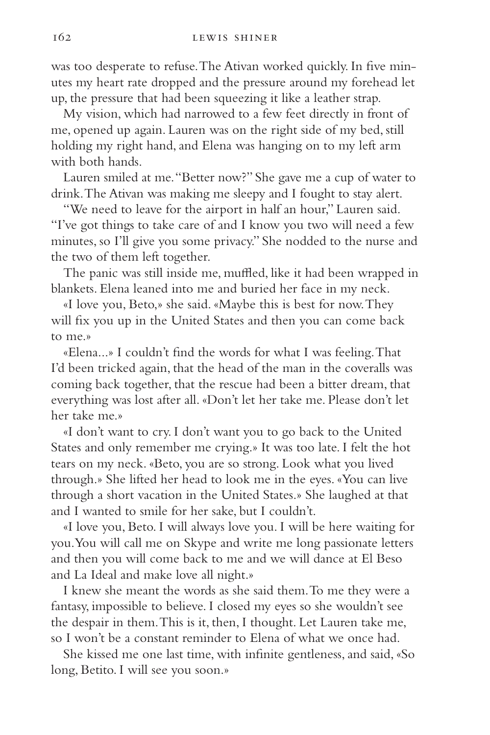was too desperate to refuse. The Ativan worked quickly. In five minutes my heart rate dropped and the pressure around my forehead let up, the pressure that had been squeezing it like a leather strap.

My vision, which had narrowed to a few feet directly in front of me, opened up again. Lauren was on the right side of my bed, still holding my right hand, and Elena was hanging on to my left arm with both hands.

Lauren smiled at me. "Better now?" She gave me a cup of water to drink. The Ativan was making me sleepy and I fought to stay alert.

"We need to leave for the airport in half an hour," Lauren said. "I've got things to take care of and I know you two will need a few minutes, so I'll give you some privacy." She nodded to the nurse and the two of them left together.

The panic was still inside me, muffled, like it had been wrapped in blankets. Elena leaned into me and buried her face in my neck.

«I love you, Beto,» she said. «Maybe this is best for now. They will fix you up in the United States and then you can come back to me.»

«Elena...» I couldn't find the words for what I was feeling. That I'd been tricked again, that the head of the man in the coveralls was coming back together, that the rescue had been a bitter dream, that everything was lost after all. «Don't let her take me. Please don't let her take me.»

«I don't want to cry. I don't want you to go back to the United States and only remember me crying.» It was too late. I felt the hot tears on my neck. «Beto, you are so strong. Look what you lived through.» She lifted her head to look me in the eyes. «You can live through a short vacation in the United States.» She laughed at that and I wanted to smile for her sake, but I couldn't.

«I love you, Beto. I will always love you. I will be here waiting for you. You will call me on Skype and write me long passionate letters and then you will come back to me and we will dance at El Beso and La Ideal and make love all night.»

I knew she meant the words as she said them. To me they were a fantasy, impossible to believe. I closed my eyes so she wouldn't see the despair in them. This is it, then, I thought. Let Lauren take me, so I won't be a constant reminder to Elena of what we once had.

She kissed me one last time, with infinite gentleness, and said, «So long, Betito. I will see you soon.»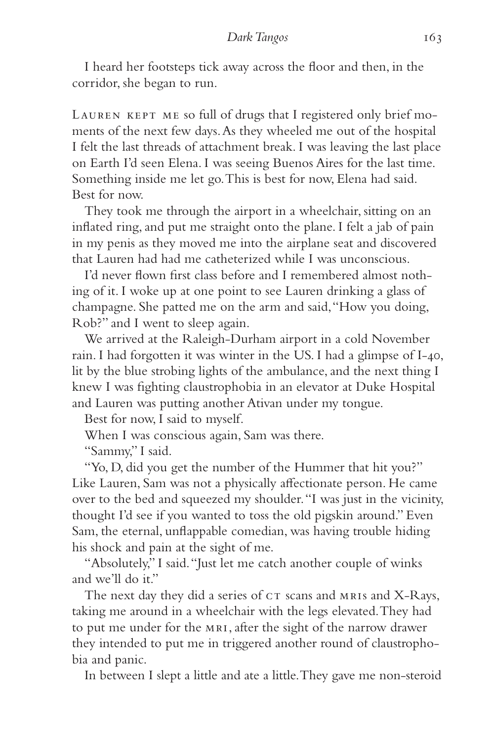I heard her footsteps tick away across the floor and then, in the corridor, she began to run.

LAUREN KEPT ME so full of drugs that I registered only brief moments of the next few days. As they wheeled me out of the hospital I felt the last threads of attachment break. I was leaving the last place on Earth I'd seen Elena. I was seeing Buenos Aires for the last time. Something inside me let go. This is best for now, Elena had said. Best for now.

They took me through the airport in a wheelchair, sitting on an inflated ring, and put me straight onto the plane. I felt a jab of pain in my penis as they moved me into the airplane seat and discovered that Lauren had had me catheterized while I was unconscious.

I'd never flown first class before and I remembered almost nothing of it. I woke up at one point to see Lauren drinking a glass of champagne. She patted me on the arm and said, "How you doing, Rob?" and I went to sleep again.

We arrived at the Raleigh-Durham airport in a cold November rain. I had forgotten it was winter in the US. I had a glimpse of I-40, lit by the blue strobing lights of the ambulance, and the next thing I knew I was fighting claustrophobia in an elevator at Duke Hospital and Lauren was putting another Ativan under my tongue.

Best for now, I said to myself.

When I was conscious again, Sam was there.

"Sammy," I said.

"Yo, D, did you get the number of the Hummer that hit you?" Like Lauren, Sam was not a physically affectionate person. He came over to the bed and squeezed my shoulder. "I was just in the vicinity, thought I'd see if you wanted to toss the old pigskin around." Even Sam, the eternal, unflappable comedian, was having trouble hiding his shock and pain at the sight of me.

"Absolutely," I said. "Just let me catch another couple of winks and we'll do it."

The next day they did a series of CT scans and MRIs and X-Rays, taking me around in a wheelchair with the legs elevated. They had to put me under for the MRI, after the sight of the narrow drawer they intended to put me in triggered another round of claustrophobia and panic.

In between I slept a little and ate a little. They gave me non-steroid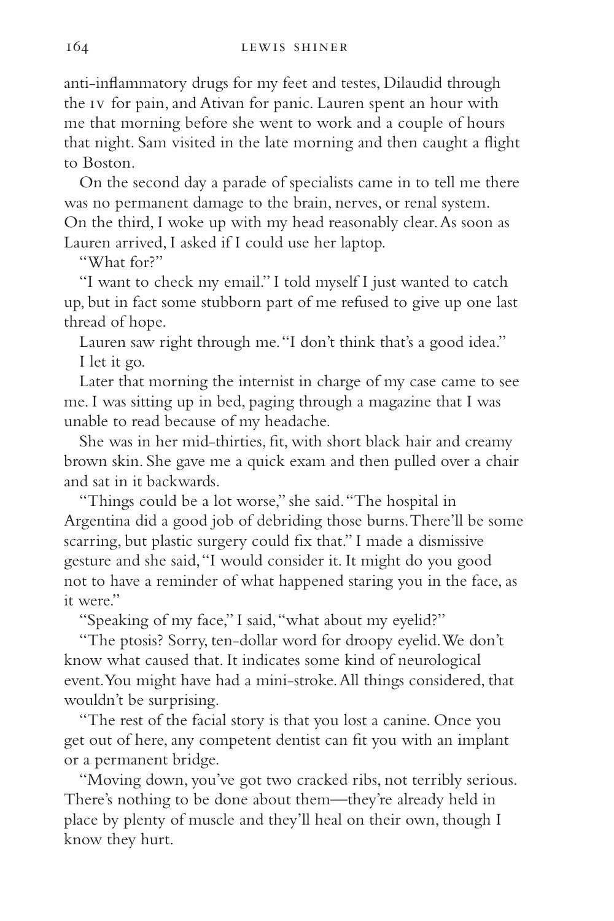anti-inflammatory drugs for my feet and testes, Dilaudid through the IV for pain, and Ativan for panic. Lauren spent an hour with me that morning before she went to work and a couple of hours that night. Sam visited in the late morning and then caught a flight to Boston.

On the second day a parade of specialists came in to tell me there was no permanent damage to the brain, nerves, or renal system. On the third, I woke up with my head reasonably clear. As soon as Lauren arrived, I asked if I could use her laptop.

"What for?"

"I want to check my email." I told myself I just wanted to catch up, but in fact some stubborn part of me refused to give up one last thread of hope.

Lauren saw right through me. "I don't think that's a good idea."

I let it go.

Later that morning the internist in charge of my case came to see me. I was sitting up in bed, paging through a magazine that I was unable to read because of my headache.

She was in her mid-thirties, fit, with short black hair and creamy brown skin. She gave me a quick exam and then pulled over a chair and sat in it backwards.

"Things could be a lot worse," she said. "The hospital in Argentina did a good job of debriding those burns. There'll be some scarring, but plastic surgery could fix that." I made a dismissive gesture and she said, "I would consider it. It might do you good not to have a reminder of what happened staring you in the face, as it were."

"Speaking of my face," I said, "what about my eyelid?"

"The ptosis? Sorry, ten-dollar word for droopy eyelid. We don't know what caused that. It indicates some kind of neurological event. You might have had a mini-stroke. All things considered, that wouldn't be surprising.

"The rest of the facial story is that you lost a canine. Once you get out of here, any competent dentist can fit you with an implant or a permanent bridge.

"Moving down, you've got two cracked ribs, not terribly serious. There's nothing to be done about them—they're already held in place by plenty of muscle and they'll heal on their own, though I know they hurt.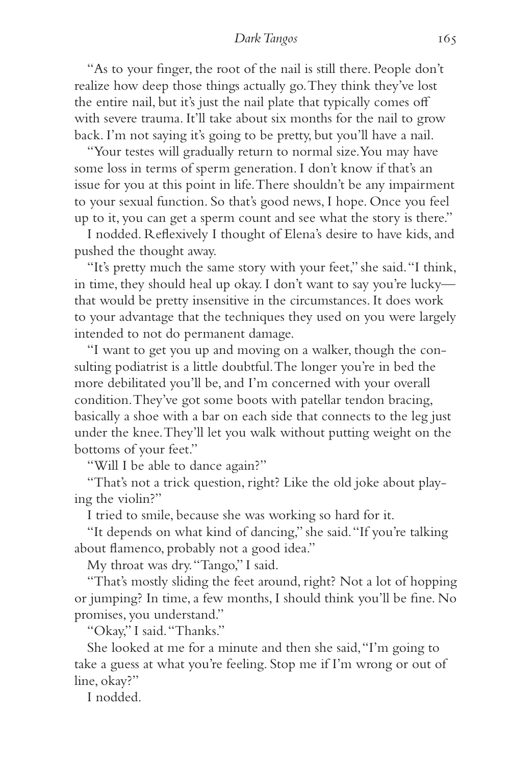"As to your finger, the root of the nail is still there. People don't realize how deep those things actually go. They think they've lost the entire nail, but it's just the nail plate that typically comes off with severe trauma. It'll take about six months for the nail to grow back. I'm not saying it's going to be pretty, but you'll have a nail.

"Your testes will gradually return to normal size. You may have some loss in terms of sperm generation. I don't know if that's an issue for you at this point in life. There shouldn't be any impairment to your sexual function. So that's good news, I hope. Once you feel up to it, you can get a sperm count and see what the story is there."

I nodded. Reflexively I thought of Elena's desire to have kids, and pushed the thought away.

"It's pretty much the same story with your feet," she said. "I think, in time, they should heal up okay. I don't want to say you're lucky—that would be pretty insensitive in the circumstances. It does work to your advantage that the techniques they used on you were largely intended to not do permanent damage.

"I want to get you up and moving on a walker, though the consulting podiatrist is a little doubtful. The longer you're in bed the more debilitated you'll be, and I'm concerned with your overall condition. They've got some boots with patellar tendon bracing, basically a shoe with a bar on each side that connects to the leg just under the knee. They'll let you walk without putting weight on the bottoms of your feet."

"Will I be able to dance again?"

"That's not a trick question, right? Like the old joke about playing the violin?"

I tried to smile, because she was working so hard for it.

"It depends on what kind of dancing," she said. "If you're talking about flamenco, probably not a good idea."

My throat was dry. "Tango," I said.

"That's mostly sliding the feet around, right? Not a lot of hopping or jumping? In time, a few months, I should think you'll be fine. No promises, you understand."

"Okay," I said. "Thanks."

She looked at me for a minute and then she said, "I'm going to take a guess at what you're feeling. Stop me if I'm wrong or out of line, okay?"

I nodded.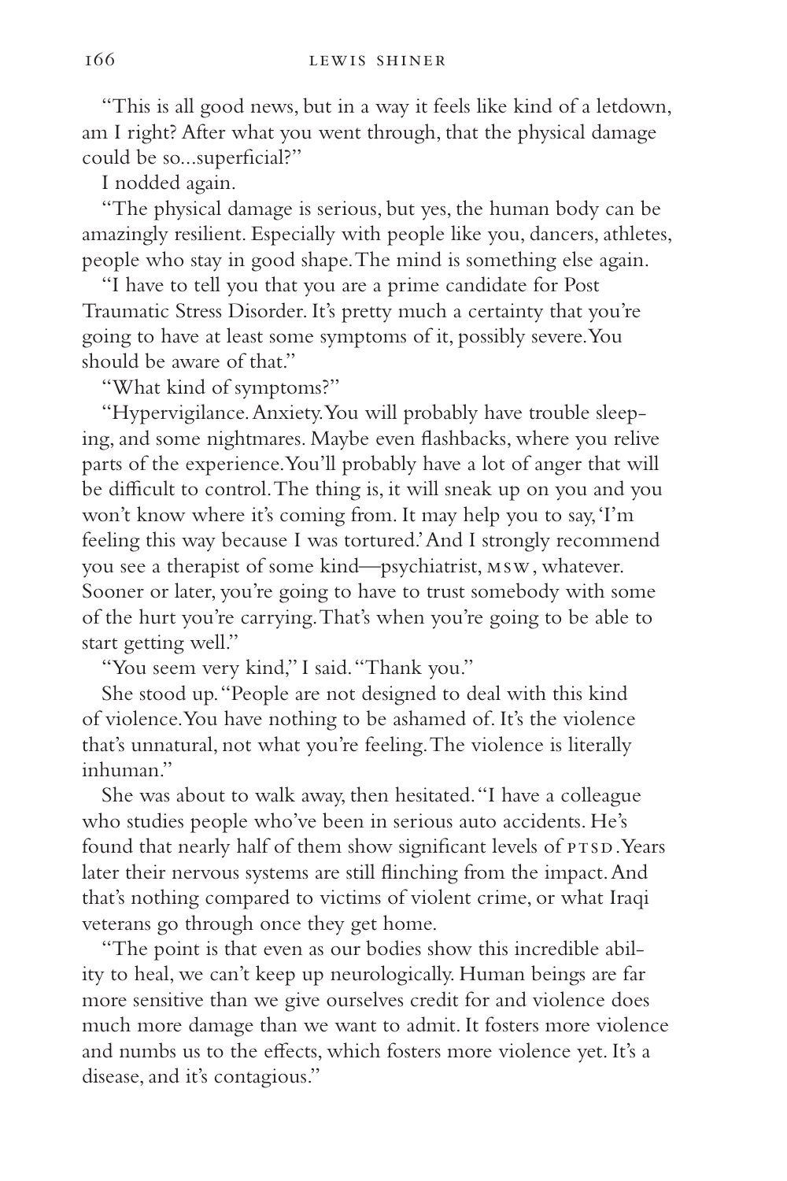"This is all good news, but in a way it feels like kind of a letdown, am I right? After what you went through, that the physical damage could be so...superficial?"

I nodded again.

"The physical damage is serious, but yes, the human body can be amazingly resilient. Especially with people like you, dancers, athletes, people who stay in good shape. The mind is something else again.

"I have to tell you that you are a prime candidate for Post Traumatic Stress Disorder. It's pretty much a certainty that you're going to have at least some symptoms of it, possibly severe. You should be aware of that."

"What kind of symptoms?"

"Hypervigilance. Anxiety. You will probably have trouble sleeping, and some nightmares. Maybe even flashbacks, where you relive parts of the experience. You'll probably have a lot of anger that will be difficult to control. The thing is, it will sneak up on you and you won't know where it's coming from. It may help you to say, 'I'm feeling this way because I was tortured.' And I strongly recommend you see a therapist of some kind—psychiatrist, MSW, whatever. Sooner or later, you're going to have to trust somebody with some of the hurt you're carrying. That's when you're going to be able to start getting well."

"You seem very kind," I said. "Thank you."

She stood up. "People are not designed to deal with this kind of violence. You have nothing to be ashamed of. It's the violence that's unnatural, not what you're feeling. The violence is literally inhuman."

She was about to walk away, then hesitated. "I have a colleague who studies people who've been in serious auto accidents. He's found that nearly half of them show significant levels of PTSD. Years later their nervous systems are still flinching from the impact. And that's nothing compared to victims of violent crime, or what Iraqi veterans go through once they get home.

"The point is that even as our bodies show this incredible ability to heal, we can't keep up neurologically. Human beings are far more sensitive than we give ourselves credit for and violence does much more damage than we want to admit. It fosters more violence and numbs us to the effects, which fosters more violence yet. It's a disease, and it's contagious."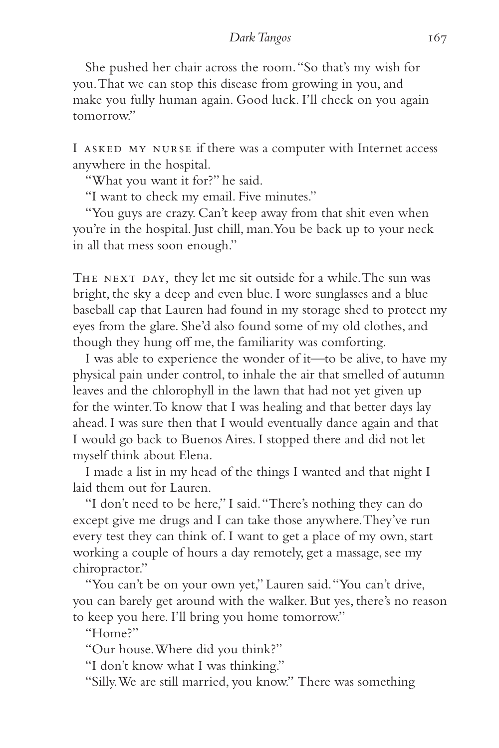She pushed her chair across the room. "So that's my wish for you. That we can stop this disease from growing in you, and make you fully human again. Good luck. I'll check on you again tomorrow."

I ASKED MY NURSE if there was a computer with Internet access anywhere in the hospital.

"What you want it for?" he said.

"I want to check my email. Five minutes."

"You guys are crazy. Can't keep away from that shit even when you're in the hospital. Just chill, man. You be back up to your neck in all that mess soon enough."

THE NEXT DAY, they let me sit outside for a while. The sun was bright, the sky a deep and even blue. I wore sunglasses and a blue baseball cap that Lauren had found in my storage shed to protect my eyes from the glare. She'd also found some of my old clothes, and though they hung off me, the familiarity was comforting.

I was able to experience the wonder of it—to be alive, to have my physical pain under control, to inhale the air that smelled of autumn leaves and the chlorophyll in the lawn that had not yet given up for the winter. To know that I was healing and that better days lay ahead. I was sure then that I would eventually dance again and that I would go back to Buenos Aires. I stopped there and did not let myself think about Elena.

I made a list in my head of the things I wanted and that night I laid them out for Lauren.

"I don't need to be here," I said. "There's nothing they can do except give me drugs and I can take those anywhere. They've run every test they can think of. I want to get a place of my own, start working a couple of hours a day remotely, get a massage, see my chiropractor."

"You can't be on your own yet," Lauren said. "You can't drive, you can barely get around with the walker. But yes, there's no reason to keep you here. I'll bring you home tomorrow."

"Home?"

"Our house. Where did you think?"

"I don't know what I was thinking."

"Silly. We are still married, you know." There was something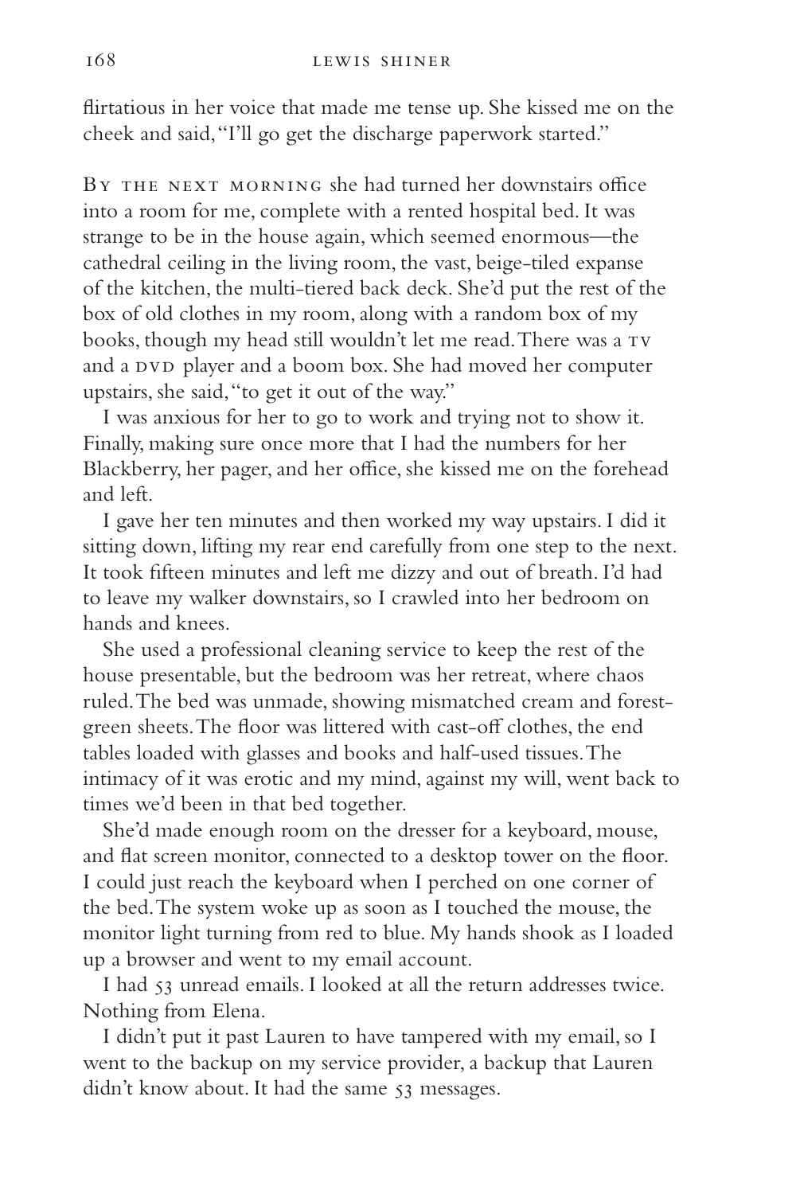flirtatious in her voice that made me tense up. She kissed me on the cheek and said, "I'll go get the discharge paperwork started."

By the next morning she had turned her downstairs office into a room for me, complete with a rented hospital bed. It was strange to be in the house again, which seemed enormous—the cathedral ceiling in the living room, the vast, beige-tiled expanse of the kitchen, the multi-tiered back deck. She'd put the rest of the box of old clothes in my room, along with a random box of my books, though my head still wouldn't let me read. There was a TV and a DVD player and a boom box. She had moved her computer upstairs, she said, "to get it out of the way."

I was anxious for her to go to work and trying not to show it. Finally, making sure once more that I had the numbers for her Blackberry, her pager, and her office, she kissed me on the forehead and left.

I gave her ten minutes and then worked my way upstairs. I did it sitting down, lifting my rear end carefully from one step to the next. It took fifteen minutes and left me dizzy and out of breath. I'd had to leave my walker downstairs, so I crawled into her bedroom on hands and knees.

She used a professional cleaning service to keep the rest of the house presentable, but the bedroom was her retreat, where chaos ruled. The bed was unmade, showing mismatched cream and forest-green sheets. The floor was littered with cast-off clothes, the end tables loaded with glasses and books and half-used tissues. The intimacy of it was erotic and my mind, against my will, went back to times we'd been in that bed together.

She'd made enough room on the dresser for a keyboard, mouse, and flat screen monitor, connected to a desktop tower on the floor. I could just reach the keyboard when I perched on one corner of the bed. The system woke up as soon as I touched the mouse, the monitor light turning from red to blue. My hands shook as I loaded up a browser and went to my email account.

I had 53 unread emails. I looked at all the return addresses twice. Nothing from Elena.

I didn't put it past Lauren to have tampered with my email, so I went to the backup on my service provider, a backup that Lauren didn't know about. It had the same 53 messages.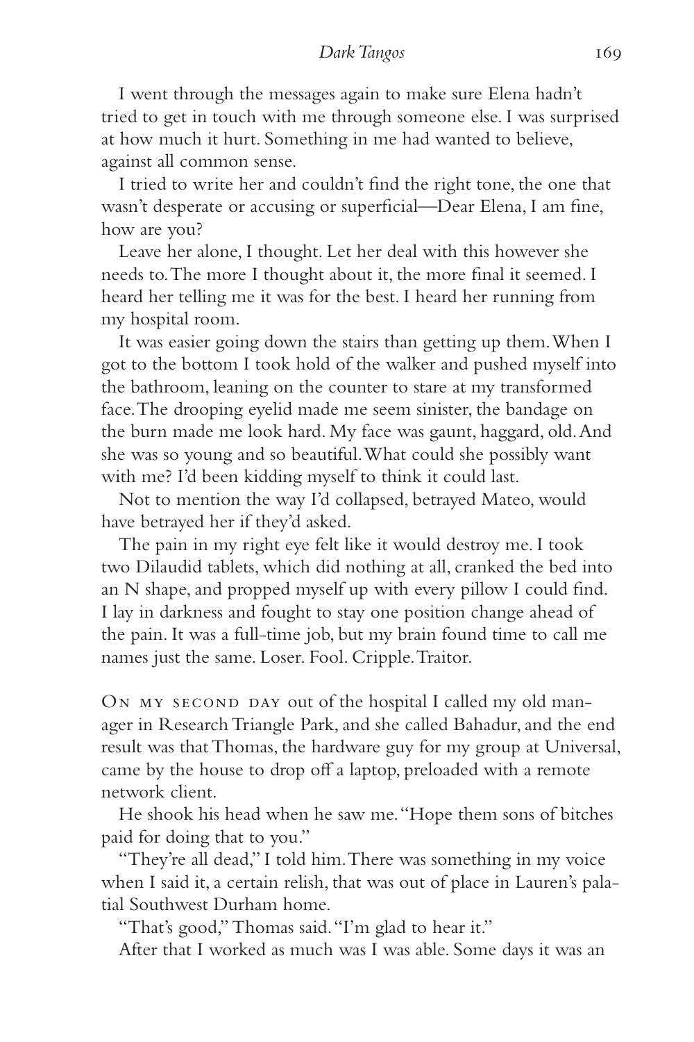I went through the messages again to make sure Elena hadn't tried to get in touch with me through someone else. I was surprised at how much it hurt. Something in me had wanted to believe, against all common sense.

I tried to write her and couldn't find the right tone, the one that wasn't desperate or accusing or superficial—Dear Elena, I am fine, how are you?

Leave her alone, I thought. Let her deal with this however she needs to. The more I thought about it, the more final it seemed. I heard her telling me it was for the best. I heard her running from my hospital room.

It was easier going down the stairs than getting up them. When I got to the bottom I took hold of the walker and pushed myself into the bathroom, leaning on the counter to stare at my transformed face. The drooping eyelid made me seem sinister, the bandage on the burn made me look hard. My face was gaunt, haggard, old. And she was so young and so beautiful. What could she possibly want with me? I'd been kidding myself to think it could last.

Not to mention the way I'd collapsed, betrayed Mateo, would have betrayed her if they'd asked.

The pain in my right eye felt like it would destroy me. I took two Dilaudid tablets, which did nothing at all, cranked the bed into an N shape, and propped myself up with every pillow I could find. I lay in darkness and fought to stay one position change ahead of the pain. It was a full-time job, but my brain found time to call me names just the same. Loser. Fool. Cripple. Traitor.

ON MY SECOND DAY out of the hospital I called my old manager in Research Triangle Park, and she called Bahadur, and the end result was that Thomas, the hardware guy for my group at Universal, came by the house to drop off a laptop, preloaded with a remote network client.

He shook his head when he saw me. "Hope them sons of bitches paid for doing that to you."

"They're all dead," I told him. There was something in my voice when I said it, a certain relish, that was out of place in Lauren's palatial Southwest Durham home.

"That's good," Thomas said. "I'm glad to hear it."

After that I worked as much was I was able. Some days it was an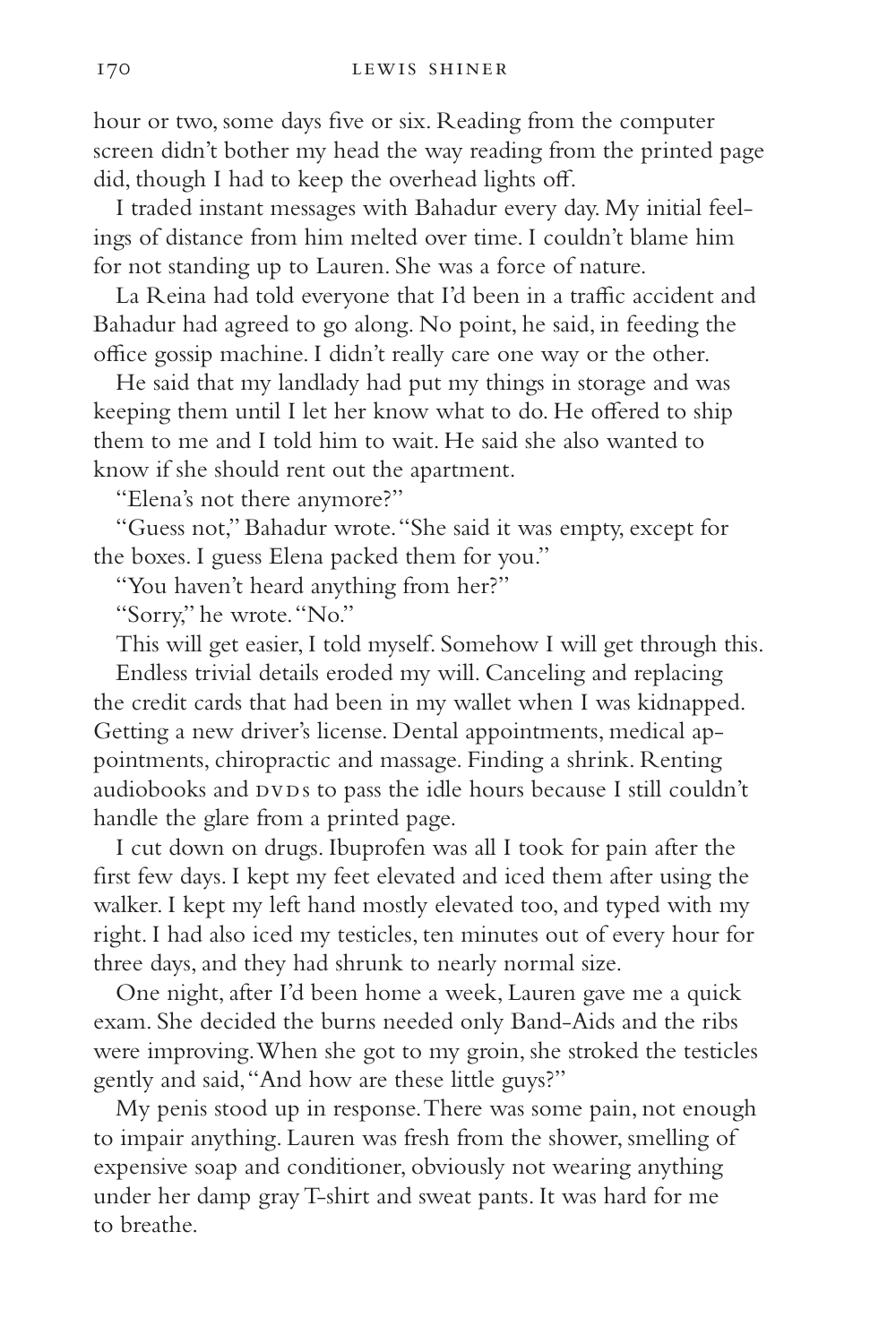hour or two, some days five or six. Reading from the computer screen didn't bother my head the way reading from the printed page did, though I had to keep the overhead lights off.

I traded instant messages with Bahadur every day. My initial feelings of distance from him melted over time. I couldn't blame him for not standing up to Lauren. She was a force of nature.

La Reina had told everyone that I'd been in a traffic accident and Bahadur had agreed to go along. No point, he said, in feeding the office gossip machine. I didn't really care one way or the other.

He said that my landlady had put my things in storage and was keeping them until I let her know what to do. He offered to ship them to me and I told him to wait. He said she also wanted to know if she should rent out the apartment.

"Elena's not there anymore?"

"Guess not," Bahadur wrote. "She said it was empty, except for the boxes. I guess Elena packed them for you."

"You haven't heard anything from her?"

"Sorry," he wrote. "No."

This will get easier, I told myself. Somehow I will get through this.

Endless trivial details eroded my will. Canceling and replacing the credit cards that had been in my wallet when I was kidnapped. Getting a new driver's license. Dental appointments, medical appointments, chiropractic and massage. Finding a shrink. Renting audiobooks and DVDs to pass the idle hours because I still couldn't handle the glare from a printed page.

I cut down on drugs. Ibuprofen was all I took for pain after the first few days. I kept my feet elevated and iced them after using the walker. I kept my left hand mostly elevated too, and typed with my right. I had also iced my testicles, ten minutes out of every hour for three days, and they had shrunk to nearly normal size.

One night, after I'd been home a week, Lauren gave me a quick exam. She decided the burns needed only Band-Aids and the ribs were improving. When she got to my groin, she stroked the testicles gently and said, "And how are these little guys?"

My penis stood up in response. There was some pain, not enough to impair anything. Lauren was fresh from the shower, smelling of expensive soap and conditioner, obviously not wearing anything under her damp gray T-shirt and sweat pants. It was hard for me to breathe.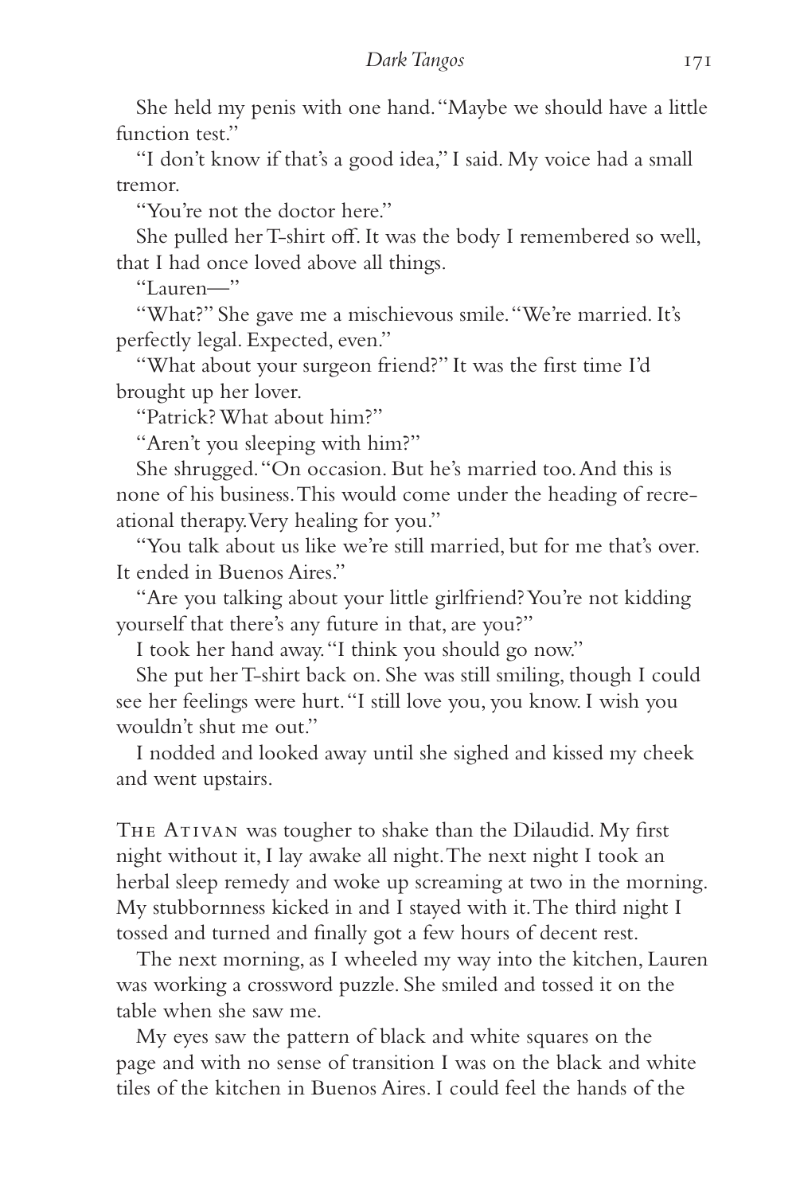She held my penis with one hand. "Maybe we should have a little function test."

"I don't know if that's a good idea," I said. My voice had a small tremor.

"You're not the doctor here."

She pulled her T-shirt off. It was the body I remembered so well, that I had once loved above all things.

"Lauren—"

"What?" She gave me a mischievous smile. "We're married. It's perfectly legal. Expected, even."

"What about your surgeon friend?" It was the first time I'd brought up her lover.

"Patrick? What about him?"

"Aren't you sleeping with him?"

She shrugged. "On occasion. But he's married too. And this is none of his business. This would come under the heading of recreational therapy. Very healing for you."

"You talk about us like we're still married, but for me that's over. It ended in Buenos Aires."

"Are you talking about your little girlfriend? You're not kidding yourself that there's any future in that, are you?"

I took her hand away. "I think you should go now."

She put her T-shirt back on. She was still smiling, though I could see her feelings were hurt. "I still love you, you know. I wish you wouldn't shut me out."

I nodded and looked away until she sighed and kissed my cheek and went upstairs.

The Ativan was tougher to shake than the Dilaudid. My first night without it, I lay awake all night. The next night I took an herbal sleep remedy and woke up screaming at two in the morning. My stubbornness kicked in and I stayed with it. The third night I tossed and turned and finally got a few hours of decent rest.

The next morning, as I wheeled my way into the kitchen, Lauren was working a crossword puzzle. She smiled and tossed it on the table when she saw me.

My eyes saw the pattern of black and white squares on the page and with no sense of transition I was on the black and white tiles of the kitchen in Buenos Aires. I could feel the hands of the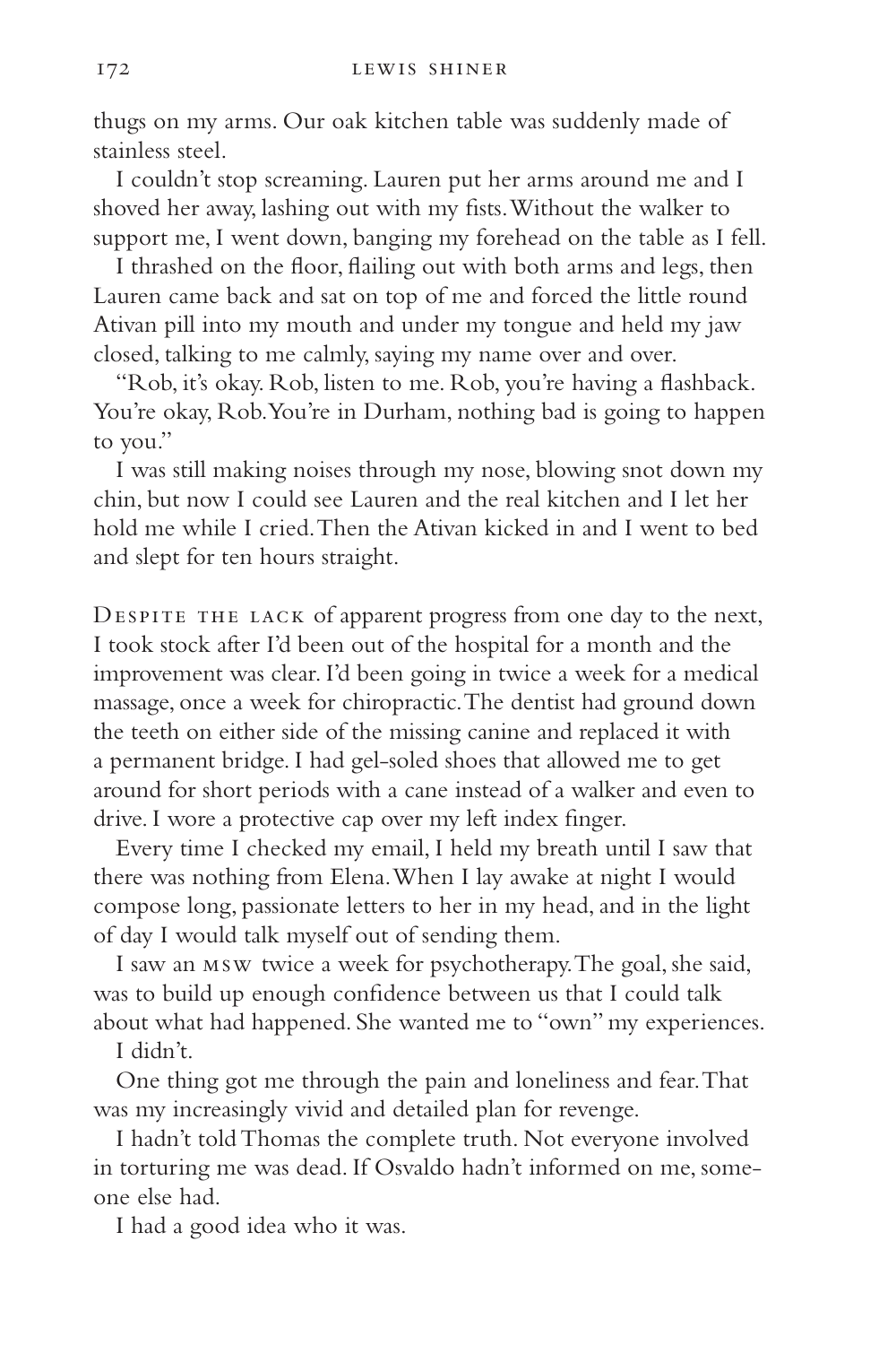thugs on my arms. Our oak kitchen table was suddenly made of stainless steel.

I couldn't stop screaming. Lauren put her arms around me and I shoved her away, lashing out with my fists. Without the walker to support me, I went down, banging my forehead on the table as I fell.

I thrashed on the floor, flailing out with both arms and legs, then Lauren came back and sat on top of me and forced the little round Ativan pill into my mouth and under my tongue and held my jaw closed, talking to me calmly, saying my name over and over.

"Rob, it's okay. Rob, listen to me. Rob, you're having a flashback. You're okay, Rob. You're in Durham, nothing bad is going to happen to you."

I was still making noises through my nose, blowing snot down my chin, but now I could see Lauren and the real kitchen and I let her hold me while I cried. Then the Ativan kicked in and I went to bed and slept for ten hours straight.

Despite the lack of apparent progress from one day to the next, I took stock after I'd been out of the hospital for a month and the improvement was clear. I'd been going in twice a week for a medical massage, once a week for chiropractic. The dentist had ground down the teeth on either side of the missing canine and replaced it with a permanent bridge. I had gel-soled shoes that allowed me to get around for short periods with a cane instead of a walker and even to drive. I wore a protective cap over my left index finger.

Every time I checked my email, I held my breath until I saw that there was nothing from Elena. When I lay awake at night I would compose long, passionate letters to her in my head, and in the light of day I would talk myself out of sending them.

I saw an MSW twice a week for psychotherapy. The goal, she said, was to build up enough confidence between us that I could talk about what had happened. She wanted me to "own" my experiences.

I didn't.

One thing got me through the pain and loneliness and fear. That was my increasingly vivid and detailed plan for revenge.

I hadn't told Thomas the complete truth. Not everyone involved in torturing me was dead. If Osvaldo hadn't informed on me, someone else had.

I had a good idea who it was.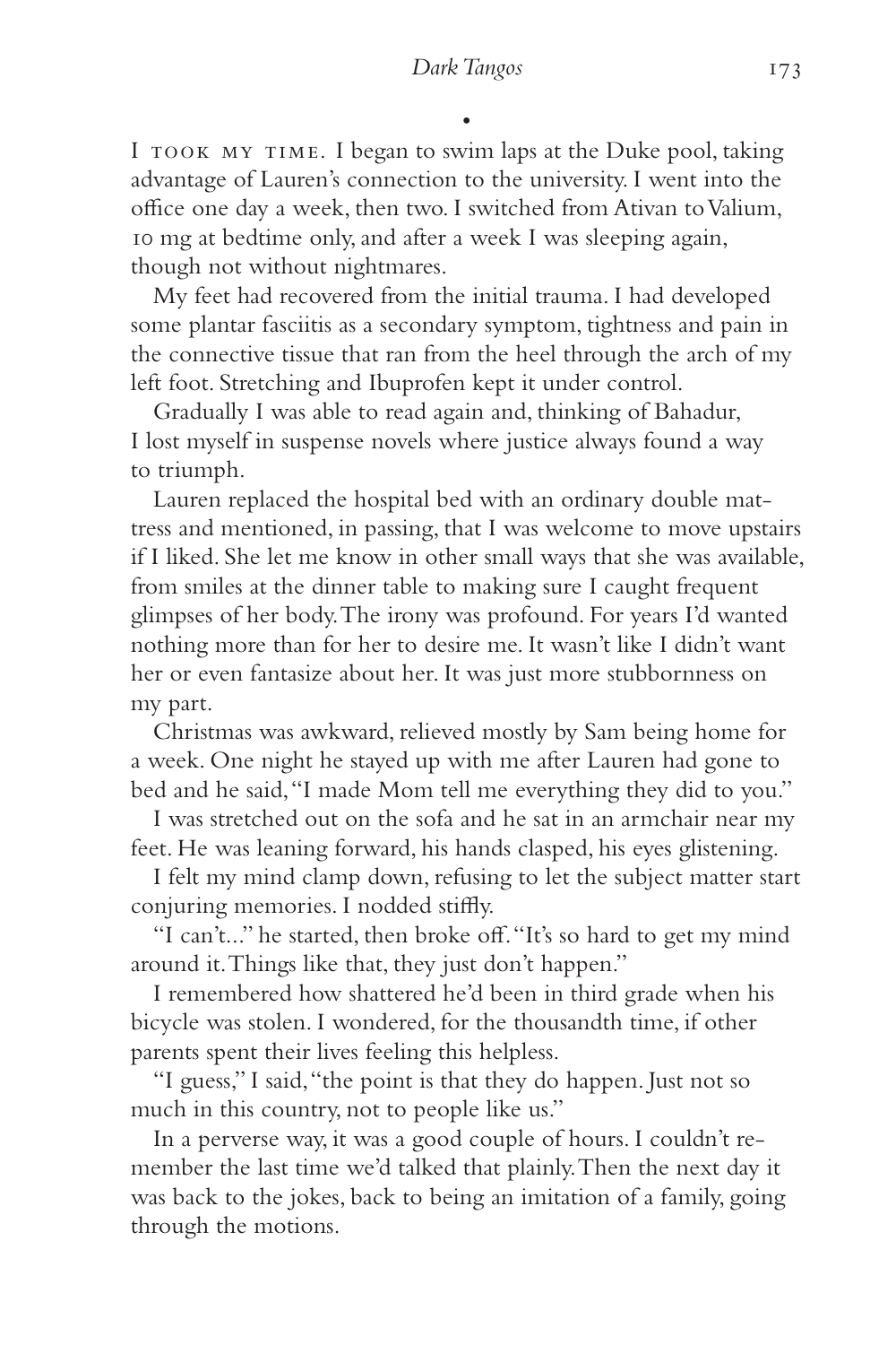•

I TOOK MY TIME. I began to swim laps at the Duke pool, taking advantage of Lauren's connection to the university. I went into the office one day a week, then two. I switched from Ativan to Valium, 10 mg at bedtime only, and after a week I was sleeping again, though not without nightmares.

My feet had recovered from the initial trauma. I had developed some plantar fasciitis as a secondary symptom, tightness and pain in the connective tissue that ran from the heel through the arch of my left foot. Stretching and Ibuprofen kept it under control.

Gradually I was able to read again and, thinking of Bahadur, I lost myself in suspense novels where justice always found a way to triumph.

Lauren replaced the hospital bed with an ordinary double mattress and mentioned, in passing, that I was welcome to move upstairs if I liked. She let me know in other small ways that she was available, from smiles at the dinner table to making sure I caught frequent glimpses of her body. The irony was profound. For years I'd wanted nothing more than for her to desire me. It wasn't like I didn't want her or even fantasize about her. It was just more stubbornness on my part.

Christmas was awkward, relieved mostly by Sam being home for a week. One night he stayed up with me after Lauren had gone to bed and he said, "I made Mom tell me everything they did to you."

I was stretched out on the sofa and he sat in an armchair near my feet. He was leaning forward, his hands clasped, his eyes glistening.

I felt my mind clamp down, refusing to let the subject matter start conjuring memories. I nodded stiffly.

"I can't..." he started, then broke off. "It's so hard to get my mind around it. Things like that, they just don't happen."

I remembered how shattered he'd been in third grade when his bicycle was stolen. I wondered, for the thousandth time, if other parents spent their lives feeling this helpless.

"I guess," I said, "the point is that they do happen. Just not so much in this country, not to people like us."

In a perverse way, it was a good couple of hours. I couldn't remember the last time we'd talked that plainly. Then the next day it was back to the jokes, back to being an imitation of a family, going through the motions.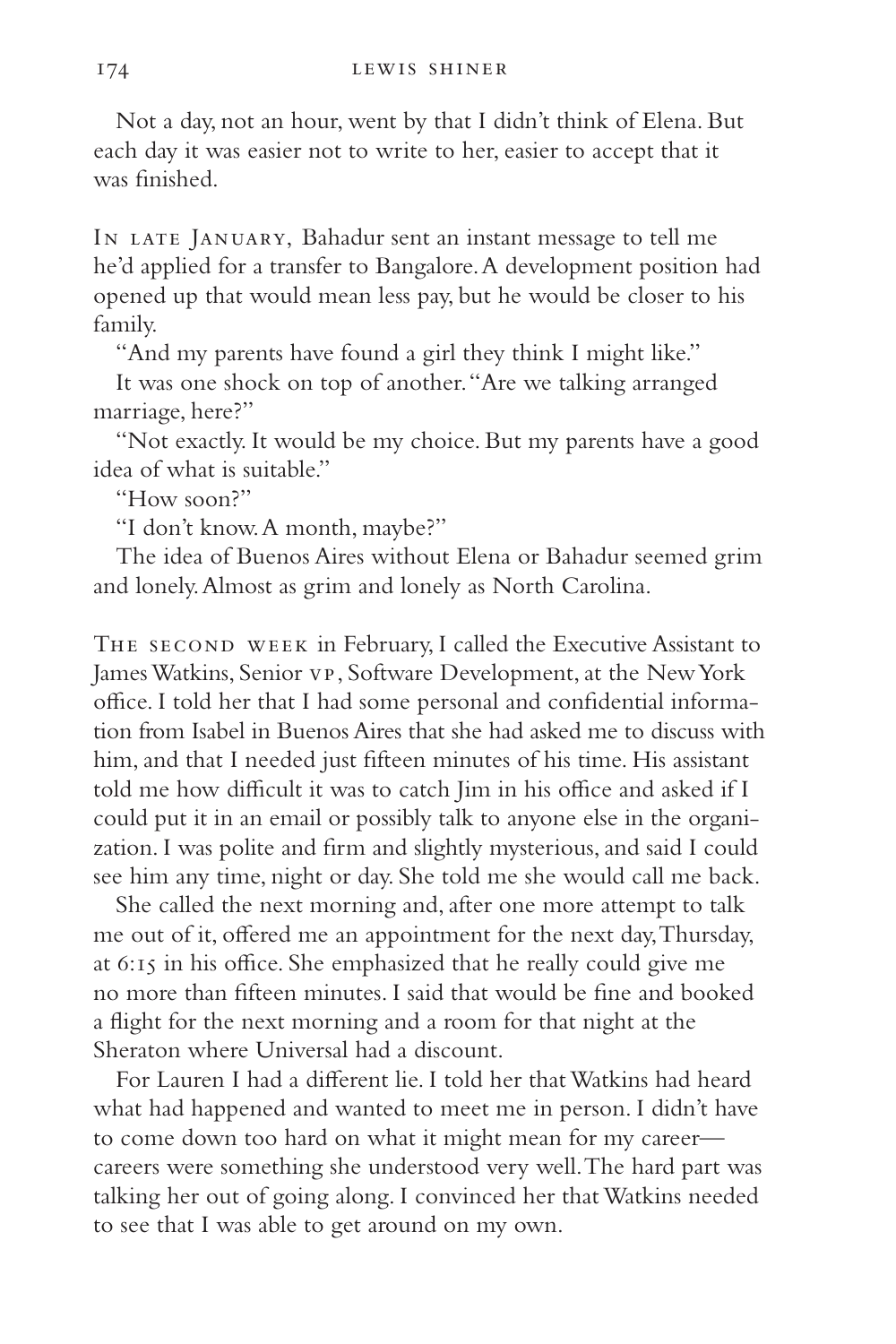Not a day, not an hour, went by that I didn't think of Elena. But each day it was easier not to write to her, easier to accept that it was finished.

In late January, Bahadur sent an instant message to tell me he'd applied for a transfer to Bangalore. A development position had opened up that would mean less pay, but he would be closer to his family.

"And my parents have found a girl they think I might like."

It was one shock on top of another. "Are we talking arranged marriage, here?"

"Not exactly. It would be my choice. But my parents have a good idea of what is suitable."

"How soon?"

"I don't know. A month, maybe?"

The idea of Buenos Aires without Elena or Bahadur seemed grim and lonely. Almost as grim and lonely as North Carolina.

The second week in February, I called the Executive Assistant to James Watkins, Senior VP, Software Development, at the New York office. I told her that I had some personal and confidential information from Isabel in Buenos Aires that she had asked me to discuss with him, and that I needed just fifteen minutes of his time. His assistant told me how difficult it was to catch Jim in his office and asked if I could put it in an email or possibly talk to anyone else in the organization. I was polite and firm and slightly mysterious, and said I could see him any time, night or day. She told me she would call me back.

She called the next morning and, after one more attempt to talk me out of it, offered me an appointment for the next day, Thursday, at 6:15 in his office. She emphasized that he really could give me no more than fifteen minutes. I said that would be fine and booked a flight for the next morning and a room for that night at the Sheraton where Universal had a discount.

For Lauren I had a different lie. I told her that Watkins had heard what had happened and wanted to meet me in person. I didn't have to come down too hard on what it might mean for my career—careers were something she understood very well. The hard part was talking her out of going along. I convinced her that Watkins needed to see that I was able to get around on my own.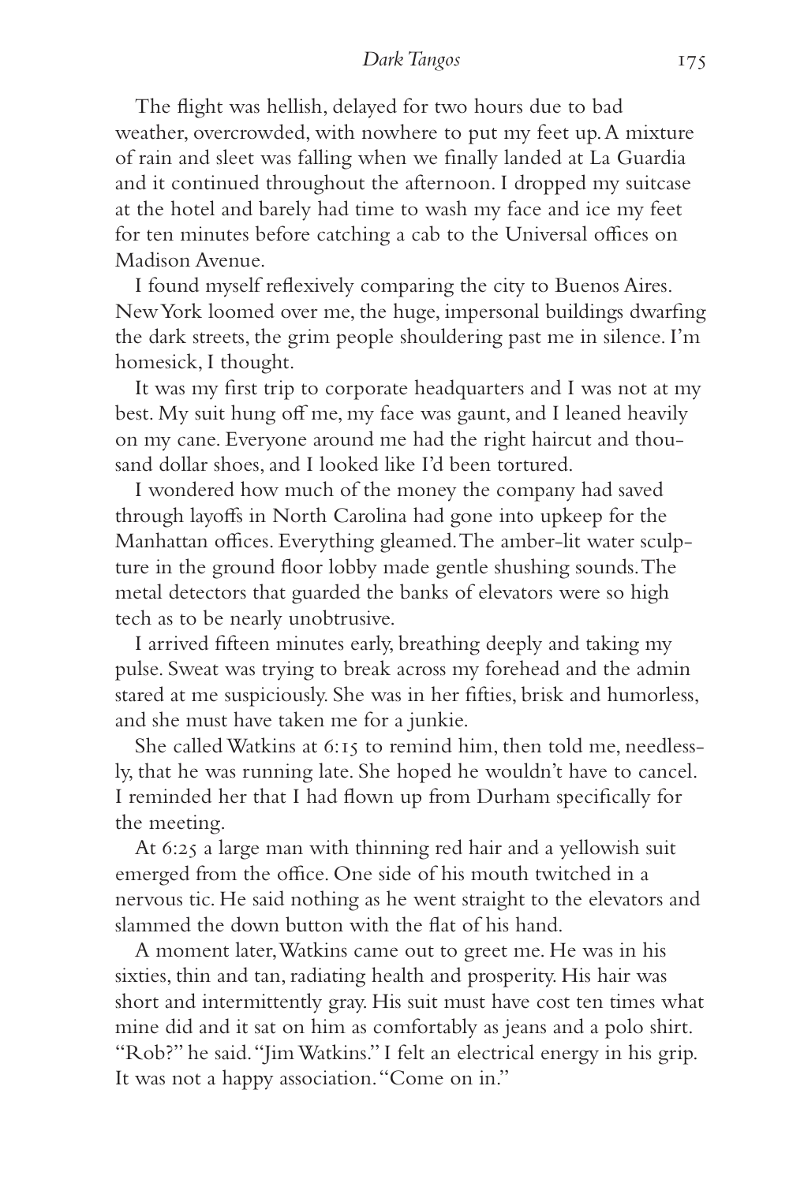The flight was hellish, delayed for two hours due to bad weather, overcrowded, with nowhere to put my feet up. A mixture of rain and sleet was falling when we finally landed at La Guardia and it continued throughout the afternoon. I dropped my suitcase at the hotel and barely had time to wash my face and ice my feet for ten minutes before catching a cab to the Universal offices on Madison Avenue.

I found myself reflexively comparing the city to Buenos Aires. New York loomed over me, the huge, impersonal buildings dwarfing the dark streets, the grim people shouldering past me in silence. I'm homesick, I thought.

It was my first trip to corporate headquarters and I was not at my best. My suit hung off me, my face was gaunt, and I leaned heavily on my cane. Everyone around me had the right haircut and thousand dollar shoes, and I looked like I'd been tortured.

I wondered how much of the money the company had saved through layoffs in North Carolina had gone into upkeep for the Manhattan offices. Everything gleamed. The amber-lit water sculpture in the ground floor lobby made gentle shushing sounds. The metal detectors that guarded the banks of elevators were so high tech as to be nearly unobtrusive.

I arrived fifteen minutes early, breathing deeply and taking my pulse. Sweat was trying to break across my forehead and the admin stared at me suspiciously. She was in her fifties, brisk and humorless, and she must have taken me for a junkie.

She called Watkins at 6:15 to remind him, then told me, needlessly, that he was running late. She hoped he wouldn't have to cancel. I reminded her that I had flown up from Durham specifically for the meeting.

At 6:25 a large man with thinning red hair and a yellowish suit emerged from the office. One side of his mouth twitched in a nervous tic. He said nothing as he went straight to the elevators and slammed the down button with the flat of his hand.

A moment later, Watkins came out to greet me. He was in his sixties, thin and tan, radiating health and prosperity. His hair was short and intermittently gray. His suit must have cost ten times what mine did and it sat on him as comfortably as jeans and a polo shirt. "Rob?" he said. "Jim Watkins." I felt an electrical energy in his grip. It was not a happy association. "Come on in."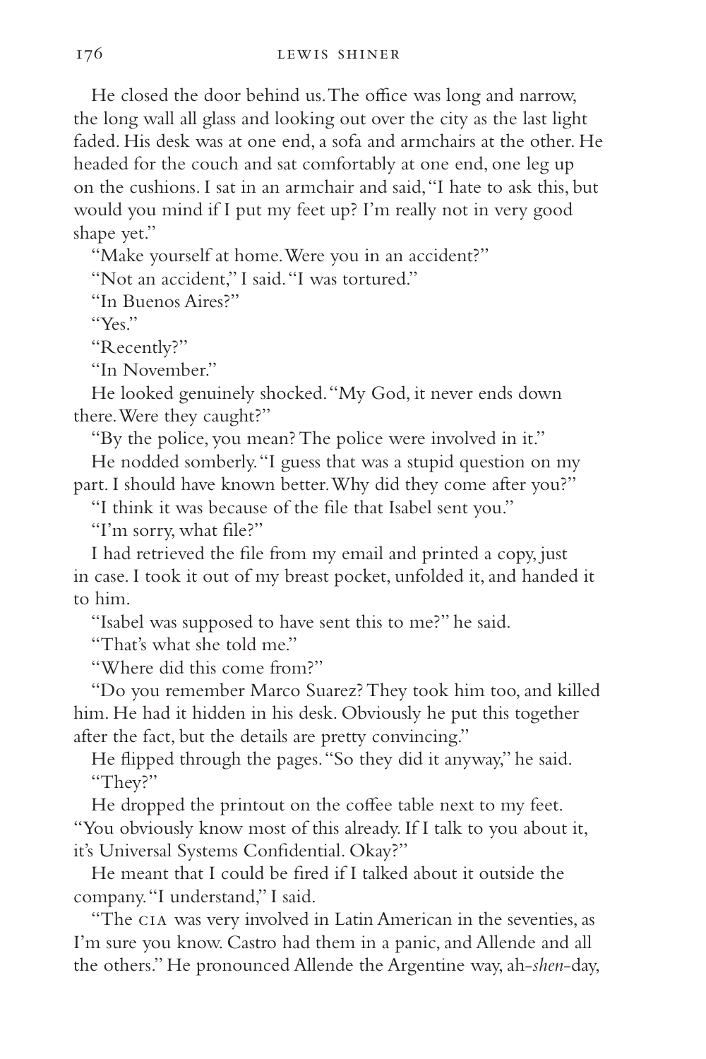He closed the door behind us. The office was long and narrow, the long wall all glass and looking out over the city as the last light faded. His desk was at one end, a sofa and armchairs at the other. He headed for the couch and sat comfortably at one end, one leg up on the cushions. I sat in an armchair and said, "I hate to ask this, but would you mind if I put my feet up? I'm really not in very good shape yet."

"Make yourself at home. Were you in an accident?"

"Not an accident," I said. "I was tortured."

"In Buenos Aires?"

"Yes."

"Recently?"

"In November."

He looked genuinely shocked. "My God, it never ends down there. Were they caught?"

"By the police, you mean? The police were involved in it."

He nodded somberly. "I guess that was a stupid question on my part. I should have known better. Why did they come after you?"

"I think it was because of the file that Isabel sent you."

"I'm sorry, what file?"

I had retrieved the file from my email and printed a copy, just in case. I took it out of my breast pocket, unfolded it, and handed it to him.

"Isabel was supposed to have sent this to me?" he said.

"That's what she told me."

"Where did this come from?"

"Do you remember Marco Suarez? They took him too, and killed him. He had it hidden in his desk. Obviously he put this together after the fact, but the details are pretty convincing."

He flipped through the pages. "So they did it anyway," he said.

"They?"

He dropped the printout on the coffee table next to my feet. "You obviously know most of this already. If I talk to you about it, it's Universal Systems Confidential. Okay?"

He meant that I could be fired if I talked about it outside the company. "I understand," I said.

"The CIA was very involved in Latin American in the seventies, as I'm sure you know. Castro had them in a panic, and Allende and all the others." He pronounced Allende the Argentine way, ah-*shen*-day,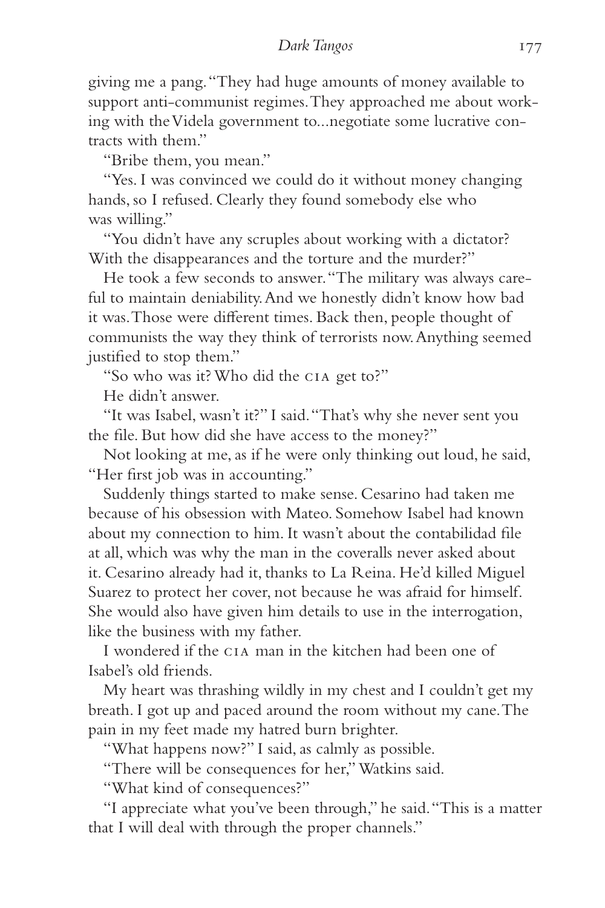giving me a pang. "They had huge amounts of money available to support anti-communist regimes. They approached me about working with the Videla government to...negotiate some lucrative contracts with them."

"Bribe them, you mean."

"Yes. I was convinced we could do it without money changing hands, so I refused. Clearly they found somebody else who was willing."

"You didn't have any scruples about working with a dictator? With the disappearances and the torture and the murder?"

He took a few seconds to answer. "The military was always careful to maintain deniability. And we honestly didn't know how bad it was. Those were different times. Back then, people thought of communists the way they think of terrorists now. Anything seemed justified to stop them."

"So who was it? Who did the CIA get to?"

He didn't answer.

"It was Isabel, wasn't it?" I said. "That's why she never sent you the file. But how did she have access to the money?"

Not looking at me, as if he were only thinking out loud, he said, "Her first job was in accounting."

Suddenly things started to make sense. Cesarino had taken me because of his obsession with Mateo. Somehow Isabel had known about my connection to him. It wasn't about the contabilidad file at all, which was why the man in the coveralls never asked about it. Cesarino already had it, thanks to La Reina. He'd killed Miguel Suarez to protect her cover, not because he was afraid for himself. She would also have given him details to use in the interrogation, like the business with my father.

I wondered if the CIA man in the kitchen had been one of Isabel's old friends.

My heart was thrashing wildly in my chest and I couldn't get my breath. I got up and paced around the room without my cane. The pain in my feet made my hatred burn brighter.

"What happens now?" I said, as calmly as possible.

"There will be consequences for her," Watkins said.

"What kind of consequences?"

"I appreciate what you've been through," he said. "This is a matter that I will deal with through the proper channels."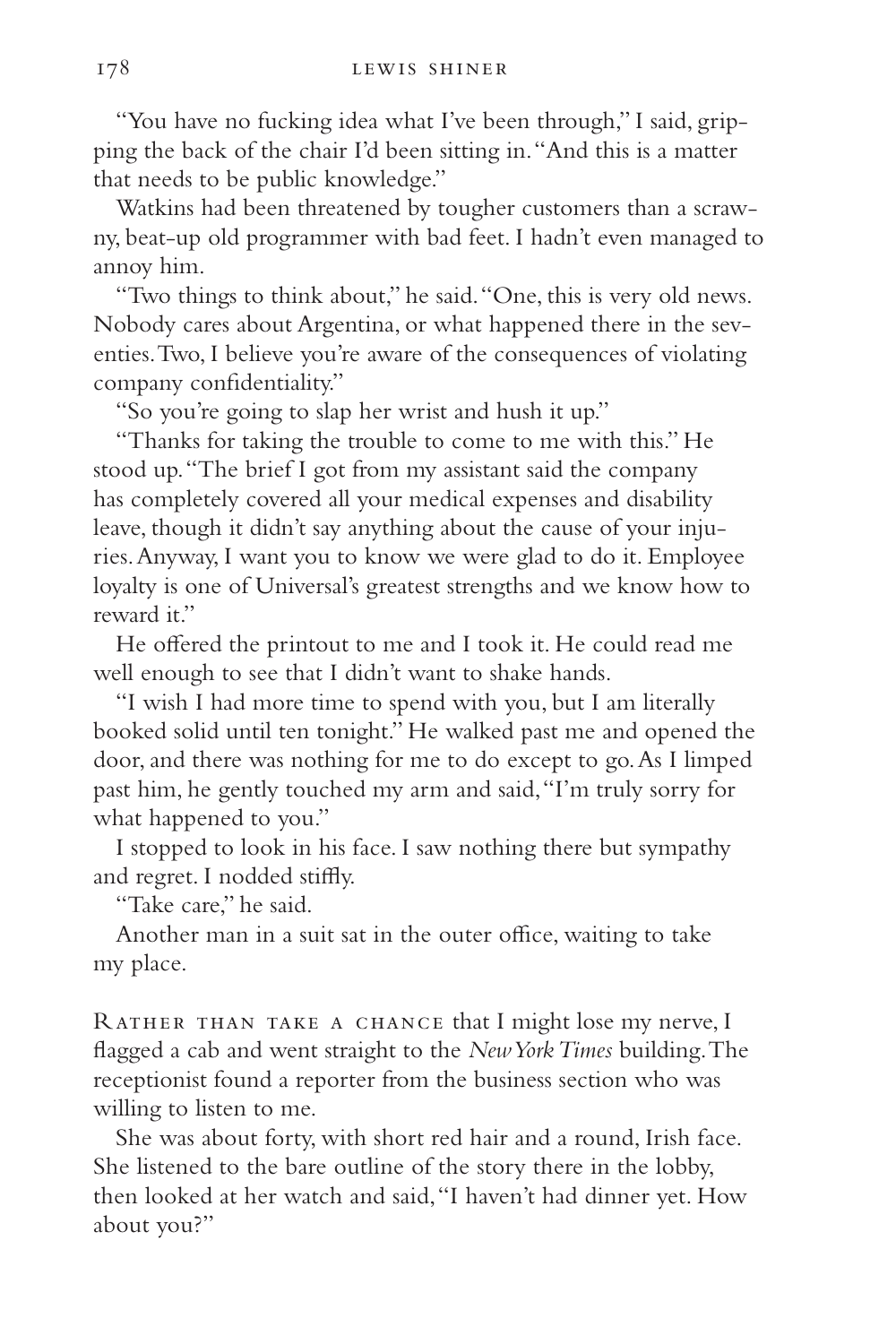"You have no fucking idea what I've been through," I said, gripping the back of the chair I'd been sitting in. "And this is a matter that needs to be public knowledge."

Watkins had been threatened by tougher customers than a scrawny, beat-up old programmer with bad feet. I hadn't even managed to annoy him.

"Two things to think about," he said. "One, this is very old news. Nobody cares about Argentina, or what happened there in the seventies. Two, I believe you're aware of the consequences of violating company confidentiality."

"So you're going to slap her wrist and hush it up."

"Thanks for taking the trouble to come to me with this." He stood up. "The brief I got from my assistant said the company has completely covered all your medical expenses and disability leave, though it didn't say anything about the cause of your injuries. Anyway, I want you to know we were glad to do it. Employee loyalty is one of Universal's greatest strengths and we know how to reward it."

He offered the printout to me and I took it. He could read me well enough to see that I didn't want to shake hands.

"I wish I had more time to spend with you, but I am literally booked solid until ten tonight." He walked past me and opened the door, and there was nothing for me to do except to go. As I limped past him, he gently touched my arm and said, "I'm truly sorry for what happened to you."

I stopped to look in his face. I saw nothing there but sympathy and regret. I nodded stiffly.

"Take care," he said.

Another man in a suit sat in the outer office, waiting to take my place.

Rather than take a chance that I might lose my nerve, I flagged a cab and went straight to the *New York Times* building. The receptionist found a reporter from the business section who was willing to listen to me.

She was about forty, with short red hair and a round, Irish face. She listened to the bare outline of the story there in the lobby, then looked at her watch and said, "I haven't had dinner yet. How about you?"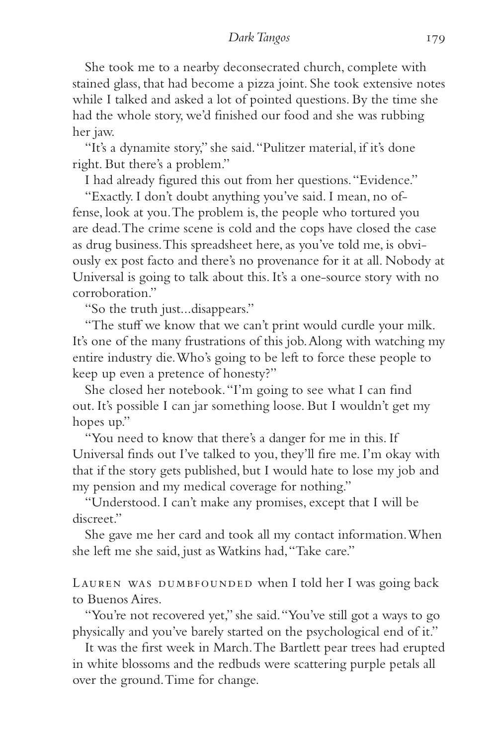She took me to a nearby deconsecrated church, complete with stained glass, that had become a pizza joint. She took extensive notes while I talked and asked a lot of pointed questions. By the time she had the whole story, we'd finished our food and she was rubbing her jaw.

"It's a dynamite story," she said. "Pulitzer material, if it's done right. But there's a problem."

I had already figured this out from her questions. "Evidence."

"Exactly. I don't doubt anything you've said. I mean, no offense, look at you. The problem is, the people who tortured you are dead. The crime scene is cold and the cops have closed the case as drug business. This spreadsheet here, as you've told me, is obviously ex post facto and there's no provenance for it at all. Nobody at Universal is going to talk about this. It's a one-source story with no corroboration."

"So the truth just...disappears."

"The stuff we know that we can't print would curdle your milk. It's one of the many frustrations of this job. Along with watching my entire industry die. Who's going to be left to force these people to keep up even a pretence of honesty?"

She closed her notebook. "I'm going to see what I can find out. It's possible I can jar something loose. But I wouldn't get my hopes up."

"You need to know that there's a danger for me in this. If Universal finds out I've talked to you, they'll fire me. I'm okay with that if the story gets published, but I would hate to lose my job and my pension and my medical coverage for nothing."

"Understood. I can't make any promises, except that I will be discreet."

She gave me her card and took all my contact information. When she left me she said, just as Watkins had, "Take care."

Lauren was dumbfounded when I told her I was going back to Buenos Aires.

"You're not recovered yet," she said. "You've still got a ways to go physically and you've barely started on the psychological end of it."

It was the first week in March. The Bartlett pear trees had erupted in white blossoms and the redbuds were scattering purple petals all over the ground. Time for change.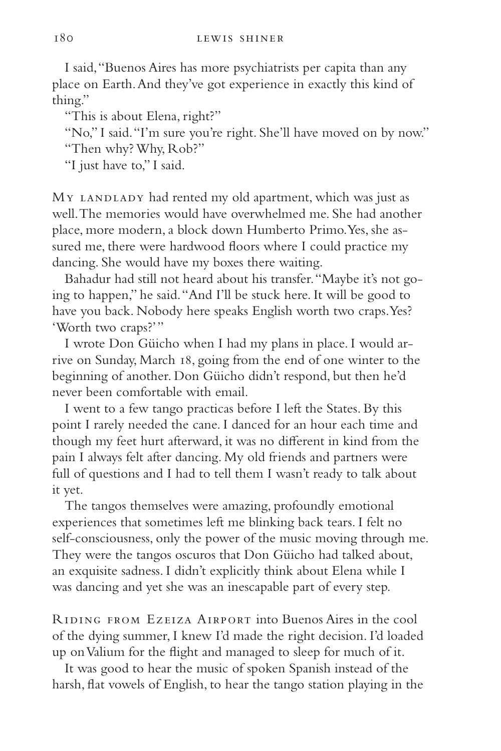I said, "Buenos Aires has more psychiatrists per capita than any place on Earth. And they've got experience in exactly this kind of thing."

"This is about Elena, right?"

"No," I said. "I'm sure you're right. She'll have moved on by now."

"Then why? Why, Rob?"

"I just have to," I said.

My landlady had rented my old apartment, which was just as well. The memories would have overwhelmed me. She had another place, more modern, a block down Humberto Primo. Yes, she assured me, there were hardwood floors where I could practice my dancing. She would have my boxes there waiting.

Bahadur had still not heard about his transfer. "Maybe it's not going to happen," he said. "And I'll be stuck here. It will be good to have you back. Nobody here speaks English worth two craps. Yes? 'Worth two craps?'"

I wrote Don Güicho when I had my plans in place. I would arrive on Sunday, March 18, going from the end of one winter to the beginning of another. Don Güicho didn't respond, but then he'd never been comfortable with email.

I went to a few tango practicas before I left the States. By this point I rarely needed the cane. I danced for an hour each time and though my feet hurt afterward, it was no different in kind from the pain I always felt after dancing. My old friends and partners were full of questions and I had to tell them I wasn't ready to talk about it yet.

The tangos themselves were amazing, profoundly emotional experiences that sometimes left me blinking back tears. I felt no self-consciousness, only the power of the music moving through me. They were the tangos oscuros that Don Güicho had talked about, an exquisite sadness. I didn't explicitly think about Elena while I was dancing and yet she was an inescapable part of every step.

Riding from Ezeiza Airport into Buenos Aires in the cool of the dying summer, I knew I'd made the right decision. I'd loaded up on Valium for the flight and managed to sleep for much of it.

It was good to hear the music of spoken Spanish instead of the harsh, flat vowels of English, to hear the tango station playing in the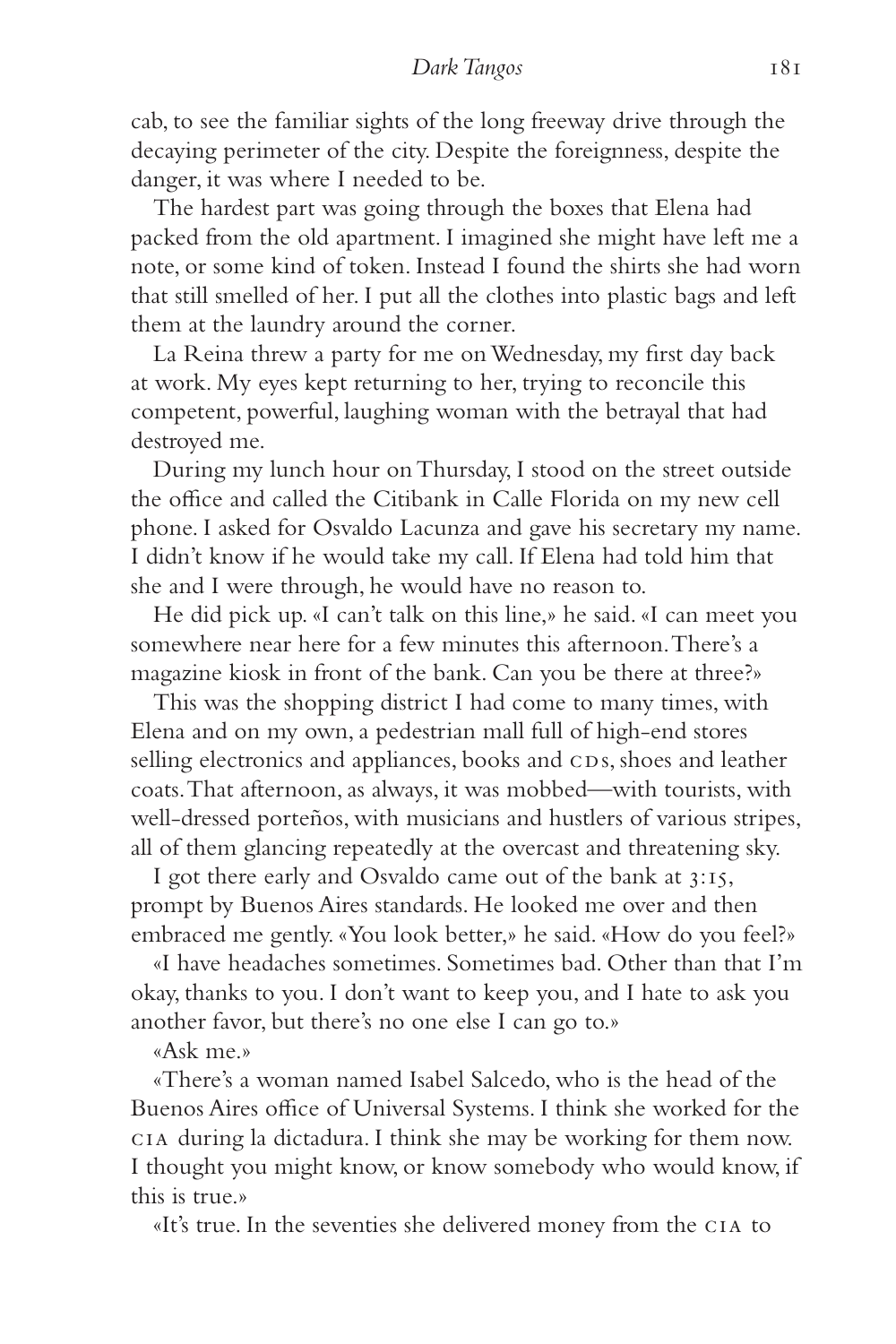cab, to see the familiar sights of the long freeway drive through the decaying perimeter of the city. Despite the foreignness, despite the danger, it was where I needed to be.

The hardest part was going through the boxes that Elena had packed from the old apartment. I imagined she might have left me a note, or some kind of token. Instead I found the shirts she had worn that still smelled of her. I put all the clothes into plastic bags and left them at the laundry around the corner.

La Reina threw a party for me on Wednesday, my first day back at work. My eyes kept returning to her, trying to reconcile this competent, powerful, laughing woman with the betrayal that had destroyed me.

During my lunch hour on Thursday, I stood on the street outside the office and called the Citibank in Calle Florida on my new cell phone. I asked for Osvaldo Lacunza and gave his secretary my name. I didn't know if he would take my call. If Elena had told him that she and I were through, he would have no reason to.

He did pick up. «I can't talk on this line,» he said. «I can meet you somewhere near here for a few minutes this afternoon. There's a magazine kiosk in front of the bank. Can you be there at three?»

This was the shopping district I had come to many times, with Elena and on my own, a pedestrian mall full of high-end stores selling electronics and appliances, books and CDs, shoes and leather coats. That afternoon, as always, it was mobbed—with tourists, with well-dressed porteños, with musicians and hustlers of various stripes, all of them glancing repeatedly at the overcast and threatening sky.

I got there early and Osvaldo came out of the bank at 3:15, prompt by Buenos Aires standards. He looked me over and then embraced me gently. «You look better,» he said. «How do you feel?»

«I have headaches sometimes. Sometimes bad. Other than that I'm okay, thanks to you. I don't want to keep you, and I hate to ask you another favor, but there's no one else I can go to.»

«Ask me.»

«There's a woman named Isabel Salcedo, who is the head of the Buenos Aires office of Universal Systems. I think she worked for the CIA during la dictadura. I think she may be working for them now. I thought you might know, or know somebody who would know, if this is true.»

«It's true. In the seventies she delivered money from the CIA to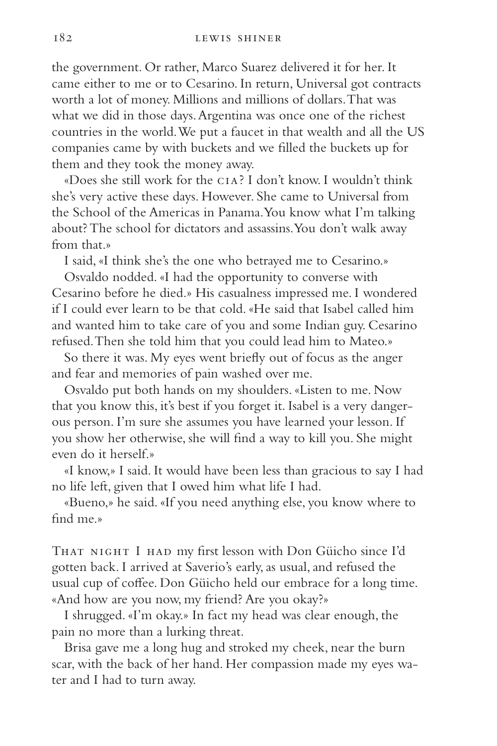the government. Or rather, Marco Suarez delivered it for her. It came either to me or to Cesarino. In return, Universal got contracts worth a lot of money. Millions and millions of dollars. That was what we did in those days. Argentina was once one of the richest countries in the world. We put a faucet in that wealth and all the US companies came by with buckets and we filled the buckets up for them and they took the money away.

«Does she still work for the CIA? I don't know. I wouldn't think she's very active these days. However. She came to Universal from the School of the Americas in Panama. You know what I'm talking about? The school for dictators and assassins. You don't walk away from that.»

I said, «I think she's the one who betrayed me to Cesarino.»

Osvaldo nodded. «I had the opportunity to converse with Cesarino before he died.» His casualness impressed me. I wondered if I could ever learn to be that cold. «He said that Isabel called him and wanted him to take care of you and some Indian guy. Cesarino refused. Then she told him that you could lead him to Mateo.»

So there it was. My eyes went briefly out of focus as the anger and fear and memories of pain washed over me.

Osvaldo put both hands on my shoulders. «Listen to me. Now that you know this, it's best if you forget it. Isabel is a very dangerous person. I'm sure she assumes you have learned your lesson. If you show her otherwise, she will find a way to kill you. She might even do it herself.»

«I know,» I said. It would have been less than gracious to say I had no life left, given that I owed him what life I had.

«Bueno,» he said. «If you need anything else, you know where to find me.»

THAT NIGHT I HAD my first lesson with Don Güicho since I'd gotten back. I arrived at Saverio's early, as usual, and refused the usual cup of coffee. Don Güicho held our embrace for a long time. «And how are you now, my friend? Are you okay?»

I shrugged. «I'm okay.» In fact my head was clear enough, the pain no more than a lurking threat.

Brisa gave me a long hug and stroked my cheek, near the burn scar, with the back of her hand. Her compassion made my eyes water and I had to turn away.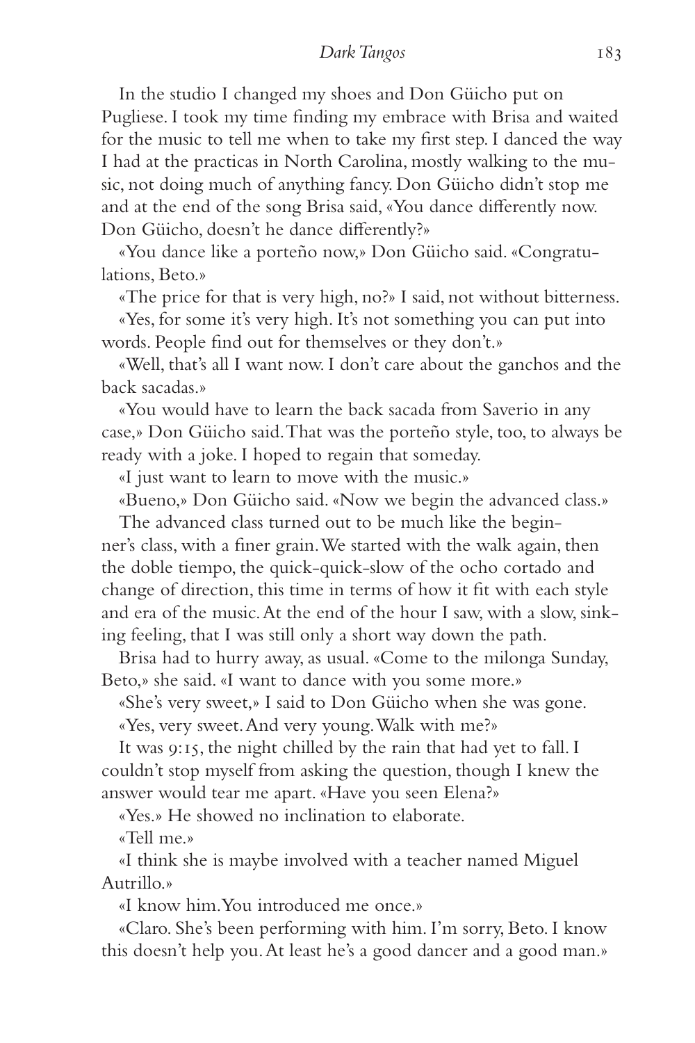In the studio I changed my shoes and Don Güicho put on Pugliese. I took my time finding my embrace with Brisa and waited for the music to tell me when to take my first step. I danced the way I had at the practicas in North Carolina, mostly walking to the music, not doing much of anything fancy. Don Güicho didn't stop me and at the end of the song Brisa said, «You dance differently now. Don Güicho, doesn't he dance differently?»

«You dance like a porteño now,» Don Güicho said. «Congratulations, Beto.»

«The price for that is very high, no?» I said, not without bitterness.

«Yes, for some it's very high. It's not something you can put into words. People find out for themselves or they don't.»

«Well, that's all I want now. I don't care about the ganchos and the back sacadas.»

«You would have to learn the back sacada from Saverio in any case,» Don Güicho said. That was the porteño style, too, to always be ready with a joke. I hoped to regain that someday.

«I just want to learn to move with the music.»

«Bueno,» Don Güicho said. «Now we begin the advanced class.»

The advanced class turned out to be much like the beginner's class, with a finer grain. We started with the walk again, then the doble tiempo, the quick-quick-slow of the ocho cortado and change of direction, this time in terms of how it fit with each style and era of the music. At the end of the hour I saw, with a slow, sinking feeling, that I was still only a short way down the path.

Brisa had to hurry away, as usual. «Come to the milonga Sunday, Beto,» she said. «I want to dance with you some more.»

«She's very sweet,» I said to Don Güicho when she was gone.

«Yes, very sweet. And very young. Walk with me?»

It was 9:15, the night chilled by the rain that had yet to fall. I couldn't stop myself from asking the question, though I knew the answer would tear me apart. «Have you seen Elena?»

«Yes.» He showed no inclination to elaborate.

«Tell me.»

«I think she is maybe involved with a teacher named Miguel Autrillo.»

«I know him. You introduced me once.»

«Claro. She's been performing with him. I'm sorry, Beto. I know this doesn't help you. At least he's a good dancer and a good man.»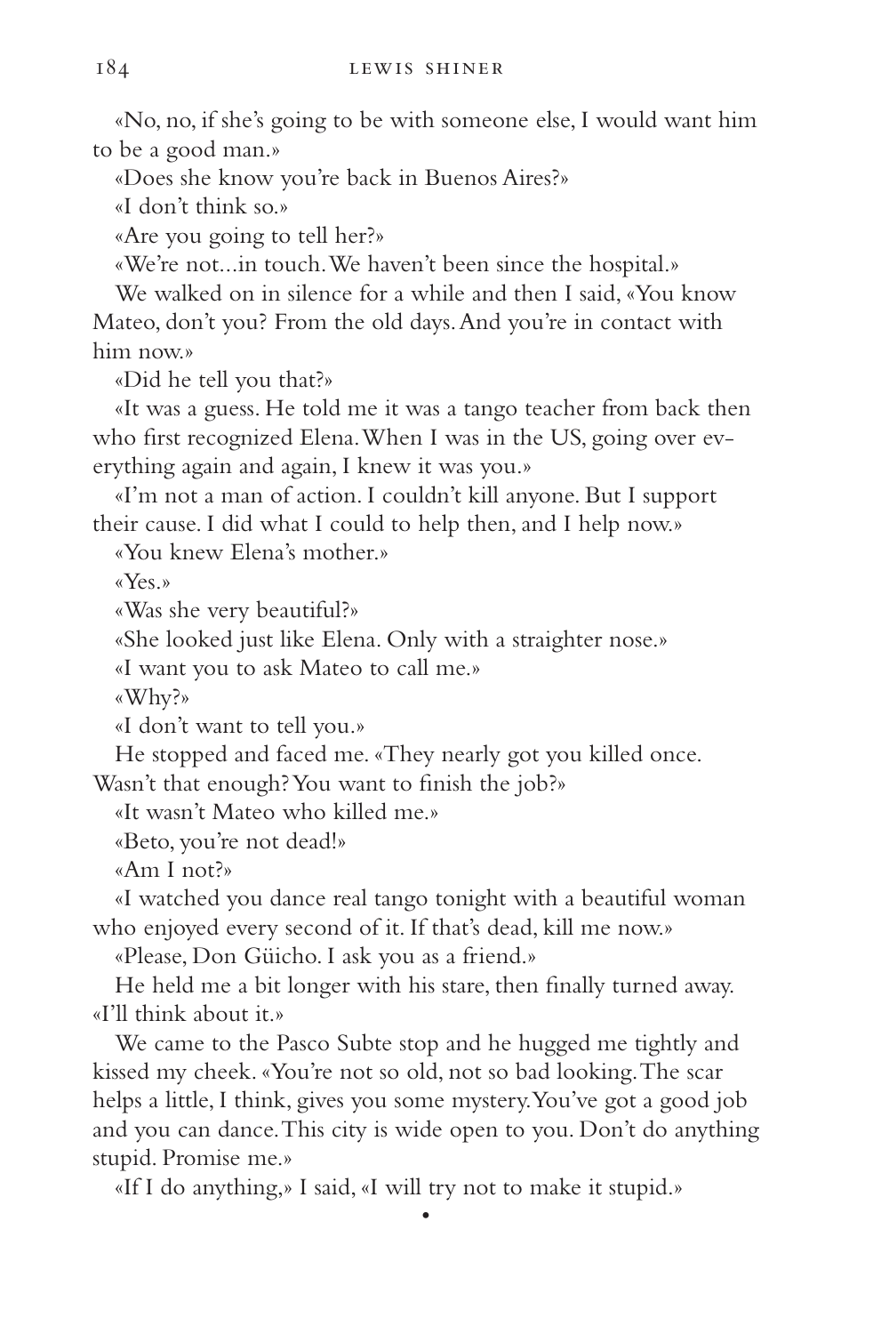«No, no, if she's going to be with someone else, I would want him to be a good man.»

«Does she know you're back in Buenos Aires?»

«I don't think so.»

«Are you going to tell her?»

«We're not...in touch. We haven't been since the hospital.»

We walked on in silence for a while and then I said, «You know Mateo, don't you? From the old days. And you're in contact with him now.»

«Did he tell you that?»

«It was a guess. He told me it was a tango teacher from back then who first recognized Elena. When I was in the US, going over everything again and again, I knew it was you.»

«I'm not a man of action. I couldn't kill anyone. But I support their cause. I did what I could to help then, and I help now.»

«You knew Elena's mother.»

«Yes.»

«Was she very beautiful?»

«She looked just like Elena. Only with a straighter nose.»

«I want you to ask Mateo to call me.»

«Why?»

«I don't want to tell you.»

He stopped and faced me. «They nearly got you killed once. Wasn't that enough? You want to finish the job?»

«It wasn't Mateo who killed me.»

«Beto, you're not dead!»

«Am I not?»

«I watched you dance real tango tonight with a beautiful woman who enjoyed every second of it. If that's dead, kill me now.»

«Please, Don Güicho. I ask you as a friend.»

He held me a bit longer with his stare, then finally turned away. «I'll think about it.»

We came to the Pasco Subte stop and he hugged me tightly and kissed my cheek. «You're not so old, not so bad looking. The scar helps a little, I think, gives you some mystery. You've got a good job and you can dance. This city is wide open to you. Don't do anything stupid. Promise me.»

«If I do anything,» I said, «I will try not to make it stupid.»

•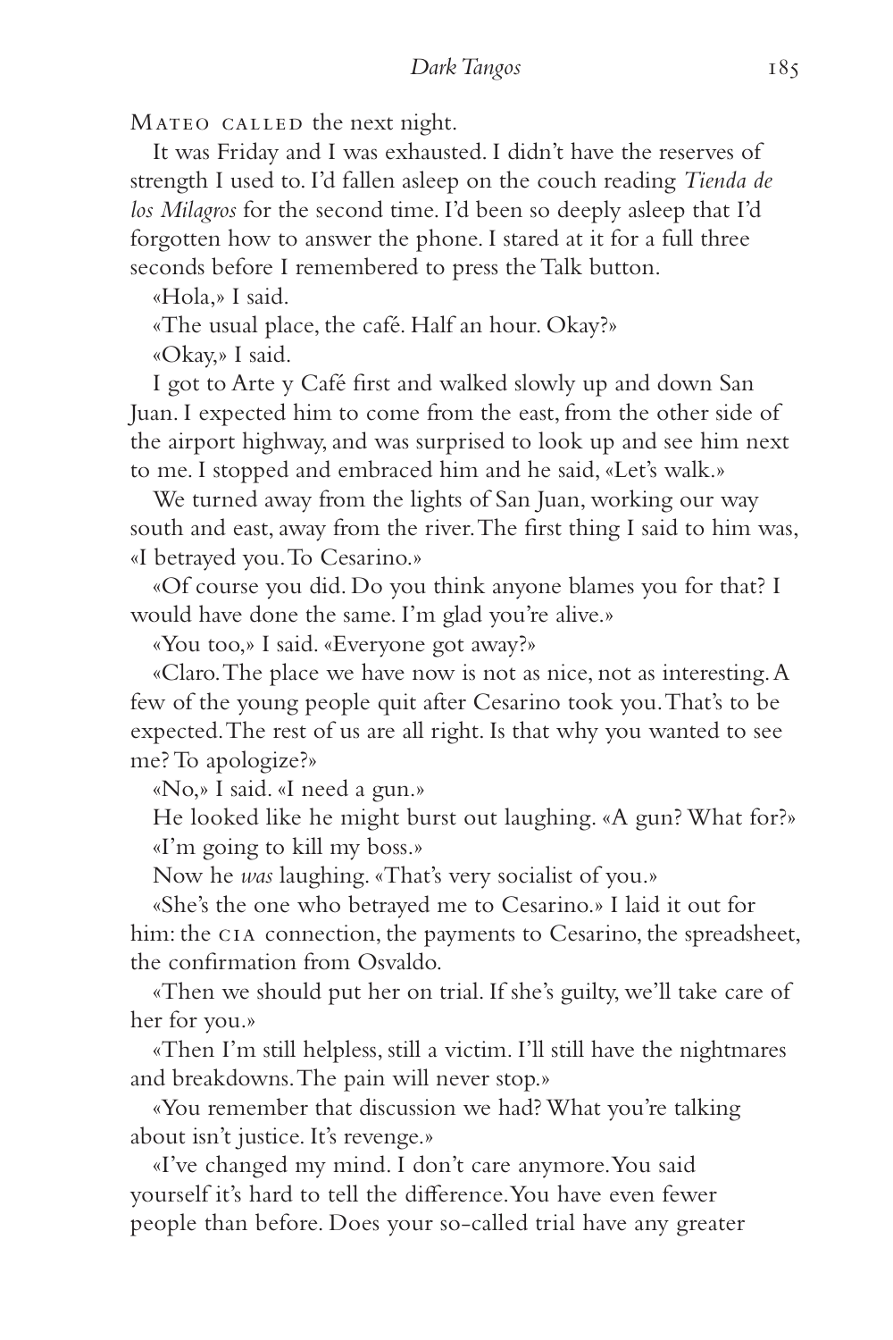Mateo called the next night.

It was Friday and I was exhausted. I didn't have the reserves of strength I used to. I'd fallen asleep on the couch reading *Tienda de los Milagros* for the second time. I'd been so deeply asleep that I'd forgotten how to answer the phone. I stared at it for a full three seconds before I remembered to press the Talk button.

«Hola,» I said.

«The usual place, the café. Half an hour. Okay?»

«Okay,» I said.

I got to Arte y Café first and walked slowly up and down San Juan. I expected him to come from the east, from the other side of the airport highway, and was surprised to look up and see him next to me. I stopped and embraced him and he said, «Let's walk.»

We turned away from the lights of San Juan, working our way south and east, away from the river. The first thing I said to him was, «I betrayed you. To Cesarino.»

«Of course you did. Do you think anyone blames you for that? I would have done the same. I'm glad you're alive.»

«You too,» I said. «Everyone got away?»

«Claro. The place we have now is not as nice, not as interesting. A few of the young people quit after Cesarino took you. That's to be expected. The rest of us are all right. Is that why you wanted to see me? To apologize?»

«No,» I said. «I need a gun.»

He looked like he might burst out laughing. «A gun? What for?»

«I'm going to kill my boss.»

Now he *was* laughing. «That's very socialist of you.»

«She's the one who betrayed me to Cesarino.» I laid it out for him: the CIA connection, the payments to Cesarino, the spreadsheet, the confirmation from Osvaldo.

«Then we should put her on trial. If she's guilty, we'll take care of her for you.»

«Then I'm still helpless, still a victim. I'll still have the nightmares and breakdowns. The pain will never stop.»

«You remember that discussion we had? What you're talking about isn't justice. It's revenge.»

«I've changed my mind. I don't care anymore. You said yourself it's hard to tell the difference. You have even fewer people than before. Does your so-called trial have any greater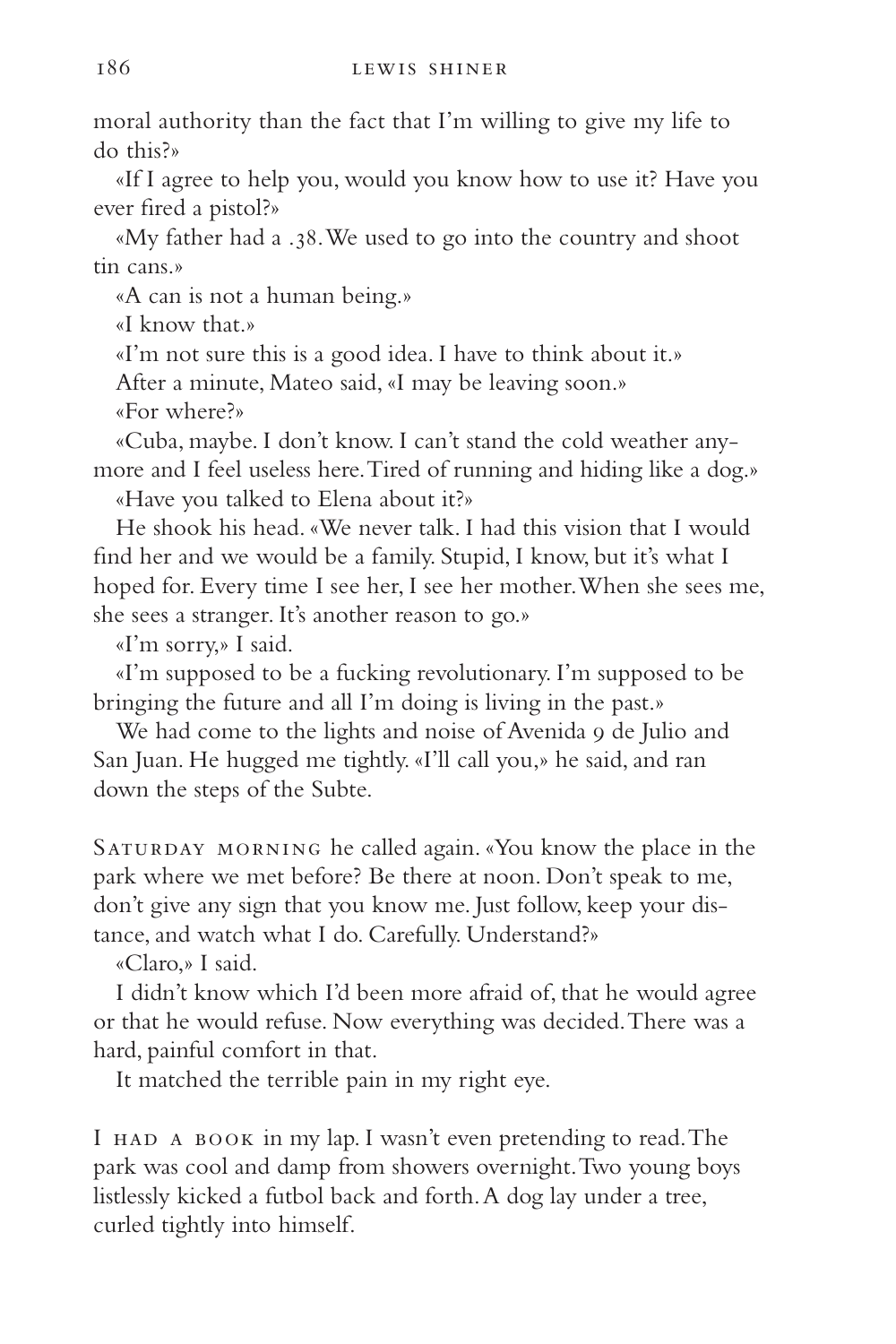moral authority than the fact that I'm willing to give my life to do this?»

«If I agree to help you, would you know how to use it? Have you ever fired a pistol?»

«My father had a .38. We used to go into the country and shoot tin cans.»

«A can is not a human being.»

«I know that.»

«I'm not sure this is a good idea. I have to think about it.»

After a minute, Mateo said, «I may be leaving soon.»

«For where?»

«Cuba, maybe. I don't know. I can't stand the cold weather anymore and I feel useless here. Tired of running and hiding like a dog.»

«Have you talked to Elena about it?»

He shook his head. «We never talk. I had this vision that I would find her and we would be a family. Stupid, I know, but it's what I hoped for. Every time I see her, I see her mother. When she sees me, she sees a stranger. It's another reason to go.»

«I'm sorry,» I said.

«I'm supposed to be a fucking revolutionary. I'm supposed to be bringing the future and all I'm doing is living in the past.»

We had come to the lights and noise of Avenida 9 de Julio and San Juan. He hugged me tightly. «I'll call you,» he said, and ran down the steps of the Subte.

SATURDAY MORNING he called again. «You know the place in the park where we met before? Be there at noon. Don't speak to me, don't give any sign that you know me. Just follow, keep your distance, and watch what I do. Carefully. Understand?»

«Claro,» I said.

I didn't know which I'd been more afraid of, that he would agree or that he would refuse. Now everything was decided. There was a hard, painful comfort in that.

It matched the terrible pain in my right eye.

I HAD A BOOK in my lap. I wasn't even pretending to read. The park was cool and damp from showers overnight. Two young boys listlessly kicked a futbol back and forth. A dog lay under a tree, curled tightly into himself.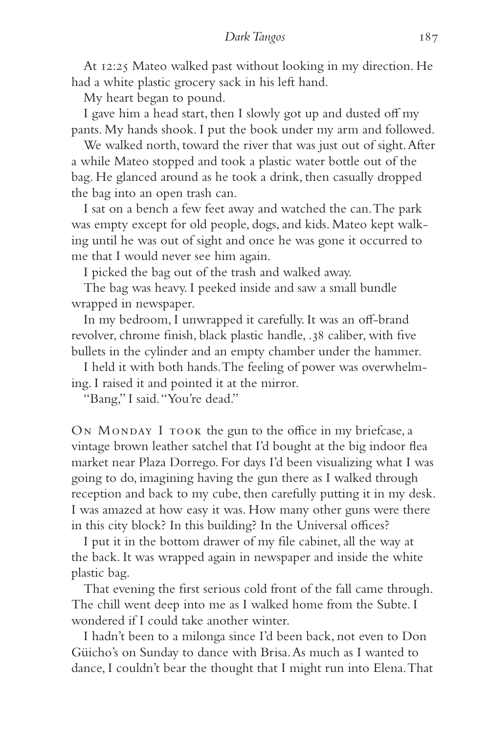At 12:25 Mateo walked past without looking in my direction. He had a white plastic grocery sack in his left hand.

My heart began to pound.

I gave him a head start, then I slowly got up and dusted off my pants. My hands shook. I put the book under my arm and followed.

We walked north, toward the river that was just out of sight. After a while Mateo stopped and took a plastic water bottle out of the bag. He glanced around as he took a drink, then casually dropped the bag into an open trash can.

I sat on a bench a few feet away and watched the can. The park was empty except for old people, dogs, and kids. Mateo kept walking until he was out of sight and once he was gone it occurred to me that I would never see him again.

I picked the bag out of the trash and walked away.

The bag was heavy. I peeked inside and saw a small bundle wrapped in newspaper.

In my bedroom, I unwrapped it carefully. It was an off-brand revolver, chrome finish, black plastic handle, .38 caliber, with five bullets in the cylinder and an empty chamber under the hammer.

I held it with both hands. The feeling of power was overwhelming. I raised it and pointed it at the mirror.

"Bang," I said. "You're dead."

ON MONDAY I TOOK the gun to the office in my briefcase, a vintage brown leather satchel that I'd bought at the big indoor flea market near Plaza Dorrego. For days I'd been visualizing what I was going to do, imagining having the gun there as I walked through reception and back to my cube, then carefully putting it in my desk. I was amazed at how easy it was. How many other guns were there in this city block? In this building? In the Universal offices?

I put it in the bottom drawer of my file cabinet, all the way at the back. It was wrapped again in newspaper and inside the white plastic bag.

That evening the first serious cold front of the fall came through. The chill went deep into me as I walked home from the Subte. I wondered if I could take another winter.

I hadn't been to a milonga since I'd been back, not even to Don Güicho's on Sunday to dance with Brisa. As much as I wanted to dance, I couldn't bear the thought that I might run into Elena. That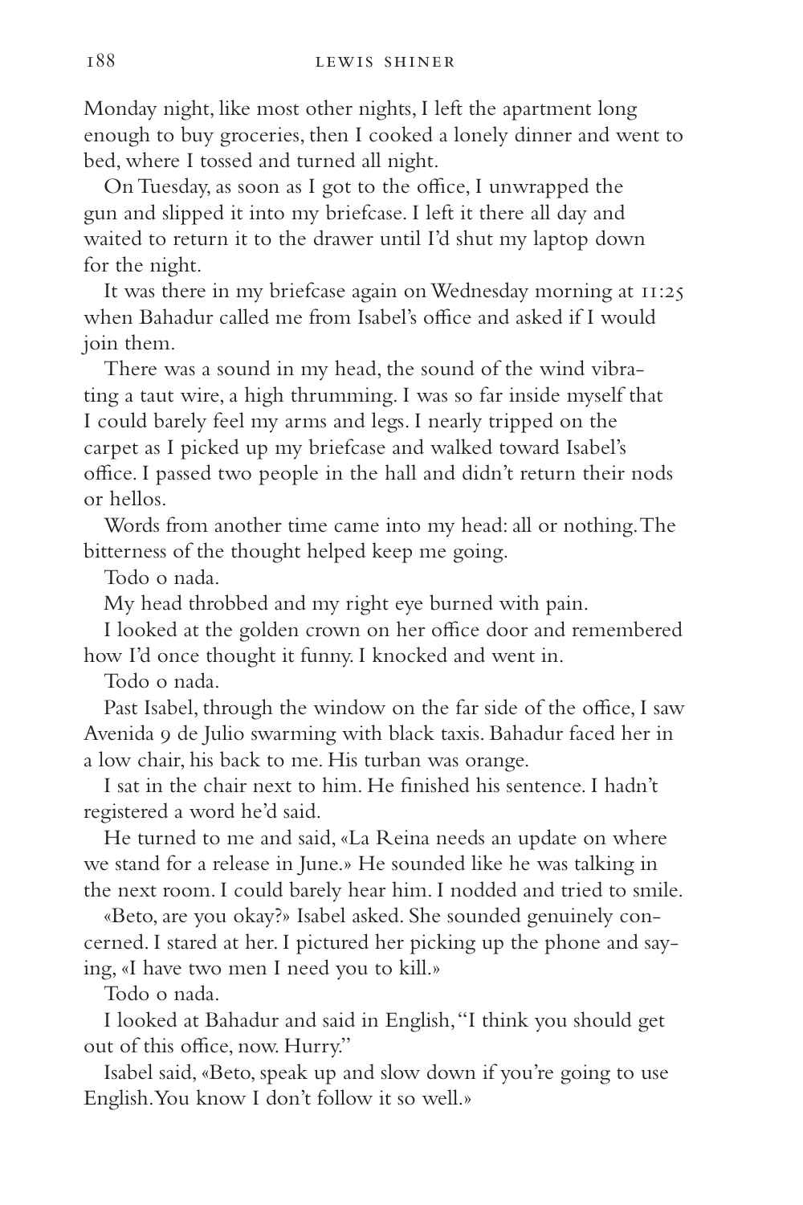Monday night, like most other nights, I left the apartment long enough to buy groceries, then I cooked a lonely dinner and went to bed, where I tossed and turned all night.

On Tuesday, as soon as I got to the office, I unwrapped the gun and slipped it into my briefcase. I left it there all day and waited to return it to the drawer until I'd shut my laptop down for the night.

It was there in my briefcase again on Wednesday morning at 11:25 when Bahadur called me from Isabel's office and asked if I would join them.

There was a sound in my head, the sound of the wind vibrating a taut wire, a high thrumming. I was so far inside myself that I could barely feel my arms and legs. I nearly tripped on the carpet as I picked up my briefcase and walked toward Isabel's office. I passed two people in the hall and didn't return their nods or hellos.

Words from another time came into my head: all or nothing. The bitterness of the thought helped keep me going.

Todo o nada.

My head throbbed and my right eye burned with pain.

I looked at the golden crown on her office door and remembered how I'd once thought it funny. I knocked and went in.

Todo o nada.

Past Isabel, through the window on the far side of the office, I saw Avenida 9 de Julio swarming with black taxis. Bahadur faced her in a low chair, his back to me. His turban was orange.

I sat in the chair next to him. He finished his sentence. I hadn't registered a word he'd said.

He turned to me and said, «La Reina needs an update on where we stand for a release in June.» He sounded like he was talking in the next room. I could barely hear him. I nodded and tried to smile.

«Beto, are you okay?» Isabel asked. She sounded genuinely concerned. I stared at her. I pictured her picking up the phone and saying, «I have two men I need you to kill.»

Todo o nada.

I looked at Bahadur and said in English, "I think you should get out of this office, now. Hurry."

Isabel said, «Beto, speak up and slow down if you're going to use English. You know I don't follow it so well.»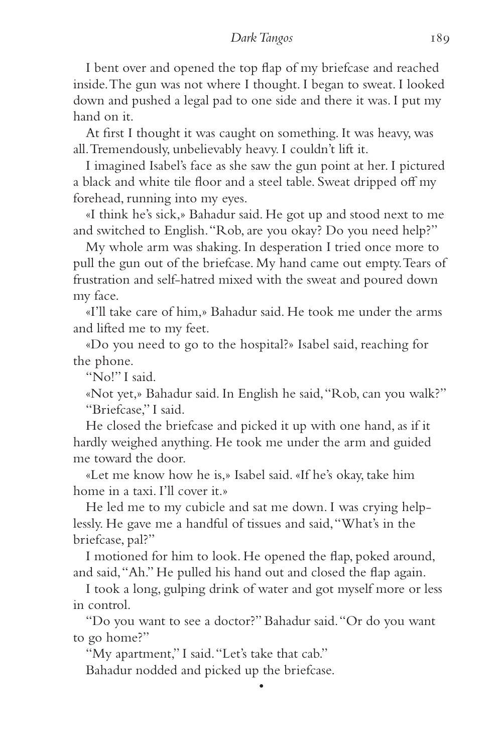I bent over and opened the top flap of my briefcase and reached inside. The gun was not where I thought. I began to sweat. I looked down and pushed a legal pad to one side and there it was. I put my hand on it.

At first I thought it was caught on something. It was heavy, was all. Tremendously, unbelievably heavy. I couldn't lift it.

I imagined Isabel's face as she saw the gun point at her. I pictured a black and white tile floor and a steel table. Sweat dripped off my forehead, running into my eyes.

«I think he's sick,» Bahadur said. He got up and stood next to me and switched to English. "Rob, are you okay? Do you need help?"

My whole arm was shaking. In desperation I tried once more to pull the gun out of the briefcase. My hand came out empty. Tears of frustration and self-hatred mixed with the sweat and poured down my face.

«I'll take care of him,» Bahadur said. He took me under the arms and lifted me to my feet.

«Do you need to go to the hospital?» Isabel said, reaching for the phone.

"No!" I said.

«Not yet,» Bahadur said. In English he said, "Rob, can you walk?"

"Briefcase," I said.

He closed the briefcase and picked it up with one hand, as if it hardly weighed anything. He took me under the arm and guided me toward the door.

«Let me know how he is,» Isabel said. «If he's okay, take him home in a taxi. I'll cover it.»

He led me to my cubicle and sat me down. I was crying helplessly. He gave me a handful of tissues and said, "What's in the briefcase, pal?"

I motioned for him to look. He opened the flap, poked around, and said, "Ah." He pulled his hand out and closed the flap again.

I took a long, gulping drink of water and got myself more or less in control.

"Do you want to see a doctor?" Bahadur said. "Or do you want to go home?"

"My apartment," I said. "Let's take that cab."

Bahadur nodded and picked up the briefcase.

•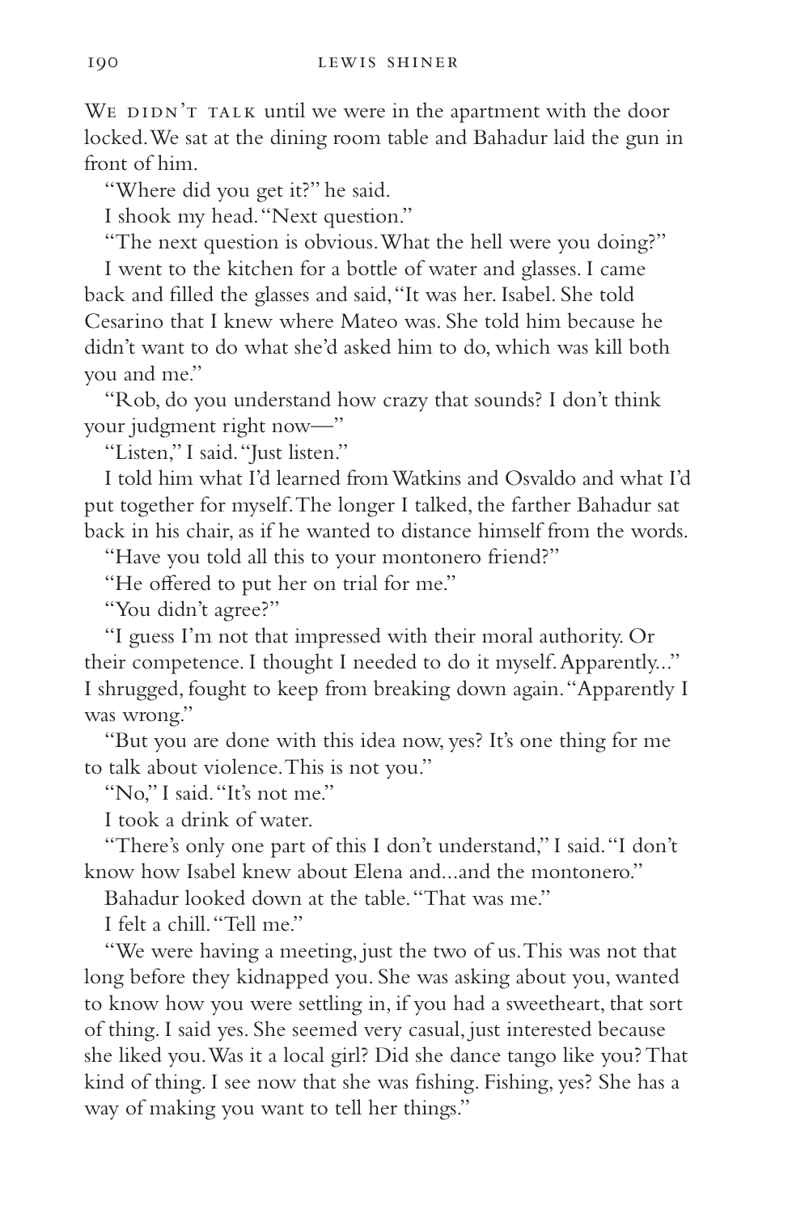We didn't talk until we were in the apartment with the door locked. We sat at the dining room table and Bahadur laid the gun in front of him.

"Where did you get it?" he said.

I shook my head. "Next question."

"The next question is obvious. What the hell were you doing?"

I went to the kitchen for a bottle of water and glasses. I came back and filled the glasses and said, "It was her. Isabel. She told Cesarino that I knew where Mateo was. She told him because he didn't want to do what she'd asked him to do, which was kill both you and me."

"Rob, do you understand how crazy that sounds? I don't think your judgment right now—"

"Listen," I said. "Just listen."

I told him what I'd learned from Watkins and Osvaldo and what I'd put together for myself. The longer I talked, the farther Bahadur sat back in his chair, as if he wanted to distance himself from the words.

"Have you told all this to your montonero friend?"

"He offered to put her on trial for me."

"You didn't agree?"

"I guess I'm not that impressed with their moral authority. Or their competence. I thought I needed to do it myself. Apparently..." I shrugged, fought to keep from breaking down again. "Apparently I was wrong."

"But you are done with this idea now, yes? It's one thing for me to talk about violence. This is not you."

"No," I said. "It's not me."

I took a drink of water.

"There's only one part of this I don't understand," I said. "I don't know how Isabel knew about Elena and...and the montonero."

Bahadur looked down at the table. "That was me."

I felt a chill. "Tell me."

"We were having a meeting, just the two of us. This was not that long before they kidnapped you. She was asking about you, wanted to know how you were settling in, if you had a sweetheart, that sort of thing. I said yes. She seemed very casual, just interested because she liked you. Was it a local girl? Did she dance tango like you? That kind of thing. I see now that she was fishing. Fishing, yes? She has a way of making you want to tell her things."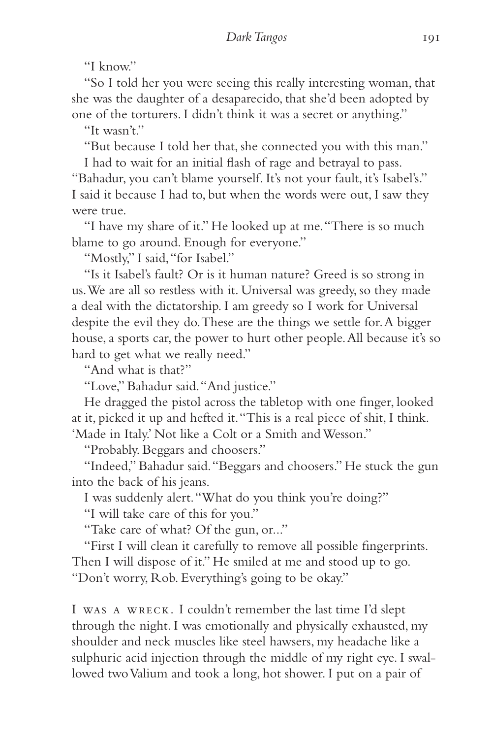"I know."

"So I told her you were seeing this really interesting woman, that she was the daughter of a desaparecido, that she'd been adopted by one of the torturers. I didn't think it was a secret or anything."

"It wasn't."

"But because I told her that, she connected you with this man."

I had to wait for an initial flash of rage and betrayal to pass. "Bahadur, you can't blame yourself. It's not your fault, it's Isabel's." I said it because I had to, but when the words were out, I saw they were true.

"I have my share of it." He looked up at me. "There is so much blame to go around. Enough for everyone."

"Mostly," I said, "for Isabel."

"Is it Isabel's fault? Or is it human nature? Greed is so strong in us. We are all so restless with it. Universal was greedy, so they made a deal with the dictatorship. I am greedy so I work for Universal despite the evil they do. These are the things we settle for. A bigger house, a sports car, the power to hurt other people. All because it's so hard to get what we really need."

"And what is that?"

"Love," Bahadur said. "And justice."

He dragged the pistol across the tabletop with one finger, looked at it, picked it up and hefted it. "This is a real piece of shit, I think. 'Made in Italy.' Not like a Colt or a Smith and Wesson."

"Probably. Beggars and choosers."

"Indeed," Bahadur said. "Beggars and choosers." He stuck the gun into the back of his jeans.

I was suddenly alert. "What do you think you're doing?"

"I will take care of this for you."

"Take care of what? Of the gun, or..."

"First I will clean it carefully to remove all possible fingerprints. Then I will dispose of it." He smiled at me and stood up to go. "Don't worry, Rob. Everything's going to be okay."

I WAS A WRECK. I couldn't remember the last time I'd slept through the night. I was emotionally and physically exhausted, my shoulder and neck muscles like steel hawsers, my headache like a sulphuric acid injection through the middle of my right eye. I swallowed two Valium and took a long, hot shower. I put on a pair of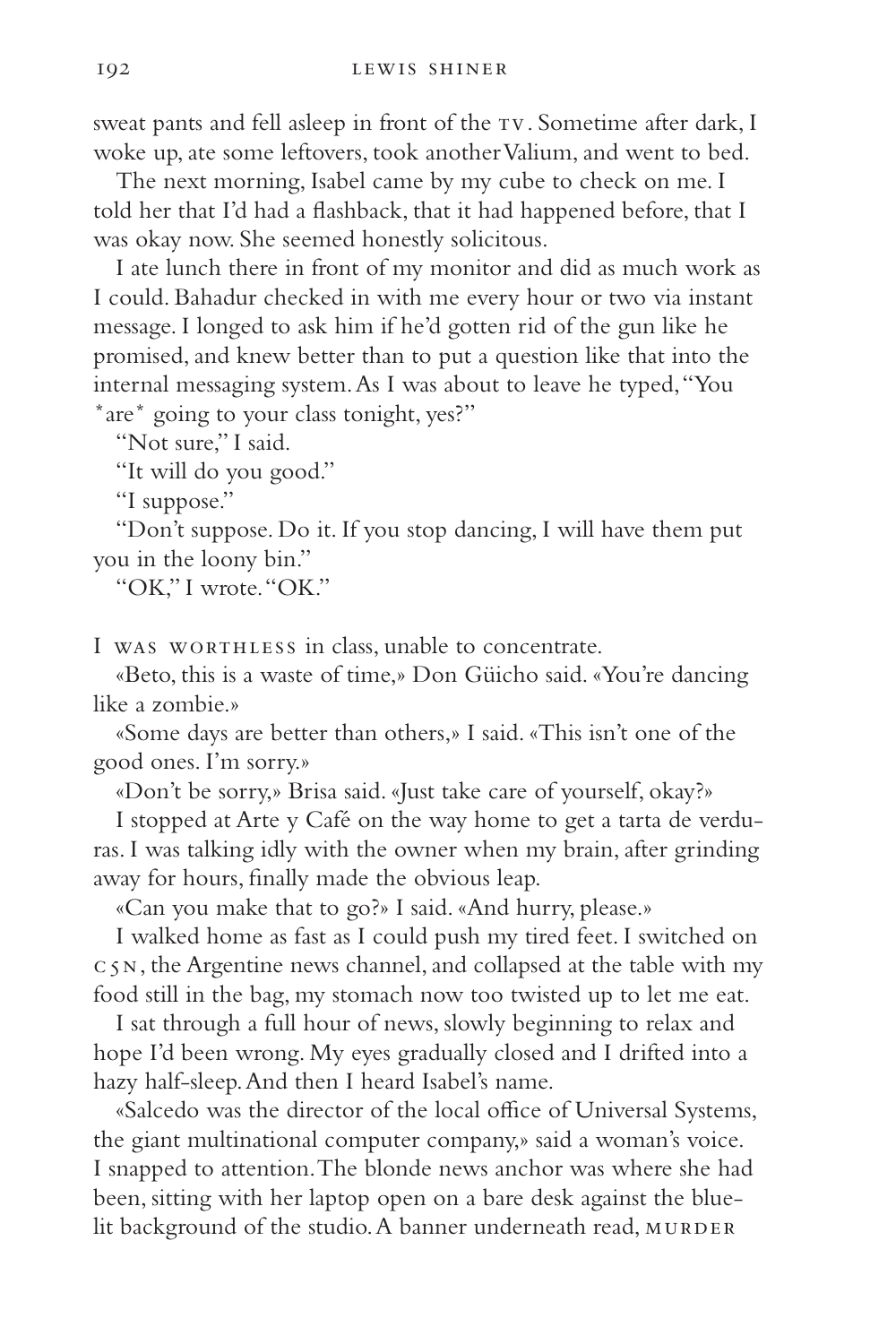sweat pants and fell asleep in front of the TV. Sometime after dark, I woke up, ate some leftovers, took another Valium, and went to bed.

The next morning, Isabel came by my cube to check on me. I told her that I'd had a flashback, that it had happened before, that I was okay now. She seemed honestly solicitous.

I ate lunch there in front of my monitor and did as much work as I could. Bahadur checked in with me every hour or two via instant message. I longed to ask him if he'd gotten rid of the gun like he promised, and knew better than to put a question like that into the internal messaging system. As I was about to leave he typed, "You *are* going to your class tonight, yes?"

"Not sure," I said.

"It will do you good."

"I suppose."

"Don't suppose. Do it. If you stop dancing, I will have them put you in the loony bin."

"OK," I wrote. "OK."

I WAS WORTHLESS in class, unable to concentrate.

«Beto, this is a waste of time,» Don Güicho said. «You're dancing like a zombie.»

«Some days are better than others,» I said. «This isn't one of the good ones. I'm sorry.»

«Don't be sorry,» Brisa said. «Just take care of yourself, okay?»

I stopped at Arte y Café on the way home to get a tarta de verduras. I was talking idly with the owner when my brain, after grinding away for hours, finally made the obvious leap.

«Can you make that to go?» I said. «And hurry, please.»

I walked home as fast as I could push my tired feet. I switched on C5N, the Argentine news channel, and collapsed at the table with my food still in the bag, my stomach now too twisted up to let me eat.

I sat through a full hour of news, slowly beginning to relax and hope I'd been wrong. My eyes gradually closed and I drifted into a hazy half-sleep. And then I heard Isabel's name.

«Salcedo was the director of the local office of Universal Systems, the giant multinational computer company,» said a woman's voice. I snapped to attention. The blonde news anchor was where she had been, sitting with her laptop open on a bare desk against the blue-lit background of the studio. A banner underneath read, MURDER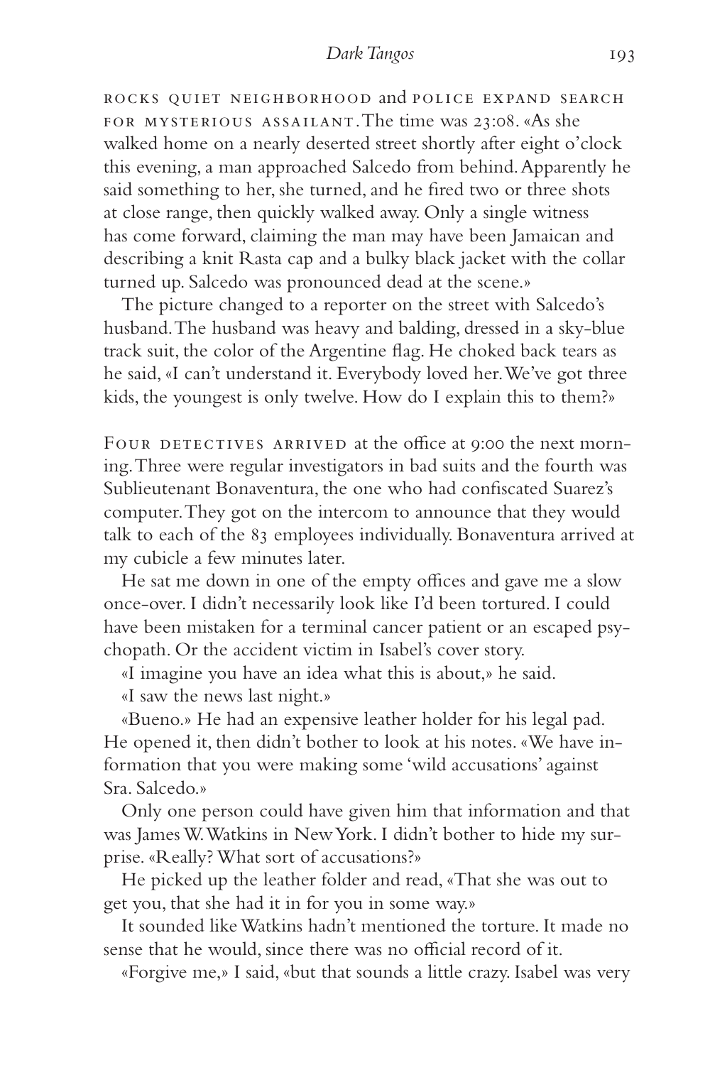ROCKS QUIET NEIGHBORHOOD and POLICE EXPAND SEARCH FOR MYSTERIOUS ASSAILANT. The time was 23:08. «As she walked home on a nearly deserted street shortly after eight o'clock this evening, a man approached Salcedo from behind. Apparently he said something to her, she turned, and he fired two or three shots at close range, then quickly walked away. Only a single witness has come forward, claiming the man may have been Jamaican and describing a knit Rasta cap and a bulky black jacket with the collar turned up. Salcedo was pronounced dead at the scene.»

The picture changed to a reporter on the street with Salcedo's husband. The husband was heavy and balding, dressed in a sky-blue track suit, the color of the Argentine flag. He choked back tears as he said, «I can't understand it. Everybody loved her. We've got three kids, the youngest is only twelve. How do I explain this to them?»

FOUR DETECTIVES ARRIVED at the office at 9:00 the next morning. Three were regular investigators in bad suits and the fourth was Sublieutenant Bonaventura, the one who had confiscated Suarez's computer. They got on the intercom to announce that they would talk to each of the 83 employees individually. Bonaventura arrived at my cubicle a few minutes later.

He sat me down in one of the empty offices and gave me a slow once-over. I didn't necessarily look like I'd been tortured. I could have been mistaken for a terminal cancer patient or an escaped psychopath. Or the accident victim in Isabel's cover story.

«I imagine you have an idea what this is about,» he said.

«I saw the news last night.»

«Bueno.» He had an expensive leather holder for his legal pad. He opened it, then didn't bother to look at his notes. «We have information that you were making some 'wild accusations' against Sra. Salcedo.»

Only one person could have given him that information and that was James W. Watkins in New York. I didn't bother to hide my surprise. «Really? What sort of accusations?»

He picked up the leather folder and read, «That she was out to get you, that she had it in for you in some way.»

It sounded like Watkins hadn't mentioned the torture. It made no sense that he would, since there was no official record of it.

«Forgive me,» I said, «but that sounds a little crazy. Isabel was very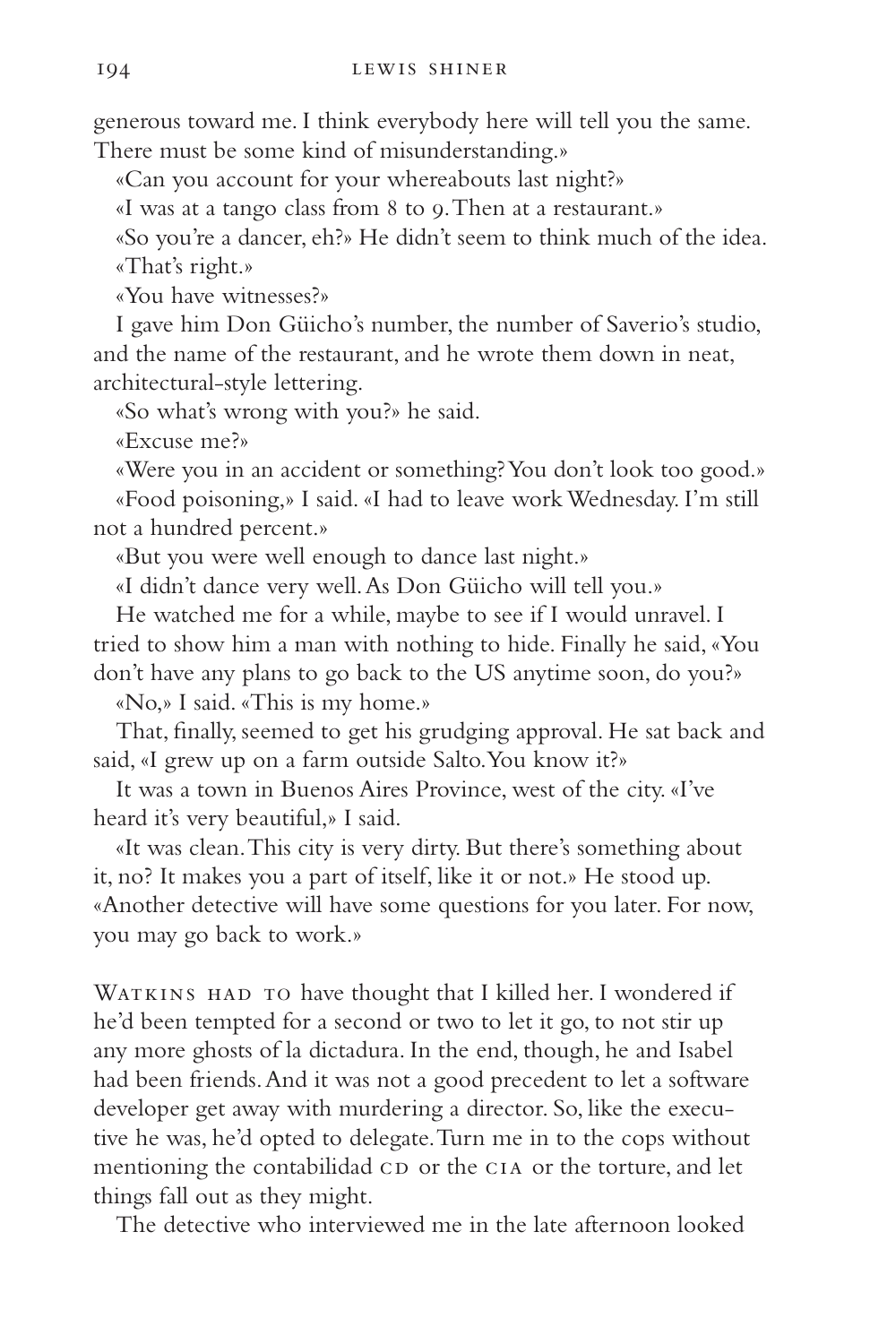generous toward me. I think everybody here will tell you the same. There must be some kind of misunderstanding.»

«Can you account for your whereabouts last night?»

«I was at a tango class from 8 to 9. Then at a restaurant.»

«So you're a dancer, eh?» He didn't seem to think much of the idea.

«That's right.»

«You have witnesses?»

I gave him Don Güicho's number, the number of Saverio's studio, and the name of the restaurant, and he wrote them down in neat, architectural-style lettering.

«So what's wrong with you?» he said.

«Excuse me?»

«Were you in an accident or something? You don't look too good.»

«Food poisoning,» I said. «I had to leave work Wednesday. I'm still not a hundred percent.»

«But you were well enough to dance last night.»

«I didn't dance very well. As Don Güicho will tell you.»

He watched me for a while, maybe to see if I would unravel. I tried to show him a man with nothing to hide. Finally he said, «You don't have any plans to go back to the US anytime soon, do you?»

«No,» I said. «This is my home.»

That, finally, seemed to get his grudging approval. He sat back and said, «I grew up on a farm outside Salto. You know it?»

It was a town in Buenos Aires Province, west of the city. «I've heard it's very beautiful,» I said.

«It was clean. This city is very dirty. But there's something about it, no? It makes you a part of itself, like it or not.» He stood up. «Another detective will have some questions for you later. For now, you may go back to work.»

WATKINS HAD TO have thought that I killed her. I wondered if he'd been tempted for a second or two to let it go, to not stir up any more ghosts of la dictadura. In the end, though, he and Isabel had been friends. And it was not a good precedent to let a software developer get away with murdering a director. So, like the executive he was, he'd opted to delegate. Turn me in to the cops without mentioning the contabilidad CD or the CIA or the torture, and let things fall out as they might.

The detective who interviewed me in the late afternoon looked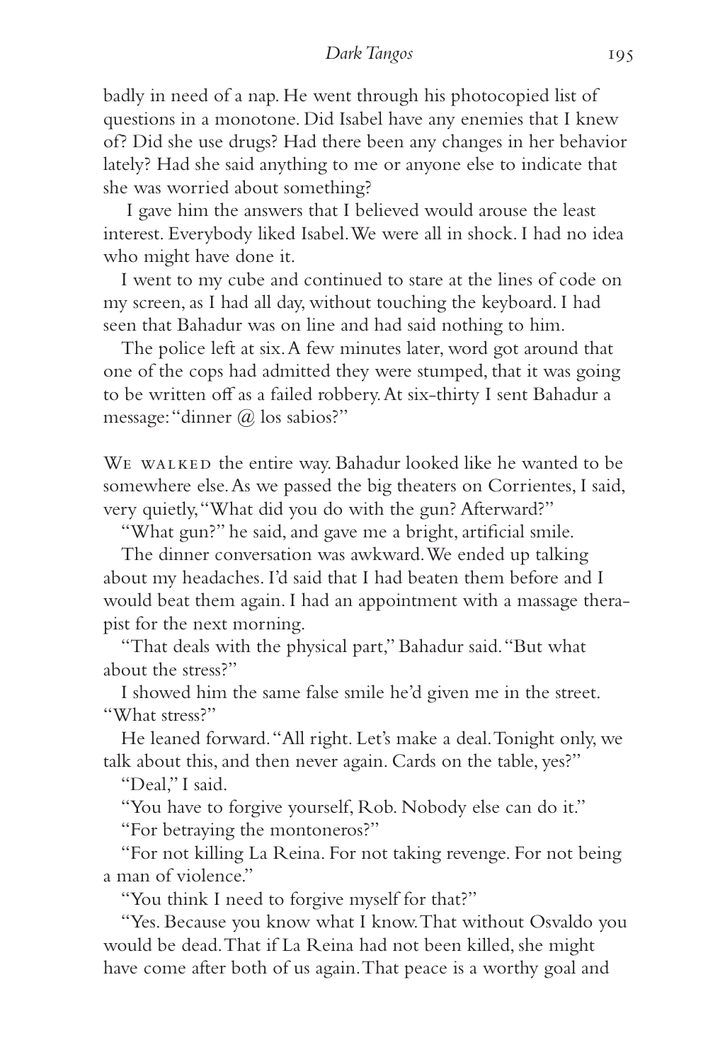badly in need of a nap. He went through his photocopied list of questions in a monotone. Did Isabel have any enemies that I knew of? Did she use drugs? Had there been any changes in her behavior lately? Had she said anything to me or anyone else to indicate that she was worried about something?

I gave him the answers that I believed would arouse the least interest. Everybody liked Isabel. We were all in shock. I had no idea who might have done it.

I went to my cube and continued to stare at the lines of code on my screen, as I had all day, without touching the keyboard. I had seen that Bahadur was on line and had said nothing to him.

The police left at six. A few minutes later, word got around that one of the cops had admitted they were stumped, that it was going to be written off as a failed robbery. At six-thirty I sent Bahadur a message: "dinner @ los sabios?"

We walked the entire way. Bahadur looked like he wanted to be somewhere else. As we passed the big theaters on Corrientes, I said, very quietly, "What did you do with the gun? Afterward?"

"What gun?" he said, and gave me a bright, artificial smile.

The dinner conversation was awkward. We ended up talking about my headaches. I'd said that I had beaten them before and I would beat them again. I had an appointment with a massage therapist for the next morning.

"That deals with the physical part," Bahadur said. "But what about the stress?"

I showed him the same false smile he'd given me in the street. "What stress?"

He leaned forward. "All right. Let's make a deal. Tonight only, we talk about this, and then never again. Cards on the table, yes?"

"Deal," I said.

"You have to forgive yourself, Rob. Nobody else can do it."

"For betraying the montoneros?"

"For not killing La Reina. For not taking revenge. For not being a man of violence."

"You think I need to forgive myself for that?"

"Yes. Because you know what I know. That without Osvaldo you would be dead. That if La Reina had not been killed, she might have come after both of us again. That peace is a worthy goal and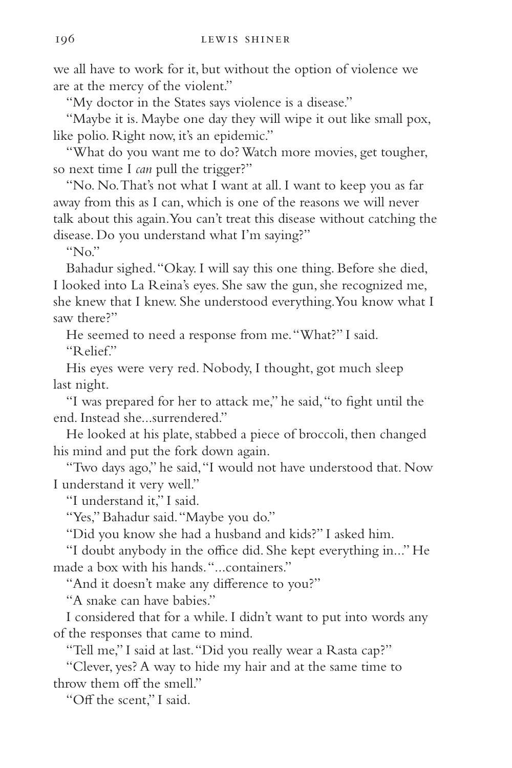we all have to work for it, but without the option of violence we are at the mercy of the violent."

"My doctor in the States says violence is a disease."

"Maybe it is. Maybe one day they will wipe it out like small pox, like polio. Right now, it's an epidemic."

"What do you want me to do? Watch more movies, get tougher, so next time I *can* pull the trigger?"

"No. No. That's not what I want at all. I want to keep you as far away from this as I can, which is one of the reasons we will never talk about this again. You can't treat this disease without catching the disease. Do you understand what I'm saying?"

"No."

Bahadur sighed. "Okay. I will say this one thing. Before she died, I looked into La Reina's eyes. She saw the gun, she recognized me, she knew that I knew. She understood everything. You know what I saw there?"

He seemed to need a response from me. "What?" I said.

"Relief."

His eyes were very red. Nobody, I thought, got much sleep last night.

"I was prepared for her to attack me," he said, "to fight until the end. Instead she...surrendered."

He looked at his plate, stabbed a piece of broccoli, then changed his mind and put the fork down again.

"Two days ago," he said, "I would not have understood that. Now I understand it very well."

"I understand it," I said.

"Yes," Bahadur said. "Maybe you do."

"Did you know she had a husband and kids?" I asked him.

"I doubt anybody in the office did. She kept everything in..." He made a box with his hands. "...containers."

"And it doesn't make any difference to you?"

"A snake can have babies."

I considered that for a while. I didn't want to put into words any of the responses that came to mind.

"Tell me," I said at last. "Did you really wear a Rasta cap?"

"Clever, yes? A way to hide my hair and at the same time to throw them off the smell."

"Off the scent," I said.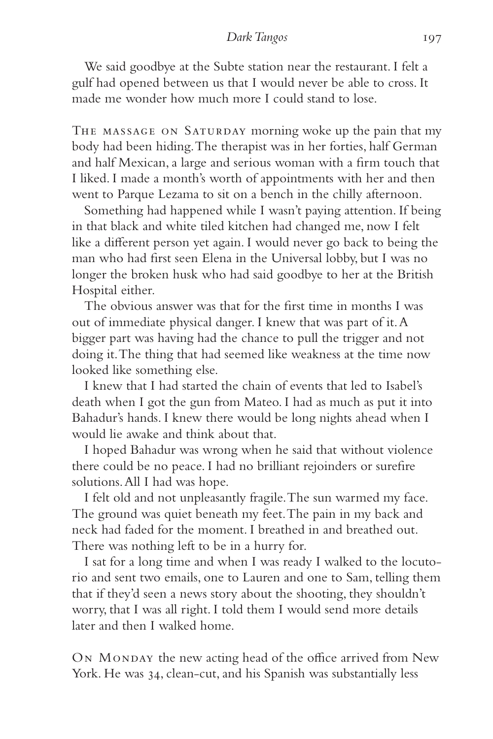We said goodbye at the Subte station near the restaurant. I felt a gulf had opened between us that I would never be able to cross. It made me wonder how much more I could stand to lose.

The massage on Saturday morning woke up the pain that my body had been hiding. The therapist was in her forties, half German and half Mexican, a large and serious woman with a firm touch that I liked. I made a month's worth of appointments with her and then went to Parque Lezama to sit on a bench in the chilly afternoon.

Something had happened while I wasn't paying attention. If being in that black and white tiled kitchen had changed me, now I felt like a different person yet again. I would never go back to being the man who had first seen Elena in the Universal lobby, but I was no longer the broken husk who had said goodbye to her at the British Hospital either.

The obvious answer was that for the first time in months I was out of immediate physical danger. I knew that was part of it. A bigger part was having had the chance to pull the trigger and not doing it. The thing that had seemed like weakness at the time now looked like something else.

I knew that I had started the chain of events that led to Isabel's death when I got the gun from Mateo. I had as much as put it into Bahadur's hands. I knew there would be long nights ahead when I would lie awake and think about that.

I hoped Bahadur was wrong when he said that without violence there could be no peace. I had no brilliant rejoinders or surefire solutions. All I had was hope.

I felt old and not unpleasantly fragile. The sun warmed my face. The ground was quiet beneath my feet. The pain in my back and neck had faded for the moment. I breathed in and breathed out. There was nothing left to be in a hurry for.

I sat for a long time and when I was ready I walked to the locutorio and sent two emails, one to Lauren and one to Sam, telling them that if they'd seen a news story about the shooting, they shouldn't worry, that I was all right. I told them I would send more details later and then I walked home.

On Monday the new acting head of the office arrived from New York. He was 34, clean-cut, and his Spanish was substantially less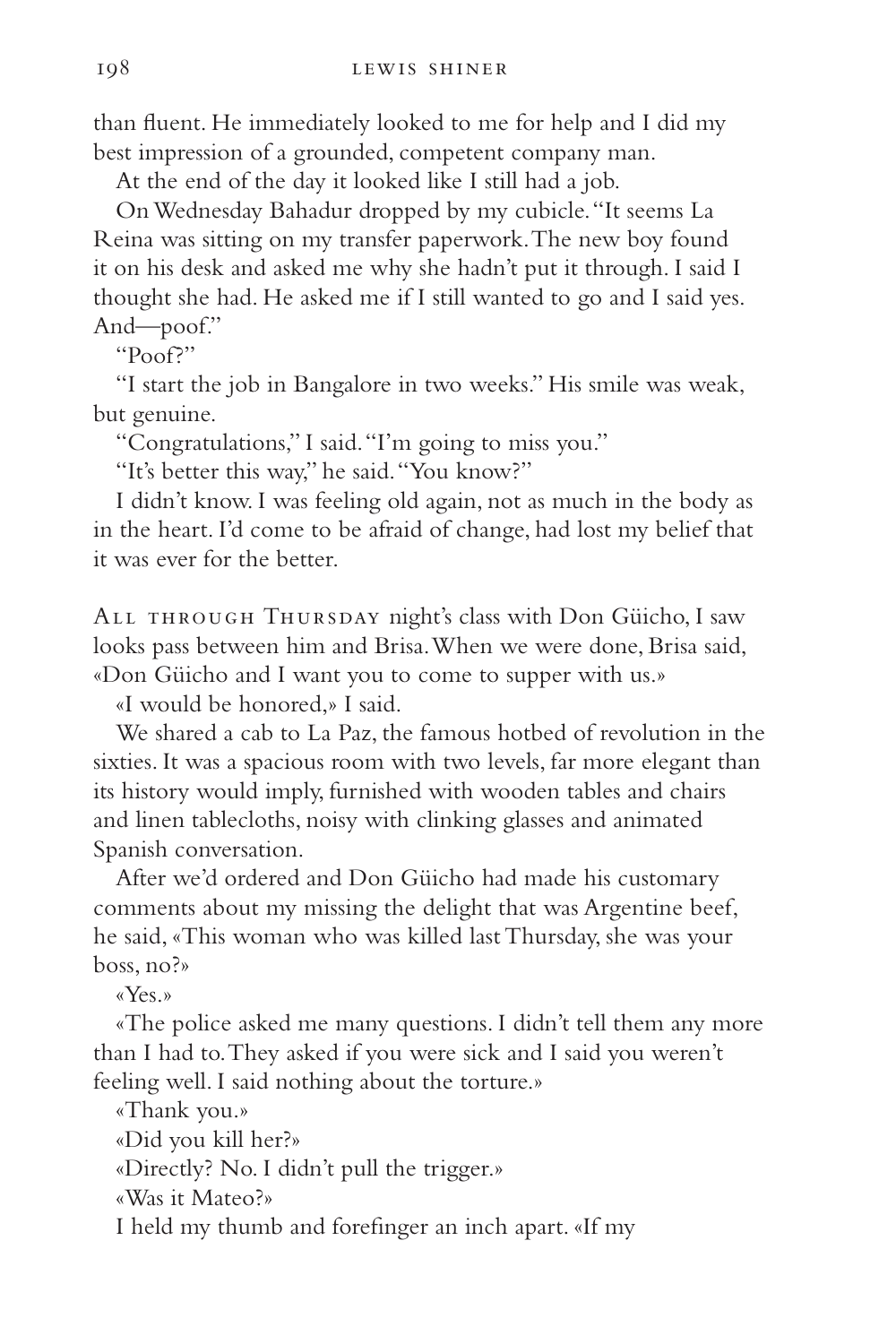than fluent. He immediately looked to me for help and I did my best impression of a grounded, competent company man.

At the end of the day it looked like I still had a job.

On Wednesday Bahadur dropped by my cubicle. "It seems La Reina was sitting on my transfer paperwork. The new boy found it on his desk and asked me why she hadn't put it through. I said I thought she had. He asked me if I still wanted to go and I said yes. And—poof."

"Poof?"

"I start the job in Bangalore in two weeks." His smile was weak, but genuine.

"Congratulations," I said. "I'm going to miss you."

"It's better this way," he said. "You know?"

I didn't know. I was feeling old again, not as much in the body as in the heart. I'd come to be afraid of change, had lost my belief that it was ever for the better.

All through Thursday night's class with Don Güicho, I saw looks pass between him and Brisa. When we were done, Brisa said, «Don Güicho and I want you to come to supper with us.»

«I would be honored,» I said.

We shared a cab to La Paz, the famous hotbed of revolution in the sixties. It was a spacious room with two levels, far more elegant than its history would imply, furnished with wooden tables and chairs and linen tablecloths, noisy with clinking glasses and animated Spanish conversation.

After we'd ordered and Don Güicho had made his customary comments about my missing the delight that was Argentine beef, he said, «This woman who was killed last Thursday, she was your boss, no?»

«Yes.»

«The police asked me many questions. I didn't tell them any more than I had to. They asked if you were sick and I said you weren't feeling well. I said nothing about the torture.»

«Thank you.»

«Did you kill her?»

«Directly? No. I didn't pull the trigger.»

«Was it Mateo?»

I held my thumb and forefinger an inch apart. «If my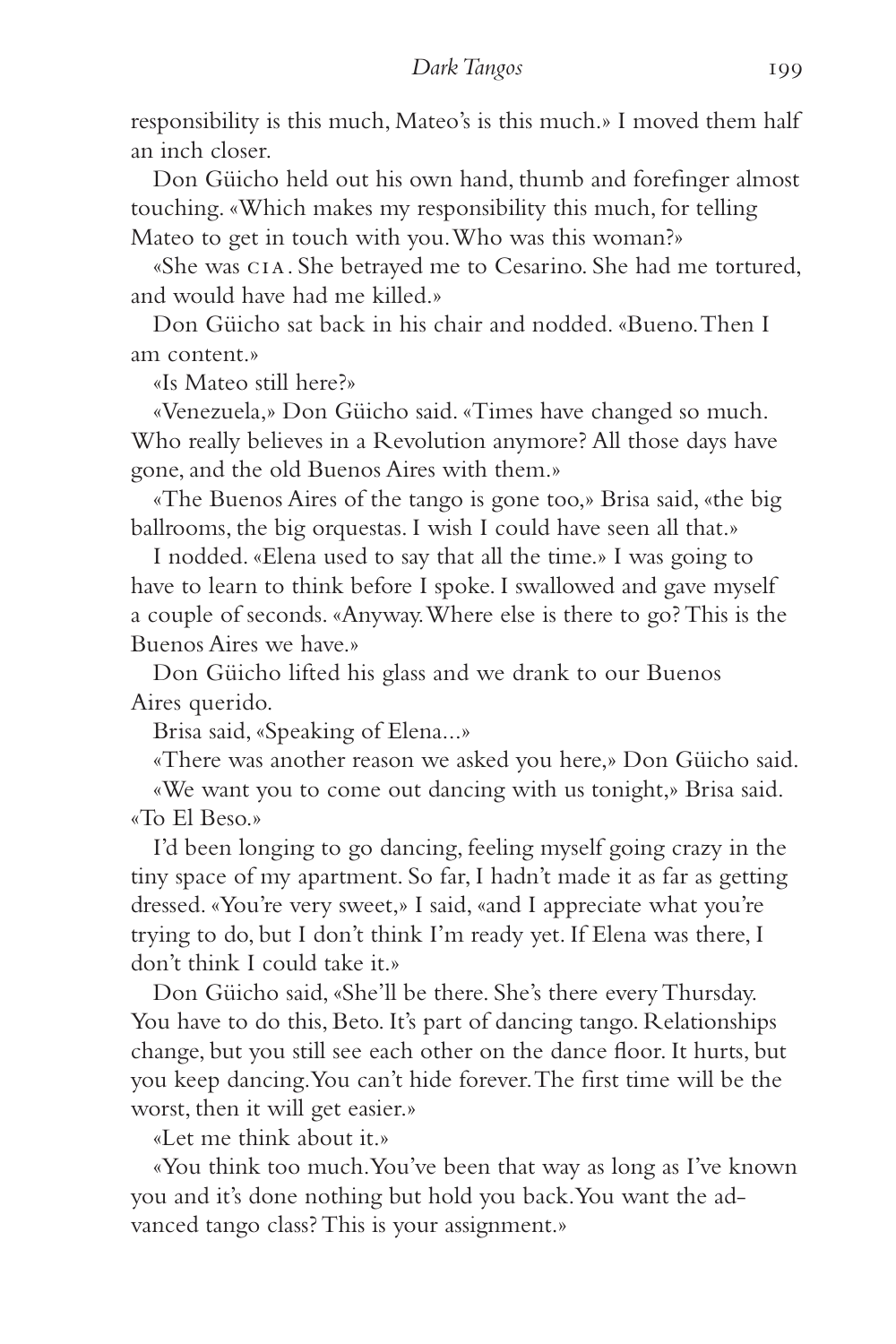responsibility is this much, Mateo's is this much.» I moved them half an inch closer.

Don Güicho held out his own hand, thumb and forefinger almost touching. «Which makes my responsibility this much, for telling Mateo to get in touch with you. Who was this woman?»

«She was CIA. She betrayed me to Cesarino. She had me tortured, and would have had me killed.»

Don Güicho sat back in his chair and nodded. «Bueno. Then I am content.»

«Is Mateo still here?»

«Venezuela,» Don Güicho said. «Times have changed so much. Who really believes in a Revolution anymore? All those days have gone, and the old Buenos Aires with them.»

«The Buenos Aires of the tango is gone too,» Brisa said, «the big ballrooms, the big orquestas. I wish I could have seen all that.»

I nodded. «Elena used to say that all the time.» I was going to have to learn to think before I spoke. I swallowed and gave myself a couple of seconds. «Anyway. Where else is there to go? This is the Buenos Aires we have.»

Don Güicho lifted his glass and we drank to our Buenos Aires querido.

Brisa said, «Speaking of Elena...»

«There was another reason we asked you here,» Don Güicho said.

«We want you to come out dancing with us tonight,» Brisa said. «To El Beso.»

I'd been longing to go dancing, feeling myself going crazy in the tiny space of my apartment. So far, I hadn't made it as far as getting dressed. «You're very sweet,» I said, «and I appreciate what you're trying to do, but I don't think I'm ready yet. If Elena was there, I don't think I could take it.»

Don Güicho said, «She'll be there. She's there every Thursday. You have to do this, Beto. It's part of dancing tango. Relationships change, but you still see each other on the dance floor. It hurts, but you keep dancing. You can't hide forever. The first time will be the worst, then it will get easier.»

«Let me think about it.»

«You think too much. You've been that way as long as I've known you and it's done nothing but hold you back. You want the advanced tango class? This is your assignment.»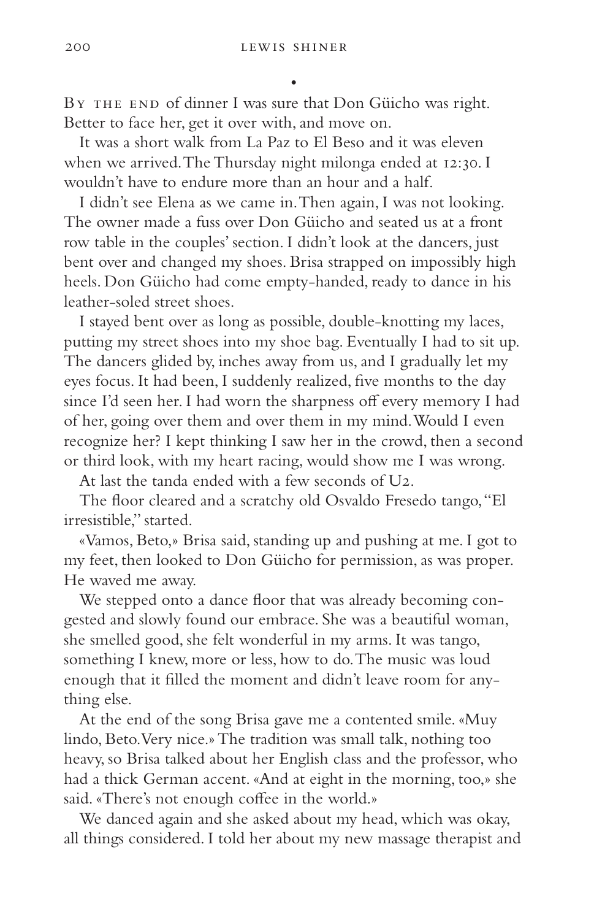•

By the end of dinner I was sure that Don Güicho was right. Better to face her, get it over with, and move on.

It was a short walk from La Paz to El Beso and it was eleven when we arrived. The Thursday night milonga ended at 12:30. I wouldn't have to endure more than an hour and a half.

I didn't see Elena as we came in. Then again, I was not looking. The owner made a fuss over Don Güicho and seated us at a front row table in the couples' section. I didn't look at the dancers, just bent over and changed my shoes. Brisa strapped on impossibly high heels. Don Güicho had come empty-handed, ready to dance in his leather-soled street shoes.

I stayed bent over as long as possible, double-knotting my laces, putting my street shoes into my shoe bag. Eventually I had to sit up. The dancers glided by, inches away from us, and I gradually let my eyes focus. It had been, I suddenly realized, five months to the day since I'd seen her. I had worn the sharpness off every memory I had of her, going over them and over them in my mind. Would I even recognize her? I kept thinking I saw her in the crowd, then a second or third look, with my heart racing, would show me I was wrong.

At last the tanda ended with a few seconds of U2.

The floor cleared and a scratchy old Osvaldo Fresedo tango, "El irresistible," started.

«Vamos, Beto,» Brisa said, standing up and pushing at me. I got to my feet, then looked to Don Güicho for permission, as was proper. He waved me away.

We stepped onto a dance floor that was already becoming congested and slowly found our embrace. She was a beautiful woman, she smelled good, she felt wonderful in my arms. It was tango, something I knew, more or less, how to do. The music was loud enough that it filled the moment and didn't leave room for anything else.

At the end of the song Brisa gave me a contented smile. «Muy lindo, Beto. Very nice.» The tradition was small talk, nothing too heavy, so Brisa talked about her English class and the professor, who had a thick German accent. «And at eight in the morning, too,» she said. «There's not enough coffee in the world.»

We danced again and she asked about my head, which was okay, all things considered. I told her about my new massage therapist and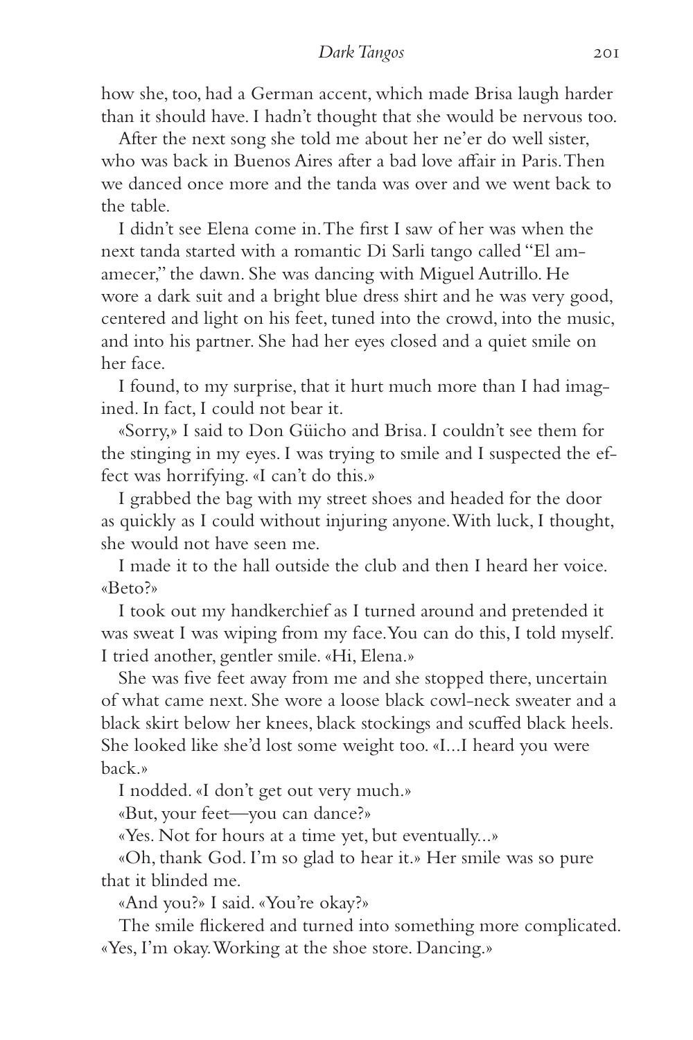how she, too, had a German accent, which made Brisa laugh harder than it should have. I hadn't thought that she would be nervous too.

After the next song she told me about her ne'er do well sister, who was back in Buenos Aires after a bad love affair in Paris. Then we danced once more and the tanda was over and we went back to the table.

I didn't see Elena come in. The first I saw of her was when the next tanda started with a romantic Di Sarli tango called "El amanecer," the dawn. She was dancing with Miguel Autrillo. He wore a dark suit and a bright blue dress shirt and he was very good, centered and light on his feet, tuned into the crowd, into the music, and into his partner. She had her eyes closed and a quiet smile on her face.

I found, to my surprise, that it hurt much more than I had imagined. In fact, I could not bear it.

«Sorry,» I said to Don Güicho and Brisa. I couldn't see them for the stinging in my eyes. I was trying to smile and I suspected the effect was horrifying. «I can't do this.»

I grabbed the bag with my street shoes and headed for the door as quickly as I could without injuring anyone. With luck, I thought, she would not have seen me.

I made it to the hall outside the club and then I heard her voice. «Beto?»

I took out my handkerchief as I turned around and pretended it was sweat I was wiping from my face. You can do this, I told myself. I tried another, gentler smile. «Hi, Elena.»

She was five feet away from me and she stopped there, uncertain of what came next. She wore a loose black cowl-neck sweater and a black skirt below her knees, black stockings and scuffed black heels. She looked like she'd lost some weight too. «I...I heard you were back.»

I nodded. «I don't get out very much.»

«But, your feet—you can dance?»

«Yes. Not for hours at a time yet, but eventually...»

«Oh, thank God. I'm so glad to hear it.» Her smile was so pure that it blinded me.

«And you?» I said. «You're okay?»

The smile flickered and turned into something more complicated. «Yes, I'm okay. Working at the shoe store. Dancing.»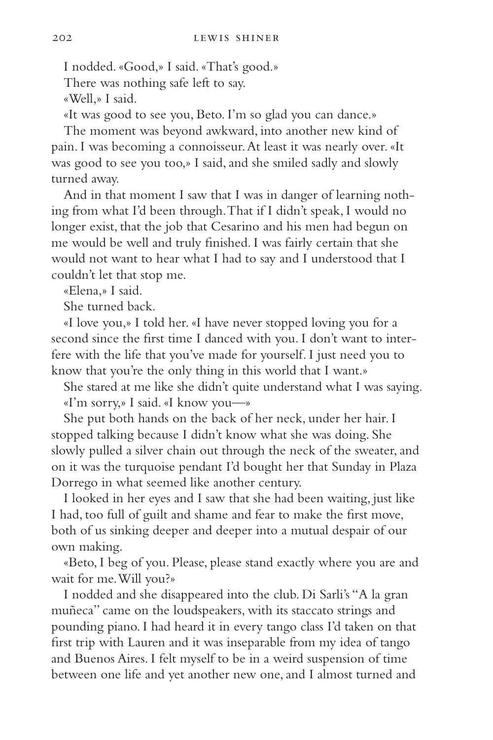I nodded. «Good,» I said. «That's good.»

There was nothing safe left to say.

«Well,» I said.

«It was good to see you, Beto. I'm so glad you can dance.»

The moment was beyond awkward, into another new kind of pain. I was becoming a connoisseur. At least it was nearly over. «It was good to see you too,» I said, and she smiled sadly and slowly turned away.

And in that moment I saw that I was in danger of learning nothing from what I'd been through. That if I didn't speak, I would no longer exist, that the job that Cesarino and his men had begun on me would be well and truly finished. I was fairly certain that she would not want to hear what I had to say and I understood that I couldn't let that stop me.

«Elena,» I said.

She turned back.

«I love you,» I told her. «I have never stopped loving you for a second since the first time I danced with you. I don't want to interfere with the life that you've made for yourself. I just need you to know that you're the only thing in this world that I want.»

She stared at me like she didn't quite understand what I was saying.

«I'm sorry,» I said. «I know you—»

She put both hands on the back of her neck, under her hair. I stopped talking because I didn't know what she was doing. She slowly pulled a silver chain out through the neck of the sweater, and on it was the turquoise pendant I'd bought her that Sunday in Plaza Dorrego in what seemed like another century.

I looked in her eyes and I saw that she had been waiting, just like I had, too full of guilt and shame and fear to make the first move, both of us sinking deeper and deeper into a mutual despair of our own making.

«Beto, I beg of you. Please, please stand exactly where you are and wait for me. Will you?»

I nodded and she disappeared into the club. Di Sarli's "A la gran muñeca" came on the loudspeakers, with its staccato strings and pounding piano. I had heard it in every tango class I'd taken on that first trip with Lauren and it was inseparable from my idea of tango and Buenos Aires. I felt myself to be in a weird suspension of time between one life and yet another new one, and I almost turned and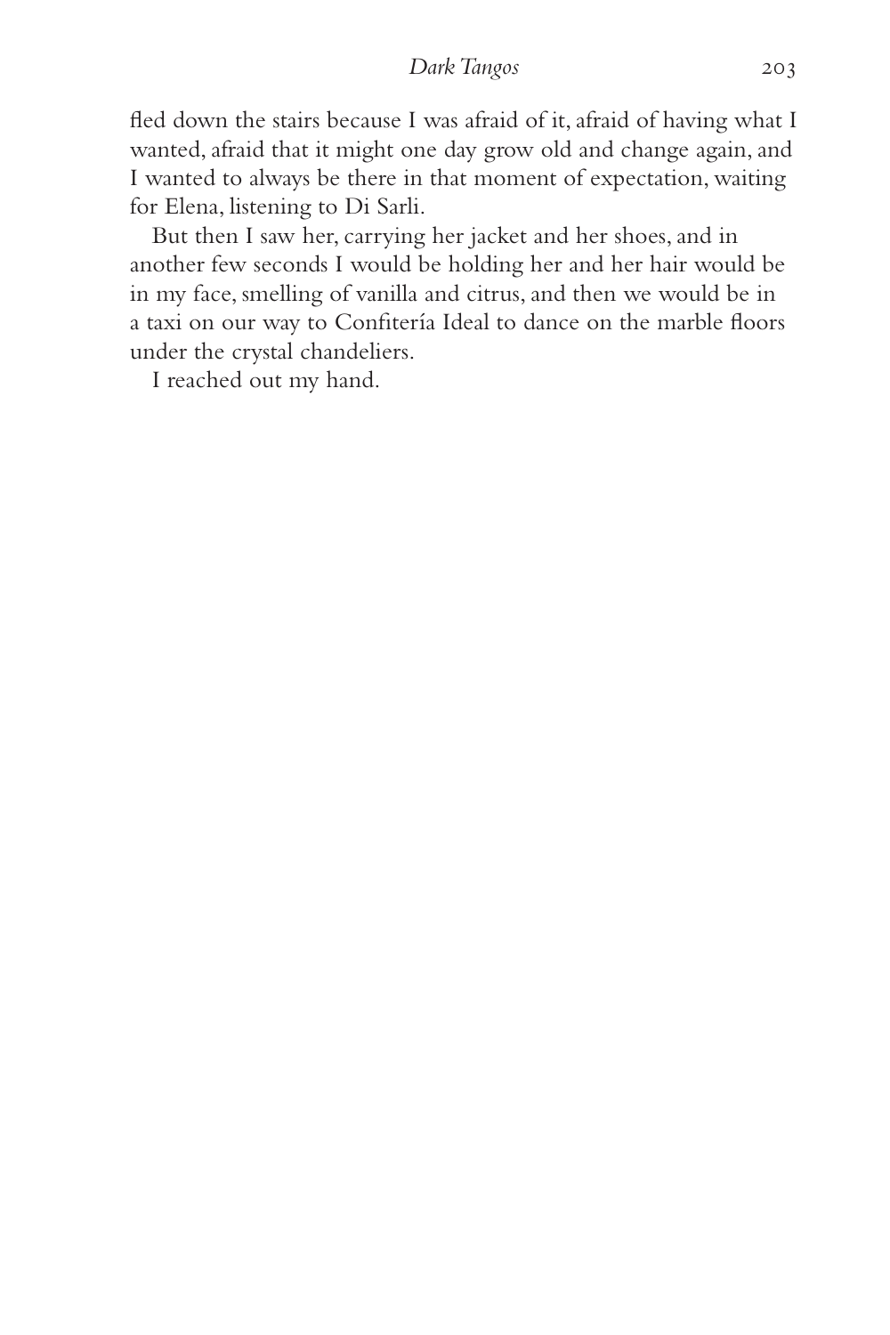fled down the stairs because I was afraid of it, afraid of having what I wanted, afraid that it might one day grow old and change again, and I wanted to always be there in that moment of expectation, waiting for Elena, listening to Di Sarli.

But then I saw her, carrying her jacket and her shoes, and in another few seconds I would be holding her and her hair would be in my face, smelling of vanilla and citrus, and then we would be in a taxi on our way to Confitería Ideal to dance on the marble floors under the crystal chandeliers.

I reached out my hand.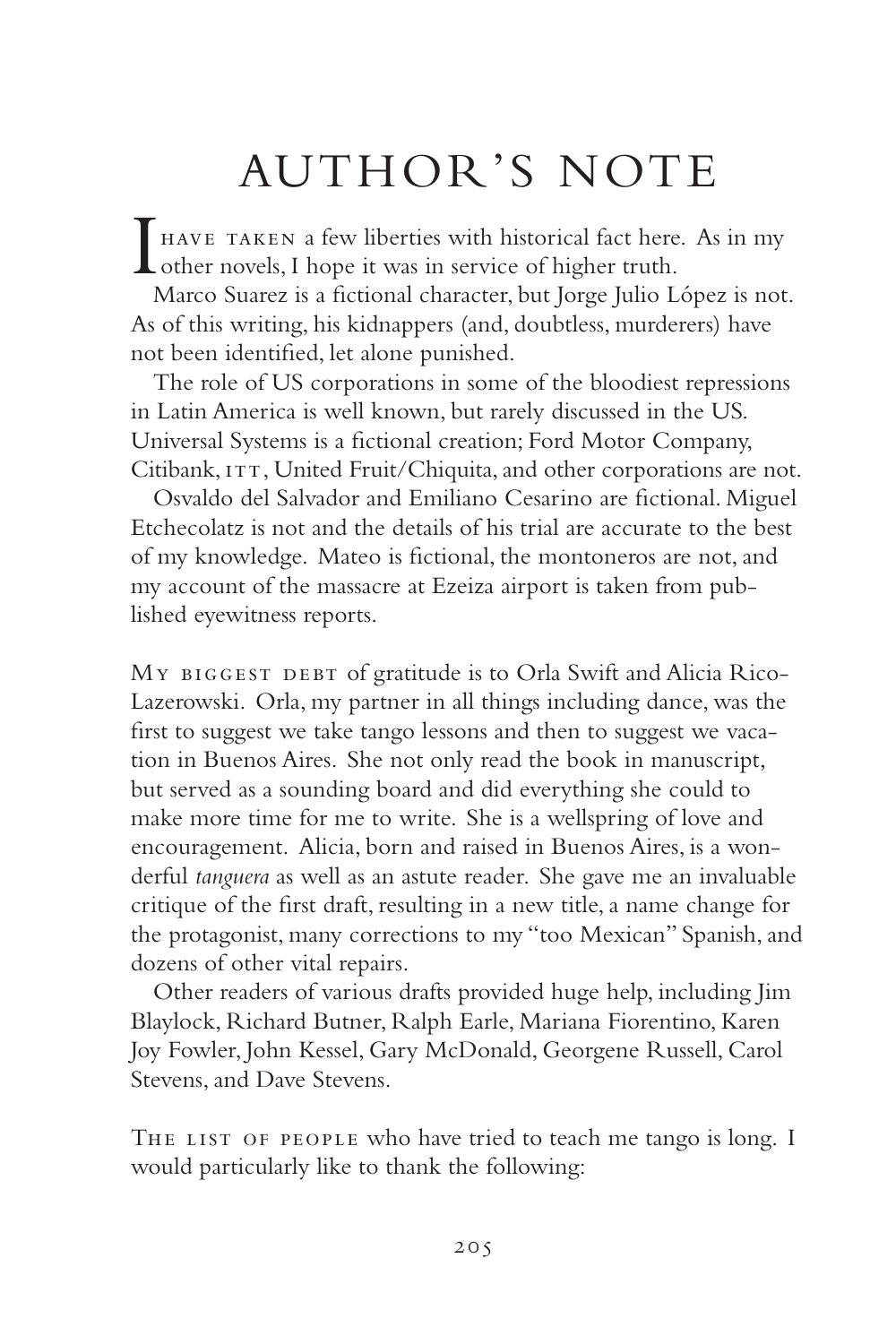# AUTHOR'S NOTE

I HAVE TAKEN a few liberties with historical fact here. As in my other novels, I hope it was in service of higher truth.

Marco Suarez is a fictional character, but Jorge Julio López is not. As of this writing, his kidnappers (and, doubtless, murderers) have not been identified, let alone punished.

The role of US corporations in some of the bloodiest repressions in Latin America is well known, but rarely discussed in the US. Universal Systems is a fictional creation; Ford Motor Company, Citibank, ITT, United Fruit/Chiquita, and other corporations are not.

Osvaldo del Salvador and Emiliano Cesarino are fictional. Miguel Etchecolatz is not and the details of his trial are accurate to the best of my knowledge. Mateo is fictional, the montoneros are not, and my account of the massacre at Ezeiza airport is taken from published eyewitness reports.

MY BIGGEST DEBT of gratitude is to Orla Swift and Alicia Rico-Lazerowski. Orla, my partner in all things including dance, was the first to suggest we take tango lessons and then to suggest we vacation in Buenos Aires. She not only read the book in manuscript, but served as a sounding board and did everything she could to make more time for me to write. She is a wellspring of love and encouragement. Alicia, born and raised in Buenos Aires, is a wonderful *tanguera* as well as an astute reader. She gave me an invaluable critique of the first draft, resulting in a new title, a name change for the protagonist, many corrections to my "too Mexican" Spanish, and dozens of other vital repairs.

Other readers of various drafts provided huge help, including Jim Blaylock, Richard Butner, Ralph Earle, Mariana Fiorentino, Karen Joy Fowler, John Kessel, Gary McDonald, Georgene Russell, Carol Stevens, and Dave Stevens.

THE LIST OF PEOPLE who have tried to teach me tango is long. I would particularly like to thank the following: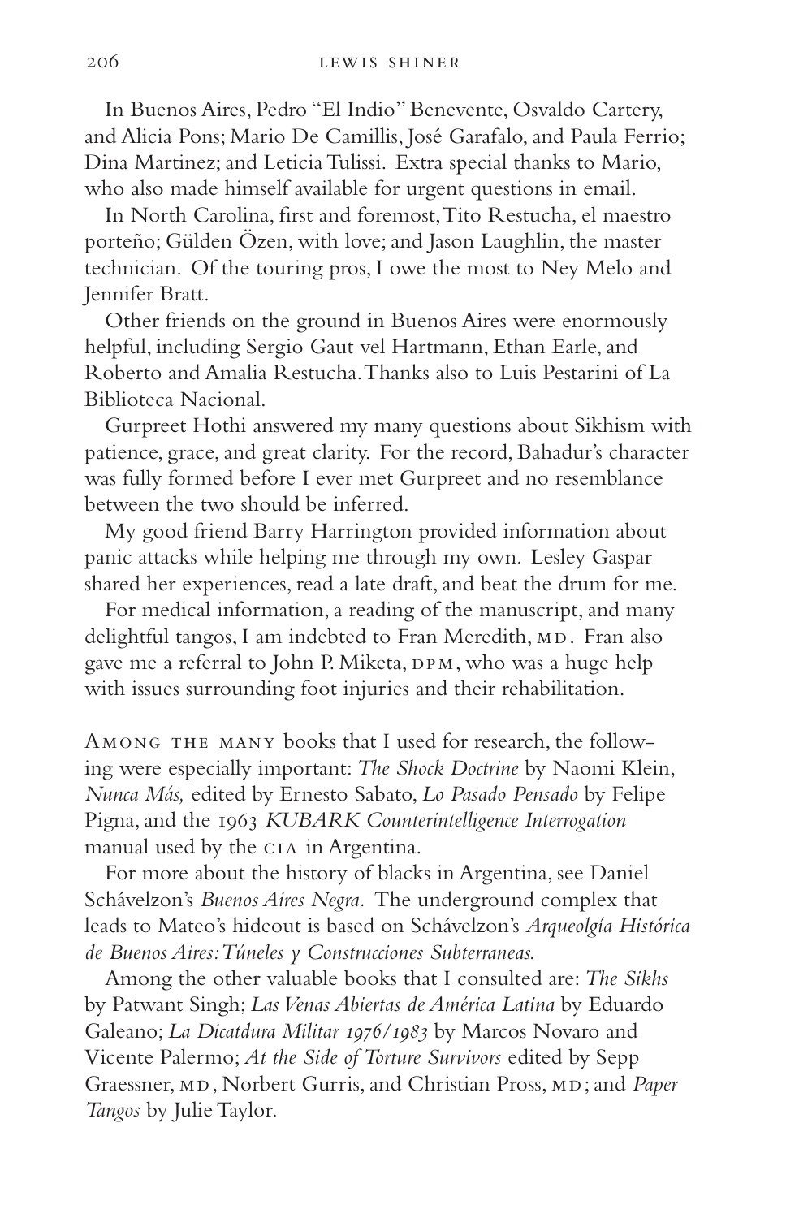In Buenos Aires, Pedro "El Indio" Benevente, Osvaldo Cartery, and Alicia Pons; Mario De Camillis, José Garafalo, and Paula Ferrio; Dina Martinez; and Leticia Tulissi. Extra special thanks to Mario, who also made himself available for urgent questions in email.

In North Carolina, first and foremost, Tito Restucha, el maestro porteño; Gülden Özen, with love; and Jason Laughlin, the master technician. Of the touring pros, I owe the most to Ney Melo and Jennifer Bratt.

Other friends on the ground in Buenos Aires were enormously helpful, including Sergio Gaut vel Hartmann, Ethan Earle, and Roberto and Amalia Restucha. Thanks also to Luis Pestarini of La Biblioteca Nacional.

Gurpreet Hothi answered my many questions about Sikhism with patience, grace, and great clarity. For the record, Bahadur's character was fully formed before I ever met Gurpreet and no resemblance between the two should be inferred.

My good friend Barry Harrington provided information about panic attacks while helping me through my own. Lesley Gaspar shared her experiences, read a late draft, and beat the drum for me.

For medical information, a reading of the manuscript, and many delightful tangos, I am indebted to Fran Meredith, MD. Fran also gave me a referral to John P. Miketa, DPM, who was a huge help with issues surrounding foot injuries and their rehabilitation.

Among the many books that I used for research, the following were especially important: *The Shock Doctrine* by Naomi Klein, *Nunca Más,* edited by Ernesto Sabato, *Lo Pasado Pensado* by Felipe Pigna, and the 1963 *KUBARK Counterintelligence Interrogation* manual used by the CIA in Argentina.

For more about the history of blacks in Argentina, see Daniel Schávelzon's *Buenos Aires Negra.* The underground complex that leads to Mateo's hideout is based on Schávelzon's *Arqueolgía Histórica de Buenos Aires: Túneles y Construcciones Subterraneas.*

Among the other valuable books that I consulted are: *The Sikhs* by Patwant Singh; *Las Venas Abiertas de América Latina* by Eduardo Galeano; *La Dicatdura Militar 1976/1983* by Marcos Novaro and Vicente Palermo; *At the Side of Torture Survivors* edited by Sepp Graessner, MD, Norbert Gurris, and Christian Pross, MD; and *Paper Tangos* by Julie Taylor.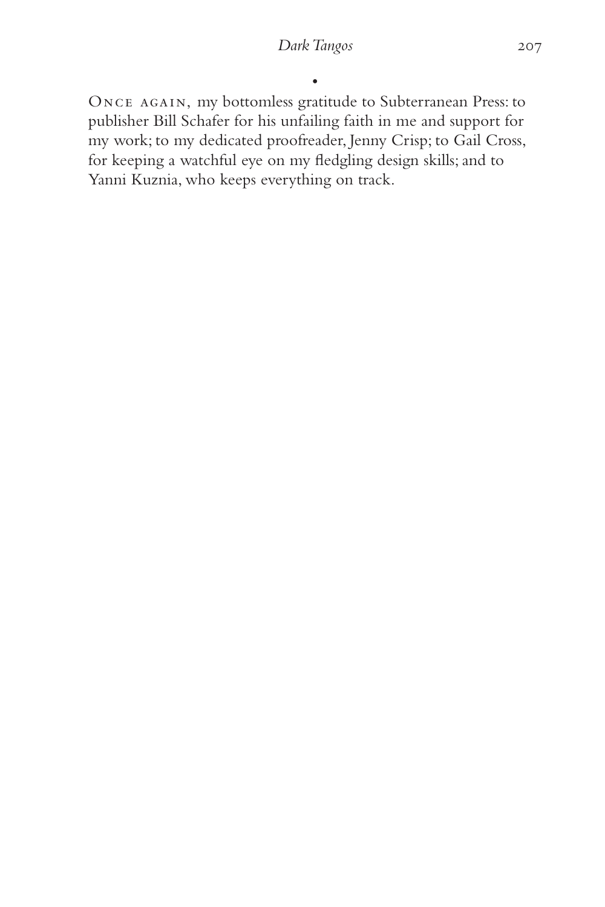•

Once again, my bottomless gratitude to Subterranean Press: to publisher Bill Schafer for his unfailing faith in me and support for my work; to my dedicated proofreader, Jenny Crisp; to Gail Cross, for keeping a watchful eye on my fledgling design skills; and to Yanni Kuznia, who keeps everything on track.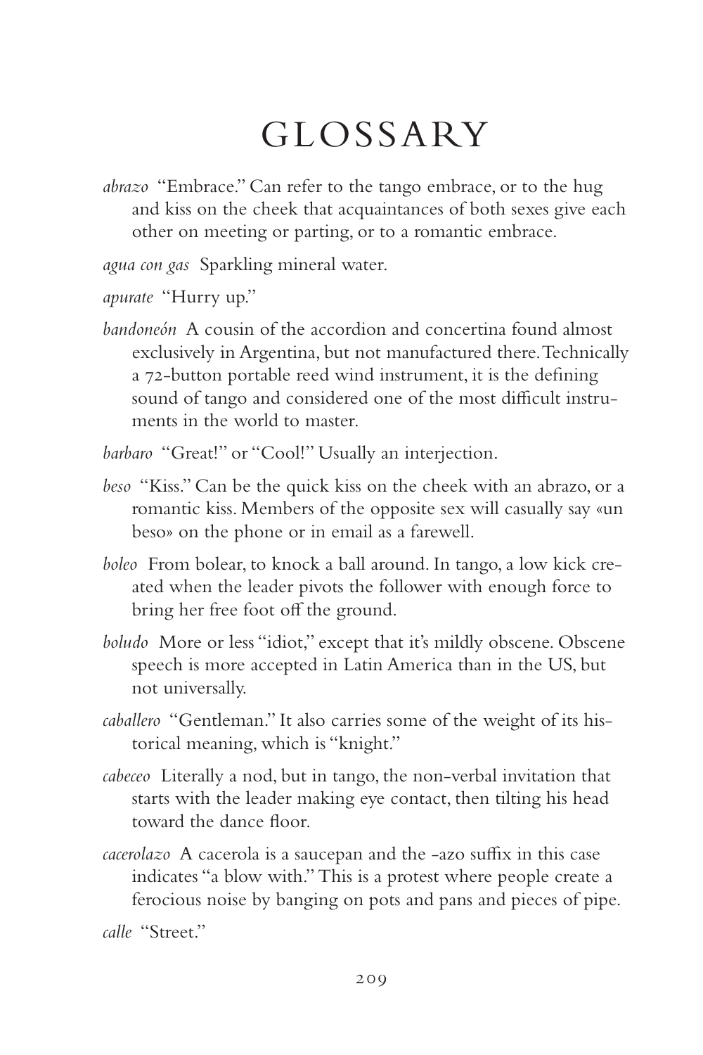# GLOSSARY

*abrazo* "Embrace." Can refer to the tango embrace, or to the hug and kiss on the cheek that acquaintances of both sexes give each other on meeting or parting, or to a romantic embrace.

*agua con gas* Sparkling mineral water.

*apurate* "Hurry up."

*bandoneón* A cousin of the accordion and concertina found almost exclusively in Argentina, but not manufactured there. Technically a 72-button portable reed wind instrument, it is the defining sound of tango and considered one of the most difficult instruments in the world to master.

*barbaro* "Great!" or "Cool!" Usually an interjection.

*beso* "Kiss." Can be the quick kiss on the cheek with an abrazo, or a romantic kiss. Members of the opposite sex will casually say «un beso» on the phone or in email as a farewell.

*boleo* From bolear, to knock a ball around. In tango, a low kick created when the leader pivots the follower with enough force to bring her free foot off the ground.

*boludo* More or less "idiot," except that it's mildly obscene. Obscene speech is more accepted in Latin America than in the US, but not universally.

*caballero* "Gentleman." It also carries some of the weight of its historical meaning, which is "knight."

*cabeceo* Literally a nod, but in tango, the non-verbal invitation that starts with the leader making eye contact, then tilting his head toward the dance floor.

*cacerolazo* A cacerola is a saucepan and the -azo suffix in this case indicates "a blow with." This is a protest where people create a ferocious noise by banging on pots and pans and pieces of pipe.

*calle* "Street."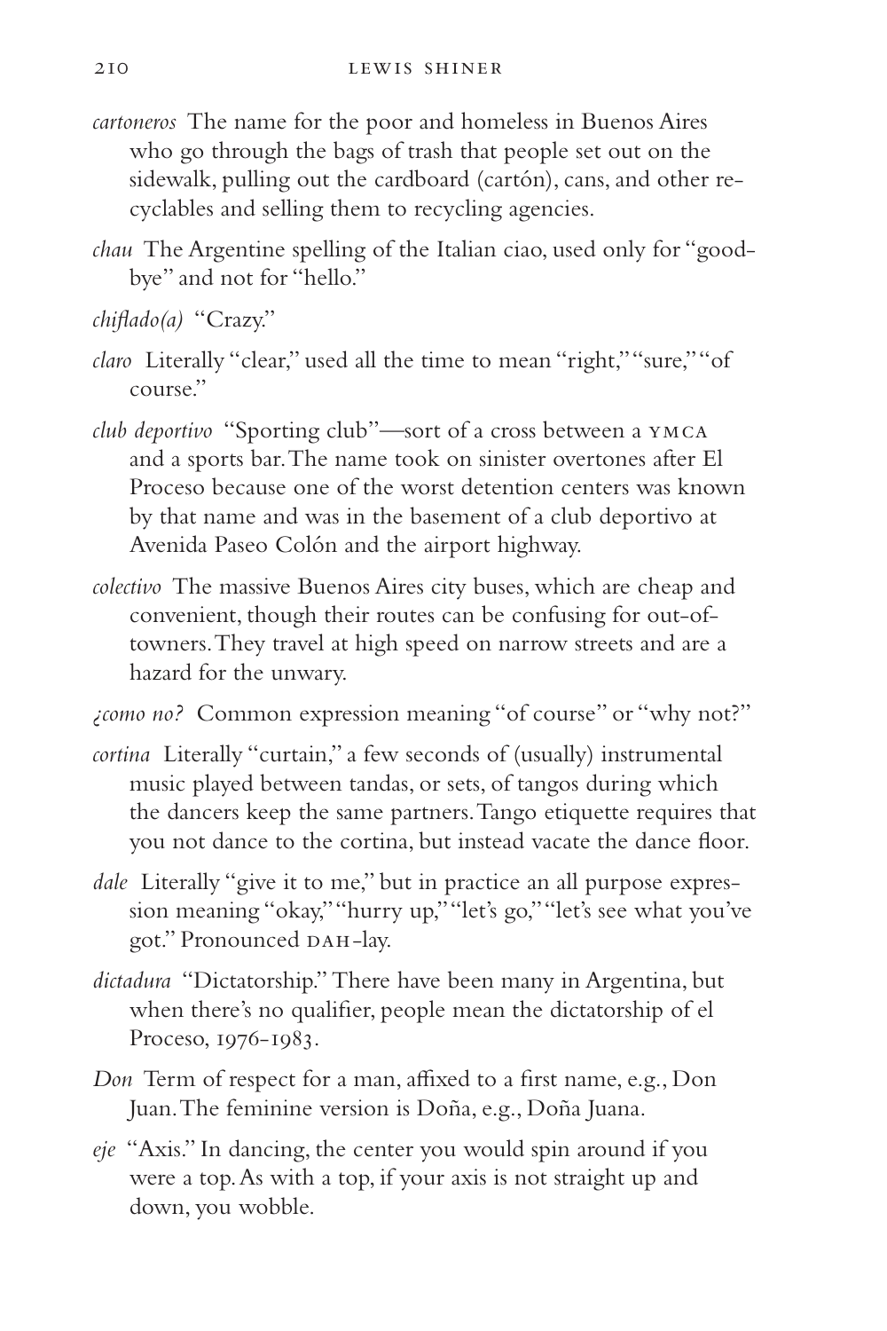*cartoneros* The name for the poor and homeless in Buenos Aires who go through the bags of trash that people set out on the sidewalk, pulling out the cardboard (cartón), cans, and other recyclables and selling them to recycling agencies.

*chau* The Argentine spelling of the Italian ciao, used only for "goodbye" and not for "hello."

*chiflado(a)* "Crazy."

*claro* Literally "clear," used all the time to mean "right," "sure," "of course."

*club deportivo* "Sporting club"—sort of a cross between a YMCA and a sports bar. The name took on sinister overtones after El Proceso because one of the worst detention centers was known by that name and was in the basement of a club deportivo at Avenida Paseo Colón and the airport highway.

*colectivo* The massive Buenos Aires city buses, which are cheap and convenient, though their routes can be confusing for out-of-towners. They travel at high speed on narrow streets and are a hazard for the unwary.

*¿como no?* Common expression meaning "of course" or "why not?"

*cortina* Literally "curtain," a few seconds of (usually) instrumental music played between tandas, or sets, of tangos during which the dancers keep the same partners. Tango etiquette requires that you not dance to the cortina, but instead vacate the dance floor.

*dale* Literally "give it to me," but in practice an all purpose expression meaning "okay," "hurry up," "let's go," "let's see what you've got." Pronounced DAH-lay.

*dictadura* "Dictatorship." There have been many in Argentina, but when there's no qualifier, people mean the dictatorship of el Proceso, 1976-1983.

*Don* Term of respect for a man, affixed to a first name, e.g., Don Juan. The feminine version is Doña, e.g., Doña Juana.

*eje* "Axis." In dancing, the center you would spin around if you were a top. As with a top, if your axis is not straight up and down, you wobble.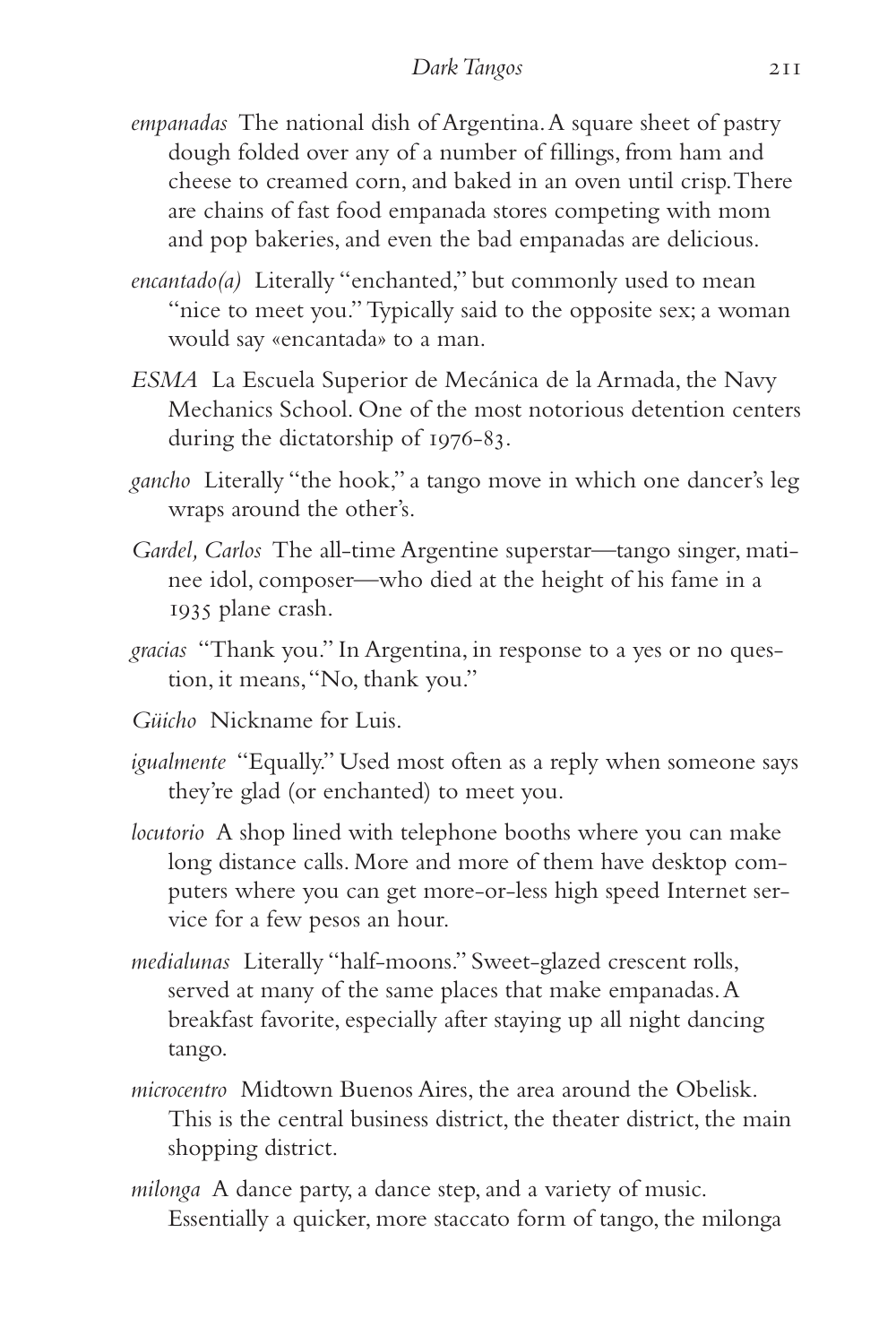*empanadas* The national dish of Argentina. A square sheet of pastry dough folded over any of a number of fillings, from ham and cheese to creamed corn, and baked in an oven until crisp. There are chains of fast food empanada stores competing with mom and pop bakeries, and even the bad empanadas are delicious.

*encantado(a)* Literally "enchanted," but commonly used to mean "nice to meet you." Typically said to the opposite sex; a woman would say «encantada» to a man.

*ESMA* La Escuela Superior de Mecánica de la Armada, the Navy Mechanics School. One of the most notorious detention centers during the dictatorship of 1976-83.

*gancho* Literally "the hook," a tango move in which one dancer's leg wraps around the other's.

*Gardel, Carlos* The all-time Argentine superstar—tango singer, matinee idol, composer—who died at the height of his fame in a 1935 plane crash.

*gracias* "Thank you." In Argentina, in response to a yes or no question, it means, "No, thank you."

*Güicho* Nickname for Luis.

*igualmente* "Equally." Used most often as a reply when someone says they're glad (or enchanted) to meet you.

*locutorio* A shop lined with telephone booths where you can make long distance calls. More and more of them have desktop computers where you can get more-or-less high speed Internet service for a few pesos an hour.

*medialunas* Literally "half-moons." Sweet-glazed crescent rolls, served at many of the same places that make empanadas. A breakfast favorite, especially after staying up all night dancing tango.

*microcentro* Midtown Buenos Aires, the area around the Obelisk. This is the central business district, the theater district, the main shopping district.

*milonga* A dance party, a dance step, and a variety of music. Essentially a quicker, more staccato form of tango, the milonga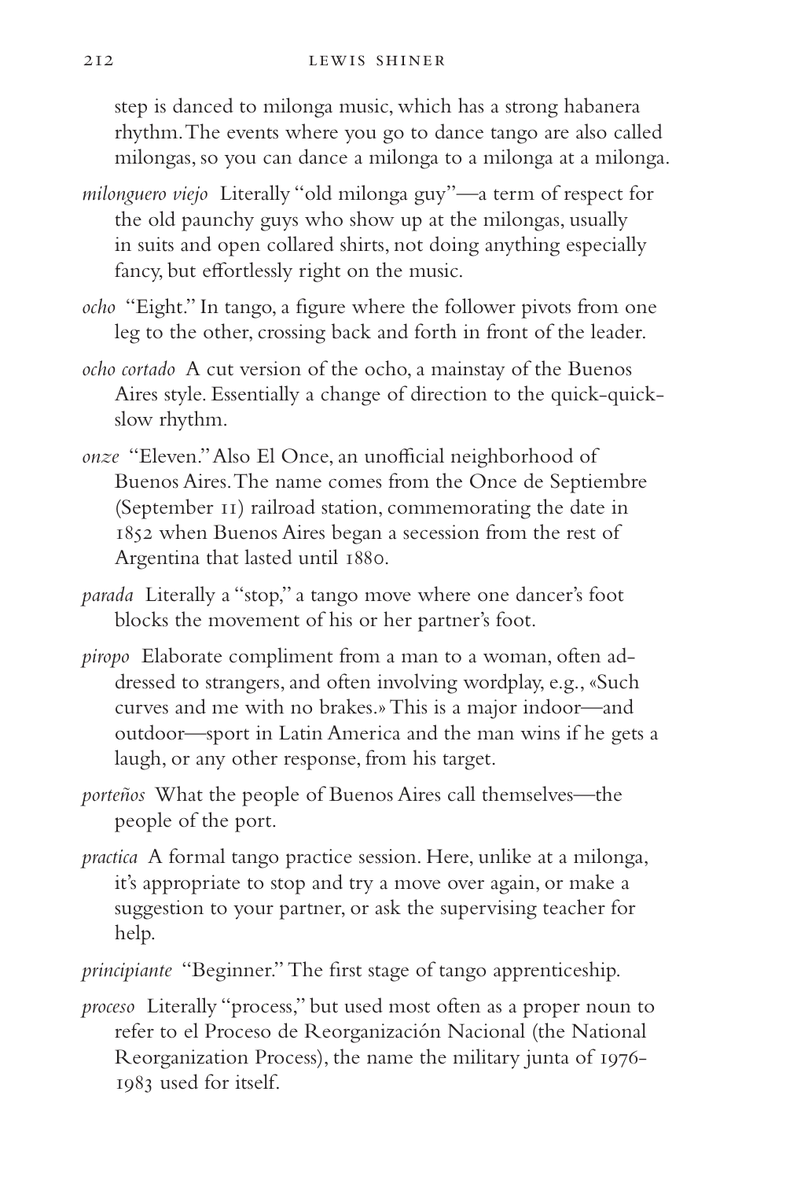step is danced to milonga music, which has a strong habanera rhythm. The events where you go to dance tango are also called milongas, so you can dance a milonga to a milonga at a milonga.

*milonguero viejo* Literally "old milonga guy"—a term of respect for the old paunchy guys who show up at the milongas, usually in suits and open collared shirts, not doing anything especially fancy, but effortlessly right on the music.

*ocho* "Eight." In tango, a figure where the follower pivots from one leg to the other, crossing back and forth in front of the leader.

*ocho cortado* A cut version of the ocho, a mainstay of the Buenos Aires style. Essentially a change of direction to the quick-quick-slow rhythm.

*onze* "Eleven." Also El Once, an unofficial neighborhood of Buenos Aires. The name comes from the Once de Septiembre (September 11) railroad station, commemorating the date in 1852 when Buenos Aires began a secession from the rest of Argentina that lasted until 1880.

*parada* Literally a "stop," a tango move where one dancer's foot blocks the movement of his or her partner's foot.

*piropo* Elaborate compliment from a man to a woman, often addressed to strangers, and often involving wordplay, e.g., «Such curves and me with no brakes.» This is a major indoor—and outdoor—sport in Latin America and the man wins if he gets a laugh, or any other response, from his target.

*porteños* What the people of Buenos Aires call themselves—the people of the port.

*practica* A formal tango practice session. Here, unlike at a milonga, it's appropriate to stop and try a move over again, or make a suggestion to your partner, or ask the supervising teacher for help.

*principiante* "Beginner." The first stage of tango apprenticeship.

*proceso* Literally "process," but used most often as a proper noun to refer to el Proceso de Reorganización Nacional (the National Reorganization Process), the name the military junta of 1976-1983 used for itself.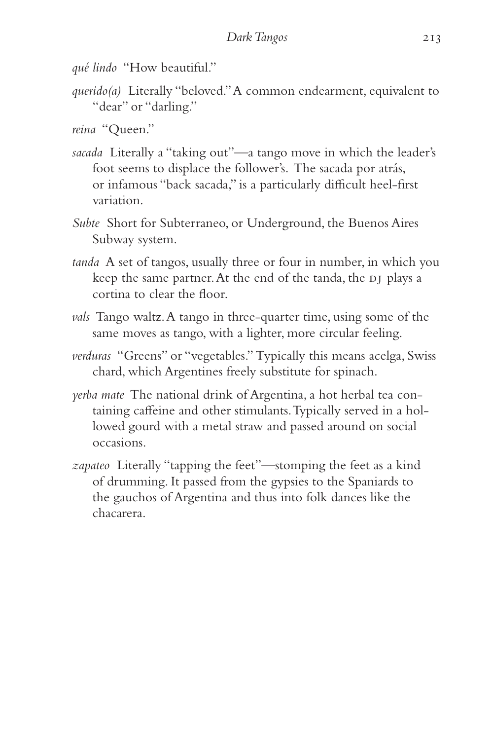*qué lindo* "How beautiful."

*querido(a)* Literally "beloved." A common endearment, equivalent to "dear" or "darling."

*reina* "Queen."

*sacada* Literally a "taking out"—a tango move in which the leader's foot seems to displace the follower's. The sacada por atrás, or infamous "back sacada," is a particularly difficult heel-first variation.

*Subte* Short for Subterraneo, or Underground, the Buenos Aires Subway system.

*tanda* A set of tangos, usually three or four in number, in which you keep the same partner. At the end of the tanda, the DJ plays a cortina to clear the floor.

*vals* Tango waltz. A tango in three-quarter time, using some of the same moves as tango, with a lighter, more circular feeling.

*verduras* "Greens" or "vegetables." Typically this means acelga, Swiss chard, which Argentines freely substitute for spinach.

*yerba mate* The national drink of Argentina, a hot herbal tea containing caffeine and other stimulants. Typically served in a hollowed gourd with a metal straw and passed around on social occasions.

*zapateo* Literally "tapping the feet"—stomping the feet as a kind of drumming. It passed from the gypsies to the Spaniards to the gauchos of Argentina and thus into folk dances like the chacarera.